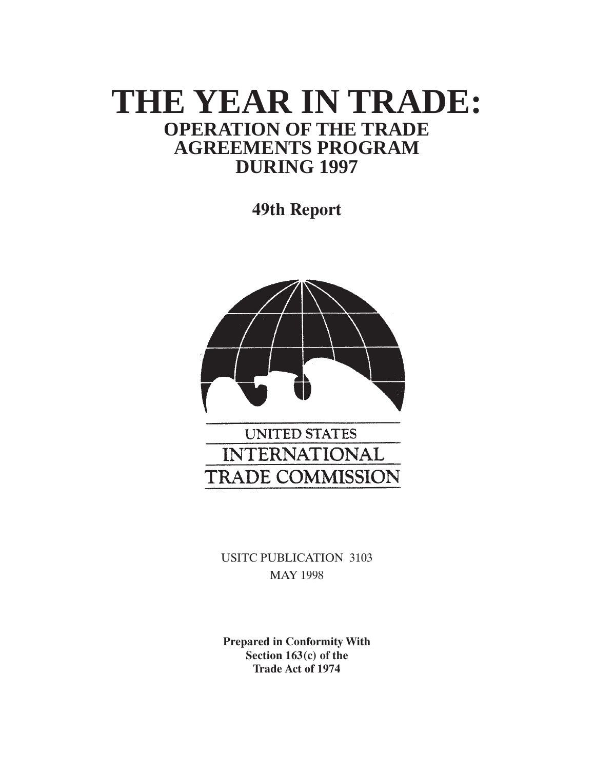# THE YEAR IN TRADE:

## OPERATION OF THE TRADE AGREEMENTS PROGRAM DURING 1997

### 49th Report

UNITED STATES
INTERNATIONAL
TRADE COMMISSION

USITC PUBLICATION 3103
MAY 1998

**Prepared in Conformity With Section 163(c) of the Trade Act of 1974**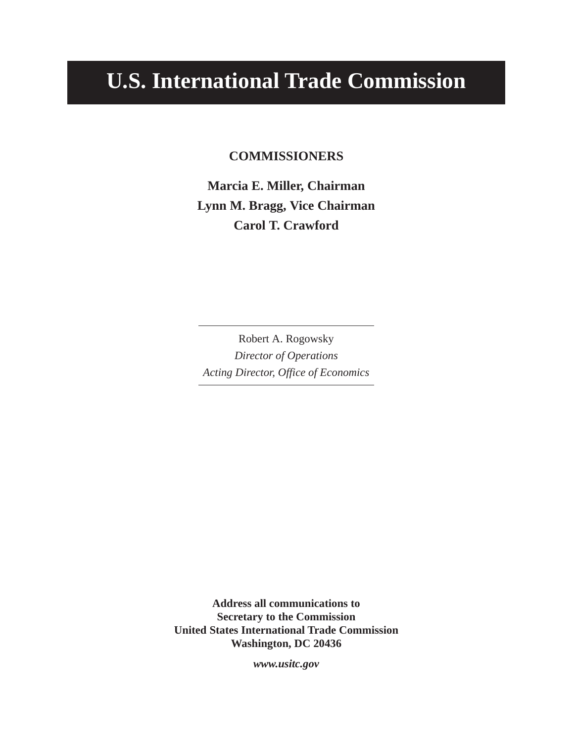# U.S. International Trade Commission

**COMMISSIONERS**

**Marcia E. Miller, Chairman**
**Lynn M. Bragg, Vice Chairman**
**Carol T. Crawford**

---

Robert A. Rogowsky
*Director of Operations*
*Acting Director, Office of Economics*

---

**Address all communications to**
**Secretary to the Commission**
**United States International Trade Commission**
**Washington, DC 20436**

***www.usitc.gov***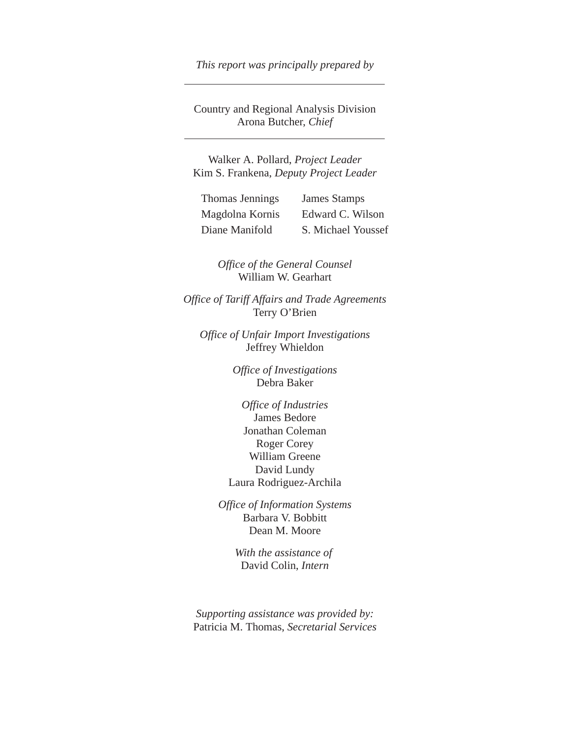*This report was principally prepared by*

---

Country and Regional Analysis Division
Arona Butcher, *Chief*

---

Walker A. Pollard, *Project Leader*
Kim S. Frankena, *Deputy Project Leader*

Thomas Jennings
Magdolna Kornis
Diane Manifold
James Stamps
Edward C. Wilson
S. Michael Youssef

*Office of the General Counsel*
William W. Gearhart

*Office of Tariff Affairs and Trade Agreements*
Terry O'Brien

*Office of Unfair Import Investigations*
Jeffrey Whieldon

*Office of Investigations*
Debra Baker

*Office of Industries*
James Bedore
Jonathan Coleman
Roger Corey
William Greene
David Lundy
Laura Rodriguez-Archila

*Office of Information Systems*
Barbara V. Bobbitt
Dean M. Moore

*With the assistance of*
David Colin, *Intern*

*Supporting assistance was provided by:*
Patricia M. Thomas, *Secretarial Services*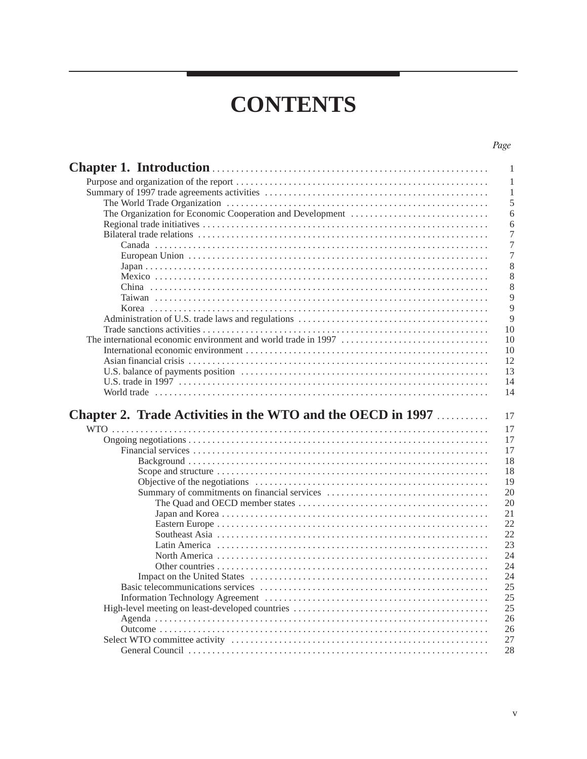# CONTENTS

*Page*

| | |
|---|---|
| **Chapter 1. Introduction** | 1 |
| Purpose and organization of the report | 1 |
| Summary of 1997 trade agreements activities | 1 |
| The World Trade Organization | 5 |
| The Organization for Economic Cooperation and Development | 6 |
| Regional trade initiatives | 6 |
| Bilateral trade relations | 7 |
| Canada | 7 |
| European Union | 7 |
| Japan | 8 |
| Mexico | 8 |
| China | 8 |
| Taiwan | 9 |
| Korea | 9 |
| Administration of U.S. trade laws and regulations | 9 |
| Trade sanctions activities | 10 |
| The international economic environment and world trade in 1997 | 10 |
| International economic environment | 10 |
| Asian financial crisis | 12 |
| U.S. balance of payments position | 13 |
| U.S. trade in 1997 | 14 |
| World trade | 14 |
| **Chapter 2. Trade Activities in the WTO and the OECD in 1997** | 17 |
| WTO | 17 |
| Ongoing negotiations | 17 |
| Financial services | 17 |
| Background | 18 |
| Scope and structure | 18 |
| Objective of the negotiations | 19 |
| Summary of commitments on financial services | 20 |
| The Quad and OECD member states | 20 |
| Japan and Korea | 21 |
| Eastern Europe | 22 |
| Southeast Asia | 22 |
| Latin America | 23 |
| North America | 24 |
| Other countries | 24 |
| Impact on the United States | 24 |
| Basic telecommunications services | 25 |
| Information Technology Agreement | 25 |
| High-level meeting on least-developed countries | 25 |
| Agenda | 26 |
| Outcome | 26 |
| Select WTO committee activity | 27 |
| General Council | 28 |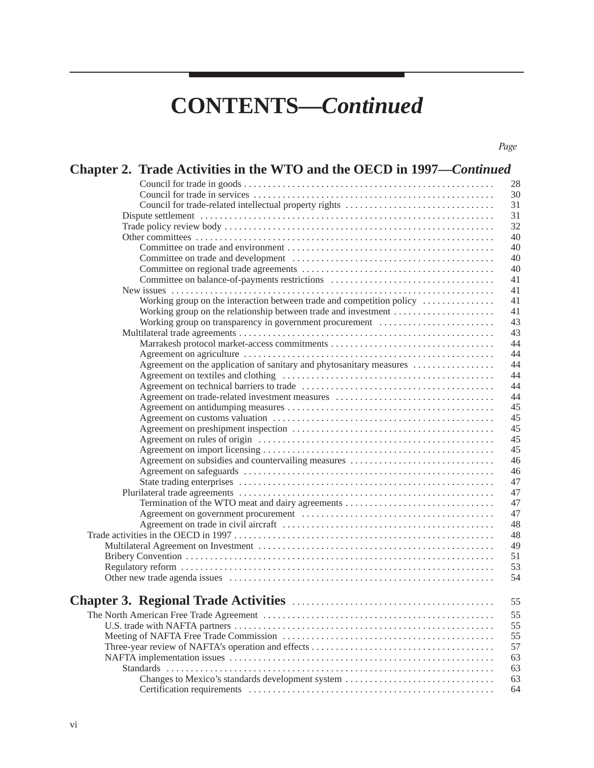# CONTENTS—*Continued*

*Page*

## Chapter 2. Trade Activities in the WTO and the OECD in 1997—*Continued*

- Council for trade in goods ..... 28
- Council for trade in services ..... 30
- Council for trade-related intellectual property rights ..... 31
- Dispute settlement ..... 31
- Trade policy review body ..... 32
- Other committees ..... 40
  - Committee on trade and environment ..... 40
  - Committee on trade and development ..... 40
  - Committee on regional trade agreements ..... 40
  - Committee on balance-of-payments restrictions ..... 41
- New issues ..... 41
  - Working group on the interaction between trade and competition policy ..... 41
  - Working group on the relationship between trade and investment ..... 41
  - Working group on transparency in government procurement ..... 43
- Multilateral trade agreements ..... 43
  - Marrakesh protocol market-access commitments ..... 44
  - Agreement on agriculture ..... 44
  - Agreement on the application of sanitary and phytosanitary measures ..... 44
  - Agreement on textiles and clothing ..... 44
  - Agreement on technical barriers to trade ..... 44
  - Agreement on trade-related investment measures ..... 44
  - Agreement on antidumping measures ..... 45
  - Agreement on customs valuation ..... 45
  - Agreement on preshipment inspection ..... 45
  - Agreement on rules of origin ..... 45
  - Agreement on import licensing ..... 45
  - Agreement on subsidies and countervailing measures ..... 46
  - Agreement on safeguards ..... 46
  - State trading enterprises ..... 47
- Plurilateral trade agreements ..... 47
  - Termination of the WTO meat and dairy agreements ..... 47
  - Agreement on government procurement ..... 47
  - Agreement on trade in civil aircraft ..... 48

Trade activities in the OECD in 1997 ..... 48
- Multilateral Agreement on Investment ..... 49
- Bribery Convention ..... 51
- Regulatory reform ..... 53
- Other new trade agenda issues ..... 54

## Chapter 3. Regional Trade Activities ..... 55

The North American Free Trade Agreement ..... 55
- U.S. trade with NAFTA partners ..... 55
- Meeting of NAFTA Free Trade Commission ..... 55
- Three-year review of NAFTA's operation and effects ..... 57
- NAFTA implementation issues ..... 63
  - Standards ..... 63
    - Changes to Mexico's standards development system ..... 63
    - Certification requirements ..... 64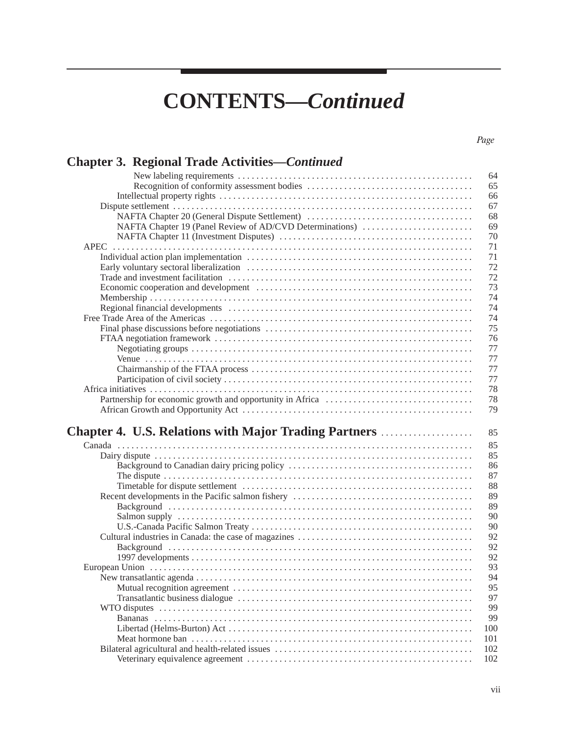# CONTENTS—*Continued*

| | Page |
|---|---|
| **Chapter 3. Regional Trade Activities—*Continued*** | |
| New labeling requirements | 64 |
| Recognition of conformity assessment bodies | 65 |
| Intellectual property rights | 66 |
| Dispute settlement | 67 |
| NAFTA Chapter 20 (General Dispute Settlement) | 68 |
| NAFTA Chapter 19 (Panel Review of AD/CVD Determinations) | 69 |
| NAFTA Chapter 11 (Investment Disputes) | 70 |
| APEC | 71 |
| Individual action plan implementation | 71 |
| Early voluntary sectoral liberalization | 72 |
| Trade and investment facilitation | 72 |
| Economic cooperation and development | 73 |
| Membership | 74 |
| Regional financial developments | 74 |
| Free Trade Area of the Americas | 74 |
| Final phase discussions before negotiations | 75 |
| FTAA negotiation framework | 76 |
| Negotiating groups | 77 |
| Venue | 77 |
| Chairmanship of the FTAA process | 77 |
| Participation of civil society | 77 |
| Africa initiatives | 78 |
| Partnership for economic growth and opportunity in Africa | 78 |
| African Growth and Opportunity Act | 79 |
| **Chapter 4. U.S. Relations with Major Trading Partners** | 85 |
| Canada | 85 |
| Dairy dispute | 85 |
| Background to Canadian dairy pricing policy | 86 |
| The dispute | 87 |
| Timetable for dispute settlement | 88 |
| Recent developments in the Pacific salmon fishery | 89 |
| Background | 89 |
| Salmon supply | 90 |
| U.S.-Canada Pacific Salmon Treaty | 90 |
| Cultural industries in Canada: the case of magazines | 92 |
| Background | 92 |
| 1997 developments | 92 |
| European Union | 93 |
| New transatlantic agenda | 94 |
| Mutual recognition agreement | 95 |
| Transatlantic business dialogue | 97 |
| WTO disputes | 99 |
| Bananas | 99 |
| Libertad (Helms-Burton) Act | 100 |
| Meat hormone ban | 101 |
| Bilateral agricultural and health-related issues | 102 |
| Veterinary equivalence agreement | 102 |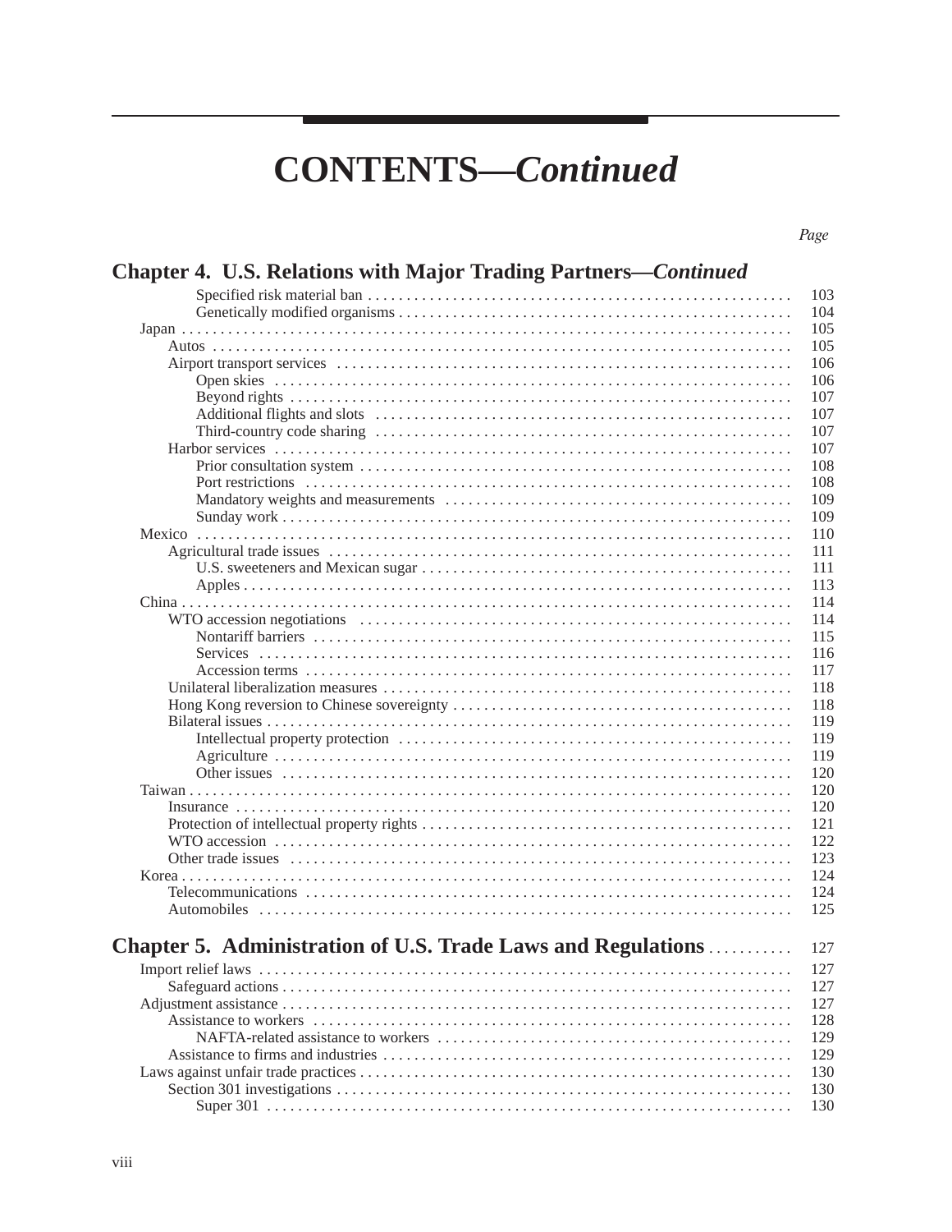# CONTENTS—*Continued*

| | Page |
|---|---|
| **Chapter 4. U.S. Relations with Major Trading Partners—*Continued*** | |
| Specified risk material ban | 103 |
| Genetically modified organisms | 104 |
| Japan | 105 |
| Autos | 105 |
| Airport transport services | 106 |
| Open skies | 106 |
| Beyond rights | 107 |
| Additional flights and slots | 107 |
| Third-country code sharing | 107 |
| Harbor services | 107 |
| Prior consultation system | 108 |
| Port restrictions | 108 |
| Mandatory weights and measurements | 109 |
| Sunday work | 109 |
| Mexico | 110 |
| Agricultural trade issues | 111 |
| U.S. sweeteners and Mexican sugar | 111 |
| Apples | 113 |
| China | 114 |
| WTO accession negotiations | 114 |
| Nontariff barriers | 115 |
| Services | 116 |
| Accession terms | 117 |
| Unilateral liberalization measures | 118 |
| Hong Kong reversion to Chinese sovereignty | 118 |
| Bilateral issues | 119 |
| Intellectual property protection | 119 |
| Agriculture | 119 |
| Other issues | 120 |
| Taiwan | 120 |
| Insurance | 120 |
| Protection of intellectual property rights | 121 |
| WTO accession | 122 |
| Other trade issues | 123 |
| Korea | 124 |
| Telecommunications | 124 |
| Automobiles | 125 |
| **Chapter 5. Administration of U.S. Trade Laws and Regulations** | 127 |
| Import relief laws | 127 |
| Safeguard actions | 127 |
| Adjustment assistance | 127 |
| Assistance to workers | 128 |
| NAFTA-related assistance to workers | 129 |
| Assistance to firms and industries | 129 |
| Laws against unfair trade practices | 130 |
| Section 301 investigations | 130 |
| Super 301 | 130 |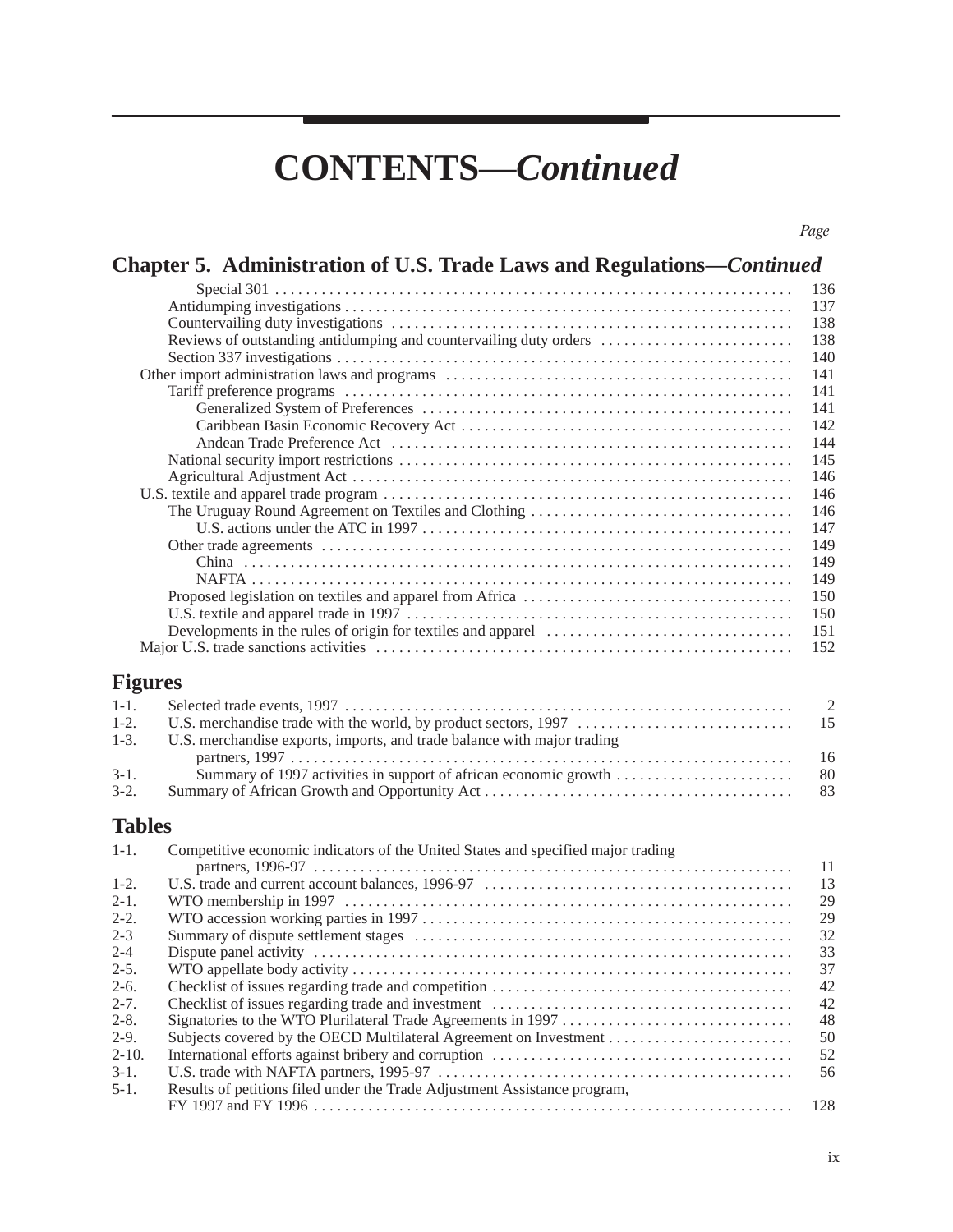# CONTENTS—*Continued*

Page

## Chapter 5. Administration of U.S. Trade Laws and Regulations—*Continued*

| | Page |
|---|---|
| Special 301 | 136 |
| Antidumping investigations | 137 |
| Countervailing duty investigations | 138 |
| Reviews of outstanding antidumping and countervailing duty orders | 138 |
| Section 337 investigations | 140 |
| Other import administration laws and programs | 141 |
| Tariff preference programs | 141 |
| Generalized System of Preferences | 141 |
| Caribbean Basin Economic Recovery Act | 142 |
| Andean Trade Preference Act | 144 |
| National security import restrictions | 145 |
| Agricultural Adjustment Act | 146 |
| U.S. textile and apparel trade program | 146 |
| The Uruguay Round Agreement on Textiles and Clothing | 146 |
| U.S. actions under the ATC in 1997 | 147 |
| Other trade agreements | 149 |
| China | 149 |
| NAFTA | 149 |
| Proposed legislation on textiles and apparel from Africa | 150 |
| U.S. textile and apparel trade in 1997 | 150 |
| Developments in the rules of origin for textiles and apparel | 151 |
| Major U.S. trade sanctions activities | 152 |

## Figures

| | | |
|---|---|---|
| 1-1. | Selected trade events, 1997 | 2 |
| 1-2. | U.S. merchandise trade with the world, by product sectors, 1997 | 15 |
| 1-3. | U.S. merchandise exports, imports, and trade balance with major trading partners, 1997 | 16 |
| 3-1. | Summary of 1997 activities in support of african economic growth | 80 |
| 3-2. | Summary of African Growth and Opportunity Act | 83 |

## Tables

| | | |
|---|---|---|
| 1-1. | Competitive economic indicators of the United States and specified major trading partners, 1996-97 | 11 |
| 1-2. | U.S. trade and current account balances, 1996-97 | 13 |
| 2-1. | WTO membership in 1997 | 29 |
| 2-2. | WTO accession working parties in 1997 | 29 |
| 2-3 | Summary of dispute settlement stages | 32 |
| 2-4 | Dispute panel activity | 33 |
| 2-5. | WTO appellate body activity | 37 |
| 2-6. | Checklist of issues regarding trade and competition | 42 |
| 2-7. | Checklist of issues regarding trade and investment | 42 |
| 2-8. | Signatories to the WTO Plurilateral Trade Agreements in 1997 | 48 |
| 2-9. | Subjects covered by the OECD Multilateral Agreement on Investment | 50 |
| 2-10. | International efforts against bribery and corruption | 52 |
| 3-1. | U.S. trade with NAFTA partners, 1995-97 | 56 |
| 5-1. | Results of petitions filed under the Trade Adjustment Assistance program, FY 1997 and FY 1996 | 128 |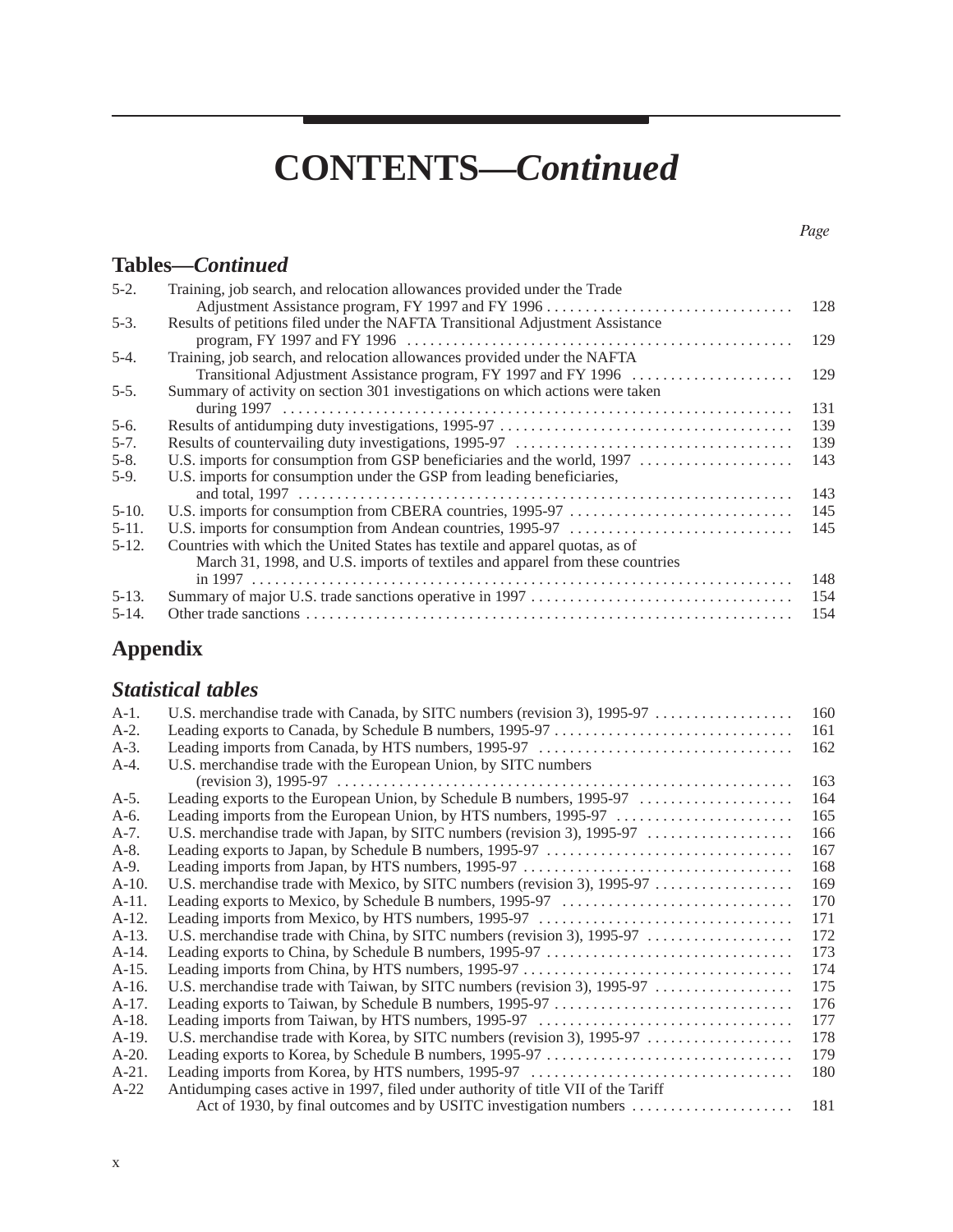# CONTENTS—*Continued*

| | | Page |
|---|---|---|

## Tables—*Continued*

| | | |
|---|---|---|
| 5-2. | Training, job search, and relocation allowances provided under the Trade Adjustment Assistance program, FY 1997 and FY 1996 | 128 |
| 5-3. | Results of petitions filed under the NAFTA Transitional Adjustment Assistance program, FY 1997 and FY 1996 | 129 |
| 5-4. | Training, job search, and relocation allowances provided under the NAFTA Transitional Adjustment Assistance program, FY 1997 and FY 1996 | 129 |
| 5-5. | Summary of activity on section 301 investigations on which actions were taken during 1997 | 131 |
| 5-6. | Results of antidumping duty investigations, 1995-97 | 139 |
| 5-7. | Results of countervailing duty investigations, 1995-97 | 139 |
| 5-8. | U.S. imports for consumption from GSP beneficiaries and the world, 1997 | 143 |
| 5-9. | U.S. imports for consumption under the GSP from leading beneficiaries, and total, 1997 | 143 |
| 5-10. | U.S. imports for consumption from CBERA countries, 1995-97 | 145 |
| 5-11. | U.S. imports for consumption from Andean countries, 1995-97 | 145 |
| 5-12. | Countries with which the United States has textile and apparel quotas, as of March 31, 1998, and U.S. imports of textiles and apparel from these countries in 1997 | 148 |
| 5-13. | Summary of major U.S. trade sanctions operative in 1997 | 154 |
| 5-14. | Other trade sanctions | 154 |

## Appendix

### *Statistical tables*

| | | |
|---|---|---|
| A-1. | U.S. merchandise trade with Canada, by SITC numbers (revision 3), 1995-97 | 160 |
| A-2. | Leading exports to Canada, by Schedule B numbers, 1995-97 | 161 |
| A-3. | Leading imports from Canada, by HTS numbers, 1995-97 | 162 |
| A-4. | U.S. merchandise trade with the European Union, by SITC numbers (revision 3), 1995-97 | 163 |
| A-5. | Leading exports to the European Union, by Schedule B numbers, 1995-97 | 164 |
| A-6. | Leading imports from the European Union, by HTS numbers, 1995-97 | 165 |
| A-7. | U.S. merchandise trade with Japan, by SITC numbers (revision 3), 1995-97 | 166 |
| A-8. | Leading exports to Japan, by Schedule B numbers, 1995-97 | 167 |
| A-9. | Leading imports from Japan, by HTS numbers, 1995-97 | 168 |
| A-10. | U.S. merchandise trade with Mexico, by SITC numbers (revision 3), 1995-97 | 169 |
| A-11. | Leading exports to Mexico, by Schedule B numbers, 1995-97 | 170 |
| A-12. | Leading imports from Mexico, by HTS numbers, 1995-97 | 171 |
| A-13. | U.S. merchandise trade with China, by SITC numbers (revision 3), 1995-97 | 172 |
| A-14. | Leading exports to China, by Schedule B numbers, 1995-97 | 173 |
| A-15. | Leading imports from China, by HTS numbers, 1995-97 | 174 |
| A-16. | U.S. merchandise trade with Taiwan, by SITC numbers (revision 3), 1995-97 | 175 |
| A-17. | Leading exports to Taiwan, by Schedule B numbers, 1995-97 | 176 |
| A-18. | Leading imports from Taiwan, by HTS numbers, 1995-97 | 177 |
| A-19. | U.S. merchandise trade with Korea, by SITC numbers (revision 3), 1995-97 | 178 |
| A-20. | Leading exports to Korea, by Schedule B numbers, 1995-97 | 179 |
| A-21. | Leading imports from Korea, by HTS numbers, 1995-97 | 180 |
| A-22 | Antidumping cases active in 1997, filed under authority of title VII of the Tariff Act of 1930, by final outcomes and by USITC investigation numbers | 181 |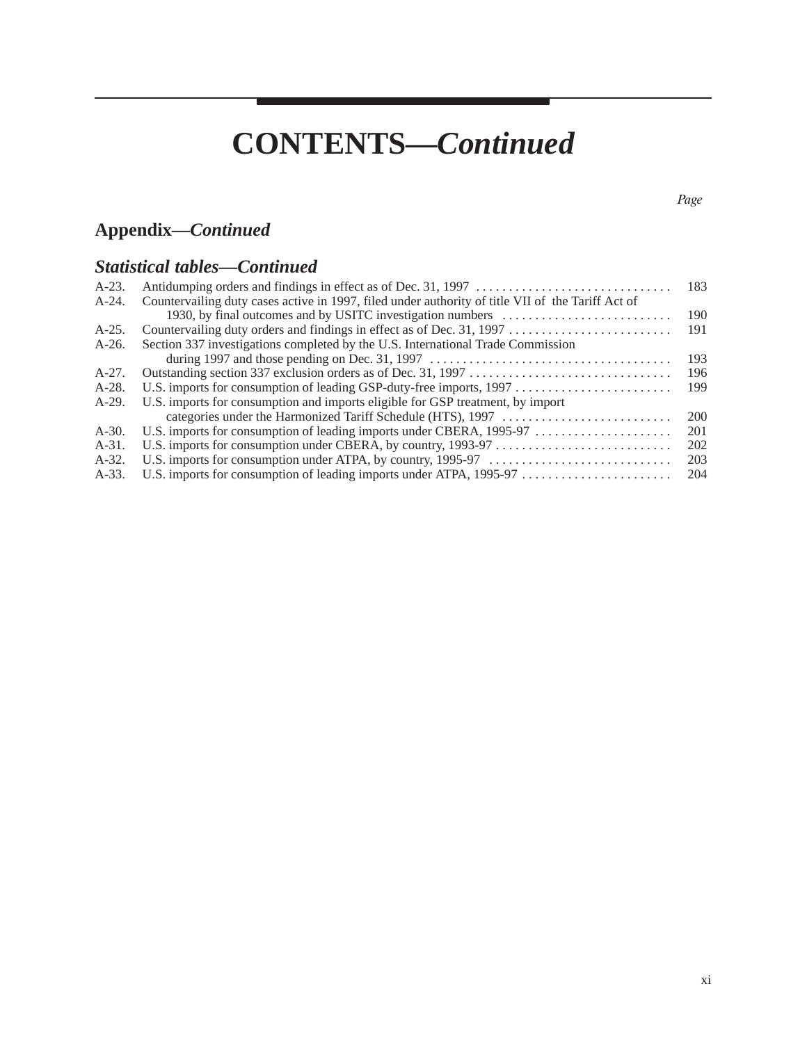# CONTENTS—*Continued*

*Page*

## Appendix—*Continued*

### *Statistical tables—Continued*

| | | |
|---|---|---|
| A-23. | Antidumping orders and findings in effect as of Dec. 31, 1997 | 183 |
| A-24. | Countervailing duty cases active in 1997, filed under authority of title VII of the Tariff Act of 1930, by final outcomes and by USITC investigation numbers | 190 |
| A-25. | Countervailing duty orders and findings in effect as of Dec. 31, 1997 | 191 |
| A-26. | Section 337 investigations completed by the U.S. International Trade Commission during 1997 and those pending on Dec. 31, 1997 | 193 |
| A-27. | Outstanding section 337 exclusion orders as of Dec. 31, 1997 | 196 |
| A-28. | U.S. imports for consumption of leading GSP-duty-free imports, 1997 | 199 |
| A-29. | U.S. imports for consumption and imports eligible for GSP treatment, by import categories under the Harmonized Tariff Schedule (HTS), 1997 | 200 |
| A-30. | U.S. imports for consumption of leading imports under CBERA, 1995-97 | 201 |
| A-31. | U.S. imports for consumption under CBERA, by country, 1993-97 | 202 |
| A-32. | U.S. imports for consumption under ATPA, by country, 1995-97 | 203 |
| A-33. | U.S. imports for consumption of leading imports under ATPA, 1995-97 | 204 |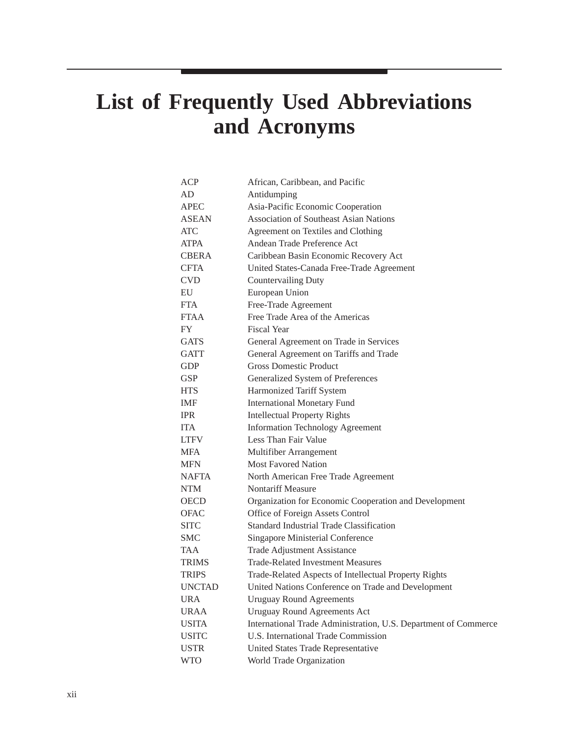# List of Frequently Used Abbreviations and Acronyms

| | |
|---|---|
| ACP | African, Caribbean, and Pacific |
| AD | Antidumping |
| APEC | Asia-Pacific Economic Cooperation |
| ASEAN | Association of Southeast Asian Nations |
| ATC | Agreement on Textiles and Clothing |
| ATPA | Andean Trade Preference Act |
| CBERA | Caribbean Basin Economic Recovery Act |
| CFTA | United States-Canada Free-Trade Agreement |
| CVD | Countervailing Duty |
| EU | European Union |
| FTA | Free-Trade Agreement |
| FTAA | Free Trade Area of the Americas |
| FY | Fiscal Year |
| GATS | General Agreement on Trade in Services |
| GATT | General Agreement on Tariffs and Trade |
| GDP | Gross Domestic Product |
| GSP | Generalized System of Preferences |
| HTS | Harmonized Tariff System |
| IMF | International Monetary Fund |
| IPR | Intellectual Property Rights |
| ITA | Information Technology Agreement |
| LTFV | Less Than Fair Value |
| MFA | Multifiber Arrangement |
| MFN | Most Favored Nation |
| NAFTA | North American Free Trade Agreement |
| NTM | Nontariff Measure |
| OECD | Organization for Economic Cooperation and Development |
| OFAC | Office of Foreign Assets Control |
| SITC | Standard Industrial Trade Classification |
| SMC | Singapore Ministerial Conference |
| TAA | Trade Adjustment Assistance |
| TRIMS | Trade-Related Investment Measures |
| TRIPS | Trade-Related Aspects of Intellectual Property Rights |
| UNCTAD | United Nations Conference on Trade and Development |
| URA | Uruguay Round Agreements |
| URAA | Uruguay Round Agreements Act |
| USITA | International Trade Administration, U.S. Department of Commerce |
| USITC | U.S. International Trade Commission |
| USTR | United States Trade Representative |
| WTO | World Trade Organization |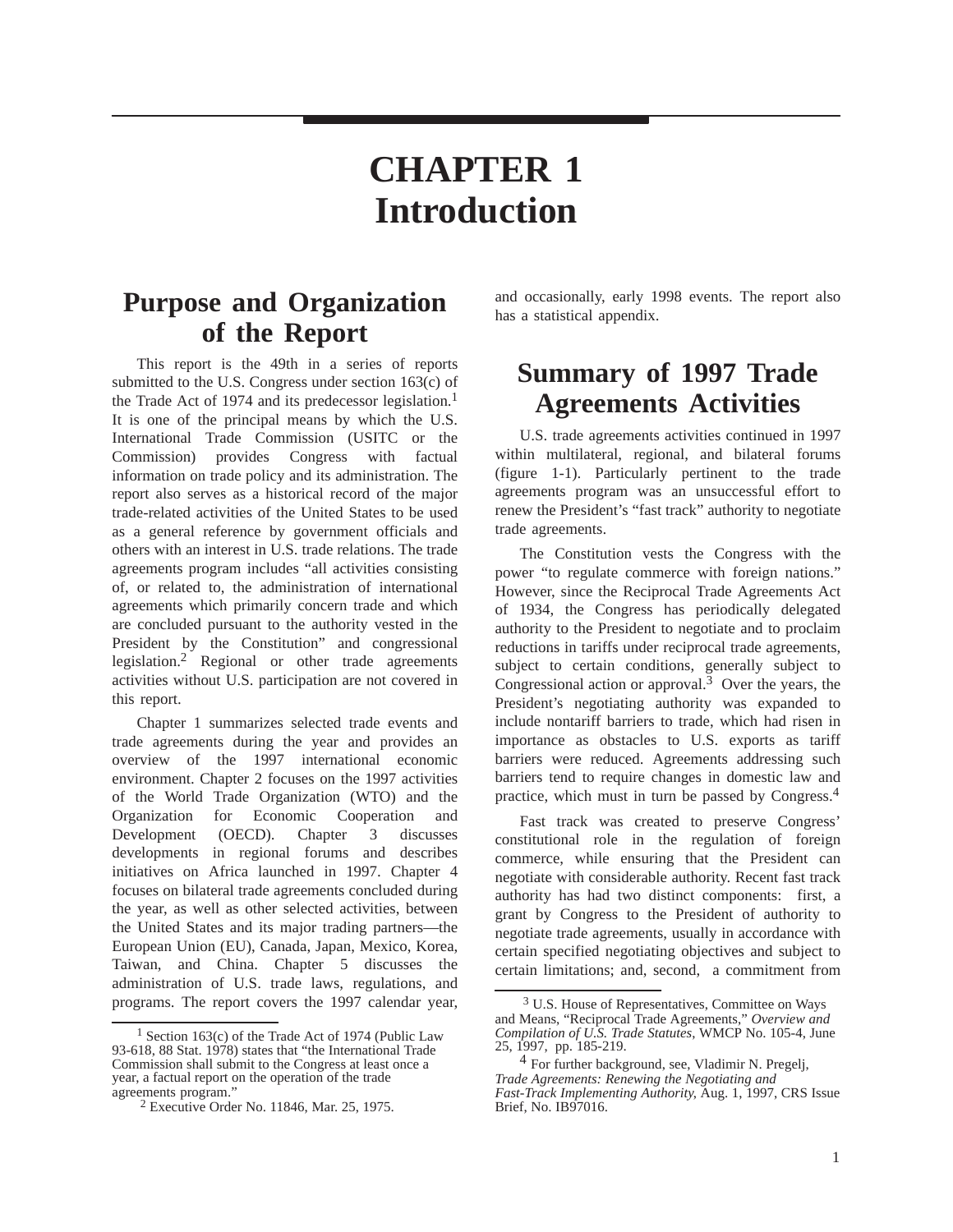# CHAPTER 1 Introduction

## Purpose and Organization of the Report

This report is the 49th in a series of reports submitted to the U.S. Congress under section 163(c) of the Trade Act of 1974 and its predecessor legislation.[1] It is one of the principal means by which the U.S. International Trade Commission (USITC or the Commission) provides Congress with factual information on trade policy and its administration. The report also serves as a historical record of the major trade-related activities of the United States to be used as a general reference by government officials and others with an interest in U.S. trade relations. The trade agreements program includes "all activities consisting of, or related to, the administration of international agreements which primarily concern trade and which are concluded pursuant to the authority vested in the President by the Constitution" and congressional legislation.[2] Regional or other trade agreements activities without U.S. participation are not covered in this report.

Chapter 1 summarizes selected trade events and trade agreements during the year and provides an overview of the 1997 international economic environment. Chapter 2 focuses on the 1997 activities of the World Trade Organization (WTO) and the Organization for Economic Cooperation and Development (OECD). Chapter 3 discusses developments in regional forums and describes initiatives on Africa launched in 1997. Chapter 4 focuses on bilateral trade agreements concluded during the year, as well as other selected activities, between the United States and its major trading partners—the European Union (EU), Canada, Japan, Mexico, Korea, Taiwan, and China. Chapter 5 discusses the administration of U.S. trade laws, regulations, and programs. The report covers the 1997 calendar year, and occasionally, early 1998 events. The report also has a statistical appendix.

## Summary of 1997 Trade Agreements Activities

U.S. trade agreements activities continued in 1997 within multilateral, regional, and bilateral forums (figure 1-1). Particularly pertinent to the trade agreements program was an unsuccessful effort to renew the President's "fast track" authority to negotiate trade agreements.

The Constitution vests the Congress with the power "to regulate commerce with foreign nations." However, since the Reciprocal Trade Agreements Act of 1934, the Congress has periodically delegated authority to the President to negotiate and to proclaim reductions in tariffs under reciprocal trade agreements, subject to certain conditions, generally subject to Congressional action or approval.[3] Over the years, the President's negotiating authority was expanded to include nontariff barriers to trade, which had risen in importance as obstacles to U.S. exports as tariff barriers were reduced. Agreements addressing such barriers tend to require changes in domestic law and practice, which must in turn be passed by Congress.[4]

Fast track was created to preserve Congress' constitutional role in the regulation of foreign commerce, while ensuring that the President can negotiate with considerable authority. Recent fast track authority has had two distinct components: first, a grant by Congress to the President of authority to negotiate trade agreements, usually in accordance with certain specified negotiating objectives and subject to certain limitations; and, second, a commitment from

---

[1] Section 163(c) of the Trade Act of 1974 (Public Law 93-618, 88 Stat. 1978) states that "the International Trade Commission shall submit to the Congress at least once a year, a factual report on the operation of the trade agreements program."

[2] Executive Order No. 11846, Mar. 25, 1975.

[3] U.S. House of Representatives, Committee on Ways and Means, "Reciprocal Trade Agreements," *Overview and Compilation of U.S. Trade Statutes*, WMCP No. 105-4, June 25, 1997, pp. 185-219.

[4] For further background, see, Vladimir N. Pregelj, *Trade Agreements: Renewing the Negotiating and Fast-Track Implementing Authority*, Aug. 1, 1997, CRS Issue Brief, No. IB97016.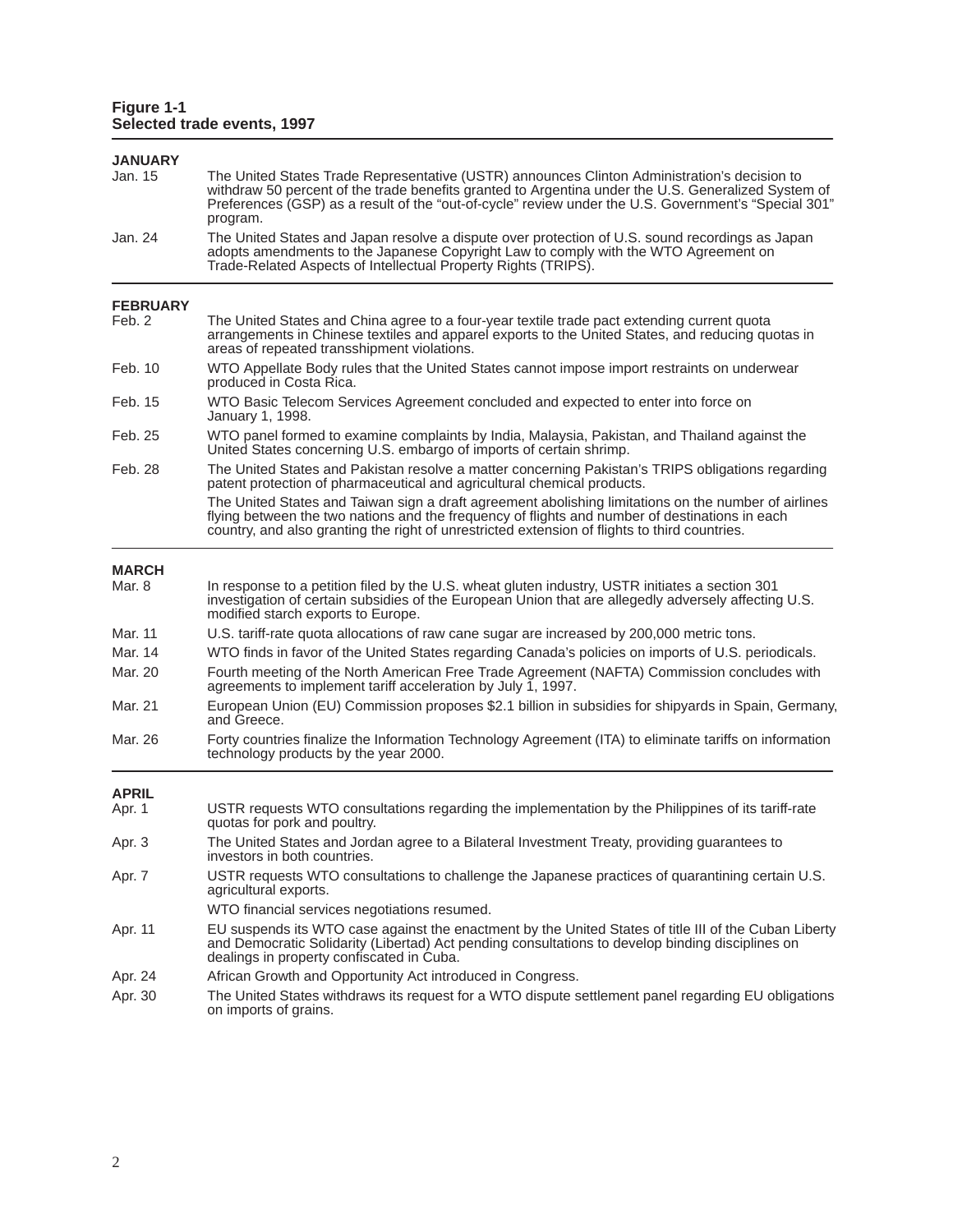**Figure 1-1**
**Selected trade events, 1997**

| | |
|---|---|
| **JANUARY** | |
| Jan. 15 | The United States Trade Representative (USTR) announces Clinton Administration's decision to withdraw 50 percent of the trade benefits granted to Argentina under the U.S. Generalized System of Preferences (GSP) as a result of the "out-of-cycle" review under the U.S. Government's "Special 301" program. |
| Jan. 24 | The United States and Japan resolve a dispute over protection of U.S. sound recordings as Japan adopts amendments to the Japanese Copyright Law to comply with the WTO Agreement on Trade-Related Aspects of Intellectual Property Rights (TRIPS). |
| **FEBRUARY** | |
| Feb. 2 | The United States and China agree to a four-year textile trade pact extending current quota arrangements in Chinese textiles and apparel exports to the United States, and reducing quotas in areas of repeated transshipment violations. |
| Feb. 10 | WTO Appellate Body rules that the United States cannot impose import restraints on underwear produced in Costa Rica. |
| Feb. 15 | WTO Basic Telecom Services Agreement concluded and expected to enter into force on January 1, 1998. |
| Feb. 25 | WTO panel formed to examine complaints by India, Malaysia, Pakistan, and Thailand against the United States concerning U.S. embargo of imports of certain shrimp. |
| Feb. 28 | The United States and Pakistan resolve a matter concerning Pakistan's TRIPS obligations regarding patent protection of pharmaceutical and agricultural chemical products. |
| | The United States and Taiwan sign a draft agreement abolishing limitations on the number of airlines flying between the two nations and the frequency of flights and number of destinations in each country, and also granting the right of unrestricted extension of flights to third countries. |
| **MARCH** | |
| Mar. 8 | In response to a petition filed by the U.S. wheat gluten industry, USTR initiates a section 301 investigation of certain subsidies of the European Union that are allegedly adversely affecting U.S. modified starch exports to Europe. |
| Mar. 11 | U.S. tariff-rate quota allocations of raw cane sugar are increased by 200,000 metric tons. |
| Mar. 14 | WTO finds in favor of the United States regarding Canada's policies on imports of U.S. periodicals. |
| Mar. 20 | Fourth meeting of the North American Free Trade Agreement (NAFTA) Commission concludes with agreements to implement tariff acceleration by July 1, 1997. |
| Mar. 21 | European Union (EU) Commission proposes $2.1 billion in subsidies for shipyards in Spain, Germany, and Greece. |
| Mar. 26 | Forty countries finalize the Information Technology Agreement (ITA) to eliminate tariffs on information technology products by the year 2000. |
| **APRIL** | |
| Apr. 1 | USTR requests WTO consultations regarding the implementation by the Philippines of its tariff-rate quotas for pork and poultry. |
| Apr. 3 | The United States and Jordan agree to a Bilateral Investment Treaty, providing guarantees to investors in both countries. |
| Apr. 7 | USTR requests WTO consultations to challenge the Japanese practices of quarantining certain U.S. agricultural exports. |
| | WTO financial services negotiations resumed. |
| Apr. 11 | EU suspends its WTO case against the enactment by the United States of title III of the Cuban Liberty and Democratic Solidarity (Libertad) Act pending consultations to develop binding disciplines on dealings in property confiscated in Cuba. |
| Apr. 24 | African Growth and Opportunity Act introduced in Congress. |
| Apr. 30 | The United States withdraws its request for a WTO dispute settlement panel regarding EU obligations on imports of grains. |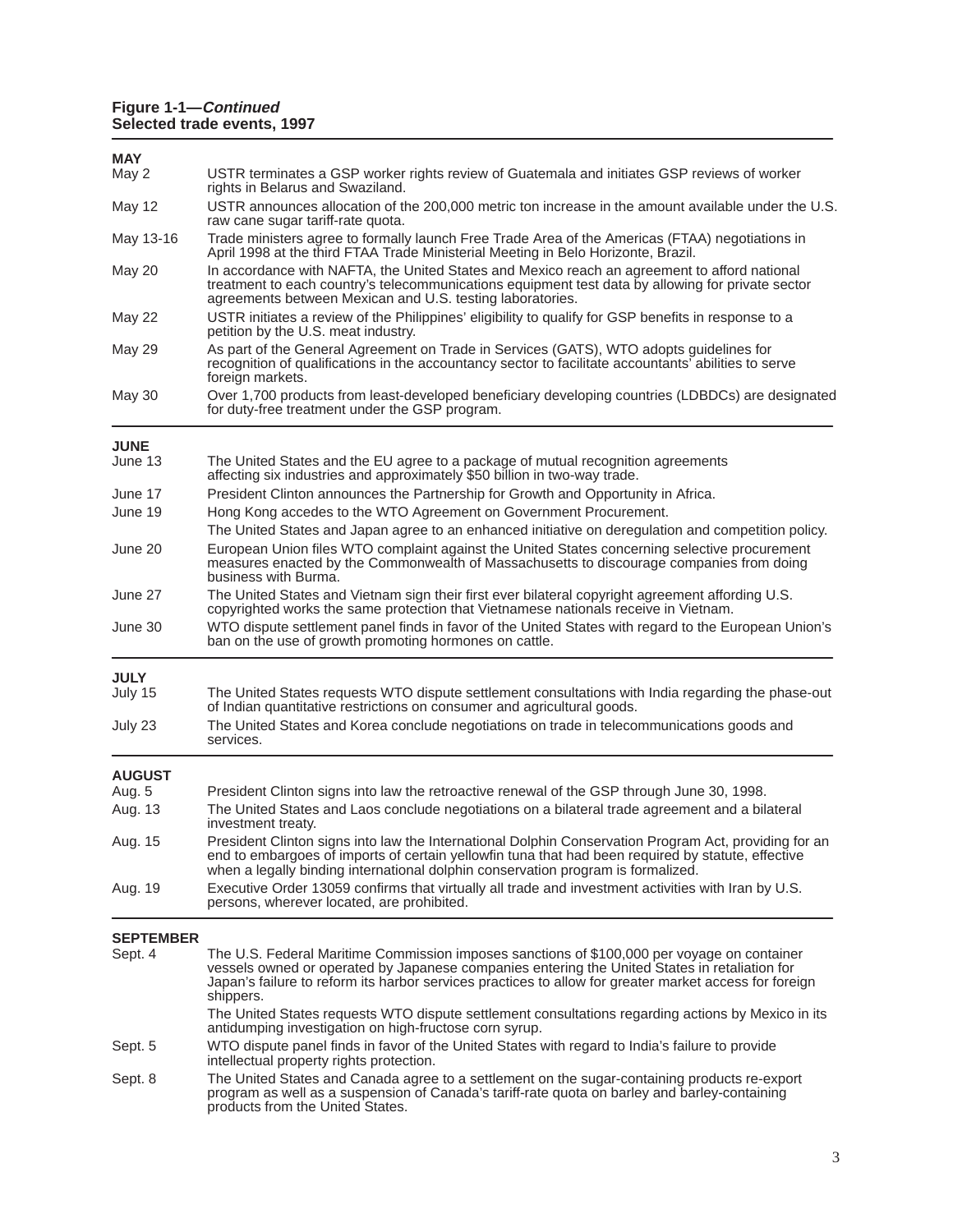**Figure 1-1—*Continued***
**Selected trade events, 1997**

| | |
|---|---|
| **MAY** | |
| May 2 | USTR terminates a GSP worker rights review of Guatemala and initiates GSP reviews of worker rights in Belarus and Swaziland. |
| May 12 | USTR announces allocation of the 200,000 metric ton increase in the amount available under the U.S. raw cane sugar tariff-rate quota. |
| May 13-16 | Trade ministers agree to formally launch Free Trade Area of the Americas (FTAA) negotiations in April 1998 at the third FTAA Trade Ministerial Meeting in Belo Horizonte, Brazil. |
| May 20 | In accordance with NAFTA, the United States and Mexico reach an agreement to afford national treatment to each country's telecommunications equipment test data by allowing for private sector agreements between Mexican and U.S. testing laboratories. |
| May 22 | USTR initiates a review of the Philippines' eligibility to qualify for GSP benefits in response to a petition by the U.S. meat industry. |
| May 29 | As part of the General Agreement on Trade in Services (GATS), WTO adopts guidelines for recognition of qualifications in the accountancy sector to facilitate accountants' abilities to serve foreign markets. |
| May 30 | Over 1,700 products from least-developed beneficiary developing countries (LDBDCs) are designated for duty-free treatment under the GSP program. |
| **JUNE** | |
| June 13 | The United States and the EU agree to a package of mutual recognition agreements affecting six industries and approximately $50 billion in two-way trade. |
| June 17 | President Clinton announces the Partnership for Growth and Opportunity in Africa. |
| June 19 | Hong Kong accedes to the WTO Agreement on Government Procurement. |
| | The United States and Japan agree to an enhanced initiative on deregulation and competition policy. |
| June 20 | European Union files WTO complaint against the United States concerning selective procurement measures enacted by the Commonwealth of Massachusetts to discourage companies from doing business with Burma. |
| June 27 | The United States and Vietnam sign their first ever bilateral copyright agreement affording U.S. copyrighted works the same protection that Vietnamese nationals receive in Vietnam. |
| June 30 | WTO dispute settlement panel finds in favor of the United States with regard to the European Union's ban on the use of growth promoting hormones on cattle. |
| **JULY** | |
| July 15 | The United States requests WTO dispute settlement consultations with India regarding the phase-out of Indian quantitative restrictions on consumer and agricultural goods. |
| July 23 | The United States and Korea conclude negotiations on trade in telecommunications goods and services. |
| **AUGUST** | |
| Aug. 5 | President Clinton signs into law the retroactive renewal of the GSP through June 30, 1998. |
| Aug. 13 | The United States and Laos conclude negotiations on a bilateral trade agreement and a bilateral investment treaty. |
| Aug. 15 | President Clinton signs into law the International Dolphin Conservation Program Act, providing for an end to embargoes of imports of certain yellowfin tuna that had been required by statute, effective when a legally binding international dolphin conservation program is formalized. |
| Aug. 19 | Executive Order 13059 confirms that virtually all trade and investment activities with Iran by U.S. persons, wherever located, are prohibited. |
| **SEPTEMBER** | |
| Sept. 4 | The U.S. Federal Maritime Commission imposes sanctions of $100,000 per voyage on container vessels owned or operated by Japanese companies entering the United States in retaliation for Japan's failure to reform its harbor services practices to allow for greater market access for foreign shippers. |
| | The United States requests WTO dispute settlement consultations regarding actions by Mexico in its antidumping investigation on high-fructose corn syrup. |
| Sept. 5 | WTO dispute panel finds in favor of the United States with regard to India's failure to provide intellectual property rights protection. |
| Sept. 8 | The United States and Canada agree to a settlement on the sugar-containing products re-export program as well as a suspension of Canada's tariff-rate quota on barley and barley-containing products from the United States. |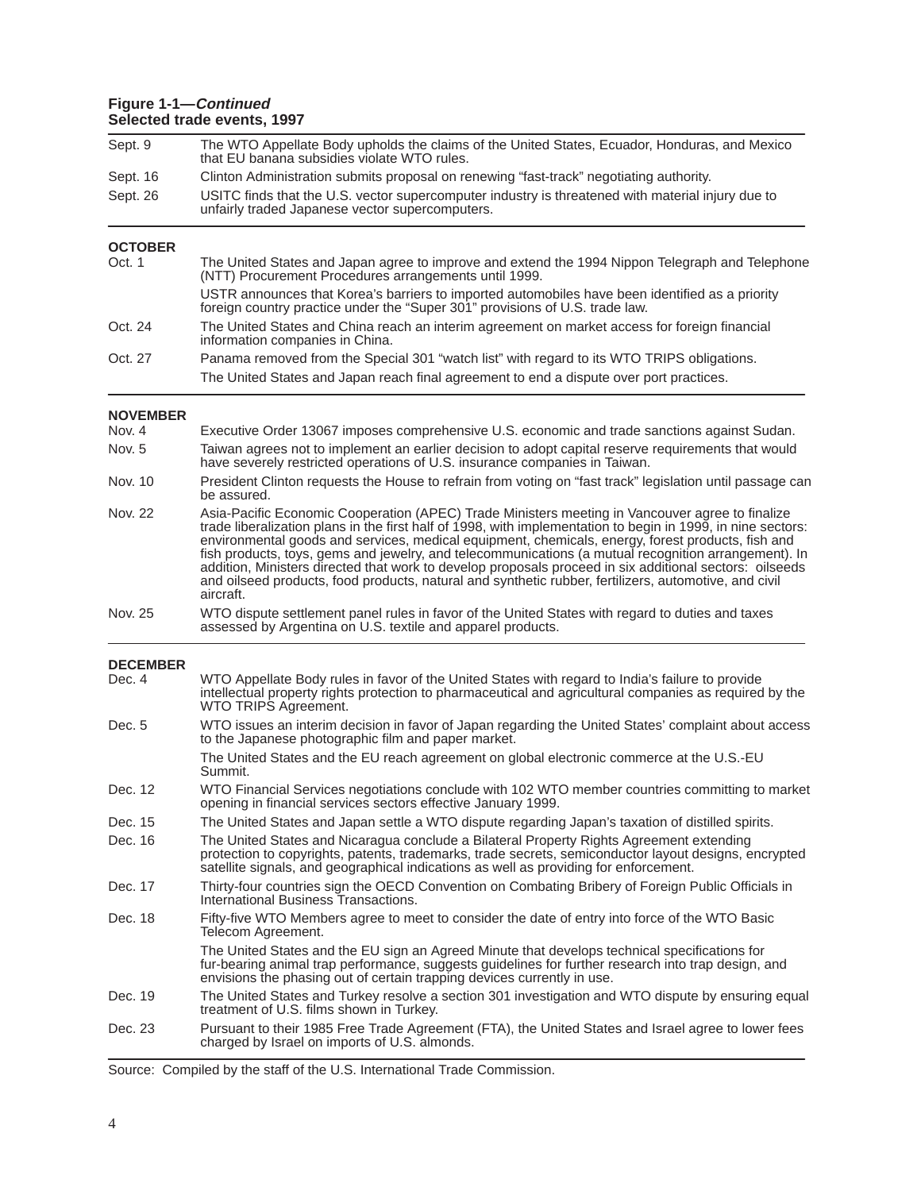**Figure 1-1—*Continued***
**Selected trade events, 1997**

| | |
|---|---|
| Sept. 9 | The WTO Appellate Body upholds the claims of the United States, Ecuador, Honduras, and Mexico that EU banana subsidies violate WTO rules. |
| Sept. 16 | Clinton Administration submits proposal on renewing “fast-track” negotiating authority. |
| Sept. 26 | USITC finds that the U.S. vector supercomputer industry is threatened with material injury due to unfairly traded Japanese vector supercomputers. |
| **OCTOBER** | |
| Oct. 1 | The United States and Japan agree to improve and extend the 1994 Nippon Telegraph and Telephone (NTT) Procurement Procedures arrangements until 1999. |
| | USTR announces that Korea’s barriers to imported automobiles have been identified as a priority foreign country practice under the “Super 301” provisions of U.S. trade law. |
| Oct. 24 | The United States and China reach an interim agreement on market access for foreign financial information companies in China. |
| Oct. 27 | Panama removed from the Special 301 “watch list” with regard to its WTO TRIPS obligations. |
| | The United States and Japan reach final agreement to end a dispute over port practices. |
| **NOVEMBER** | |
| Nov. 4 | Executive Order 13067 imposes comprehensive U.S. economic and trade sanctions against Sudan. |
| Nov. 5 | Taiwan agrees not to implement an earlier decision to adopt capital reserve requirements that would have severely restricted operations of U.S. insurance companies in Taiwan. |
| Nov. 10 | President Clinton requests the House to refrain from voting on “fast track” legislation until passage can be assured. |
| Nov. 22 | Asia-Pacific Economic Cooperation (APEC) Trade Ministers meeting in Vancouver agree to finalize trade liberalization plans in the first half of 1998, with implementation to begin in 1999, in nine sectors: environmental goods and services, medical equipment, chemicals, energy, forest products, fish and fish products, toys, gems and jewelry, and telecommunications (a mutual recognition arrangement). In addition, Ministers directed that work to develop proposals proceed in six additional sectors: oilseeds and oilseed products, food products, natural and synthetic rubber, fertilizers, automotive, and civil aircraft. |
| Nov. 25 | WTO dispute settlement panel rules in favor of the United States with regard to duties and taxes assessed by Argentina on U.S. textile and apparel products. |
| **DECEMBER** | |
| Dec. 4 | WTO Appellate Body rules in favor of the United States with regard to India’s failure to provide intellectual property rights protection to pharmaceutical and agricultural companies as required by the WTO TRIPS Agreement. |
| Dec. 5 | WTO issues an interim decision in favor of Japan regarding the United States’ complaint about access to the Japanese photographic film and paper market. |
| | The United States and the EU reach agreement on global electronic commerce at the U.S.-EU Summit. |
| Dec. 12 | WTO Financial Services negotiations conclude with 102 WTO member countries committing to market opening in financial services sectors effective January 1999. |
| Dec. 15 | The United States and Japan settle a WTO dispute regarding Japan’s taxation of distilled spirits. |
| Dec. 16 | The United States and Nicaragua conclude a Bilateral Property Rights Agreement extending protection to copyrights, patents, trademarks, trade secrets, semiconductor layout designs, encrypted satellite signals, and geographical indications as well as providing for enforcement. |
| Dec. 17 | Thirty-four countries sign the OECD Convention on Combating Bribery of Foreign Public Officials in International Business Transactions. |
| Dec. 18 | Fifty-five WTO Members agree to meet to consider the date of entry into force of the WTO Basic Telecom Agreement. |
| | The United States and the EU sign an Agreed Minute that develops technical specifications for fur-bearing animal trap performance, suggests guidelines for further research into trap design, and envisions the phasing out of certain trapping devices currently in use. |
| Dec. 19 | The United States and Turkey resolve a section 301 investigation and WTO dispute by ensuring equal treatment of U.S. films shown in Turkey. |
| Dec. 23 | Pursuant to their 1985 Free Trade Agreement (FTA), the United States and Israel agree to lower fees charged by Israel on imports of U.S. almonds. |

Source: Compiled by the staff of the U.S. International Trade Commission.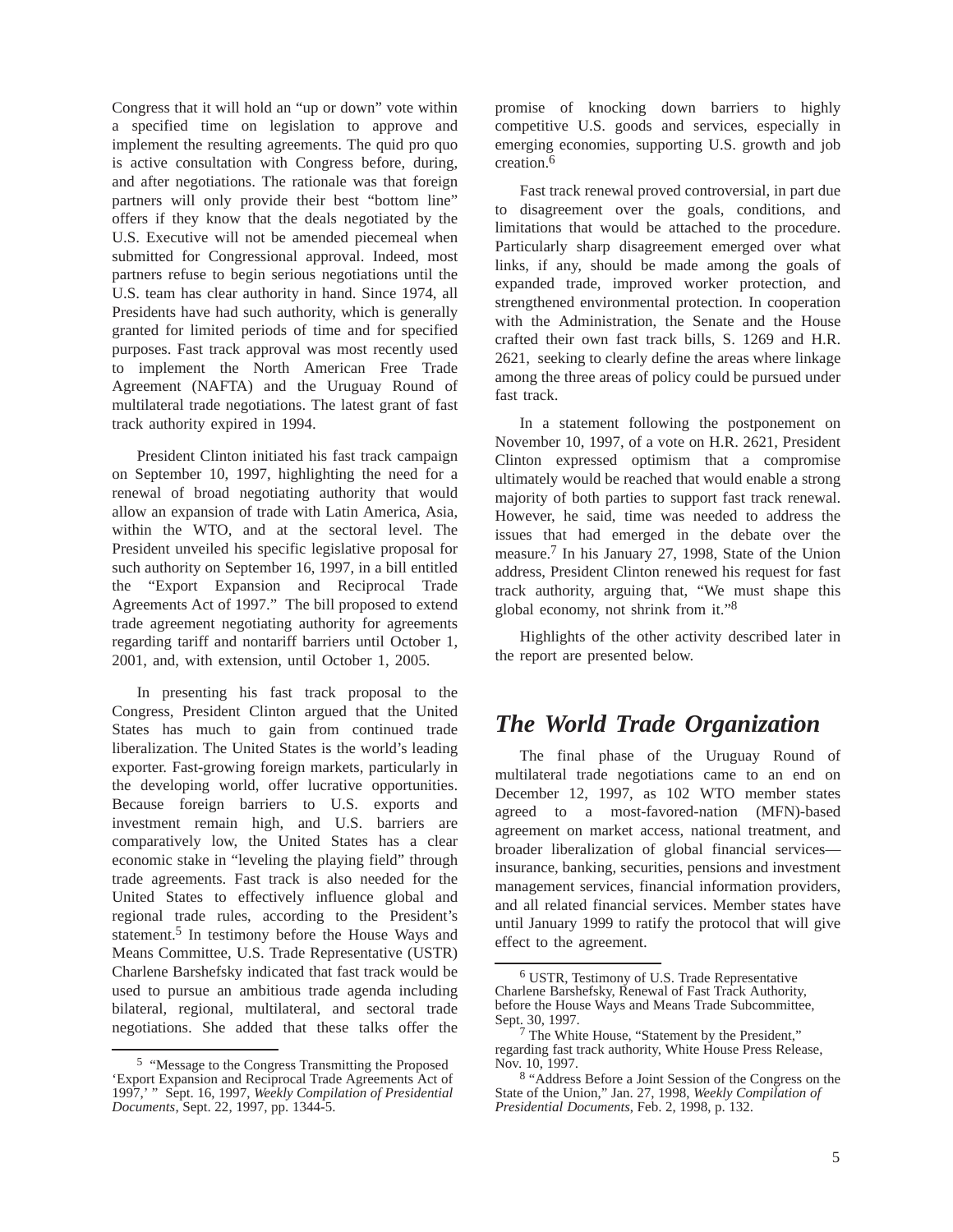Congress that it will hold an "up or down" vote within a specified time on legislation to approve and implement the resulting agreements. The quid pro quo is active consultation with Congress before, during, and after negotiations. The rationale was that foreign partners will only provide their best "bottom line" offers if they know that the deals negotiated by the U.S. Executive will not be amended piecemeal when submitted for Congressional approval. Indeed, most partners refuse to begin serious negotiations until the U.S. team has clear authority in hand. Since 1974, all Presidents have had such authority, which is generally granted for limited periods of time and for specified purposes. Fast track approval was most recently used to implement the North American Free Trade Agreement (NAFTA) and the Uruguay Round of multilateral trade negotiations. The latest grant of fast track authority expired in 1994.

President Clinton initiated his fast track campaign on September 10, 1997, highlighting the need for a renewal of broad negotiating authority that would allow an expansion of trade with Latin America, Asia, within the WTO, and at the sectoral level. The President unveiled his specific legislative proposal for such authority on September 16, 1997, in a bill entitled the "Export Expansion and Reciprocal Trade Agreements Act of 1997." The bill proposed to extend trade agreement negotiating authority for agreements regarding tariff and nontariff barriers until October 1, 2001, and, with extension, until October 1, 2005.

In presenting his fast track proposal to the Congress, President Clinton argued that the United States has much to gain from continued trade liberalization. The United States is the world's leading exporter. Fast-growing foreign markets, particularly in the developing world, offer lucrative opportunities. Because foreign barriers to U.S. exports and investment remain high, and U.S. barriers are comparatively low, the United States has a clear economic stake in "leveling the playing field" through trade agreements. Fast track is also needed for the United States to effectively influence global and regional trade rules, according to the President's statement.[5] In testimony before the House Ways and Means Committee, U.S. Trade Representative (USTR) Charlene Barshefsky indicated that fast track would be used to pursue an ambitious trade agenda including bilateral, regional, multilateral, and sectoral trade negotiations. She added that these talks offer the promise of knocking down barriers to highly competitive U.S. goods and services, especially in emerging economies, supporting U.S. growth and job creation.[6]

Fast track renewal proved controversial, in part due to disagreement over the goals, conditions, and limitations that would be attached to the procedure. Particularly sharp disagreement emerged over what links, if any, should be made among the goals of expanded trade, improved worker protection, and strengthened environmental protection. In cooperation with the Administration, the Senate and the House crafted their own fast track bills, S. 1269 and H.R. 2621, seeking to clearly define the areas where linkage among the three areas of policy could be pursued under fast track.

In a statement following the postponement on November 10, 1997, of a vote on H.R. 2621, President Clinton expressed optimism that a compromise ultimately would be reached that would enable a strong majority of both parties to support fast track renewal. However, he said, time was needed to address the issues that had emerged in the debate over the measure.[7] In his January 27, 1998, State of the Union address, President Clinton renewed his request for fast track authority, arguing that, "We must shape this global economy, not shrink from it."[8]

Highlights of the other activity described later in the report are presented below.

## *The World Trade Organization*

The final phase of the Uruguay Round of multilateral trade negotiations came to an end on December 12, 1997, as 102 WTO member states agreed to a most-favored-nation (MFN)-based agreement on market access, national treatment, and broader liberalization of global financial services—insurance, banking, securities, pensions and investment management services, financial information providers, and all related financial services. Member states have until January 1999 to ratify the protocol that will give effect to the agreement.

---

[5] "Message to the Congress Transmitting the Proposed 'Export Expansion and Reciprocal Trade Agreements Act of 1997,' " Sept. 16, 1997, *Weekly Compilation of Presidential Documents*, Sept. 22, 1997, pp. 1344-5.

[6] USTR, Testimony of U.S. Trade Representative Charlene Barshefsky, Renewal of Fast Track Authority, before the House Ways and Means Trade Subcommittee, Sept. 30, 1997.

[7] The White House, "Statement by the President," regarding fast track authority, White House Press Release, Nov. 10, 1997.

[8] "Address Before a Joint Session of the Congress on the State of the Union," Jan. 27, 1998, *Weekly Compilation of Presidential Documents*, Feb. 2, 1998, p. 132.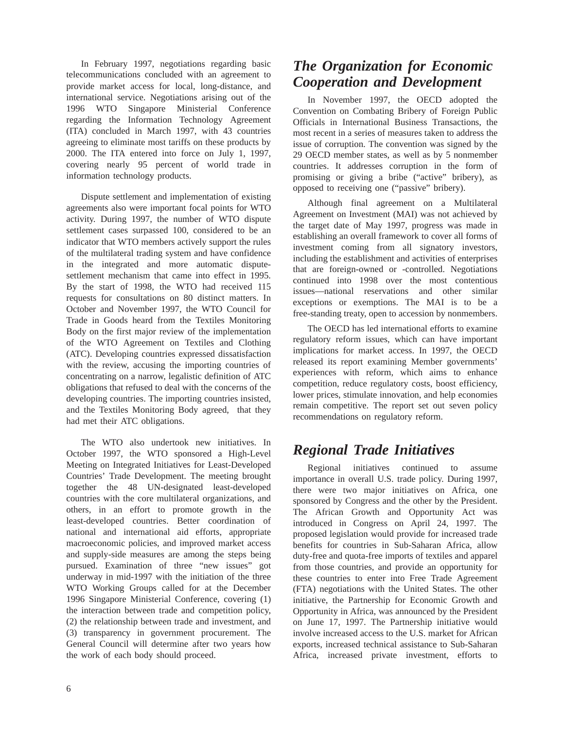In February 1997, negotiations regarding basic telecommunications concluded with an agreement to provide market access for local, long-distance, and international service. Negotiations arising out of the 1996 WTO Singapore Ministerial Conference regarding the Information Technology Agreement (ITA) concluded in March 1997, with 43 countries agreeing to eliminate most tariffs on these products by 2000. The ITA entered into force on July 1, 1997, covering nearly 95 percent of world trade in information technology products.

Dispute settlement and implementation of existing agreements also were important focal points for WTO activity. During 1997, the number of WTO dispute settlement cases surpassed 100, considered to be an indicator that WTO members actively support the rules of the multilateral trading system and have confidence in the integrated and more automatic dispute-settlement mechanism that came into effect in 1995. By the start of 1998, the WTO had received 115 requests for consultations on 80 distinct matters. In October and November 1997, the WTO Council for Trade in Goods heard from the Textiles Monitoring Body on the first major review of the implementation of the WTO Agreement on Textiles and Clothing (ATC). Developing countries expressed dissatisfaction with the review, accusing the importing countries of concentrating on a narrow, legalistic definition of ATC obligations that refused to deal with the concerns of the developing countries. The importing countries insisted, and the Textiles Monitoring Body agreed, that they had met their ATC obligations.

The WTO also undertook new initiatives. In October 1997, the WTO sponsored a High-Level Meeting on Integrated Initiatives for Least-Developed Countries' Trade Development. The meeting brought together the 48 UN-designated least-developed countries with the core multilateral organizations, and others, in an effort to promote growth in the least-developed countries. Better coordination of national and international aid efforts, appropriate macroeconomic policies, and improved market access and supply-side measures are among the steps being pursued. Examination of three "new issues" got underway in mid-1997 with the initiation of the three WTO Working Groups called for at the December 1996 Singapore Ministerial Conference, covering (1) the interaction between trade and competition policy, (2) the relationship between trade and investment, and (3) transparency in government procurement. The General Council will determine after two years how the work of each body should proceed.

## *The Organization for Economic Cooperation and Development*

In November 1997, the OECD adopted the Convention on Combating Bribery of Foreign Public Officials in International Business Transactions, the most recent in a series of measures taken to address the issue of corruption. The convention was signed by the 29 OECD member states, as well as by 5 nonmember countries. It addresses corruption in the form of promising or giving a bribe ("active" bribery), as opposed to receiving one ("passive" bribery).

Although final agreement on a Multilateral Agreement on Investment (MAI) was not achieved by the target date of May 1997, progress was made in establishing an overall framework to cover all forms of investment coming from all signatory investors, including the establishment and activities of enterprises that are foreign-owned or -controlled. Negotiations continued into 1998 over the most contentious issues—national reservations and other similar exceptions or exemptions. The MAI is to be a free-standing treaty, open to accession by nonmembers.

The OECD has led international efforts to examine regulatory reform issues, which can have important implications for market access. In 1997, the OECD released its report examining Member governments' experiences with reform, which aims to enhance competition, reduce regulatory costs, boost efficiency, lower prices, stimulate innovation, and help economies remain competitive. The report set out seven policy recommendations on regulatory reform.

## *Regional Trade Initiatives*

Regional initiatives continued to assume importance in overall U.S. trade policy. During 1997, there were two major initiatives on Africa, one sponsored by Congress and the other by the President. The African Growth and Opportunity Act was introduced in Congress on April 24, 1997. The proposed legislation would provide for increased trade benefits for countries in Sub-Saharan Africa, allow duty-free and quota-free imports of textiles and apparel from those countries, and provide an opportunity for these countries to enter into Free Trade Agreement (FTA) negotiations with the United States. The other initiative, the Partnership for Economic Growth and Opportunity in Africa, was announced by the President on June 17, 1997. The Partnership initiative would involve increased access to the U.S. market for African exports, increased technical assistance to Sub-Saharan Africa, increased private investment, efforts to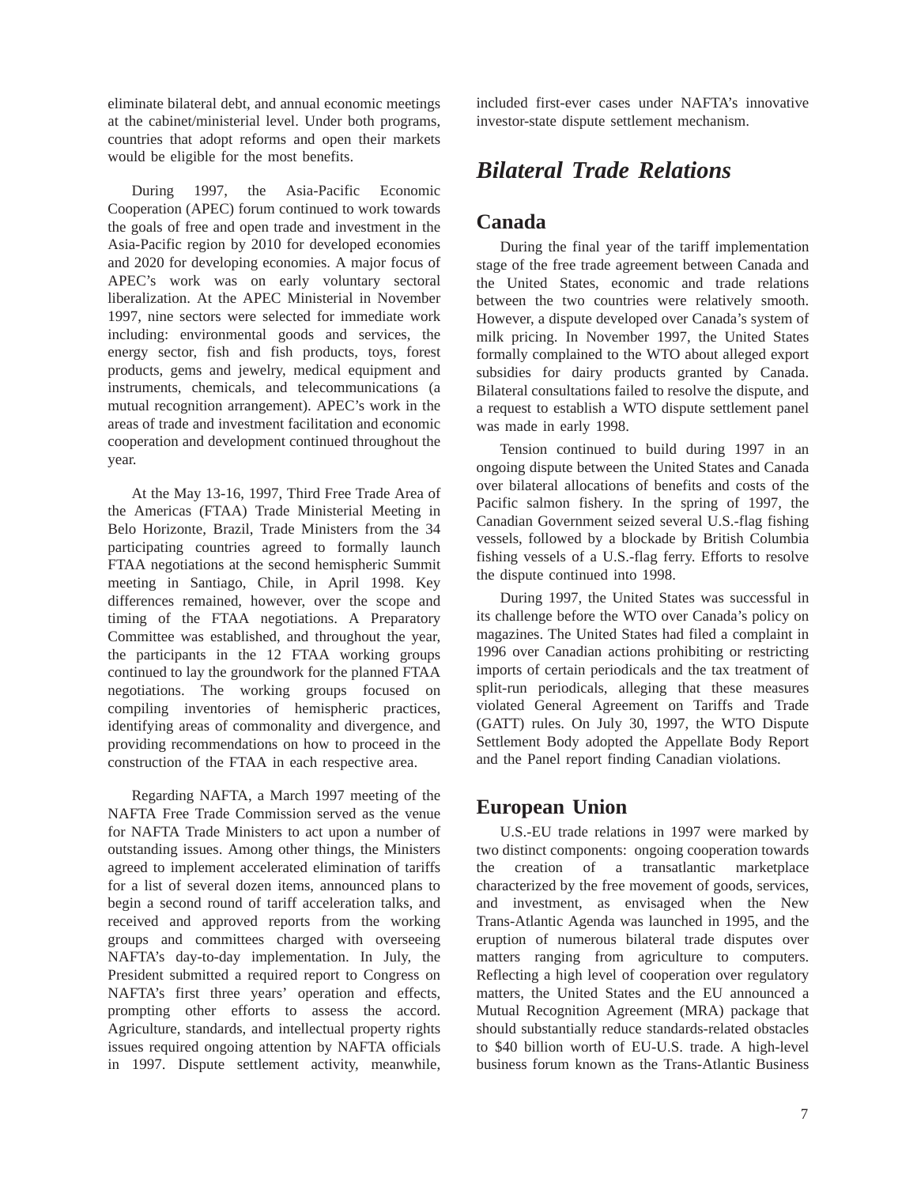eliminate bilateral debt, and annual economic meetings at the cabinet/ministerial level. Under both programs, countries that adopt reforms and open their markets would be eligible for the most benefits.

During 1997, the Asia-Pacific Economic Cooperation (APEC) forum continued to work towards the goals of free and open trade and investment in the Asia-Pacific region by 2010 for developed economies and 2020 for developing economies. A major focus of APEC's work was on early voluntary sectoral liberalization. At the APEC Ministerial in November 1997, nine sectors were selected for immediate work including: environmental goods and services, the energy sector, fish and fish products, toys, forest products, gems and jewelry, medical equipment and instruments, chemicals, and telecommunications (a mutual recognition arrangement). APEC's work in the areas of trade and investment facilitation and economic cooperation and development continued throughout the year.

At the May 13-16, 1997, Third Free Trade Area of the Americas (FTAA) Trade Ministerial Meeting in Belo Horizonte, Brazil, Trade Ministers from the 34 participating countries agreed to formally launch FTAA negotiations at the second hemispheric Summit meeting in Santiago, Chile, in April 1998. Key differences remained, however, over the scope and timing of the FTAA negotiations. A Preparatory Committee was established, and throughout the year, the participants in the 12 FTAA working groups continued to lay the groundwork for the planned FTAA negotiations. The working groups focused on compiling inventories of hemispheric practices, identifying areas of commonality and divergence, and providing recommendations on how to proceed in the construction of the FTAA in each respective area.

Regarding NAFTA, a March 1997 meeting of the NAFTA Free Trade Commission served as the venue for NAFTA Trade Ministers to act upon a number of outstanding issues. Among other things, the Ministers agreed to implement accelerated elimination of tariffs for a list of several dozen items, announced plans to begin a second round of tariff acceleration talks, and received and approved reports from the working groups and committees charged with overseeing NAFTA's day-to-day implementation. In July, the President submitted a required report to Congress on NAFTA's first three years' operation and effects, prompting other efforts to assess the accord. Agriculture, standards, and intellectual property rights issues required ongoing attention by NAFTA officials in 1997. Dispute settlement activity, meanwhile, included first-ever cases under NAFTA's innovative investor-state dispute settlement mechanism.

# *Bilateral Trade Relations*

## Canada

During the final year of the tariff implementation stage of the free trade agreement between Canada and the United States, economic and trade relations between the two countries were relatively smooth. However, a dispute developed over Canada's system of milk pricing. In November 1997, the United States formally complained to the WTO about alleged export subsidies for dairy products granted by Canada. Bilateral consultations failed to resolve the dispute, and a request to establish a WTO dispute settlement panel was made in early 1998.

Tension continued to build during 1997 in an ongoing dispute between the United States and Canada over bilateral allocations of benefits and costs of the Pacific salmon fishery. In the spring of 1997, the Canadian Government seized several U.S.-flag fishing vessels, followed by a blockade by British Columbia fishing vessels of a U.S.-flag ferry. Efforts to resolve the dispute continued into 1998.

During 1997, the United States was successful in its challenge before the WTO over Canada's policy on magazines. The United States had filed a complaint in 1996 over Canadian actions prohibiting or restricting imports of certain periodicals and the tax treatment of split-run periodicals, alleging that these measures violated General Agreement on Tariffs and Trade (GATT) rules. On July 30, 1997, the WTO Dispute Settlement Body adopted the Appellate Body Report and the Panel report finding Canadian violations.

## European Union

U.S.-EU trade relations in 1997 were marked by two distinct components: ongoing cooperation towards the creation of a transatlantic marketplace characterized by the free movement of goods, services, and investment, as envisaged when the New Trans-Atlantic Agenda was launched in 1995, and the eruption of numerous bilateral trade disputes over matters ranging from agriculture to computers. Reflecting a high level of cooperation over regulatory matters, the United States and the EU announced a Mutual Recognition Agreement (MRA) package that should substantially reduce standards-related obstacles to $40 billion worth of EU-U.S. trade. A high-level business forum known as the Trans-Atlantic Business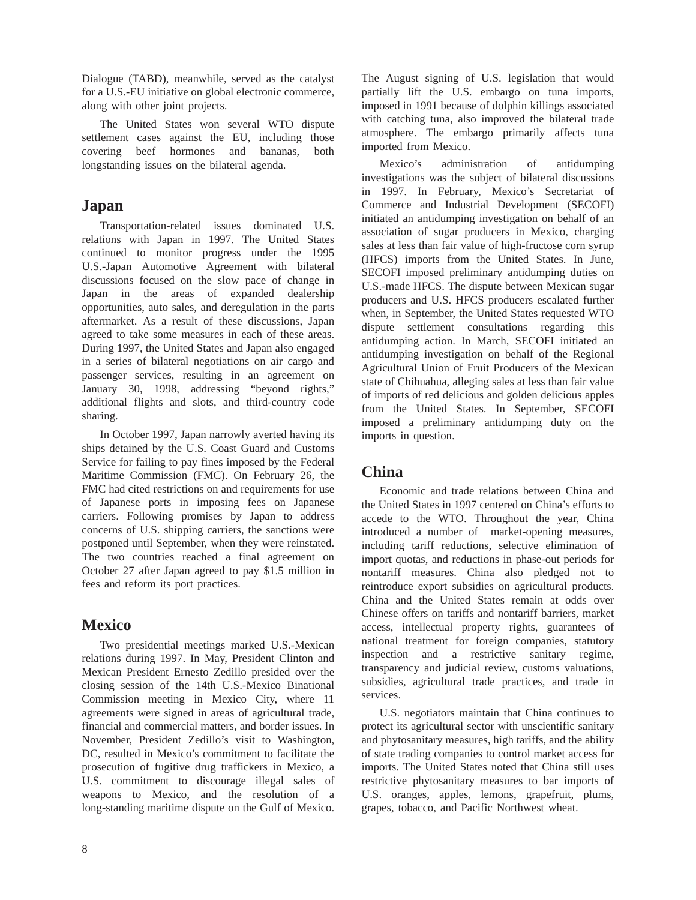Dialogue (TABD), meanwhile, served as the catalyst for a U.S.-EU initiative on global electronic commerce, along with other joint projects.

The United States won several WTO dispute settlement cases against the EU, including those covering beef hormones and bananas, both longstanding issues on the bilateral agenda.

## Japan

Transportation-related issues dominated U.S. relations with Japan in 1997. The United States continued to monitor progress under the 1995 U.S.-Japan Automotive Agreement with bilateral discussions focused on the slow pace of change in Japan in the areas of expanded dealership opportunities, auto sales, and deregulation in the parts aftermarket. As a result of these discussions, Japan agreed to take some measures in each of these areas. During 1997, the United States and Japan also engaged in a series of bilateral negotiations on air cargo and passenger services, resulting in an agreement on January 30, 1998, addressing "beyond rights," additional flights and slots, and third-country code sharing.

In October 1997, Japan narrowly averted having its ships detained by the U.S. Coast Guard and Customs Service for failing to pay fines imposed by the Federal Maritime Commission (FMC). On February 26, the FMC had cited restrictions on and requirements for use of Japanese ports in imposing fees on Japanese carriers. Following promises by Japan to address concerns of U.S. shipping carriers, the sanctions were postponed until September, when they were reinstated. The two countries reached a final agreement on October 27 after Japan agreed to pay $1.5 million in fees and reform its port practices.

## Mexico

Two presidential meetings marked U.S.-Mexican relations during 1997. In May, President Clinton and Mexican President Ernesto Zedillo presided over the closing session of the 14th U.S.-Mexico Binational Commission meeting in Mexico City, where 11 agreements were signed in areas of agricultural trade, financial and commercial matters, and border issues. In November, President Zedillo's visit to Washington, DC, resulted in Mexico's commitment to facilitate the prosecution of fugitive drug traffickers in Mexico, a U.S. commitment to discourage illegal sales of weapons to Mexico, and the resolution of a long-standing maritime dispute on the Gulf of Mexico. The August signing of U.S. legislation that would partially lift the U.S. embargo on tuna imports, imposed in 1991 because of dolphin killings associated with catching tuna, also improved the bilateral trade atmosphere. The embargo primarily affects tuna imported from Mexico.

Mexico's administration of antidumping investigations was the subject of bilateral discussions in 1997. In February, Mexico's Secretariat of Commerce and Industrial Development (SECOFI) initiated an antidumping investigation on behalf of an association of sugar producers in Mexico, charging sales at less than fair value of high-fructose corn syrup (HFCS) imports from the United States. In June, SECOFI imposed preliminary antidumping duties on U.S.-made HFCS. The dispute between Mexican sugar producers and U.S. HFCS producers escalated further when, in September, the United States requested WTO dispute settlement consultations regarding this antidumping action. In March, SECOFI initiated an antidumping investigation on behalf of the Regional Agricultural Union of Fruit Producers of the Mexican state of Chihuahua, alleging sales at less than fair value of imports of red delicious and golden delicious apples from the United States. In September, SECOFI imposed a preliminary antidumping duty on the imports in question.

## China

Economic and trade relations between China and the United States in 1997 centered on China's efforts to accede to the WTO. Throughout the year, China introduced a number of market-opening measures, including tariff reductions, selective elimination of import quotas, and reductions in phase-out periods for nontariff measures. China also pledged not to reintroduce export subsidies on agricultural products. China and the United States remain at odds over Chinese offers on tariffs and nontariff barriers, market access, intellectual property rights, guarantees of national treatment for foreign companies, statutory inspection and a restrictive sanitary regime, transparency and judicial review, customs valuations, subsidies, agricultural trade practices, and trade in services.

U.S. negotiators maintain that China continues to protect its agricultural sector with unscientific sanitary and phytosanitary measures, high tariffs, and the ability of state trading companies to control market access for imports. The United States noted that China still uses restrictive phytosanitary measures to bar imports of U.S. oranges, apples, lemons, grapefruit, plums, grapes, tobacco, and Pacific Northwest wheat.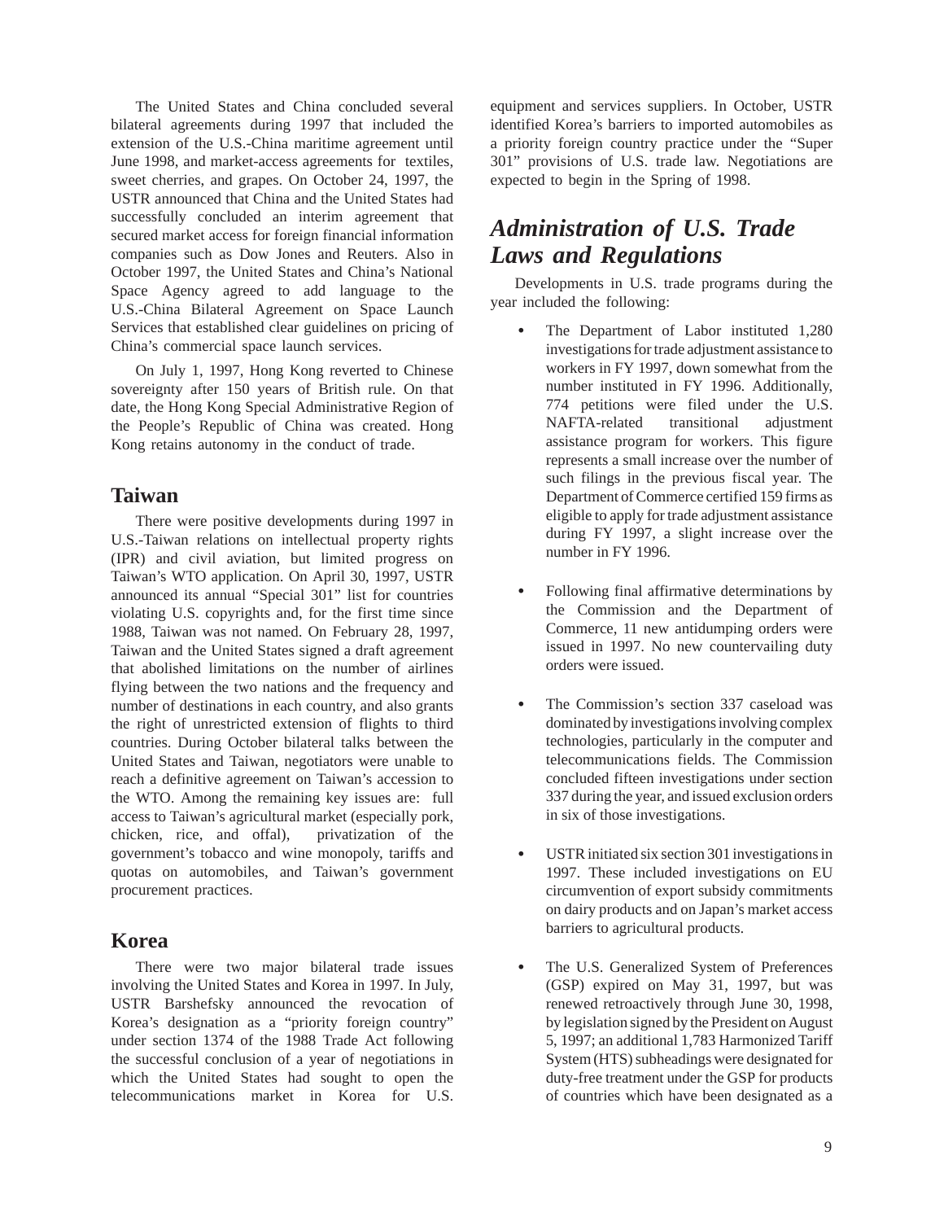The United States and China concluded several bilateral agreements during 1997 that included the extension of the U.S.-China maritime agreement until June 1998, and market-access agreements for textiles, sweet cherries, and grapes. On October 24, 1997, the USTR announced that China and the United States had successfully concluded an interim agreement that secured market access for foreign financial information companies such as Dow Jones and Reuters. Also in October 1997, the United States and China's National Space Agency agreed to add language to the U.S.-China Bilateral Agreement on Space Launch Services that established clear guidelines on pricing of China's commercial space launch services.

On July 1, 1997, Hong Kong reverted to Chinese sovereignty after 150 years of British rule. On that date, the Hong Kong Special Administrative Region of the People's Republic of China was created. Hong Kong retains autonomy in the conduct of trade.

## Taiwan

There were positive developments during 1997 in U.S.-Taiwan relations on intellectual property rights (IPR) and civil aviation, but limited progress on Taiwan's WTO application. On April 30, 1997, USTR announced its annual "Special 301" list for countries violating U.S. copyrights and, for the first time since 1988, Taiwan was not named. On February 28, 1997, Taiwan and the United States signed a draft agreement that abolished limitations on the number of airlines flying between the two nations and the frequency and number of destinations in each country, and also grants the right of unrestricted extension of flights to third countries. During October bilateral talks between the United States and Taiwan, negotiators were unable to reach a definitive agreement on Taiwan's accession to the WTO. Among the remaining key issues are: full access to Taiwan's agricultural market (especially pork, chicken, rice, and offal), privatization of the government's tobacco and wine monopoly, tariffs and quotas on automobiles, and Taiwan's government procurement practices.

## Korea

There were two major bilateral trade issues involving the United States and Korea in 1997. In July, USTR Barshefsky announced the revocation of Korea's designation as a "priority foreign country" under section 1374 of the 1988 Trade Act following the successful conclusion of a year of negotiations in which the United States had sought to open the telecommunications market in Korea for U.S. equipment and services suppliers. In October, USTR identified Korea's barriers to imported automobiles as a priority foreign country practice under the "Super 301" provisions of U.S. trade law. Negotiations are expected to begin in the Spring of 1998.

# *Administration of U.S. Trade Laws and Regulations*

Developments in U.S. trade programs during the year included the following:

- The Department of Labor instituted 1,280 investigations for trade adjustment assistance to workers in FY 1997, down somewhat from the number instituted in FY 1996. Additionally, 774 petitions were filed under the U.S. NAFTA-related transitional adjustment assistance program for workers. This figure represents a small increase over the number of such filings in the previous fiscal year. The Department of Commerce certified 159 firms as eligible to apply for trade adjustment assistance during FY 1997, a slight increase over the number in FY 1996.

- Following final affirmative determinations by the Commission and the Department of Commerce, 11 new antidumping orders were issued in 1997. No new countervailing duty orders were issued.

- The Commission's section 337 caseload was dominated by investigations involving complex technologies, particularly in the computer and telecommunications fields. The Commission concluded fifteen investigations under section 337 during the year, and issued exclusion orders in six of those investigations.

- USTR initiated six section 301 investigations in 1997. These included investigations on EU circumvention of export subsidy commitments on dairy products and on Japan's market access barriers to agricultural products.

- The U.S. Generalized System of Preferences (GSP) expired on May 31, 1997, but was renewed retroactively through June 30, 1998, by legislation signed by the President on August 5, 1997; an additional 1,783 Harmonized Tariff System (HTS) subheadings were designated for duty-free treatment under the GSP for products of countries which have been designated as a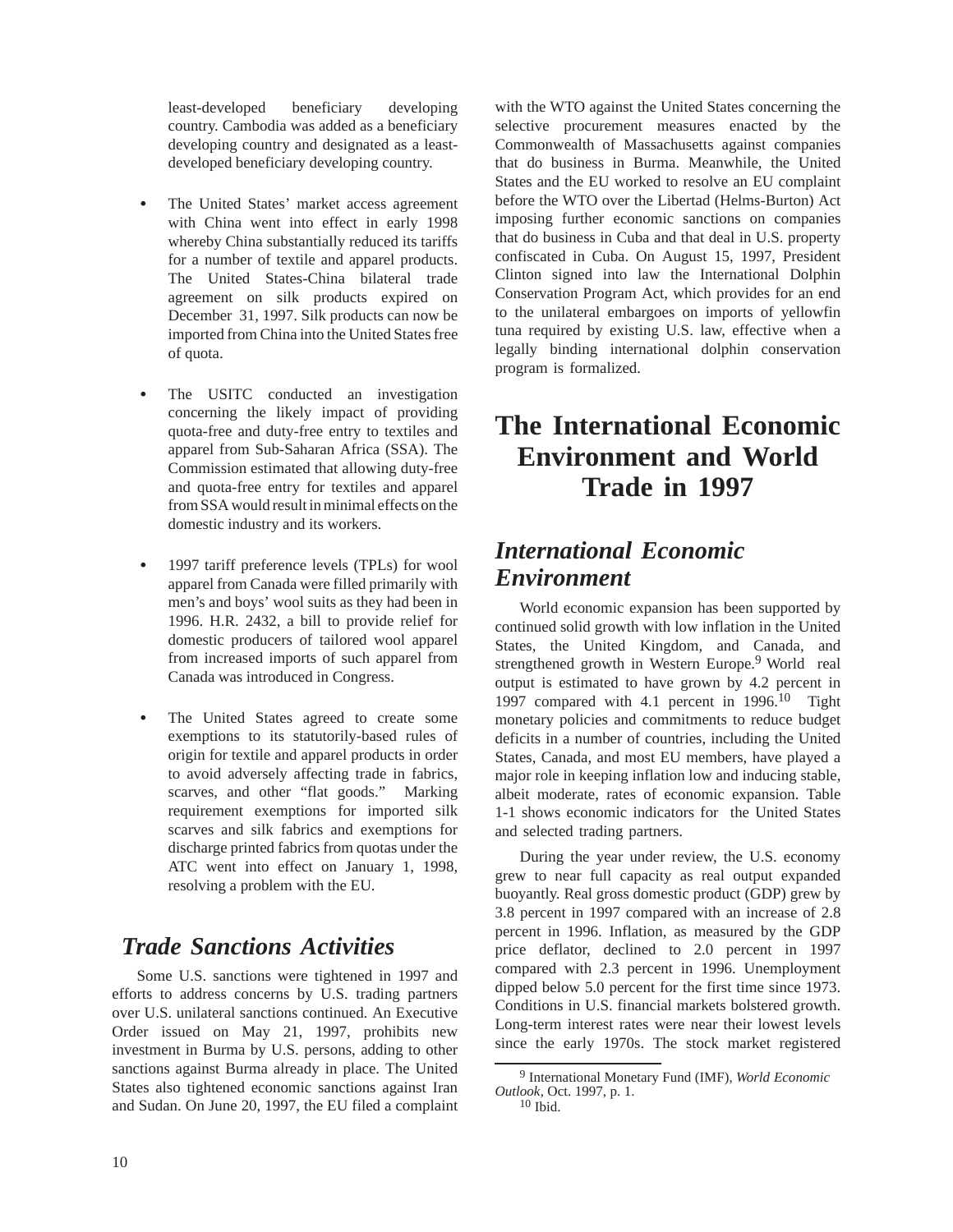least-developed beneficiary developing country. Cambodia was added as a beneficiary developing country and designated as a least-developed beneficiary developing country.

- The United States' market access agreement with China went into effect in early 1998 whereby China substantially reduced its tariffs for a number of textile and apparel products. The United States-China bilateral trade agreement on silk products expired on December 31, 1997. Silk products can now be imported from China into the United States free of quota.

- The USITC conducted an investigation concerning the likely impact of providing quota-free and duty-free entry to textiles and apparel from Sub-Saharan Africa (SSA). The Commission estimated that allowing duty-free and quota-free entry for textiles and apparel from SSA would result in minimal effects on the domestic industry and its workers.

- 1997 tariff preference levels (TPLs) for wool apparel from Canada were filled primarily with men's and boys' wool suits as they had been in 1996. H.R. 2432, a bill to provide relief for domestic producers of tailored wool apparel from increased imports of such apparel from Canada was introduced in Congress.

- The United States agreed to create some exemptions to its statutorily-based rules of origin for textile and apparel products in order to avoid adversely affecting trade in fabrics, scarves, and other "flat goods." Marking requirement exemptions for imported silk scarves and silk fabrics and exemptions for discharge printed fabrics from quotas under the ATC went into effect on January 1, 1998, resolving a problem with the EU.

## *Trade Sanctions Activities*

Some U.S. sanctions were tightened in 1997 and efforts to address concerns by U.S. trading partners over U.S. unilateral sanctions continued. An Executive Order issued on May 21, 1997, prohibits new investment in Burma by U.S. persons, adding to other sanctions against Burma already in place. The United States also tightened economic sanctions against Iran and Sudan. On June 20, 1997, the EU filed a complaint with the WTO against the United States concerning the selective procurement measures enacted by the Commonwealth of Massachusetts against companies that do business in Burma. Meanwhile, the United States and the EU worked to resolve an EU complaint before the WTO over the Libertad (Helms-Burton) Act imposing further economic sanctions on companies that do business in Cuba and that deal in U.S. property confiscated in Cuba. On August 15, 1997, President Clinton signed into law the International Dolphin Conservation Program Act, which provides for an end to the unilateral embargoes on imports of yellowfin tuna required by existing U.S. law, effective when a legally binding international dolphin conservation program is formalized.

# The International Economic Environment and World Trade in 1997

## *International Economic Environment*

World economic expansion has been supported by continued solid growth with low inflation in the United States, the United Kingdom, and Canada, and strengthened growth in Western Europe.[9] World real output is estimated to have grown by 4.2 percent in 1997 compared with 4.1 percent in 1996.[10] Tight monetary policies and commitments to reduce budget deficits in a number of countries, including the United States, Canada, and most EU members, have played a major role in keeping inflation low and inducing stable, albeit moderate, rates of economic expansion. Table 1-1 shows economic indicators for the United States and selected trading partners.

During the year under review, the U.S. economy grew to near full capacity as real output expanded buoyantly. Real gross domestic product (GDP) grew by 3.8 percent in 1997 compared with an increase of 2.8 percent in 1996. Inflation, as measured by the GDP price deflator, declined to 2.0 percent in 1997 compared with 2.3 percent in 1996. Unemployment dipped below 5.0 percent for the first time since 1973. Conditions in U.S. financial markets bolstered growth. Long-term interest rates were near their lowest levels since the early 1970s. The stock market registered

[9] International Monetary Fund (IMF), *World Economic Outlook*, Oct. 1997, p. 1.

[10] Ibid.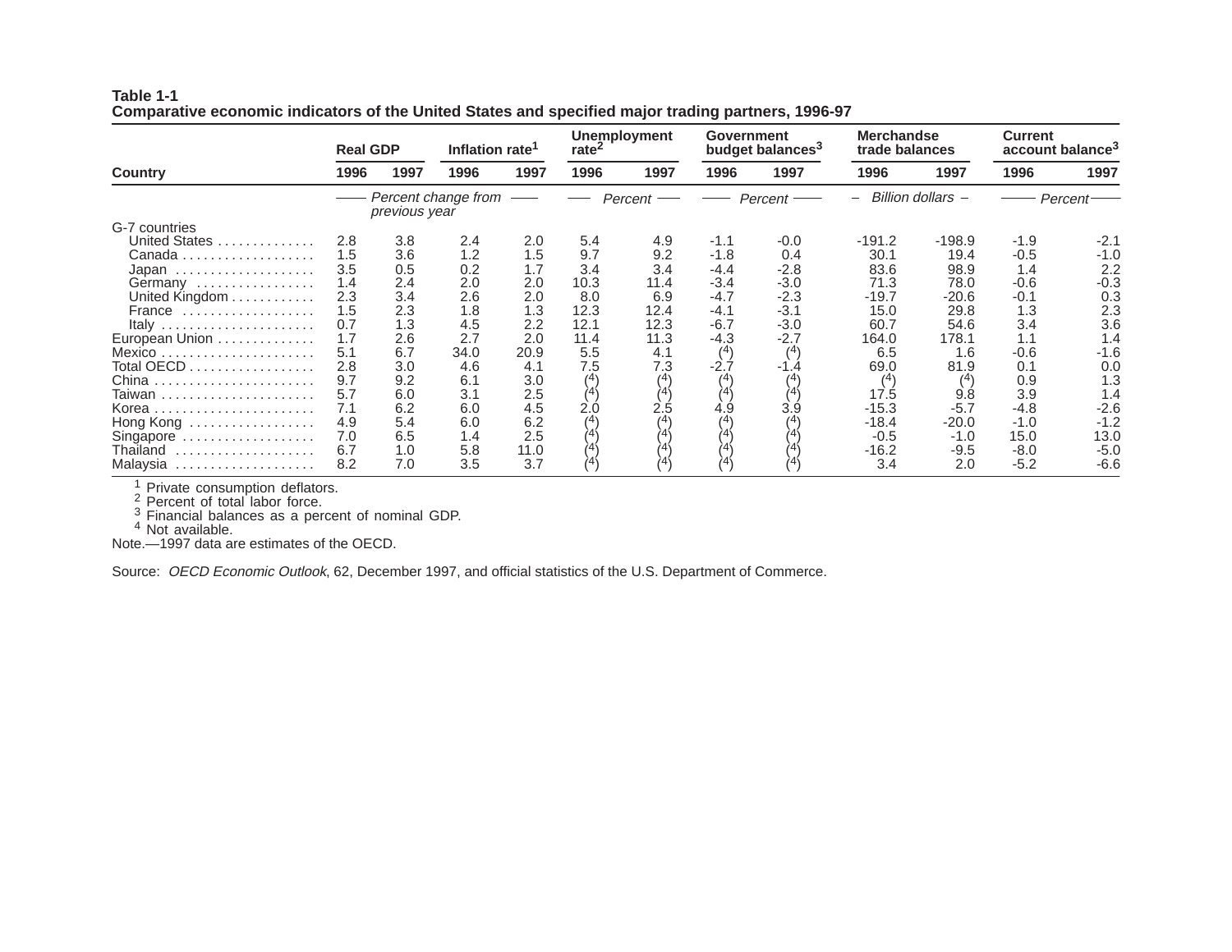**Table 1-1**
**Comparative economic indicators of the United States and specified major trading partners, 1996-97**

| Country | Real GDP | | Inflation rate[1] | | Unemployment rate[2] | | Government budget balances[3] | | Merchandse trade balances | | Current account balance[3] | |
|---|---|---|---|---|---|---|---|---|---|---|---|---|
| | 1996 | 1997 | 1996 | 1997 | 1996 | 1997 | 1996 | 1997 | 1996 | 1997 | 1996 | 1997 |
| | *Percent change from previous year* | | | | *Percent* | | *Percent* | | *Billion dollars* | | *Percent* | |
| G-7 countries | | | | | | | | | | | | |
| United States | 2.8 | 3.8 | 2.4 | 2.0 | 5.4 | 4.9 | -1.1 | -0.0 | -191.2 | -198.9 | -1.9 | -2.1 |
| Canada | 1.5 | 3.6 | 1.2 | 1.5 | 9.7 | 9.2 | -1.8 | 0.4 | 30.1 | 19.4 | -0.5 | -1.0 |
| Japan | 3.5 | 0.5 | 0.2 | 1.7 | 3.4 | 3.4 | -4.4 | -2.8 | 83.6 | 98.9 | 1.4 | 2.2 |
| Germany | 1.4 | 2.4 | 2.0 | 2.0 | 10.3 | 11.4 | -3.4 | -3.0 | 71.3 | 78.0 | -0.6 | -0.3 |
| United Kingdom | 2.3 | 3.4 | 2.6 | 2.0 | 8.0 | 6.9 | -4.7 | -2.3 | -19.7 | -20.6 | -0.1 | 0.3 |
| France | 1.5 | 2.3 | 1.8 | 1.3 | 12.3 | 12.4 | -4.1 | -3.1 | 15.0 | 29.8 | 1.3 | 2.3 |
| Italy | 0.7 | 1.3 | 4.5 | 2.2 | 12.1 | 12.3 | -6.7 | -3.0 | 60.7 | 54.6 | 3.4 | 3.6 |
| European Union | 1.7 | 2.6 | 2.7 | 2.0 | 11.4 | 11.3 | -4.3 | -2.7 | 164.0 | 178.1 | 1.1 | 1.4 |
| Mexico | 5.1 | 6.7 | 34.0 | 20.9 | 5.5 | 4.1 | ([4]) | ([4]) | 6.5 | 1.6 | -0.6 | -1.6 |
| Total OECD | 2.8 | 3.0 | 4.6 | 4.1 | 7.5 | 7.3 | -2.7 | -1.4 | 69.0 | 81.9 | 0.1 | 0.0 |
| China | 9.7 | 9.2 | 6.1 | 3.0 | ([4]) | ([4]) | ([4]) | ([4]) | ([4]) | ([4]) | 0.9 | 1.3 |
| Taiwan | 5.7 | 6.0 | 3.1 | 2.5 | ([4]) | ([4]) | ([4]) | ([4]) | 17.5 | 9.8 | 3.9 | 1.4 |
| Korea | 7.1 | 6.2 | 6.0 | 4.5 | 2.0 | 2.5 | 4.9 | 3.9 | -15.3 | -5.7 | -4.8 | -2.6 |
| Hong Kong | 4.9 | 5.4 | 6.0 | 6.2 | ([4]) | ([4]) | ([4]) | ([4]) | -18.4 | -20.0 | -1.0 | -1.2 |
| Singapore | 7.0 | 6.5 | 1.4 | 2.5 | ([4]) | ([4]) | ([4]) | ([4]) | -0.5 | -1.0 | 15.0 | 13.0 |
| Thailand | 6.7 | 1.0 | 5.8 | 11.0 | ([4]) | ([4]) | ([4]) | ([4]) | -16.2 | -9.5 | -8.0 | -5.0 |
| Malaysia | 8.2 | 7.0 | 3.5 | 3.7 | ([4]) | ([4]) | ([4]) | ([4]) | 3.4 | 2.0 | -5.2 | -6.6 |

[1] Private consumption deflators.
[2] Percent of total labor force.
[3] Financial balances as a percent of nominal GDP.
[4] Not available.

Note.—1997 data are estimates of the OECD.

Source: *OECD Economic Outlook*, 62, December 1997, and official statistics of the U.S. Department of Commerce.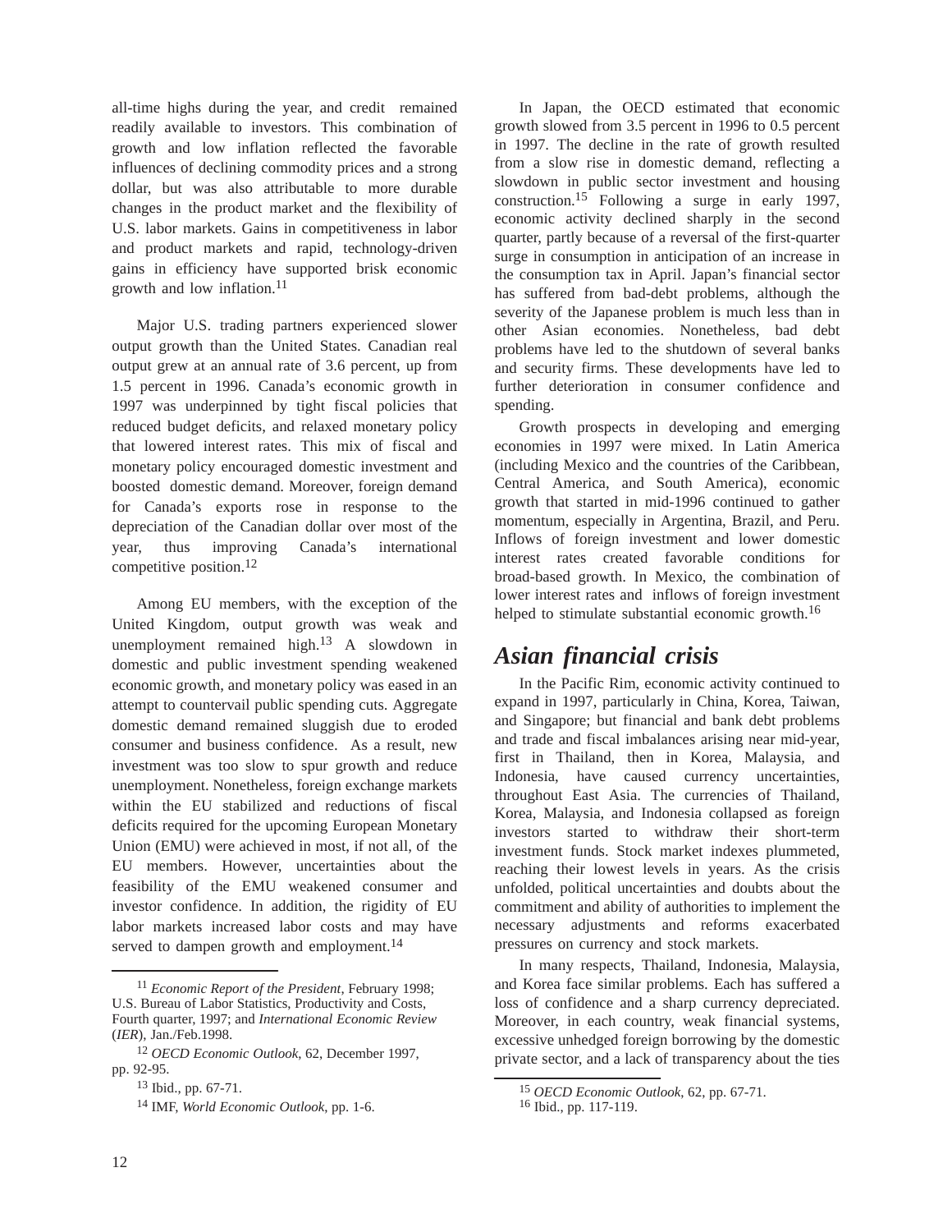all-time highs during the year, and credit remained readily available to investors. This combination of growth and low inflation reflected the favorable influences of declining commodity prices and a strong dollar, but was also attributable to more durable changes in the product market and the flexibility of U.S. labor markets. Gains in competitiveness in labor and product markets and rapid, technology-driven gains in efficiency have supported brisk economic growth and low inflation.[11]

Major U.S. trading partners experienced slower output growth than the United States. Canadian real output grew at an annual rate of 3.6 percent, up from 1.5 percent in 1996. Canada's economic growth in 1997 was underpinned by tight fiscal policies that reduced budget deficits, and relaxed monetary policy that lowered interest rates. This mix of fiscal and monetary policy encouraged domestic investment and boosted domestic demand. Moreover, foreign demand for Canada's exports rose in response to the depreciation of the Canadian dollar over most of the year, thus improving Canada's international competitive position.[12]

Among EU members, with the exception of the United Kingdom, output growth was weak and unemployment remained high.[13] A slowdown in domestic and public investment spending weakened economic growth, and monetary policy was eased in an attempt to countervail public spending cuts. Aggregate domestic demand remained sluggish due to eroded consumer and business confidence. As a result, new investment was too slow to spur growth and reduce unemployment. Nonetheless, foreign exchange markets within the EU stabilized and reductions of fiscal deficits required for the upcoming European Monetary Union (EMU) were achieved in most, if not all, of the EU members. However, uncertainties about the feasibility of the EMU weakened consumer and investor confidence. In addition, the rigidity of EU labor markets increased labor costs and may have served to dampen growth and employment.[14]

[11] *Economic Report of the President*, February 1998; U.S. Bureau of Labor Statistics, Productivity and Costs, Fourth quarter, 1997; and *International Economic Review* (*IER*), Jan./Feb.1998.

[12] *OECD Economic Outlook*, 62, December 1997, pp. 92-95.

[13] Ibid., pp. 67-71.

[14] IMF, *World Economic Outlook*, pp. 1-6.

In Japan, the OECD estimated that economic growth slowed from 3.5 percent in 1996 to 0.5 percent in 1997. The decline in the rate of growth resulted from a slow rise in domestic demand, reflecting a slowdown in public sector investment and housing construction.[15] Following a surge in early 1997, economic activity declined sharply in the second quarter, partly because of a reversal of the first-quarter surge in consumption in anticipation of an increase in the consumption tax in April. Japan's financial sector has suffered from bad-debt problems, although the severity of the Japanese problem is much less than in other Asian economies. Nonetheless, bad debt problems have led to the shutdown of several banks and security firms. These developments have led to further deterioration in consumer confidence and spending.

Growth prospects in developing and emerging economies in 1997 were mixed. In Latin America (including Mexico and the countries of the Caribbean, Central America, and South America), economic growth that started in mid-1996 continued to gather momentum, especially in Argentina, Brazil, and Peru. Inflows of foreign investment and lower domestic interest rates created favorable conditions for broad-based growth. In Mexico, the combination of lower interest rates and inflows of foreign investment helped to stimulate substantial economic growth.[16]

## *Asian financial crisis*

In the Pacific Rim, economic activity continued to expand in 1997, particularly in China, Korea, Taiwan, and Singapore; but financial and bank debt problems and trade and fiscal imbalances arising near mid-year, first in Thailand, then in Korea, Malaysia, and Indonesia, have caused currency uncertainties, throughout East Asia. The currencies of Thailand, Korea, Malaysia, and Indonesia collapsed as foreign investors started to withdraw their short-term investment funds. Stock market indexes plummeted, reaching their lowest levels in years. As the crisis unfolded, political uncertainties and doubts about the commitment and ability of authorities to implement the necessary adjustments and reforms exacerbated pressures on currency and stock markets.

In many respects, Thailand, Indonesia, Malaysia, and Korea face similar problems. Each has suffered a loss of confidence and a sharp currency depreciated. Moreover, in each country, weak financial systems, excessive unhedged foreign borrowing by the domestic private sector, and a lack of transparency about the ties

[15] *OECD Economic Outlook*, 62, pp. 67-71.

[16] Ibid., pp. 117-119.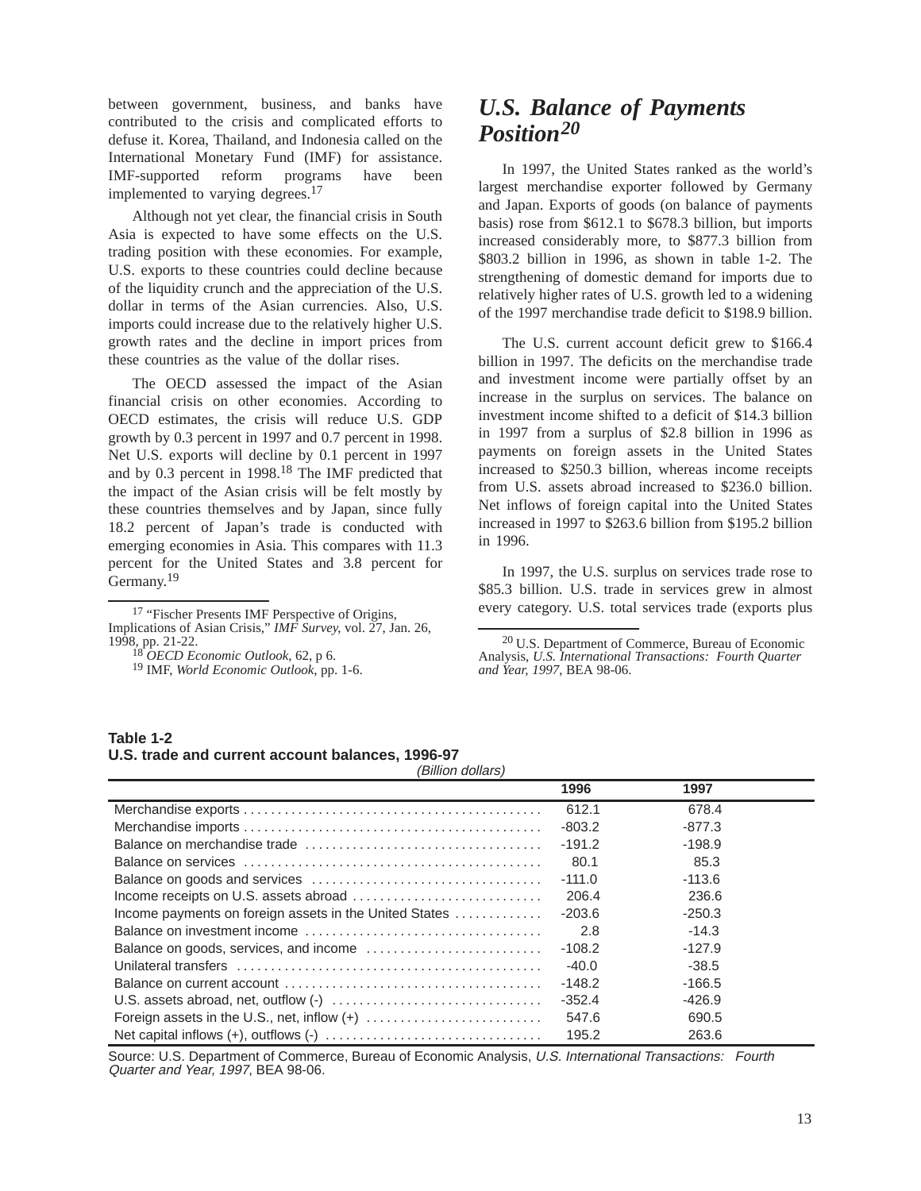between government, business, and banks have contributed to the crisis and complicated efforts to defuse it. Korea, Thailand, and Indonesia called on the International Monetary Fund (IMF) for assistance. IMF-supported reform programs have been implemented to varying degrees.[17]

Although not yet clear, the financial crisis in South Asia is expected to have some effects on the U.S. trading position with these economies. For example, U.S. exports to these countries could decline because of the liquidity crunch and the appreciation of the U.S. dollar in terms of the Asian currencies. Also, U.S. imports could increase due to the relatively higher U.S. growth rates and the decline in import prices from these countries as the value of the dollar rises.

The OECD assessed the impact of the Asian financial crisis on other economies. According to OECD estimates, the crisis will reduce U.S. GDP growth by 0.3 percent in 1997 and 0.7 percent in 1998. Net U.S. exports will decline by 0.1 percent in 1997 and by 0.3 percent in 1998.[18] The IMF predicted that the impact of the Asian crisis will be felt mostly by these countries themselves and by Japan, since fully 18.2 percent of Japan's trade is conducted with emerging economies in Asia. This compares with 11.3 percent for the United States and 3.8 percent for Germany.[19]

[17] "Fischer Presents IMF Perspective of Origins, Implications of Asian Crisis," *IMF Survey*, vol. 27, Jan. 26, 1998, pp. 21-22.

[18] *OECD Economic Outlook*, 62, p 6.

[19] IMF, *World Economic Outlook*, pp. 1-6.

## *U.S. Balance of Payments Position*[20]

In 1997, the United States ranked as the world's largest merchandise exporter followed by Germany and Japan. Exports of goods (on balance of payments basis) rose from $612.1 to $678.3 billion, but imports increased considerably more, to $877.3 billion from $803.2 billion in 1996, as shown in table 1-2. The strengthening of domestic demand for imports due to relatively higher rates of U.S. growth led to a widening of the 1997 merchandise trade deficit to $198.9 billion.

The U.S. current account deficit grew to $166.4 billion in 1997. The deficits on the merchandise trade and investment income were partially offset by an increase in the surplus on services. The balance on investment income shifted to a deficit of $14.3 billion in 1997 from a surplus of $2.8 billion in 1996 as payments on foreign assets in the United States increased to $250.3 billion, whereas income receipts from U.S. assets abroad increased to $236.0 billion. Net inflows of foreign capital into the United States increased in 1997 to $263.6 billion from $195.2 billion in 1996.

In 1997, the U.S. surplus on services trade rose to $85.3 billion. U.S. trade in services grew in almost every category. U.S. total services trade (exports plus

[20] U.S. Department of Commerce, Bureau of Economic Analysis, *U.S. International Transactions: Fourth Quarter and Year, 1997*, BEA 98-06.

**Table 1-2**
**U.S. trade and current account balances, 1996-97**

*(Billion dollars)*

| | 1996 | 1997 |
|---|---|---|
| Merchandise exports | 612.1 | 678.4 |
| Merchandise imports | -803.2 | -877.3 |
| Balance on merchandise trade | -191.2 | -198.9 |
| Balance on services | 80.1 | 85.3 |
| Balance on goods and services | -111.0 | -113.6 |
| Income receipts on U.S. assets abroad | 206.4 | 236.6 |
| Income payments on foreign assets in the United States | -203.6 | -250.3 |
| Balance on investment income | 2.8 | -14.3 |
| Balance on goods, services, and income | -108.2 | -127.9 |
| Unilateral transfers | -40.0 | -38.5 |
| Balance on current account | -148.2 | -166.5 |
| U.S. assets abroad, net, outflow (-) | -352.4 | -426.9 |
| Foreign assets in the U.S., net, inflow (+) | 547.6 | 690.5 |
| Net capital inflows (+), outflows (-) | 195.2 | 263.6 |

Source: U.S. Department of Commerce, Bureau of Economic Analysis, *U.S. International Transactions: Fourth Quarter and Year, 1997*, BEA 98-06.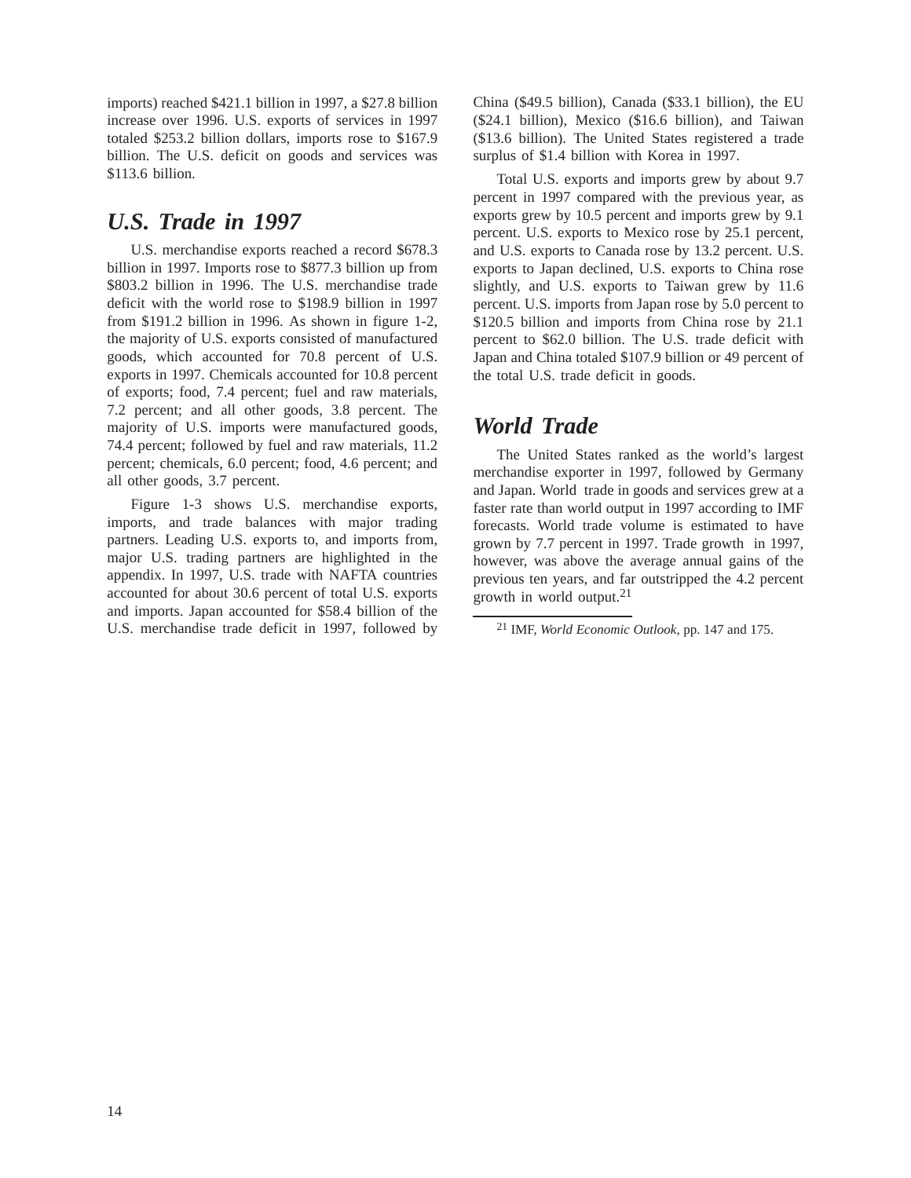imports) reached $421.1 billion in 1997, a $27.8 billion increase over 1996. U.S. exports of services in 1997 totaled $253.2 billion dollars, imports rose to $167.9 billion. The U.S. deficit on goods and services was $113.6 billion.

## *U.S. Trade in 1997*

U.S. merchandise exports reached a record $678.3 billion in 1997. Imports rose to $877.3 billion up from $803.2 billion in 1996. The U.S. merchandise trade deficit with the world rose to $198.9 billion in 1997 from $191.2 billion in 1996. As shown in figure 1-2, the majority of U.S. exports consisted of manufactured goods, which accounted for 70.8 percent of U.S. exports in 1997. Chemicals accounted for 10.8 percent of exports; food, 7.4 percent; fuel and raw materials, 7.2 percent; and all other goods, 3.8 percent. The majority of U.S. imports were manufactured goods, 74.4 percent; followed by fuel and raw materials, 11.2 percent; chemicals, 6.0 percent; food, 4.6 percent; and all other goods, 3.7 percent.

Figure 1-3 shows U.S. merchandise exports, imports, and trade balances with major trading partners. Leading U.S. exports to, and imports from, major U.S. trading partners are highlighted in the appendix. In 1997, U.S. trade with NAFTA countries accounted for about 30.6 percent of total U.S. exports and imports. Japan accounted for $58.4 billion of the U.S. merchandise trade deficit in 1997, followed by China ($49.5 billion), Canada ($33.1 billion), the EU ($24.1 billion), Mexico ($16.6 billion), and Taiwan ($13.6 billion). The United States registered a trade surplus of $1.4 billion with Korea in 1997.

Total U.S. exports and imports grew by about 9.7 percent in 1997 compared with the previous year, as exports grew by 10.5 percent and imports grew by 9.1 percent. U.S. exports to Mexico rose by 25.1 percent, and U.S. exports to Canada rose by 13.2 percent. U.S. exports to Japan declined, U.S. exports to China rose slightly, and U.S. exports to Taiwan grew by 11.6 percent. U.S. imports from Japan rose by 5.0 percent to $120.5 billion and imports from China rose by 21.1 percent to $62.0 billion. The U.S. trade deficit with Japan and China totaled $107.9 billion or 49 percent of the total U.S. trade deficit in goods.

## *World Trade*

The United States ranked as the world's largest merchandise exporter in 1997, followed by Germany and Japan. World trade in goods and services grew at a faster rate than world output in 1997 according to IMF forecasts. World trade volume is estimated to have grown by 7.7 percent in 1997. Trade growth in 1997, however, was above the average annual gains of the previous ten years, and far outstripped the 4.2 percent growth in world output.[21]

[21] IMF, *World Economic Outlook*, pp. 147 and 175.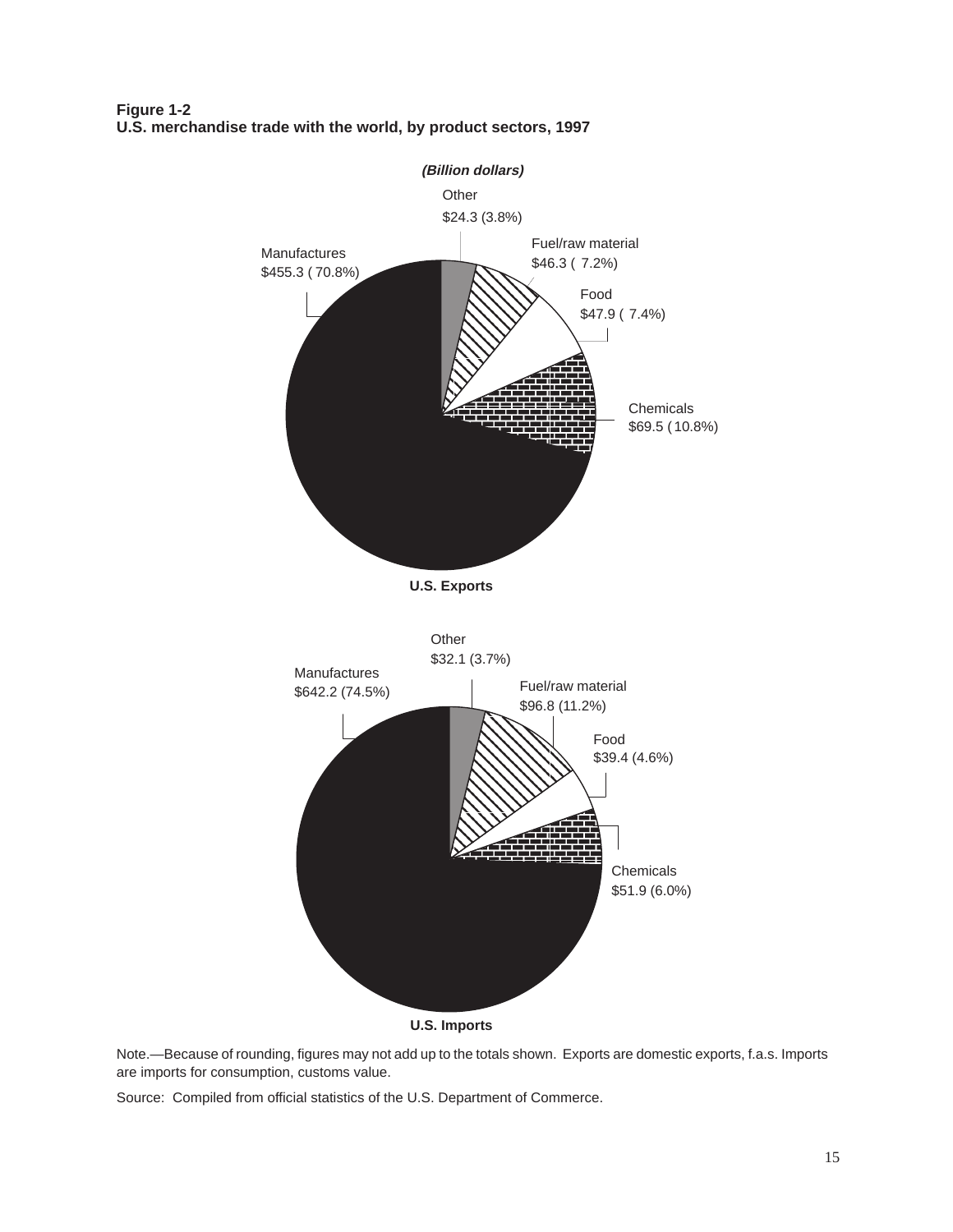**Figure 1-2**
**U.S. merchandise trade with the world, by product sectors, 1997**

***(Billion dollars)***

Other
$24.3 (3.8%)

Fuel/raw material
$46.3 ( 7.2%)

Manufactures
$455.3 ( 70.8%)

Food
$47.9 ( 7.4%)

Chemicals
$69.5 ( 10.8%)

**U.S. Exports**

Other
$32.1 (3.7%)

Manufactures
$642.2 (74.5%)

Fuel/raw material
$96.8 (11.2%)

Food
$39.4 (4.6%)

Chemicals
$51.9 (6.0%)

**U.S. Imports**

Note.—Because of rounding, figures may not add up to the totals shown. Exports are domestic exports, f.a.s. Imports are imports for consumption, customs value.

Source: Compiled from official statistics of the U.S. Department of Commerce.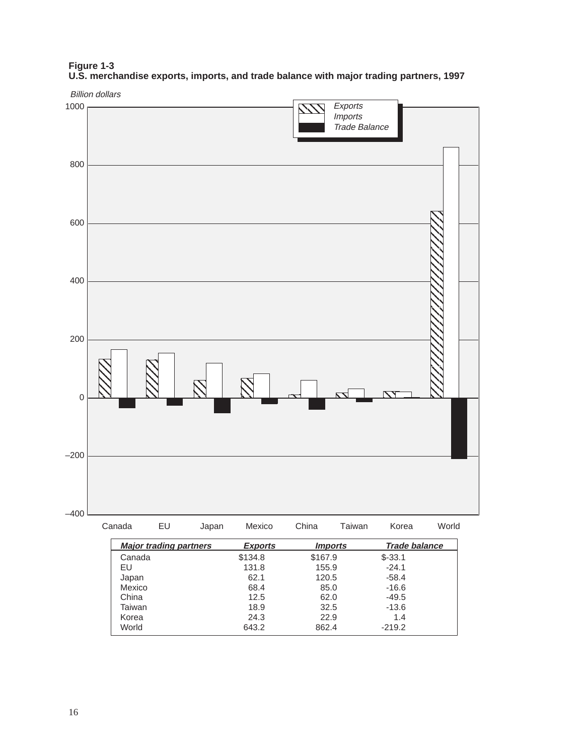**Figure 1-3**
**U.S. merchandise exports, imports, and trade balance with major trading partners, 1997**

| *Major trading partners* | *Exports* | *Imports* | *Trade balance* |
|---|---|---|---|
| Canada | $134.8 | $167.9 | $-33.1 |
| EU | 131.8 | 155.9 | -24.1 |
| Japan | 62.1 | 120.5 | -58.4 |
| Mexico | 68.4 | 85.0 | -16.6 |
| China | 12.5 | 62.0 | -49.5 |
| Taiwan | 18.9 | 32.5 | -13.6 |
| Korea | 24.3 | 22.9 | 1.4 |
| World | 643.2 | 862.4 | -219.2 |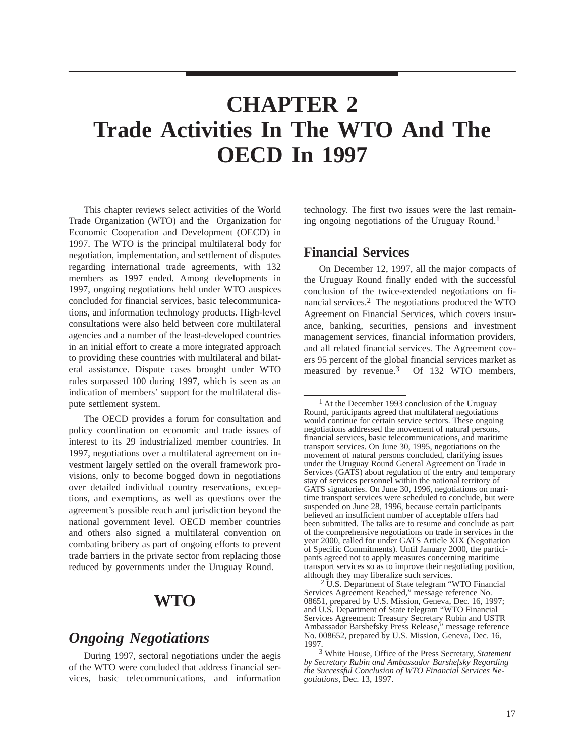# CHAPTER 2
# Trade Activities In The WTO And The OECD In 1997

This chapter reviews select activities of the World Trade Organization (WTO) and the Organization for Economic Cooperation and Development (OECD) in 1997. The WTO is the principal multilateral body for negotiation, implementation, and settlement of disputes regarding international trade agreements, with 132 members as 1997 ended. Among developments in 1997, ongoing negotiations held under WTO auspices concluded for financial services, basic telecommunications, and information technology products. High-level consultations were also held between core multilateral agencies and a number of the least-developed countries in an initial effort to create a more integrated approach to providing these countries with multilateral and bilateral assistance. Dispute cases brought under WTO rules surpassed 100 during 1997, which is seen as an indication of members' support for the multilateral dispute settlement system.

The OECD provides a forum for consultation and policy coordination on economic and trade issues of interest to its 29 industrialized member countries. In 1997, negotiations over a multilateral agreement on investment largely settled on the overall framework provisions, only to become bogged down in negotiations over detailed individual country reservations, exceptions, and exemptions, as well as questions over the agreement's possible reach and jurisdiction beyond the national government level. OECD member countries and others also signed a multilateral convention on combating bribery as part of ongoing efforts to prevent trade barriers in the private sector from replacing those reduced by governments under the Uruguay Round.

## WTO

### *Ongoing Negotiations*

During 1997, sectoral negotiations under the aegis of the WTO were concluded that address financial services, basic telecommunications, and information technology. The first two issues were the last remaining ongoing negotiations of the Uruguay Round.[1]

#### Financial Services

On December 12, 1997, all the major compacts of the Uruguay Round finally ended with the successful conclusion of the twice-extended negotiations on financial services.[2] The negotiations produced the WTO Agreement on Financial Services, which covers insurance, banking, securities, pensions and investment management services, financial information providers, and all related financial services. The Agreement covers 95 percent of the global financial services market as measured by revenue.[3] Of 132 WTO members,

---

[1] At the December 1993 conclusion of the Uruguay Round, participants agreed that multilateral negotiations would continue for certain service sectors. These ongoing negotiations addressed the movement of natural persons, financial services, basic telecommunications, and maritime transport services. On June 30, 1995, negotiations on the movement of natural persons concluded, clarifying issues under the Uruguay Round General Agreement on Trade in Services (GATS) about regulation of the entry and temporary stay of services personnel within the national territory of GATS signatories. On June 30, 1996, negotiations on maritime transport services were scheduled to conclude, but were suspended on June 28, 1996, because certain participants believed an insufficient number of acceptable offers had been submitted. The talks are to resume and conclude as part of the comprehensive negotiations on trade in services in the year 2000, called for under GATS Article XIX (Negotiation of Specific Commitments). Until January 2000, the participants agreed not to apply measures concerning maritime transport services so as to improve their negotiating position, although they may liberalize such services.

[2] U.S. Department of State telegram "WTO Financial Services Agreement Reached," message reference No. 08651, prepared by U.S. Mission, Geneva, Dec. 16, 1997; and U.S. Department of State telegram "WTO Financial Services Agreement: Treasury Secretary Rubin and USTR Ambassador Barshefsky Press Release," message reference No. 008652, prepared by U.S. Mission, Geneva, Dec. 16, 1997.

[3] White House, Office of the Press Secretary, *Statement by Secretary Rubin and Ambassador Barshefsky Regarding the Successful Conclusion of WTO Financial Services Negotiations*, Dec. 13, 1997.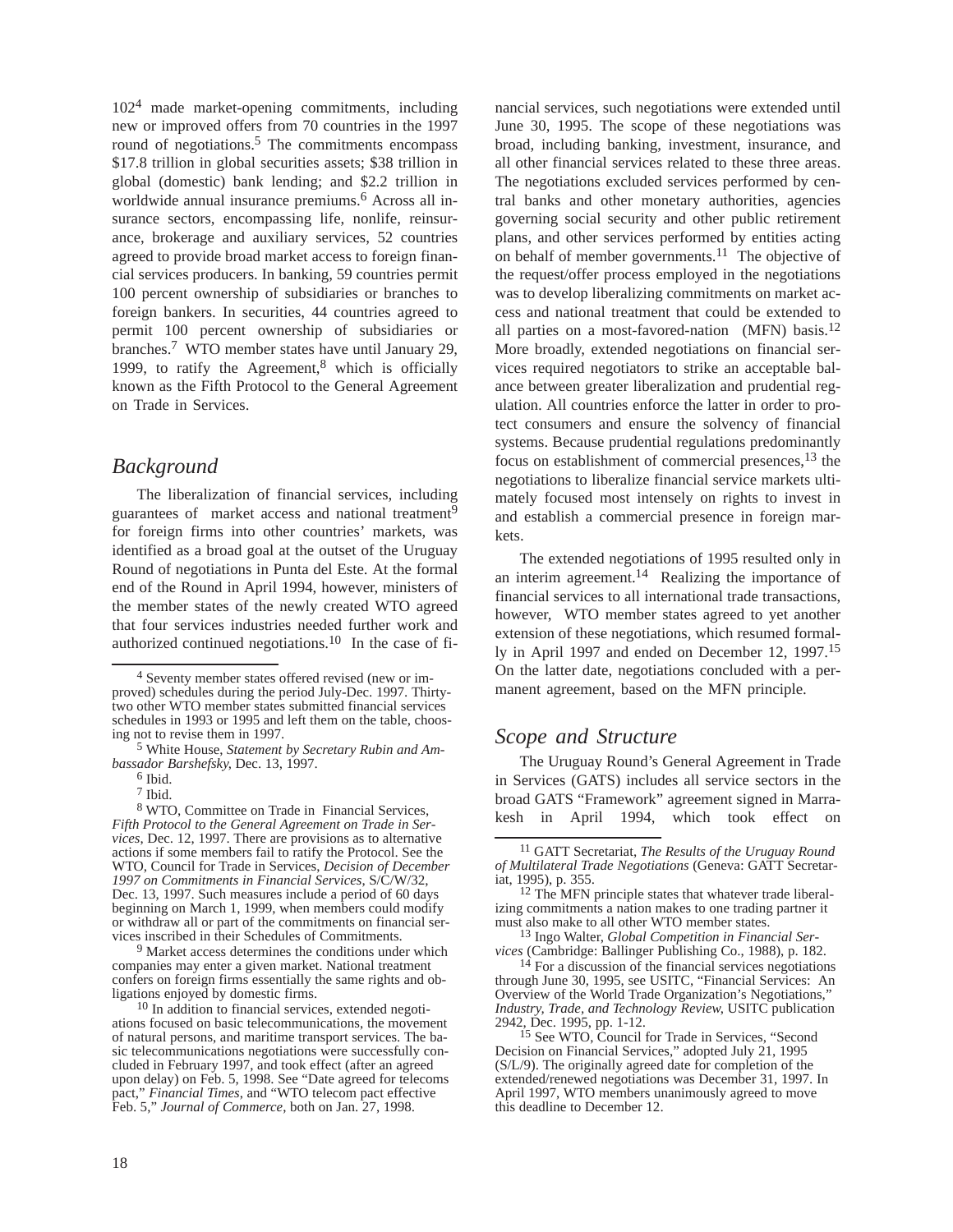102[4] made market-opening commitments, including new or improved offers from 70 countries in the 1997 round of negotiations.[5] The commitments encompass $17.8 trillion in global securities assets; $38 trillion in global (domestic) bank lending; and $2.2 trillion in worldwide annual insurance premiums.[6] Across all insurance sectors, encompassing life, nonlife, reinsurance, brokerage and auxiliary services, 52 countries agreed to provide broad market access to foreign financial services producers. In banking, 59 countries permit 100 percent ownership of subsidiaries or branches to foreign bankers. In securities, 44 countries agreed to permit 100 percent ownership of subsidiaries or branches.[7] WTO member states have until January 29, 1999, to ratify the Agreement,[8] which is officially known as the Fifth Protocol to the General Agreement on Trade in Services.

## *Background*

The liberalization of financial services, including guarantees of market access and national treatment[9] for foreign firms into other countries' markets, was identified as a broad goal at the outset of the Uruguay Round of negotiations in Punta del Este. At the formal end of the Round in April 1994, however, ministers of the member states of the newly created WTO agreed that four services industries needed further work and authorized continued negotiations.[10] In the case of financial services, such negotiations were extended until June 30, 1995. The scope of these negotiations was broad, including banking, investment, insurance, and all other financial services related to these three areas. The negotiations excluded services performed by central banks and other monetary authorities, agencies governing social security and other public retirement plans, and other services performed by entities acting on behalf of member governments.[11] The objective of the request/offer process employed in the negotiations was to develop liberalizing commitments on market access and national treatment that could be extended to all parties on a most-favored-nation (MFN) basis.[12] More broadly, extended negotiations on financial services required negotiators to strike an acceptable balance between greater liberalization and prudential regulation. All countries enforce the latter in order to protect consumers and ensure the solvency of financial systems. Because prudential regulations predominantly focus on establishment of commercial presences,[13] the negotiations to liberalize financial service markets ultimately focused most intensely on rights to invest in and establish a commercial presence in foreign markets.

The extended negotiations of 1995 resulted only in an interim agreement.[14] Realizing the importance of financial services to all international trade transactions, however, WTO member states agreed to yet another extension of these negotiations, which resumed formally in April 1997 and ended on December 12, 1997.[15] On the latter date, negotiations concluded with a permanent agreement, based on the MFN principle.

## *Scope and Structure*

The Uruguay Round's General Agreement in Trade in Services (GATS) includes all service sectors in the broad GATS "Framework" agreement signed in Marrakesh in April 1994, which took effect on

---

[4] Seventy member states offered revised (new or improved) schedules during the period July-Dec. 1997. Thirty-two other WTO member states submitted financial services schedules in 1993 or 1995 and left them on the table, choosing not to revise them in 1997.

[5] White House, *Statement by Secretary Rubin and Ambassador Barshefsky*, Dec. 13, 1997.

[6] Ibid.

[7] Ibid.

[8] WTO, Committee on Trade in Financial Services, *Fifth Protocol to the General Agreement on Trade in Services*, Dec. 12, 1997. There are provisions as to alternative actions if some members fail to ratify the Protocol. See the WTO, Council for Trade in Services, *Decision of December 1997 on Commitments in Financial Services*, S/C/W/32, Dec. 13, 1997. Such measures include a period of 60 days beginning on March 1, 1999, when members could modify or withdraw all or part of the commitments on financial services inscribed in their Schedules of Commitments.

[9] Market access determines the conditions under which companies may enter a given market. National treatment confers on foreign firms essentially the same rights and obligations enjoyed by domestic firms.

[10] In addition to financial services, extended negotiations focused on basic telecommunications, the movement of natural persons, and maritime transport services. The basic telecommunications negotiations were successfully concluded in February 1997, and took effect (after an agreed upon delay) on Feb. 5, 1998. See "Date agreed for telecoms pact," *Financial Times*, and "WTO telecom pact effective Feb. 5," *Journal of Commerce*, both on Jan. 27, 1998.

[11] GATT Secretariat, *The Results of the Uruguay Round of Multilateral Trade Negotiations* (Geneva: GATT Secretariat, 1995), p. 355.

[12] The MFN principle states that whatever trade liberalizing commitments a nation makes to one trading partner it must also make to all other WTO member states.

[13] Ingo Walter, *Global Competition in Financial Services* (Cambridge: Ballinger Publishing Co., 1988), p. 182.

[14] For a discussion of the financial services negotiations through June 30, 1995, see USITC, "Financial Services: An Overview of the World Trade Organization's Negotiations," *Industry, Trade, and Technology Review*, USITC publication 2942, Dec. 1995, pp. 1-12.

[15] See WTO, Council for Trade in Services, "Second Decision on Financial Services," adopted July 21, 1995 (S/L/9). The originally agreed date for completion of the extended/renewed negotiations was December 31, 1997. In April 1997, WTO members unanimously agreed to move this deadline to December 12.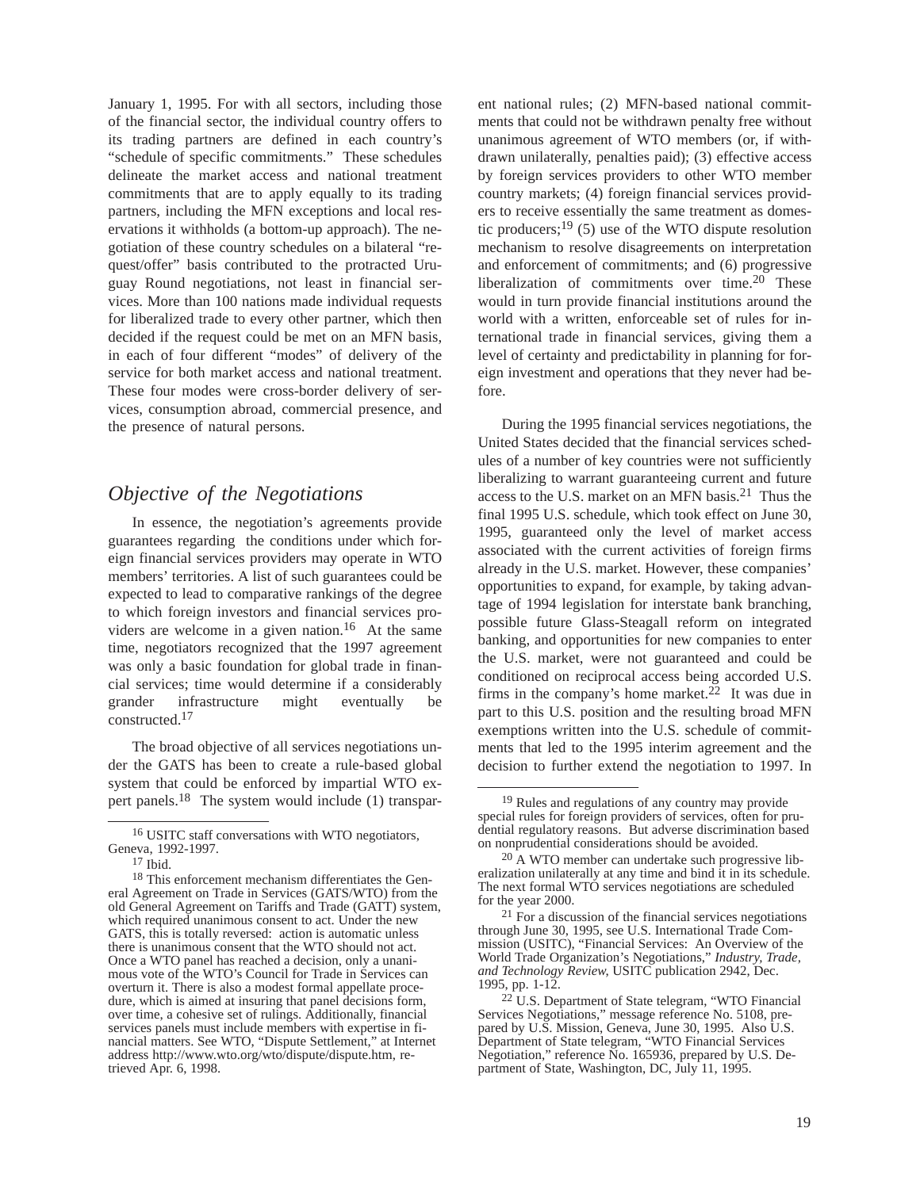January 1, 1995. For with all sectors, including those of the financial sector, the individual country offers to its trading partners are defined in each country's "schedule of specific commitments." These schedules delineate the market access and national treatment commitments that are to apply equally to its trading partners, including the MFN exceptions and local reservations it withholds (a bottom-up approach). The negotiation of these country schedules on a bilateral "request/offer" basis contributed to the protracted Uruguay Round negotiations, not least in financial services. More than 100 nations made individual requests for liberalized trade to every other partner, which then decided if the request could be met on an MFN basis, in each of four different "modes" of delivery of the service for both market access and national treatment. These four modes were cross-border delivery of services, consumption abroad, commercial presence, and the presence of natural persons.

## *Objective of the Negotiations*

In essence, the negotiation's agreements provide guarantees regarding the conditions under which foreign financial services providers may operate in WTO members' territories. A list of such guarantees could be expected to lead to comparative rankings of the degree to which foreign investors and financial services providers are welcome in a given nation.[16] At the same time, negotiators recognized that the 1997 agreement was only a basic foundation for global trade in financial services; time would determine if a considerably grander infrastructure might eventually be constructed.[17]

The broad objective of all services negotiations under the GATS has been to create a rule-based global system that could be enforced by impartial WTO expert panels.[18] The system would include (1) transparent national rules; (2) MFN-based national commitments that could not be withdrawn penalty free without unanimous agreement of WTO members (or, if withdrawn unilaterally, penalties paid); (3) effective access by foreign services providers to other WTO member country markets; (4) foreign financial services providers to receive essentially the same treatment as domestic producers;[19] (5) use of the WTO dispute resolution mechanism to resolve disagreements on interpretation and enforcement of commitments; and (6) progressive liberalization of commitments over time.[20] These would in turn provide financial institutions around the world with a written, enforceable set of rules for international trade in financial services, giving them a level of certainty and predictability in planning for foreign investment and operations that they never had before.

During the 1995 financial services negotiations, the United States decided that the financial services schedules of a number of key countries were not sufficiently liberalizing to warrant guaranteeing current and future access to the U.S. market on an MFN basis.[21] Thus the final 1995 U.S. schedule, which took effect on June 30, 1995, guaranteed only the level of market access associated with the current activities of foreign firms already in the U.S. market. However, these companies' opportunities to expand, for example, by taking advantage of 1994 legislation for interstate bank branching, possible future Glass-Steagall reform on integrated banking, and opportunities for new companies to enter the U.S. market, were not guaranteed and could be conditioned on reciprocal access being accorded U.S. firms in the company's home market.[22] It was due in part to this U.S. position and the resulting broad MFN exemptions written into the U.S. schedule of commitments that led to the 1995 interim agreement and the decision to further extend the negotiation to 1997. In

---

[16] USITC staff conversations with WTO negotiators, Geneva, 1992-1997.

[17] Ibid.

[18] This enforcement mechanism differentiates the General Agreement on Trade in Services (GATS/WTO) from the old General Agreement on Tariffs and Trade (GATT) system, which required unanimous consent to act. Under the new GATS, this is totally reversed: action is automatic unless there is unanimous consent that the WTO should not act. Once a WTO panel has reached a decision, only a unanimous vote of the WTO's Council for Trade in Services can overturn it. There is also a modest formal appellate procedure, which is aimed at insuring that panel decisions form, over time, a cohesive set of rulings. Additionally, financial services panels must include members with expertise in financial matters. See WTO, "Dispute Settlement," at Internet address http://www.wto.org/wto/dispute/dispute.htm, retrieved Apr. 6, 1998.

[19] Rules and regulations of any country may provide special rules for foreign providers of services, often for prudential regulatory reasons. But adverse discrimination based on nonprudential considerations should be avoided.

[20] A WTO member can undertake such progressive liberalization unilaterally at any time and bind it in its schedule. The next formal WTO services negotiations are scheduled for the year 2000.

[21] For a discussion of the financial services negotiations through June 30, 1995, see U.S. International Trade Commission (USITC), "Financial Services: An Overview of the World Trade Organization's Negotiations," *Industry, Trade, and Technology Review*, USITC publication 2942, Dec. 1995, pp. 1-12.

[22] U.S. Department of State telegram, "WTO Financial Services Negotiations," message reference No. 5108, prepared by U.S. Mission, Geneva, June 30, 1995. Also U.S. Department of State telegram, "WTO Financial Services Negotiation," reference No. 165936, prepared by U.S. Department of State, Washington, DC, July 11, 1995.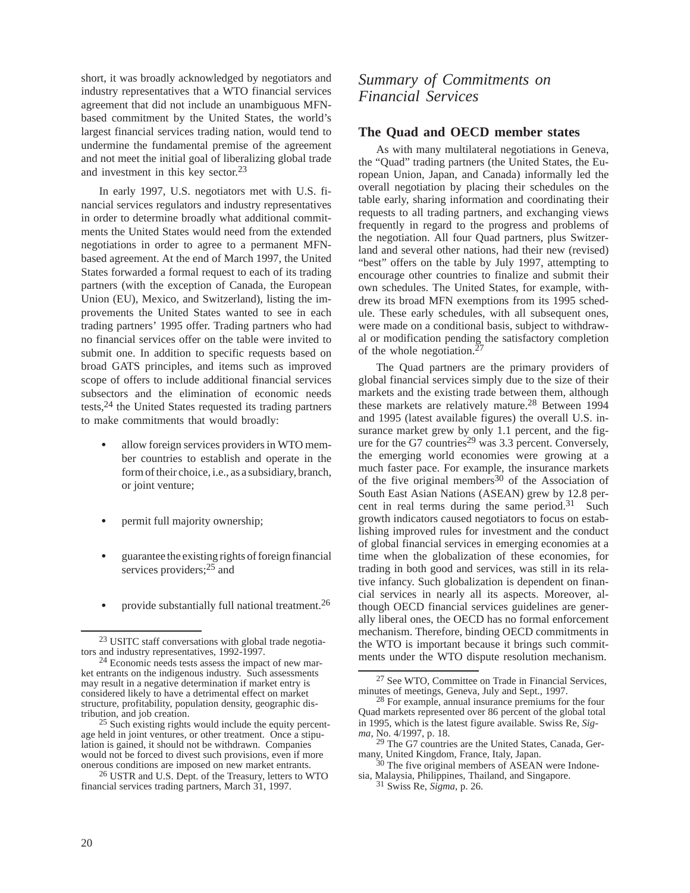short, it was broadly acknowledged by negotiators and industry representatives that a WTO financial services agreement that did not include an unambiguous MFN-based commitment by the United States, the world's largest financial services trading nation, would tend to undermine the fundamental premise of the agreement and not meet the initial goal of liberalizing global trade and investment in this key sector.[23]

In early 1997, U.S. negotiators met with U.S. financial services regulators and industry representatives in order to determine broadly what additional commitments the United States would need from the extended negotiations in order to agree to a permanent MFN-based agreement. At the end of March 1997, the United States forwarded a formal request to each of its trading partners (with the exception of Canada, the European Union (EU), Mexico, and Switzerland), listing the improvements the United States wanted to see in each trading partners' 1995 offer. Trading partners who had no financial services offer on the table were invited to submit one. In addition to specific requests based on broad GATS principles, and items such as improved scope of offers to include additional financial services subsectors and the elimination of economic needs tests,[24] the United States requested its trading partners to make commitments that would broadly:

- allow foreign services providers in WTO member countries to establish and operate in the form of their choice, i.e., as a subsidiary, branch, or joint venture;
- permit full majority ownership;
- guarantee the existing rights of foreign financial services providers;[25] and
- provide substantially full national treatment.[26]

[23] USITC staff conversations with global trade negotiators and industry representatives, 1992-1997.

[24] Economic needs tests assess the impact of new market entrants on the indigenous industry. Such assessments may result in a negative determination if market entry is considered likely to have a detrimental effect on market structure, profitability, population density, geographic distribution, and job creation.

[25] Such existing rights would include the equity percentage held in joint ventures, or other treatment. Once a stipulation is gained, it should not be withdrawn. Companies would not be forced to divest such provisions, even if more onerous conditions are imposed on new market entrants.

[26] USTR and U.S. Dept. of the Treasury, letters to WTO financial services trading partners, March 31, 1997.

## *Summary of Commitments on Financial Services*

### The Quad and OECD member states

As with many multilateral negotiations in Geneva, the "Quad" trading partners (the United States, the European Union, Japan, and Canada) informally led the overall negotiation by placing their schedules on the table early, sharing information and coordinating their requests to all trading partners, and exchanging views frequently in regard to the progress and problems of the negotiation. All four Quad partners, plus Switzerland and several other nations, had their new (revised) "best" offers on the table by July 1997, attempting to encourage other countries to finalize and submit their own schedules. The United States, for example, withdrew its broad MFN exemptions from its 1995 schedule. These early schedules, with all subsequent ones, were made on a conditional basis, subject to withdrawal or modification pending the satisfactory completion of the whole negotiation.[27]

The Quad partners are the primary providers of global financial services simply due to the size of their markets and the existing trade between them, although these markets are relatively mature.[28] Between 1994 and 1995 (latest available figures) the overall U.S. insurance market grew by only 1.1 percent, and the figure for the G7 countries[29] was 3.3 percent. Conversely, the emerging world economies were growing at a much faster pace. For example, the insurance markets of the five original members[30] of the Association of South East Asian Nations (ASEAN) grew by 12.8 percent in real terms during the same period.[31] Such growth indicators caused negotiators to focus on establishing improved rules for investment and the conduct of global financial services in emerging economies at a time when the globalization of these economies, for trading in both good and services, was still in its relative infancy. Such globalization is dependent on financial services in nearly all its aspects. Moreover, although OECD financial services guidelines are generally liberal ones, the OECD has no formal enforcement mechanism. Therefore, binding OECD commitments in the WTO is important because it brings such commitments under the WTO dispute resolution mechanism.

[27] See WTO, Committee on Trade in Financial Services, minutes of meetings, Geneva, July and Sept., 1997.

[28] For example, annual insurance premiums for the four Quad markets represented over 86 percent of the global total in 1995, which is the latest figure available. Swiss Re, *Sigma*, No. 4/1997, p. 18.

[29] The G7 countries are the United States, Canada, Germany, United Kingdom, France, Italy, Japan.

[30] The five original members of ASEAN were Indonesia, Malaysia, Philippines, Thailand, and Singapore.

[31] Swiss Re, *Sigma*, p. 26.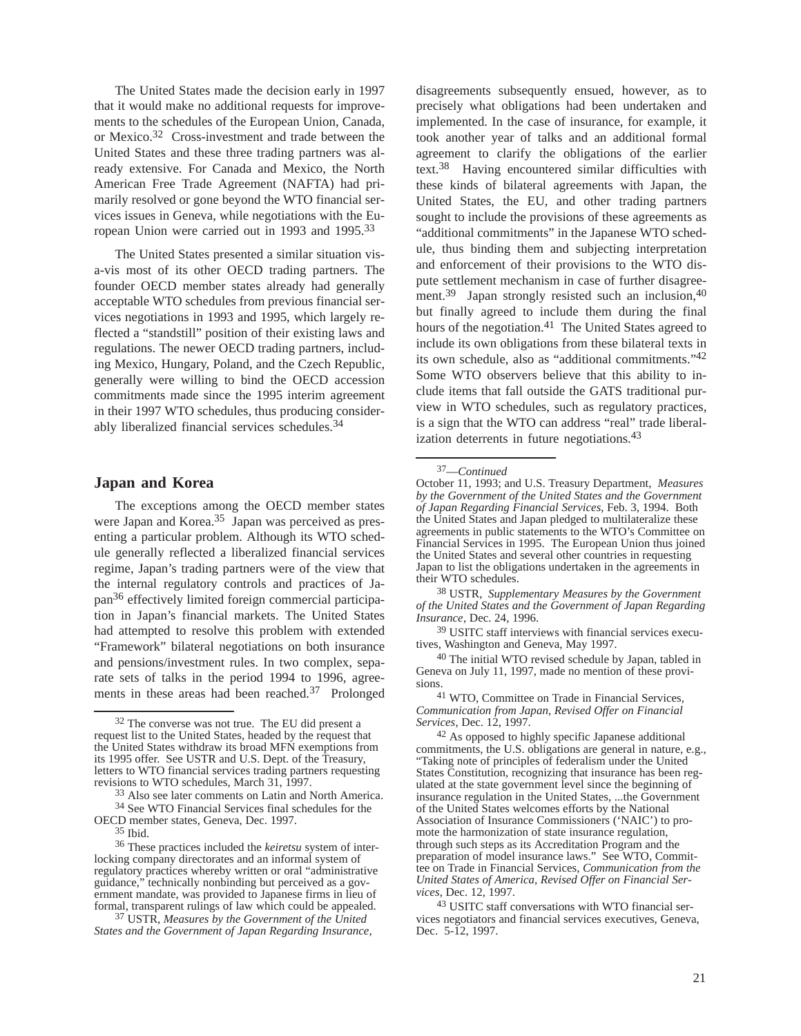The United States made the decision early in 1997 that it would make no additional requests for improvements to the schedules of the European Union, Canada, or Mexico.[32] Cross-investment and trade between the United States and these three trading partners was already extensive. For Canada and Mexico, the North American Free Trade Agreement (NAFTA) had primarily resolved or gone beyond the WTO financial services issues in Geneva, while negotiations with the European Union were carried out in 1993 and 1995.[33]

The United States presented a similar situation vis-a-vis most of its other OECD trading partners. The founder OECD member states already had generally acceptable WTO schedules from previous financial services negotiations in 1993 and 1995, which largely reflected a "standstill" position of their existing laws and regulations. The newer OECD trading partners, including Mexico, Hungary, Poland, and the Czech Republic, generally were willing to bind the OECD accession commitments made since the 1995 interim agreement in their 1997 WTO schedules, thus producing considerably liberalized financial services schedules.[34]

## Japan and Korea

The exceptions among the OECD member states were Japan and Korea.[35] Japan was perceived as presenting a particular problem. Although its WTO schedule generally reflected a liberalized financial services regime, Japan's trading partners were of the view that the internal regulatory controls and practices of Japan[36] effectively limited foreign commercial participation in Japan's financial markets. The United States had attempted to resolve this problem with extended "Framework" bilateral negotiations on both insurance and pensions/investment rules. In two complex, separate sets of talks in the period 1994 to 1996, agreements in these areas had been reached.[37] Prolonged disagreements subsequently ensued, however, as to precisely what obligations had been undertaken and implemented. In the case of insurance, for example, it took another year of talks and an additional formal agreement to clarify the obligations of the earlier text.[38] Having encountered similar difficulties with these kinds of bilateral agreements with Japan, the United States, the EU, and other trading partners sought to include the provisions of these agreements as "additional commitments" in the Japanese WTO schedule, thus binding them and subjecting interpretation and enforcement of their provisions to the WTO dispute settlement mechanism in case of further disagreement.[39] Japan strongly resisted such an inclusion,[40] but finally agreed to include them during the final hours of the negotiation.[41] The United States agreed to include its own obligations from these bilateral texts in its own schedule, also as "additional commitments."[42] Some WTO observers believe that this ability to include items that fall outside the GATS traditional purview in WTO schedules, such as regulatory practices, is a sign that the WTO can address "real" trade liberalization deterrents in future negotiations.[43]

---

[32] The converse was not true. The EU did present a request list to the United States, headed by the request that the United States withdraw its broad MFN exemptions from its 1995 offer. See USTR and U.S. Dept. of the Treasury, letters to WTO financial services trading partners requesting revisions to WTO schedules, March 31, 1997.

[33] Also see later comments on Latin and North America.

[34] See WTO Financial Services final schedules for the OECD member states, Geneva, Dec. 1997.

[35] Ibid.

[36] These practices included the *keiretsu* system of interlocking company directorates and an informal system of regulatory practices whereby written or oral "administrative guidance," technically nonbinding but perceived as a government mandate, was provided to Japanese firms in lieu of formal, transparent rulings of law which could be appealed.

[37] USTR, *Measures by the Government of the United States and the Government of Japan Regarding Insurance*, October 11, 1993; and U.S. Treasury Department, *Measures by the Government of the United States and the Government of Japan Regarding Financial Services*, Feb. 3, 1994. Both the United States and Japan pledged to multilateralize these agreements in public statements to the WTO's Committee on Financial Services in 1995. The European Union thus joined the United States and several other countries in requesting Japan to list the obligations undertaken in the agreements in their WTO schedules.

[38] USTR, *Supplementary Measures by the Government of the United States and the Government of Japan Regarding Insurance*, Dec. 24, 1996.

[39] USITC staff interviews with financial services executives, Washington and Geneva, May 1997.

[40] The initial WTO revised schedule by Japan, tabled in Geneva on July 11, 1997, made no mention of these provisions.

[41] WTO, Committee on Trade in Financial Services, *Communication from Japan, Revised Offer on Financial Services*, Dec. 12, 1997.

[42] As opposed to highly specific Japanese additional commitments, the U.S. obligations are general in nature, e.g., "Taking note of principles of federalism under the United States Constitution, recognizing that insurance has been regulated at the state government level since the beginning of insurance regulation in the United States, ...the Government of the United States welcomes efforts by the National Association of Insurance Commissioners ('NAIC') to promote the harmonization of state insurance regulation, through such steps as its Accreditation Program and the preparation of model insurance laws." See WTO, Committee on Trade in Financial Services, *Communication from the United States of America, Revised Offer on Financial Services*, Dec. 12, 1997.

[43] USITC staff conversations with WTO financial services negotiators and financial services executives, Geneva, Dec. 5-12, 1997.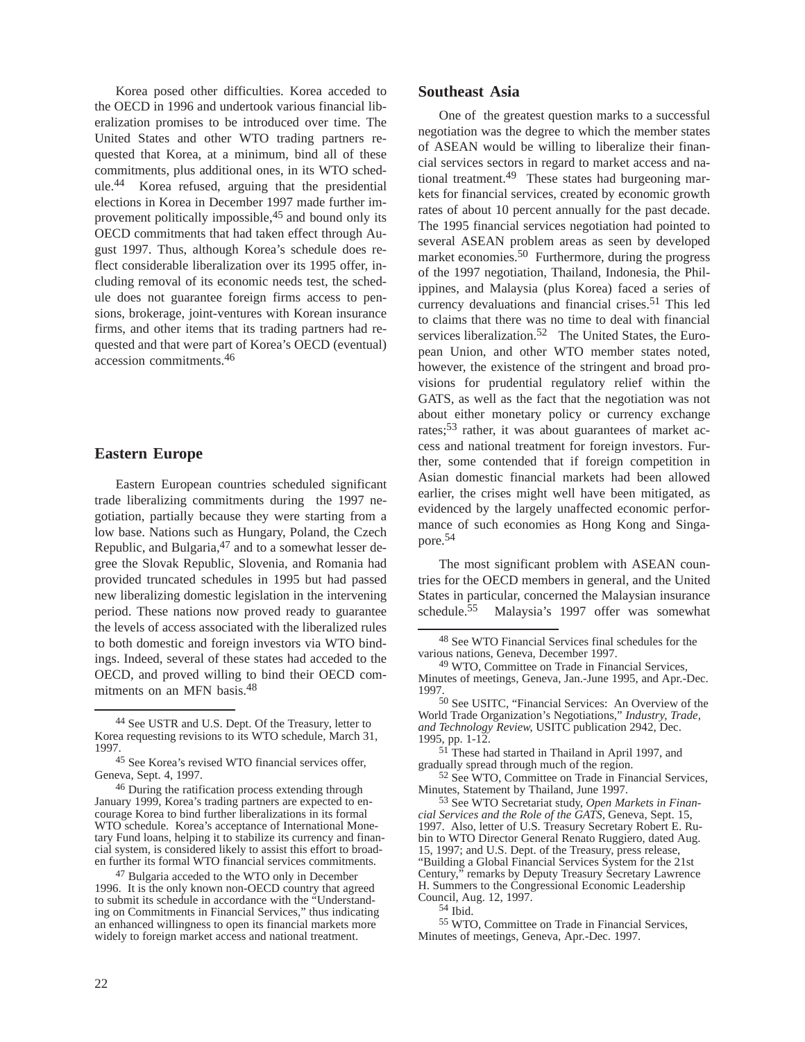Korea posed other difficulties. Korea acceded to the OECD in 1996 and undertook various financial liberalization promises to be introduced over time. The United States and other WTO trading partners requested that Korea, at a minimum, bind all of these commitments, plus additional ones, in its WTO schedule.[44] Korea refused, arguing that the presidential elections in Korea in December 1997 made further improvement politically impossible,[45] and bound only its OECD commitments that had taken effect through August 1997. Thus, although Korea's schedule does reflect considerable liberalization over its 1995 offer, including removal of its economic needs test, the schedule does not guarantee foreign firms access to pensions, brokerage, joint-ventures with Korean insurance firms, and other items that its trading partners had requested and that were part of Korea's OECD (eventual) accession commitments.[46]

## Eastern Europe

Eastern European countries scheduled significant trade liberalizing commitments during the 1997 negotiation, partially because they were starting from a low base. Nations such as Hungary, Poland, the Czech Republic, and Bulgaria,[47] and to a somewhat lesser degree the Slovak Republic, Slovenia, and Romania had provided truncated schedules in 1995 but had passed new liberalizing domestic legislation in the intervening period. These nations now proved ready to guarantee the levels of access associated with the liberalized rules to both domestic and foreign investors via WTO bindings. Indeed, several of these states had acceded to the OECD, and proved willing to bind their OECD commitments on an MFN basis.[48]

## Southeast Asia

One of the greatest question marks to a successful negotiation was the degree to which the member states of ASEAN would be willing to liberalize their financial services sectors in regard to market access and national treatment.[49] These states had burgeoning markets for financial services, created by economic growth rates of about 10 percent annually for the past decade. The 1995 financial services negotiation had pointed to several ASEAN problem areas as seen by developed market economies.[50] Furthermore, during the progress of the 1997 negotiation, Thailand, Indonesia, the Philippines, and Malaysia (plus Korea) faced a series of currency devaluations and financial crises.[51] This led to claims that there was no time to deal with financial services liberalization.[52] The United States, the European Union, and other WTO member states noted, however, the existence of the stringent and broad provisions for prudential regulatory relief within the GATS, as well as the fact that the negotiation was not about either monetary policy or currency exchange rates;[53] rather, it was about guarantees of market access and national treatment for foreign investors. Further, some contended that if foreign competition in Asian domestic financial markets had been allowed earlier, the crises might well have been mitigated, as evidenced by the largely unaffected economic performance of such economies as Hong Kong and Singapore.[54]

The most significant problem with ASEAN countries for the OECD members in general, and the United States in particular, concerned the Malaysian insurance schedule.[55] Malaysia's 1997 offer was somewhat

---

[44] See USTR and U.S. Dept. Of the Treasury, letter to Korea requesting revisions to its WTO schedule, March 31, 1997.

[45] See Korea's revised WTO financial services offer, Geneva, Sept. 4, 1997.

[46] During the ratification process extending through January 1999, Korea's trading partners are expected to encourage Korea to bind further liberalizations in its formal WTO schedule. Korea's acceptance of International Monetary Fund loans, helping it to stabilize its currency and financial system, is considered likely to assist this effort to broaden further its formal WTO financial services commitments.

[47] Bulgaria acceded to the WTO only in December 1996. It is the only known non-OECD country that agreed to submit its schedule in accordance with the "Understanding on Commitments in Financial Services," thus indicating an enhanced willingness to open its financial markets more widely to foreign market access and national treatment.

[48] See WTO Financial Services final schedules for the various nations, Geneva, December 1997.

[49] WTO, Committee on Trade in Financial Services, Minutes of meetings, Geneva, Jan.-June 1995, and Apr.-Dec. 1997.

[50] See USITC, "Financial Services: An Overview of the World Trade Organization's Negotiations," *Industry, Trade, and Technology Review*, USITC publication 2942, Dec. 1995, pp. 1-12.

[51] These had started in Thailand in April 1997, and gradually spread through much of the region.

[52] See WTO, Committee on Trade in Financial Services, Minutes, Statement by Thailand, June 1997.

[53] See WTO Secretariat study, *Open Markets in Financial Services and the Role of the GATS*, Geneva, Sept. 15, 1997. Also, letter of U.S. Treasury Secretary Robert E. Rubin to WTO Director General Renato Ruggiero, dated Aug. 15, 1997; and U.S. Dept. of the Treasury, press release, "Building a Global Financial Services System for the 21st Century," remarks by Deputy Treasury Secretary Lawrence H. Summers to the Congressional Economic Leadership Council, Aug. 12, 1997.

[54] Ibid.

[55] WTO, Committee on Trade in Financial Services, Minutes of meetings, Geneva, Apr.-Dec. 1997.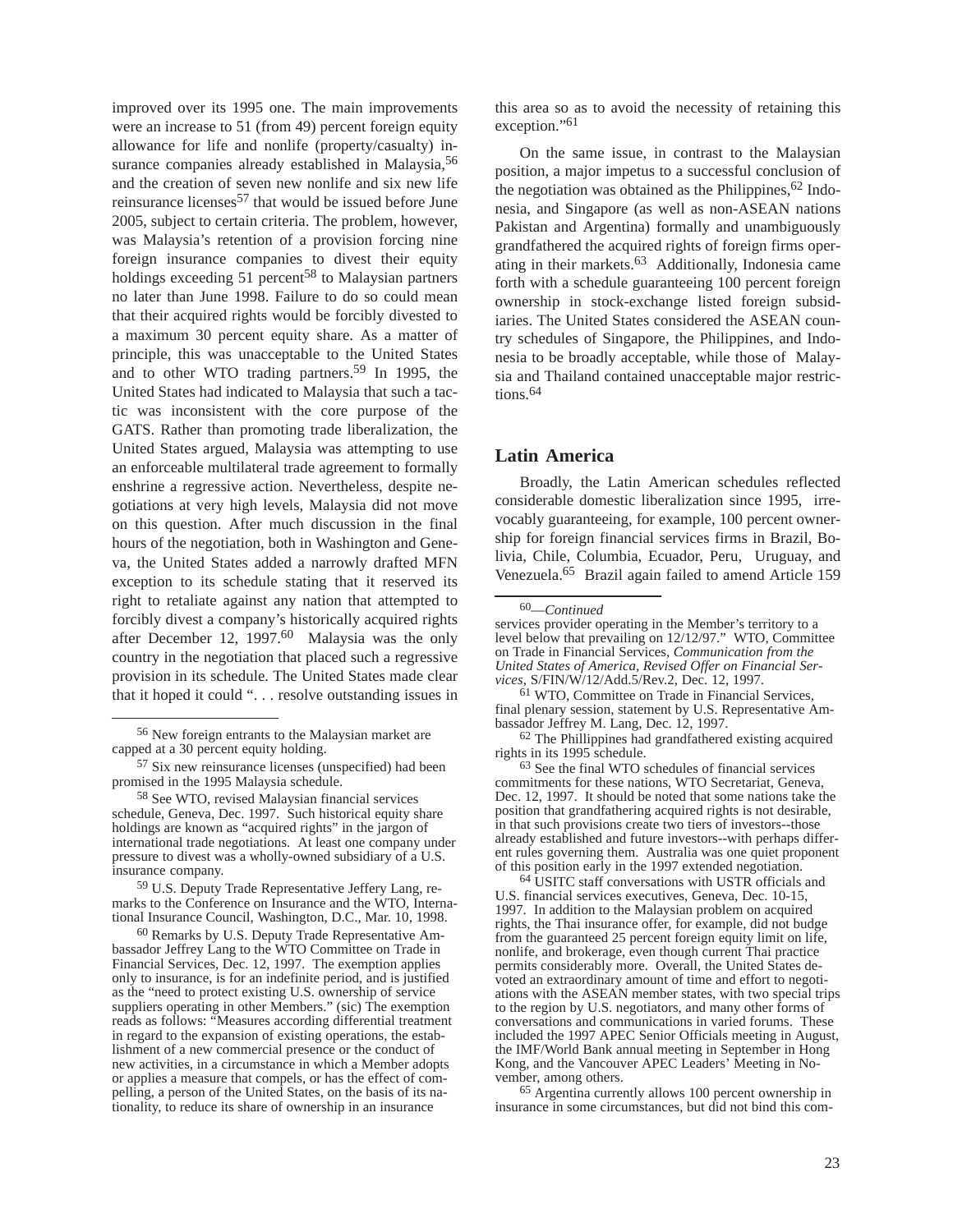improved over its 1995 one. The main improvements were an increase to 51 (from 49) percent foreign equity allowance for life and nonlife (property/casualty) insurance companies already established in Malaysia,[56] and the creation of seven new nonlife and six new life reinsurance licenses[57] that would be issued before June 2005, subject to certain criteria. The problem, however, was Malaysia's retention of a provision forcing nine foreign insurance companies to divest their equity holdings exceeding 51 percent[58] to Malaysian partners no later than June 1998. Failure to do so could mean that their acquired rights would be forcibly divested to a maximum 30 percent equity share. As a matter of principle, this was unacceptable to the United States and to other WTO trading partners.[59] In 1995, the United States had indicated to Malaysia that such a tactic was inconsistent with the core purpose of the GATS. Rather than promoting trade liberalization, the United States argued, Malaysia was attempting to use an enforceable multilateral trade agreement to formally enshrine a regressive action. Nevertheless, despite negotiations at very high levels, Malaysia did not move on this question. After much discussion in the final hours of the negotiation, both in Washington and Geneva, the United States added a narrowly drafted MFN exception to its schedule stating that it reserved its right to retaliate against any nation that attempted to forcibly divest a company's historically acquired rights after December 12, 1997.[60] Malaysia was the only country in the negotiation that placed such a regressive provision in its schedule. The United States made clear that it hoped it could ". . . resolve outstanding issues in this area so as to avoid the necessity of retaining this exception."[61]

On the same issue, in contrast to the Malaysian position, a major impetus to a successful conclusion of the negotiation was obtained as the Philippines,[62] Indonesia, and Singapore (as well as non-ASEAN nations Pakistan and Argentina) formally and unambiguously grandfathered the acquired rights of foreign firms operating in their markets.[63] Additionally, Indonesia came forth with a schedule guaranteeing 100 percent foreign ownership in stock-exchange listed foreign subsidiaries. The United States considered the ASEAN country schedules of Singapore, the Philippines, and Indonesia to be broadly acceptable, while those of Malaysia and Thailand contained unacceptable major restrictions.[64]

## Latin America

Broadly, the Latin American schedules reflected considerable domestic liberalization since 1995, irrevocably guaranteeing, for example, 100 percent ownership for foreign financial services firms in Brazil, Bolivia, Chile, Columbia, Ecuador, Peru, Uruguay, and Venezuela.[65] Brazil again failed to amend Article 159

---

[56] New foreign entrants to the Malaysian market are capped at a 30 percent equity holding.

[57] Six new reinsurance licenses (unspecified) had been promised in the 1995 Malaysia schedule.

[58] See WTO, revised Malaysian financial services schedule, Geneva, Dec. 1997. Such historical equity share holdings are known as "acquired rights" in the jargon of international trade negotiations. At least one company under pressure to divest was a wholly-owned subsidiary of a U.S. insurance company.

[59] U.S. Deputy Trade Representative Jeffery Lang, remarks to the Conference on Insurance and the WTO, International Insurance Council, Washington, D.C., Mar. 10, 1998.

[60] Remarks by U.S. Deputy Trade Representative Ambassador Jeffrey Lang to the WTO Committee on Trade in Financial Services, Dec. 12, 1997. The exemption applies only to insurance, is for an indefinite period, and is justified as the "need to protect existing U.S. ownership of service suppliers operating in other Members." (sic) The exemption reads as follows: "Measures according differential treatment in regard to the expansion of existing operations, the establishment of a new commercial presence or the conduct of new activities, in a circumstance in which a Member adopts or applies a measure that compels, or has the effect of compelling, a person of the United States, on the basis of its nationality, to reduce its share of ownership in an insurance services provider operating in the Member's territory to a level below that prevailing on 12/12/97." WTO, Committee on Trade in Financial Services, *Communication from the United States of America, Revised Offer on Financial Services*, S/FIN/W/12/Add.5/Rev.2, Dec. 12, 1997.

[61] WTO, Committee on Trade in Financial Services, final plenary session, statement by U.S. Representative Ambassador Jeffrey M. Lang, Dec. 12, 1997.

[62] The Phillippines had grandfathered existing acquired rights in its 1995 schedule.

[63] See the final WTO schedules of financial services commitments for these nations, WTO Secretariat, Geneva, Dec. 12, 1997. It should be noted that some nations take the position that grandfathering acquired rights is not desirable, in that such provisions create two tiers of investors--those already established and future investors--with perhaps different rules governing them. Australia was one quiet proponent of this position early in the 1997 extended negotiation.

[64] USITC staff conversations with USTR officials and U.S. financial services executives, Geneva, Dec. 10-15, 1997. In addition to the Malaysian problem on acquired rights, the Thai insurance offer, for example, did not budge from the guaranteed 25 percent foreign equity limit on life, nonlife, and brokerage, even though current Thai practice permits considerably more. Overall, the United States devoted an extraordinary amount of time and effort to negotiations with the ASEAN member states, with two special trips to the region by U.S. negotiators, and many other forms of conversations and communications in varied forums. These included the 1997 APEC Senior Officials meeting in August, the IMF/World Bank annual meeting in September in Hong Kong, and the Vancouver APEC Leaders' Meeting in November, among others.

[65] Argentina currently allows 100 percent ownership in insurance in some circumstances, but did not bind this com-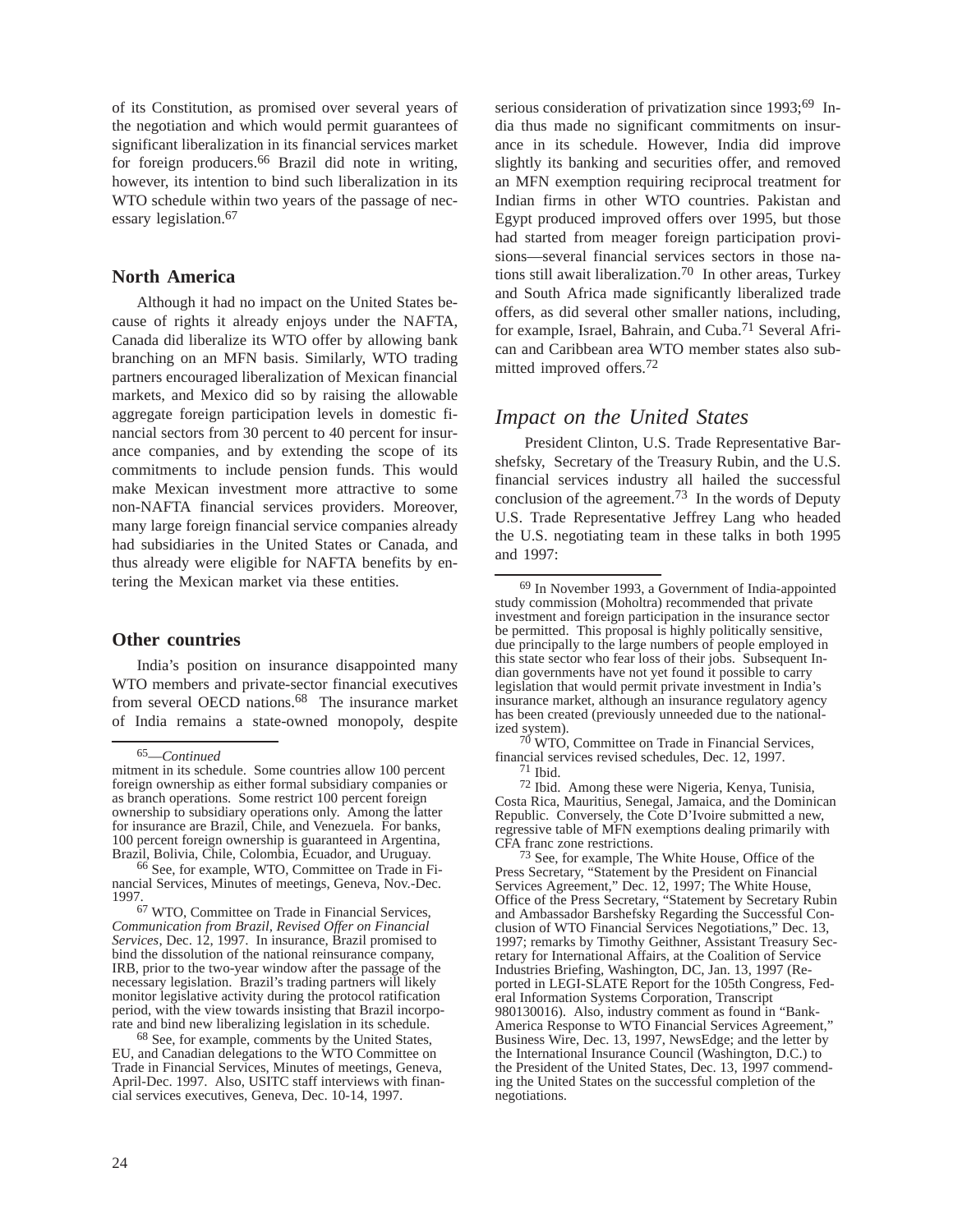of its Constitution, as promised over several years of the negotiation and which would permit guarantees of significant liberalization in its financial services market for foreign producers.[66] Brazil did note in writing, however, its intention to bind such liberalization in its WTO schedule within two years of the passage of necessary legislation.[67]

### North America

Although it had no impact on the United States because of rights it already enjoys under the NAFTA, Canada did liberalize its WTO offer by allowing bank branching on an MFN basis. Similarly, WTO trading partners encouraged liberalization of Mexican financial markets, and Mexico did so by raising the allowable aggregate foreign participation levels in domestic financial sectors from 30 percent to 40 percent for insurance companies, and by extending the scope of its commitments to include pension funds. This would make Mexican investment more attractive to some non-NAFTA financial services providers. Moreover, many large foreign financial service companies already had subsidiaries in the United States or Canada, and thus already were eligible for NAFTA benefits by entering the Mexican market via these entities.

### Other countries

India's position on insurance disappointed many WTO members and private-sector financial executives from several OECD nations.[68] The insurance market of India remains a state-owned monopoly, despite serious consideration of privatization since 1993;[69] India thus made no significant commitments on insurance in its schedule. However, India did improve slightly its banking and securities offer, and removed an MFN exemption requiring reciprocal treatment for Indian firms in other WTO countries. Pakistan and Egypt produced improved offers over 1995, but those had started from meager foreign participation provisions—several financial services sectors in those nations still await liberalization.[70] In other areas, Turkey and South Africa made significantly liberalized trade offers, as did several other smaller nations, including, for example, Israel, Bahrain, and Cuba.[71] Several African and Caribbean area WTO member states also submitted improved offers.[72]

## *Impact on the United States*

President Clinton, U.S. Trade Representative Barshefsky, Secretary of the Treasury Rubin, and the U.S. financial services industry all hailed the successful conclusion of the agreement.[73] In the words of Deputy U.S. Trade Representative Jeffrey Lang who headed the U.S. negotiating team in these talks in both 1995 and 1997:

---

[65]—*Continued*
mitment in its schedule. Some countries allow 100 percent foreign ownership as either formal subsidiary companies or as branch operations. Some restrict 100 percent foreign ownership to subsidiary operations only. Among the latter for insurance are Brazil, Chile, and Venezuela. For banks, 100 percent foreign ownership is guaranteed in Argentina, Brazil, Bolivia, Chile, Colombia, Ecuador, and Uruguay.

[66] See, for example, WTO, Committee on Trade in Financial Services, Minutes of meetings, Geneva, Nov.-Dec. 1997.

[67] WTO, Committee on Trade in Financial Services, *Communication from Brazil, Revised Offer on Financial Services*, Dec. 12, 1997. In insurance, Brazil promised to bind the dissolution of the national reinsurance company, IRB, prior to the two-year window after the passage of the necessary legislation. Brazil's trading partners will likely monitor legislative activity during the protocol ratification period, with the view towards insisting that Brazil incorporate and bind new liberalizing legislation in its schedule.

[68] See, for example, comments by the United States, EU, and Canadian delegations to the WTO Committee on Trade in Financial Services, Minutes of meetings, Geneva, April-Dec. 1997. Also, USITC staff interviews with financial services executives, Geneva, Dec. 10-14, 1997.

[69] In November 1993, a Government of India-appointed study commission (Moholtra) recommended that private investment and foreign participation in the insurance sector be permitted. This proposal is highly politically sensitive, due principally to the large numbers of people employed in this state sector who fear loss of their jobs. Subsequent Indian governments have not yet found it possible to carry legislation that would permit private investment in India's insurance market, although an insurance regulatory agency has been created (previously unneeded due to the nationalized system).

[70] WTO, Committee on Trade in Financial Services, financial services revised schedules, Dec. 12, 1997.

[71] Ibid.

[72] Ibid. Among these were Nigeria, Kenya, Tunisia, Costa Rica, Mauritius, Senegal, Jamaica, and the Dominican Republic. Conversely, the Cote D'Ivoire submitted a new, regressive table of MFN exemptions dealing primarily with CFA franc zone restrictions.

[73] See, for example, The White House, Office of the Press Secretary, "Statement by the President on Financial Services Agreement," Dec. 12, 1997; The White House, Office of the Press Secretary, "Statement by Secretary Rubin and Ambassador Barshefsky Regarding the Successful Conclusion of WTO Financial Services Negotiations," Dec. 13, 1997; remarks by Timothy Geithner, Assistant Treasury Secretary for International Affairs, at the Coalition of Service Industries Briefing, Washington, DC, Jan. 13, 1997 (Reported in LEGI-SLATE Report for the 105th Congress, Federal Information Systems Corporation, Transcript 980130016). Also, industry comment as found in "BankAmerica Response to WTO Financial Services Agreement," Business Wire, Dec. 13, 1997, NewsEdge; and the letter by the International Insurance Council (Washington, D.C.) to the President of the United States, Dec. 13, 1997 commending the United States on the successful completion of the negotiations.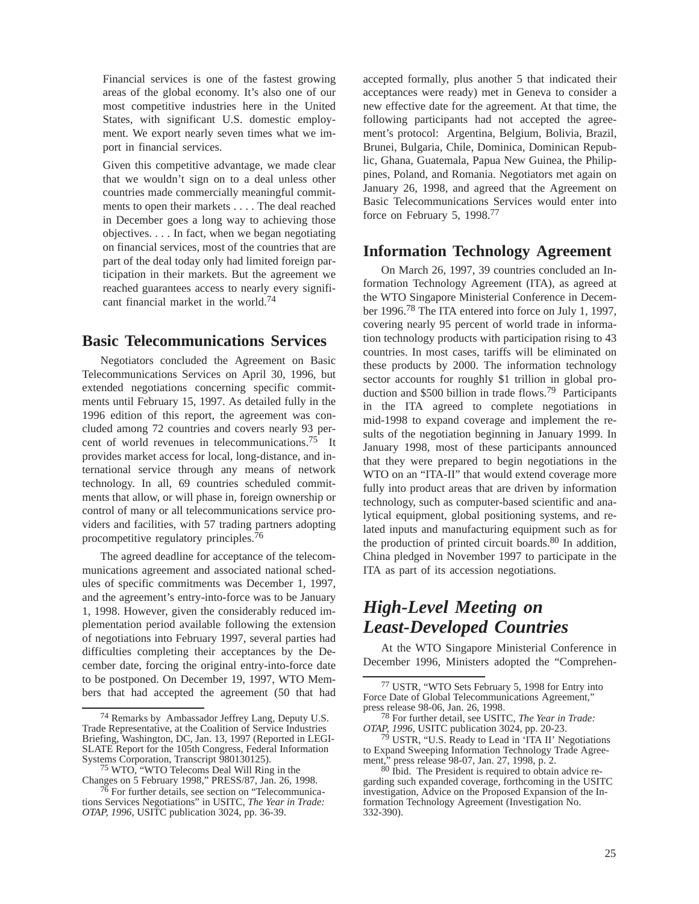> Financial services is one of the fastest growing areas of the global economy. It's also one of our most competitive industries here in the United States, with significant U.S. domestic employment. We export nearly seven times what we import in financial services.
>
> Given this competitive advantage, we made clear that we wouldn't sign on to a deal unless other countries made commercially meaningful commitments to open their markets . . . . The deal reached in December goes a long way to achieving those objectives. . . . In fact, when we began negotiating on financial services, most of the countries that are part of the deal today only had limited foreign participation in their markets. But the agreement we reached guarantees access to nearly every significant financial market in the world.[74]

### Basic Telecommunications Services

Negotiators concluded the Agreement on Basic Telecommunications Services on April 30, 1996, but extended negotiations concerning specific commitments until February 15, 1997. As detailed fully in the 1996 edition of this report, the agreement was concluded among 72 countries and covers nearly 93 percent of world revenues in telecommunications.[75] It provides market access for local, long-distance, and international service through any means of network technology. In all, 69 countries scheduled commitments that allow, or will phase in, foreign ownership or control of many or all telecommunications service providers and facilities, with 57 trading partners adopting procompetitive regulatory principles.[76]

The agreed deadline for acceptance of the telecommunications agreement and associated national schedules of specific commitments was December 1, 1997, and the agreement's entry-into-force was to be January 1, 1998. However, given the considerably reduced implementation period available following the extension of negotiations into February 1997, several parties had difficulties completing their acceptances by the December date, forcing the original entry-into-force date to be postponed. On December 19, 1997, WTO Members that had accepted the agreement (50 that had accepted formally, plus another 5 that indicated their acceptances were ready) met in Geneva to consider a new effective date for the agreement. At that time, the following participants had not accepted the agreement's protocol: Argentina, Belgium, Bolivia, Brazil, Brunei, Bulgaria, Chile, Dominica, Dominican Republic, Ghana, Guatemala, Papua New Guinea, the Philippines, Poland, and Romania. Negotiators met again on January 26, 1998, and agreed that the Agreement on Basic Telecommunications Services would enter into force on February 5, 1998.[77]

### Information Technology Agreement

On March 26, 1997, 39 countries concluded an Information Technology Agreement (ITA), as agreed at the WTO Singapore Ministerial Conference in December 1996.[78] The ITA entered into force on July 1, 1997, covering nearly 95 percent of world trade in information technology products with participation rising to 43 countries. In most cases, tariffs will be eliminated on these products by 2000. The information technology sector accounts for roughly $1 trillion in global production and $500 billion in trade flows.[79] Participants in the ITA agreed to complete negotiations in mid-1998 to expand coverage and implement the results of the negotiation beginning in January 1999. In January 1998, most of these participants announced that they were prepared to begin negotiations in the WTO on an "ITA-II" that would extend coverage more fully into product areas that are driven by information technology, such as computer-based scientific and analytical equipment, global positioning systems, and related inputs and manufacturing equipment such as for the production of printed circuit boards.[80] In addition, China pledged in November 1997 to participate in the ITA as part of its accession negotiations.

## *High-Level Meeting on Least-Developed Countries*

At the WTO Singapore Ministerial Conference in December 1996, Ministers adopted the "Comprehen-

---

[74] Remarks by Ambassador Jeffrey Lang, Deputy U.S. Trade Representative, at the Coalition of Service Industries Briefing, Washington, DC, Jan. 13, 1997 (Reported in LEGI-SLATE Report for the 105th Congress, Federal Information Systems Corporation, Transcript 980130125).

[75] WTO, "WTO Telecoms Deal Will Ring in the Changes on 5 February 1998," PRESS/87, Jan. 26, 1998.

[76] For further details, see section on "Telecommunications Services Negotiations" in USITC, *The Year in Trade: OTAP, 1996*, USITC publication 3024, pp. 36-39.

[77] USTR, "WTO Sets February 5, 1998 for Entry into Force Date of Global Telecommunications Agreement," press release 98-06, Jan. 26, 1998.

[78] For further detail, see USITC, *The Year in Trade: OTAP, 1996*, USITC publication 3024, pp. 20-23.

[79] USTR, "U.S. Ready to Lead in 'ITA II' Negotiations to Expand Sweeping Information Technology Trade Agreement," press release 98-07, Jan. 27, 1998, p. 2.

[80] Ibid. The President is required to obtain advice regarding such expanded coverage, forthcoming in the USITC investigation, Advice on the Proposed Expansion of the Information Technology Agreement (Investigation No. 332-390).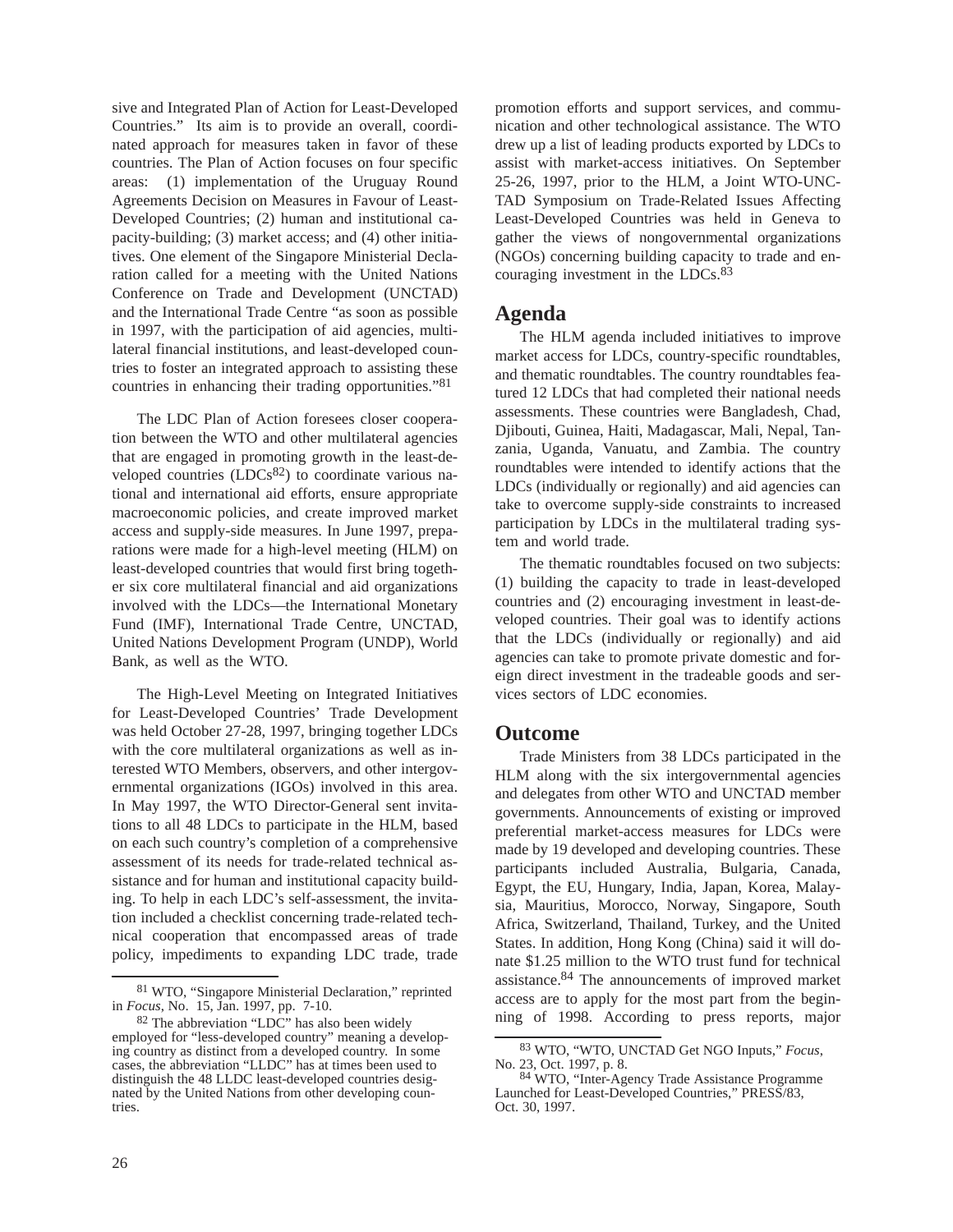sive and Integrated Plan of Action for Least-Developed Countries." Its aim is to provide an overall, coordinated approach for measures taken in favor of these countries. The Plan of Action focuses on four specific areas: (1) implementation of the Uruguay Round Agreements Decision on Measures in Favour of Least-Developed Countries; (2) human and institutional capacity-building; (3) market access; and (4) other initiatives. One element of the Singapore Ministerial Declaration called for a meeting with the United Nations Conference on Trade and Development (UNCTAD) and the International Trade Centre "as soon as possible in 1997, with the participation of aid agencies, multilateral financial institutions, and least-developed countries to foster an integrated approach to assisting these countries in enhancing their trading opportunities."[81]

The LDC Plan of Action foresees closer cooperation between the WTO and other multilateral agencies that are engaged in promoting growth in the least-developed countries (LDCs[82]) to coordinate various national and international aid efforts, ensure appropriate macroeconomic policies, and create improved market access and supply-side measures. In June 1997, preparations were made for a high-level meeting (HLM) on least-developed countries that would first bring together six core multilateral financial and aid organizations involved with the LDCs—the International Monetary Fund (IMF), International Trade Centre, UNCTAD, United Nations Development Program (UNDP), World Bank, as well as the WTO.

The High-Level Meeting on Integrated Initiatives for Least-Developed Countries' Trade Development was held October 27-28, 1997, bringing together LDCs with the core multilateral organizations as well as interested WTO Members, observers, and other intergovernmental organizations (IGOs) involved in this area. In May 1997, the WTO Director-General sent invitations to all 48 LDCs to participate in the HLM, based on each such country's completion of a comprehensive assessment of its needs for trade-related technical assistance and for human and institutional capacity building. To help in each LDC's self-assessment, the invitation included a checklist concerning trade-related technical cooperation that encompassed areas of trade policy, impediments to expanding LDC trade, trade promotion efforts and support services, and communication and other technological assistance. The WTO drew up a list of leading products exported by LDCs to assist with market-access initiatives. On September 25-26, 1997, prior to the HLM, a Joint WTO-UNCTAD Symposium on Trade-Related Issues Affecting Least-Developed Countries was held in Geneva to gather the views of nongovernmental organizations (NGOs) concerning building capacity to trade and encouraging investment in the LDCs.[83]

## Agenda

The HLM agenda included initiatives to improve market access for LDCs, country-specific roundtables, and thematic roundtables. The country roundtables featured 12 LDCs that had completed their national needs assessments. These countries were Bangladesh, Chad, Djibouti, Guinea, Haiti, Madagascar, Mali, Nepal, Tanzania, Uganda, Vanuatu, and Zambia. The country roundtables were intended to identify actions that the LDCs (individually or regionally) and aid agencies can take to overcome supply-side constraints to increased participation by LDCs in the multilateral trading system and world trade.

The thematic roundtables focused on two subjects: (1) building the capacity to trade in least-developed countries and (2) encouraging investment in least-developed countries. Their goal was to identify actions that the LDCs (individually or regionally) and aid agencies can take to promote private domestic and foreign direct investment in the tradeable goods and services sectors of LDC economies.

## Outcome

Trade Ministers from 38 LDCs participated in the HLM along with the six intergovernmental agencies and delegates from other WTO and UNCTAD member governments. Announcements of existing or improved preferential market-access measures for LDCs were made by 19 developed and developing countries. These participants included Australia, Bulgaria, Canada, Egypt, the EU, Hungary, India, Japan, Korea, Malaysia, Mauritius, Morocco, Norway, Singapore, South Africa, Switzerland, Thailand, Turkey, and the United States. In addition, Hong Kong (China) said it will donate $1.25 million to the WTO trust fund for technical assistance.[84] The announcements of improved market access are to apply for the most part from the beginning of 1998. According to press reports, major

---

[81] WTO, "Singapore Ministerial Declaration," reprinted in *Focus*, No. 15, Jan. 1997, pp. 7-10.

[82] The abbreviation "LDC" has also been widely employed for "less-developed country" meaning a developing country as distinct from a developed country. In some cases, the abbreviation "LLDC" has at times been used to distinguish the 48 LLDC least-developed countries designated by the United Nations from other developing countries.

[83] WTO, "WTO, UNCTAD Get NGO Inputs," *Focus*, No. 23, Oct. 1997, p. 8.

[84] WTO, "Inter-Agency Trade Assistance Programme Launched for Least-Developed Countries," PRESS/83, Oct. 30, 1997.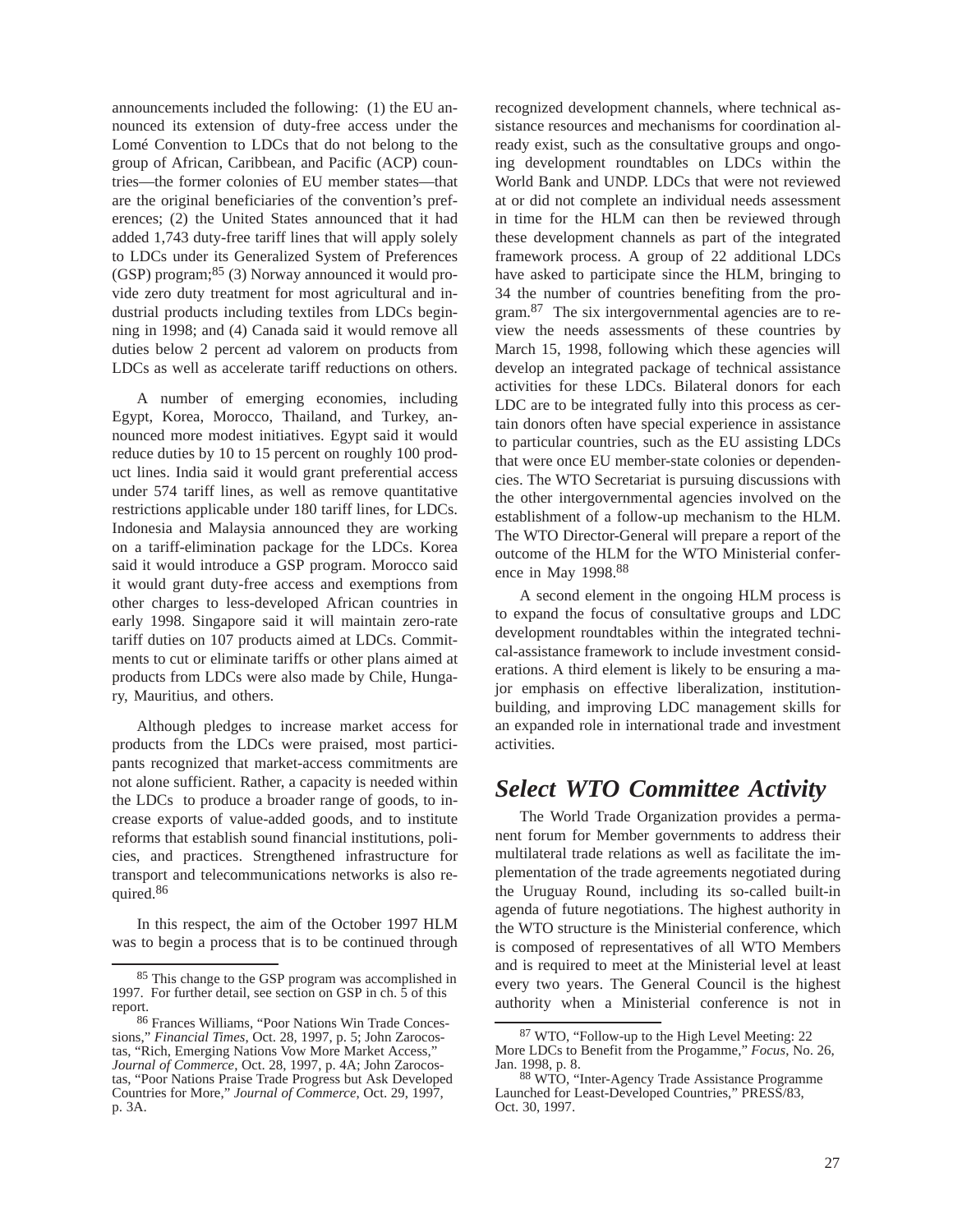announcements included the following: (1) the EU announced its extension of duty-free access under the Lomé Convention to LDCs that do not belong to the group of African, Caribbean, and Pacific (ACP) countries—the former colonies of EU member states—that are the original beneficiaries of the convention's preferences; (2) the United States announced that it had added 1,743 duty-free tariff lines that will apply solely to LDCs under its Generalized System of Preferences (GSP) program;[85] (3) Norway announced it would provide zero duty treatment for most agricultural and industrial products including textiles from LDCs beginning in 1998; and (4) Canada said it would remove all duties below 2 percent ad valorem on products from LDCs as well as accelerate tariff reductions on others.

A number of emerging economies, including Egypt, Korea, Morocco, Thailand, and Turkey, announced more modest initiatives. Egypt said it would reduce duties by 10 to 15 percent on roughly 100 product lines. India said it would grant preferential access under 574 tariff lines, as well as remove quantitative restrictions applicable under 180 tariff lines, for LDCs. Indonesia and Malaysia announced they are working on a tariff-elimination package for the LDCs. Korea said it would introduce a GSP program. Morocco said it would grant duty-free access and exemptions from other charges to less-developed African countries in early 1998. Singapore said it will maintain zero-rate tariff duties on 107 products aimed at LDCs. Commitments to cut or eliminate tariffs or other plans aimed at products from LDCs were also made by Chile, Hungary, Mauritius, and others.

Although pledges to increase market access for products from the LDCs were praised, most participants recognized that market-access commitments are not alone sufficient. Rather, a capacity is needed within the LDCs to produce a broader range of goods, to increase exports of value-added goods, and to institute reforms that establish sound financial institutions, policies, and practices. Strengthened infrastructure for transport and telecommunications networks is also required.[86]

In this respect, the aim of the October 1997 HLM was to begin a process that is to be continued through recognized development channels, where technical assistance resources and mechanisms for coordination already exist, such as the consultative groups and ongoing development roundtables on LDCs within the World Bank and UNDP. LDCs that were not reviewed at or did not complete an individual needs assessment in time for the HLM can then be reviewed through these development channels as part of the integrated framework process. A group of 22 additional LDCs have asked to participate since the HLM, bringing to 34 the number of countries benefiting from the program.[87] The six intergovernmental agencies are to review the needs assessments of these countries by March 15, 1998, following which these agencies will develop an integrated package of technical assistance activities for these LDCs. Bilateral donors for each LDC are to be integrated fully into this process as certain donors often have special experience in assistance to particular countries, such as the EU assisting LDCs that were once EU member-state colonies or dependencies. The WTO Secretariat is pursuing discussions with the other intergovernmental agencies involved on the establishment of a follow-up mechanism to the HLM. The WTO Director-General will prepare a report of the outcome of the HLM for the WTO Ministerial conference in May 1998.[88]

A second element in the ongoing HLM process is to expand the focus of consultative groups and LDC development roundtables within the integrated technical-assistance framework to include investment considerations. A third element is likely to be ensuring a major emphasis on effective liberalization, institution-building, and improving LDC management skills for an expanded role in international trade and investment activities.

## *Select WTO Committee Activity*

The World Trade Organization provides a permanent forum for Member governments to address their multilateral trade relations as well as facilitate the implementation of the trade agreements negotiated during the Uruguay Round, including its so-called built-in agenda of future negotiations. The highest authority in the WTO structure is the Ministerial conference, which is composed of representatives of all WTO Members and is required to meet at the Ministerial level at least every two years. The General Council is the highest authority when a Ministerial conference is not in

---

[85] This change to the GSP program was accomplished in 1997. For further detail, see section on GSP in ch. 5 of this report.

[86] Frances Williams, "Poor Nations Win Trade Concessions," *Financial Times*, Oct. 28, 1997, p. 5; John Zarocostas, "Rich, Emerging Nations Vow More Market Access," *Journal of Commerce*, Oct. 28, 1997, p. 4A; John Zarocostas, "Poor Nations Praise Trade Progress but Ask Developed Countries for More," *Journal of Commerce*, Oct. 29, 1997, p. 3A.

[87] WTO, "Follow-up to the High Level Meeting: 22 More LDCs to Benefit from the Progamme," *Focus*, No. 26, Jan. 1998, p. 8.

[88] WTO, "Inter-Agency Trade Assistance Programme Launched for Least-Developed Countries," PRESS/83, Oct. 30, 1997.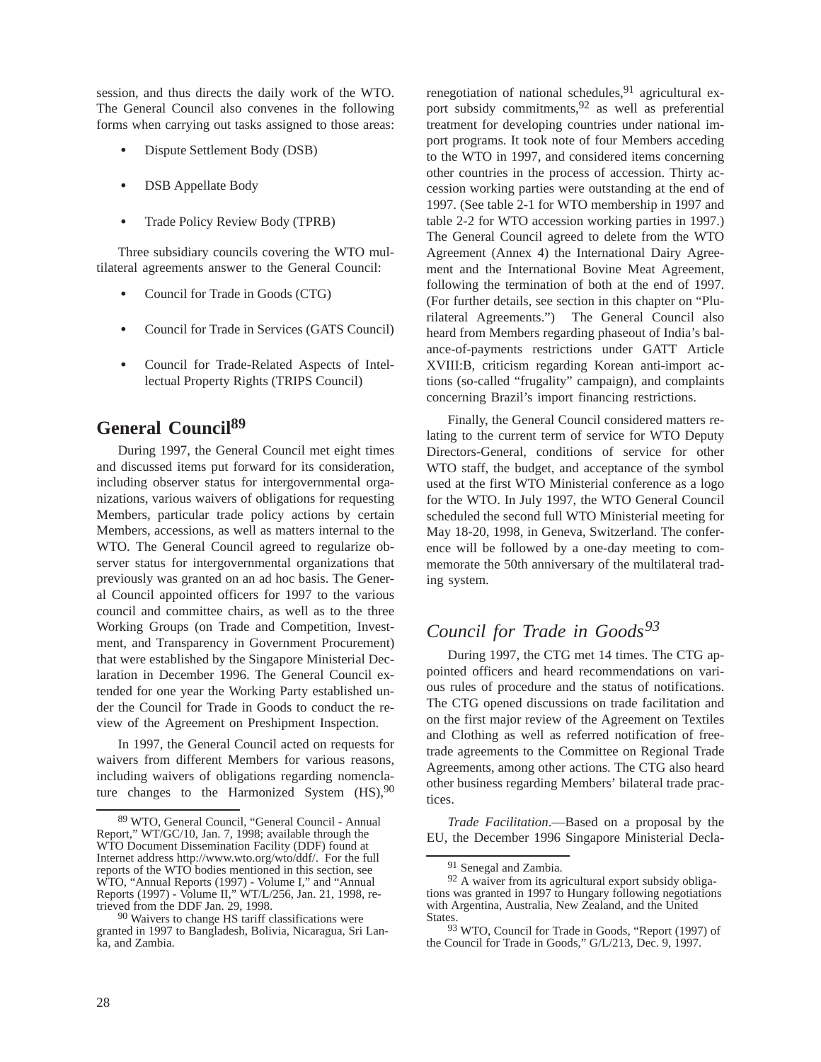session, and thus directs the daily work of the WTO. The General Council also convenes in the following forms when carrying out tasks assigned to those areas:

- Dispute Settlement Body (DSB)
- DSB Appellate Body
- Trade Policy Review Body (TPRB)

Three subsidiary councils covering the WTO multilateral agreements answer to the General Council:

- Council for Trade in Goods (CTG)
- Council for Trade in Services (GATS Council)
- Council for Trade-Related Aspects of Intellectual Property Rights (TRIPS Council)

## General Council[89]

During 1997, the General Council met eight times and discussed items put forward for its consideration, including observer status for intergovernmental organizations, various waivers of obligations for requesting Members, particular trade policy actions by certain Members, accessions, as well as matters internal to the WTO. The General Council agreed to regularize observer status for intergovernmental organizations that previously was granted on an ad hoc basis. The General Council appointed officers for 1997 to the various council and committee chairs, as well as to the three Working Groups (on Trade and Competition, Investment, and Transparency in Government Procurement) that were established by the Singapore Ministerial Declaration in December 1996. The General Council extended for one year the Working Party established under the Council for Trade in Goods to conduct the review of the Agreement on Preshipment Inspection.

In 1997, the General Council acted on requests for waivers from different Members for various reasons, including waivers of obligations regarding nomenclature changes to the Harmonized System (HS),[90] renegotiation of national schedules,[91] agricultural export subsidy commitments,[92] as well as preferential treatment for developing countries under national import programs. It took note of four Members acceding to the WTO in 1997, and considered items concerning other countries in the process of accession. Thirty accession working parties were outstanding at the end of 1997. (See table 2-1 for WTO membership in 1997 and table 2-2 for WTO accession working parties in 1997.) The General Council agreed to delete from the WTO Agreement (Annex 4) the International Dairy Agreement and the International Bovine Meat Agreement, following the termination of both at the end of 1997. (For further details, see section in this chapter on "Plurilateral Agreements.") The General Council also heard from Members regarding phaseout of India's balance-of-payments restrictions under GATT Article XVIII:B, criticism regarding Korean anti-import actions (so-called "frugality" campaign), and complaints concerning Brazil's import financing restrictions.

Finally, the General Council considered matters relating to the current term of service for WTO Deputy Directors-General, conditions of service for other WTO staff, the budget, and acceptance of the symbol used at the first WTO Ministerial conference as a logo for the WTO. In July 1997, the WTO General Council scheduled the second full WTO Ministerial meeting for May 18-20, 1998, in Geneva, Switzerland. The conference will be followed by a one-day meeting to commemorate the 50th anniversary of the multilateral trading system.

## *Council for Trade in Goods[93]*

During 1997, the CTG met 14 times. The CTG appointed officers and heard recommendations on various rules of procedure and the status of notifications. The CTG opened discussions on trade facilitation and on the first major review of the Agreement on Textiles and Clothing as well as referred notification of free-trade agreements to the Committee on Regional Trade Agreements, among other actions. The CTG also heard other business regarding Members' bilateral trade practices.

*Trade Facilitation*.—Based on a proposal by the EU, the December 1996 Singapore Ministerial Decla-

---

[89] WTO, General Council, "General Council - Annual Report," WT/GC/10, Jan. 7, 1998; available through the WTO Document Dissemination Facility (DDF) found at Internet address http://www.wto.org/wto/ddf/. For the full reports of the WTO bodies mentioned in this section, see WTO, "Annual Reports (1997) - Volume I," and "Annual Reports (1997) - Volume II," WT/L/256, Jan. 21, 1998, retrieved from the DDF Jan. 29, 1998.

[90] Waivers to change HS tariff classifications were granted in 1997 to Bangladesh, Bolivia, Nicaragua, Sri Lanka, and Zambia.

[91] Senegal and Zambia.

[92] A waiver from its agricultural export subsidy obligations was granted in 1997 to Hungary following negotiations with Argentina, Australia, New Zealand, and the United States.

[93] WTO, Council for Trade in Goods, "Report (1997) of the Council for Trade in Goods," G/L/213, Dec. 9, 1997.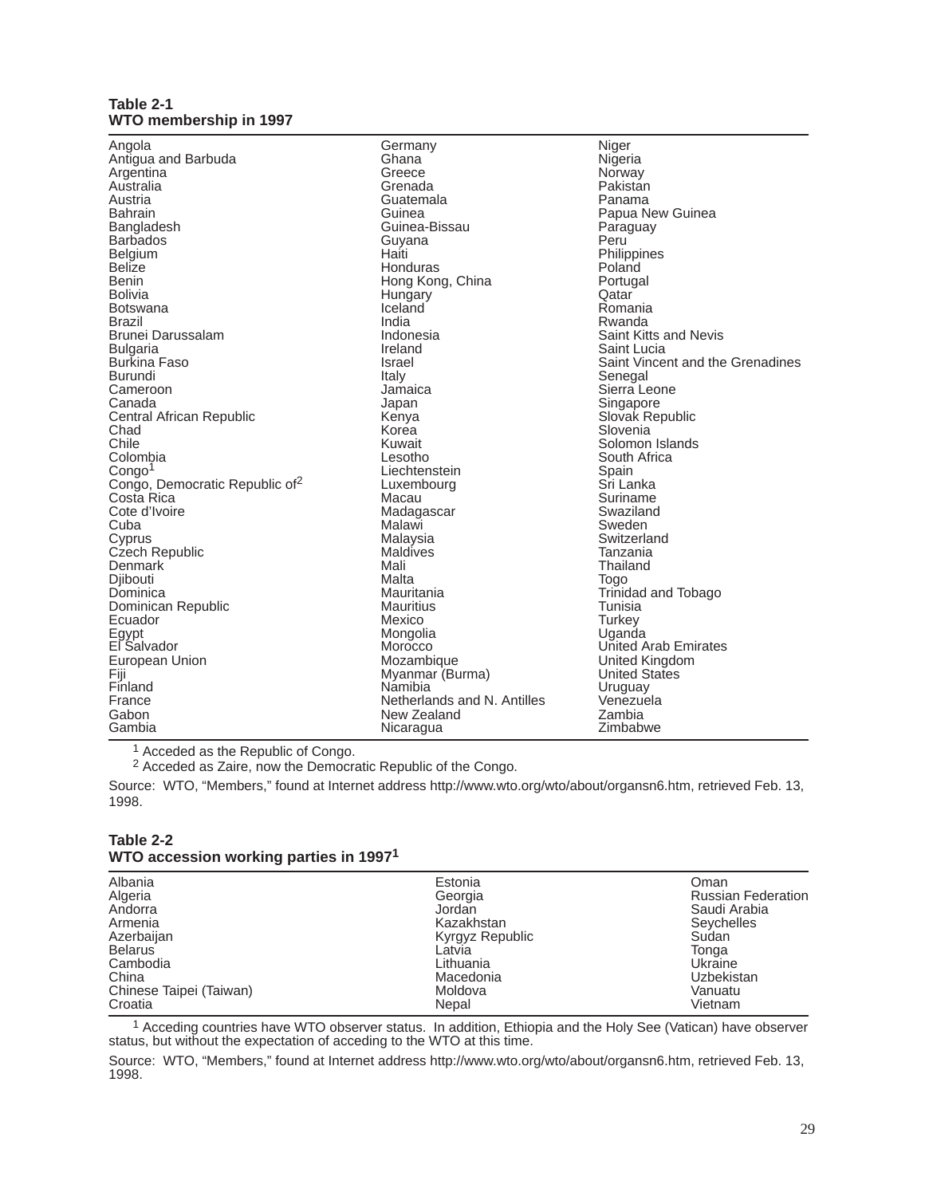**Table 2-1**
**WTO membership in 1997**

| | | |
|---|---|---|
| Angola | Germany | Niger |
| Antigua and Barbuda | Ghana | Nigeria |
| Argentina | Greece | Norway |
| Australia | Grenada | Pakistan |
| Austria | Guatemala | Panama |
| Bahrain | Guinea | Papua New Guinea |
| Bangladesh | Guinea-Bissau | Paraguay |
| Barbados | Guyana | Peru |
| Belgium | Haiti | Philippines |
| Belize | Honduras | Poland |
| Benin | Hong Kong, China | Portugal |
| Bolivia | Hungary | Qatar |
| Botswana | Iceland | Romania |
| Brazil | India | Rwanda |
| Brunei Darussalam | Indonesia | Saint Kitts and Nevis |
| Bulgaria | Ireland | Saint Lucia |
| Burkina Faso | Israel | Saint Vincent and the Grenadines |
| Burundi | Italy | Senegal |
| Cameroon | Jamaica | Sierra Leone |
| Canada | Japan | Singapore |
| Central African Republic | Kenya | Slovak Republic |
| Chad | Korea | Slovenia |
| Chile | Kuwait | Solomon Islands |
| Colombia | Lesotho | South Africa |
| Congo[1] | Liechtenstein | Spain |
| Congo, Democratic Republic of[2] | Luxembourg | Sri Lanka |
| Costa Rica | Macau | Suriname |
| Cote d'Ivoire | Madagascar | Swaziland |
| Cuba | Malawi | Sweden |
| Cyprus | Malaysia | Switzerland |
| Czech Republic | Maldives | Tanzania |
| Denmark | Mali | Thailand |
| Djibouti | Malta | Togo |
| Dominica | Mauritania | Trinidad and Tobago |
| Dominican Republic | Mauritius | Tunisia |
| Ecuador | Mexico | Turkey |
| Egypt | Mongolia | Uganda |
| El Salvador | Morocco | United Arab Emirates |
| European Union | Mozambique | United Kingdom |
| Fiji | Myanmar (Burma) | United States |
| Finland | Namibia | Uruguay |
| France | Netherlands and N. Antilles | Venezuela |
| Gabon | New Zealand | Zambia |
| Gambia | Nicaragua | Zimbabwe |

[1] Acceded as the Republic of Congo.
[2] Acceded as Zaire, now the Democratic Republic of the Congo.

Source: WTO, "Members," found at Internet address http://www.wto.org/wto/about/organsn6.htm, retrieved Feb. 13, 1998.

**Table 2-2**
**WTO accession working parties in 1997[1]**

| | | |
|---|---|---|
| Albania | Estonia | Oman |
| Algeria | Georgia | Russian Federation |
| Andorra | Jordan | Saudi Arabia |
| Armenia | Kazakhstan | Seychelles |
| Azerbaijan | Kyrgyz Republic | Sudan |
| Belarus | Latvia | Tonga |
| Cambodia | Lithuania | Ukraine |
| China | Macedonia | Uzbekistan |
| Chinese Taipei (Taiwan) | Moldova | Vanuatu |
| Croatia | Nepal | Vietnam |

[1] Acceding countries have WTO observer status. In addition, Ethiopia and the Holy See (Vatican) have observer status, but without the expectation of acceding to the WTO at this time.

Source: WTO, "Members," found at Internet address http://www.wto.org/wto/about/organsn6.htm, retrieved Feb. 13, 1998.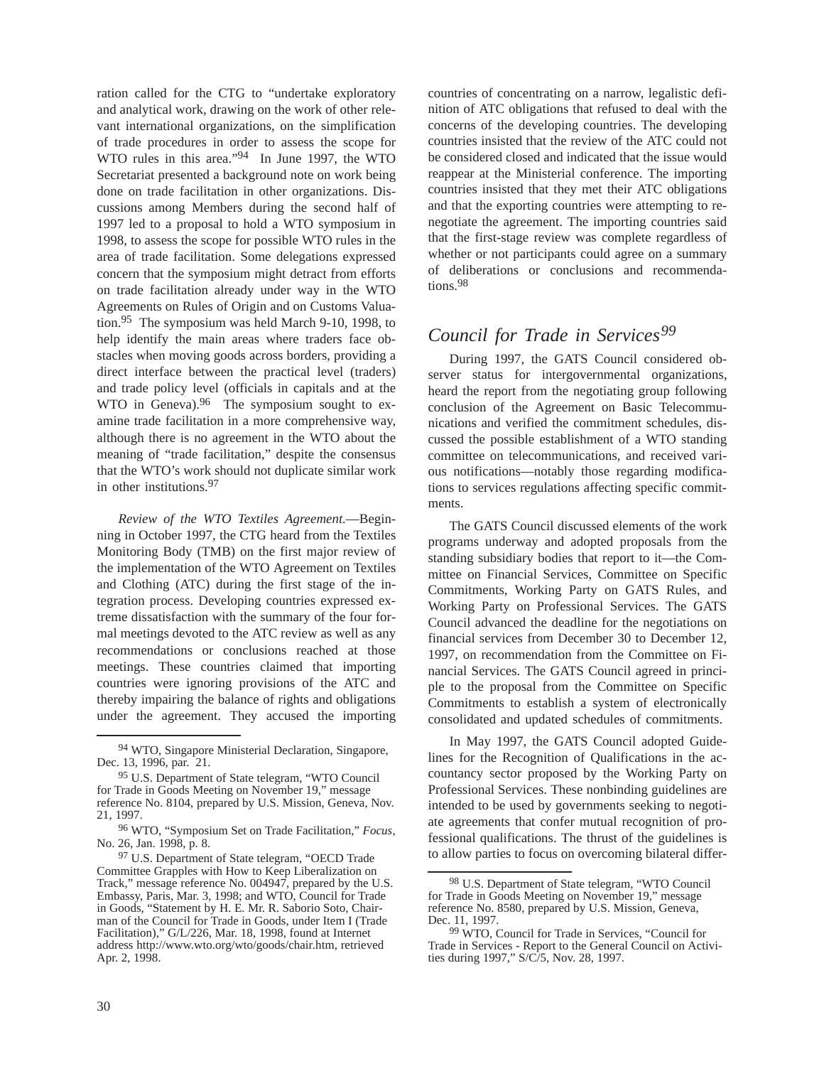ration called for the CTG to "undertake exploratory and analytical work, drawing on the work of other relevant international organizations, on the simplification of trade procedures in order to assess the scope for WTO rules in this area."[94] In June 1997, the WTO Secretariat presented a background note on work being done on trade facilitation in other organizations. Discussions among Members during the second half of 1997 led to a proposal to hold a WTO symposium in 1998, to assess the scope for possible WTO rules in the area of trade facilitation. Some delegations expressed concern that the symposium might detract from efforts on trade facilitation already under way in the WTO Agreements on Rules of Origin and on Customs Valuation.[95] The symposium was held March 9-10, 1998, to help identify the main areas where traders face obstacles when moving goods across borders, providing a direct interface between the practical level (traders) and trade policy level (officials in capitals and at the WTO in Geneva).[96] The symposium sought to examine trade facilitation in a more comprehensive way, although there is no agreement in the WTO about the meaning of "trade facilitation," despite the consensus that the WTO's work should not duplicate similar work in other institutions.[97]

*Review of the WTO Textiles Agreement.*—Beginning in October 1997, the CTG heard from the Textiles Monitoring Body (TMB) on the first major review of the implementation of the WTO Agreement on Textiles and Clothing (ATC) during the first stage of the integration process. Developing countries expressed extreme dissatisfaction with the summary of the four formal meetings devoted to the ATC review as well as any recommendations or conclusions reached at those meetings. These countries claimed that importing countries were ignoring provisions of the ATC and thereby impairing the balance of rights and obligations under the agreement. They accused the importing countries of concentrating on a narrow, legalistic definition of ATC obligations that refused to deal with the concerns of the developing countries. The developing countries insisted that the review of the ATC could not be considered closed and indicated that the issue would reappear at the Ministerial conference. The importing countries insisted that they met their ATC obligations and that the exporting countries were attempting to renegotiate the agreement. The importing countries said that the first-stage review was complete regardless of whether or not participants could agree on a summary of deliberations or conclusions and recommendations.[98]

## *Council for Trade in Services*[99]

During 1997, the GATS Council considered observer status for intergovernmental organizations, heard the report from the negotiating group following conclusion of the Agreement on Basic Telecommunications and verified the commitment schedules, discussed the possible establishment of a WTO standing committee on telecommunications, and received various notifications—notably those regarding modifications to services regulations affecting specific commitments.

The GATS Council discussed elements of the work programs underway and adopted proposals from the standing subsidiary bodies that report to it—the Committee on Financial Services, Committee on Specific Commitments, Working Party on GATS Rules, and Working Party on Professional Services. The GATS Council advanced the deadline for the negotiations on financial services from December 30 to December 12, 1997, on recommendation from the Committee on Financial Services. The GATS Council agreed in principle to the proposal from the Committee on Specific Commitments to establish a system of electronically consolidated and updated schedules of commitments.

In May 1997, the GATS Council adopted Guidelines for the Recognition of Qualifications in the accountancy sector proposed by the Working Party on Professional Services. These nonbinding guidelines are intended to be used by governments seeking to negotiate agreements that confer mutual recognition of professional qualifications. The thrust of the guidelines is to allow parties to focus on overcoming bilateral differ-

---

[94] WTO, Singapore Ministerial Declaration, Singapore, Dec. 13, 1996, par. 21.

[95] U.S. Department of State telegram, "WTO Council for Trade in Goods Meeting on November 19," message reference No. 8104, prepared by U.S. Mission, Geneva, Nov. 21, 1997.

[96] WTO, "Symposium Set on Trade Facilitation," *Focus*, No. 26, Jan. 1998, p. 8.

[97] U.S. Department of State telegram, "OECD Trade Committee Grapples with How to Keep Liberalization on Track," message reference No. 004947, prepared by the U.S. Embassy, Paris, Mar. 3, 1998; and WTO, Council for Trade in Goods, "Statement by H. E. Mr. R. Saborio Soto, Chairman of the Council for Trade in Goods, under Item I (Trade Facilitation)," G/L/226, Mar. 18, 1998, found at Internet address http://www.wto.org/wto/goods/chair.htm, retrieved Apr. 2, 1998.

[98] U.S. Department of State telegram, "WTO Council for Trade in Goods Meeting on November 19," message reference No. 8580, prepared by U.S. Mission, Geneva, Dec. 11, 1997.

[99] WTO, Council for Trade in Services, "Council for Trade in Services - Report to the General Council on Activities during 1997," S/C/5, Nov. 28, 1997.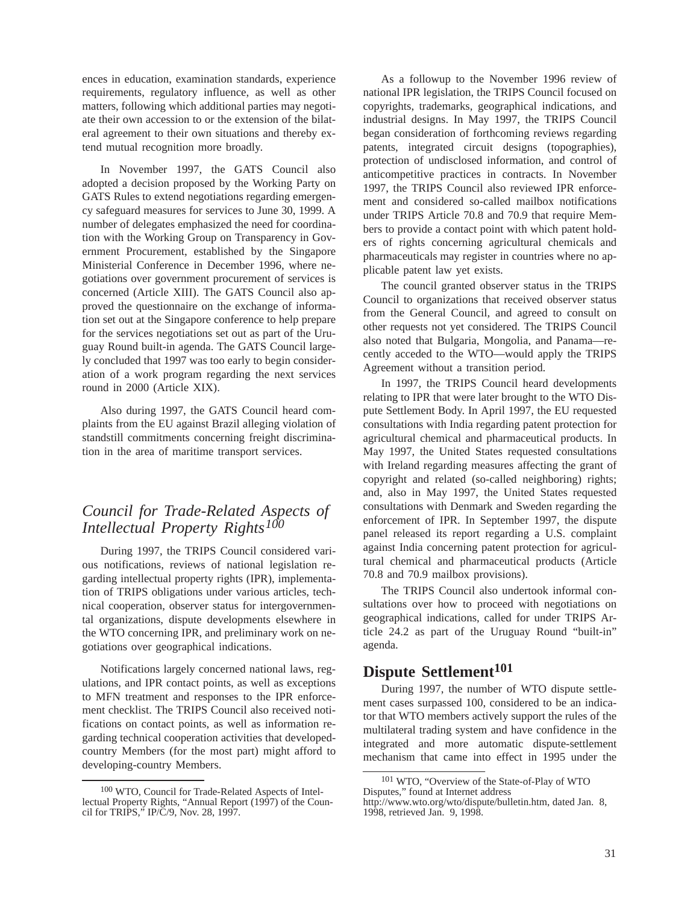ences in education, examination standards, experience requirements, regulatory influence, as well as other matters, following which additional parties may negotiate their own accession to or the extension of the bilateral agreement to their own situations and thereby extend mutual recognition more broadly.

In November 1997, the GATS Council also adopted a decision proposed by the Working Party on GATS Rules to extend negotiations regarding emergency safeguard measures for services to June 30, 1999. A number of delegates emphasized the need for coordination with the Working Group on Transparency in Government Procurement, established by the Singapore Ministerial Conference in December 1996, where negotiations over government procurement of services is concerned (Article XIII). The GATS Council also approved the questionnaire on the exchange of information set out at the Singapore conference to help prepare for the services negotiations set out as part of the Uruguay Round built-in agenda. The GATS Council largely concluded that 1997 was too early to begin consideration of a work program regarding the next services round in 2000 (Article XIX).

Also during 1997, the GATS Council heard complaints from the EU against Brazil alleging violation of standstill commitments concerning freight discrimination in the area of maritime transport services.

### *Council for Trade-Related Aspects of Intellectual Property Rights*[100]

During 1997, the TRIPS Council considered various notifications, reviews of national legislation regarding intellectual property rights (IPR), implementation of TRIPS obligations under various articles, technical cooperation, observer status for intergovernmental organizations, dispute developments elsewhere in the WTO concerning IPR, and preliminary work on negotiations over geographical indications.

Notifications largely concerned national laws, regulations, and IPR contact points, as well as exceptions to MFN treatment and responses to the IPR enforcement checklist. The TRIPS Council also received notifications on contact points, as well as information regarding technical cooperation activities that developed-country Members (for the most part) might afford to developing-country Members.

As a followup to the November 1996 review of national IPR legislation, the TRIPS Council focused on copyrights, trademarks, geographical indications, and industrial designs. In May 1997, the TRIPS Council began consideration of forthcoming reviews regarding patents, integrated circuit designs (topographies), protection of undisclosed information, and control of anticompetitive practices in contracts. In November 1997, the TRIPS Council also reviewed IPR enforcement and considered so-called mailbox notifications under TRIPS Article 70.8 and 70.9 that require Members to provide a contact point with which patent holders of rights concerning agricultural chemicals and pharmaceuticals may register in countries where no applicable patent law yet exists.

The council granted observer status in the TRIPS Council to organizations that received observer status from the General Council, and agreed to consult on other requests not yet considered. The TRIPS Council also noted that Bulgaria, Mongolia, and Panama—recently acceded to the WTO—would apply the TRIPS Agreement without a transition period.

In 1997, the TRIPS Council heard developments relating to IPR that were later brought to the WTO Dispute Settlement Body. In April 1997, the EU requested consultations with India regarding patent protection for agricultural chemical and pharmaceutical products. In May 1997, the United States requested consultations with Ireland regarding measures affecting the grant of copyright and related (so-called neighboring) rights; and, also in May 1997, the United States requested consultations with Denmark and Sweden regarding the enforcement of IPR. In September 1997, the dispute panel released its report regarding a U.S. complaint against India concerning patent protection for agricultural chemical and pharmaceutical products (Article 70.8 and 70.9 mailbox provisions).

The TRIPS Council also undertook informal consultations over how to proceed with negotiations on geographical indications, called for under TRIPS Article 24.2 as part of the Uruguay Round "built-in" agenda.

## Dispute Settlement[101]

During 1997, the number of WTO dispute settlement cases surpassed 100, considered to be an indicator that WTO members actively support the rules of the multilateral trading system and have confidence in the integrated and more automatic dispute-settlement mechanism that came into effect in 1995 under the

---

[100] WTO, Council for Trade-Related Aspects of Intellectual Property Rights, "Annual Report (1997) of the Council for TRIPS," IP/C/9, Nov. 28, 1997.

[101] WTO, "Overview of the State-of-Play of WTO Disputes," found at Internet address http://www.wto.org/wto/dispute/bulletin.htm, dated Jan. 8, 1998, retrieved Jan. 9, 1998.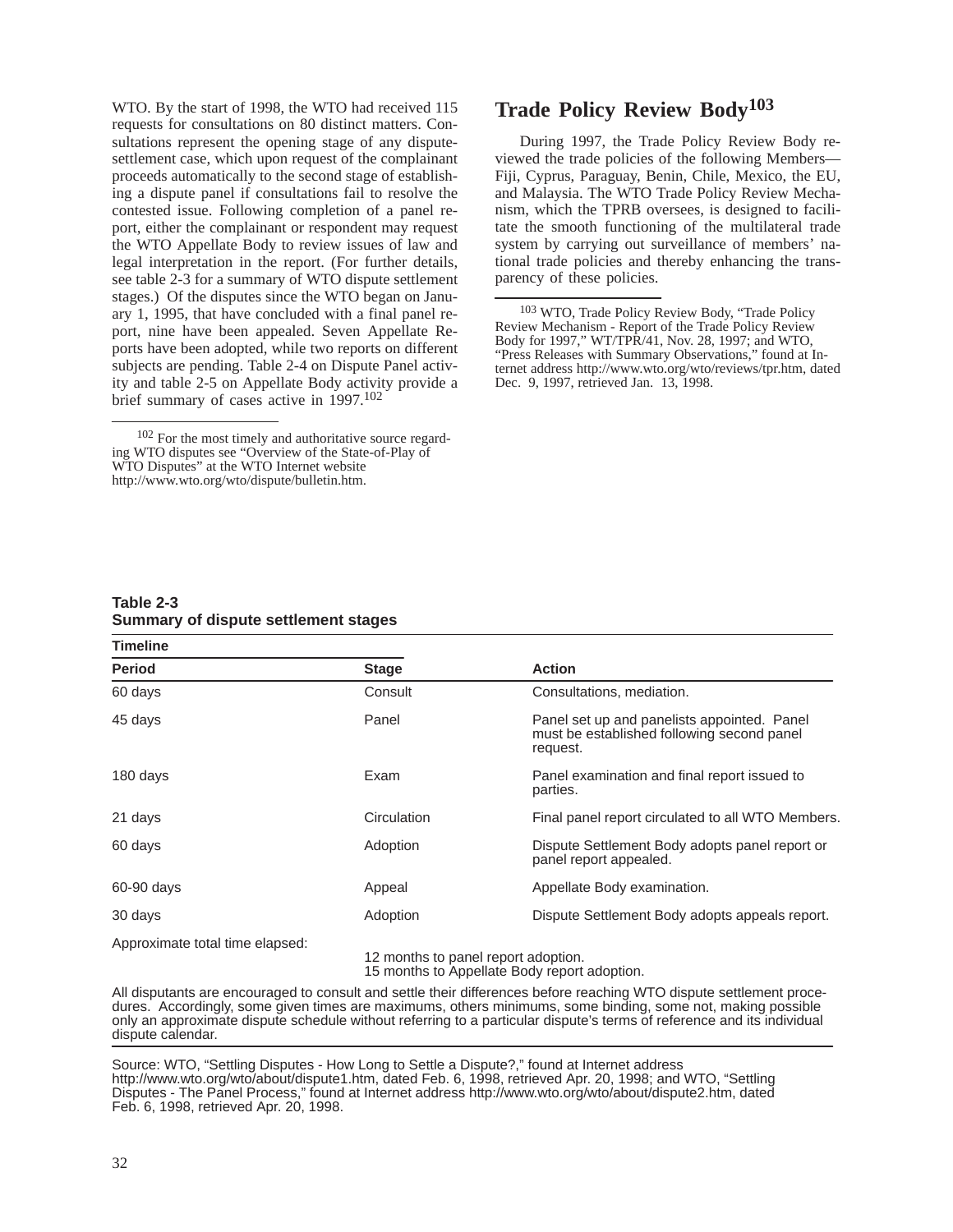WTO. By the start of 1998, the WTO had received 115 requests for consultations on 80 distinct matters. Consultations represent the opening stage of any dispute-settlement case, which upon request of the complainant proceeds automatically to the second stage of establishing a dispute panel if consultations fail to resolve the contested issue. Following completion of a panel report, either the complainant or respondent may request the WTO Appellate Body to review issues of law and legal interpretation in the report. (For further details, see table 2-3 for a summary of WTO dispute settlement stages.) Of the disputes since the WTO began on January 1, 1995, that have concluded with a final panel report, nine have been appealed. Seven Appellate Reports have been adopted, while two reports on different subjects are pending. Table 2-4 on Dispute Panel activity and table 2-5 on Appellate Body activity provide a brief summary of cases active in 1997.[102]

[102] For the most timely and authoritative source regarding WTO disputes see "Overview of the State-of-Play of WTO Disputes" at the WTO Internet website http://www.wto.org/wto/dispute/bulletin.htm.

## Trade Policy Review Body[103]

During 1997, the Trade Policy Review Body reviewed the trade policies of the following Members—Fiji, Cyprus, Paraguay, Benin, Chile, Mexico, the EU, and Malaysia. The WTO Trade Policy Review Mechanism, which the TPRB oversees, is designed to facilitate the smooth functioning of the multilateral trade system by carrying out surveillance of members' national trade policies and thereby enhancing the transparency of these policies.

[103] WTO, Trade Policy Review Body, "Trade Policy Review Mechanism - Report of the Trade Policy Review Body for 1997," WT/TPR/41, Nov. 28, 1997; and WTO, "Press Releases with Summary Observations," found at Internet address http://www.wto.org/wto/reviews/tpr.htm, dated Dec. 9, 1997, retrieved Jan. 13, 1998.

**Table 2-3**
**Summary of dispute settlement stages**

| Timeline | | |
|---|---|---|
| **Period** | **Stage** | **Action** |
| 60 days | Consult | Consultations, mediation. |
| 45 days | Panel | Panel set up and panelists appointed. Panel must be established following second panel request. |
| 180 days | Exam | Panel examination and final report issued to parties. |
| 21 days | Circulation | Final panel report circulated to all WTO Members. |
| 60 days | Adoption | Dispute Settlement Body adopts panel report or panel report appealed. |
| 60-90 days | Appeal | Appellate Body examination. |
| 30 days | Adoption | Dispute Settlement Body adopts appeals report. |
| Approximate total time elapsed: | 12 months to panel report adoption.<br>15 months to Appellate Body report adoption. | |

All disputants are encouraged to consult and settle their differences before reaching WTO dispute settlement procedures. Accordingly, some given times are maximums, others minimums, some binding, some not, making possible only an approximate dispute schedule without referring to a particular dispute's terms of reference and its individual dispute calendar.

Source: WTO, "Settling Disputes - How Long to Settle a Dispute?," found at Internet address http://www.wto.org/wto/about/dispute1.htm, dated Feb. 6, 1998, retrieved Apr. 20, 1998; and WTO, "Settling Disputes - The Panel Process," found at Internet address http://www.wto.org/wto/about/dispute2.htm, dated Feb. 6, 1998, retrieved Apr. 20, 1998.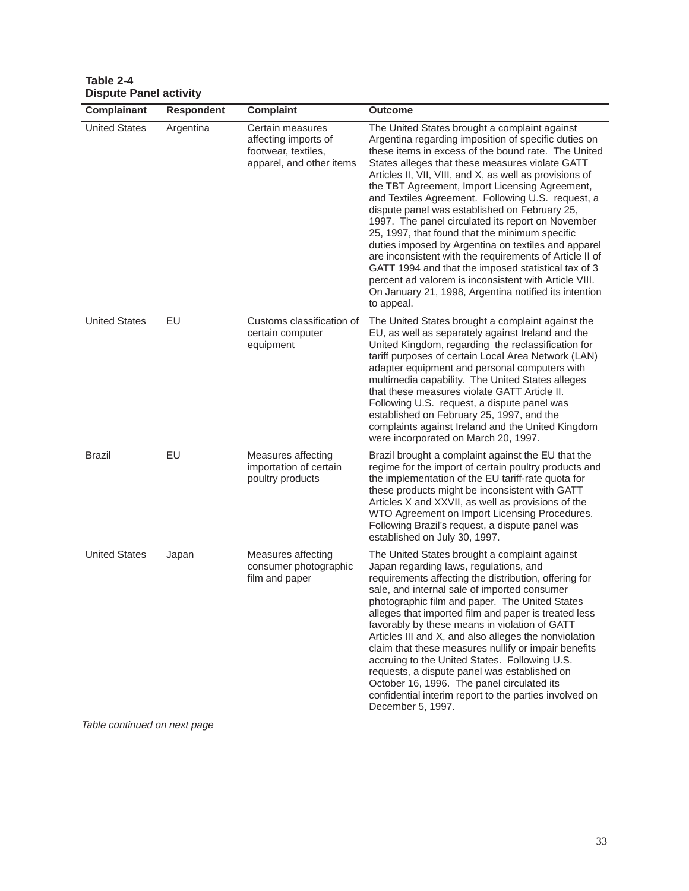**Table 2-4**
**Dispute Panel activity**

| Complainant | Respondent | Complaint | Outcome |
|---|---|---|---|
| United States | Argentina | Certain measures affecting imports of footwear, textiles, apparel, and other items | The United States brought a complaint against Argentina regarding imposition of specific duties on these items in excess of the bound rate. The United States alleges that these measures violate GATT Articles II, VII, VIII, and X, as well as provisions of the TBT Agreement, Import Licensing Agreement, and Textiles Agreement. Following U.S. request, a dispute panel was established on February 25, 1997. The panel circulated its report on November 25, 1997, that found that the minimum specific duties imposed by Argentina on textiles and apparel are inconsistent with the requirements of Article II of GATT 1994 and that the imposed statistical tax of 3 percent ad valorem is inconsistent with Article VIII. On January 21, 1998, Argentina notified its intention to appeal. |
| United States | EU | Customs classification of certain computer equipment | The United States brought a complaint against the EU, as well as separately against Ireland and the United Kingdom, regarding the reclassification for tariff purposes of certain Local Area Network (LAN) adapter equipment and personal computers with multimedia capability. The United States alleges that these measures violate GATT Article II. Following U.S. request, a dispute panel was established on February 25, 1997, and the complaints against Ireland and the United Kingdom were incorporated on March 20, 1997. |
| Brazil | EU | Measures affecting importation of certain poultry products | Brazil brought a complaint against the EU that the regime for the import of certain poultry products and the implementation of the EU tariff-rate quota for these products might be inconsistent with GATT Articles X and XXVII, as well as provisions of the WTO Agreement on Import Licensing Procedures. Following Brazil's request, a dispute panel was established on July 30, 1997. |
| United States | Japan | Measures affecting consumer photographic film and paper | The United States brought a complaint against Japan regarding laws, regulations, and requirements affecting the distribution, offering for sale, and internal sale of imported consumer photographic film and paper. The United States alleges that imported film and paper is treated less favorably by these means in violation of GATT Articles III and X, and also alleges the nonviolation claim that these measures nullify or impair benefits accruing to the United States. Following U.S. requests, a dispute panel was established on October 16, 1996. The panel circulated its confidential interim report to the parties involved on December 5, 1997. |

*Table continued on next page*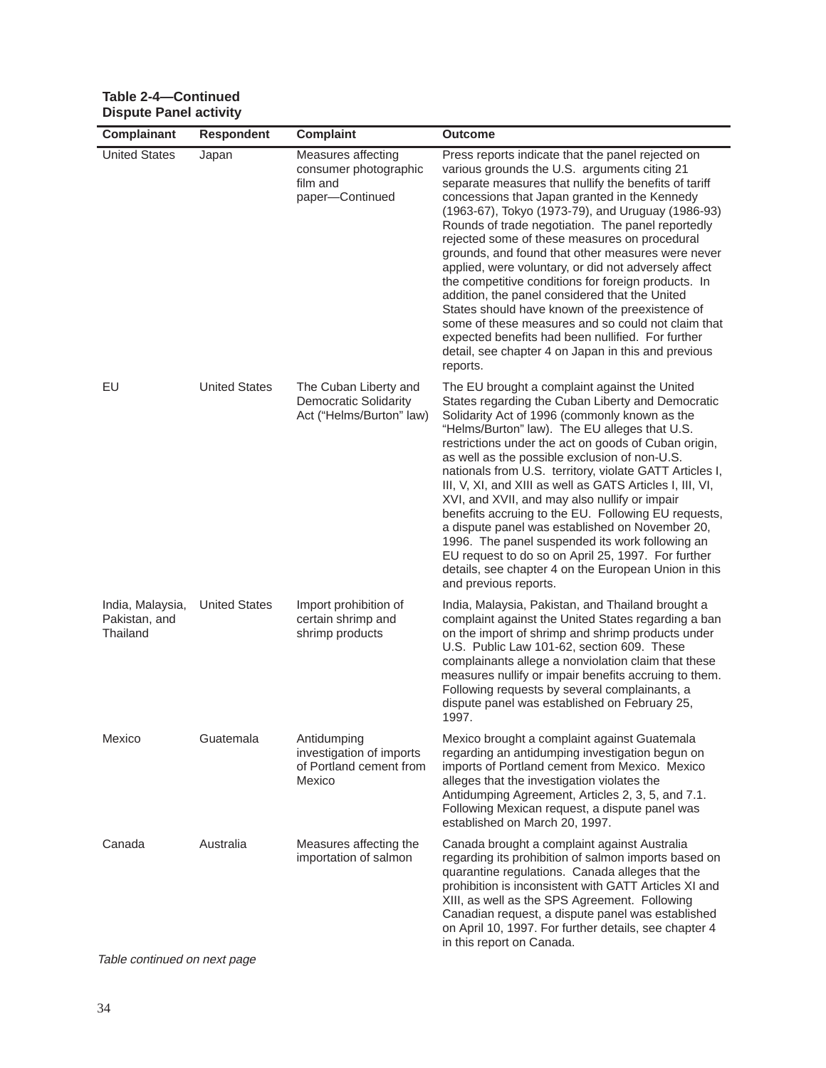**Table 2-4—Continued**
**Dispute Panel activity**

| Complainant | Respondent | Complaint | Outcome |
|---|---|---|---|
| United States | Japan | Measures affecting consumer photographic film and paper—Continued | Press reports indicate that the panel rejected on various grounds the U.S. arguments citing 21 separate measures that nullify the benefits of tariff concessions that Japan granted in the Kennedy (1963-67), Tokyo (1973-79), and Uruguay (1986-93) Rounds of trade negotiation. The panel reportedly rejected some of these measures on procedural grounds, and found that other measures were never applied, were voluntary, or did not adversely affect the competitive conditions for foreign products. In addition, the panel considered that the United States should have known of the preexistence of some of these measures and so could not claim that expected benefits had been nullified. For further detail, see chapter 4 on Japan in this and previous reports. |
| EU | United States | The Cuban Liberty and Democratic Solidarity Act ("Helms/Burton" law) | The EU brought a complaint against the United States regarding the Cuban Liberty and Democratic Solidarity Act of 1996 (commonly known as the "Helms/Burton" law). The EU alleges that U.S. restrictions under the act on goods of Cuban origin, as well as the possible exclusion of non-U.S. nationals from U.S. territory, violate GATT Articles I, III, V, XI, and XIII as well as GATS Articles I, III, VI, XVI, and XVII, and may also nullify or impair benefits accruing to the EU. Following EU requests, a dispute panel was established on November 20, 1996. The panel suspended its work following an EU request to do so on April 25, 1997. For further details, see chapter 4 on the European Union in this and previous reports. |
| India, Malaysia, Pakistan, and Thailand | United States | Import prohibition of certain shrimp and shrimp products | India, Malaysia, Pakistan, and Thailand brought a complaint against the United States regarding a ban on the import of shrimp and shrimp products under U.S. Public Law 101-62, section 609. These complainants allege a nonviolation claim that these measures nullify or impair benefits accruing to them. Following requests by several complainants, a dispute panel was established on February 25, 1997. |
| Mexico | Guatemala | Antidumping investigation of imports of Portland cement from Mexico | Mexico brought a complaint against Guatemala regarding an antidumping investigation begun on imports of Portland cement from Mexico. Mexico alleges that the investigation violates the Antidumping Agreement, Articles 2, 3, 5, and 7.1. Following Mexican request, a dispute panel was established on March 20, 1997. |
| Canada | Australia | Measures affecting the importation of salmon | Canada brought a complaint against Australia regarding its prohibition of salmon imports based on quarantine regulations. Canada alleges that the prohibition is inconsistent with GATT Articles XI and XIII, as well as the SPS Agreement. Following Canadian request, a dispute panel was established on April 10, 1997. For further details, see chapter 4 in this report on Canada. |

*Table continued on next page*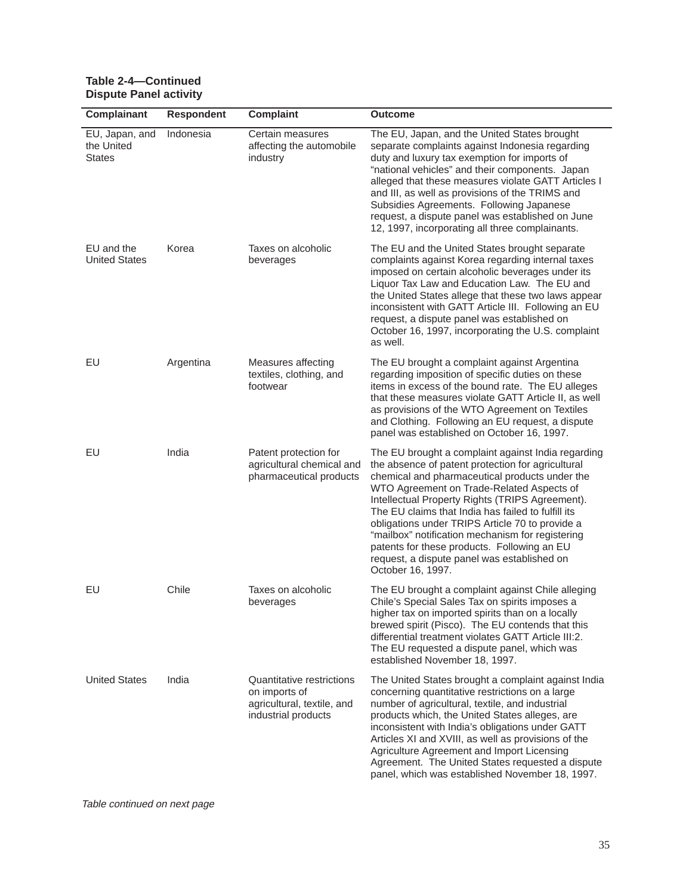**Table 2-4—Continued**
**Dispute Panel activity**

| Complainant | Respondent | Complaint | Outcome |
|---|---|---|---|
| EU, Japan, and the United States | Indonesia | Certain measures affecting the automobile industry | The EU, Japan, and the United States brought separate complaints against Indonesia regarding duty and luxury tax exemption for imports of "national vehicles" and their components. Japan alleged that these measures violate GATT Articles I and III, as well as provisions of the TRIMS and Subsidies Agreements. Following Japanese request, a dispute panel was established on June 12, 1997, incorporating all three complainants. |
| EU and the United States | Korea | Taxes on alcoholic beverages | The EU and the United States brought separate complaints against Korea regarding internal taxes imposed on certain alcoholic beverages under its Liquor Tax Law and Education Law. The EU and the United States allege that these two laws appear inconsistent with GATT Article III. Following an EU request, a dispute panel was established on October 16, 1997, incorporating the U.S. complaint as well. |
| EU | Argentina | Measures affecting textiles, clothing, and footwear | The EU brought a complaint against Argentina regarding imposition of specific duties on these items in excess of the bound rate. The EU alleges that these measures violate GATT Article II, as well as provisions of the WTO Agreement on Textiles and Clothing. Following an EU request, a dispute panel was established on October 16, 1997. |
| EU | India | Patent protection for agricultural chemical and pharmaceutical products | The EU brought a complaint against India regarding the absence of patent protection for agricultural chemical and pharmaceutical products under the WTO Agreement on Trade-Related Aspects of Intellectual Property Rights (TRIPS Agreement). The EU claims that India has failed to fulfill its obligations under TRIPS Article 70 to provide a "mailbox" notification mechanism for registering patents for these products. Following an EU request, a dispute panel was established on October 16, 1997. |
| EU | Chile | Taxes on alcoholic beverages | The EU brought a complaint against Chile alleging Chile's Special Sales Tax on spirits imposes a higher tax on imported spirits than on a locally brewed spirit (Pisco). The EU contends that this differential treatment violates GATT Article III:2. The EU requested a dispute panel, which was established November 18, 1997. |
| United States | India | Quantitative restrictions on imports of agricultural, textile, and industrial products | The United States brought a complaint against India concerning quantitative restrictions on a large number of agricultural, textile, and industrial products which, the United States alleges, are inconsistent with India's obligations under GATT Articles XI and XVIII, as well as provisions of the Agriculture Agreement and Import Licensing Agreement. The United States requested a dispute panel, which was established November 18, 1997. |

*Table continued on next page*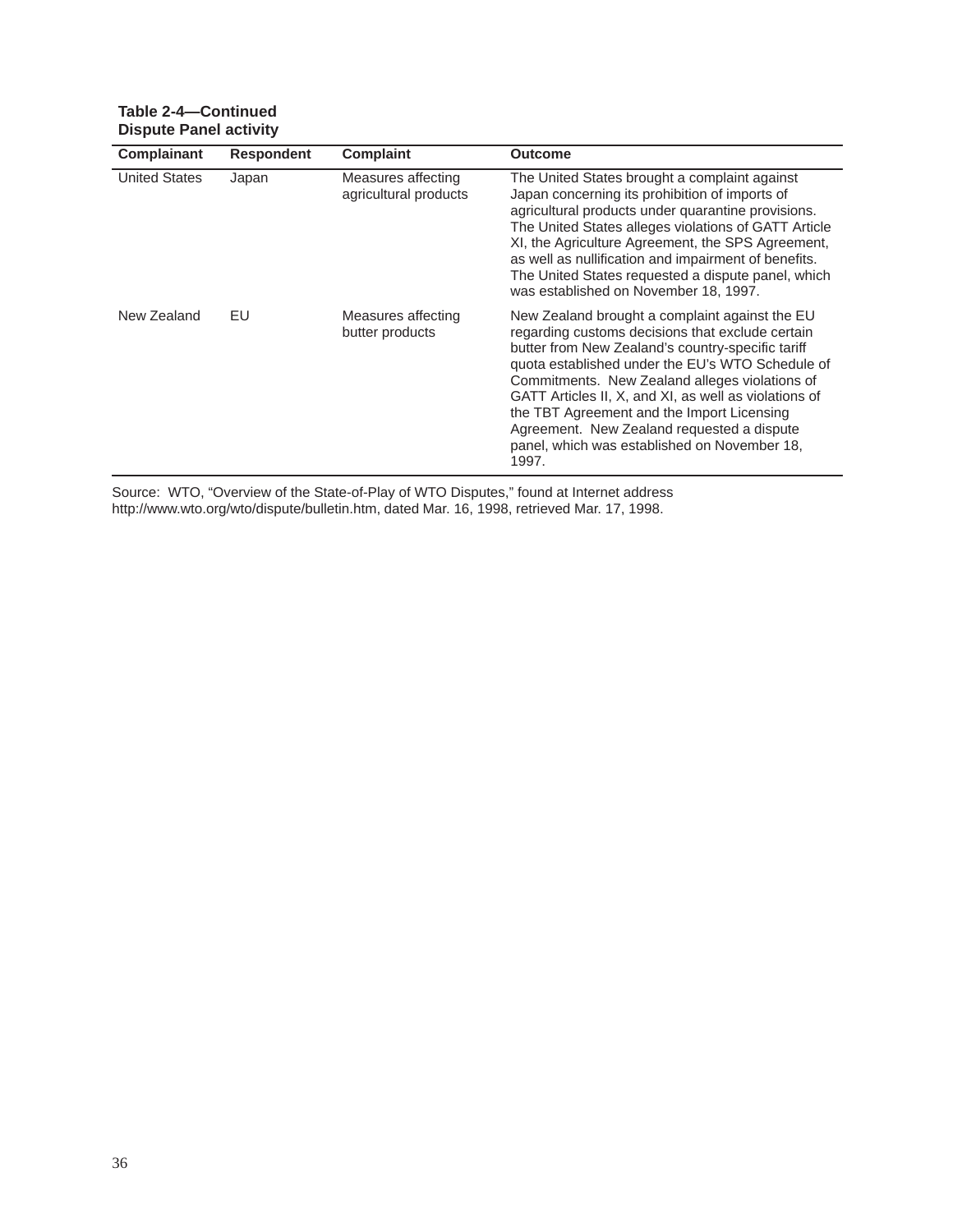**Table 2-4—Continued**
**Dispute Panel activity**

| Complainant | Respondent | Complaint | Outcome |
|---|---|---|---|
| United States | Japan | Measures affecting agricultural products | The United States brought a complaint against Japan concerning its prohibition of imports of agricultural products under quarantine provisions. The United States alleges violations of GATT Article XI, the Agriculture Agreement, the SPS Agreement, as well as nullification and impairment of benefits. The United States requested a dispute panel, which was established on November 18, 1997. |
| New Zealand | EU | Measures affecting butter products | New Zealand brought a complaint against the EU regarding customs decisions that exclude certain butter from New Zealand's country-specific tariff quota established under the EU's WTO Schedule of Commitments. New Zealand alleges violations of GATT Articles II, X, and XI, as well as violations of the TBT Agreement and the Import Licensing Agreement. New Zealand requested a dispute panel, which was established on November 18, 1997. |

Source: WTO, "Overview of the State-of-Play of WTO Disputes," found at Internet address http://www.wto.org/wto/dispute/bulletin.htm, dated Mar. 16, 1998, retrieved Mar. 17, 1998.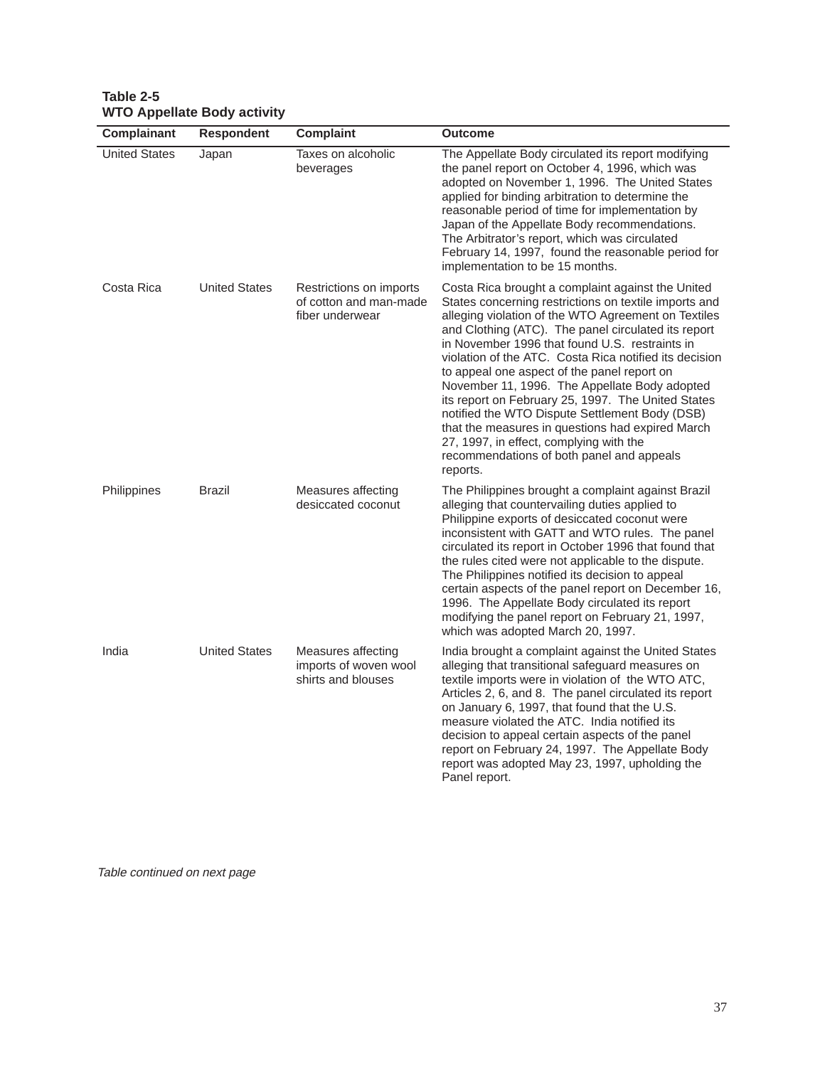**Table 2-5**
**WTO Appellate Body activity**

| Complainant | Respondent | Complaint | Outcome |
|---|---|---|---|
| United States | Japan | Taxes on alcoholic beverages | The Appellate Body circulated its report modifying the panel report on October 4, 1996, which was adopted on November 1, 1996. The United States applied for binding arbitration to determine the reasonable period of time for implementation by Japan of the Appellate Body recommendations. The Arbitrator's report, which was circulated February 14, 1997, found the reasonable period for implementation to be 15 months. |
| Costa Rica | United States | Restrictions on imports of cotton and man-made fiber underwear | Costa Rica brought a complaint against the United States concerning restrictions on textile imports and alleging violation of the WTO Agreement on Textiles and Clothing (ATC). The panel circulated its report in November 1996 that found U.S. restraints in violation of the ATC. Costa Rica notified its decision to appeal one aspect of the panel report on November 11, 1996. The Appellate Body adopted its report on February 25, 1997. The United States notified the WTO Dispute Settlement Body (DSB) that the measures in questions had expired March 27, 1997, in effect, complying with the recommendations of both panel and appeals reports. |
| Philippines | Brazil | Measures affecting desiccated coconut | The Philippines brought a complaint against Brazil alleging that countervailing duties applied to Philippine exports of desiccated coconut were inconsistent with GATT and WTO rules. The panel circulated its report in October 1996 that found that the rules cited were not applicable to the dispute. The Philippines notified its decision to appeal certain aspects of the panel report on December 16, 1996. The Appellate Body circulated its report modifying the panel report on February 21, 1997, which was adopted March 20, 1997. |
| India | United States | Measures affecting imports of woven wool shirts and blouses | India brought a complaint against the United States alleging that transitional safeguard measures on textile imports were in violation of the WTO ATC, Articles 2, 6, and 8. The panel circulated its report on January 6, 1997, that found that the U.S. measure violated the ATC. India notified its decision to appeal certain aspects of the panel report on February 24, 1997. The Appellate Body report was adopted May 23, 1997, upholding the Panel report. |

*Table continued on next page*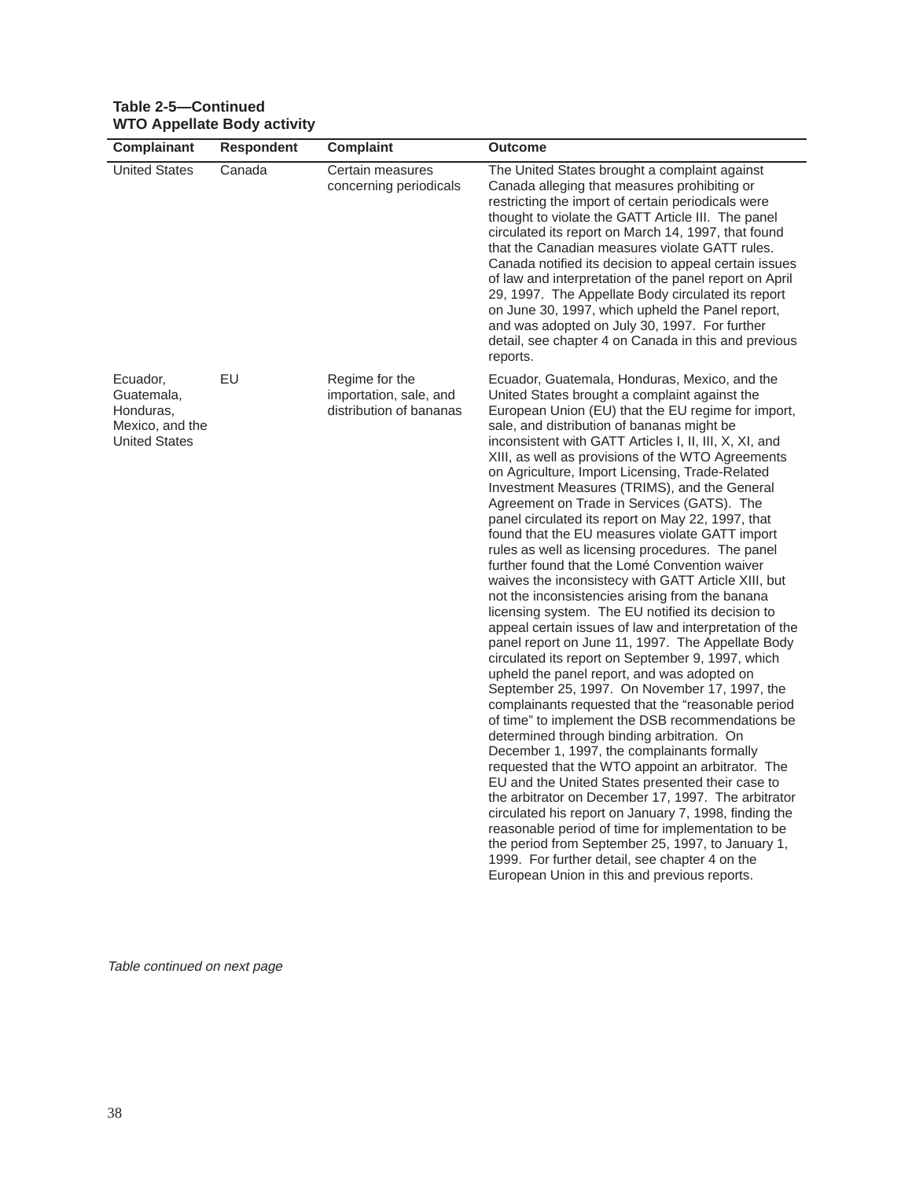**Table 2-5—Continued**
**WTO Appellate Body activity**

| Complainant | Respondent | Complaint | Outcome |
|---|---|---|---|
| United States | Canada | Certain measures concerning periodicals | The United States brought a complaint against Canada alleging that measures prohibiting or restricting the import of certain periodicals were thought to violate the GATT Article III. The panel circulated its report on March 14, 1997, that found that the Canadian measures violate GATT rules. Canada notified its decision to appeal certain issues of law and interpretation of the panel report on April 29, 1997. The Appellate Body circulated its report on June 30, 1997, which upheld the Panel report, and was adopted on July 30, 1997. For further detail, see chapter 4 on Canada in this and previous reports. |
| Ecuador, Guatemala, Honduras, Mexico, and the United States | EU | Regime for the importation, sale, and distribution of bananas | Ecuador, Guatemala, Honduras, Mexico, and the United States brought a complaint against the European Union (EU) that the EU regime for import, sale, and distribution of bananas might be inconsistent with GATT Articles I, II, III, X, XI, and XIII, as well as provisions of the WTO Agreements on Agriculture, Import Licensing, Trade-Related Investment Measures (TRIMS), and the General Agreement on Trade in Services (GATS). The panel circulated its report on May 22, 1997, that found that the EU measures violate GATT import rules as well as licensing procedures. The panel further found that the Lomé Convention waiver waives the inconsistecy with GATT Article XIII, but not the inconsistencies arising from the banana licensing system. The EU notified its decision to appeal certain issues of law and interpretation of the panel report on June 11, 1997. The Appellate Body circulated its report on September 9, 1997, which upheld the panel report, and was adopted on September 25, 1997. On November 17, 1997, the complainants requested that the "reasonable period of time" to implement the DSB recommendations be determined through binding arbitration. On December 1, 1997, the complainants formally requested that the WTO appoint an arbitrator. The EU and the United States presented their case to the arbitrator on December 17, 1997. The arbitrator circulated his report on January 7, 1998, finding the reasonable period of time for implementation to be the period from September 25, 1997, to January 1, 1999. For further detail, see chapter 4 on the European Union in this and previous reports. |

*Table continued on next page*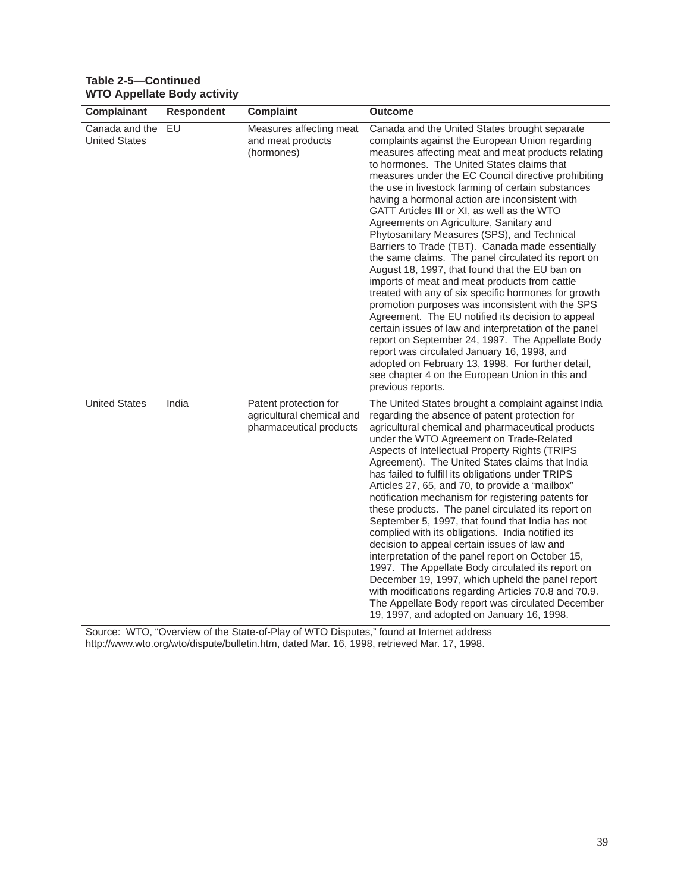**Table 2-5—Continued**
**WTO Appellate Body activity**

| Complainant | Respondent | Complaint | Outcome |
|---|---|---|---|
| Canada and the United States | EU | Measures affecting meat and meat products (hormones) | Canada and the United States brought separate complaints against the European Union regarding measures affecting meat and meat products relating to hormones. The United States claims that measures under the EC Council directive prohibiting the use in livestock farming of certain substances having a hormonal action are inconsistent with GATT Articles III or XI, as well as the WTO Agreements on Agriculture, Sanitary and Phytosanitary Measures (SPS), and Technical Barriers to Trade (TBT). Canada made essentially the same claims. The panel circulated its report on August 18, 1997, that found that the EU ban on imports of meat and meat products from cattle treated with any of six specific hormones for growth promotion purposes was inconsistent with the SPS Agreement. The EU notified its decision to appeal certain issues of law and interpretation of the panel report on September 24, 1997. The Appellate Body report was circulated January 16, 1998, and adopted on February 13, 1998. For further detail, see chapter 4 on the European Union in this and previous reports. |
| United States | India | Patent protection for agricultural chemical and pharmaceutical products | The United States brought a complaint against India regarding the absence of patent protection for agricultural chemical and pharmaceutical products under the WTO Agreement on Trade-Related Aspects of Intellectual Property Rights (TRIPS Agreement). The United States claims that India has failed to fulfill its obligations under TRIPS Articles 27, 65, and 70, to provide a "mailbox" notification mechanism for registering patents for these products. The panel circulated its report on September 5, 1997, that found that India has not complied with its obligations. India notified its decision to appeal certain issues of law and interpretation of the panel report on October 15, 1997. The Appellate Body circulated its report on December 19, 1997, which upheld the panel report with modifications regarding Articles 70.8 and 70.9. The Appellate Body report was circulated December 19, 1997, and adopted on January 16, 1998. |

Source: WTO, "Overview of the State-of-Play of WTO Disputes," found at Internet address http://www.wto.org/wto/dispute/bulletin.htm, dated Mar. 16, 1998, retrieved Mar. 17, 1998.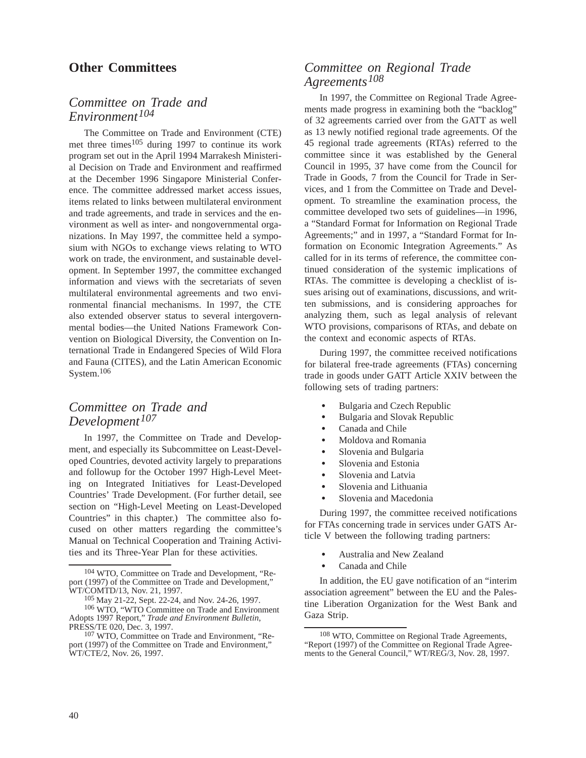## Other Committees

### *Committee on Trade and Environment*[104]

The Committee on Trade and Environment (CTE) met three times[105] during 1997 to continue its work program set out in the April 1994 Marrakesh Ministerial Decision on Trade and Environment and reaffirmed at the December 1996 Singapore Ministerial Conference. The committee addressed market access issues, items related to links between multilateral environment and trade agreements, and trade in services and the environment as well as inter- and nongovernmental organizations. In May 1997, the committee held a symposium with NGOs to exchange views relating to WTO work on trade, the environment, and sustainable development. In September 1997, the committee exchanged information and views with the secretariats of seven multilateral environmental agreements and two environmental financial mechanisms. In 1997, the CTE also extended observer status to several intergovernmental bodies—the United Nations Framework Convention on Biological Diversity, the Convention on International Trade in Endangered Species of Wild Flora and Fauna (CITES), and the Latin American Economic System.[106]

### *Committee on Trade and Development*[107]

In 1997, the Committee on Trade and Development, and especially its Subcommittee on Least-Developed Countries, devoted activity largely to preparations and followup for the October 1997 High-Level Meeting on Integrated Initiatives for Least-Developed Countries' Trade Development. (For further detail, see section on "High-Level Meeting on Least-Developed Countries" in this chapter.) The committee also focused on other matters regarding the committee's Manual on Technical Cooperation and Training Activities and its Three-Year Plan for these activities.

### *Committee on Regional Trade Agreements*[108]

In 1997, the Committee on Regional Trade Agreements made progress in examining both the "backlog" of 32 agreements carried over from the GATT as well as 13 newly notified regional trade agreements. Of the 45 regional trade agreements (RTAs) referred to the committee since it was established by the General Council in 1995, 37 have come from the Council for Trade in Goods, 7 from the Council for Trade in Services, and 1 from the Committee on Trade and Development. To streamline the examination process, the committee developed two sets of guidelines—in 1996, a "Standard Format for Information on Regional Trade Agreements;" and in 1997, a "Standard Format for Information on Economic Integration Agreements." As called for in its terms of reference, the committee continued consideration of the systemic implications of RTAs. The committee is developing a checklist of issues arising out of examinations, discussions, and written submissions, and is considering approaches for analyzing them, such as legal analysis of relevant WTO provisions, comparisons of RTAs, and debate on the context and economic aspects of RTAs.

During 1997, the committee received notifications for bilateral free-trade agreements (FTAs) concerning trade in goods under GATT Article XXIV between the following sets of trading partners:

- Bulgaria and Czech Republic
- Bulgaria and Slovak Republic
- Canada and Chile
- Moldova and Romania
- Slovenia and Bulgaria
- Slovenia and Estonia
- Slovenia and Latvia
- Slovenia and Lithuania
- Slovenia and Macedonia

During 1997, the committee received notifications for FTAs concerning trade in services under GATS Article V between the following trading partners:

- Australia and New Zealand
- Canada and Chile

In addition, the EU gave notification of an "interim association agreement" between the EU and the Palestine Liberation Organization for the West Bank and Gaza Strip.

---

[104] WTO, Committee on Trade and Development, "Report (1997) of the Committee on Trade and Development," WT/COMTD/13, Nov. 21, 1997.

[105] May 21-22, Sept. 22-24, and Nov. 24-26, 1997.

[106] WTO, "WTO Committee on Trade and Environment Adopts 1997 Report," *Trade and Environment Bulletin*, PRESS/TE 020, Dec. 3, 1997.

[107] WTO, Committee on Trade and Environment, "Report (1997) of the Committee on Trade and Environment," WT/CTE/2, Nov. 26, 1997.

[108] WTO, Committee on Regional Trade Agreements, "Report (1997) of the Committee on Regional Trade Agreements to the General Council," WT/REG/3, Nov. 28, 1997.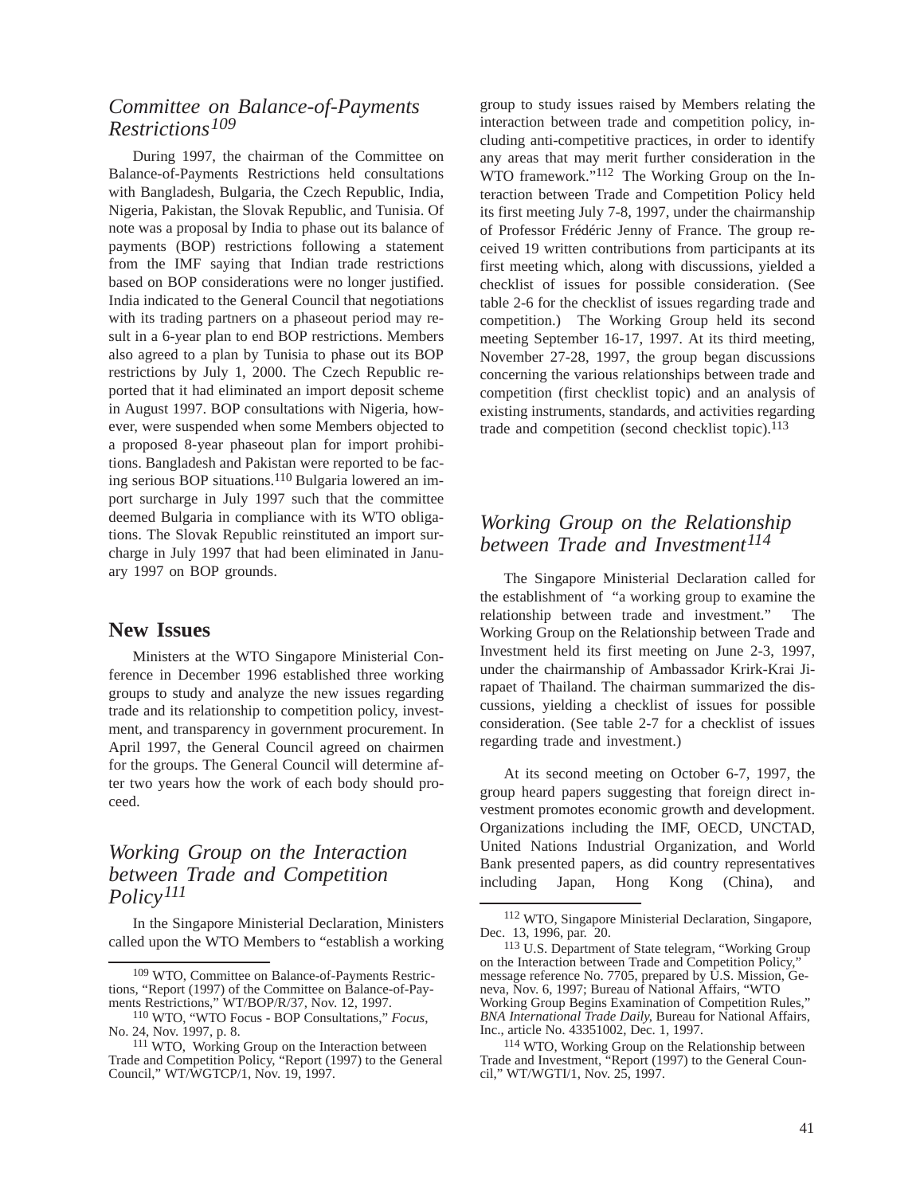## *Committee on Balance-of-Payments Restrictions*[109]

During 1997, the chairman of the Committee on Balance-of-Payments Restrictions held consultations with Bangladesh, Bulgaria, the Czech Republic, India, Nigeria, Pakistan, the Slovak Republic, and Tunisia. Of note was a proposal by India to phase out its balance of payments (BOP) restrictions following a statement from the IMF saying that Indian trade restrictions based on BOP considerations were no longer justified. India indicated to the General Council that negotiations with its trading partners on a phaseout period may result in a 6-year plan to end BOP restrictions. Members also agreed to a plan by Tunisia to phase out its BOP restrictions by July 1, 2000. The Czech Republic reported that it had eliminated an import deposit scheme in August 1997. BOP consultations with Nigeria, however, were suspended when some Members objected to a proposed 8-year phaseout plan for import prohibitions. Bangladesh and Pakistan were reported to be facing serious BOP situations.[110] Bulgaria lowered an import surcharge in July 1997 such that the committee deemed Bulgaria in compliance with its WTO obligations. The Slovak Republic reinstituted an import surcharge in July 1997 that had been eliminated in January 1997 on BOP grounds.

# New Issues

Ministers at the WTO Singapore Ministerial Conference in December 1996 established three working groups to study and analyze the new issues regarding trade and its relationship to competition policy, investment, and transparency in government procurement. In April 1997, the General Council agreed on chairmen for the groups. The General Council will determine after two years how the work of each body should proceed.

## *Working Group on the Interaction between Trade and Competition Policy*[111]

In the Singapore Ministerial Declaration, Ministers called upon the WTO Members to "establish a working group to study issues raised by Members relating the interaction between trade and competition policy, including anti-competitive practices, in order to identify any areas that may merit further consideration in the WTO framework."[112] The Working Group on the Interaction between Trade and Competition Policy held its first meeting July 7-8, 1997, under the chairmanship of Professor Frédéric Jenny of France. The group received 19 written contributions from participants at its first meeting which, along with discussions, yielded a checklist of issues for possible consideration. (See table 2-6 for the checklist of issues regarding trade and competition.) The Working Group held its second meeting September 16-17, 1997. At its third meeting, November 27-28, 1997, the group began discussions concerning the various relationships between trade and competition (first checklist topic) and an analysis of existing instruments, standards, and activities regarding trade and competition (second checklist topic).[113]

## *Working Group on the Relationship between Trade and Investment*[114]

The Singapore Ministerial Declaration called for the establishment of "a working group to examine the relationship between trade and investment." The Working Group on the Relationship between Trade and Investment held its first meeting on June 2-3, 1997, under the chairmanship of Ambassador Krirk-Krai Jirapaet of Thailand. The chairman summarized the discussions, yielding a checklist of issues for possible consideration. (See table 2-7 for a checklist of issues regarding trade and investment.)

At its second meeting on October 6-7, 1997, the group heard papers suggesting that foreign direct investment promotes economic growth and development. Organizations including the IMF, OECD, UNCTAD, United Nations Industrial Organization, and World Bank presented papers, as did country representatives including Japan, Hong Kong (China), and

---

109 WTO, Committee on Balance-of-Payments Restrictions, "Report (1997) of the Committee on Balance-of-Payments Restrictions," WT/BOP/R/37, Nov. 12, 1997.

110 WTO, "WTO Focus - BOP Consultations," *Focus*, No. 24, Nov. 1997, p. 8.

111 WTO, Working Group on the Interaction between Trade and Competition Policy, "Report (1997) to the General Council," WT/WGTCP/1, Nov. 19, 1997.

112 WTO, Singapore Ministerial Declaration, Singapore, Dec. 13, 1996, par. 20.

113 U.S. Department of State telegram, "Working Group on the Interaction between Trade and Competition Policy," message reference No. 7705, prepared by U.S. Mission, Geneva, Nov. 6, 1997; Bureau of National Affairs, "WTO Working Group Begins Examination of Competition Rules," *BNA International Trade Daily*, Bureau for National Affairs, Inc., article No. 43351002, Dec. 1, 1997.

114 WTO, Working Group on the Relationship between Trade and Investment, "Report (1997) to the General Council," WT/WGTI/1, Nov. 25, 1997.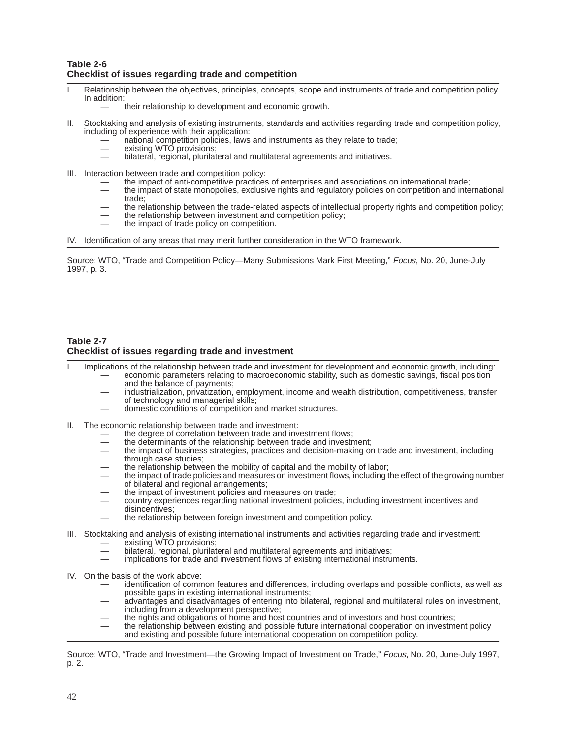**Table 2-6**
**Checklist of issues regarding trade and competition**

I. Relationship between the objectives, principles, concepts, scope and instruments of trade and competition policy. In addition:
  - their relationship to development and economic growth.

II. Stocktaking and analysis of existing instruments, standards and activities regarding trade and competition policy, including of experience with their application:
  - national competition policies, laws and instruments as they relate to trade;
  - existing WTO provisions;
  - bilateral, regional, plurilateral and multilateral agreements and initiatives.

III. Interaction between trade and competition policy:
  - the impact of anti-competitive practices of enterprises and associations on international trade;
  - the impact of state monopolies, exclusive rights and regulatory policies on competition and international trade;
  - the relationship between the trade-related aspects of intellectual property rights and competition policy;
  - the relationship between investment and competition policy;
  - the impact of trade policy on competition.

IV. Identification of any areas that may merit further consideration in the WTO framework.

Source: WTO, "Trade and Competition Policy—Many Submissions Mark First Meeting," *Focus*, No. 20, June-July 1997, p. 3.

**Table 2-7**
**Checklist of issues regarding trade and investment**

I. Implications of the relationship between trade and investment for development and economic growth, including:
  - economic parameters relating to macroeconomic stability, such as domestic savings, fiscal position and the balance of payments;
  - industrialization, privatization, employment, income and wealth distribution, competitiveness, transfer of technology and managerial skills;
  - domestic conditions of competition and market structures.

II. The economic relationship between trade and investment:
  - the degree of correlation between trade and investment flows;
  - the determinants of the relationship between trade and investment;
  - the impact of business strategies, practices and decision-making on trade and investment, including through case studies;
  - the relationship between the mobility of capital and the mobility of labor;
  - the impact of trade policies and measures on investment flows, including the effect of the growing number of bilateral and regional arrangements;
  - the impact of investment policies and measures on trade;
  - country experiences regarding national investment policies, including investment incentives and disincentives;
  - the relationship between foreign investment and competition policy.

III. Stocktaking and analysis of existing international instruments and activities regarding trade and investment:
  - existing WTO provisions;
  - bilateral, regional, plurilateral and multilateral agreements and initiatives;
  - implications for trade and investment flows of existing international instruments.

IV. On the basis of the work above:
  - identification of common features and differences, including overlaps and possible conflicts, as well as possible gaps in existing international instruments;
  - advantages and disadvantages of entering into bilateral, regional and multilateral rules on investment, including from a development perspective;
  - the rights and obligations of home and host countries and of investors and host countries;
  - the relationship between existing and possible future international cooperation on investment policy and existing and possible future international cooperation on competition policy.

Source: WTO, "Trade and Investment—the Growing Impact of Investment on Trade," *Focus*, No. 20, June-July 1997, p. 2.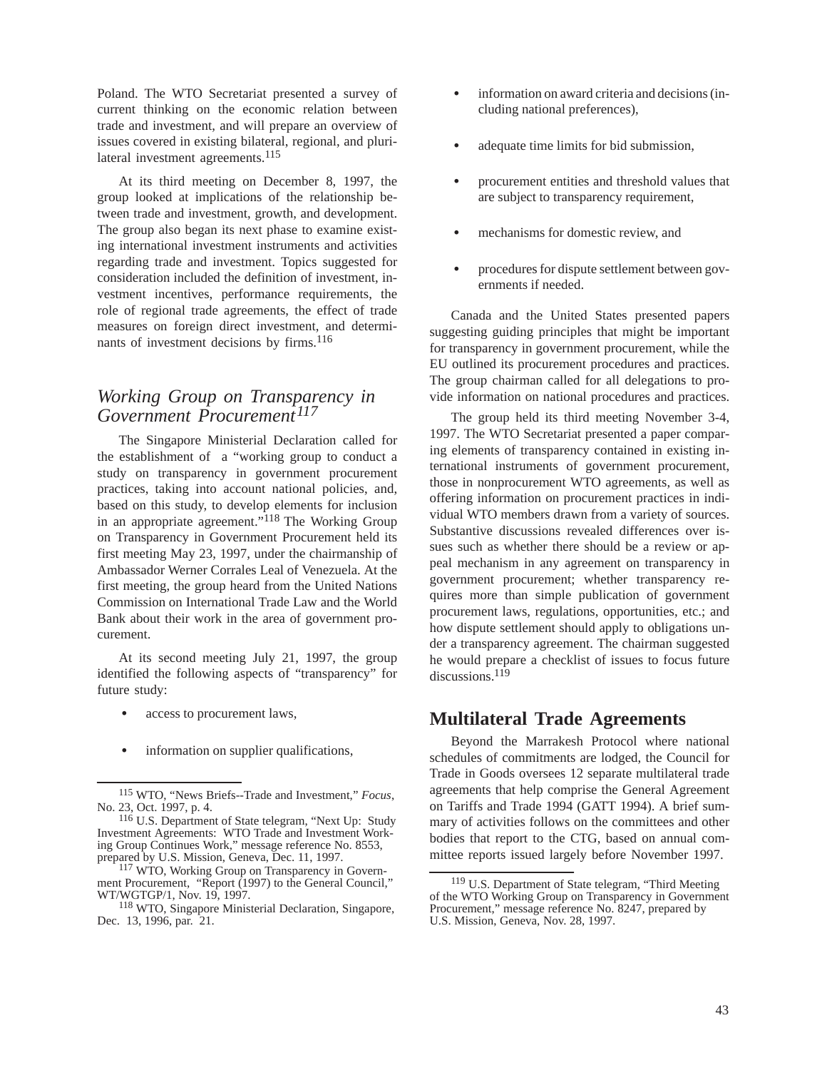Poland. The WTO Secretariat presented a survey of current thinking on the economic relation between trade and investment, and will prepare an overview of issues covered in existing bilateral, regional, and plurilateral investment agreements.[115]

At its third meeting on December 8, 1997, the group looked at implications of the relationship between trade and investment, growth, and development. The group also began its next phase to examine existing international investment instruments and activities regarding trade and investment. Topics suggested for consideration included the definition of investment, investment incentives, performance requirements, the role of regional trade agreements, the effect of trade measures on foreign direct investment, and determinants of investment decisions by firms.[116]

### *Working Group on Transparency in Government Procurement*[117]

The Singapore Ministerial Declaration called for the establishment of a "working group to conduct a study on transparency in government procurement practices, taking into account national policies, and, based on this study, to develop elements for inclusion in an appropriate agreement."[118] The Working Group on Transparency in Government Procurement held its first meeting May 23, 1997, under the chairmanship of Ambassador Werner Corrales Leal of Venezuela. At the first meeting, the group heard from the United Nations Commission on International Trade Law and the World Bank about their work in the area of government procurement.

At its second meeting July 21, 1997, the group identified the following aspects of "transparency" for future study:

- access to procurement laws,
- information on supplier qualifications,
- information on award criteria and decisions (including national preferences),
- adequate time limits for bid submission,
- procurement entities and threshold values that are subject to transparency requirement,
- mechanisms for domestic review, and
- procedures for dispute settlement between governments if needed.

Canada and the United States presented papers suggesting guiding principles that might be important for transparency in government procurement, while the EU outlined its procurement procedures and practices. The group chairman called for all delegations to provide information on national procedures and practices.

The group held its third meeting November 3-4, 1997. The WTO Secretariat presented a paper comparing elements of transparency contained in existing international instruments of government procurement, those in nonprocurement WTO agreements, as well as offering information on procurement practices in individual WTO members drawn from a variety of sources. Substantive discussions revealed differences over issues such as whether there should be a review or appeal mechanism in any agreement on transparency in government procurement; whether transparency requires more than simple publication of government procurement laws, regulations, opportunities, etc.; and how dispute settlement should apply to obligations under a transparency agreement. The chairman suggested he would prepare a checklist of issues to focus future discussions.[119]

## Multilateral Trade Agreements

Beyond the Marrakesh Protocol where national schedules of commitments are lodged, the Council for Trade in Goods oversees 12 separate multilateral trade agreements that help comprise the General Agreement on Tariffs and Trade 1994 (GATT 1994). A brief summary of activities follows on the committees and other bodies that report to the CTG, based on annual committee reports issued largely before November 1997.

---

[115] WTO, "News Briefs--Trade and Investment," *Focus*, No. 23, Oct. 1997, p. 4.

[116] U.S. Department of State telegram, "Next Up: Study Investment Agreements: WTO Trade and Investment Working Group Continues Work," message reference No. 8553, prepared by U.S. Mission, Geneva, Dec. 11, 1997.

[117] WTO, Working Group on Transparency in Government Procurement, "Report (1997) to the General Council," WT/WGTGP/1, Nov. 19, 1997.

[118] WTO, Singapore Ministerial Declaration, Singapore, Dec. 13, 1996, par. 21.

[119] U.S. Department of State telegram, "Third Meeting of the WTO Working Group on Transparency in Government Procurement," message reference No. 8247, prepared by U.S. Mission, Geneva, Nov. 28, 1997.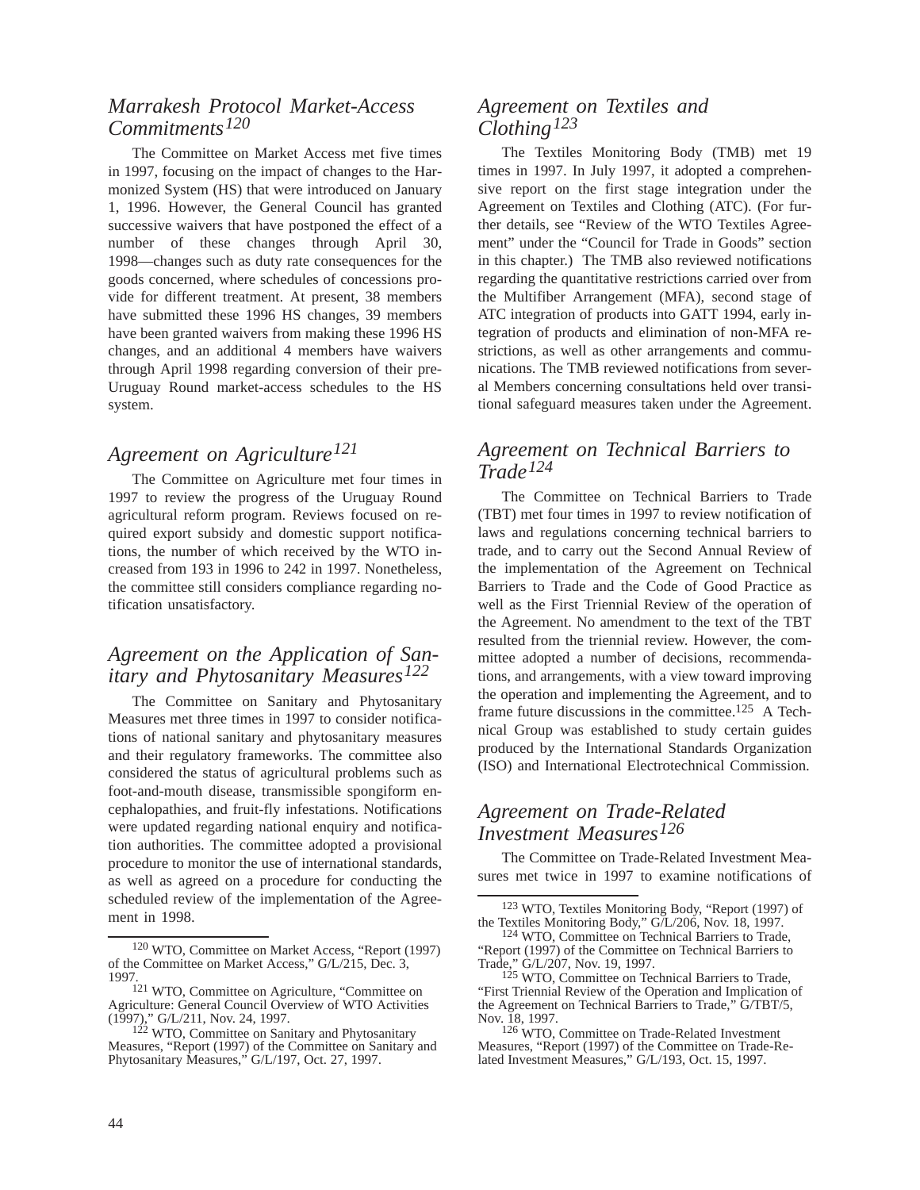## *Marrakesh Protocol Market-Access Commitments*[120]

The Committee on Market Access met five times in 1997, focusing on the impact of changes to the Harmonized System (HS) that were introduced on January 1, 1996. However, the General Council has granted successive waivers that have postponed the effect of a number of these changes through April 30, 1998—changes such as duty rate consequences for the goods concerned, where schedules of concessions provide for different treatment. At present, 38 members have submitted these 1996 HS changes, 39 members have been granted waivers from making these 1996 HS changes, and an additional 4 members have waivers through April 1998 regarding conversion of their pre-Uruguay Round market-access schedules to the HS system.

## *Agreement on Agriculture*[121]

The Committee on Agriculture met four times in 1997 to review the progress of the Uruguay Round agricultural reform program. Reviews focused on required export subsidy and domestic support notifications, the number of which received by the WTO increased from 193 in 1996 to 242 in 1997. Nonetheless, the committee still considers compliance regarding notification unsatisfactory.

## *Agreement on the Application of Sanitary and Phytosanitary Measures*[122]

The Committee on Sanitary and Phytosanitary Measures met three times in 1997 to consider notifications of national sanitary and phytosanitary measures and their regulatory frameworks. The committee also considered the status of agricultural problems such as foot-and-mouth disease, transmissible spongiform encephalopathies, and fruit-fly infestations. Notifications were updated regarding national enquiry and notification authorities. The committee adopted a provisional procedure to monitor the use of international standards, as well as agreed on a procedure for conducting the scheduled review of the implementation of the Agreement in 1998.

## *Agreement on Textiles and Clothing*[123]

The Textiles Monitoring Body (TMB) met 19 times in 1997. In July 1997, it adopted a comprehensive report on the first stage integration under the Agreement on Textiles and Clothing (ATC). (For further details, see "Review of the WTO Textiles Agreement" under the "Council for Trade in Goods" section in this chapter.) The TMB also reviewed notifications regarding the quantitative restrictions carried over from the Multifiber Arrangement (MFA), second stage of ATC integration of products into GATT 1994, early integration of products and elimination of non-MFA restrictions, as well as other arrangements and communications. The TMB reviewed notifications from several Members concerning consultations held over transitional safeguard measures taken under the Agreement.

## *Agreement on Technical Barriers to Trade*[124]

The Committee on Technical Barriers to Trade (TBT) met four times in 1997 to review notification of laws and regulations concerning technical barriers to trade, and to carry out the Second Annual Review of the implementation of the Agreement on Technical Barriers to Trade and the Code of Good Practice as well as the First Triennial Review of the operation of the Agreement. No amendment to the text of the TBT resulted from the triennial review. However, the committee adopted a number of decisions, recommendations, and arrangements, with a view toward improving the operation and implementing the Agreement, and to frame future discussions in the committee.[125] A Technical Group was established to study certain guides produced by the International Standards Organization (ISO) and International Electrotechnical Commission.

## *Agreement on Trade-Related Investment Measures*[126]

The Committee on Trade-Related Investment Measures met twice in 1997 to examine notifications of

---

[120] WTO, Committee on Market Access, "Report (1997) of the Committee on Market Access," G/L/215, Dec. 3, 1997.

[121] WTO, Committee on Agriculture, "Committee on Agriculture: General Council Overview of WTO Activities (1997)," G/L/211, Nov. 24, 1997.

[122] WTO, Committee on Sanitary and Phytosanitary Measures, "Report (1997) of the Committee on Sanitary and Phytosanitary Measures," G/L/197, Oct. 27, 1997.

[123] WTO, Textiles Monitoring Body, "Report (1997) of the Textiles Monitoring Body," G/L/206, Nov. 18, 1997.

[124] WTO, Committee on Technical Barriers to Trade, "Report (1997) of the Committee on Technical Barriers to Trade," G/L/207, Nov. 19, 1997.

[125] WTO, Committee on Technical Barriers to Trade, "First Triennial Review of the Operation and Implication of the Agreement on Technical Barriers to Trade," G/TBT/5, Nov. 18, 1997.

[126] WTO, Committee on Trade-Related Investment Measures, "Report (1997) of the Committee on Trade-Related Investment Measures," G/L/193, Oct. 15, 1997.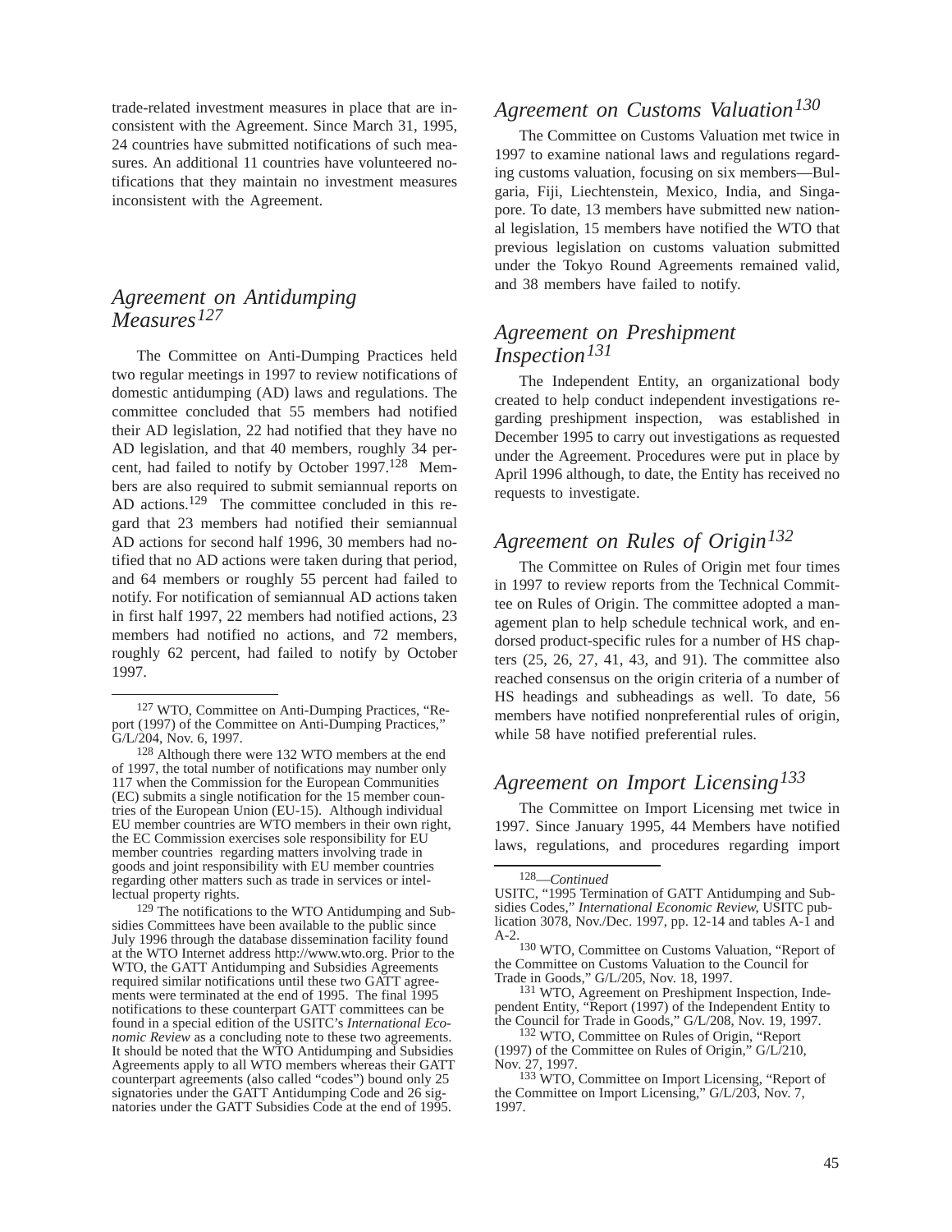trade-related investment measures in place that are inconsistent with the Agreement. Since March 31, 1995, 24 countries have submitted notifications of such measures. An additional 11 countries have volunteered notifications that they maintain no investment measures inconsistent with the Agreement.

## *Agreement on Antidumping Measures*[127]

The Committee on Anti-Dumping Practices held two regular meetings in 1997 to review notifications of domestic antidumping (AD) laws and regulations. The committee concluded that 55 members had notified their AD legislation, 22 had notified that they have no AD legislation, and that 40 members, roughly 34 percent, had failed to notify by October 1997.[128] Members are also required to submit semiannual reports on AD actions.[129] The committee concluded in this regard that 23 members had notified their semiannual AD actions for second half 1996, 30 members had notified that no AD actions were taken during that period, and 64 members or roughly 55 percent had failed to notify. For notification of semiannual AD actions taken in first half 1997, 22 members had notified actions, 23 members had notified no actions, and 72 members, roughly 62 percent, had failed to notify by October 1997.

## *Agreement on Customs Valuation*[130]

The Committee on Customs Valuation met twice in 1997 to examine national laws and regulations regarding customs valuation, focusing on six members—Bulgaria, Fiji, Liechtenstein, Mexico, India, and Singapore. To date, 13 members have submitted new national legislation, 15 members have notified the WTO that previous legislation on customs valuation submitted under the Tokyo Round Agreements remained valid, and 38 members have failed to notify.

## *Agreement on Preshipment Inspection*[131]

The Independent Entity, an organizational body created to help conduct independent investigations regarding preshipment inspection, was established in December 1995 to carry out investigations as requested under the Agreement. Procedures were put in place by April 1996 although, to date, the Entity has received no requests to investigate.

## *Agreement on Rules of Origin*[132]

The Committee on Rules of Origin met four times in 1997 to review reports from the Technical Committee on Rules of Origin. The committee adopted a management plan to help schedule technical work, and endorsed product-specific rules for a number of HS chapters (25, 26, 27, 41, 43, and 91). The committee also reached consensus on the origin criteria of a number of HS headings and subheadings as well. To date, 56 members have notified nonpreferential rules of origin, while 58 have notified preferential rules.

## *Agreement on Import Licensing*[133]

The Committee on Import Licensing met twice in 1997. Since January 1995, 44 Members have notified laws, regulations, and procedures regarding import

---

[127] WTO, Committee on Anti-Dumping Practices, "Report (1997) of the Committee on Anti-Dumping Practices," G/L/204, Nov. 6, 1997.

[128] Although there were 132 WTO members at the end of 1997, the total number of notifications may number only 117 when the Commission for the European Communities (EC) submits a single notification for the 15 member countries of the European Union (EU-15). Although individual EU member countries are WTO members in their own right, the EC Commission exercises sole responsibility for EU member countries regarding matters involving trade in goods and joint responsibility with EU member countries regarding other matters such as trade in services or intellectual property rights.

[129] The notifications to the WTO Antidumping and Subsidies Committees have been available to the public since July 1996 through the database dissemination facility found at the WTO Internet address http://www.wto.org. Prior to the WTO, the GATT Antidumping and Subsidies Agreements required similar notifications until these two GATT agreements were terminated at the end of 1995. The final 1995 notifications to these counterpart GATT committees can be found in a special edition of the USITC's *International Economic Review* as a concluding note to these two agreements. It should be noted that the WTO Antidumping and Subsidies Agreements apply to all WTO members whereas their GATT counterpart agreements (also called "codes") bound only 25 signatories under the GATT Antidumping Code and 26 signatories under the GATT Subsidies Code at the end of 1995.

[128]—*Continued*
USITC, "1995 Termination of GATT Antidumping and Subsidies Codes," *International Economic Review*, USITC publication 3078, Nov./Dec. 1997, pp. 12-14 and tables A-1 and A-2.

[130] WTO, Committee on Customs Valuation, "Report of the Committee on Customs Valuation to the Council for Trade in Goods," G/L/205, Nov. 18, 1997.

[131] WTO, Agreement on Preshipment Inspection, Independent Entity, "Report (1997) of the Independent Entity to the Council for Trade in Goods," G/L/208, Nov. 19, 1997.

[132] WTO, Committee on Rules of Origin, "Report (1997) of the Committee on Rules of Origin," G/L/210, Nov. 27, 1997.

[133] WTO, Committee on Import Licensing, "Report of the Committee on Import Licensing," G/L/203, Nov. 7, 1997.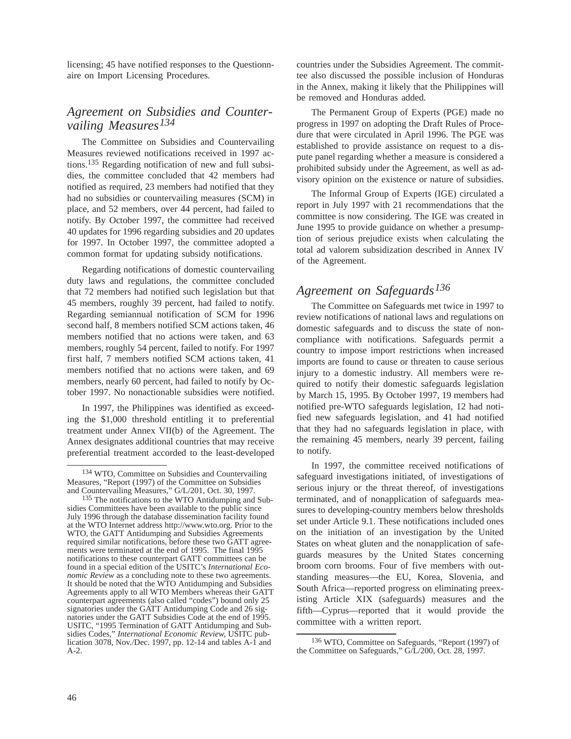licensing; 45 have notified responses to the Questionnaire on Import Licensing Procedures.

## *Agreement on Subsidies and Countervailing Measures*[134]

The Committee on Subsidies and Countervailing Measures reviewed notifications received in 1997 actions.[135] Regarding notification of new and full subsidies, the committee concluded that 42 members had notified as required, 23 members had notified that they had no subsidies or countervailing measures (SCM) in place, and 52 members, over 44 percent, had failed to notify. By October 1997, the committee had received 40 updates for 1996 regarding subsidies and 20 updates for 1997. In October 1997, the committee adopted a common format for updating subsidy notifications.

Regarding notifications of domestic countervailing duty laws and regulations, the committee concluded that 72 members had notified such legislation but that 45 members, roughly 39 percent, had failed to notify. Regarding semiannual notification of SCM for 1996 second half, 8 members notified SCM actions taken, 46 members notified that no actions were taken, and 63 members, roughly 54 percent, failed to notify. For 1997 first half, 7 members notified SCM actions taken, 41 members notified that no actions were taken, and 69 members, nearly 60 percent, had failed to notify by October 1997. No nonactionable subsidies were notified.

In 1997, the Philippines was identified as exceeding the $1,000 threshold entitling it to preferential treatment under Annex VII(b) of the Agreement. The Annex designates additional countries that may receive preferential treatment accorded to the least-developed countries under the Subsidies Agreement. The committee also discussed the possible inclusion of Honduras in the Annex, making it likely that the Philippines will be removed and Honduras added.

The Permanent Group of Experts (PGE) made no progress in 1997 on adopting the Draft Rules of Procedure that were circulated in April 1996. The PGE was established to provide assistance on request to a dispute panel regarding whether a measure is considered a prohibited subsidy under the Agreement, as well as advisory opinion on the existence or nature of subsidies.

The Informal Group of Experts (IGE) circulated a report in July 1997 with 21 recommendations that the committee is now considering. The IGE was created in June 1995 to provide guidance on whether a presumption of serious prejudice exists when calculating the total ad valorem subsidization described in Annex IV of the Agreement.

## *Agreement on Safeguards*[136]

The Committee on Safeguards met twice in 1997 to review notifications of national laws and regulations on domestic safeguards and to discuss the state of noncompliance with notifications. Safeguards permit a country to impose import restrictions when increased imports are found to cause or threaten to cause serious injury to a domestic industry. All members were required to notify their domestic safeguards legislation by March 15, 1995. By October 1997, 19 members had notified pre-WTO safeguards legislation, 12 had notified new safeguards legislation, and 41 had notified that they had no safeguards legislation in place, with the remaining 45 members, nearly 39 percent, failing to notify.

In 1997, the committee received notifications of safeguard investigations initiated, of investigations of serious injury or the threat thereof, of investigations terminated, and of nonapplication of safeguards measures to developing-country members below thresholds set under Article 9.1. These notifications included ones on the initiation of an investigation by the United States on wheat gluten and the nonapplication of safeguards measures by the United States concerning broom corn brooms. Four of five members with outstanding measures—the EU, Korea, Slovenia, and South Africa—reported progress on eliminating preexisting Article XIX (safeguards) measures and the fifth—Cyprus—reported that it would provide the committee with a written report.

---

[134] WTO, Committee on Subsidies and Countervailing Measures, "Report (1997) of the Committee on Subsidies and Countervailing Measures," G/L/201, Oct. 30, 1997.

[135] The notifications to the WTO Antidumping and Subsidies Committees have been available to the public since July 1996 through the database dissemination facility found at the WTO Internet address http://www.wto.org. Prior to the WTO, the GATT Antidumping and Subsidies Agreements required similar notifications, before these two GATT agreements were terminated at the end of 1995. The final 1995 notifications to these counterpart GATT committees can be found in a special edition of the USITC's *International Economic Review* as a concluding note to these two agreements. It should be noted that the WTO Antidumping and Subsidies Agreements apply to all WTO Members whereas their GATT counterpart agreements (also called "codes") bound only 25 signatories under the GATT Antidumping Code and 26 signatories under the GATT Subsidies Code at the end of 1995. USITC, "1995 Termination of GATT Antidumping and Subsidies Codes," *International Economic Review,* USITC publication 3078, Nov./Dec. 1997, pp. 12-14 and tables A-1 and A-2.

[136] WTO, Committee on Safeguards, "Report (1997) of the Committee on Safeguards," G/L/200, Oct. 28, 1997.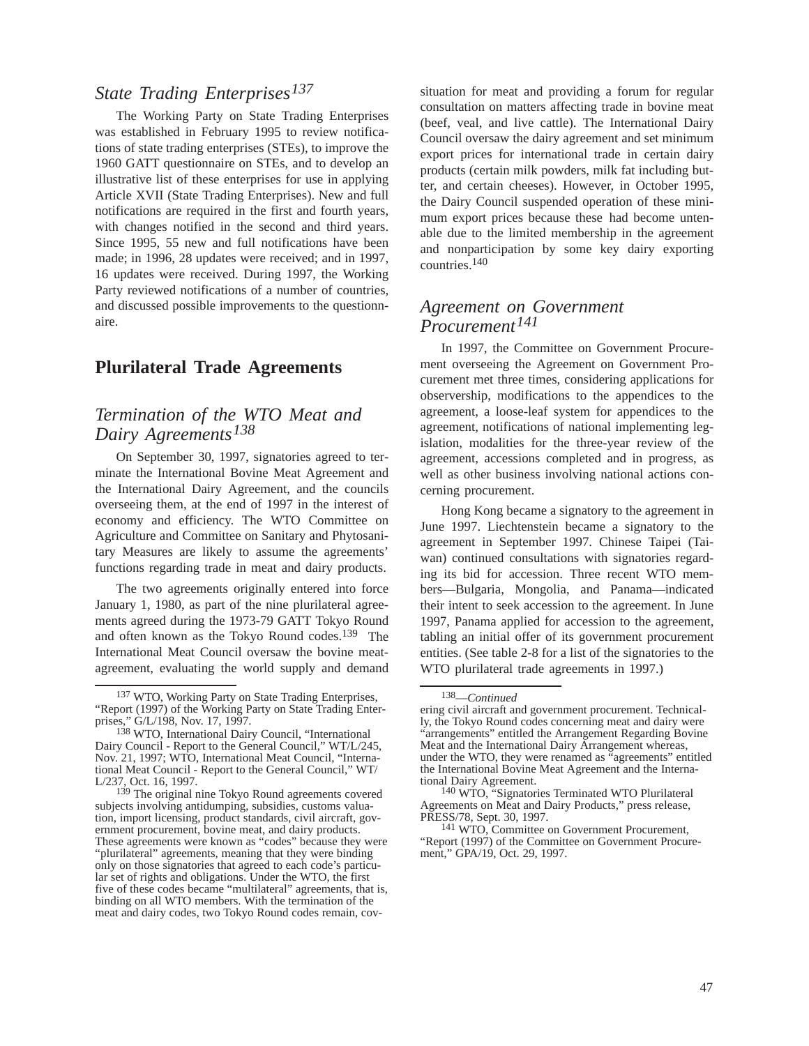## *State Trading Enterprises*[137]

The Working Party on State Trading Enterprises was established in February 1995 to review notifications of state trading enterprises (STEs), to improve the 1960 GATT questionnaire on STEs, and to develop an illustrative list of these enterprises for use in applying Article XVII (State Trading Enterprises). New and full notifications are required in the first and fourth years, with changes notified in the second and third years. Since 1995, 55 new and full notifications have been made; in 1996, 28 updates were received; and in 1997, 16 updates were received. During 1997, the Working Party reviewed notifications of a number of countries, and discussed possible improvements to the questionnaire.

# Plurilateral Trade Agreements

## *Termination of the WTO Meat and Dairy Agreements*[138]

On September 30, 1997, signatories agreed to terminate the International Bovine Meat Agreement and the International Dairy Agreement, and the councils overseeing them, at the end of 1997 in the interest of economy and efficiency. The WTO Committee on Agriculture and Committee on Sanitary and Phytosanitary Measures are likely to assume the agreements' functions regarding trade in meat and dairy products.

The two agreements originally entered into force January 1, 1980, as part of the nine plurilateral agreements agreed during the 1973-79 GATT Tokyo Round and often known as the Tokyo Round codes.[139] The International Meat Council oversaw the bovine meat-agreement, evaluating the world supply and demand situation for meat and providing a forum for regular consultation on matters affecting trade in bovine meat (beef, veal, and live cattle). The International Dairy Council oversaw the dairy agreement and set minimum export prices for international trade in certain dairy products (certain milk powders, milk fat including butter, and certain cheeses). However, in October 1995, the Dairy Council suspended operation of these minimum export prices because these had become untenable due to the limited membership in the agreement and nonparticipation by some key dairy exporting countries.[140]

## *Agreement on Government Procurement*[141]

In 1997, the Committee on Government Procurement overseeing the Agreement on Government Procurement met three times, considering applications for observership, modifications to the appendices to the agreement, a loose-leaf system for appendices to the agreement, notifications of national implementing legislation, modalities for the three-year review of the agreement, accessions completed and in progress, as well as other business involving national actions concerning procurement.

Hong Kong became a signatory to the agreement in June 1997. Liechtenstein became a signatory to the agreement in September 1997. Chinese Taipei (Taiwan) continued consultations with signatories regarding its bid for accession. Three recent WTO members—Bulgaria, Mongolia, and Panama—indicated their intent to seek accession to the agreement. In June 1997, Panama applied for accession to the agreement, tabling an initial offer of its government procurement entities. (See table 2-8 for a list of the signatories to the WTO plurilateral trade agreements in 1997.)

---

[137] WTO, Working Party on State Trading Enterprises, "Report (1997) of the Working Party on State Trading Enterprises," G/L/198, Nov. 17, 1997.

[138] WTO, International Dairy Council, "International Dairy Council - Report to the General Council," WT/L/245, Nov. 21, 1997; WTO, International Meat Council, "International Meat Council - Report to the General Council," WT/L/237, Oct. 16, 1997.

[139] The original nine Tokyo Round agreements covered subjects involving antidumping, subsidies, customs valuation, import licensing, product standards, civil aircraft, government procurement, bovine meat, and dairy products. These agreements were known as "codes" because they were "plurilateral" agreements, meaning that they were binding only on those signatories that agreed to each code's particular set of rights and obligations. Under the WTO, the first five of these codes became "multilateral" agreements, that is, binding on all WTO members. With the termination of the meat and dairy codes, two Tokyo Round codes remain, covering civil aircraft and government procurement. Technically, the Tokyo Round codes concerning meat and dairy were "arrangements" entitled the Arrangement Regarding Bovine Meat and the International Dairy Arrangement whereas, under the WTO, they were renamed as "agreements" entitled the International Bovine Meat Agreement and the International Dairy Agreement.

[140] WTO, "Signatories Terminated WTO Plurilateral Agreements on Meat and Dairy Products," press release, PRESS/78, Sept. 30, 1997.

[141] WTO, Committee on Government Procurement, "Report (1997) of the Committee on Government Procurement," GPA/19, Oct. 29, 1997.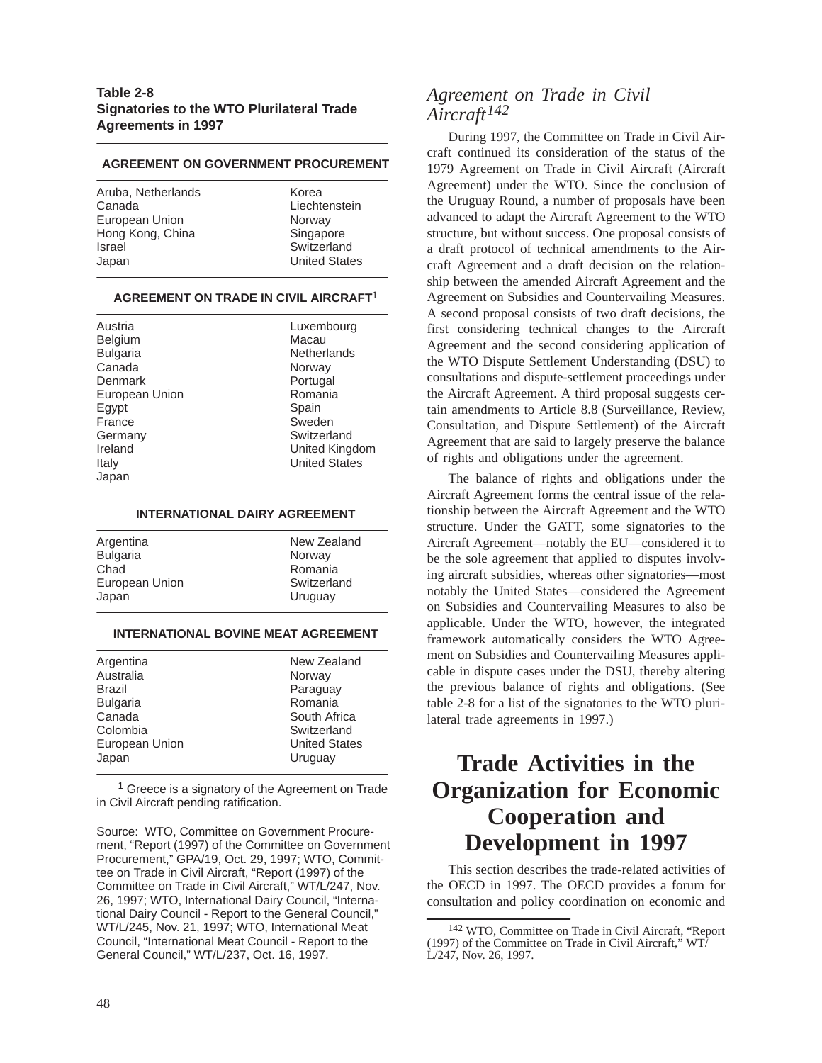**Table 2-8**
**Signatories to the WTO Plurilateral Trade Agreements in 1997**

| AGREEMENT ON GOVERNMENT PROCUREMENT | |
|---|---|
| Aruba, Netherlands | Korea |
| Canada | Liechtenstein |
| European Union | Norway |
| Hong Kong, China | Singapore |
| Israel | Switzerland |
| Japan | United States |
| **AGREEMENT ON TRADE IN CIVIL AIRCRAFT[1]** | |
| Austria | Luxembourg |
| Belgium | Macau |
| Bulgaria | Netherlands |
| Canada | Norway |
| Denmark | Portugal |
| European Union | Romania |
| Egypt | Spain |
| France | Sweden |
| Germany | Switzerland |
| Ireland | United Kingdom |
| Italy | United States |
| Japan | |
| **INTERNATIONAL DAIRY AGREEMENT** | |
| Argentina | New Zealand |
| Bulgaria | Norway |
| Chad | Romania |
| European Union | Switzerland |
| Japan | Uruguay |
| **INTERNATIONAL BOVINE MEAT AGREEMENT** | |
| Argentina | New Zealand |
| Australia | Norway |
| Brazil | Paraguay |
| Bulgaria | Romania |
| Canada | South Africa |
| Colombia | Switzerland |
| European Union | United States |
| Japan | Uruguay |

[1] Greece is a signatory of the Agreement on Trade in Civil Aircraft pending ratification.

Source: WTO, Committee on Government Procurement, "Report (1997) of the Committee on Government Procurement," GPA/19, Oct. 29, 1997; WTO, Committee on Trade in Civil Aircraft, "Report (1997) of the Committee on Trade in Civil Aircraft," WT/L/247, Nov. 26, 1997; WTO, International Dairy Council, "International Dairy Council - Report to the General Council," WT/L/245, Nov. 21, 1997; WTO, International Meat Council, "International Meat Council - Report to the General Council," WT/L/237, Oct. 16, 1997.

## *Agreement on Trade in Civil Aircraft[142]*

During 1997, the Committee on Trade in Civil Aircraft continued its consideration of the status of the 1979 Agreement on Trade in Civil Aircraft (Aircraft Agreement) under the WTO. Since the conclusion of the Uruguay Round, a number of proposals have been advanced to adapt the Aircraft Agreement to the WTO structure, but without success. One proposal consists of a draft protocol of technical amendments to the Aircraft Agreement and a draft decision on the relationship between the amended Aircraft Agreement and the Agreement on Subsidies and Countervailing Measures. A second proposal consists of two draft decisions, the first considering technical changes to the Aircraft Agreement and the second considering application of the WTO Dispute Settlement Understanding (DSU) to consultations and dispute-settlement proceedings under the Aircraft Agreement. A third proposal suggests certain amendments to Article 8.8 (Surveillance, Review, Consultation, and Dispute Settlement) of the Aircraft Agreement that are said to largely preserve the balance of rights and obligations under the agreement.

The balance of rights and obligations under the Aircraft Agreement forms the central issue of the relationship between the Aircraft Agreement and the WTO structure. Under the GATT, some signatories to the Aircraft Agreement—notably the EU—considered it to be the sole agreement that applied to disputes involving aircraft subsidies, whereas other signatories—most notably the United States—considered the Agreement on Subsidies and Countervailing Measures to also be applicable. Under the WTO, however, the integrated framework automatically considers the WTO Agreement on Subsidies and Countervailing Measures applicable in dispute cases under the DSU, thereby altering the previous balance of rights and obligations. (See table 2-8 for a list of the signatories to the WTO plurilateral trade agreements in 1997.)

# Trade Activities in the Organization for Economic Cooperation and Development in 1997

This section describes the trade-related activities of the OECD in 1997. The OECD provides a forum for consultation and policy coordination on economic and

[142] WTO, Committee on Trade in Civil Aircraft, "Report (1997) of the Committee on Trade in Civil Aircraft," WT/L/247, Nov. 26, 1997.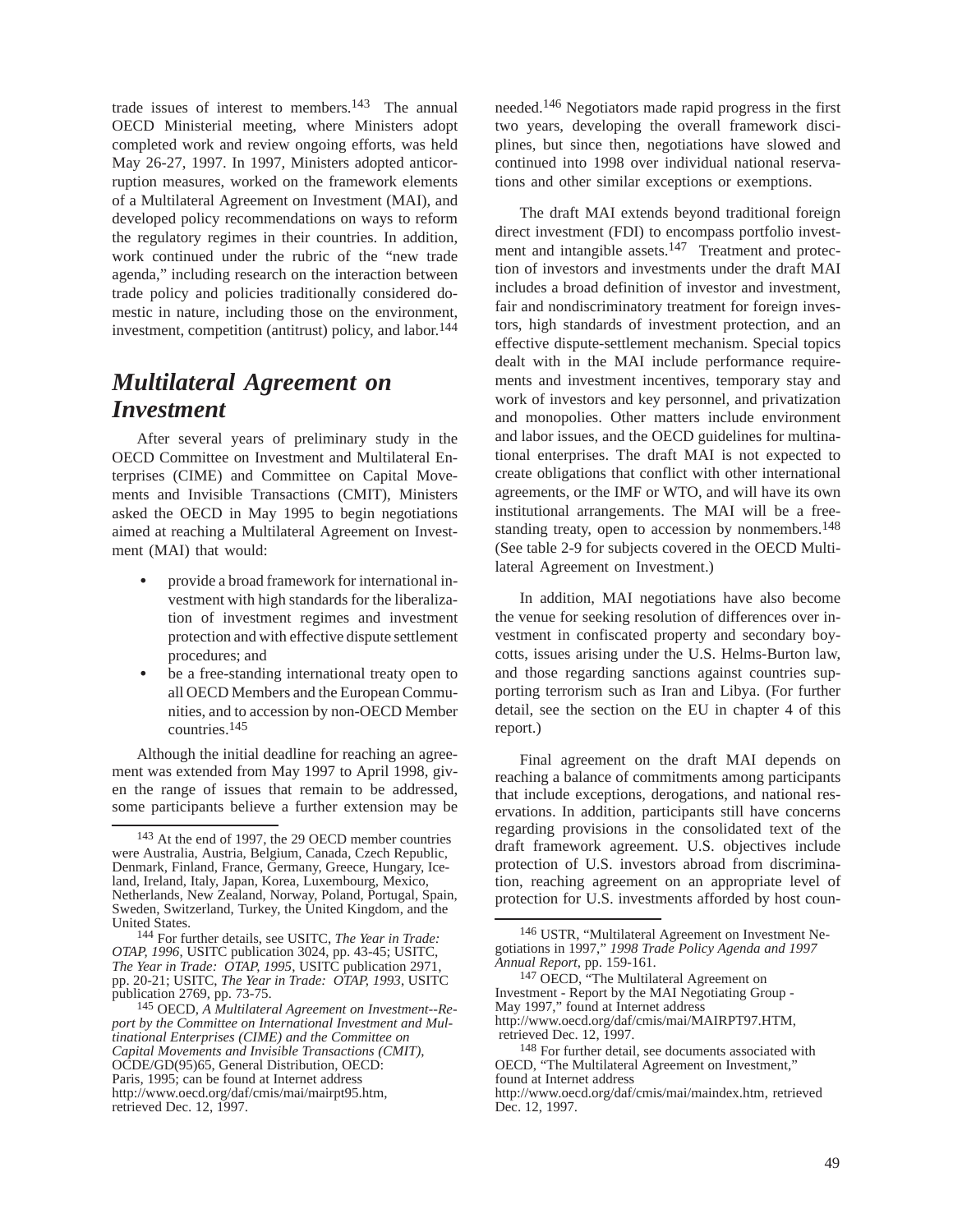trade issues of interest to members.[143] The annual OECD Ministerial meeting, where Ministers adopt completed work and review ongoing efforts, was held May 26-27, 1997. In 1997, Ministers adopted anticorruption measures, worked on the framework elements of a Multilateral Agreement on Investment (MAI), and developed policy recommendations on ways to reform the regulatory regimes in their countries. In addition, work continued under the rubric of the "new trade agenda," including research on the interaction between trade policy and policies traditionally considered domestic in nature, including those on the environment, investment, competition (antitrust) policy, and labor.[144]

## *Multilateral Agreement on Investment*

After several years of preliminary study in the OECD Committee on Investment and Multilateral Enterprises (CIME) and Committee on Capital Movements and Invisible Transactions (CMIT), Ministers asked the OECD in May 1995 to begin negotiations aimed at reaching a Multilateral Agreement on Investment (MAI) that would:

- provide a broad framework for international investment with high standards for the liberalization of investment regimes and investment protection and with effective dispute settlement procedures; and
- be a free-standing international treaty open to all OECD Members and the European Communities, and to accession by non-OECD Member countries.[145]

Although the initial deadline for reaching an agreement was extended from May 1997 to April 1998, given the range of issues that remain to be addressed, some participants believe a further extension may be needed.[146] Negotiators made rapid progress in the first two years, developing the overall framework disciplines, but since then, negotiations have slowed and continued into 1998 over individual national reservations and other similar exceptions or exemptions.

The draft MAI extends beyond traditional foreign direct investment (FDI) to encompass portfolio investment and intangible assets.[147] Treatment and protection of investors and investments under the draft MAI includes a broad definition of investor and investment, fair and nondiscriminatory treatment for foreign investors, high standards of investment protection, and an effective dispute-settlement mechanism. Special topics dealt with in the MAI include performance requirements and investment incentives, temporary stay and work of investors and key personnel, and privatization and monopolies. Other matters include environment and labor issues, and the OECD guidelines for multinational enterprises. The draft MAI is not expected to create obligations that conflict with other international agreements, or the IMF or WTO, and will have its own institutional arrangements. The MAI will be a free-standing treaty, open to accession by nonmembers.[148] (See table 2-9 for subjects covered in the OECD Multilateral Agreement on Investment.)

In addition, MAI negotiations have also become the venue for seeking resolution of differences over investment in confiscated property and secondary boycotts, issues arising under the U.S. Helms-Burton law, and those regarding sanctions against countries supporting terrorism such as Iran and Libya. (For further detail, see the section on the EU in chapter 4 of this report.)

Final agreement on the draft MAI depends on reaching a balance of commitments among participants that include exceptions, derogations, and national reservations. In addition, participants still have concerns regarding provisions in the consolidated text of the draft framework agreement. U.S. objectives include protection of U.S. investors abroad from discrimination, reaching agreement on an appropriate level of protection for U.S. investments afforded by host coun-

---

[143] At the end of 1997, the 29 OECD member countries were Australia, Austria, Belgium, Canada, Czech Republic, Denmark, Finland, France, Germany, Greece, Hungary, Iceland, Ireland, Italy, Japan, Korea, Luxembourg, Mexico, Netherlands, New Zealand, Norway, Poland, Portugal, Spain, Sweden, Switzerland, Turkey, the United Kingdom, and the United States.

[144] For further details, see USITC, *The Year in Trade: OTAP, 1996*, USITC publication 3024, pp. 43-45; USITC, *The Year in Trade: OTAP, 1995*, USITC publication 2971, pp. 20-21; USITC, *The Year in Trade: OTAP, 1993*, USITC publication 2769, pp. 73-75.

[145] OECD, *A Multilateral Agreement on Investment--Report by the Committee on International Investment and Multinational Enterprises (CIME) and the Committee on Capital Movements and Invisible Transactions (CMIT)*, OCDE/GD(95)65, General Distribution, OECD: Paris, 1995; can be found at Internet address http://www.oecd.org/daf/cmis/mai/mairpt95.htm, retrieved Dec. 12, 1997.

[146] USTR, "Multilateral Agreement on Investment Negotiations in 1997," *1998 Trade Policy Agenda and 1997 Annual Report*, pp. 159-161.

[147] OECD, "The Multilateral Agreement on Investment - Report by the MAI Negotiating Group - May 1997," found at Internet address http://www.oecd.org/daf/cmis/mai/MAIRPT97.HTM, retrieved Dec. 12, 1997.

[148] For further detail, see documents associated with OECD, "The Multilateral Agreement on Investment," found at Internet address http://www.oecd.org/daf/cmis/mai/maindex.htm, retrieved Dec. 12, 1997.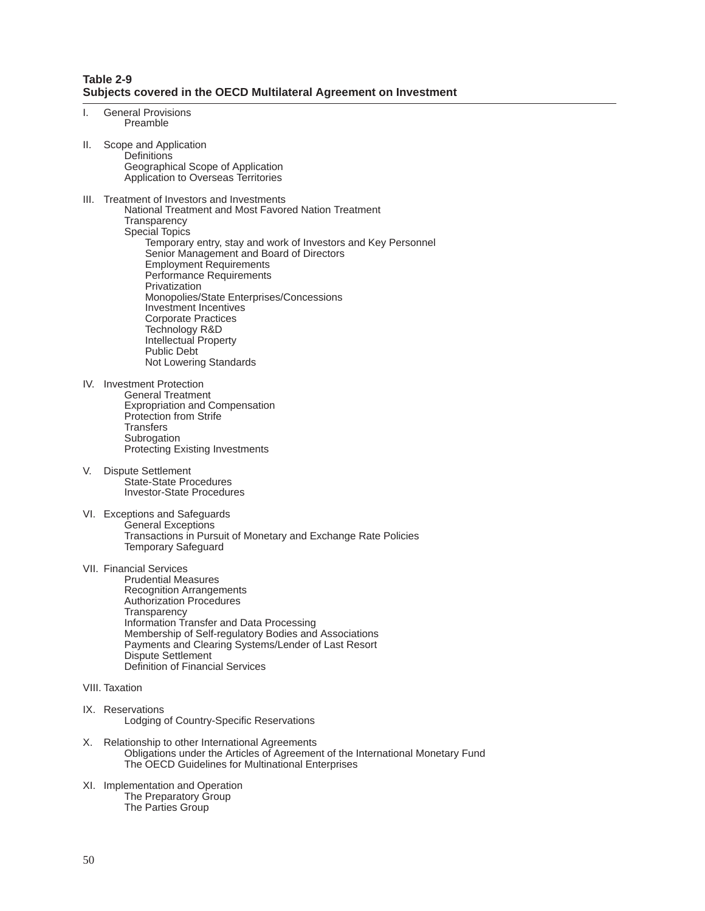**Table 2-9**
**Subjects covered in the OECD Multilateral Agreement on Investment**

I. General Provisions
- Preamble

II. Scope and Application
- Definitions
- Geographical Scope of Application
- Application to Overseas Territories

III. Treatment of Investors and Investments
- National Treatment and Most Favored Nation Treatment
- Transparency
- Special Topics
  - Temporary entry, stay and work of Investors and Key Personnel
  - Senior Management and Board of Directors
  - Employment Requirements
  - Performance Requirements
  - Privatization
  - Monopolies/State Enterprises/Concessions
  - Investment Incentives
  - Corporate Practices
  - Technology R&D
  - Intellectual Property
  - Public Debt
  - Not Lowering Standards

IV. Investment Protection
- General Treatment
- Expropriation and Compensation
- Protection from Strife
- Transfers
- Subrogation
- Protecting Existing Investments

V. Dispute Settlement
- State-State Procedures
- Investor-State Procedures

VI. Exceptions and Safeguards
- General Exceptions
- Transactions in Pursuit of Monetary and Exchange Rate Policies
- Temporary Safeguard

VII. Financial Services
- Prudential Measures
- Recognition Arrangements
- Authorization Procedures
- Transparency
- Information Transfer and Data Processing
- Membership of Self-regulatory Bodies and Associations
- Payments and Clearing Systems/Lender of Last Resort
- Dispute Settlement
- Definition of Financial Services

VIII. Taxation

IX. Reservations
- Lodging of Country-Specific Reservations

X. Relationship to other International Agreements
- Obligations under the Articles of Agreement of the International Monetary Fund
- The OECD Guidelines for Multinational Enterprises

XI. Implementation and Operation
- The Preparatory Group
- The Parties Group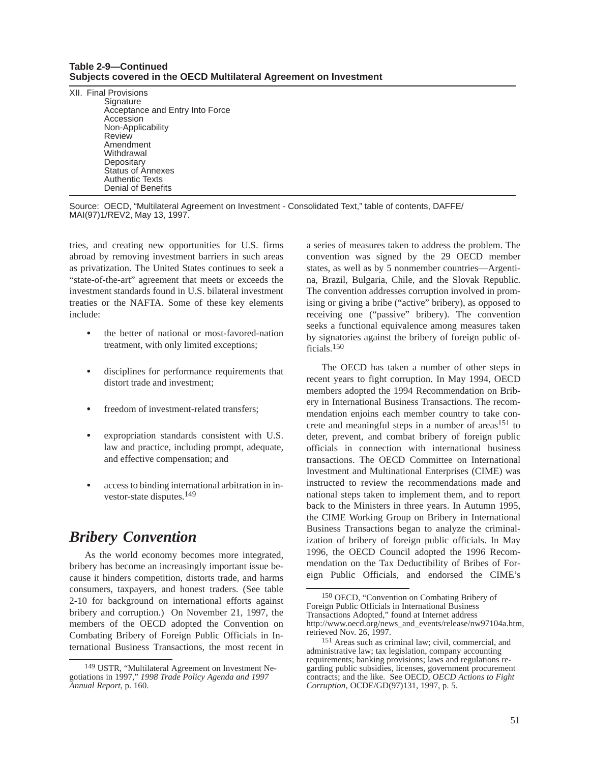**Table 2-9—Continued**
**Subjects covered in the OECD Multilateral Agreement on Investment**

XII. Final Provisions
- Signature
- Acceptance and Entry Into Force
- Accession
- Non-Applicability
- Review
- Amendment
- Withdrawal
- Depositary
- Status of Annexes
- Authentic Texts
- Denial of Benefits

Source: OECD, “Multilateral Agreement on Investment - Consolidated Text,” table of contents, DAFFE/MAI(97)1/REV2, May 13, 1997.

tries, and creating new opportunities for U.S. firms abroad by removing investment barriers in such areas as privatization. The United States continues to seek a “state-of-the-art” agreement that meets or exceeds the investment standards found in U.S. bilateral investment treaties or the NAFTA. Some of these key elements include:

- the better of national or most-favored-nation treatment, with only limited exceptions;
- disciplines for performance requirements that distort trade and investment;
- freedom of investment-related transfers;
- expropriation standards consistent with U.S. law and practice, including prompt, adequate, and effective compensation; and
- access to binding international arbitration in investor-state disputes.[149]

## *Bribery Convention*

As the world economy becomes more integrated, bribery has become an increasingly important issue because it hinders competition, distorts trade, and harms consumers, taxpayers, and honest traders. (See table 2-10 for background on international efforts against bribery and corruption.) On November 21, 1997, the members of the OECD adopted the Convention on Combating Bribery of Foreign Public Officials in International Business Transactions, the most recent in a series of measures taken to address the problem. The convention was signed by the 29 OECD member states, as well as by 5 nonmember countries—Argentina, Brazil, Bulgaria, Chile, and the Slovak Republic. The convention addresses corruption involved in promising or giving a bribe (“active” bribery), as opposed to receiving one (“passive” bribery). The convention seeks a functional equivalence among measures taken by signatories against the bribery of foreign public officials.[150]

The OECD has taken a number of other steps in recent years to fight corruption. In May 1994, OECD members adopted the 1994 Recommendation on Bribery in International Business Transactions. The recommendation enjoins each member country to take concrete and meaningful steps in a number of areas[151] to deter, prevent, and combat bribery of foreign public officials in connection with international business transactions. The OECD Committee on International Investment and Multinational Enterprises (CIME) was instructed to review the recommendations made and national steps taken to implement them, and to report back to the Ministers in three years. In Autumn 1995, the CIME Working Group on Bribery in International Business Transactions began to analyze the criminalization of bribery of foreign public officials. In May 1996, the OECD Council adopted the 1996 Recommendation on the Tax Deductibility of Bribes of Foreign Public Officials, and endorsed the CIME’s

---

[149] USTR, “Multilateral Agreement on Investment Negotiations in 1997,” *1998 Trade Policy Agenda and 1997 Annual Report*, p. 160.

[150] OECD, “Convention on Combating Bribery of Foreign Public Officials in International Business Transactions Adopted,” found at Internet address http://www.oecd.org/news_and_events/release/nw97104a.htm, retrieved Nov. 26, 1997.

[151] Areas such as criminal law; civil, commercial, and administrative law; tax legislation, company accounting requirements; banking provisions; laws and regulations regarding public subsidies, licenses, government procurement contracts; and the like. See OECD, *OECD Actions to Fight Corruption*, OCDE/GD(97)131, 1997, p. 5.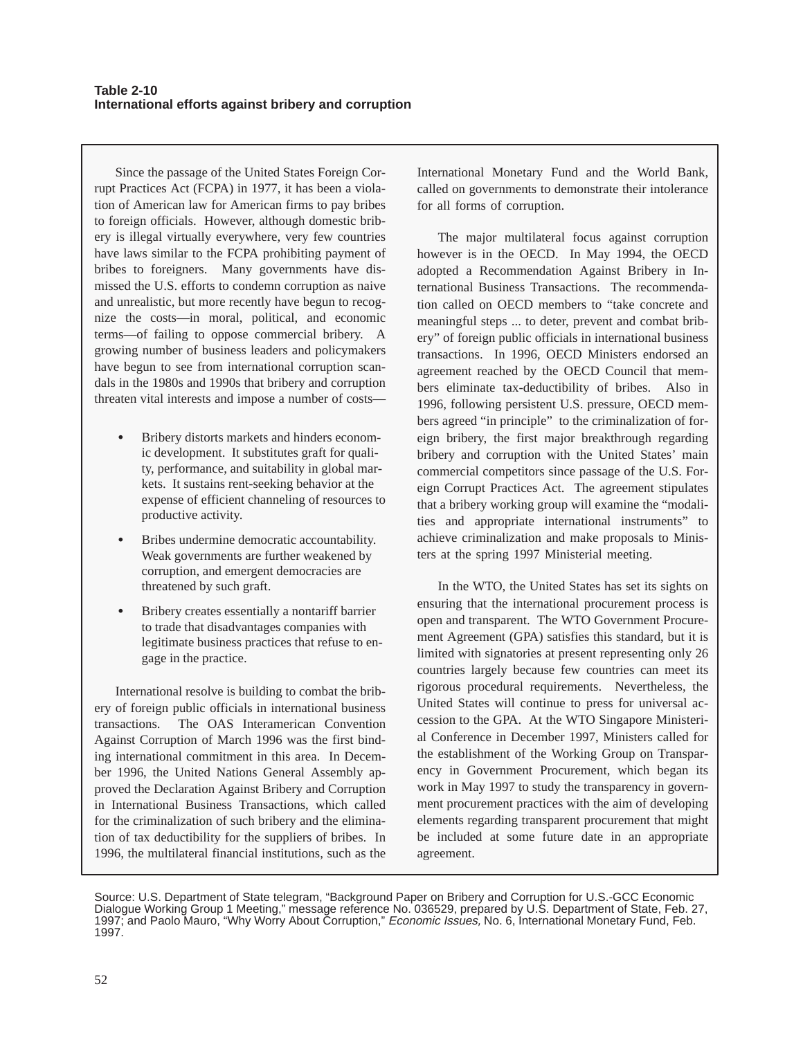**Table 2-10**
**International efforts against bribery and corruption**

Since the passage of the United States Foreign Corrupt Practices Act (FCPA) in 1977, it has been a violation of American law for American firms to pay bribes to foreign officials. However, although domestic bribery is illegal virtually everywhere, very few countries have laws similar to the FCPA prohibiting payment of bribes to foreigners. Many governments have dismissed the U.S. efforts to condemn corruption as naive and unrealistic, but more recently have begun to recognize the costs—in moral, political, and economic terms—of failing to oppose commercial bribery. A growing number of business leaders and policymakers have begun to see from international corruption scandals in the 1980s and 1990s that bribery and corruption threaten vital interests and impose a number of costs—

- Bribery distorts markets and hinders economic development. It substitutes graft for quality, performance, and suitability in global markets. It sustains rent-seeking behavior at the expense of efficient channeling of resources to productive activity.
- Bribes undermine democratic accountability. Weak governments are further weakened by corruption, and emergent democracies are threatened by such graft.
- Bribery creates essentially a nontariff barrier to trade that disadvantages companies with legitimate business practices that refuse to engage in the practice.

International resolve is building to combat the bribery of foreign public officials in international business transactions. The OAS Interamerican Convention Against Corruption of March 1996 was the first binding international commitment in this area. In December 1996, the United Nations General Assembly approved the Declaration Against Bribery and Corruption in International Business Transactions, which called for the criminalization of such bribery and the elimination of tax deductibility for the suppliers of bribes. In 1996, the multilateral financial institutions, such as the International Monetary Fund and the World Bank, called on governments to demonstrate their intolerance for all forms of corruption.

The major multilateral focus against corruption however is in the OECD. In May 1994, the OECD adopted a Recommendation Against Bribery in International Business Transactions. The recommendation called on OECD members to "take concrete and meaningful steps ... to deter, prevent and combat bribery" of foreign public officials in international business transactions. In 1996, OECD Ministers endorsed an agreement reached by the OECD Council that members eliminate tax-deductibility of bribes. Also in 1996, following persistent U.S. pressure, OECD members agreed "in principle" to the criminalization of foreign bribery, the first major breakthrough regarding bribery and corruption with the United States' main commercial competitors since passage of the U.S. Foreign Corrupt Practices Act. The agreement stipulates that a bribery working group will examine the "modalities and appropriate international instruments" to achieve criminalization and make proposals to Ministers at the spring 1997 Ministerial meeting.

In the WTO, the United States has set its sights on ensuring that the international procurement process is open and transparent. The WTO Government Procurement Agreement (GPA) satisfies this standard, but it is limited with signatories at present representing only 26 countries largely because few countries can meet its rigorous procedural requirements. Nevertheless, the United States will continue to press for universal accession to the GPA. At the WTO Singapore Ministerial Conference in December 1997, Ministers called for the establishment of the Working Group on Transparency in Government Procurement, which began its work in May 1997 to study the transparency in government procurement practices with the aim of developing elements regarding transparent procurement that might be included at some future date in an appropriate agreement.

Source: U.S. Department of State telegram, "Background Paper on Bribery and Corruption for U.S.-GCC Economic Dialogue Working Group 1 Meeting," message reference No. 036529, prepared by U.S. Department of State, Feb. 27, 1997; and Paolo Mauro, "Why Worry About Corruption," *Economic Issues,* No. 6, International Monetary Fund, Feb. 1997.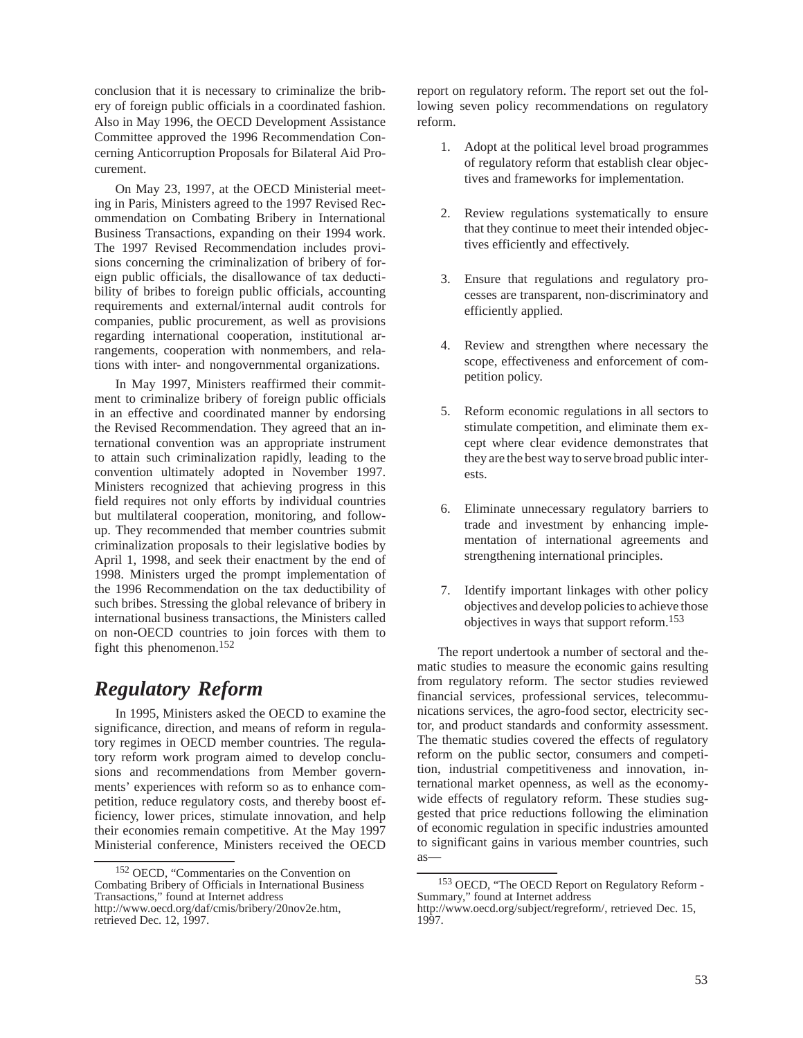conclusion that it is necessary to criminalize the bribery of foreign public officials in a coordinated fashion. Also in May 1996, the OECD Development Assistance Committee approved the 1996 Recommendation Concerning Anticorruption Proposals for Bilateral Aid Procurement.

On May 23, 1997, at the OECD Ministerial meeting in Paris, Ministers agreed to the 1997 Revised Recommendation on Combating Bribery in International Business Transactions, expanding on their 1994 work. The 1997 Revised Recommendation includes provisions concerning the criminalization of bribery of foreign public officials, the disallowance of tax deductibility of bribes to foreign public officials, accounting requirements and external/internal audit controls for companies, public procurement, as well as provisions regarding international cooperation, institutional arrangements, cooperation with nonmembers, and relations with inter- and nongovernmental organizations.

In May 1997, Ministers reaffirmed their commitment to criminalize bribery of foreign public officials in an effective and coordinated manner by endorsing the Revised Recommendation. They agreed that an international convention was an appropriate instrument to attain such criminalization rapidly, leading to the convention ultimately adopted in November 1997. Ministers recognized that achieving progress in this field requires not only efforts by individual countries but multilateral cooperation, monitoring, and follow-up. They recommended that member countries submit criminalization proposals to their legislative bodies by April 1, 1998, and seek their enactment by the end of 1998. Ministers urged the prompt implementation of the 1996 Recommendation on the tax deductibility of such bribes. Stressing the global relevance of bribery in international business transactions, the Ministers called on non-OECD countries to join forces with them to fight this phenomenon.[152]

## *Regulatory Reform*

In 1995, Ministers asked the OECD to examine the significance, direction, and means of reform in regulatory regimes in OECD member countries. The regulatory reform work program aimed to develop conclusions and recommendations from Member governments' experiences with reform so as to enhance competition, reduce regulatory costs, and thereby boost efficiency, lower prices, stimulate innovation, and help their economies remain competitive. At the May 1997 Ministerial conference, Ministers received the OECD report on regulatory reform. The report set out the following seven policy recommendations on regulatory reform.

1. Adopt at the political level broad programmes of regulatory reform that establish clear objectives and frameworks for implementation.
2. Review regulations systematically to ensure that they continue to meet their intended objectives efficiently and effectively.
3. Ensure that regulations and regulatory processes are transparent, non-discriminatory and efficiently applied.
4. Review and strengthen where necessary the scope, effectiveness and enforcement of competition policy.
5. Reform economic regulations in all sectors to stimulate competition, and eliminate them except where clear evidence demonstrates that they are the best way to serve broad public interests.
6. Eliminate unnecessary regulatory barriers to trade and investment by enhancing implementation of international agreements and strengthening international principles.
7. Identify important linkages with other policy objectives and develop policies to achieve those objectives in ways that support reform.[153]

The report undertook a number of sectoral and thematic studies to measure the economic gains resulting from regulatory reform. The sector studies reviewed financial services, professional services, telecommunications services, the agro-food sector, electricity sector, and product standards and conformity assessment. The thematic studies covered the effects of regulatory reform on the public sector, consumers and competition, industrial competitiveness and innovation, international market openness, as well as the economy-wide effects of regulatory reform. These studies suggested that price reductions following the elimination of economic regulation in specific industries amounted to significant gains in various member countries, such as—

[152] OECD, "Commentaries on the Convention on Combating Bribery of Officials in International Business Transactions," found at Internet address http://www.oecd.org/daf/cmis/bribery/20nov2e.htm, retrieved Dec. 12, 1997.

[153] OECD, "The OECD Report on Regulatory Reform - Summary," found at Internet address http://www.oecd.org/subject/regreform/, retrieved Dec. 15, 1997.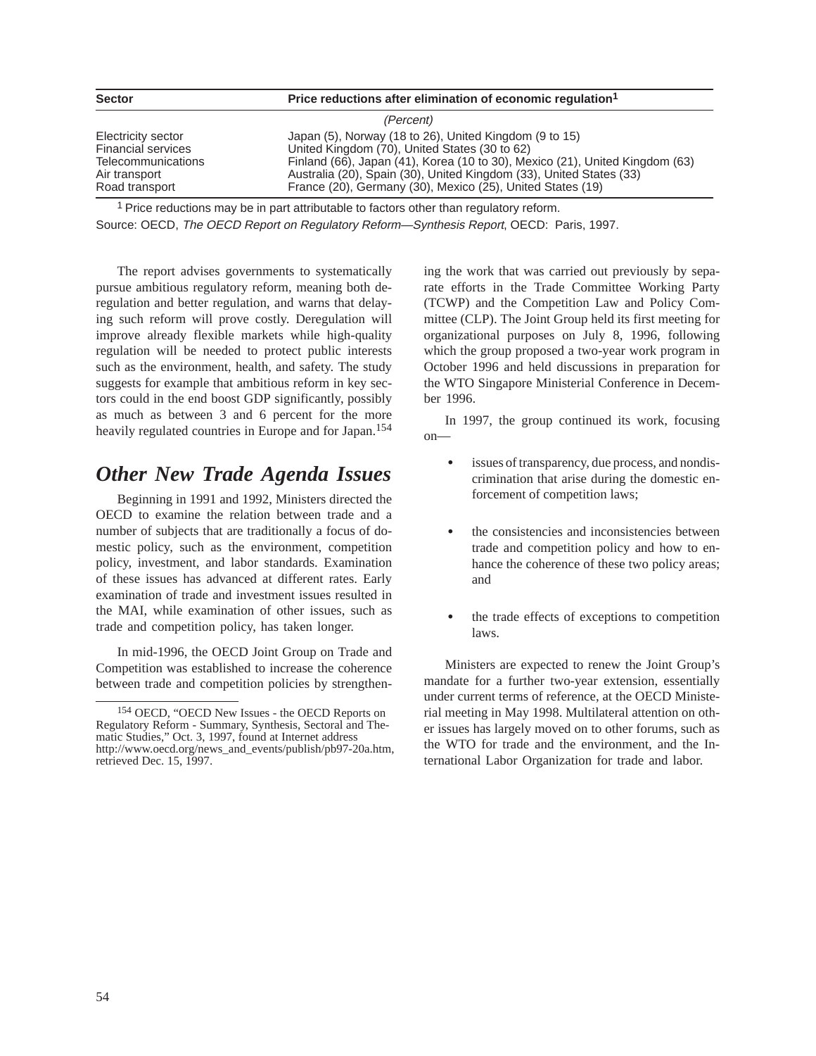| Sector | Price reductions after elimination of economic regulation[1] |
| --- | --- |
| | *(Percent)* |
| Electricity sector | Japan (5), Norway (18 to 26), United Kingdom (9 to 15) |
| Financial services | United Kingdom (70), United States (30 to 62) |
| Telecommunications | Finland (66), Japan (41), Korea (10 to 30), Mexico (21), United Kingdom (63) |
| Air transport | Australia (20), Spain (30), United Kingdom (33), United States (33) |
| Road transport | France (20), Germany (30), Mexico (25), United States (19) |

[1] Price reductions may be in part attributable to factors other than regulatory reform.

Source: OECD, *The OECD Report on Regulatory Reform—Synthesis Report*, OECD: Paris, 1997.

The report advises governments to systematically pursue ambitious regulatory reform, meaning both deregulation and better regulation, and warns that delaying such reform will prove costly. Deregulation will improve already flexible markets while high-quality regulation will be needed to protect public interests such as the environment, health, and safety. The study suggests for example that ambitious reform in key sectors could in the end boost GDP significantly, possibly as much as between 3 and 6 percent for the more heavily regulated countries in Europe and for Japan.[154]

## *Other New Trade Agenda Issues*

Beginning in 1991 and 1992, Ministers directed the OECD to examine the relation between trade and a number of subjects that are traditionally a focus of domestic policy, such as the environment, competition policy, investment, and labor standards. Examination of these issues has advanced at different rates. Early examination of trade and investment issues resulted in the MAI, while examination of other issues, such as trade and competition policy, has taken longer.

In mid-1996, the OECD Joint Group on Trade and Competition was established to increase the coherence between trade and competition policies by strengthening the work that was carried out previously by separate efforts in the Trade Committee Working Party (TCWP) and the Competition Law and Policy Committee (CLP). The Joint Group held its first meeting for organizational purposes on July 8, 1996, following which the group proposed a two-year work program in October 1996 and held discussions in preparation for the WTO Singapore Ministerial Conference in December 1996.

In 1997, the group continued its work, focusing on—

- issues of transparency, due process, and nondiscrimination that arise during the domestic enforcement of competition laws;
- the consistencies and inconsistencies between trade and competition policy and how to enhance the coherence of these two policy areas; and
- the trade effects of exceptions to competition laws.

Ministers are expected to renew the Joint Group's mandate for a further two-year extension, essentially under current terms of reference, at the OECD Ministerial meeting in May 1998. Multilateral attention on other issues has largely moved on to other forums, such as the WTO for trade and the environment, and the International Labor Organization for trade and labor.

[154] OECD, "OECD New Issues - the OECD Reports on Regulatory Reform - Summary, Synthesis, Sectoral and Thematic Studies," Oct. 3, 1997, found at Internet address http://www.oecd.org/news_and_events/publish/pb97-20a.htm, retrieved Dec. 15, 1997.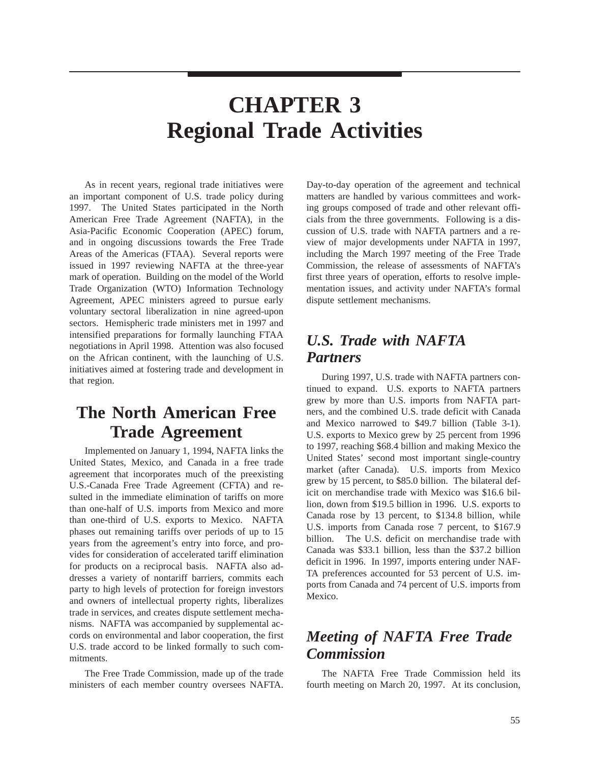# CHAPTER 3
# Regional Trade Activities

As in recent years, regional trade initiatives were an important component of U.S. trade policy during 1997. The United States participated in the North American Free Trade Agreement (NAFTA), in the Asia-Pacific Economic Cooperation (APEC) forum, and in ongoing discussions towards the Free Trade Areas of the Americas (FTAA). Several reports were issued in 1997 reviewing NAFTA at the three-year mark of operation. Building on the model of the World Trade Organization (WTO) Information Technology Agreement, APEC ministers agreed to pursue early voluntary sectoral liberalization in nine agreed-upon sectors. Hemispheric trade ministers met in 1997 and intensified preparations for formally launching FTAA negotiations in April 1998. Attention was also focused on the African continent, with the launching of U.S. initiatives aimed at fostering trade and development in that region.

## The North American Free Trade Agreement

Implemented on January 1, 1994, NAFTA links the United States, Mexico, and Canada in a free trade agreement that incorporates much of the preexisting U.S.-Canada Free Trade Agreement (CFTA) and resulted in the immediate elimination of tariffs on more than one-half of U.S. imports from Mexico and more than one-third of U.S. exports to Mexico. NAFTA phases out remaining tariffs over periods of up to 15 years from the agreement's entry into force, and provides for consideration of accelerated tariff elimination for products on a reciprocal basis. NAFTA also addresses a variety of nontariff barriers, commits each party to high levels of protection for foreign investors and owners of intellectual property rights, liberalizes trade in services, and creates dispute settlement mechanisms. NAFTA was accompanied by supplemental accords on environmental and labor cooperation, the first U.S. trade accord to be linked formally to such commitments.

The Free Trade Commission, made up of the trade ministers of each member country oversees NAFTA. Day-to-day operation of the agreement and technical matters are handled by various committees and working groups composed of trade and other relevant officials from the three governments. Following is a discussion of U.S. trade with NAFTA partners and a review of major developments under NAFTA in 1997, including the March 1997 meeting of the Free Trade Commission, the release of assessments of NAFTA's first three years of operation, efforts to resolve implementation issues, and activity under NAFTA's formal dispute settlement mechanisms.

### *U.S. Trade with NAFTA Partners*

During 1997, U.S. trade with NAFTA partners continued to expand. U.S. exports to NAFTA partners grew by more than U.S. imports from NAFTA partners, and the combined U.S. trade deficit with Canada and Mexico narrowed to $49.7 billion (Table 3-1). U.S. exports to Mexico grew by 25 percent from 1996 to 1997, reaching $68.4 billion and making Mexico the United States' second most important single-country market (after Canada). U.S. imports from Mexico grew by 15 percent, to $85.0 billion. The bilateral deficit on merchandise trade with Mexico was $16.6 billion, down from $19.5 billion in 1996. U.S. exports to Canada rose by 13 percent, to $134.8 billion, while U.S. imports from Canada rose 7 percent, to $167.9 billion. The U.S. deficit on merchandise trade with Canada was $33.1 billion, less than the $37.2 billion deficit in 1996. In 1997, imports entering under NAFTA preferences accounted for 53 percent of U.S. imports from Canada and 74 percent of U.S. imports from Mexico.

### *Meeting of NAFTA Free Trade Commission*

The NAFTA Free Trade Commission held its fourth meeting on March 20, 1997. At its conclusion,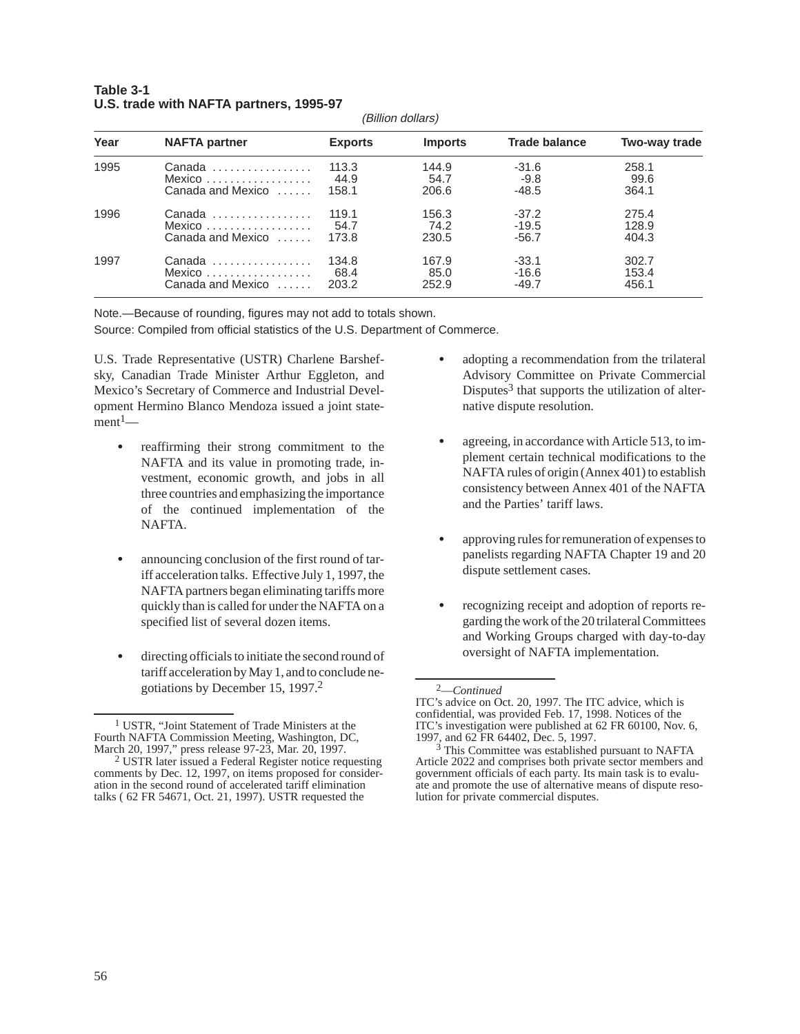**Table 3-1**
**U.S. trade with NAFTA partners, 1995-97**

*(Billion dollars)*

| Year | NAFTA partner | Exports | Imports | Trade balance | Two-way trade |
|---|---|---|---|---|---|
| 1995 | Canada | 113.3 | 144.9 | -31.6 | 258.1 |
| | Mexico | 44.9 | 54.7 | -9.8 | 99.6 |
| | Canada and Mexico | 158.1 | 206.6 | -48.5 | 364.1 |
| 1996 | Canada | 119.1 | 156.3 | -37.2 | 275.4 |
| | Mexico | 54.7 | 74.2 | -19.5 | 128.9 |
| | Canada and Mexico | 173.8 | 230.5 | -56.7 | 404.3 |
| 1997 | Canada | 134.8 | 167.9 | -33.1 | 302.7 |
| | Mexico | 68.4 | 85.0 | -16.6 | 153.4 |
| | Canada and Mexico | 203.2 | 252.9 | -49.7 | 456.1 |

Note.—Because of rounding, figures may not add to totals shown.

Source: Compiled from official statistics of the U.S. Department of Commerce.

U.S. Trade Representative (USTR) Charlene Barshefsky, Canadian Trade Minister Arthur Eggleton, and Mexico's Secretary of Commerce and Industrial Development Hermino Blanco Mendoza issued a joint statement[1]—

- reaffirming their strong commitment to the NAFTA and its value in promoting trade, investment, economic growth, and jobs in all three countries and emphasizing the importance of the continued implementation of the NAFTA.
- announcing conclusion of the first round of tariff acceleration talks. Effective July 1, 1997, the NAFTA partners began eliminating tariffs more quickly than is called for under the NAFTA on a specified list of several dozen items.
- directing officials to initiate the second round of tariff acceleration by May 1, and to conclude negotiations by December 15, 1997.[2]
- adopting a recommendation from the trilateral Advisory Committee on Private Commercial Disputes[3] that supports the utilization of alternative dispute resolution.
- agreeing, in accordance with Article 513, to implement certain technical modifications to the NAFTA rules of origin (Annex 401) to establish consistency between Annex 401 of the NAFTA and the Parties' tariff laws.
- approving rules for remuneration of expenses to panelists regarding NAFTA Chapter 19 and 20 dispute settlement cases.
- recognizing receipt and adoption of reports regarding the work of the 20 trilateral Committees and Working Groups charged with day-to-day oversight of NAFTA implementation.

[1] USTR, "Joint Statement of Trade Ministers at the Fourth NAFTA Commission Meeting, Washington, DC, March 20, 1997," press release 97-23, Mar. 20, 1997.

[2] USTR later issued a Federal Register notice requesting comments by Dec. 12, 1997, on items proposed for consideration in the second round of accelerated tariff elimination talks ( 62 FR 54671, Oct. 21, 1997). USTR requested the

[2]—*Continued*
ITC's advice on Oct. 20, 1997. The ITC advice, which is confidential, was provided Feb. 17, 1998. Notices of the ITC's investigation were published at 62 FR 60100, Nov. 6, 1997, and 62 FR 64402, Dec. 5, 1997.

[3] This Committee was established pursuant to NAFTA Article 2022 and comprises both private sector members and government officials of each party. Its main task is to evaluate and promote the use of alternative means of dispute resolution for private commercial disputes.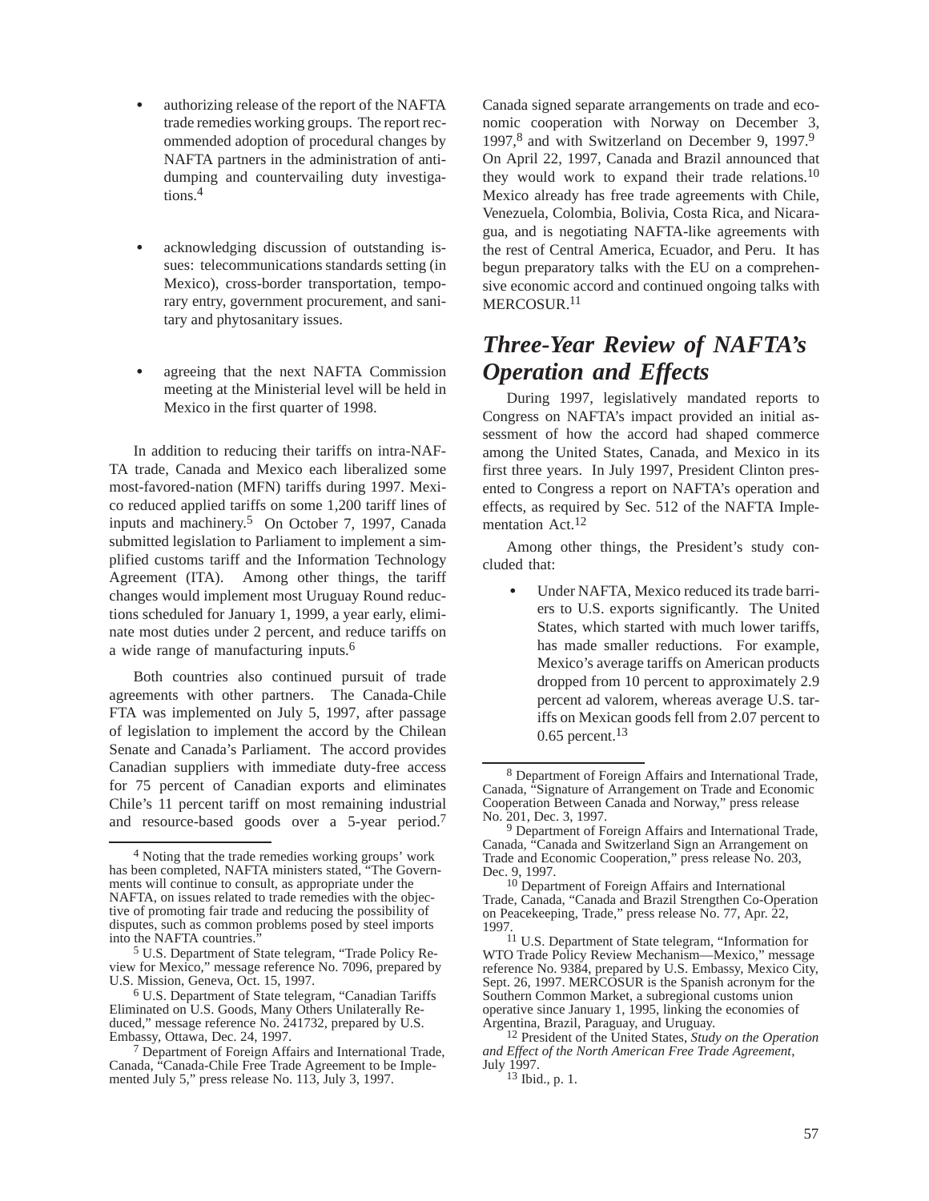- authorizing release of the report of the NAFTA trade remedies working groups. The report recommended adoption of procedural changes by NAFTA partners in the administration of antidumping and countervailing duty investigations.[4]

- acknowledging discussion of outstanding issues: telecommunications standards setting (in Mexico), cross-border transportation, temporary entry, government procurement, and sanitary and phytosanitary issues.

- agreeing that the next NAFTA Commission meeting at the Ministerial level will be held in Mexico in the first quarter of 1998.

In addition to reducing their tariffs on intra-NAFTA trade, Canada and Mexico each liberalized some most-favored-nation (MFN) tariffs during 1997. Mexico reduced applied tariffs on some 1,200 tariff lines of inputs and machinery.[5] On October 7, 1997, Canada submitted legislation to Parliament to implement a simplified customs tariff and the Information Technology Agreement (ITA). Among other things, the tariff changes would implement most Uruguay Round reductions scheduled for January 1, 1999, a year early, eliminate most duties under 2 percent, and reduce tariffs on a wide range of manufacturing inputs.[6]

Both countries also continued pursuit of trade agreements with other partners. The Canada-Chile FTA was implemented on July 5, 1997, after passage of legislation to implement the accord by the Chilean Senate and Canada's Parliament. The accord provides Canadian suppliers with immediate duty-free access for 75 percent of Canadian exports and eliminates Chile's 11 percent tariff on most remaining industrial and resource-based goods over a 5-year period.[7] Canada signed separate arrangements on trade and economic cooperation with Norway on December 3, 1997,[8] and with Switzerland on December 9, 1997.[9] On April 22, 1997, Canada and Brazil announced that they would work to expand their trade relations.[10] Mexico already has free trade agreements with Chile, Venezuela, Colombia, Bolivia, Costa Rica, and Nicaragua, and is negotiating NAFTA-like agreements with the rest of Central America, Ecuador, and Peru. It has begun preparatory talks with the EU on a comprehensive economic accord and continued ongoing talks with MERCOSUR.[11]

## *Three-Year Review of NAFTA's Operation and Effects*

During 1997, legislatively mandated reports to Congress on NAFTA's impact provided an initial assessment of how the accord had shaped commerce among the United States, Canada, and Mexico in its first three years. In July 1997, President Clinton presented to Congress a report on NAFTA's operation and effects, as required by Sec. 512 of the NAFTA Implementation Act.[12]

Among other things, the President's study concluded that:

- Under NAFTA, Mexico reduced its trade barriers to U.S. exports significantly. The United States, which started with much lower tariffs, has made smaller reductions. For example, Mexico's average tariffs on American products dropped from 10 percent to approximately 2.9 percent ad valorem, whereas average U.S. tariffs on Mexican goods fell from 2.07 percent to 0.65 percent.[13]

---

[4] Noting that the trade remedies working groups' work has been completed, NAFTA ministers stated, "The Governments will continue to consult, as appropriate under the NAFTA, on issues related to trade remedies with the objective of promoting fair trade and reducing the possibility of disputes, such as common problems posed by steel imports into the NAFTA countries."

[5] U.S. Department of State telegram, "Trade Policy Review for Mexico," message reference No. 7096, prepared by U.S. Mission, Geneva, Oct. 15, 1997.

[6] U.S. Department of State telegram, "Canadian Tariffs Eliminated on U.S. Goods, Many Others Unilaterally Reduced," message reference No. 241732, prepared by U.S. Embassy, Ottawa, Dec. 24, 1997.

[7] Department of Foreign Affairs and International Trade, Canada, "Canada-Chile Free Trade Agreement to be Implemented July 5," press release No. 113, July 3, 1997.

[8] Department of Foreign Affairs and International Trade, Canada, "Signature of Arrangement on Trade and Economic Cooperation Between Canada and Norway," press release No. 201, Dec. 3, 1997.

[9] Department of Foreign Affairs and International Trade, Canada, "Canada and Switzerland Sign an Arrangement on Trade and Economic Cooperation," press release No. 203, Dec. 9, 1997.

[10] Department of Foreign Affairs and International Trade, Canada, "Canada and Brazil Strengthen Co-Operation on Peacekeeping, Trade," press release No. 77, Apr. 22, 1997.

[11] U.S. Department of State telegram, "Information for WTO Trade Policy Review Mechanism—Mexico," message reference No. 9384, prepared by U.S. Embassy, Mexico City, Sept. 26, 1997. MERCOSUR is the Spanish acronym for the Southern Common Market, a subregional customs union operative since January 1, 1995, linking the economies of Argentina, Brazil, Paraguay, and Uruguay.

[12] President of the United States, *Study on the Operation and Effect of the North American Free Trade Agreement*, July 1997.

[13] Ibid., p. 1.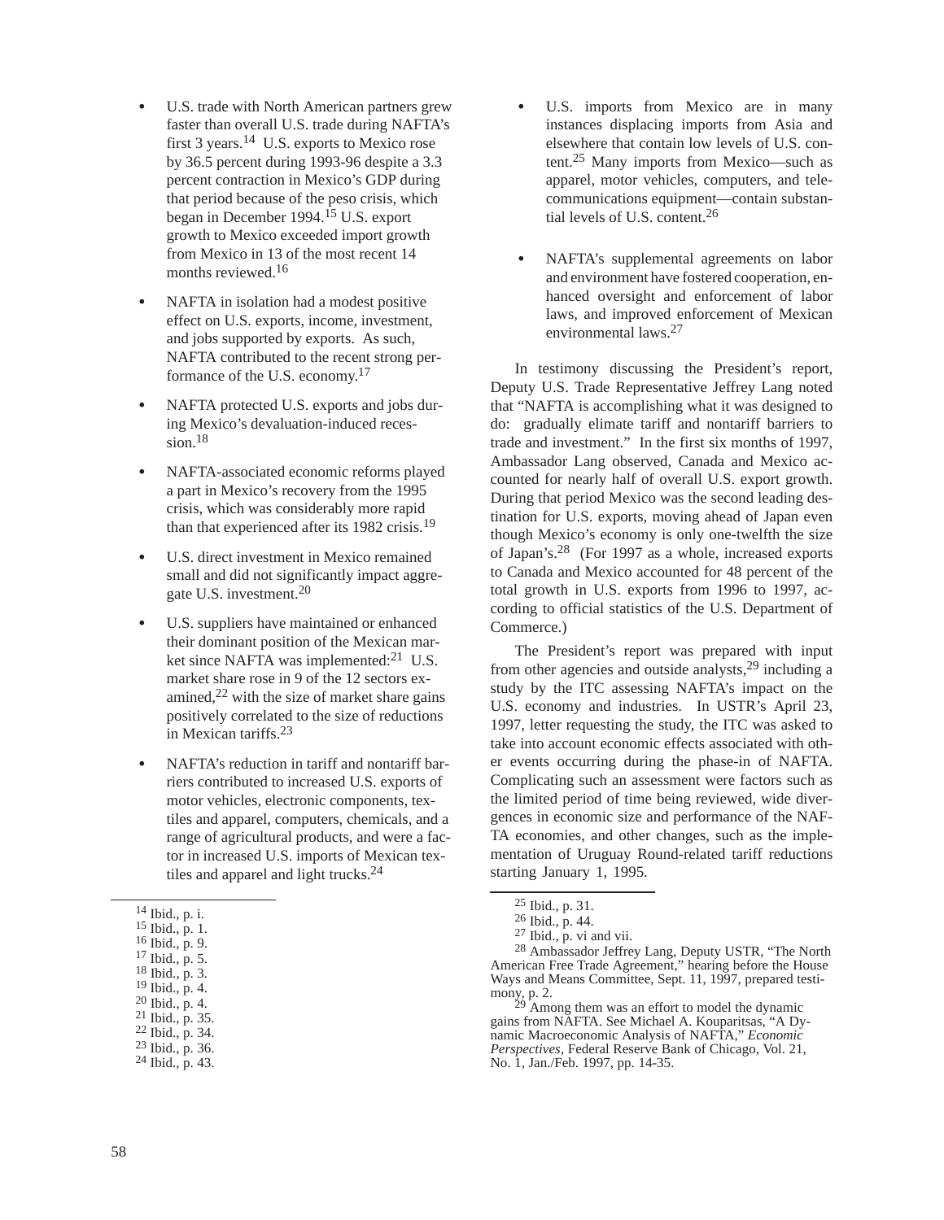- U.S. trade with North American partners grew faster than overall U.S. trade during NAFTA's first 3 years.[14] U.S. exports to Mexico rose by 36.5 percent during 1993-96 despite a 3.3 percent contraction in Mexico's GDP during that period because of the peso crisis, which began in December 1994.[15] U.S. export growth to Mexico exceeded import growth from Mexico in 13 of the most recent 14 months reviewed.[16]

- NAFTA in isolation had a modest positive effect on U.S. exports, income, investment, and jobs supported by exports. As such, NAFTA contributed to the recent strong performance of the U.S. economy.[17]

- NAFTA protected U.S. exports and jobs during Mexico's devaluation-induced recession.[18]

- NAFTA-associated economic reforms played a part in Mexico's recovery from the 1995 crisis, which was considerably more rapid than that experienced after its 1982 crisis.[19]

- U.S. direct investment in Mexico remained small and did not significantly impact aggregate U.S. investment.[20]

- U.S. suppliers have maintained or enhanced their dominant position of the Mexican market since NAFTA was implemented:[21] U.S. market share rose in 9 of the 12 sectors examined,[22] with the size of market share gains positively correlated to the size of reductions in Mexican tariffs.[23]

- NAFTA's reduction in tariff and nontariff barriers contributed to increased U.S. exports of motor vehicles, electronic components, textiles and apparel, computers, chemicals, and a range of agricultural products, and were a factor in increased U.S. imports of Mexican textiles and apparel and light trucks.[24]

- U.S. imports from Mexico are in many instances displacing imports from Asia and elsewhere that contain low levels of U.S. content.[25] Many imports from Mexico—such as apparel, motor vehicles, computers, and telecommunications equipment—contain substantial levels of U.S. content.[26]

- NAFTA's supplemental agreements on labor and environment have fostered cooperation, enhanced oversight and enforcement of labor laws, and improved enforcement of Mexican environmental laws.[27]

In testimony discussing the President's report, Deputy U.S. Trade Representative Jeffrey Lang noted that "NAFTA is accomplishing what it was designed to do: gradually elimate tariff and nontariff barriers to trade and investment." In the first six months of 1997, Ambassador Lang observed, Canada and Mexico accounted for nearly half of overall U.S. export growth. During that period Mexico was the second leading destination for U.S. exports, moving ahead of Japan even though Mexico's economy is only one-twelfth the size of Japan's.[28] (For 1997 as a whole, increased exports to Canada and Mexico accounted for 48 percent of the total growth in U.S. exports from 1996 to 1997, according to official statistics of the U.S. Department of Commerce.)

The President's report was prepared with input from other agencies and outside analysts,[29] including a study by the ITC assessing NAFTA's impact on the U.S. economy and industries. In USTR's April 23, 1997, letter requesting the study, the ITC was asked to take into account economic effects associated with other events occurring during the phase-in of NAFTA. Complicating such an assessment were factors such as the limited period of time being reviewed, wide divergences in economic size and performance of the NAFTA economies, and other changes, such as the implementation of Uruguay Round-related tariff reductions starting January 1, 1995.

---

[14] Ibid., p. i.
[15] Ibid., p. 1.
[16] Ibid., p. 9.
[17] Ibid., p. 5.
[18] Ibid., p. 3.
[19] Ibid., p. 4.
[20] Ibid., p. 4.
[21] Ibid., p. 35.
[22] Ibid., p. 34.
[23] Ibid., p. 36.
[24] Ibid., p. 43.
[25] Ibid., p. 31.
[26] Ibid., p. 44.
[27] Ibid., p. vi and vii.
[28] Ambassador Jeffrey Lang, Deputy USTR, "The North American Free Trade Agreement," hearing before the House Ways and Means Committee, Sept. 11, 1997, prepared testimony, p. 2.
[29] Among them was an effort to model the dynamic gains from NAFTA. See Michael A. Kouparitsas, "A Dynamic Macroeconomic Analysis of NAFTA," *Economic Perspectives*, Federal Reserve Bank of Chicago, Vol. 21, No. 1, Jan./Feb. 1997, pp. 14-35.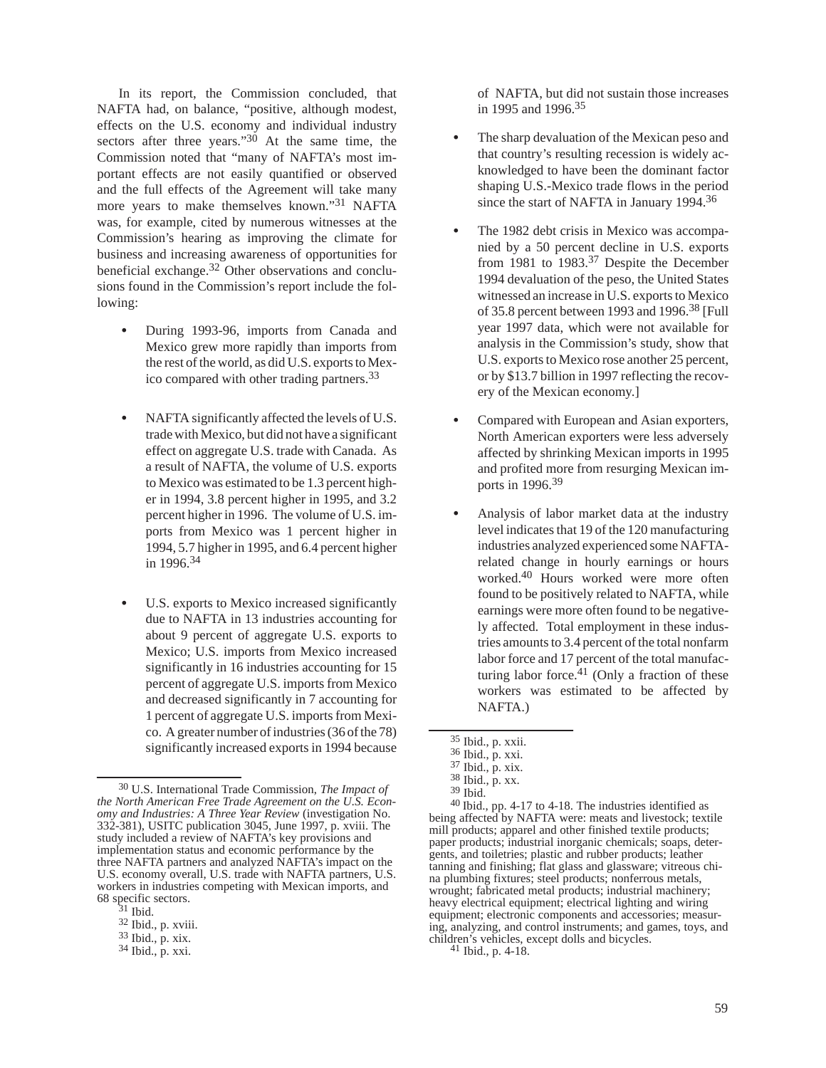In its report, the Commission concluded, that NAFTA had, on balance, "positive, although modest, effects on the U.S. economy and individual industry sectors after three years."[30] At the same time, the Commission noted that "many of NAFTA's most important effects are not easily quantified or observed and the full effects of the Agreement will take many more years to make themselves known."[31] NAFTA was, for example, cited by numerous witnesses at the Commission's hearing as improving the climate for business and increasing awareness of opportunities for beneficial exchange.[32] Other observations and conclusions found in the Commission's report include the following:

- During 1993-96, imports from Canada and Mexico grew more rapidly than imports from the rest of the world, as did U.S. exports to Mexico compared with other trading partners.[33]

- NAFTA significantly affected the levels of U.S. trade with Mexico, but did not have a significant effect on aggregate U.S. trade with Canada. As a result of NAFTA, the volume of U.S. exports to Mexico was estimated to be 1.3 percent higher in 1994, 3.8 percent higher in 1995, and 3.2 percent higher in 1996. The volume of U.S. imports from Mexico was 1 percent higher in 1994, 5.7 higher in 1995, and 6.4 percent higher in 1996.[34]

- U.S. exports to Mexico increased significantly due to NAFTA in 13 industries accounting for about 9 percent of aggregate U.S. exports to Mexico; U.S. imports from Mexico increased significantly in 16 industries accounting for 15 percent of aggregate U.S. imports from Mexico and decreased significantly in 7 accounting for 1 percent of aggregate U.S. imports from Mexico. A greater number of industries (36 of the 78) significantly increased exports in 1994 because of NAFTA, but did not sustain those increases in 1995 and 1996.[35]

- The sharp devaluation of the Mexican peso and that country's resulting recession is widely acknowledged to have been the dominant factor shaping U.S.-Mexico trade flows in the period since the start of NAFTA in January 1994.[36]

- The 1982 debt crisis in Mexico was accompanied by a 50 percent decline in U.S. exports from 1981 to 1983.[37] Despite the December 1994 devaluation of the peso, the United States witnessed an increase in U.S. exports to Mexico of 35.8 percent between 1993 and 1996.[38] [Full year 1997 data, which were not available for analysis in the Commission's study, show that U.S. exports to Mexico rose another 25 percent, or by $13.7 billion in 1997 reflecting the recovery of the Mexican economy.]

- Compared with European and Asian exporters, North American exporters were less adversely affected by shrinking Mexican imports in 1995 and profited more from resurging Mexican imports in 1996.[39]

- Analysis of labor market data at the industry level indicates that 19 of the 120 manufacturing industries analyzed experienced some NAFTA-related change in hourly earnings or hours worked.[40] Hours worked were more often found to be positively related to NAFTA, while earnings were more often found to be negatively affected. Total employment in these industries amounts to 3.4 percent of the total nonfarm labor force and 17 percent of the total manufacturing labor force.[41] (Only a fraction of these workers was estimated to be affected by NAFTA.)

---

[30] U.S. International Trade Commission, *The Impact of the North American Free Trade Agreement on the U.S. Economy and Industries: A Three Year Review* (investigation No. 332-381), USITC publication 3045, June 1997, p. xviii. The study included a review of NAFTA's key provisions and implementation status and economic performance by the three NAFTA partners and analyzed NAFTA's impact on the U.S. economy overall, U.S. trade with NAFTA partners, U.S. workers in industries competing with Mexican imports, and 68 specific sectors.

[31] Ibid.

[32] Ibid., p. xviii.

[33] Ibid., p. xix.

[34] Ibid., p. xxi.

[35] Ibid., p. xxii.

[36] Ibid., p. xxi.

[37] Ibid., p. xix.

[38] Ibid., p. xx.

[39] Ibid.

[40] Ibid., pp. 4-17 to 4-18. The industries identified as being affected by NAFTA were: meats and livestock; textile mill products; apparel and other finished textile products; paper products; industrial inorganic chemicals; soaps, detergents, and toiletries; plastic and rubber products; leather tanning and finishing; flat glass and glassware; vitreous china plumbing fixtures; steel products; nonferrous metals, wrought; fabricated metal products; industrial machinery; heavy electrical equipment; electrical lighting and wiring equipment; electronic components and accessories; measuring, analyzing, and control instruments; and games, toys, and children's vehicles, except dolls and bicycles.

[41] Ibid., p. 4-18.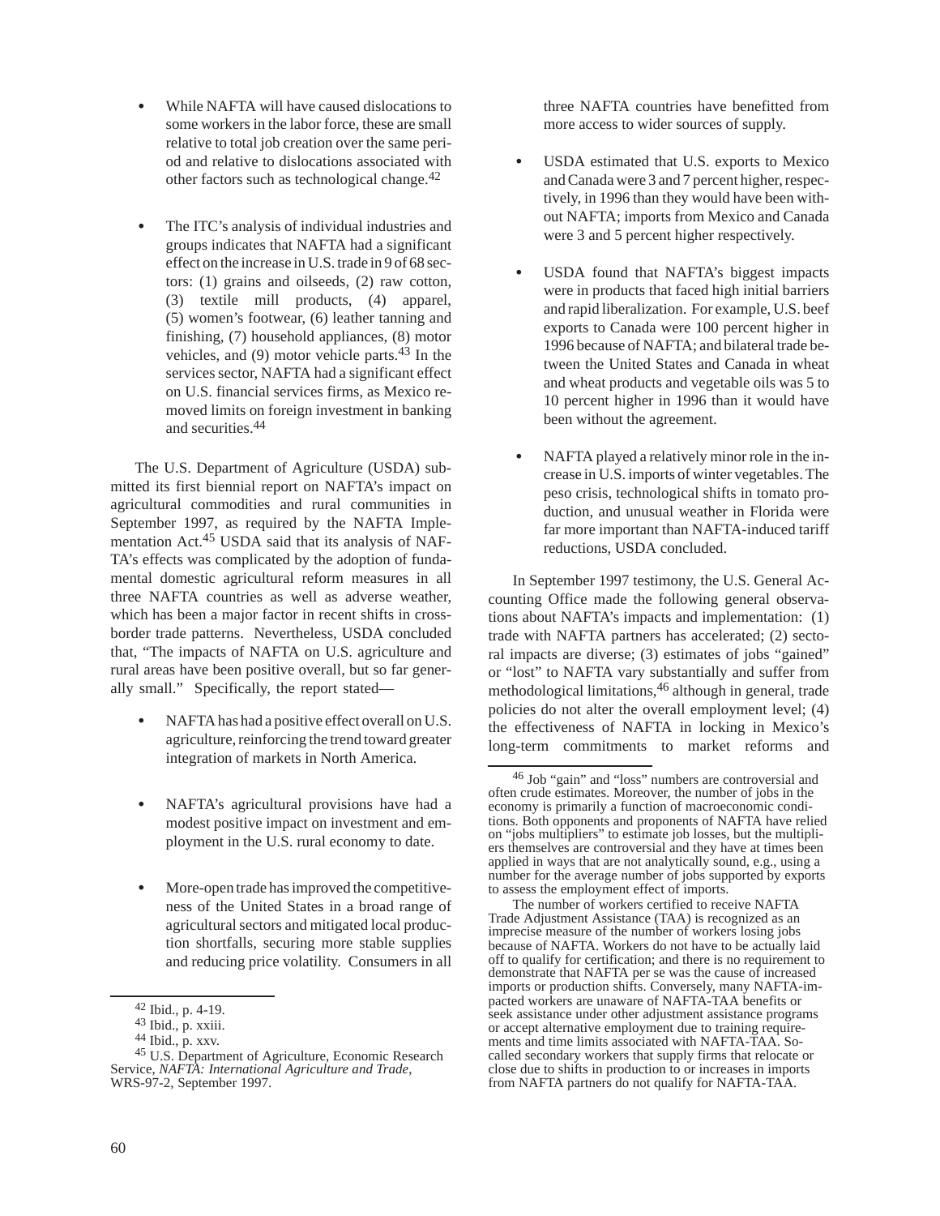- While NAFTA will have caused dislocations to some workers in the labor force, these are small relative to total job creation over the same period and relative to dislocations associated with other factors such as technological change.[42]

- The ITC's analysis of individual industries and groups indicates that NAFTA had a significant effect on the increase in U.S. trade in 9 of 68 sectors: (1) grains and oilseeds, (2) raw cotton, (3) textile mill products, (4) apparel, (5) women's footwear, (6) leather tanning and finishing, (7) household appliances, (8) motor vehicles, and (9) motor vehicle parts.[43] In the services sector, NAFTA had a significant effect on U.S. financial services firms, as Mexico removed limits on foreign investment in banking and securities.[44]

The U.S. Department of Agriculture (USDA) submitted its first biennial report on NAFTA's impact on agricultural commodities and rural communities in September 1997, as required by the NAFTA Implementation Act.[45] USDA said that its analysis of NAFTA's effects was complicated by the adoption of fundamental domestic agricultural reform measures in all three NAFTA countries as well as adverse weather, which has been a major factor in recent shifts in cross-border trade patterns. Nevertheless, USDA concluded that, "The impacts of NAFTA on U.S. agriculture and rural areas have been positive overall, but so far generally small." Specifically, the report stated—

- NAFTA has had a positive effect overall on U.S. agriculture, reinforcing the trend toward greater integration of markets in North America.

- NAFTA's agricultural provisions have had a modest positive impact on investment and employment in the U.S. rural economy to date.

- More-open trade has improved the competitiveness of the United States in a broad range of agricultural sectors and mitigated local production shortfalls, securing more stable supplies and reducing price volatility. Consumers in all three NAFTA countries have benefitted from more access to wider sources of supply.

- USDA estimated that U.S. exports to Mexico and Canada were 3 and 7 percent higher, respectively, in 1996 than they would have been without NAFTA; imports from Mexico and Canada were 3 and 5 percent higher respectively.

- USDA found that NAFTA's biggest impacts were in products that faced high initial barriers and rapid liberalization. For example, U.S. beef exports to Canada were 100 percent higher in 1996 because of NAFTA; and bilateral trade between the United States and Canada in wheat and wheat products and vegetable oils was 5 to 10 percent higher in 1996 than it would have been without the agreement.

- NAFTA played a relatively minor role in the increase in U.S. imports of winter vegetables. The peso crisis, technological shifts in tomato production, and unusual weather in Florida were far more important than NAFTA-induced tariff reductions, USDA concluded.

In September 1997 testimony, the U.S. General Accounting Office made the following general observations about NAFTA's impacts and implementation: (1) trade with NAFTA partners has accelerated; (2) sectoral impacts are diverse; (3) estimates of jobs "gained" or "lost" to NAFTA vary substantially and suffer from methodological limitations,[46] although in general, trade policies do not alter the overall employment level; (4) the effectiveness of NAFTA in locking in Mexico's long-term commitments to market reforms and

---

[42] Ibid., p. 4-19.

[43] Ibid., p. xxiii.

[44] Ibid., p. xxv.

[45] U.S. Department of Agriculture, Economic Research Service, *NAFTA: International Agriculture and Trade*, WRS-97-2, September 1997.

[46] Job "gain" and "loss" numbers are controversial and often crude estimates. Moreover, the number of jobs in the economy is primarily a function of macroeconomic conditions. Both opponents and proponents of NAFTA have relied on "jobs multipliers" to estimate job losses, but the multipliers themselves are controversial and they have at times been applied in ways that are not analytically sound, e.g., using a number for the average number of jobs supported by exports to assess the employment effect of imports.

The number of workers certified to receive NAFTA Trade Adjustment Assistance (TAA) is recognized as an imprecise measure of the number of workers losing jobs because of NAFTA. Workers do not have to be actually laid off to qualify for certification; and there is no requirement to demonstrate that NAFTA per se was the cause of increased imports or production shifts. Conversely, many NAFTA-impacted workers are unaware of NAFTA-TAA benefits or seek assistance under other adjustment assistance programs or accept alternative employment due to training requirements and time limits associated with NAFTA-TAA. So-called secondary workers that supply firms that relocate or close due to shifts in production to or increases in imports from NAFTA partners do not qualify for NAFTA-TAA.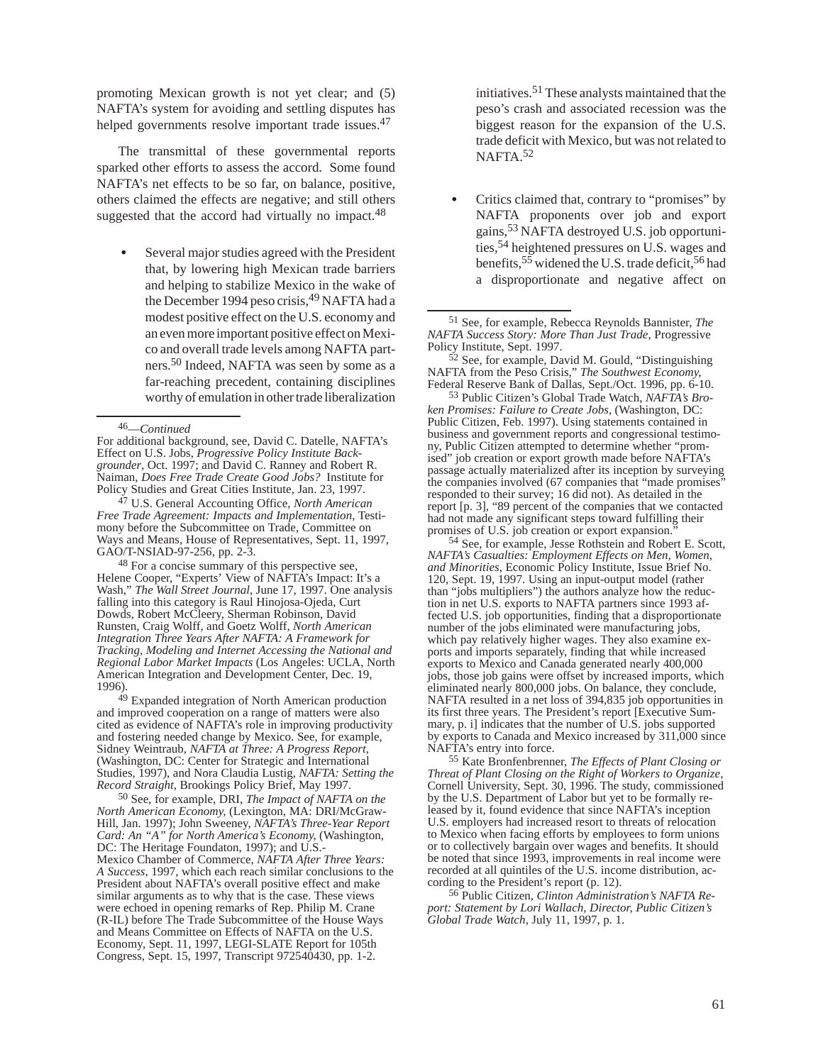promoting Mexican growth is not yet clear; and (5) NAFTA's system for avoiding and settling disputes has helped governments resolve important trade issues.[47]

The transmittal of these governmental reports sparked other efforts to assess the accord. Some found NAFTA's net effects to be so far, on balance, positive, others claimed the effects are negative; and still others suggested that the accord had virtually no impact.[48]

- Several major studies agreed with the President that, by lowering high Mexican trade barriers and helping to stabilize Mexico in the wake of the December 1994 peso crisis,[49] NAFTA had a modest positive effect on the U.S. economy and an even more important positive effect on Mexico and overall trade levels among NAFTA partners.[50] Indeed, NAFTA was seen by some as a far-reaching precedent, containing disciplines worthy of emulation in other trade liberalization initiatives.[51] These analysts maintained that the peso's crash and associated recession was the biggest reason for the expansion of the U.S. trade deficit with Mexico, but was not related to NAFTA.[52]

- Critics claimed that, contrary to "promises" by NAFTA proponents over job and export gains,[53] NAFTA destroyed U.S. job opportunities,[54] heightened pressures on U.S. wages and benefits,[55] widened the U.S. trade deficit,[56] had a disproportionate and negative affect on

---

46—*Continued*
For additional background, see, David C. Datelle, NAFTA's Effect on U.S. Jobs, *Progressive Policy Institute Backgrounder*, Oct. 1997; and David C. Ranney and Robert R. Naiman, *Does Free Trade Create Good Jobs?* Institute for Policy Studies and Great Cities Institute, Jan. 23, 1997.

47 U.S. General Accounting Office, *North American Free Trade Agreement: Impacts and Implementation*, Testimony before the Subcommittee on Trade, Committee on Ways and Means, House of Representatives, Sept. 11, 1997, GAO/T-NSIAD-97-256, pp. 2-3.

48 For a concise summary of this perspective see, Helene Cooper, "Experts' View of NAFTA's Impact: It's a Wash," *The Wall Street Journal*, June 17, 1997. One analysis falling into this category is Raul Hinojosa-Ojeda, Curt Dowds, Robert McCleery, Sherman Robinson, David Runsten, Craig Wolff, and Goetz Wolff, *North American Integration Three Years After NAFTA: A Framework for Tracking, Modeling and Internet Accessing the National and Regional Labor Market Impacts* (Los Angeles: UCLA, North American Integration and Development Center, Dec. 19, 1996).

49 Expanded integration of North American production and improved cooperation on a range of matters were also cited as evidence of NAFTA's role in improving productivity and fostering needed change by Mexico. See, for example, Sidney Weintraub, *NAFTA at Three: A Progress Report*, (Washington, DC: Center for Strategic and International Studies, 1997), and Nora Claudia Lustig, *NAFTA: Setting the Record Straight*, Brookings Policy Brief, May 1997.

50 See, for example, DRI, *The Impact of NAFTA on the North American Economy*, (Lexington, MA: DRI/McGraw-Hill, Jan. 1997); John Sweeney, *NAFTA's Three-Year Report Card: An "A" for North America's Economy*, (Washington, DC: The Heritage Foundaton, 1997); and U.S.-Mexico Chamber of Commerce, *NAFTA After Three Years: A Success*, 1997, which each reach similar conclusions to the President about NAFTA's overall positive effect and make similar arguments as to why that is the case. These views were echoed in opening remarks of Rep. Philip M. Crane (R-IL) before The Trade Subcommittee of the House Ways and Means Committee on Effects of NAFTA on the U.S. Economy, Sept. 11, 1997, LEGI-SLATE Report for 105th Congress, Sept. 15, 1997, Transcript 972540430, pp. 1-2.

51 See, for example, Rebecca Reynolds Bannister, *The NAFTA Success Story: More Than Just Trade*, Progressive Policy Institute, Sept. 1997.

52 See, for example, David M. Gould, "Distinguishing NAFTA from the Peso Crisis," *The Southwest Economy*, Federal Reserve Bank of Dallas, Sept./Oct. 1996, pp. 6-10.

53 Public Citizen's Global Trade Watch, *NAFTA's Broken Promises: Failure to Create Jobs*, (Washington, DC: Public Citizen, Feb. 1997). Using statements contained in business and government reports and congressional testimony, Public Citizen attempted to determine whether "promised" job creation or export growth made before NAFTA's passage actually materialized after its inception by surveying the companies involved (67 companies that "made promises" responded to their survey; 16 did not). As detailed in the report [p. 3], "89 percent of the companies that we contacted had not made any significant steps toward fulfilling their promises of U.S. job creation or export expansion."

54 See, for example, Jesse Rothstein and Robert E. Scott, *NAFTA's Casualties: Employment Effects on Men, Women, and Minorities*, Economic Policy Institute, Issue Brief No. 120, Sept. 19, 1997. Using an input-output model (rather than "jobs multipliers") the authors analyze how the reduction in net U.S. exports to NAFTA partners since 1993 affected U.S. job opportunities, finding that a disproportionate number of the jobs eliminated were manufacturing jobs, which pay relatively higher wages. They also examine exports and imports separately, finding that while increased exports to Mexico and Canada generated nearly 400,000 jobs, those job gains were offset by increased imports, which eliminated nearly 800,000 jobs. On balance, they conclude, NAFTA resulted in a net loss of 394,835 job opportunities in its first three years. The President's report [Executive Summary, p. i] indicates that the number of U.S. jobs supported by exports to Canada and Mexico increased by 311,000 since NAFTA's entry into force.

55 Kate Bronfenbrenner, *The Effects of Plant Closing or Threat of Plant Closing on the Right of Workers to Organize*, Cornell University, Sept. 30, 1996. The study, commissioned by the U.S. Department of Labor but yet to be formally released by it, found evidence that since NAFTA's inception U.S. employers had increased resort to threats of relocation to Mexico when facing efforts by employees to form unions or to collectively bargain over wages and benefits. It should be noted that since 1993, improvements in real income were recorded at all quintiles of the U.S. income distribution, according to the President's report (p. 12).

56 Public Citizen, *Clinton Administration's NAFTA Report: Statement by Lori Wallach, Director, Public Citizen's Global Trade Watch*, July 11, 1997, p. 1.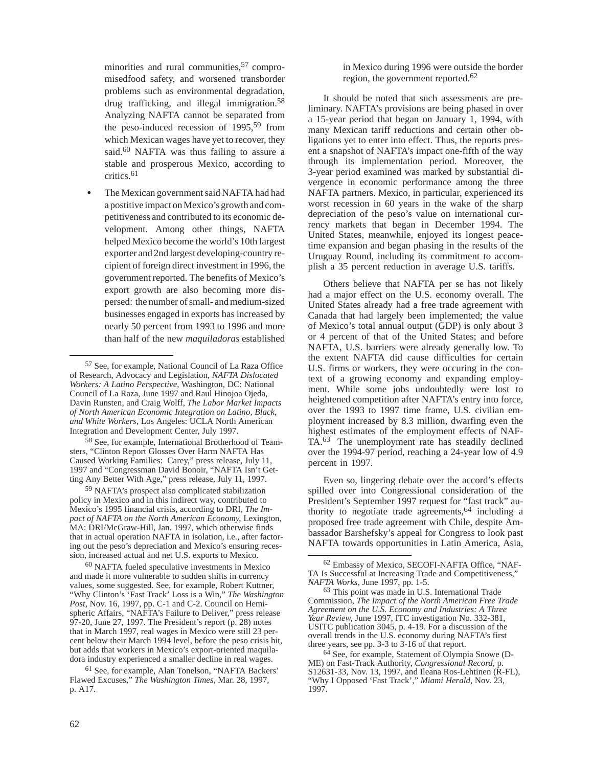minorities and rural communities,[57] compromisedfood safety, and worsened transborder problems such as environmental degradation, drug trafficking, and illegal immigration.[58] Analyzing NAFTA cannot be separated from the peso-induced recession of 1995,[59] from which Mexican wages have yet to recover, they said.[60] NAFTA was thus failing to assure a stable and prosperous Mexico, according to critics.[61]

- The Mexican government said NAFTA had had a postitive impact on Mexico's growth and competitiveness and contributed to its economic development. Among other things, NAFTA helped Mexico become the world's 10th largest exporter and 2nd largest developing-country recipient of foreign direct investment in 1996, the government reported. The benefits of Mexico's export growth are also becoming more dispersed: the number of small- and medium-sized businesses engaged in exports has increased by nearly 50 percent from 1993 to 1996 and more than half of the new *maquiladoras* established in Mexico during 1996 were outside the border region, the government reported.[62]

It should be noted that such assessments are preliminary. NAFTA's provisions are being phased in over a 15-year period that began on January 1, 1994, with many Mexican tariff reductions and certain other obligations yet to enter into effect. Thus, the reports present a snapshot of NAFTA's impact one-fifth of the way through its implementation period. Moreover, the 3-year period examined was marked by substantial divergence in economic performance among the three NAFTA partners. Mexico, in particular, experienced its worst recession in 60 years in the wake of the sharp depreciation of the peso's value on international currency markets that began in December 1994. The United States, meanwhile, enjoyed its longest peacetime expansion and began phasing in the results of the Uruguay Round, including its commitment to accomplish a 35 percent reduction in average U.S. tariffs.

Others believe that NAFTA per se has not likely had a major effect on the U.S. economy overall. The United States already had a free trade agreement with Canada that had largely been implemented; the value of Mexico's total annual output (GDP) is only about 3 or 4 percent of that of the United States; and before NAFTA, U.S. barriers were already generally low. To the extent NAFTA did cause difficulties for certain U.S. firms or workers, they were occuring in the context of a growing economy and expanding employment. While some jobs undoubtedly were lost to heightened competition after NAFTA's entry into force, over the 1993 to 1997 time frame, U.S. civilian employment increased by 8.3 million, dwarfing even the highest estimates of the employment effects of NAFTA.[63] The unemployment rate has steadily declined over the 1994-97 period, reaching a 24-year low of 4.9 percent in 1997.

Even so, lingering debate over the accord's effects spilled over into Congressional consideration of the President's September 1997 request for "fast track" authority to negotiate trade agreements,[64] including a proposed free trade agreement with Chile, despite Ambassador Barshefsky's appeal for Congress to look past NAFTA towards opportunities in Latin America, Asia,

---

[57] See, for example, National Council of La Raza Office of Research, Advocacy and Legislation, *NAFTA Dislocated Workers: A Latino Perspective*, Washington, DC: National Council of La Raza, June 1997 and Raul Hinojoa Ojeda, Davin Runsten, and Craig Wolff, *The Labor Market Impacts of North American Economic Integration on Latino, Black, and White Workers*, Los Angeles: UCLA North American Integration and Development Center, July 1997.

[58] See, for example, International Brotherhood of Teamsters, "Clinton Report Glosses Over Harm NAFTA Has Caused Working Families: Carey," press release, July 11, 1997 and "Congressman David Bonoir, "NAFTA Isn't Getting Any Better With Age," press release, July 11, 1997.

[59] NAFTA's prospect also complicated stabilization policy in Mexico and in this indirect way, contributed to Mexico's 1995 financial crisis, according to DRI, *The Impact of NAFTA on the North American Economy*, Lexington, MA: DRI/McGraw-Hill, Jan. 1997, which otherwise finds that in actual operation NAFTA in isolation, i.e., after factoring out the peso's depreciation and Mexico's ensuring recession, increased actual and net U.S. exports to Mexico.

[60] NAFTA fueled speculative investments in Mexico and made it more vulnerable to sudden shifts in currency values, some suggested. See, for example, Robert Kuttner, "Why Clinton's 'Fast Track' Loss is a Win," *The Washington Post*, Nov. 16, 1997, pp. C-1 and C-2. Council on Hemispheric Affairs, "NAFTA's Failure to Deliver," press release 97-20, June 27, 1997. The President's report (p. 28) notes that in March 1997, real wages in Mexico were still 23 percent below their March 1994 level, before the peso crisis hit, but adds that workers in Mexico's export-oriented maquiladora industry experienced a smaller decline in real wages.

[61] See, for example, Alan Tonelson, "NAFTA Backers' Flawed Excuses," *The Washington Times*, Mar. 28, 1997, p. A17.

[62] Embassy of Mexico, SECOFI-NAFTA Office, "NAFTA Is Successful at Increasing Trade and Competitiveness," *NAFTA Works*, June 1997, pp. 1-5.

[63] This point was made in U.S. International Trade Commission, *The Impact of the North American Free Trade Agreement on the U.S. Economy and Industries: A Three Year Review*, June 1997, ITC investigation No. 332-381, USITC publication 3045, p. 4-19. For a discussion of the overall trends in the U.S. economy during NAFTA's first three years, see pp. 3-3 to 3-16 of that report.

[64] See, for example, Statement of Olympia Snowe (D-ME) on Fast-Track Authority, *Congressional Record*, p. S12631-33, Nov. 13, 1997, and Ileana Ros-Lehtinen (R-FL), "Why I Opposed 'Fast Track'," *Miami Herald*, Nov. 23, 1997.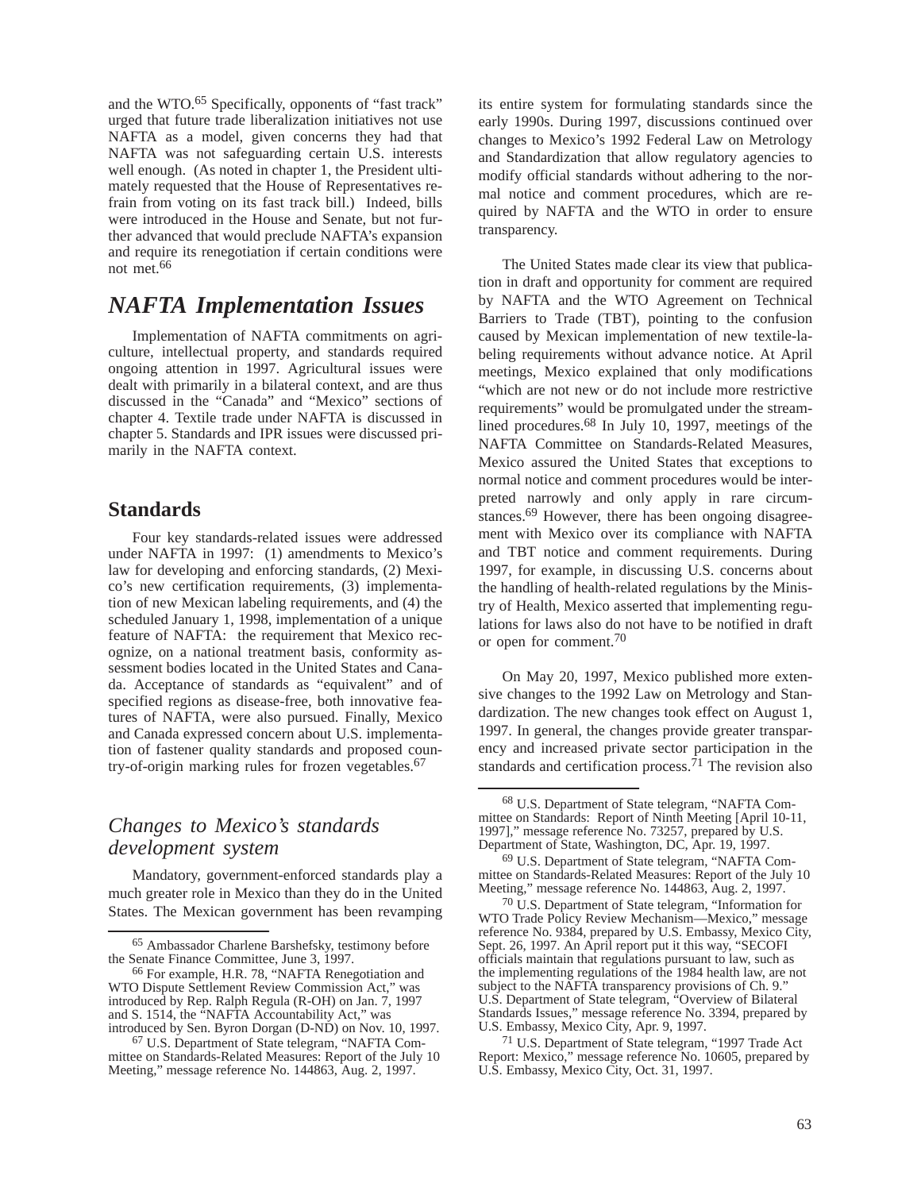and the WTO.[65] Specifically, opponents of "fast track" urged that future trade liberalization initiatives not use NAFTA as a model, given concerns they had that NAFTA was not safeguarding certain U.S. interests well enough. (As noted in chapter 1, the President ultimately requested that the House of Representatives refrain from voting on its fast track bill.) Indeed, bills were introduced in the House and Senate, but not further advanced that would preclude NAFTA's expansion and require its renegotiation if certain conditions were not met.[66]

## *NAFTA Implementation Issues*

Implementation of NAFTA commitments on agriculture, intellectual property, and standards required ongoing attention in 1997. Agricultural issues were dealt with primarily in a bilateral context, and are thus discussed in the "Canada" and "Mexico" sections of chapter 4. Textile trade under NAFTA is discussed in chapter 5. Standards and IPR issues were discussed primarily in the NAFTA context.

### Standards

Four key standards-related issues were addressed under NAFTA in 1997: (1) amendments to Mexico's law for developing and enforcing standards, (2) Mexico's new certification requirements, (3) implementation of new Mexican labeling requirements, and (4) the scheduled January 1, 1998, implementation of a unique feature of NAFTA: the requirement that Mexico recognize, on a national treatment basis, conformity assessment bodies located in the United States and Canada. Acceptance of standards as "equivalent" and of specified regions as disease-free, both innovative features of NAFTA, were also pursued. Finally, Mexico and Canada expressed concern about U.S. implementation of fastener quality standards and proposed country-of-origin marking rules for frozen vegetables.[67]

#### *Changes to Mexico's standards development system*

Mandatory, government-enforced standards play a much greater role in Mexico than they do in the United States. The Mexican government has been revamping its entire system for formulating standards since the early 1990s. During 1997, discussions continued over changes to Mexico's 1992 Federal Law on Metrology and Standardization that allow regulatory agencies to modify official standards without adhering to the normal notice and comment procedures, which are required by NAFTA and the WTO in order to ensure transparency.

The United States made clear its view that publication in draft and opportunity for comment are required by NAFTA and the WTO Agreement on Technical Barriers to Trade (TBT), pointing to the confusion caused by Mexican implementation of new textile-labeling requirements without advance notice. At April meetings, Mexico explained that only modifications "which are not new or do not include more restrictive requirements" would be promulgated under the streamlined procedures.[68] In July 10, 1997, meetings of the NAFTA Committee on Standards-Related Measures, Mexico assured the United States that exceptions to normal notice and comment procedures would be interpreted narrowly and only apply in rare circumstances.[69] However, there has been ongoing disagreement with Mexico over its compliance with NAFTA and TBT notice and comment requirements. During 1997, for example, in discussing U.S. concerns about the handling of health-related regulations by the Ministry of Health, Mexico asserted that implementing regulations for laws also do not have to be notified in draft or open for comment.[70]

On May 20, 1997, Mexico published more extensive changes to the 1992 Law on Metrology and Standardization. The new changes took effect on August 1, 1997. In general, the changes provide greater transparency and increased private sector participation in the standards and certification process.[71] The revision also

---

[65] Ambassador Charlene Barshefsky, testimony before the Senate Finance Committee, June 3, 1997.

[66] For example, H.R. 78, "NAFTA Renegotiation and WTO Dispute Settlement Review Commission Act," was introduced by Rep. Ralph Regula (R-OH) on Jan. 7, 1997 and S. 1514, the "NAFTA Accountability Act," was introduced by Sen. Byron Dorgan (D-ND) on Nov. 10, 1997.

[67] U.S. Department of State telegram, "NAFTA Committee on Standards-Related Measures: Report of the July 10 Meeting," message reference No. 144863, Aug. 2, 1997.

[68] U.S. Department of State telegram, "NAFTA Committee on Standards: Report of Ninth Meeting [April 10-11, 1997]," message reference No. 73257, prepared by U.S. Department of State, Washington, DC, Apr. 19, 1997.

[69] U.S. Department of State telegram, "NAFTA Committee on Standards-Related Measures: Report of the July 10 Meeting," message reference No. 144863, Aug. 2, 1997.

[70] U.S. Department of State telegram, "Information for WTO Trade Policy Review Mechanism—Mexico," message reference No. 9384, prepared by U.S. Embassy, Mexico City, Sept. 26, 1997. An April report put it this way, "SECOFI officials maintain that regulations pursuant to law, such as the implementing regulations of the 1984 health law, are not subject to the NAFTA transparency provisions of Ch. 9." U.S. Department of State telegram, "Overview of Bilateral Standards Issues," message reference No. 3394, prepared by U.S. Embassy, Mexico City, Apr. 9, 1997.

[71] U.S. Department of State telegram, "1997 Trade Act Report: Mexico," message reference No. 10605, prepared by U.S. Embassy, Mexico City, Oct. 31, 1997.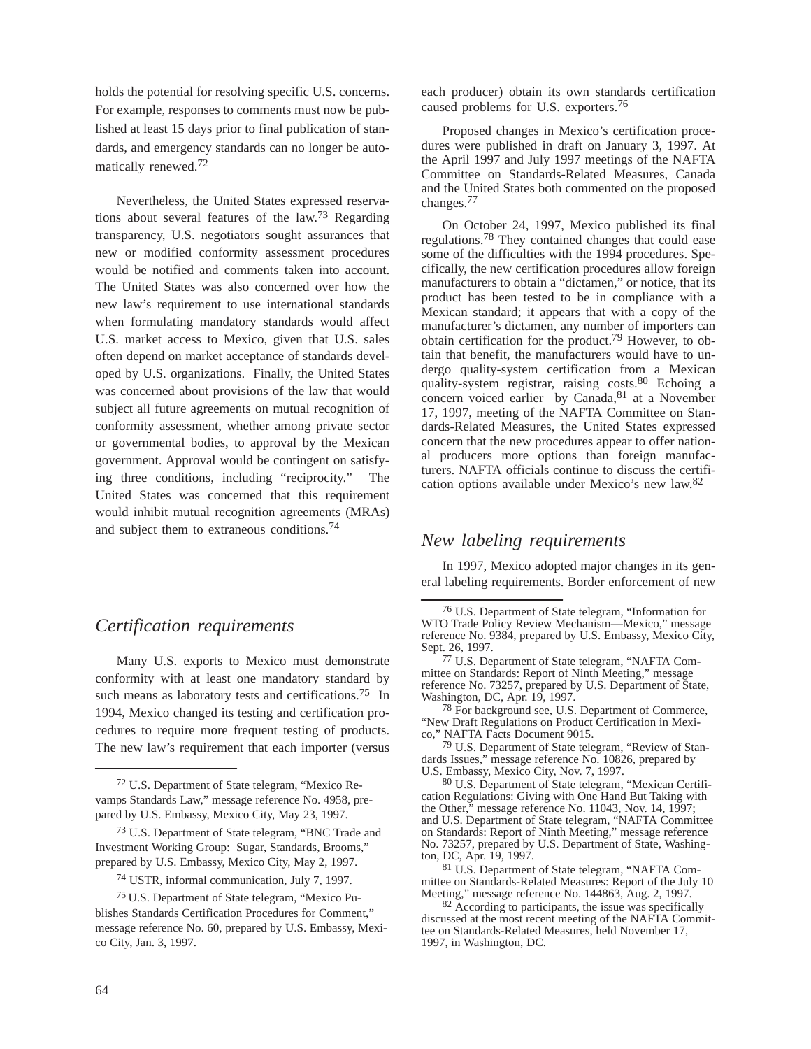holds the potential for resolving specific U.S. concerns. For example, responses to comments must now be published at least 15 days prior to final publication of standards, and emergency standards can no longer be automatically renewed.[72]

Nevertheless, the United States expressed reservations about several features of the law.[73] Regarding transparency, U.S. negotiators sought assurances that new or modified conformity assessment procedures would be notified and comments taken into account. The United States was also concerned over how the new law's requirement to use international standards when formulating mandatory standards would affect U.S. market access to Mexico, given that U.S. sales often depend on market acceptance of standards developed by U.S. organizations. Finally, the United States was concerned about provisions of the law that would subject all future agreements on mutual recognition of conformity assessment, whether among private sector or governmental bodies, to approval by the Mexican government. Approval would be contingent on satisfying three conditions, including "reciprocity." The United States was concerned that this requirement would inhibit mutual recognition agreements (MRAs) and subject them to extraneous conditions.[74]

## *Certification requirements*

Many U.S. exports to Mexico must demonstrate conformity with at least one mandatory standard by such means as laboratory tests and certifications.[75] In 1994, Mexico changed its testing and certification procedures to require more frequent testing of products. The new law's requirement that each importer (versus each producer) obtain its own standards certification caused problems for U.S. exporters.[76]

Proposed changes in Mexico's certification procedures were published in draft on January 3, 1997. At the April 1997 and July 1997 meetings of the NAFTA Committee on Standards-Related Measures, Canada and the United States both commented on the proposed changes.[77]

On October 24, 1997, Mexico published its final regulations.[78] They contained changes that could ease some of the difficulties with the 1994 procedures. Specifically, the new certification procedures allow foreign manufacturers to obtain a "dictamen," or notice, that its product has been tested to be in compliance with a Mexican standard; it appears that with a copy of the manufacturer's dictamen, any number of importers can obtain certification for the product.[79] However, to obtain that benefit, the manufacturers would have to undergo quality-system certification from a Mexican quality-system registrar, raising costs.[80] Echoing a concern voiced earlier by Canada,[81] at a November 17, 1997, meeting of the NAFTA Committee on Standards-Related Measures, the United States expressed concern that the new procedures appear to offer national producers more options than foreign manufacturers. NAFTA officials continue to discuss the certification options available under Mexico's new law.[82]

## *New labeling requirements*

In 1997, Mexico adopted major changes in its general labeling requirements. Border enforcement of new

---

[72] U.S. Department of State telegram, "Mexico Revamps Standards Law," message reference No. 4958, prepared by U.S. Embassy, Mexico City, May 23, 1997.

[73] U.S. Department of State telegram, "BNC Trade and Investment Working Group: Sugar, Standards, Brooms," prepared by U.S. Embassy, Mexico City, May 2, 1997.

[74] USTR, informal communication, July 7, 1997.

[75] U.S. Department of State telegram, "Mexico Publishes Standards Certification Procedures for Comment," message reference No. 60, prepared by U.S. Embassy, Mexico City, Jan. 3, 1997.

[76] U.S. Department of State telegram, "Information for WTO Trade Policy Review Mechanism—Mexico," message reference No. 9384, prepared by U.S. Embassy, Mexico City, Sept. 26, 1997.

[77] U.S. Department of State telegram, "NAFTA Committee on Standards: Report of Ninth Meeting," message reference No. 73257, prepared by U.S. Department of State, Washington, DC, Apr. 19, 1997.

[78] For background see, U.S. Department of Commerce, "New Draft Regulations on Product Certification in Mexico," NAFTA Facts Document 9015.

[79] U.S. Department of State telegram, "Review of Standards Issues," message reference No. 10826, prepared by U.S. Embassy, Mexico City, Nov. 7, 1997.

[80] U.S. Department of State telegram, "Mexican Certification Regulations: Giving with One Hand But Taking with the Other," message reference No. 11043, Nov. 14, 1997; and U.S. Department of State telegram, "NAFTA Committee on Standards: Report of Ninth Meeting," message reference No. 73257, prepared by U.S. Department of State, Washington, DC, Apr. 19, 1997.

[81] U.S. Department of State telegram, "NAFTA Committee on Standards-Related Measures: Report of the July 10 Meeting," message reference No. 144863, Aug. 2, 1997.

[82] According to participants, the issue was specifically discussed at the most recent meeting of the NAFTA Committee on Standards-Related Measures, held November 17, 1997, in Washington, DC.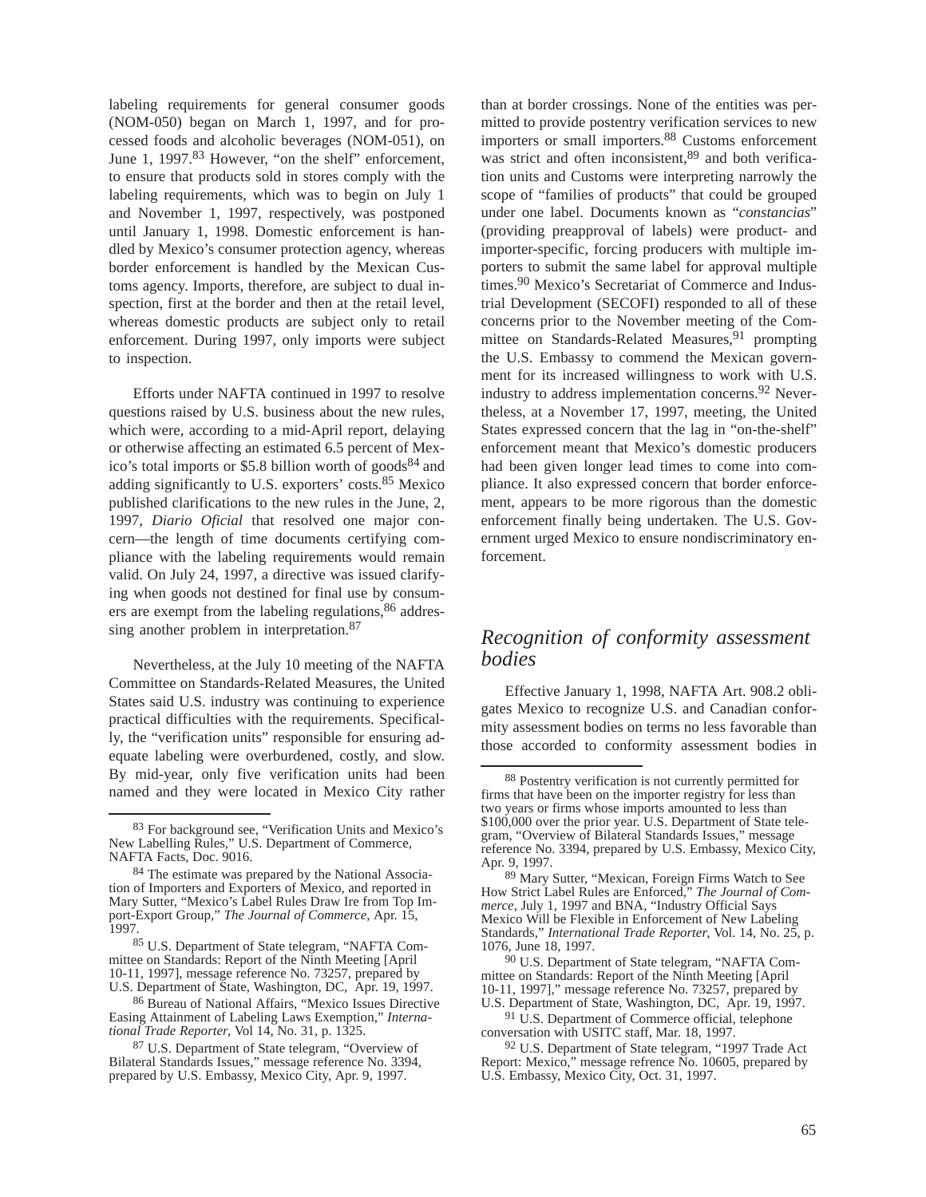labeling requirements for general consumer goods (NOM-050) began on March 1, 1997, and for processed foods and alcoholic beverages (NOM-051), on June 1, 1997.[83] However, "on the shelf" enforcement, to ensure that products sold in stores comply with the labeling requirements, which was to begin on July 1 and November 1, 1997, respectively, was postponed until January 1, 1998. Domestic enforcement is handled by Mexico's consumer protection agency, whereas border enforcement is handled by the Mexican Customs agency. Imports, therefore, are subject to dual inspection, first at the border and then at the retail level, whereas domestic products are subject only to retail enforcement. During 1997, only imports were subject to inspection.

Efforts under NAFTA continued in 1997 to resolve questions raised by U.S. business about the new rules, which were, according to a mid-April report, delaying or otherwise affecting an estimated 6.5 percent of Mexico's total imports or $5.8 billion worth of goods[84] and adding significantly to U.S. exporters' costs.[85] Mexico published clarifications to the new rules in the June, 2, 1997, *Diario Oficial* that resolved one major concern—the length of time documents certifying compliance with the labeling requirements would remain valid. On July 24, 1997, a directive was issued clarifying when goods not destined for final use by consumers are exempt from the labeling regulations,[86] addressing another problem in interpretation.[87]

Nevertheless, at the July 10 meeting of the NAFTA Committee on Standards-Related Measures, the United States said U.S. industry was continuing to experience practical difficulties with the requirements. Specifically, the "verification units" responsible for ensuring adequate labeling were overburdened, costly, and slow. By mid-year, only five verification units had been named and they were located in Mexico City rather than at border crossings. None of the entities was permitted to provide postentry verification services to new importers or small importers.[88] Customs enforcement was strict and often inconsistent,[89] and both verification units and Customs were interpreting narrowly the scope of "families of products" that could be grouped under one label. Documents known as "*constancias*" (providing preapproval of labels) were product- and importer-specific, forcing producers with multiple importers to submit the same label for approval multiple times.[90] Mexico's Secretariat of Commerce and Industrial Development (SECOFI) responded to all of these concerns prior to the November meeting of the Committee on Standards-Related Measures,[91] prompting the U.S. Embassy to commend the Mexican government for its increased willingness to work with U.S. industry to address implementation concerns.[92] Nevertheless, at a November 17, 1997, meeting, the United States expressed concern that the lag in "on-the-shelf" enforcement meant that Mexico's domestic producers had been given longer lead times to come into compliance. It also expressed concern that border enforcement, appears to be more rigorous than the domestic enforcement finally being undertaken. The U.S. Government urged Mexico to ensure nondiscriminatory enforcement.

## *Recognition of conformity assessment bodies*

Effective January 1, 1998, NAFTA Art. 908.2 obligates Mexico to recognize U.S. and Canadian conformity assessment bodies on terms no less favorable than those accorded to conformity assessment bodies in

---

[83] For background see, "Verification Units and Mexico's New Labelling Rules," U.S. Department of Commerce, NAFTA Facts, Doc. 9016.

[84] The estimate was prepared by the National Association of Importers and Exporters of Mexico, and reported in Mary Sutter, "Mexico's Label Rules Draw Ire from Top Import-Export Group," *The Journal of Commerce*, Apr. 15, 1997.

[85] U.S. Department of State telegram, "NAFTA Committee on Standards: Report of the Ninth Meeting [April 10-11, 1997], message reference No. 73257, prepared by U.S. Department of State, Washington, DC, Apr. 19, 1997.

[86] Bureau of National Affairs, "Mexico Issues Directive Easing Attainment of Labeling Laws Exemption," *International Trade Reporter*, Vol 14, No. 31, p. 1325.

[87] U.S. Department of State telegram, "Overview of Bilateral Standards Issues," message reference No. 3394, prepared by U.S. Embassy, Mexico City, Apr. 9, 1997.

[88] Postentry verification is not currently permitted for firms that have been on the importer registry for less than two years or firms whose imports amounted to less than $100,000 over the prior year. U.S. Department of State telegram, "Overview of Bilateral Standards Issues," message reference No. 3394, prepared by U.S. Embassy, Mexico City, Apr. 9, 1997.

[89] Mary Sutter, "Mexican, Foreign Firms Watch to See How Strict Label Rules are Enforced," *The Journal of Commerce*, July 1, 1997 and BNA, "Industry Official Says Mexico Will be Flexible in Enforcement of New Labeling Standards," *International Trade Reporter*, Vol. 14, No. 25, p. 1076, June 18, 1997.

[90] U.S. Department of State telegram, "NAFTA Committee on Standards: Report of the Ninth Meeting [April 10-11, 1997]," message reference No. 73257, prepared by U.S. Department of State, Washington, DC, Apr. 19, 1997.

[91] U.S. Department of Commerce official, telephone conversation with USITC staff, Mar. 18, 1997.

[92] U.S. Department of State telegram, "1997 Trade Act Report: Mexico," message refrence No. 10605, prepared by U.S. Embassy, Mexico City, Oct. 31, 1997.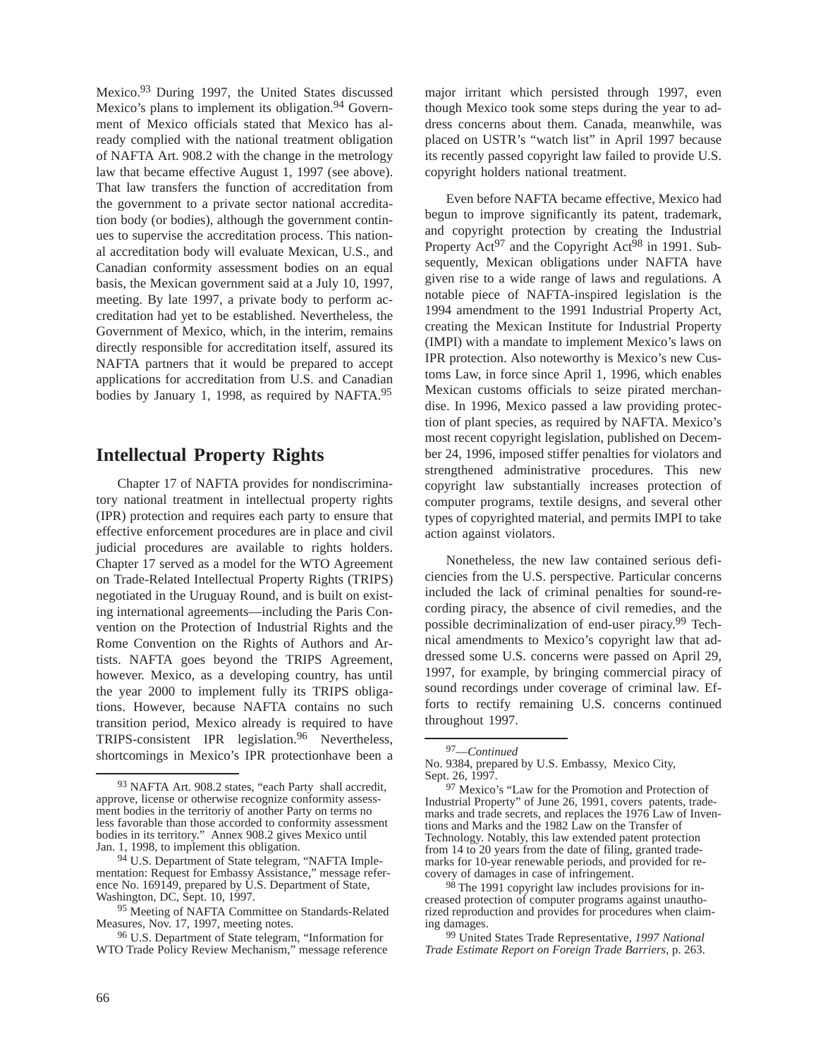Mexico.[93] During 1997, the United States discussed Mexico's plans to implement its obligation.[94] Government of Mexico officials stated that Mexico has already complied with the national treatment obligation of NAFTA Art. 908.2 with the change in the metrology law that became effective August 1, 1997 (see above). That law transfers the function of accreditation from the government to a private sector national accreditation body (or bodies), although the government continues to supervise the accreditation process. This national accreditation body will evaluate Mexican, U.S., and Canadian conformity assessment bodies on an equal basis, the Mexican government said at a July 10, 1997, meeting. By late 1997, a private body to perform accreditation had yet to be established. Nevertheless, the Government of Mexico, which, in the interim, remains directly responsible for accreditation itself, assured its NAFTA partners that it would be prepared to accept applications for accreditation from U.S. and Canadian bodies by January 1, 1998, as required by NAFTA.[95]

## Intellectual Property Rights

Chapter 17 of NAFTA provides for nondiscriminatory national treatment in intellectual property rights (IPR) protection and requires each party to ensure that effective enforcement procedures are in place and civil judicial procedures are available to rights holders. Chapter 17 served as a model for the WTO Agreement on Trade-Related Intellectual Property Rights (TRIPS) negotiated in the Uruguay Round, and is built on existing international agreements—including the Paris Convention on the Protection of Industrial Rights and the Rome Convention on the Rights of Authors and Artists. NAFTA goes beyond the TRIPS Agreement, however. Mexico, as a developing country, has until the year 2000 to implement fully its TRIPS obligations. However, because NAFTA contains no such transition period, Mexico already is required to have TRIPS-consistent IPR legislation.[96] Nevertheless, shortcomings in Mexico's IPR protectionhave been a major irritant which persisted through 1997, even though Mexico took some steps during the year to address concerns about them. Canada, meanwhile, was placed on USTR's "watch list" in April 1997 because its recently passed copyright law failed to provide U.S. copyright holders national treatment.

Even before NAFTA became effective, Mexico had begun to improve significantly its patent, trademark, and copyright protection by creating the Industrial Property Act[97] and the Copyright Act[98] in 1991. Subsequently, Mexican obligations under NAFTA have given rise to a wide range of laws and regulations. A notable piece of NAFTA-inspired legislation is the 1994 amendment to the 1991 Industrial Property Act, creating the Mexican Institute for Industrial Property (IMPI) with a mandate to implement Mexico's laws on IPR protection. Also noteworthy is Mexico's new Customs Law, in force since April 1, 1996, which enables Mexican customs officials to seize pirated merchandise. In 1996, Mexico passed a law providing protection of plant species, as required by NAFTA. Mexico's most recent copyright legislation, published on December 24, 1996, imposed stiffer penalties for violators and strengthened administrative procedures. This new copyright law substantially increases protection of computer programs, textile designs, and several other types of copyrighted material, and permits IMPI to take action against violators.

Nonetheless, the new law contained serious deficiencies from the U.S. perspective. Particular concerns included the lack of criminal penalties for sound-recording piracy, the absence of civil remedies, and the possible decriminalization of end-user piracy.[99] Technical amendments to Mexico's copyright law that addressed some U.S. concerns were passed on April 29, 1997, for example, by bringing commercial piracy of sound recordings under coverage of criminal law. Efforts to rectify remaining U.S. concerns continued throughout 1997.

---

[93] NAFTA Art. 908.2 states, "each Party shall accredit, approve, license or otherwise recognize conformity assessment bodies in the territoriy of another Party on terms no less favorable than those accorded to conformity assessment bodies in its territory." Annex 908.2 gives Mexico until Jan. 1, 1998, to implement this obligation.

[94] U.S. Department of State telegram, "NAFTA Implementation: Request for Embassy Assistance," message reference No. 169149, prepared by U.S. Department of State, Washington, DC, Sept. 10, 1997.

[95] Meeting of NAFTA Committee on Standards-Related Measures, Nov. 17, 1997, meeting notes.

[96] U.S. Department of State telegram, "Information for WTO Trade Policy Review Mechanism," message reference No. 9384, prepared by U.S. Embassy, Mexico City, Sept. 26, 1997.

[97] Mexico's "Law for the Promotion and Protection of Industrial Property" of June 26, 1991, covers patents, trademarks and trade secrets, and replaces the 1976 Law of Inventions and Marks and the 1982 Law on the Transfer of Technology. Notably, this law extended patent protection from 14 to 20 years from the date of filing, granted trademarks for 10-year renewable periods, and provided for recovery of damages in case of infringement.

[98] The 1991 copyright law includes provisions for increased protection of computer programs against unauthorized reproduction and provides for procedures when claiming damages.

[99] United States Trade Representative, *1997 National Trade Estimate Report on Foreign Trade Barriers*, p. 263.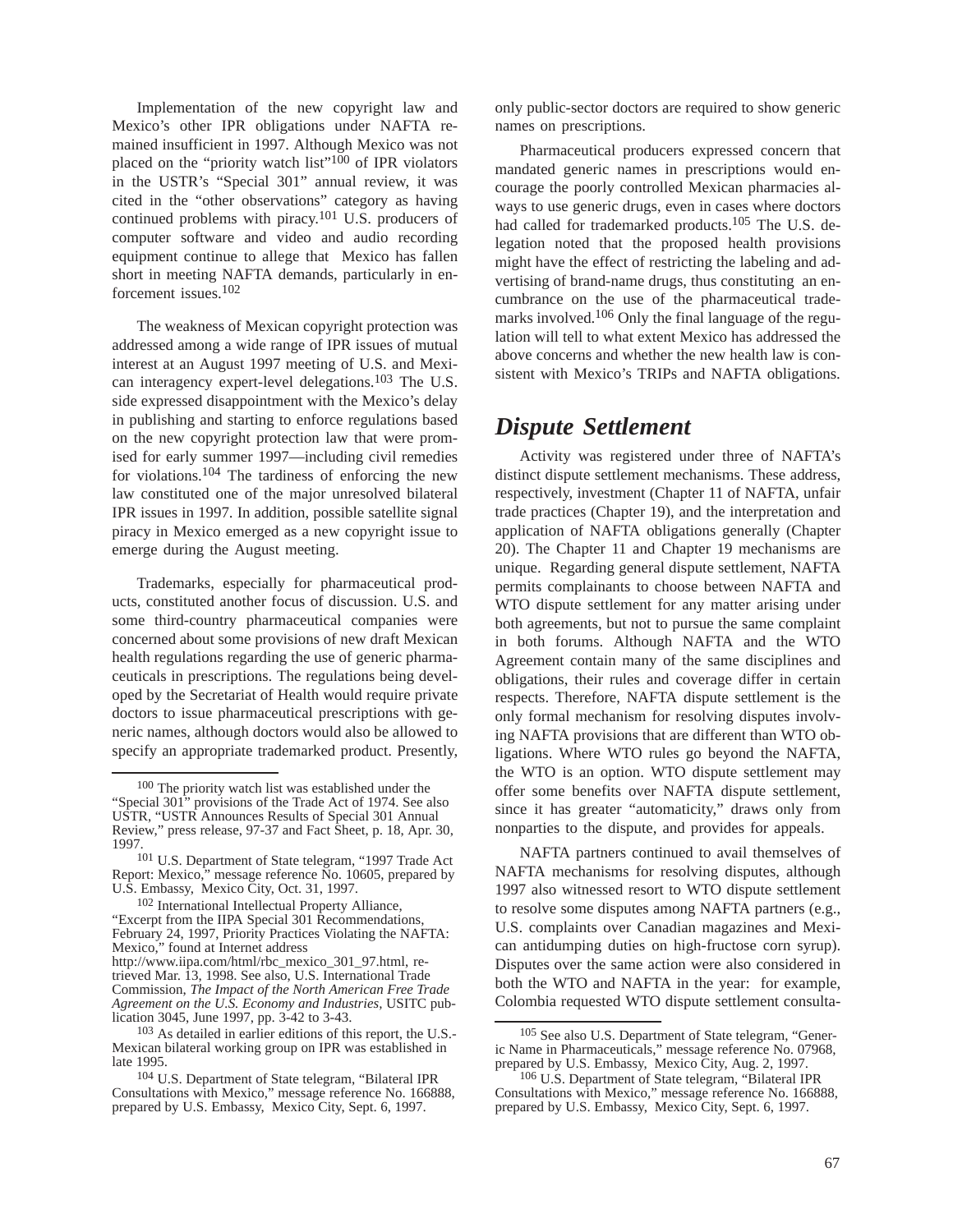Implementation of the new copyright law and Mexico's other IPR obligations under NAFTA remained insufficient in 1997. Although Mexico was not placed on the "priority watch list"[100] of IPR violators in the USTR's "Special 301" annual review, it was cited in the "other observations" category as having continued problems with piracy.[101] U.S. producers of computer software and video and audio recording equipment continue to allege that Mexico has fallen short in meeting NAFTA demands, particularly in enforcement issues.[102]

The weakness of Mexican copyright protection was addressed among a wide range of IPR issues of mutual interest at an August 1997 meeting of U.S. and Mexican interagency expert-level delegations.[103] The U.S. side expressed disappointment with the Mexico's delay in publishing and starting to enforce regulations based on the new copyright protection law that were promised for early summer 1997—including civil remedies for violations.[104] The tardiness of enforcing the new law constituted one of the major unresolved bilateral IPR issues in 1997. In addition, possible satellite signal piracy in Mexico emerged as a new copyright issue to emerge during the August meeting.

Trademarks, especially for pharmaceutical products, constituted another focus of discussion. U.S. and some third-country pharmaceutical companies were concerned about some provisions of new draft Mexican health regulations regarding the use of generic pharmaceuticals in prescriptions. The regulations being developed by the Secretariat of Health would require private doctors to issue pharmaceutical prescriptions with generic names, although doctors would also be allowed to specify an appropriate trademarked product. Presently, only public-sector doctors are required to show generic names on prescriptions.

Pharmaceutical producers expressed concern that mandated generic names in prescriptions would encourage the poorly controlled Mexican pharmacies always to use generic drugs, even in cases where doctors had called for trademarked products.[105] The U.S. delegation noted that the proposed health provisions might have the effect of restricting the labeling and advertising of brand-name drugs, thus constituting an encumbrance on the use of the pharmaceutical trademarks involved.[106] Only the final language of the regulation will tell to what extent Mexico has addressed the above concerns and whether the new health law is consistent with Mexico's TRIPs and NAFTA obligations.

## *Dispute Settlement*

Activity was registered under three of NAFTA's distinct dispute settlement mechanisms. These address, respectively, investment (Chapter 11 of NAFTA, unfair trade practices (Chapter 19), and the interpretation and application of NAFTA obligations generally (Chapter 20). The Chapter 11 and Chapter 19 mechanisms are unique. Regarding general dispute settlement, NAFTA permits complainants to choose between NAFTA and WTO dispute settlement for any matter arising under both agreements, but not to pursue the same complaint in both forums. Although NAFTA and the WTO Agreement contain many of the same disciplines and obligations, their rules and coverage differ in certain respects. Therefore, NAFTA dispute settlement is the only formal mechanism for resolving disputes involving NAFTA provisions that are different than WTO obligations. Where WTO rules go beyond the NAFTA, the WTO is an option. WTO dispute settlement may offer some benefits over NAFTA dispute settlement, since it has greater "automaticity," draws only from nonparties to the dispute, and provides for appeals.

NAFTA partners continued to avail themselves of NAFTA mechanisms for resolving disputes, although 1997 also witnessed resort to WTO dispute settlement to resolve some disputes among NAFTA partners (e.g., U.S. complaints over Canadian magazines and Mexican antidumping duties on high-fructose corn syrup). Disputes over the same action were also considered in both the WTO and NAFTA in the year: for example, Colombia requested WTO dispute settlement consulta-

---

[100] The priority watch list was established under the "Special 301" provisions of the Trade Act of 1974. See also USTR, "USTR Announces Results of Special 301 Annual Review," press release, 97-37 and Fact Sheet, p. 18, Apr. 30, 1997.

[101] U.S. Department of State telegram, "1997 Trade Act Report: Mexico," message reference No. 10605, prepared by U.S. Embassy, Mexico City, Oct. 31, 1997.

[102] International Intellectual Property Alliance, "Excerpt from the IIPA Special 301 Recommendations, February 24, 1997, Priority Practices Violating the NAFTA: Mexico," found at Internet address http://www.iipa.com/html/rbc_mexico_301_97.html, retrieved Mar. 13, 1998. See also, U.S. International Trade Commission, *The Impact of the North American Free Trade Agreement on the U.S. Economy and Industries,* USITC publication 3045, June 1997, pp. 3-42 to 3-43.

[103] As detailed in earlier editions of this report, the U.S.-Mexican bilateral working group on IPR was established in late 1995.

[104] U.S. Department of State telegram, "Bilateral IPR Consultations with Mexico," message reference No. 166888, prepared by U.S. Embassy, Mexico City, Sept. 6, 1997.

[105] See also U.S. Department of State telegram, "Generic Name in Pharmaceuticals," message reference No. 07968, prepared by U.S. Embassy, Mexico City, Aug. 2, 1997.

[106] U.S. Department of State telegram, "Bilateral IPR Consultations with Mexico," message reference No. 166888, prepared by U.S. Embassy, Mexico City, Sept. 6, 1997.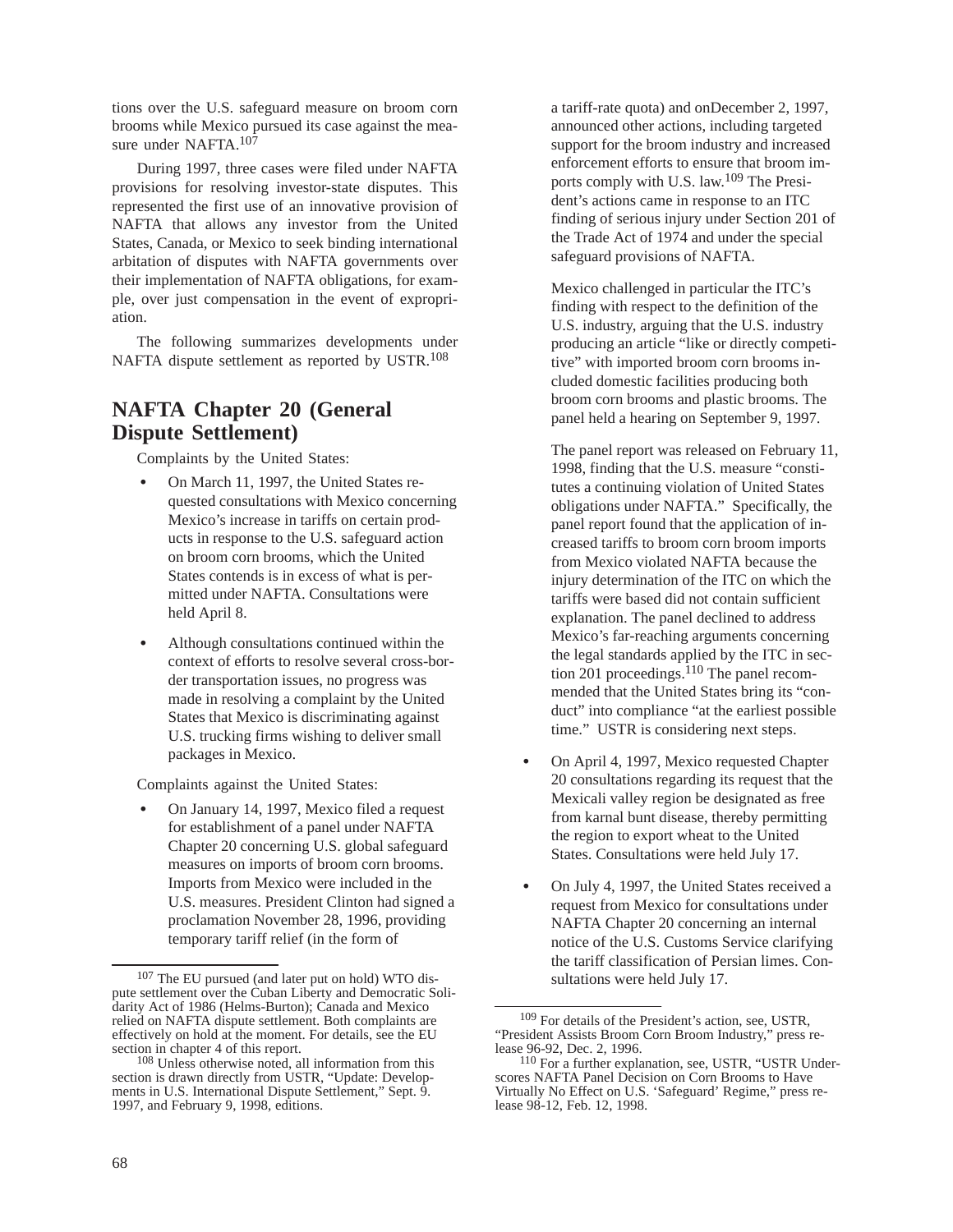tions over the U.S. safeguard measure on broom corn brooms while Mexico pursued its case against the measure under NAFTA.[107]

During 1997, three cases were filed under NAFTA provisions for resolving investor-state disputes. This represented the first use of an innovative provision of NAFTA that allows any investor from the United States, Canada, or Mexico to seek binding international arbitration of disputes with NAFTA governments over their implementation of NAFTA obligations, for example, over just compensation in the event of expropriation.

The following summarizes developments under NAFTA dispute settlement as reported by USTR.[108]

## NAFTA Chapter 20 (General Dispute Settlement)

Complaints by the United States:

- On March 11, 1997, the United States requested consultations with Mexico concerning Mexico's increase in tariffs on certain products in response to the U.S. safeguard action on broom corn brooms, which the United States contends is in excess of what is permitted under NAFTA. Consultations were held April 8.
- Although consultations continued within the context of efforts to resolve several cross-border transportation issues, no progress was made in resolving a complaint by the United States that Mexico is discriminating against U.S. trucking firms wishing to deliver small packages in Mexico.

Complaints against the United States:

- On January 14, 1997, Mexico filed a request for establishment of a panel under NAFTA Chapter 20 concerning U.S. global safeguard measures on imports of broom corn brooms. Imports from Mexico were included in the U.S. measures. President Clinton had signed a proclamation November 28, 1996, providing temporary tariff relief (in the form of a tariff-rate quota) and onDecember 2, 1997, announced other actions, including targeted support for the broom industry and increased enforcement efforts to ensure that broom imports comply with U.S. law.[109] The President's actions came in response to an ITC finding of serious injury under Section 201 of the Trade Act of 1974 and under the special safeguard provisions of NAFTA.

  Mexico challenged in particular the ITC's finding with respect to the definition of the U.S. industry, arguing that the U.S. industry producing an article "like or directly competitive" with imported broom corn brooms included domestic facilities producing both broom corn brooms and plastic brooms. The panel held a hearing on September 9, 1997.

  The panel report was released on February 11, 1998, finding that the U.S. measure "constitutes a continuing violation of United States obligations under NAFTA." Specifically, the panel report found that the application of increased tariffs to broom corn broom imports from Mexico violated NAFTA because the injury determination of the ITC on which the tariffs were based did not contain sufficient explanation. The panel declined to address Mexico's far-reaching arguments concerning the legal standards applied by the ITC in section 201 proceedings.[110] The panel recommended that the United States bring its "conduct" into compliance "at the earliest possible time." USTR is considering next steps.
- On April 4, 1997, Mexico requested Chapter 20 consultations regarding its request that the Mexicali valley region be designated as free from karnal bunt disease, thereby permitting the region to export wheat to the United States. Consultations were held July 17.
- On July 4, 1997, the United States received a request from Mexico for consultations under NAFTA Chapter 20 concerning an internal notice of the U.S. Customs Service clarifying the tariff classification of Persian limes. Consultations were held July 17.

---

[107] The EU pursued (and later put on hold) WTO dispute settlement over the Cuban Liberty and Democratic Solidarity Act of 1986 (Helms-Burton); Canada and Mexico relied on NAFTA dispute settlement. Both complaints are effectively on hold at the moment. For details, see the EU section in chapter 4 of this report.

[108] Unless otherwise noted, all information from this section is drawn directly from USTR, "Update: Developments in U.S. International Dispute Settlement," Sept. 9. 1997, and February 9, 1998, editions.

[109] For details of the President's action, see, USTR, "President Assists Broom Corn Broom Industry," press release 96-92, Dec. 2, 1996.

[110] For a further explanation, see, USTR, "USTR Underscores NAFTA Panel Decision on Corn Brooms to Have Virtually No Effect on U.S. 'Safeguard' Regime," press release 98-12, Feb. 12, 1998.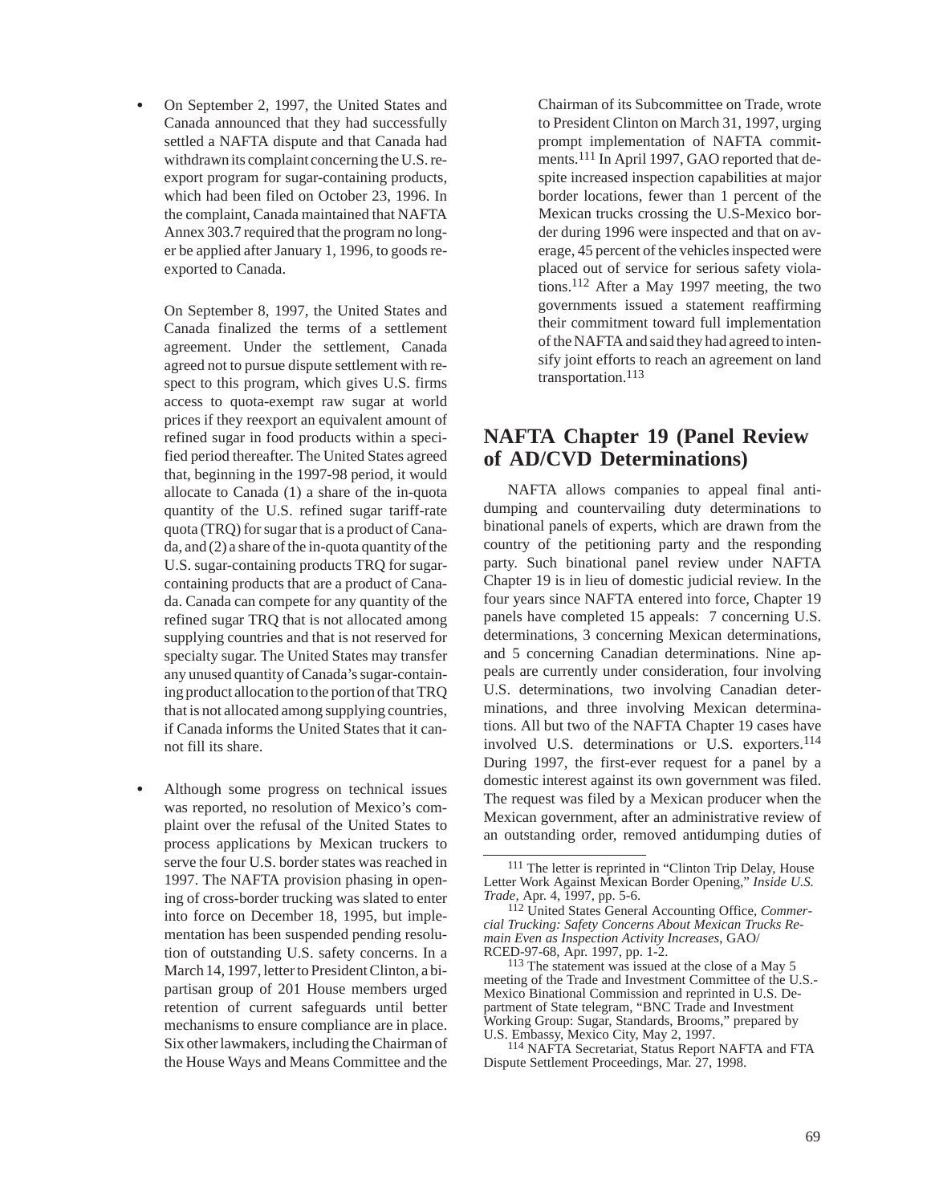- On September 2, 1997, the United States and Canada announced that they had successfully settled a NAFTA dispute and that Canada had withdrawn its complaint concerning the U.S. reexport program for sugar-containing products, which had been filed on October 23, 1996. In the complaint, Canada maintained that NAFTA Annex 303.7 required that the program no longer be applied after January 1, 1996, to goods reexported to Canada.

  On September 8, 1997, the United States and Canada finalized the terms of a settlement agreement. Under the settlement, Canada agreed not to pursue dispute settlement with respect to this program, which gives U.S. firms access to quota-exempt raw sugar at world prices if they reexport an equivalent amount of refined sugar in food products within a specified period thereafter. The United States agreed that, beginning in the 1997-98 period, it would allocate to Canada (1) a share of the in-quota quantity of the U.S. refined sugar tariff-rate quota (TRQ) for sugar that is a product of Canada, and (2) a share of the in-quota quantity of the U.S. sugar-containing products TRQ for sugar-containing products that are a product of Canada. Canada can compete for any quantity of the refined sugar TRQ that is not allocated among supplying countries and that is not reserved for specialty sugar. The United States may transfer any unused quantity of Canada's sugar-containing product allocation to the portion of that TRQ that is not allocated among supplying countries, if Canada informs the United States that it cannot fill its share.

- Although some progress on technical issues was reported, no resolution of Mexico's complaint over the refusal of the United States to process applications by Mexican truckers to serve the four U.S. border states was reached in 1997. The NAFTA provision phasing in opening of cross-border trucking was slated to enter into force on December 18, 1995, but implementation has been suspended pending resolution of outstanding U.S. safety concerns. In a March 14, 1997, letter to President Clinton, a bipartisan group of 201 House members urged retention of current safeguards until better mechanisms to ensure compliance are in place. Six other lawmakers, including the Chairman of the House Ways and Means Committee and the Chairman of its Subcommittee on Trade, wrote to President Clinton on March 31, 1997, urging prompt implementation of NAFTA commitments.[111] In April 1997, GAO reported that despite increased inspection capabilities at major border locations, fewer than 1 percent of the Mexican trucks crossing the U.S-Mexico border during 1996 were inspected and that on average, 45 percent of the vehicles inspected were placed out of service for serious safety violations.[112] After a May 1997 meeting, the two governments issued a statement reaffirming their commitment toward full implementation of the NAFTA and said they had agreed to intensify joint efforts to reach an agreement on land transportation.[113]

## NAFTA Chapter 19 (Panel Review of AD/CVD Determinations)

NAFTA allows companies to appeal final antidumping and countervailing duty determinations to binational panels of experts, which are drawn from the country of the petitioning party and the responding party. Such binational panel review under NAFTA Chapter 19 is in lieu of domestic judicial review. In the four years since NAFTA entered into force, Chapter 19 panels have completed 15 appeals: 7 concerning U.S. determinations, 3 concerning Mexican determinations, and 5 concerning Canadian determinations. Nine appeals are currently under consideration, four involving U.S. determinations, two involving Canadian determinations, and three involving Mexican determinations. All but two of the NAFTA Chapter 19 cases have involved U.S. determinations or U.S. exporters.[114] During 1997, the first-ever request for a panel by a domestic interest against its own government was filed. The request was filed by a Mexican producer when the Mexican government, after an administrative review of an outstanding order, removed antidumping duties of

---

[111] The letter is reprinted in "Clinton Trip Delay, House Letter Work Against Mexican Border Opening," *Inside U.S. Trade*, Apr. 4, 1997, pp. 5-6.

[112] United States General Accounting Office, *Commercial Trucking: Safety Concerns About Mexican Trucks Remain Even as Inspection Activity Increases*, GAO/RCED-97-68, Apr. 1997, pp. 1-2.

[113] The statement was issued at the close of a May 5 meeting of the Trade and Investment Committee of the U.S.-Mexico Binational Commission and reprinted in U.S. Department of State telegram, "BNC Trade and Investment Working Group: Sugar, Standards, Brooms," prepared by U.S. Embassy, Mexico City, May 2, 1997.

[114] NAFTA Secretariat, Status Report NAFTA and FTA Dispute Settlement Proceedings, Mar. 27, 1998.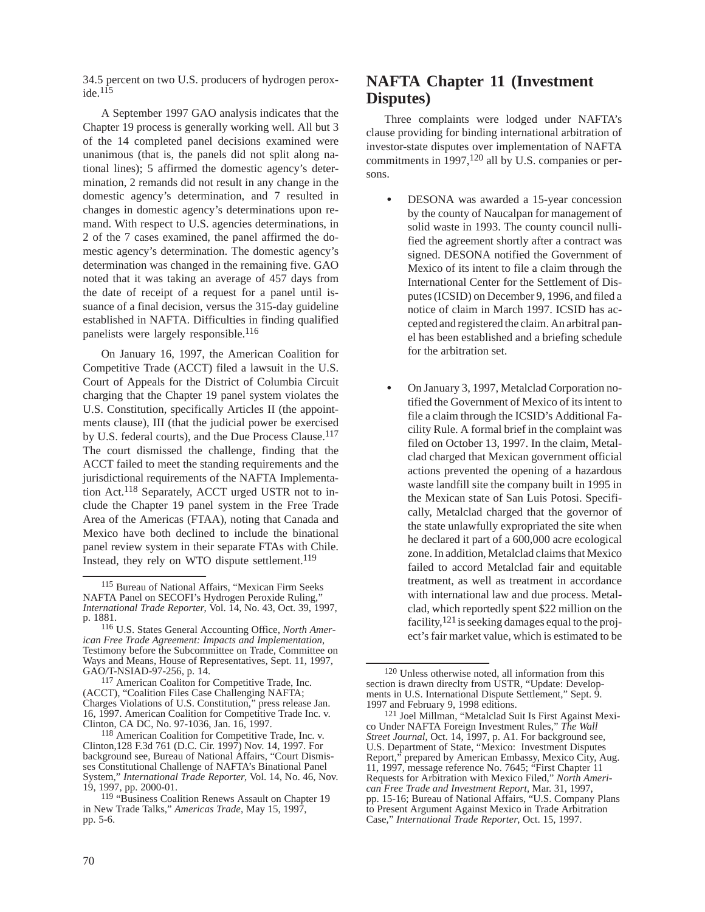34.5 percent on two U.S. producers of hydrogen peroxide.[115]

A September 1997 GAO analysis indicates that the Chapter 19 process is generally working well. All but 3 of the 14 completed panel decisions examined were unanimous (that is, the panels did not split along national lines); 5 affirmed the domestic agency's determination, 2 remands did not result in any change in the domestic agency's determination, and 7 resulted in changes in domestic agency's determinations upon remand. With respect to U.S. agencies determinations, in 2 of the 7 cases examined, the panel affirmed the domestic agency's determination. The domestic agency's determination was changed in the remaining five. GAO noted that it was taking an average of 457 days from the date of receipt of a request for a panel until issuance of a final decision, versus the 315-day guideline established in NAFTA. Difficulties in finding qualified panelists were largely responsible.[116]

On January 16, 1997, the American Coalition for Competitive Trade (ACCT) filed a lawsuit in the U.S. Court of Appeals for the District of Columbia Circuit charging that the Chapter 19 panel system violates the U.S. Constitution, specifically Articles II (the appointments clause), III (that the judicial power be exercised by U.S. federal courts), and the Due Process Clause.[117] The court dismissed the challenge, finding that the ACCT failed to meet the standing requirements and the jurisdictional requirements of the NAFTA Implementation Act.[118] Separately, ACCT urged USTR not to include the Chapter 19 panel system in the Free Trade Area of the Americas (FTAA), noting that Canada and Mexico have both declined to include the binational panel review system in their separate FTAs with Chile. Instead, they rely on WTO dispute settlement.[119]

## NAFTA Chapter 11 (Investment Disputes)

Three complaints were lodged under NAFTA's clause providing for binding international arbitration of investor-state disputes over implementation of NAFTA commitments in 1997,[120] all by U.S. companies or persons.

- DESONA was awarded a 15-year concession by the county of Naucalpan for management of solid waste in 1993. The county council nullified the agreement shortly after a contract was signed. DESONA notified the Government of Mexico of its intent to file a claim through the International Center for the Settlement of Disputes (ICSID) on December 9, 1996, and filed a notice of claim in March 1997. ICSID has accepted and registered the claim. An arbitral panel has been established and a briefing schedule for the arbitration set.

- On January 3, 1997, Metalclad Corporation notified the Government of Mexico of its intent to file a claim through the ICSID's Additional Facility Rule. A formal brief in the complaint was filed on October 13, 1997. In the claim, Metalclad charged that Mexican government official actions prevented the opening of a hazardous waste landfill site the company built in 1995 in the Mexican state of San Luis Potosi. Specifically, Metalclad charged that the governor of the state unlawfully expropriated the site when he declared it part of a 600,000 acre ecological zone. In addition, Metalclad claims that Mexico failed to accord Metalclad fair and equitable treatment, as well as treatment in accordance with international law and due process. Metalclad, which reportedly spent \$22 million on the facility,[121] is seeking damages equal to the project's fair market value, which is estimated to be

---

[115] Bureau of National Affairs, "Mexican Firm Seeks NAFTA Panel on SECOFI's Hydrogen Peroxide Ruling," *International Trade Reporter*, Vol. 14, No. 43, Oct. 39, 1997, p. 1881.

[116] U.S. States General Accounting Office, *North American Free Trade Agreement: Impacts and Implementation*, Testimony before the Subcommittee on Trade, Committee on Ways and Means, House of Representatives, Sept. 11, 1997, GAO/T-NSIAD-97-256, p. 14.

[117] American Coaliton for Competitive Trade, Inc. (ACCT), "Coalition Files Case Challenging NAFTA; Charges Violations of U.S. Constitution," press release Jan. 16, 1997. American Coalition for Competitive Trade Inc. v. Clinton, CA DC, No. 97-1036, Jan. 16, 1997.

[118] American Coalition for Competitive Trade, Inc. v. Clinton,128 F.3d 761 (D.C. Cir. 1997) Nov. 14, 1997. For background see, Bureau of National Affairs, "Court Dismisses Constitutional Challenge of NAFTA's Binational Panel System," *International Trade Reporter*, Vol. 14, No. 46, Nov. 19, 1997, pp. 2000-01.

[119] "Business Coalition Renews Assault on Chapter 19 in New Trade Talks," *Americas Trade*, May 15, 1997, pp. 5-6.

[120] Unless otherwise noted, all information from this section is drawn direclty from USTR, "Update: Developments in U.S. International Dispute Settlement," Sept. 9. 1997 and February 9, 1998 editions.

[121] Joel Millman, "Metalclad Suit Is First Against Mexico Under NAFTA Foreign Investment Rules," *The Wall Street Journal*, Oct. 14, 1997, p. A1. For background see, U.S. Department of State, "Mexico: Investment Disputes Report," prepared by American Embassy, Mexico City, Aug. 11, 1997, message reference No. 7645; "First Chapter 11 Requests for Arbitration with Mexico Filed," *North American Free Trade and Investment Report*, Mar. 31, 1997, pp. 15-16; Bureau of National Affairs, "U.S. Company Plans to Present Argument Against Mexico in Trade Arbitration Case," *International Trade Reporter*, Oct. 15, 1997.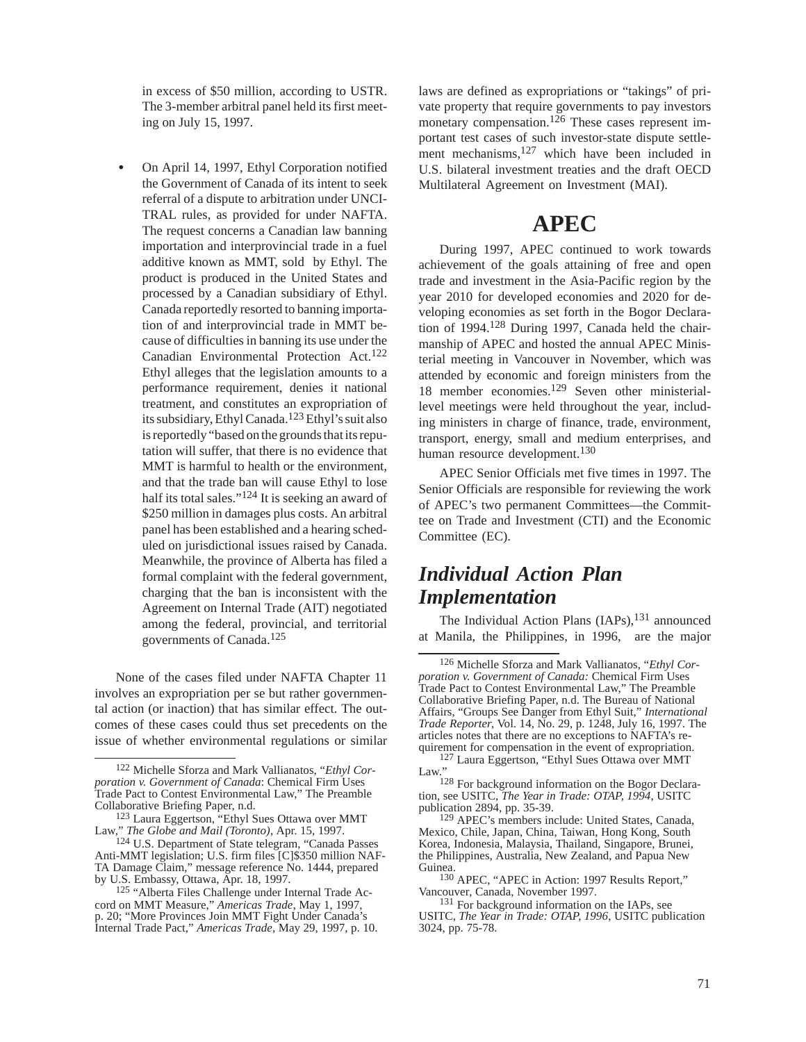in excess of $50 million, according to USTR. The 3-member arbitral panel held its first meeting on July 15, 1997.

- On April 14, 1997, Ethyl Corporation notified the Government of Canada of its intent to seek referral of a dispute to arbitration under UNCITRAL rules, as provided for under NAFTA. The request concerns a Canadian law banning importation and interprovincial trade in a fuel additive known as MMT, sold by Ethyl. The product is produced in the United States and processed by a Canadian subsidiary of Ethyl. Canada reportedly resorted to banning importation of and interprovincial trade in MMT because of difficulties in banning its use under the Canadian Environmental Protection Act.[122] Ethyl alleges that the legislation amounts to a performance requirement, denies it national treatment, and constitutes an expropriation of its subsidiary, Ethyl Canada.[123] Ethyl's suit also is reportedly "based on the grounds that its reputation will suffer, that there is no evidence that MMT is harmful to health or the environment, and that the trade ban will cause Ethyl to lose half its total sales."[124] It is seeking an award of $250 million in damages plus costs. An arbitral panel has been established and a hearing scheduled on jurisdictional issues raised by Canada. Meanwhile, the province of Alberta has filed a formal complaint with the federal government, charging that the ban is inconsistent with the Agreement on Internal Trade (AIT) negotiated among the federal, provincial, and territorial governments of Canada.[125]

None of the cases filed under NAFTA Chapter 11 involves an expropriation per se but rather governmental action (or inaction) that has similar effect. The outcomes of these cases could thus set precedents on the issue of whether environmental regulations or similar laws are defined as expropriations or "takings" of private property that require governments to pay investors monetary compensation.[126] These cases represent important test cases of such investor-state dispute settlement mechanisms,[127] which have been included in U.S. bilateral investment treaties and the draft OECD Multilateral Agreement on Investment (MAI).

# APEC

During 1997, APEC continued to work towards achievement of the goals attaining of free and open trade and investment in the Asia-Pacific region by the year 2010 for developed economies and 2020 for developing economies as set forth in the Bogor Declaration of 1994.[128] During 1997, Canada held the chairmanship of APEC and hosted the annual APEC Ministerial meeting in Vancouver in November, which was attended by economic and foreign ministers from the 18 member economies.[129] Seven other ministerial-level meetings were held throughout the year, including ministers in charge of finance, trade, environment, transport, energy, small and medium enterprises, and human resource development.[130]

APEC Senior Officials met five times in 1997. The Senior Officials are responsible for reviewing the work of APEC's two permanent Committees—the Committee on Trade and Investment (CTI) and the Economic Committee (EC).

## *Individual Action Plan Implementation*

The Individual Action Plans (IAPs),[131] announced at Manila, the Philippines, in 1996, are the major

---

[122] Michelle Sforza and Mark Vallianatos, "*Ethyl Corporation v. Government of Canada*: Chemical Firm Uses Trade Pact to Contest Environmental Law," The Preamble Collaborative Briefing Paper, n.d.

[123] Laura Eggertson, "Ethyl Sues Ottawa over MMT Law," *The Globe and Mail (Toronto)*, Apr. 15, 1997.

[124] U.S. Department of State telegram, "Canada Passes Anti-MMT legislation; U.S. firm files [C]$350 million NAFTA Damage Claim," message reference No. 1444, prepared by U.S. Embassy, Ottawa, Apr. 18, 1997.

[125] "Alberta Files Challenge under Internal Trade Accord on MMT Measure," *Americas Trade*, May 1, 1997, p. 20; "More Provinces Join MMT Fight Under Canada's Internal Trade Pact," *Americas Trade*, May 29, 1997, p. 10.

[126] Michelle Sforza and Mark Vallianatos, "*Ethyl Corporation v. Government of Canada:* Chemical Firm Uses Trade Pact to Contest Environmental Law," The Preamble Collaborative Briefing Paper, n.d. The Bureau of National Affairs, "Groups See Danger from Ethyl Suit," *International Trade Reporter*, Vol. 14, No. 29, p. 1248, July 16, 1997. The articles notes that there are no exceptions to NAFTA's requirement for compensation in the event of expropriation.

[127] Laura Eggertson, "Ethyl Sues Ottawa over MMT Law."

[128] For background information on the Bogor Declaration, see USITC, *The Year in Trade: OTAP, 1994*, USITC publication 2894, pp. 35-39.

[129] APEC's members include: United States, Canada, Mexico, Chile, Japan, China, Taiwan, Hong Kong, South Korea, Indonesia, Malaysia, Thailand, Singapore, Brunei, the Philippines, Australia, New Zealand, and Papua New Guinea.

[130] APEC, "APEC in Action: 1997 Results Report," Vancouver, Canada, November 1997.

[131] For background information on the IAPs, see USITC, *The Year in Trade: OTAP, 1996*, USITC publication 3024, pp. 75-78.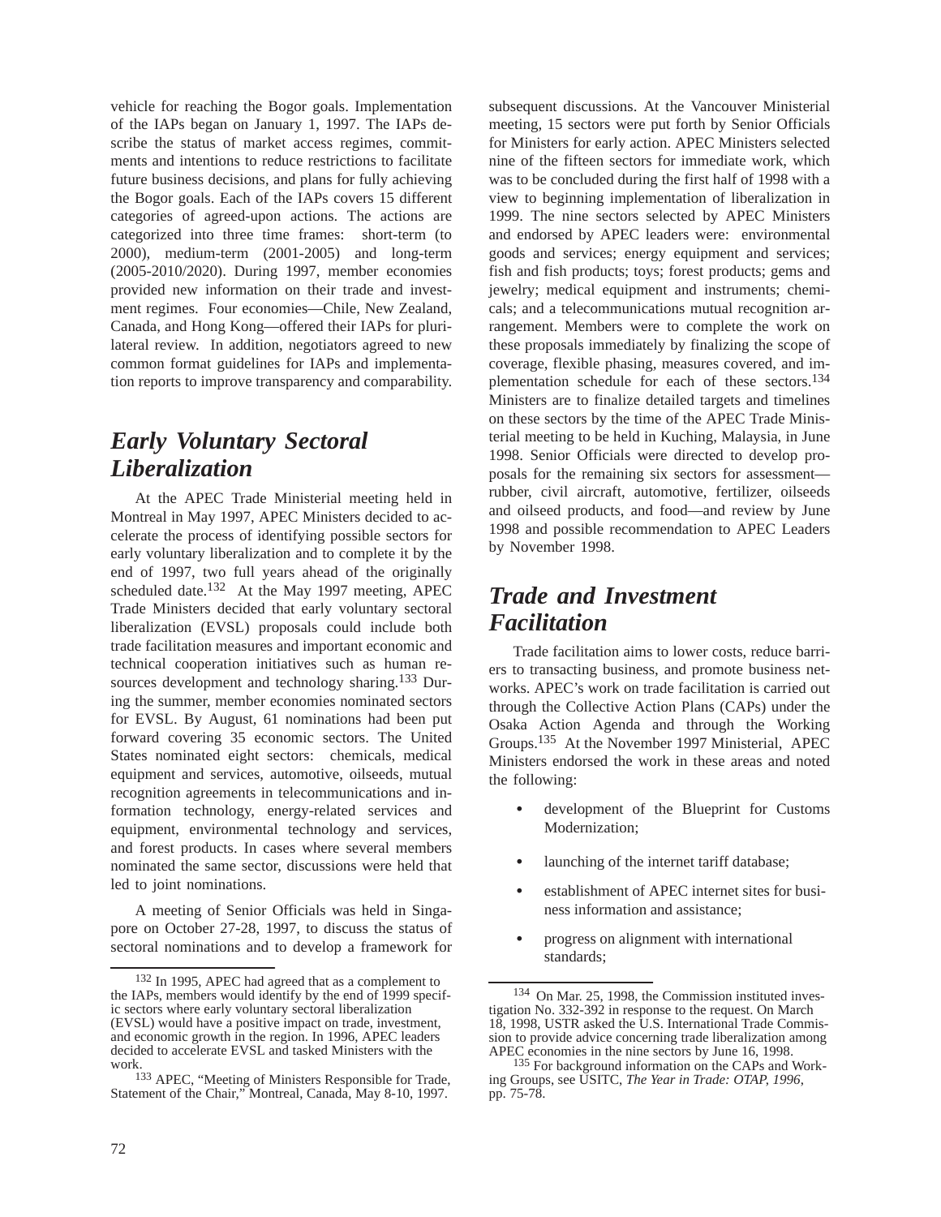vehicle for reaching the Bogor goals. Implementation of the IAPs began on January 1, 1997. The IAPs describe the status of market access regimes, commitments and intentions to reduce restrictions to facilitate future business decisions, and plans for fully achieving the Bogor goals. Each of the IAPs covers 15 different categories of agreed-upon actions. The actions are categorized into three time frames: short-term (to 2000), medium-term (2001-2005) and long-term (2005-2010/2020). During 1997, member economies provided new information on their trade and investment regimes. Four economies—Chile, New Zealand, Canada, and Hong Kong—offered their IAPs for plurilateral review. In addition, negotiators agreed to new common format guidelines for IAPs and implementation reports to improve transparency and comparability.

## *Early Voluntary Sectoral Liberalization*

At the APEC Trade Ministerial meeting held in Montreal in May 1997, APEC Ministers decided to accelerate the process of identifying possible sectors for early voluntary liberalization and to complete it by the end of 1997, two full years ahead of the originally scheduled date.[132] At the May 1997 meeting, APEC Trade Ministers decided that early voluntary sectoral liberalization (EVSL) proposals could include both trade facilitation measures and important economic and technical cooperation initiatives such as human resources development and technology sharing.[133] During the summer, member economies nominated sectors for EVSL. By August, 61 nominations had been put forward covering 35 economic sectors. The United States nominated eight sectors: chemicals, medical equipment and services, automotive, oilseeds, mutual recognition agreements in telecommunications and information technology, energy-related services and equipment, environmental technology and services, and forest products. In cases where several members nominated the same sector, discussions were held that led to joint nominations.

A meeting of Senior Officials was held in Singapore on October 27-28, 1997, to discuss the status of sectoral nominations and to develop a framework for subsequent discussions. At the Vancouver Ministerial meeting, 15 sectors were put forth by Senior Officials for Ministers for early action. APEC Ministers selected nine of the fifteen sectors for immediate work, which was to be concluded during the first half of 1998 with a view to beginning implementation of liberalization in 1999. The nine sectors selected by APEC Ministers and endorsed by APEC leaders were: environmental goods and services; energy equipment and services; fish and fish products; toys; forest products; gems and jewelry; medical equipment and instruments; chemicals; and a telecommunications mutual recognition arrangement. Members were to complete the work on these proposals immediately by finalizing the scope of coverage, flexible phasing, measures covered, and implementation schedule for each of these sectors.[134] Ministers are to finalize detailed targets and timelines on these sectors by the time of the APEC Trade Ministerial meeting to be held in Kuching, Malaysia, in June 1998. Senior Officials were directed to develop proposals for the remaining six sectors for assessment—rubber, civil aircraft, automotive, fertilizer, oilseeds and oilseed products, and food—and review by June 1998 and possible recommendation to APEC Leaders by November 1998.

## *Trade and Investment Facilitation*

Trade facilitation aims to lower costs, reduce barriers to transacting business, and promote business networks. APEC's work on trade facilitation is carried out through the Collective Action Plans (CAPs) under the Osaka Action Agenda and through the Working Groups.[135] At the November 1997 Ministerial, APEC Ministers endorsed the work in these areas and noted the following:

- development of the Blueprint for Customs Modernization;
- launching of the internet tariff database;
- establishment of APEC internet sites for business information and assistance;
- progress on alignment with international standards;

---

[132] In 1995, APEC had agreed that as a complement to the IAPs, members would identify by the end of 1999 specific sectors where early voluntary sectoral liberalization (EVSL) would have a positive impact on trade, investment, and economic growth in the region. In 1996, APEC leaders decided to accelerate EVSL and tasked Ministers with the work.

[133] APEC, "Meeting of Ministers Responsible for Trade, Statement of the Chair," Montreal, Canada, May 8-10, 1997.

[134] On Mar. 25, 1998, the Commission instituted investigation No. 332-392 in response to the request. On March 18, 1998, USTR asked the U.S. International Trade Commission to provide advice concerning trade liberalization among APEC economies in the nine sectors by June 16, 1998.

[135] For background information on the CAPs and Working Groups, see USITC, *The Year in Trade: OTAP, 1996*, pp. 75-78.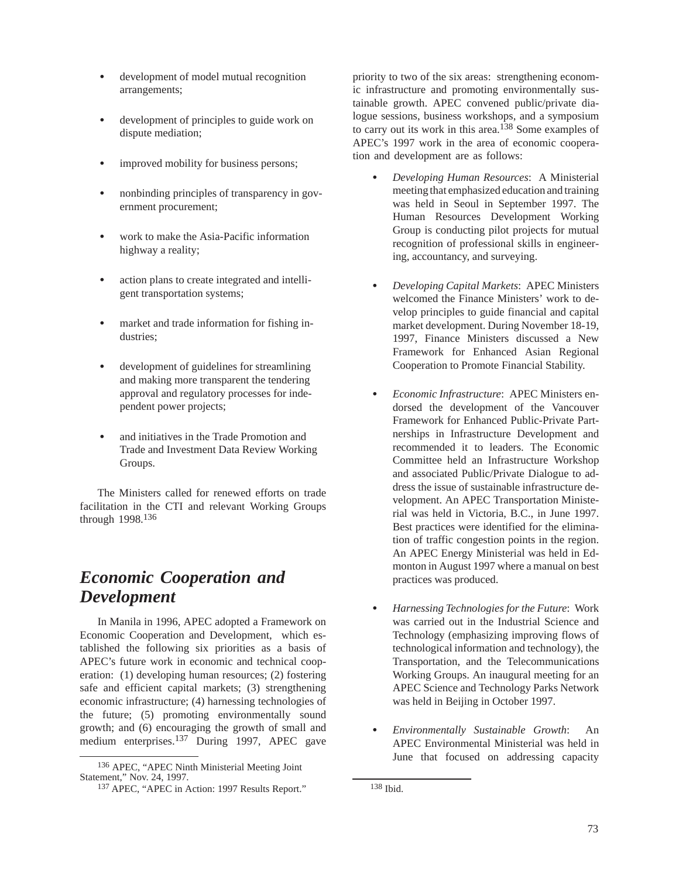- development of model mutual recognition arrangements;
- development of principles to guide work on dispute mediation;
- improved mobility for business persons;
- nonbinding principles of transparency in government procurement;
- work to make the Asia-Pacific information highway a reality;
- action plans to create integrated and intelligent transportation systems;
- market and trade information for fishing industries;
- development of guidelines for streamlining and making more transparent the tendering approval and regulatory processes for independent power projects;
- and initiatives in the Trade Promotion and Trade and Investment Data Review Working Groups.

The Ministers called for renewed efforts on trade facilitation in the CTI and relevant Working Groups through 1998.[136]

## *Economic Cooperation and Development*

In Manila in 1996, APEC adopted a Framework on Economic Cooperation and Development, which established the following six priorities as a basis of APEC's future work in economic and technical cooperation: (1) developing human resources; (2) fostering safe and efficient capital markets; (3) strengthening economic infrastructure; (4) harnessing technologies of the future; (5) promoting environmentally sound growth; and (6) encouraging the growth of small and medium enterprises.[137] During 1997, APEC gave priority to two of the six areas: strengthening economic infrastructure and promoting environmentally sustainable growth. APEC convened public/private dialogue sessions, business workshops, and a symposium to carry out its work in this area.[138] Some examples of APEC's 1997 work in the area of economic cooperation and development are as follows:

- *Developing Human Resources*: A Ministerial meeting that emphasized education and training was held in Seoul in September 1997. The Human Resources Development Working Group is conducting pilot projects for mutual recognition of professional skills in engineering, accountancy, and surveying.
- *Developing Capital Markets*: APEC Ministers welcomed the Finance Ministers' work to develop principles to guide financial and capital market development. During November 18-19, 1997, Finance Ministers discussed a New Framework for Enhanced Asian Regional Cooperation to Promote Financial Stability.
- *Economic Infrastructure*: APEC Ministers endorsed the development of the Vancouver Framework for Enhanced Public-Private Partnerships in Infrastructure Development and recommended it to leaders. The Economic Committee held an Infrastructure Workshop and associated Public/Private Dialogue to address the issue of sustainable infrastructure development. An APEC Transportation Ministerial was held in Victoria, B.C., in June 1997. Best practices were identified for the elimination of traffic congestion points in the region. An APEC Energy Ministerial was held in Edmonton in August 1997 where a manual on best practices was produced.
- *Harnessing Technologies for the Future*: Work was carried out in the Industrial Science and Technology (emphasizing improving flows of technological information and technology), the Transportation, and the Telecommunications Working Groups. An inaugural meeting for an APEC Science and Technology Parks Network was held in Beijing in October 1997.
- *Environmentally Sustainable Growth*: An APEC Environmental Ministerial was held in June that focused on addressing capacity

---

[136] APEC, "APEC Ninth Ministerial Meeting Joint Statement," Nov. 24, 1997.

[137] APEC, "APEC in Action: 1997 Results Report."

[138] Ibid.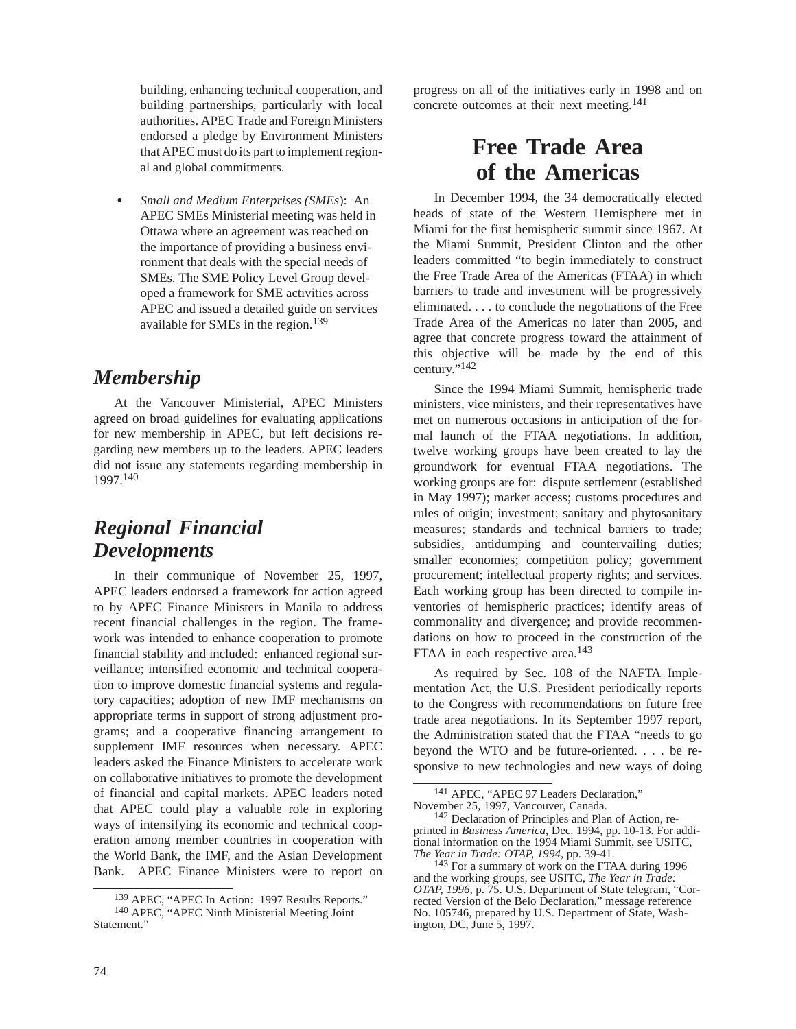building, enhancing technical cooperation, and building partnerships, particularly with local authorities. APEC Trade and Foreign Ministers endorsed a pledge by Environment Ministers that APEC must do its part to implement regional and global commitments.

- *Small and Medium Enterprises (SMEs)*: An APEC SMEs Ministerial meeting was held in Ottawa where an agreement was reached on the importance of providing a business environment that deals with the special needs of SMEs. The SME Policy Level Group developed a framework for SME activities across APEC and issued a detailed guide on services available for SMEs in the region.[139]

## *Membership*

At the Vancouver Ministerial, APEC Ministers agreed on broad guidelines for evaluating applications for new membership in APEC, but left decisions regarding new members up to the leaders. APEC leaders did not issue any statements regarding membership in 1997.[140]

## *Regional Financial Developments*

In their communique of November 25, 1997, APEC leaders endorsed a framework for action agreed to by APEC Finance Ministers in Manila to address recent financial challenges in the region. The framework was intended to enhance cooperation to promote financial stability and included: enhanced regional surveillance; intensified economic and technical cooperation to improve domestic financial systems and regulatory capacities; adoption of new IMF mechanisms on appropriate terms in support of strong adjustment programs; and a cooperative financing arrangement to supplement IMF resources when necessary. APEC leaders asked the Finance Ministers to accelerate work on collaborative initiatives to promote the development of financial and capital markets. APEC leaders noted that APEC could play a valuable role in exploring ways of intensifying its economic and technical cooperation among member countries in cooperation with the World Bank, the IMF, and the Asian Development Bank. APEC Finance Ministers were to report on progress on all of the initiatives early in 1998 and on concrete outcomes at their next meeting.[141]

# Free Trade Area of the Americas

In December 1994, the 34 democratically elected heads of state of the Western Hemisphere met in Miami for the first hemispheric summit since 1967. At the Miami Summit, President Clinton and the other leaders committed "to begin immediately to construct the Free Trade Area of the Americas (FTAA) in which barriers to trade and investment will be progressively eliminated. . . . to conclude the negotiations of the Free Trade Area of the Americas no later than 2005, and agree that concrete progress toward the attainment of this objective will be made by the end of this century."[142]

Since the 1994 Miami Summit, hemispheric trade ministers, vice ministers, and their representatives have met on numerous occasions in anticipation of the formal launch of the FTAA negotiations. In addition, twelve working groups have been created to lay the groundwork for eventual FTAA negotiations. The working groups are for: dispute settlement (established in May 1997); market access; customs procedures and rules of origin; investment; sanitary and phytosanitary measures; standards and technical barriers to trade; subsidies, antidumping and countervailing duties; smaller economies; competition policy; government procurement; intellectual property rights; and services. Each working group has been directed to compile inventories of hemispheric practices; identify areas of commonality and divergence; and provide recommendations on how to proceed in the construction of the FTAA in each respective area.[143]

As required by Sec. 108 of the NAFTA Implementation Act, the U.S. President periodically reports to the Congress with recommendations on future free trade area negotiations. In its September 1997 report, the Administration stated that the FTAA "needs to go beyond the WTO and be future-oriented. . . . be responsive to new technologies and new ways of doing

---

[139] APEC, "APEC In Action: 1997 Results Reports."

[140] APEC, "APEC Ninth Ministerial Meeting Joint Statement."

[141] APEC, "APEC 97 Leaders Declaration," November 25, 1997, Vancouver, Canada.

[142] Declaration of Principles and Plan of Action, reprinted in *Business America*, Dec. 1994, pp. 10-13. For additional information on the 1994 Miami Summit, see USITC, *The Year in Trade: OTAP, 1994*, pp. 39-41.

[143] For a summary of work on the FTAA during 1996 and the working groups, see USITC, *The Year in Trade: OTAP, 1996*, p. 75. U.S. Department of State telegram, "Corrected Version of the Belo Declaration," message reference No. 105746, prepared by U.S. Department of State, Washington, DC, June 5, 1997.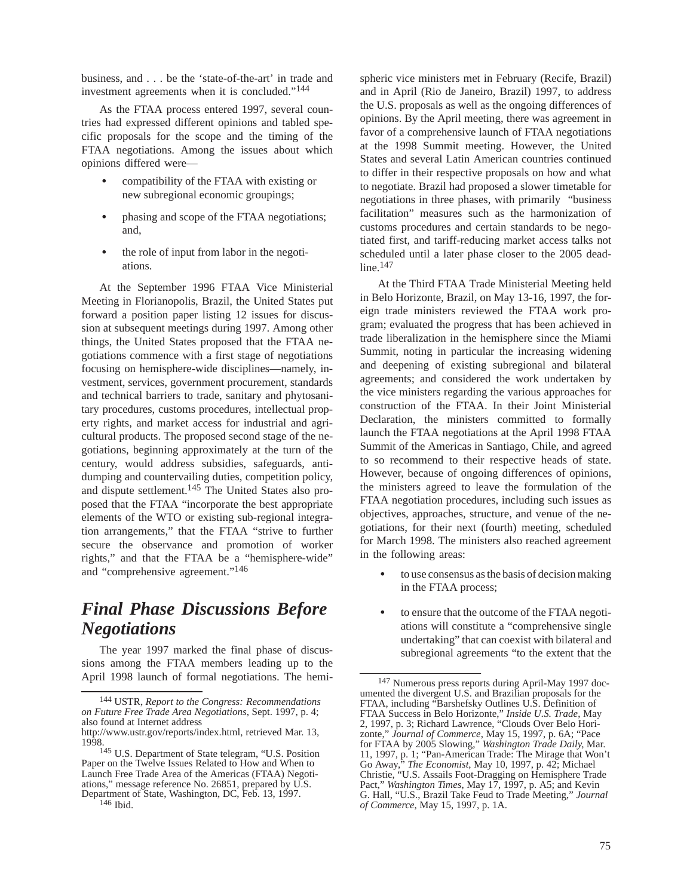business, and . . . be the 'state-of-the-art' in trade and investment agreements when it is concluded."[144]

As the FTAA process entered 1997, several countries had expressed different opinions and tabled specific proposals for the scope and the timing of the FTAA negotiations. Among the issues about which opinions differed were—

- compatibility of the FTAA with existing or new subregional economic groupings;
- phasing and scope of the FTAA negotiations; and,
- the role of input from labor in the negotiations.

At the September 1996 FTAA Vice Ministerial Meeting in Florianopolis, Brazil, the United States put forward a position paper listing 12 issues for discussion at subsequent meetings during 1997. Among other things, the United States proposed that the FTAA negotiations commence with a first stage of negotiations focusing on hemisphere-wide disciplines—namely, investment, services, government procurement, standards and technical barriers to trade, sanitary and phytosanitary procedures, customs procedures, intellectual property rights, and market access for industrial and agricultural products. The proposed second stage of the negotiations, beginning approximately at the turn of the century, would address subsidies, safeguards, antidumping and countervailing duties, competition policy, and dispute settlement.[145] The United States also proposed that the FTAA "incorporate the best appropriate elements of the WTO or existing sub-regional integration arrangements," that the FTAA "strive to further secure the observance and promotion of worker rights," and that the FTAA be a "hemisphere-wide" and "comprehensive agreement."[146]

## *Final Phase Discussions Before Negotiations*

The year 1997 marked the final phase of discussions among the FTAA members leading up to the April 1998 launch of formal negotiations. The hemispheric vice ministers met in February (Recife, Brazil) and in April (Rio de Janeiro, Brazil) 1997, to address the U.S. proposals as well as the ongoing differences of opinions. By the April meeting, there was agreement in favor of a comprehensive launch of FTAA negotiations at the 1998 Summit meeting. However, the United States and several Latin American countries continued to differ in their respective proposals on how and what to negotiate. Brazil had proposed a slower timetable for negotiations in three phases, with primarily "business facilitation" measures such as the harmonization of customs procedures and certain standards to be negotiated first, and tariff-reducing market access talks not scheduled until a later phase closer to the 2005 deadline.[147]

At the Third FTAA Trade Ministerial Meeting held in Belo Horizonte, Brazil, on May 13-16, 1997, the foreign trade ministers reviewed the FTAA work program; evaluated the progress that has been achieved in trade liberalization in the hemisphere since the Miami Summit, noting in particular the increasing widening and deepening of existing subregional and bilateral agreements; and considered the work undertaken by the vice ministers regarding the various approaches for construction of the FTAA. In their Joint Ministerial Declaration, the ministers committed to formally launch the FTAA negotiations at the April 1998 FTAA Summit of the Americas in Santiago, Chile, and agreed to so recommend to their respective heads of state. However, because of ongoing differences of opinions, the ministers agreed to leave the formulation of the FTAA negotiation procedures, including such issues as objectives, approaches, structure, and venue of the negotiations, for their next (fourth) meeting, scheduled for March 1998. The ministers also reached agreement in the following areas:

- to use consensus as the basis of decision making in the FTAA process;
- to ensure that the outcome of the FTAA negotiations will constitute a "comprehensive single undertaking" that can coexist with bilateral and subregional agreements "to the extent that the

---

[144] USTR, *Report to the Congress: Recommendations on Future Free Trade Area Negotiations*, Sept. 1997, p. 4; also found at Internet address http://www.ustr.gov/reports/index.html, retrieved Mar. 13, 1998.

[145] U.S. Department of State telegram, "U.S. Position Paper on the Twelve Issues Related to How and When to Launch Free Trade Area of the Americas (FTAA) Negotiations," message reference No. 26851, prepared by U.S. Department of State, Washington, DC, Feb. 13, 1997.

[146] Ibid.

[147] Numerous press reports during April-May 1997 documented the divergent U.S. and Brazilian proposals for the FTAA, including "Barshefsky Outlines U.S. Definition of FTAA Success in Belo Horizonte," *Inside U.S. Trade*, May 2, 1997, p. 3; Richard Lawrence, "Clouds Over Belo Horizonte," *Journal of Commerce*, May 15, 1997, p. 6A; "Pace for FTAA by 2005 Slowing," *Washington Trade Daily*, Mar. 11, 1997, p. 1; "Pan-American Trade: The Mirage that Won't Go Away," *The Economist*, May 10, 1997, p. 42; Michael Christie, "U.S. Assails Foot-Dragging on Hemisphere Trade Pact," *Washington Times*, May 17, 1997, p. A5; and Kevin G. Hall, "U.S., Brazil Take Feud to Trade Meeting," *Journal of Commerce*, May 15, 1997, p. 1A.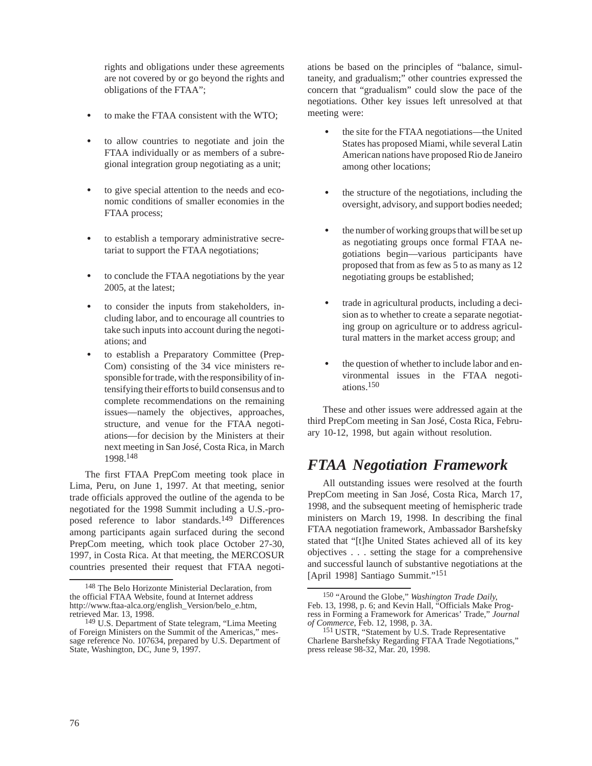rights and obligations under these agreements are not covered by or go beyond the rights and obligations of the FTAA";

- to make the FTAA consistent with the WTO;
- to allow countries to negotiate and join the FTAA individually or as members of a subregional integration group negotiating as a unit;
- to give special attention to the needs and economic conditions of smaller economies in the FTAA process;
- to establish a temporary administrative secretariat to support the FTAA negotiations;
- to conclude the FTAA negotiations by the year 2005, at the latest;
- to consider the inputs from stakeholders, including labor, and to encourage all countries to take such inputs into account during the negotiations; and
- to establish a Preparatory Committee (PrepCom) consisting of the 34 vice ministers responsible for trade, with the responsibility of intensifying their efforts to build consensus and to complete recommendations on the remaining issues—namely the objectives, approaches, structure, and venue for the FTAA negotiations—for decision by the Ministers at their next meeting in San José, Costa Rica, in March 1998.[148]

The first FTAA PrepCom meeting took place in Lima, Peru, on June 1, 1997. At that meeting, senior trade officials approved the outline of the agenda to be negotiated for the 1998 Summit including a U.S.-proposed reference to labor standards.[149] Differences among participants again surfaced during the second PrepCom meeting, which took place October 27-30, 1997, in Costa Rica. At that meeting, the MERCOSUR countries presented their request that FTAA negotiations be based on the principles of "balance, simultaneity, and gradualism;" other countries expressed the concern that "gradualism" could slow the pace of the negotiations. Other key issues left unresolved at that meeting were:

- the site for the FTAA negotiations—the United States has proposed Miami, while several Latin American nations have proposed Rio de Janeiro among other locations;
- the structure of the negotiations, including the oversight, advisory, and support bodies needed;
- the number of working groups that will be set up as negotiating groups once formal FTAA negotiations begin—various participants have proposed that from as few as 5 to as many as 12 negotiating groups be established;
- trade in agricultural products, including a decision as to whether to create a separate negotiating group on agriculture or to address agricultural matters in the market access group; and
- the question of whether to include labor and environmental issues in the FTAA negotiations.[150]

These and other issues were addressed again at the third PrepCom meeting in San José, Costa Rica, February 10-12, 1998, but again without resolution.

## *FTAA Negotiation Framework*

All outstanding issues were resolved at the fourth PrepCom meeting in San José, Costa Rica, March 17, 1998, and the subsequent meeting of hemispheric trade ministers on March 19, 1998. In describing the final FTAA negotiation framework, Ambassador Barshefsky stated that "[t]he United States achieved all of its key objectives . . . setting the stage for a comprehensive and successful launch of substantive negotiations at the [April 1998] Santiago Summit."[151]

---

[148] The Belo Horizonte Ministerial Declaration, from the official FTAA Website, found at Internet address http://www.ftaa-alca.org/english_Version/belo_e.htm, retrieved Mar. 13, 1998.

[149] U.S. Department of State telegram, "Lima Meeting of Foreign Ministers on the Summit of the Americas," message reference No. 107634, prepared by U.S. Department of State, Washington, DC, June 9, 1997.

[150] "Around the Globe," *Washington Trade Daily*, Feb. 13, 1998, p. 6; and Kevin Hall, "Officials Make Progress in Forming a Framework for Americas' Trade," *Journal of Commerce*, Feb. 12, 1998, p. 3A.

[151] USTR, "Statement by U.S. Trade Representative Charlene Barshefsky Regarding FTAA Trade Negotiations," press release 98-32, Mar. 20, 1998.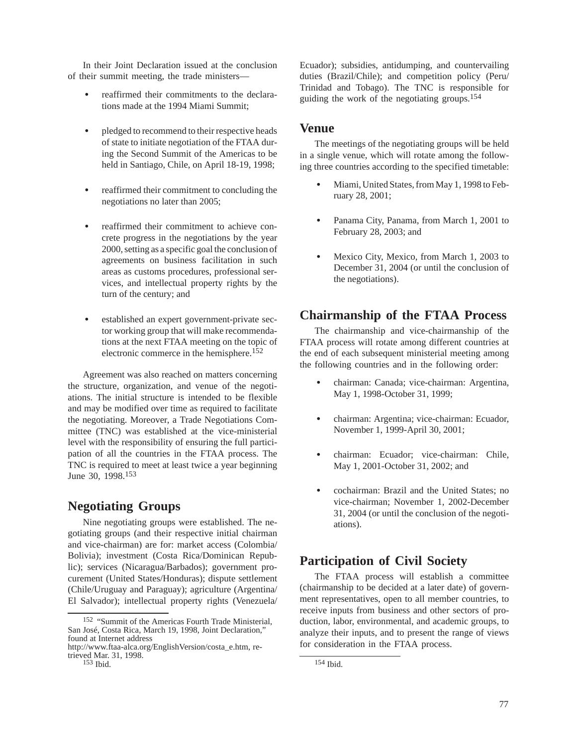In their Joint Declaration issued at the conclusion of their summit meeting, the trade ministers—

- reaffirmed their commitments to the declarations made at the 1994 Miami Summit;
- pledged to recommend to their respective heads of state to initiate negotiation of the FTAA during the Second Summit of the Americas to be held in Santiago, Chile, on April 18-19, 1998;
- reaffirmed their commitment to concluding the negotiations no later than 2005;
- reaffirmed their commitment to achieve concrete progress in the negotiations by the year 2000, setting as a specific goal the conclusion of agreements on business facilitation in such areas as customs procedures, professional services, and intellectual property rights by the turn of the century; and
- established an expert government-private sector working group that will make recommendations at the next FTAA meeting on the topic of electronic commerce in the hemisphere.[152]

Agreement was also reached on matters concerning the structure, organization, and venue of the negotiations. The initial structure is intended to be flexible and may be modified over time as required to facilitate the negotiating. Moreover, a Trade Negotiations Committee (TNC) was established at the vice-ministerial level with the responsibility of ensuring the full participation of all the countries in the FTAA process. The TNC is required to meet at least twice a year beginning June 30, 1998.[153]

## Negotiating Groups

Nine negotiating groups were established. The negotiating groups (and their respective initial chairman and vice-chairman) are for: market access (Colombia/Bolivia); investment (Costa Rica/Dominican Republic); services (Nicaragua/Barbados); government procurement (United States/Honduras); dispute settlement (Chile/Uruguay and Paraguay); agriculture (Argentina/El Salvador); intellectual property rights (Venezuela/Ecuador); subsidies, antidumping, and countervailing duties (Brazil/Chile); and competition policy (Peru/Trinidad and Tobago). The TNC is responsible for guiding the work of the negotiating groups.[154]

## Venue

The meetings of the negotiating groups will be held in a single venue, which will rotate among the following three countries according to the specified timetable:

- Miami, United States, from May 1, 1998 to February 28, 2001;
- Panama City, Panama, from March 1, 2001 to February 28, 2003; and
- Mexico City, Mexico, from March 1, 2003 to December 31, 2004 (or until the conclusion of the negotiations).

## Chairmanship of the FTAA Process

The chairmanship and vice-chairmanship of the FTAA process will rotate among different countries at the end of each subsequent ministerial meeting among the following countries and in the following order:

- chairman: Canada; vice-chairman: Argentina, May 1, 1998-October 31, 1999;
- chairman: Argentina; vice-chairman: Ecuador, November 1, 1999-April 30, 2001;
- chairman: Ecuador; vice-chairman: Chile, May 1, 2001-October 31, 2002; and
- cochairman: Brazil and the United States; no vice-chairman; November 1, 2002-December 31, 2004 (or until the conclusion of the negotiations).

## Participation of Civil Society

The FTAA process will establish a committee (chairmanship to be decided at a later date) of government representatives, open to all member countries, to receive inputs from business and other sectors of production, labor, environmental, and academic groups, to analyze their inputs, and to present the range of views for consideration in the FTAA process.

---

[152] "Summit of the Americas Fourth Trade Ministerial, San José, Costa Rica, March 19, 1998, Joint Declaration," found at Internet address http://www.ftaa-alca.org/EnglishVersion/costa_e.htm, retrieved Mar. 31, 1998.

[153] Ibid.

[154] Ibid.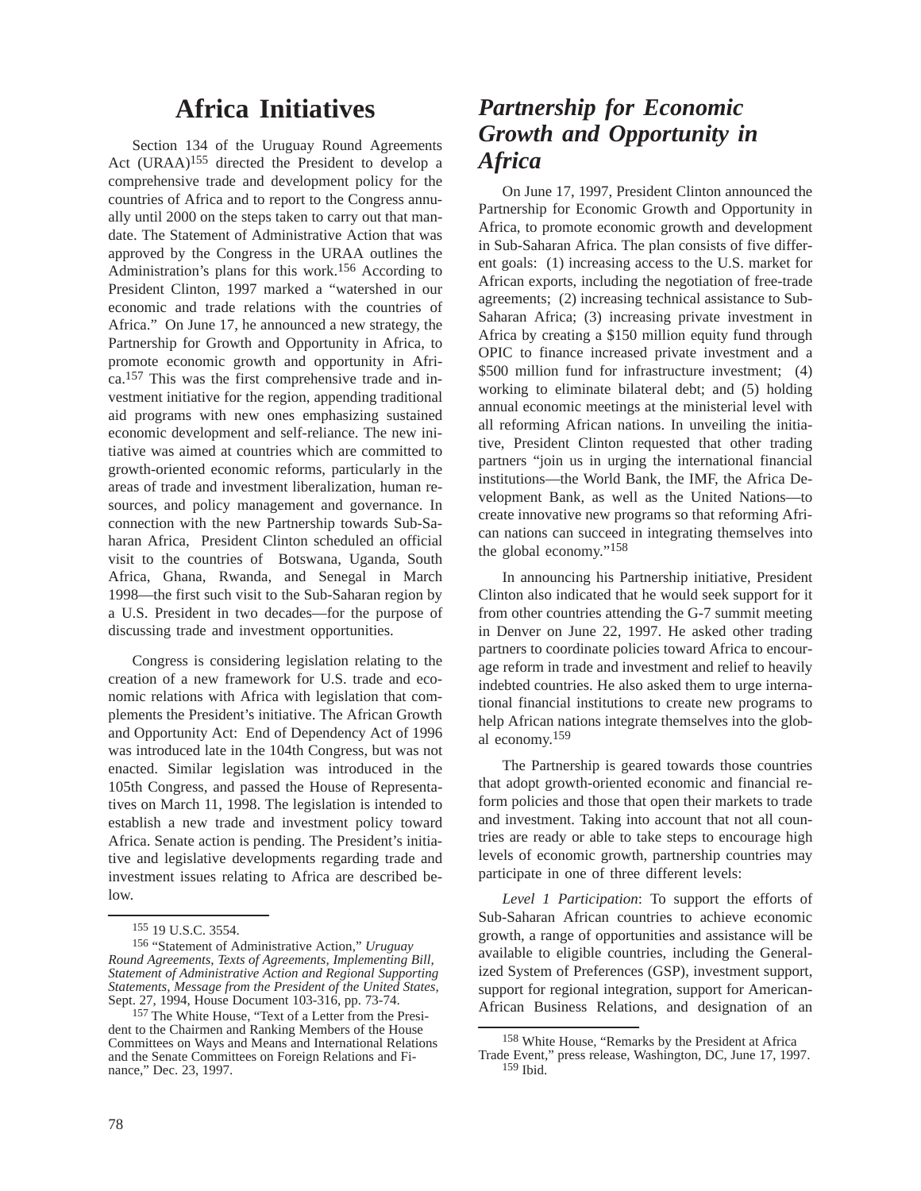# Africa Initiatives

Section 134 of the Uruguay Round Agreements Act (URAA)[155] directed the President to develop a comprehensive trade and development policy for the countries of Africa and to report to the Congress annually until 2000 on the steps taken to carry out that mandate. The Statement of Administrative Action that was approved by the Congress in the URAA outlines the Administration's plans for this work.[156] According to President Clinton, 1997 marked a "watershed in our economic and trade relations with the countries of Africa." On June 17, he announced a new strategy, the Partnership for Growth and Opportunity in Africa, to promote economic growth and opportunity in Africa.[157] This was the first comprehensive trade and investment initiative for the region, appending traditional aid programs with new ones emphasizing sustained economic development and self-reliance. The new initiative was aimed at countries which are committed to growth-oriented economic reforms, particularly in the areas of trade and investment liberalization, human resources, and policy management and governance. In connection with the new Partnership towards Sub-Saharan Africa, President Clinton scheduled an official visit to the countries of Botswana, Uganda, South Africa, Ghana, Rwanda, and Senegal in March 1998—the first such visit to the Sub-Saharan region by a U.S. President in two decades—for the purpose of discussing trade and investment opportunities.

Congress is considering legislation relating to the creation of a new framework for U.S. trade and economic relations with Africa with legislation that complements the President's initiative. The African Growth and Opportunity Act: End of Dependency Act of 1996 was introduced late in the 104th Congress, but was not enacted. Similar legislation was introduced in the 105th Congress, and passed the House of Representatives on March 11, 1998. The legislation is intended to establish a new trade and investment policy toward Africa. Senate action is pending. The President's initiative and legislative developments regarding trade and investment issues relating to Africa are described below.

[155] 19 U.S.C. 3554.

[156] "Statement of Administrative Action," *Uruguay Round Agreements, Texts of Agreements, Implementing Bill, Statement of Administrative Action and Regional Supporting Statements, Message from the President of the United States*, Sept. 27, 1994, House Document 103-316, pp. 73-74.

[157] The White House, "Text of a Letter from the President to the Chairmen and Ranking Members of the House Committees on Ways and Means and International Relations and the Senate Committees on Foreign Relations and Finance," Dec. 23, 1997.

## *Partnership for Economic Growth and Opportunity in Africa*

On June 17, 1997, President Clinton announced the Partnership for Economic Growth and Opportunity in Africa, to promote economic growth and development in Sub-Saharan Africa. The plan consists of five different goals: (1) increasing access to the U.S. market for African exports, including the negotiation of free-trade agreements; (2) increasing technical assistance to Sub-Saharan Africa; (3) increasing private investment in Africa by creating a $150 million equity fund through OPIC to finance increased private investment and a $500 million fund for infrastructure investment; (4) working to eliminate bilateral debt; and (5) holding annual economic meetings at the ministerial level with all reforming African nations. In unveiling the initiative, President Clinton requested that other trading partners "join us in urging the international financial institutions—the World Bank, the IMF, the Africa Development Bank, as well as the United Nations—to create innovative new programs so that reforming African nations can succeed in integrating themselves into the global economy."[158]

In announcing his Partnership initiative, President Clinton also indicated that he would seek support for it from other countries attending the G-7 summit meeting in Denver on June 22, 1997. He asked other trading partners to coordinate policies toward Africa to encourage reform in trade and investment and relief to heavily indebted countries. He also asked them to urge international financial institutions to create new programs to help African nations integrate themselves into the global economy.[159]

The Partnership is geared towards those countries that adopt growth-oriented economic and financial reform policies and those that open their markets to trade and investment. Taking into account that not all countries are ready or able to take steps to encourage high levels of economic growth, partnership countries may participate in one of three different levels:

*Level 1 Participation*: To support the efforts of Sub-Saharan African countries to achieve economic growth, a range of opportunities and assistance will be available to eligible countries, including the Generalized System of Preferences (GSP), investment support, support for regional integration, support for American-African Business Relations, and designation of an

[158] White House, "Remarks by the President at Africa Trade Event," press release, Washington, DC, June 17, 1997.

[159] Ibid.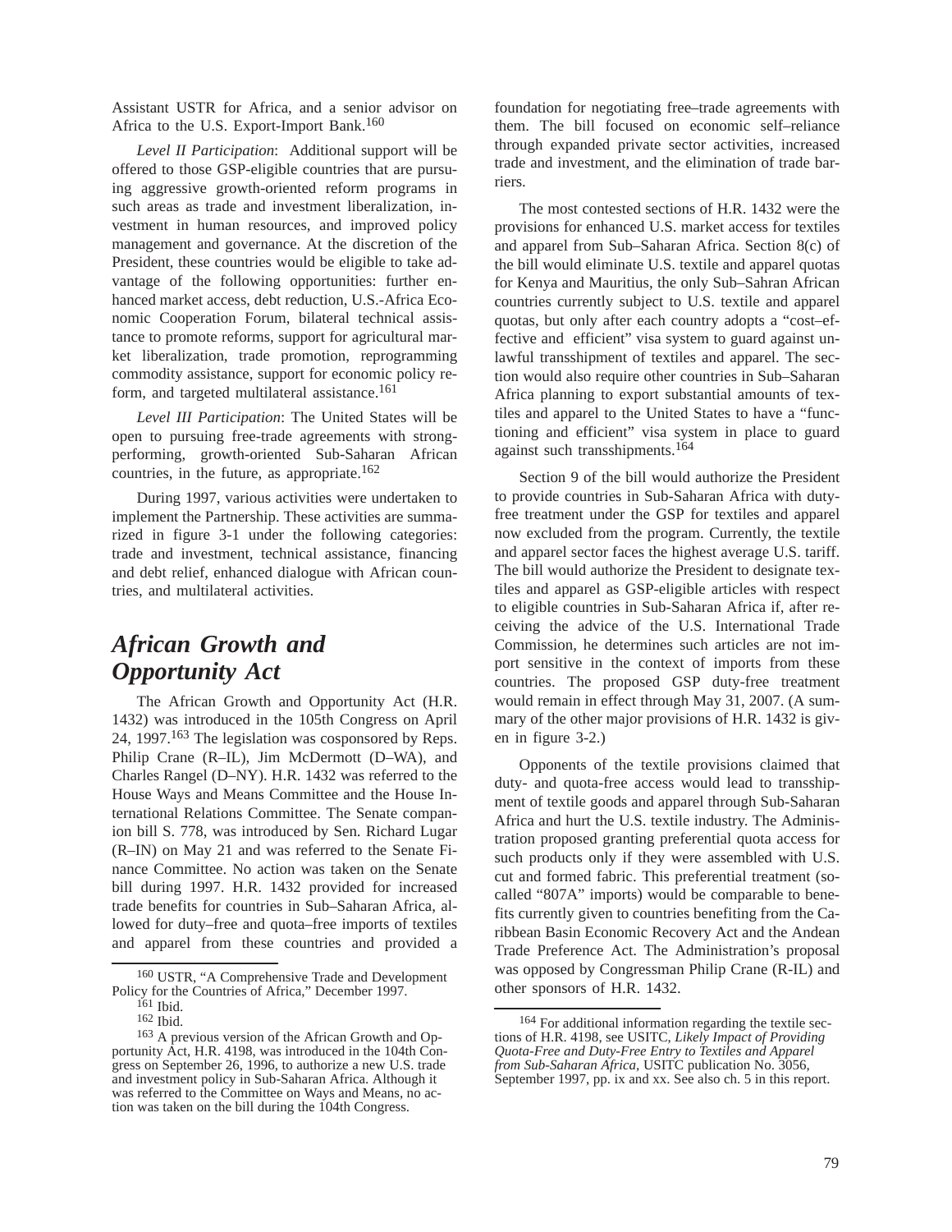Assistant USTR for Africa, and a senior advisor on Africa to the U.S. Export-Import Bank.[160]

*Level II Participation*: Additional support will be offered to those GSP-eligible countries that are pursuing aggressive growth-oriented reform programs in such areas as trade and investment liberalization, investment in human resources, and improved policy management and governance. At the discretion of the President, these countries would be eligible to take advantage of the following opportunities: further enhanced market access, debt reduction, U.S.-Africa Economic Cooperation Forum, bilateral technical assistance to promote reforms, support for agricultural market liberalization, trade promotion, reprogramming commodity assistance, support for economic policy reform, and targeted multilateral assistance.[161]

*Level III Participation*: The United States will be open to pursuing free-trade agreements with strong-performing, growth-oriented Sub-Saharan African countries, in the future, as appropriate.[162]

During 1997, various activities were undertaken to implement the Partnership. These activities are summarized in figure 3-1 under the following categories: trade and investment, technical assistance, financing and debt relief, enhanced dialogue with African countries, and multilateral activities.

## African Growth and Opportunity Act

The African Growth and Opportunity Act (H.R. 1432) was introduced in the 105th Congress on April 24, 1997.[163] The legislation was cosponsored by Reps. Philip Crane (R–IL), Jim McDermott (D–WA), and Charles Rangel (D–NY). H.R. 1432 was referred to the House Ways and Means Committee and the House International Relations Committee. The Senate companion bill S. 778, was introduced by Sen. Richard Lugar (R–IN) on May 21 and was referred to the Senate Finance Committee. No action was taken on the Senate bill during 1997. H.R. 1432 provided for increased trade benefits for countries in Sub–Saharan Africa, allowed for duty–free and quota–free imports of textiles and apparel from these countries and provided a foundation for negotiating free–trade agreements with them. The bill focused on economic self–reliance through expanded private sector activities, increased trade and investment, and the elimination of trade barriers.

The most contested sections of H.R. 1432 were the provisions for enhanced U.S. market access for textiles and apparel from Sub–Saharan Africa. Section 8(c) of the bill would eliminate U.S. textile and apparel quotas for Kenya and Mauritius, the only Sub–Sahran African countries currently subject to U.S. textile and apparel quotas, but only after each country adopts a "cost–effective and efficient" visa system to guard against unlawful transshipment of textiles and apparel. The section would also require other countries in Sub–Saharan Africa planning to export substantial amounts of textiles and apparel to the United States to have a "functioning and efficient" visa system in place to guard against such transshipments.[164]

Section 9 of the bill would authorize the President to provide countries in Sub-Saharan Africa with duty-free treatment under the GSP for textiles and apparel now excluded from the program. Currently, the textile and apparel sector faces the highest average U.S. tariff. The bill would authorize the President to designate textiles and apparel as GSP-eligible articles with respect to eligible countries in Sub-Saharan Africa if, after receiving the advice of the U.S. International Trade Commission, he determines such articles are not import sensitive in the context of imports from these countries. The proposed GSP duty-free treatment would remain in effect through May 31, 2007. (A summary of the other major provisions of H.R. 1432 is given in figure 3-2.)

Opponents of the textile provisions claimed that duty- and quota-free access would lead to transshipment of textile goods and apparel through Sub-Saharan Africa and hurt the U.S. textile industry. The Administration proposed granting preferential quota access for such products only if they were assembled with U.S. cut and formed fabric. This preferential treatment (so-called "807A" imports) would be comparable to benefits currently given to countries benefiting from the Caribbean Basin Economic Recovery Act and the Andean Trade Preference Act. The Administration's proposal was opposed by Congressman Philip Crane (R-IL) and other sponsors of H.R. 1432.

---

[160] USTR, "A Comprehensive Trade and Development Policy for the Countries of Africa," December 1997.

[161] Ibid.

[162] Ibid.

[163] A previous version of the African Growth and Opportunity Act, H.R. 4198, was introduced in the 104th Congress on September 26, 1996, to authorize a new U.S. trade and investment policy in Sub-Saharan Africa. Although it was referred to the Committee on Ways and Means, no action was taken on the bill during the 104th Congress.

[164] For additional information regarding the textile sections of H.R. 4198, see USITC, *Likely Impact of Providing Quota-Free and Duty-Free Entry to Textiles and Apparel from Sub-Saharan Africa*, USITC publication No. 3056, September 1997, pp. ix and xx. See also ch. 5 in this report.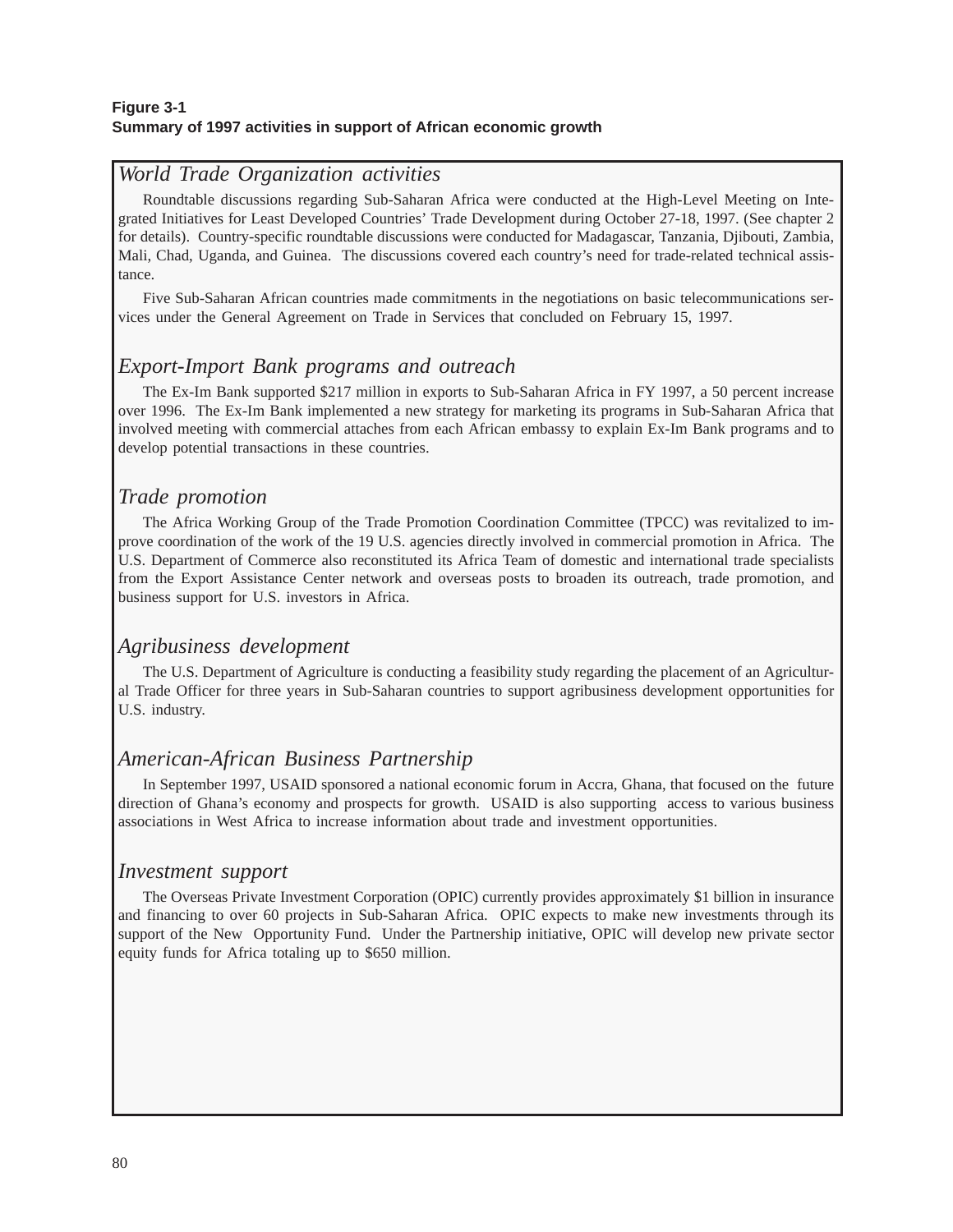**Figure 3-1**
**Summary of 1997 activities in support of African economic growth**

## *World Trade Organization activities*

Roundtable discussions regarding Sub-Saharan Africa were conducted at the High-Level Meeting on Integrated Initiatives for Least Developed Countries' Trade Development during October 27-18, 1997. (See chapter 2 for details). Country-specific roundtable discussions were conducted for Madagascar, Tanzania, Djibouti, Zambia, Mali, Chad, Uganda, and Guinea. The discussions covered each country's need for trade-related technical assistance.

Five Sub-Saharan African countries made commitments in the negotiations on basic telecommunications services under the General Agreement on Trade in Services that concluded on February 15, 1997.

## *Export-Import Bank programs and outreach*

The Ex-Im Bank supported $217 million in exports to Sub-Saharan Africa in FY 1997, a 50 percent increase over 1996. The Ex-Im Bank implemented a new strategy for marketing its programs in Sub-Saharan Africa that involved meeting with commercial attaches from each African embassy to explain Ex-Im Bank programs and to develop potential transactions in these countries.

## *Trade promotion*

The Africa Working Group of the Trade Promotion Coordination Committee (TPCC) was revitalized to improve coordination of the work of the 19 U.S. agencies directly involved in commercial promotion in Africa. The U.S. Department of Commerce also reconstituted its Africa Team of domestic and international trade specialists from the Export Assistance Center network and overseas posts to broaden its outreach, trade promotion, and business support for U.S. investors in Africa.

## *Agribusiness development*

The U.S. Department of Agriculture is conducting a feasibility study regarding the placement of an Agricultural Trade Officer for three years in Sub-Saharan countries to support agribusiness development opportunities for U.S. industry.

## *American-African Business Partnership*

In September 1997, USAID sponsored a national economic forum in Accra, Ghana, that focused on the future direction of Ghana's economy and prospects for growth. USAID is also supporting access to various business associations in West Africa to increase information about trade and investment opportunities.

## *Investment support*

The Overseas Private Investment Corporation (OPIC) currently provides approximately $1 billion in insurance and financing to over 60 projects in Sub-Saharan Africa. OPIC expects to make new investments through its support of the New Opportunity Fund. Under the Partnership initiative, OPIC will develop new private sector equity funds for Africa totaling up to $650 million.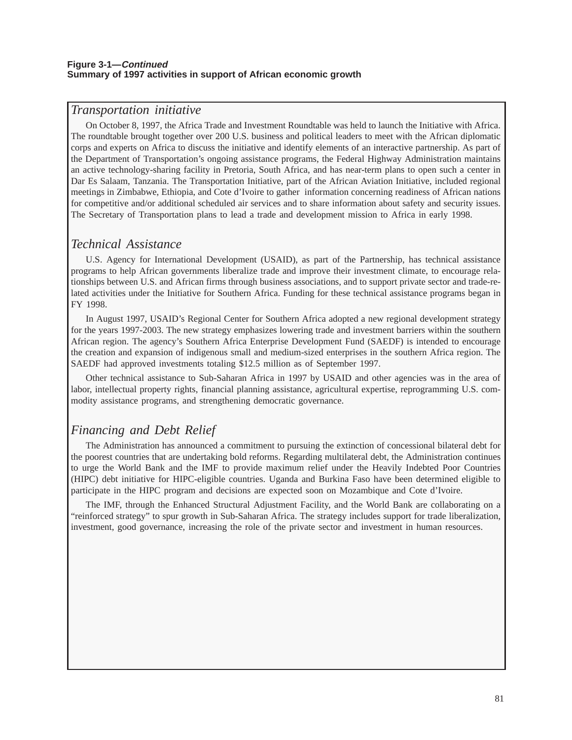**Figure 3-1—*Continued***
**Summary of 1997 activities in support of African economic growth**

## *Transportation initiative*

On October 8, 1997, the Africa Trade and Investment Roundtable was held to launch the Initiative with Africa. The roundtable brought together over 200 U.S. business and political leaders to meet with the African diplomatic corps and experts on Africa to discuss the initiative and identify elements of an interactive partnership. As part of the Department of Transportation's ongoing assistance programs, the Federal Highway Administration maintains an active technology-sharing facility in Pretoria, South Africa, and has near-term plans to open such a center in Dar Es Salaam, Tanzania. The Transportation Initiative, part of the African Aviation Initiative, included regional meetings in Zimbabwe, Ethiopia, and Cote d'Ivoire to gather information concerning readiness of African nations for competitive and/or additional scheduled air services and to share information about safety and security issues. The Secretary of Transportation plans to lead a trade and development mission to Africa in early 1998.

## *Technical Assistance*

U.S. Agency for International Development (USAID), as part of the Partnership, has technical assistance programs to help African governments liberalize trade and improve their investment climate, to encourage relationships between U.S. and African firms through business associations, and to support private sector and trade-related activities under the Initiative for Southern Africa. Funding for these technical assistance programs began in FY 1998.

In August 1997, USAID's Regional Center for Southern Africa adopted a new regional development strategy for the years 1997-2003. The new strategy emphasizes lowering trade and investment barriers within the southern African region. The agency's Southern Africa Enterprise Development Fund (SAEDF) is intended to encourage the creation and expansion of indigenous small and medium-sized enterprises in the southern Africa region. The SAEDF had approved investments totaling $12.5 million as of September 1997.

Other technical assistance to Sub-Saharan Africa in 1997 by USAID and other agencies was in the area of labor, intellectual property rights, financial planning assistance, agricultural expertise, reprogramming U.S. commodity assistance programs, and strengthening democratic governance.

## *Financing and Debt Relief*

The Administration has announced a commitment to pursuing the extinction of concessional bilateral debt for the poorest countries that are undertaking bold reforms. Regarding multilateral debt, the Administration continues to urge the World Bank and the IMF to provide maximum relief under the Heavily Indebted Poor Countries (HIPC) debt initiative for HIPC-eligible countries. Uganda and Burkina Faso have been determined eligible to participate in the HIPC program and decisions are expected soon on Mozambique and Cote d'Ivoire.

The IMF, through the Enhanced Structural Adjustment Facility, and the World Bank are collaborating on a "reinforced strategy" to spur growth in Sub-Saharan Africa. The strategy includes support for trade liberalization, investment, good governance, increasing the role of the private sector and investment in human resources.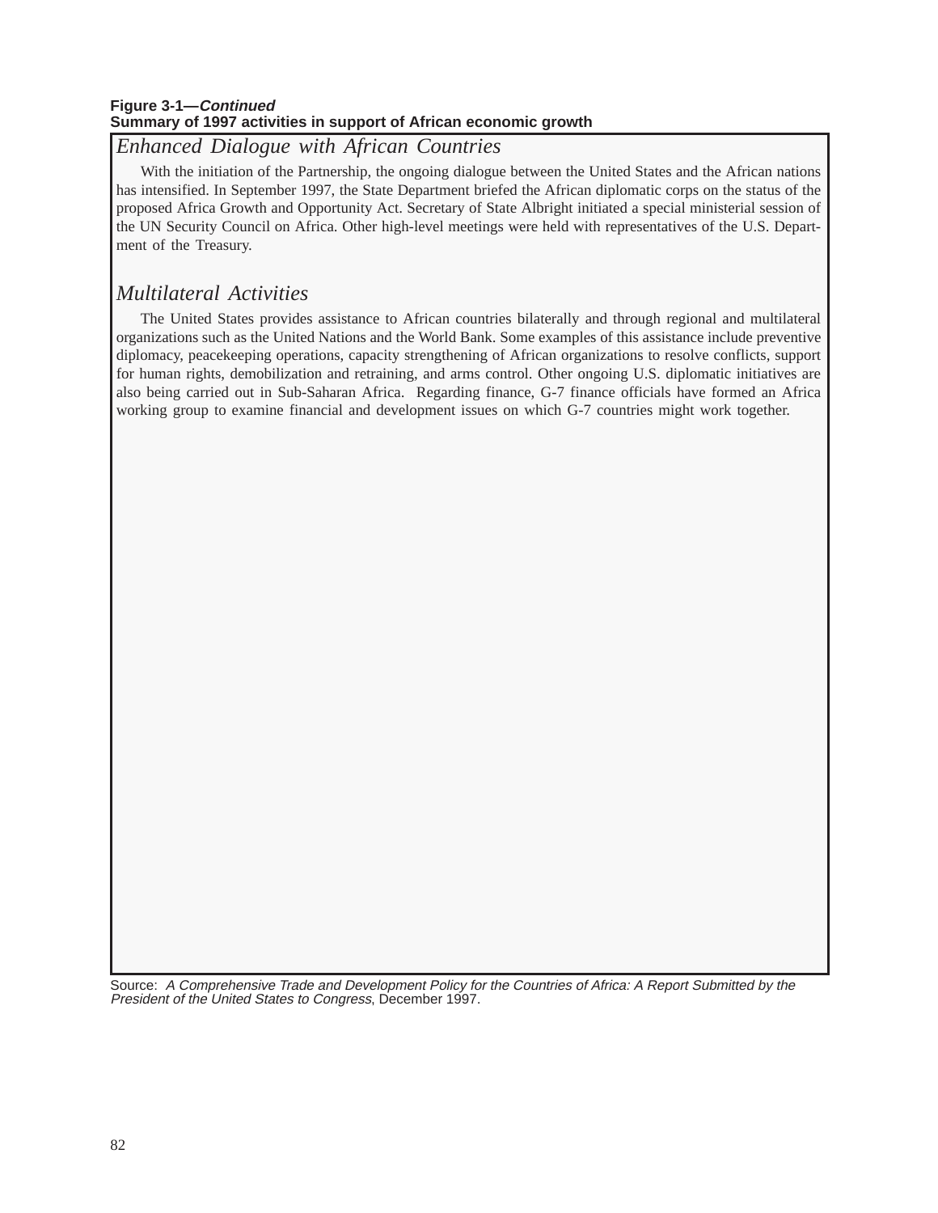**Figure 3-1—*Continued***
**Summary of 1997 activities in support of African economic growth**

## *Enhanced Dialogue with African Countries*

With the initiation of the Partnership, the ongoing dialogue between the United States and the African nations has intensified. In September 1997, the State Department briefed the African diplomatic corps on the status of the proposed Africa Growth and Opportunity Act. Secretary of State Albright initiated a special ministerial session of the UN Security Council on Africa. Other high-level meetings were held with representatives of the U.S. Department of the Treasury.

## *Multilateral Activities*

The United States provides assistance to African countries bilaterally and through regional and multilateral organizations such as the United Nations and the World Bank. Some examples of this assistance include preventive diplomacy, peacekeeping operations, capacity strengthening of African organizations to resolve conflicts, support for human rights, demobilization and retraining, and arms control. Other ongoing U.S. diplomatic initiatives are also being carried out in Sub-Saharan Africa. Regarding finance, G-7 finance officials have formed an Africa working group to examine financial and development issues on which G-7 countries might work together.

Source: *A Comprehensive Trade and Development Policy for the Countries of Africa: A Report Submitted by the President of the United States to Congress*, December 1997.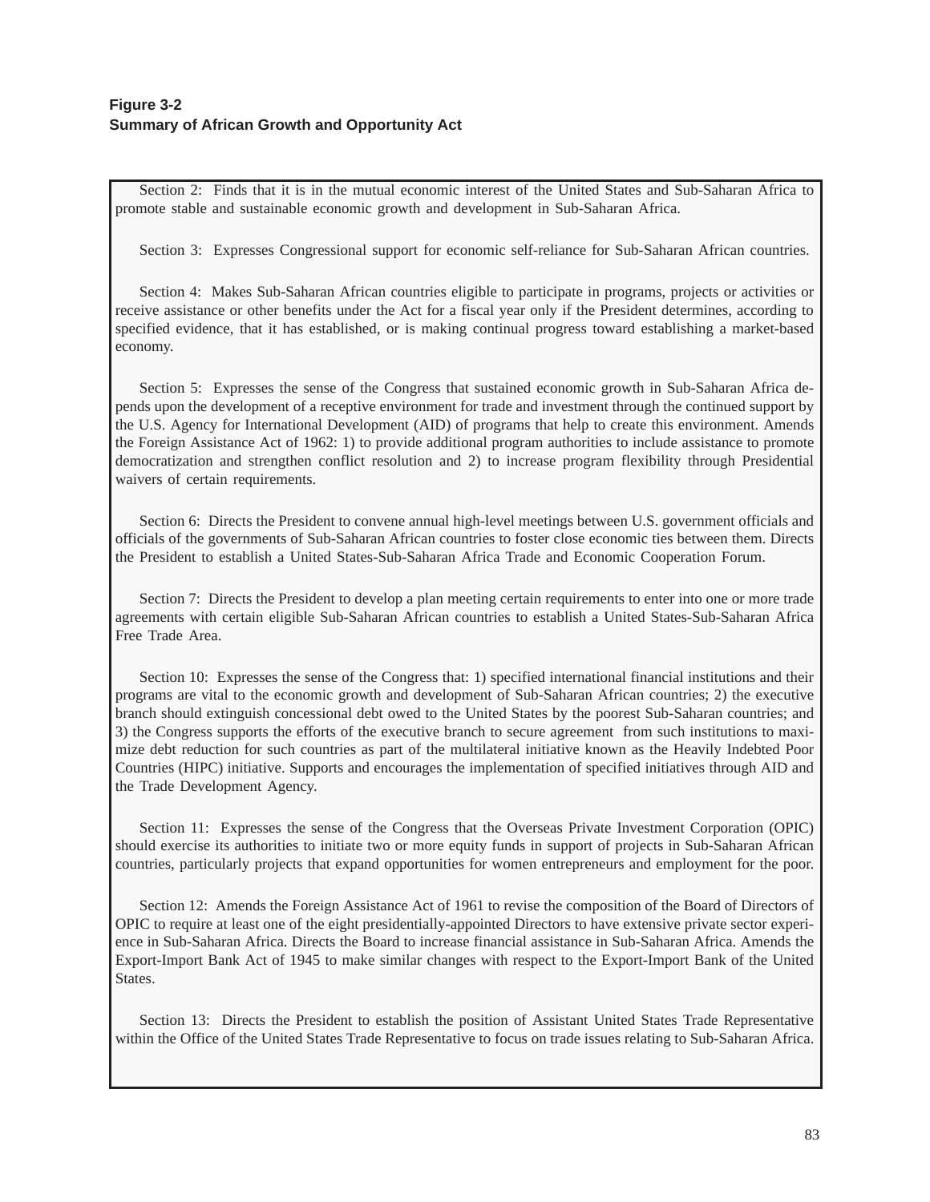**Figure 3-2**
**Summary of African Growth and Opportunity Act**

Section 2: Finds that it is in the mutual economic interest of the United States and Sub-Saharan Africa to promote stable and sustainable economic growth and development in Sub-Saharan Africa.

Section 3: Expresses Congressional support for economic self-reliance for Sub-Saharan African countries.

Section 4: Makes Sub-Saharan African countries eligible to participate in programs, projects or activities or receive assistance or other benefits under the Act for a fiscal year only if the President determines, according to specified evidence, that it has established, or is making continual progress toward establishing a market-based economy.

Section 5: Expresses the sense of the Congress that sustained economic growth in Sub-Saharan Africa depends upon the development of a receptive environment for trade and investment through the continued support by the U.S. Agency for International Development (AID) of programs that help to create this environment. Amends the Foreign Assistance Act of 1962: 1) to provide additional program authorities to include assistance to promote democratization and strengthen conflict resolution and 2) to increase program flexibility through Presidential waivers of certain requirements.

Section 6: Directs the President to convene annual high-level meetings between U.S. government officials and officials of the governments of Sub-Saharan African countries to foster close economic ties between them. Directs the President to establish a United States-Sub-Saharan Africa Trade and Economic Cooperation Forum.

Section 7: Directs the President to develop a plan meeting certain requirements to enter into one or more trade agreements with certain eligible Sub-Saharan African countries to establish a United States-Sub-Saharan Africa Free Trade Area.

Section 10: Expresses the sense of the Congress that: 1) specified international financial institutions and their programs are vital to the economic growth and development of Sub-Saharan African countries; 2) the executive branch should extinguish concessional debt owed to the United States by the poorest Sub-Saharan countries; and 3) the Congress supports the efforts of the executive branch to secure agreement from such institutions to maximize debt reduction for such countries as part of the multilateral initiative known as the Heavily Indebted Poor Countries (HIPC) initiative. Supports and encourages the implementation of specified initiatives through AID and the Trade Development Agency.

Section 11: Expresses the sense of the Congress that the Overseas Private Investment Corporation (OPIC) should exercise its authorities to initiate two or more equity funds in support of projects in Sub-Saharan African countries, particularly projects that expand opportunities for women entrepreneurs and employment for the poor.

Section 12: Amends the Foreign Assistance Act of 1961 to revise the composition of the Board of Directors of OPIC to require at least one of the eight presidentially-appointed Directors to have extensive private sector experience in Sub-Saharan Africa. Directs the Board to increase financial assistance in Sub-Saharan Africa. Amends the Export-Import Bank Act of 1945 to make similar changes with respect to the Export-Import Bank of the United States.

Section 13: Directs the President to establish the position of Assistant United States Trade Representative within the Office of the United States Trade Representative to focus on trade issues relating to Sub-Saharan Africa.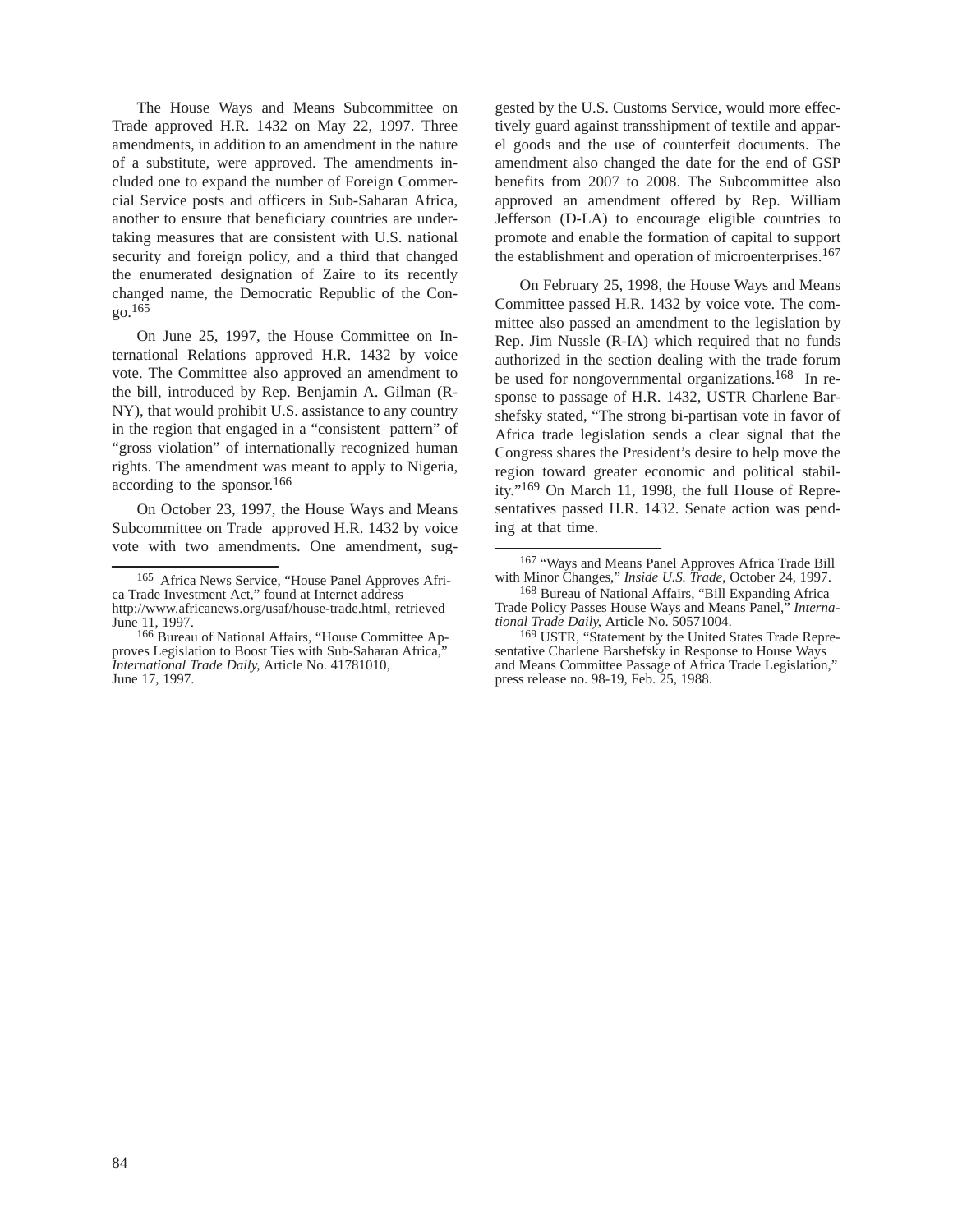The House Ways and Means Subcommittee on Trade approved H.R. 1432 on May 22, 1997. Three amendments, in addition to an amendment in the nature of a substitute, were approved. The amendments included one to expand the number of Foreign Commercial Service posts and officers in Sub-Saharan Africa, another to ensure that beneficiary countries are undertaking measures that are consistent with U.S. national security and foreign policy, and a third that changed the enumerated designation of Zaire to its recently changed name, the Democratic Republic of the Congo.[165]

On June 25, 1997, the House Committee on International Relations approved H.R. 1432 by voice vote. The Committee also approved an amendment to the bill, introduced by Rep. Benjamin A. Gilman (R-NY), that would prohibit U.S. assistance to any country in the region that engaged in a "consistent pattern" of "gross violation" of internationally recognized human rights. The amendment was meant to apply to Nigeria, according to the sponsor.[166]

On October 23, 1997, the House Ways and Means Subcommittee on Trade approved H.R. 1432 by voice vote with two amendments. One amendment, suggested by the U.S. Customs Service, would more effectively guard against transshipment of textile and apparel goods and the use of counterfeit documents. The amendment also changed the date for the end of GSP benefits from 2007 to 2008. The Subcommittee also approved an amendment offered by Rep. William Jefferson (D-LA) to encourage eligible countries to promote and enable the formation of capital to support the establishment and operation of microenterprises.[167]

On February 25, 1998, the House Ways and Means Committee passed H.R. 1432 by voice vote. The committee also passed an amendment to the legislation by Rep. Jim Nussle (R-IA) which required that no funds authorized in the section dealing with the trade forum be used for nongovernmental organizations.[168] In response to passage of H.R. 1432, USTR Charlene Barshefsky stated, "The strong bi-partisan vote in favor of Africa trade legislation sends a clear signal that the Congress shares the President's desire to help move the region toward greater economic and political stability."[169] On March 11, 1998, the full House of Representatives passed H.R. 1432. Senate action was pending at that time.

---

[165] Africa News Service, "House Panel Approves Africa Trade Investment Act," found at Internet address http://www.africanews.org/usaf/house-trade.html, retrieved June 11, 1997.

[166] Bureau of National Affairs, "House Committee Approves Legislation to Boost Ties with Sub-Saharan Africa," *International Trade Daily*, Article No. 41781010, June 17, 1997.

[167] "Ways and Means Panel Approves Africa Trade Bill with Minor Changes," *Inside U.S. Trade*, October 24, 1997.

[168] Bureau of National Affairs, "Bill Expanding Africa Trade Policy Passes House Ways and Means Panel," *International Trade Daily*, Article No. 50571004.

[169] USTR, "Statement by the United States Trade Representative Charlene Barshefsky in Response to House Ways and Means Committee Passage of Africa Trade Legislation," press release no. 98-19, Feb. 25, 1988.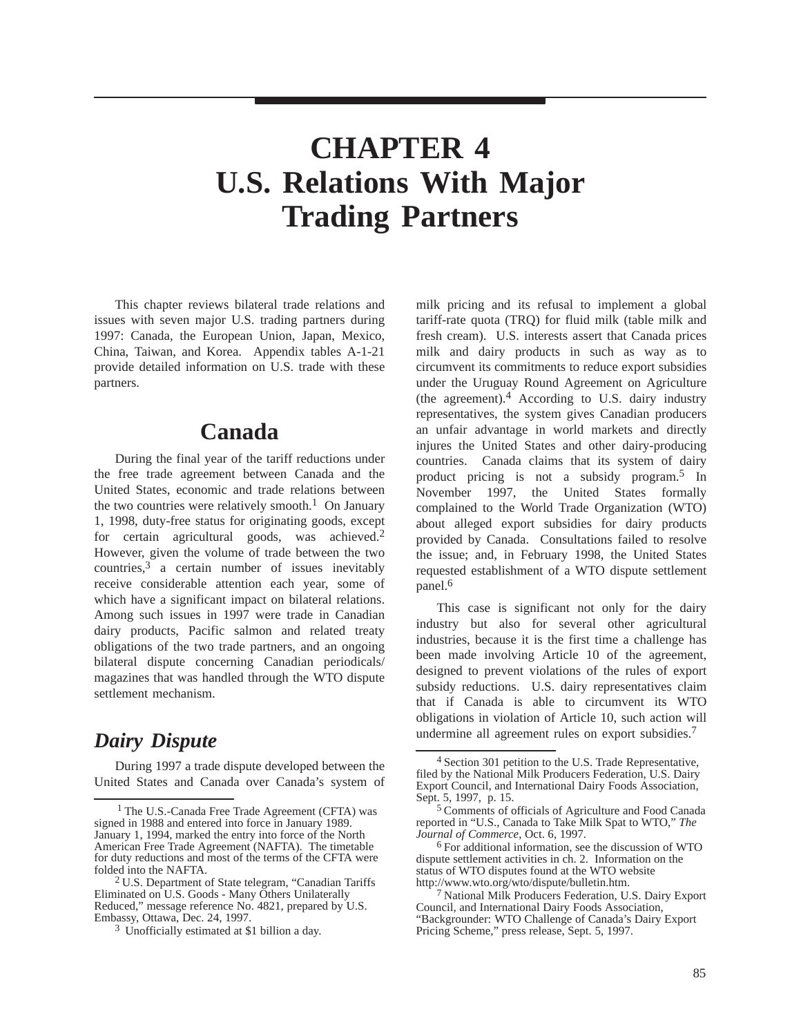# CHAPTER 4
# U.S. Relations With Major Trading Partners

This chapter reviews bilateral trade relations and issues with seven major U.S. trading partners during 1997: Canada, the European Union, Japan, Mexico, China, Taiwan, and Korea. Appendix tables A-1-21 provide detailed information on U.S. trade with these partners.

## Canada

During the final year of the tariff reductions under the free trade agreement between Canada and the United States, economic and trade relations between the two countries were relatively smooth.[1] On January 1, 1998, duty-free status for originating goods, except for certain agricultural goods, was achieved.[2] However, given the volume of trade between the two countries,[3] a certain number of issues inevitably receive considerable attention each year, some of which have a significant impact on bilateral relations. Among such issues in 1997 were trade in Canadian dairy products, Pacific salmon and related treaty obligations of the two trade partners, and an ongoing bilateral dispute concerning Canadian periodicals/ magazines that was handled through the WTO dispute settlement mechanism.

### *Dairy Dispute*

During 1997 a trade dispute developed between the United States and Canada over Canada's system of milk pricing and its refusal to implement a global tariff-rate quota (TRQ) for fluid milk (table milk and fresh cream). U.S. interests assert that Canada prices milk and dairy products in such as way as to circumvent its commitments to reduce export subsidies under the Uruguay Round Agreement on Agriculture (the agreement).[4] According to U.S. dairy industry representatives, the system gives Canadian producers an unfair advantage in world markets and directly injures the United States and other dairy-producing countries. Canada claims that its system of dairy product pricing is not a subsidy program.[5] In November 1997, the United States formally complained to the World Trade Organization (WTO) about alleged export subsidies for dairy products provided by Canada. Consultations failed to resolve the issue; and, in February 1998, the United States requested establishment of a WTO dispute settlement panel.[6]

This case is significant not only for the dairy industry but also for several other agricultural industries, because it is the first time a challenge has been made involving Article 10 of the agreement, designed to prevent violations of the rules of export subsidy reductions. U.S. dairy representatives claim that if Canada is able to circumvent its WTO obligations in violation of Article 10, such action will undermine all agreement rules on export subsidies.[7]

---

[1] The U.S.-Canada Free Trade Agreement (CFTA) was signed in 1988 and entered into force in January 1989. January 1, 1994, marked the entry into force of the North American Free Trade Agreement (NAFTA). The timetable for duty reductions and most of the terms of the CFTA were folded into the NAFTA.

[2] U.S. Department of State telegram, "Canadian Tariffs Eliminated on U.S. Goods - Many Others Unilaterally Reduced," message reference No. 4821, prepared by U.S. Embassy, Ottawa, Dec. 24, 1997.

[3] Unofficially estimated at $1 billion a day.

[4] Section 301 petition to the U.S. Trade Representative, filed by the National Milk Producers Federation, U.S. Dairy Export Council, and International Dairy Foods Association, Sept. 5, 1997, p. 15.

[5] Comments of officials of Agriculture and Food Canada reported in "U.S., Canada to Take Milk Spat to WTO," *The Journal of Commerce*, Oct. 6, 1997.

[6] For additional information, see the discussion of WTO dispute settlement activities in ch. 2. Information on the status of WTO disputes found at the WTO website http://www.wto.org/wto/dispute/bulletin.htm.

[7] National Milk Producers Federation, U.S. Dairy Export Council, and International Dairy Foods Association, "Backgrounder: WTO Challenge of Canada's Dairy Export Pricing Scheme," press release, Sept. 5, 1997.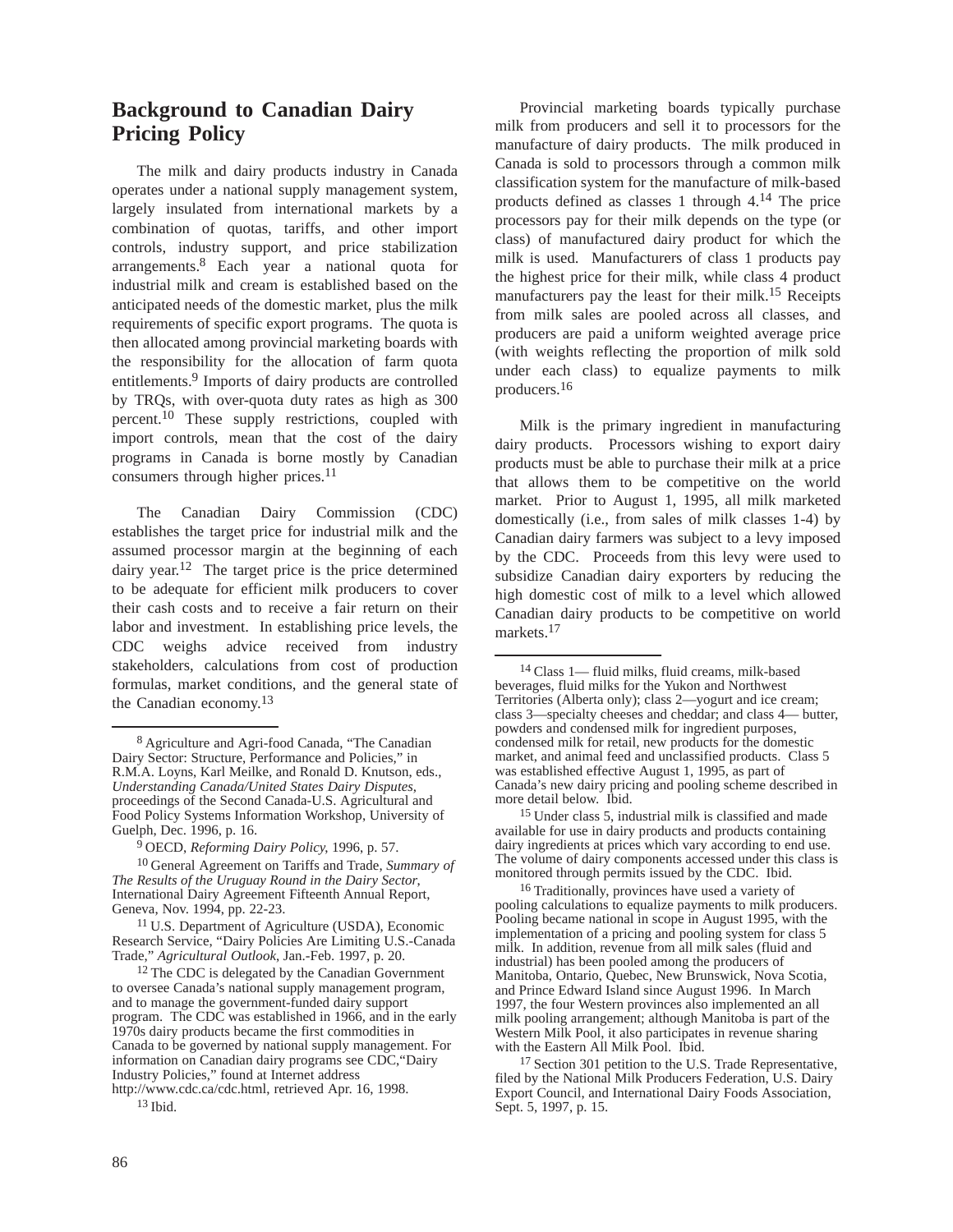## Background to Canadian Dairy Pricing Policy

The milk and dairy products industry in Canada operates under a national supply management system, largely insulated from international markets by a combination of quotas, tariffs, and other import controls, industry support, and price stabilization arrangements.[8] Each year a national quota for industrial milk and cream is established based on the anticipated needs of the domestic market, plus the milk requirements of specific export programs. The quota is then allocated among provincial marketing boards with the responsibility for the allocation of farm quota entitlements.[9] Imports of dairy products are controlled by TRQs, with over-quota duty rates as high as 300 percent.[10] These supply restrictions, coupled with import controls, mean that the cost of the dairy programs in Canada is borne mostly by Canadian consumers through higher prices.[11]

The Canadian Dairy Commission (CDC) establishes the target price for industrial milk and the assumed processor margin at the beginning of each dairy year.[12] The target price is the price determined to be adequate for efficient milk producers to cover their cash costs and to receive a fair return on their labor and investment. In establishing price levels, the CDC weighs advice received from industry stakeholders, calculations from cost of production formulas, market conditions, and the general state of the Canadian economy.[13]

Provincial marketing boards typically purchase milk from producers and sell it to processors for the manufacture of dairy products. The milk produced in Canada is sold to processors through a common milk classification system for the manufacture of milk-based products defined as classes 1 through 4.[14] The price processors pay for their milk depends on the type (or class) of manufactured dairy product for which the milk is used. Manufacturers of class 1 products pay the highest price for their milk, while class 4 product manufacturers pay the least for their milk.[15] Receipts from milk sales are pooled across all classes, and producers are paid a uniform weighted average price (with weights reflecting the proportion of milk sold under each class) to equalize payments to milk producers.[16]

Milk is the primary ingredient in manufacturing dairy products. Processors wishing to export dairy products must be able to purchase their milk at a price that allows them to be competitive on the world market. Prior to August 1, 1995, all milk marketed domestically (i.e., from sales of milk classes 1-4) by Canadian dairy farmers was subject to a levy imposed by the CDC. Proceeds from this levy were used to subsidize Canadian dairy exporters by reducing the high domestic cost of milk to a level which allowed Canadian dairy products to be competitive on world markets.[17]

---

[8] Agriculture and Agri-food Canada, "The Canadian Dairy Sector: Structure, Performance and Policies," in R.M.A. Loyns, Karl Meilke, and Ronald D. Knutson, eds., *Understanding Canada/United States Dairy Disputes*, proceedings of the Second Canada-U.S. Agricultural and Food Policy Systems Information Workshop, University of Guelph, Dec. 1996, p. 16.

[9] OECD, *Reforming Dairy Policy*, 1996, p. 57.

[10] General Agreement on Tariffs and Trade, *Summary of The Results of the Uruguay Round in the Dairy Sector*, International Dairy Agreement Fifteenth Annual Report, Geneva, Nov. 1994, pp. 22-23.

[11] U.S. Department of Agriculture (USDA), Economic Research Service, "Dairy Policies Are Limiting U.S.-Canada Trade," *Agricultural Outlook*, Jan.-Feb. 1997, p. 20.

[12] The CDC is delegated by the Canadian Government to oversee Canada's national supply management program, and to manage the government-funded dairy support program. The CDC was established in 1966, and in the early 1970s dairy products became the first commodities in Canada to be governed by national supply management. For information on Canadian dairy programs see CDC,"Dairy Industry Policies," found at Internet address http://www.cdc.ca/cdc.html, retrieved Apr. 16, 1998.

[13] Ibid.

[14] Class 1— fluid milks, fluid creams, milk-based beverages, fluid milks for the Yukon and Northwest Territories (Alberta only); class 2—yogurt and ice cream; class 3—specialty cheeses and cheddar; and class 4— butter, powders and condensed milk for ingredient purposes, condensed milk for retail, new products for the domestic market, and animal feed and unclassified products. Class 5 was established effective August 1, 1995, as part of Canada's new dairy pricing and pooling scheme described in more detail below. Ibid.

[15] Under class 5, industrial milk is classified and made available for use in dairy products and products containing dairy ingredients at prices which vary according to end use. The volume of dairy components accessed under this class is monitored through permits issued by the CDC. Ibid.

[16] Traditionally, provinces have used a variety of pooling calculations to equalize payments to milk producers. Pooling became national in scope in August 1995, with the implementation of a pricing and pooling system for class 5 milk. In addition, revenue from all milk sales (fluid and industrial) has been pooled among the producers of Manitoba, Ontario, Quebec, New Brunswick, Nova Scotia, and Prince Edward Island since August 1996. In March 1997, the four Western provinces also implemented an all milk pooling arrangement; although Manitoba is part of the Western Milk Pool, it also participates in revenue sharing with the Eastern All Milk Pool. Ibid.

[17] Section 301 petition to the U.S. Trade Representative, filed by the National Milk Producers Federation, U.S. Dairy Export Council, and International Dairy Foods Association, Sept. 5, 1997, p. 15.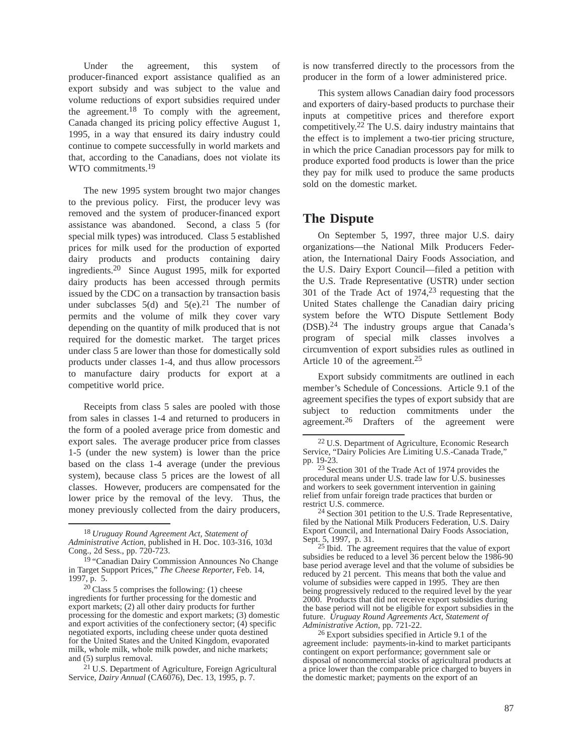Under the agreement, this system of producer-financed export assistance qualified as an export subsidy and was subject to the value and volume reductions of export subsidies required under the agreement.[18] To comply with the agreement, Canada changed its pricing policy effective August 1, 1995, in a way that ensured its dairy industry could continue to compete successfully in world markets and that, according to the Canadians, does not violate its WTO commitments.[19]

The new 1995 system brought two major changes to the previous policy. First, the producer levy was removed and the system of producer-financed export assistance was abandoned. Second, a class 5 (for special milk types) was introduced. Class 5 established prices for milk used for the production of exported dairy products and products containing dairy ingredients.[20] Since August 1995, milk for exported dairy products has been accessed through permits issued by the CDC on a transaction by transaction basis under subclasses 5(d) and 5(e).[21] The number of permits and the volume of milk they cover vary depending on the quantity of milk produced that is not required for the domestic market. The target prices under class 5 are lower than those for domestically sold products under classes 1-4, and thus allow processors to manufacture dairy products for export at a competitive world price.

Receipts from class 5 sales are pooled with those from sales in classes 1-4 and returned to producers in the form of a pooled average price from domestic and export sales. The average producer price from classes 1-5 (under the new system) is lower than the price based on the class 1-4 average (under the previous system), because class 5 prices are the lowest of all classes. However, producers are compensated for the lower price by the removal of the levy. Thus, the money previously collected from the dairy producers, is now transferred directly to the processors from the producer in the form of a lower administered price.

This system allows Canadian dairy food processors and exporters of dairy-based products to purchase their inputs at competitive prices and therefore export competitively.[22] The U.S. dairy industry maintains that the effect is to implement a two-tier pricing structure, in which the price Canadian processors pay for milk to produce exported food products is lower than the price they pay for milk used to produce the same products sold on the domestic market.

## The Dispute

On September 5, 1997, three major U.S. dairy organizations—the National Milk Producers Federation, the International Dairy Foods Association, and the U.S. Dairy Export Council—filed a petition with the U.S. Trade Representative (USTR) under section 301 of the Trade Act of 1974,[23] requesting that the United States challenge the Canadian dairy pricing system before the WTO Dispute Settlement Body (DSB).[24] The industry groups argue that Canada's program of special milk classes involves a circumvention of export subsidies rules as outlined in Article 10 of the agreement.[25]

Export subsidy commitments are outlined in each member's Schedule of Concessions. Article 9.1 of the agreement specifies the types of export subsidy that are subject to reduction commitments under the agreement.[26] Drafters of the agreement were

---

[18] *Uruguay Round Agreement Act, Statement of Administrative Action*, published in H. Doc. 103-316, 103d Cong., 2d Sess., pp. 720-723.

[19] "Canadian Dairy Commission Announces No Change in Target Support Prices," *The Cheese Reporter*, Feb. 14, 1997, p. 5.

[20] Class 5 comprises the following: (1) cheese ingredients for further processing for the domestic and export markets; (2) all other dairy products for further processing for the domestic and export markets; (3) domestic and export activities of the confectionery sector; (4) specific negotiated exports, including cheese under quota destined for the United States and the United Kingdom, evaporated milk, whole milk, whole milk powder, and niche markets; and (5) surplus removal.

[21] U.S. Department of Agriculture, Foreign Agricultural Service, *Dairy Annual* (CA6076), Dec. 13, 1995, p. 7.

[22] U.S. Department of Agriculture, Economic Research Service, "Dairy Policies Are Limiting U.S.-Canada Trade," pp. 19-23.

[23] Section 301 of the Trade Act of 1974 provides the procedural means under U.S. trade law for U.S. businesses and workers to seek government intervention in gaining relief from unfair foreign trade practices that burden or restrict U.S. commerce.

[24] Section 301 petition to the U.S. Trade Representative, filed by the National Milk Producers Federation, U.S. Dairy Export Council, and International Dairy Foods Association, Sept. 5, 1997, p. 31.

[25] Ibid. The agreement requires that the value of export subsidies be reduced to a level 36 percent below the 1986-90 base period average level and that the volume of subsidies be reduced by 21 percent. This means that both the value and volume of subsidies were capped in 1995. They are then being progressively reduced to the required level by the year 2000. Products that did not receive export subsidies during the base period will not be eligible for export subsidies in the future. *Uruguay Round Agreements Act, Statement of Administrative Action*, pp. 721-22.

[26] Export subsidies specified in Article 9.1 of the agreement include: payments-in-kind to market participants contingent on export performance; government sale or disposal of noncommercial stocks of agricultural products at a price lower than the comparable price charged to buyers in the domestic market; payments on the export of an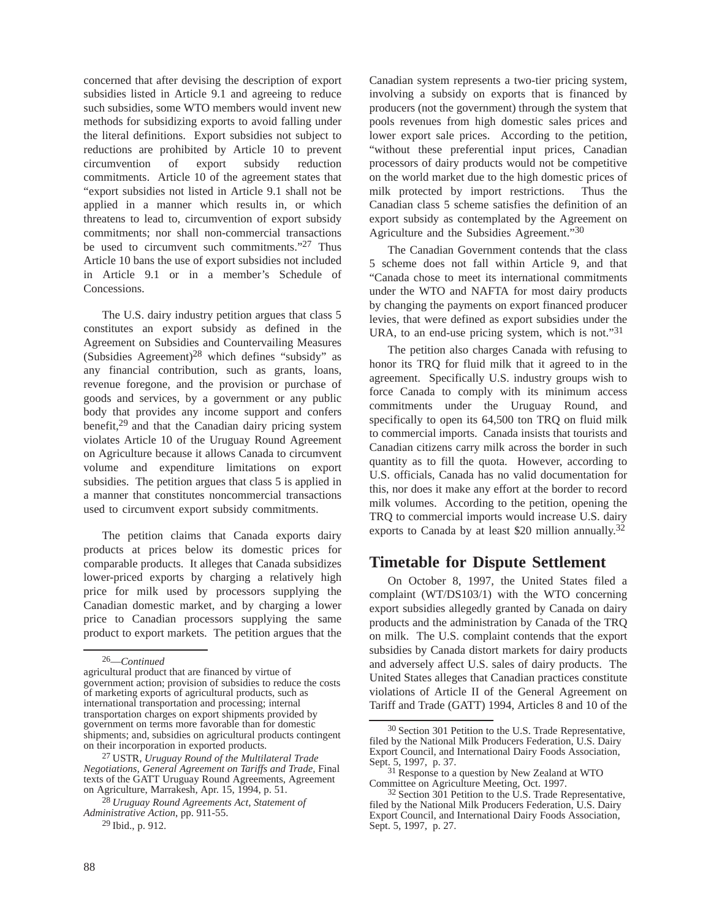concerned that after devising the description of export subsidies listed in Article 9.1 and agreeing to reduce such subsidies, some WTO members would invent new methods for subsidizing exports to avoid falling under the literal definitions. Export subsidies not subject to reductions are prohibited by Article 10 to prevent circumvention of export subsidy reduction commitments. Article 10 of the agreement states that "export subsidies not listed in Article 9.1 shall not be applied in a manner which results in, or which threatens to lead to, circumvention of export subsidy commitments; nor shall non-commercial transactions be used to circumvent such commitments."[27] Thus Article 10 bans the use of export subsidies not included in Article 9.1 or in a member's Schedule of Concessions.

The U.S. dairy industry petition argues that class 5 constitutes an export subsidy as defined in the Agreement on Subsidies and Countervailing Measures (Subsidies Agreement)[28] which defines "subsidy" as any financial contribution, such as grants, loans, revenue foregone, and the provision or purchase of goods and services, by a government or any public body that provides any income support and confers benefit,[29] and that the Canadian dairy pricing system violates Article 10 of the Uruguay Round Agreement on Agriculture because it allows Canada to circumvent volume and expenditure limitations on export subsidies. The petition argues that class 5 is applied in a manner that constitutes noncommercial transactions used to circumvent export subsidy commitments.

The petition claims that Canada exports dairy products at prices below its domestic prices for comparable products. It alleges that Canada subsidizes lower-priced exports by charging a relatively high price for milk used by processors supplying the Canadian domestic market, and by charging a lower price to Canadian processors supplying the same product to export markets. The petition argues that the Canadian system represents a two-tier pricing system, involving a subsidy on exports that is financed by producers (not the government) through the system that pools revenues from high domestic sales prices and lower export sale prices. According to the petition, "without these preferential input prices, Canadian processors of dairy products would not be competitive on the world market due to the high domestic prices of milk protected by import restrictions. Thus the Canadian class 5 scheme satisfies the definition of an export subsidy as contemplated by the Agreement on Agriculture and the Subsidies Agreement."[30]

The Canadian Government contends that the class 5 scheme does not fall within Article 9, and that "Canada chose to meet its international commitments under the WTO and NAFTA for most dairy products by changing the payments on export financed producer levies, that were defined as export subsidies under the URA, to an end-use pricing system, which is not."[31]

The petition also charges Canada with refusing to honor its TRQ for fluid milk that it agreed to in the agreement. Specifically U.S. industry groups wish to force Canada to comply with its minimum access commitments under the Uruguay Round, and specifically to open its 64,500 ton TRQ on fluid milk to commercial imports. Canada insists that tourists and Canadian citizens carry milk across the border in such quantity as to fill the quota. However, according to U.S. officials, Canada has no valid documentation for this, nor does it make any effort at the border to record milk volumes. According to the petition, opening the TRQ to commercial imports would increase U.S. dairy exports to Canada by at least $20 million annually.[32]

## Timetable for Dispute Settlement

On October 8, 1997, the United States filed a complaint (WT/DS103/1) with the WTO concerning export subsidies allegedly granted by Canada on dairy products and the administration by Canada of the TRQ on milk. The U.S. complaint contends that the export subsidies by Canada distort markets for dairy products and adversely affect U.S. sales of dairy products. The United States alleges that Canadian practices constitute violations of Article II of the General Agreement on Tariff and Trade (GATT) 1994, Articles 8 and 10 of the

---

[26]—*Continued*
agricultural product that are financed by virtue of government action; provision of subsidies to reduce the costs of marketing exports of agricultural products, such as international transportation and processing; internal transportation charges on export shipments provided by government on terms more favorable than for domestic shipments; and, subsidies on agricultural products contingent on their incorporation in exported products.

[27] USTR, *Uruguay Round of the Multilateral Trade Negotiations, General Agreement on Tariffs and Trade,* Final texts of the GATT Uruguay Round Agreements, Agreement on Agriculture, Marrakesh, Apr. 15, 1994, p. 51.

[28] *Uruguay Round Agreements Act, Statement of Administrative Action*, pp. 911-55.

[29] Ibid., p. 912.

[30] Section 301 Petition to the U.S. Trade Representative, filed by the National Milk Producers Federation, U.S. Dairy Export Council, and International Dairy Foods Association, Sept. 5, 1997, p. 37.

[31] Response to a question by New Zealand at WTO Committee on Agriculture Meeting, Oct. 1997.

[32] Section 301 Petition to the U.S. Trade Representative, filed by the National Milk Producers Federation, U.S. Dairy Export Council, and International Dairy Foods Association, Sept. 5, 1997, p. 27.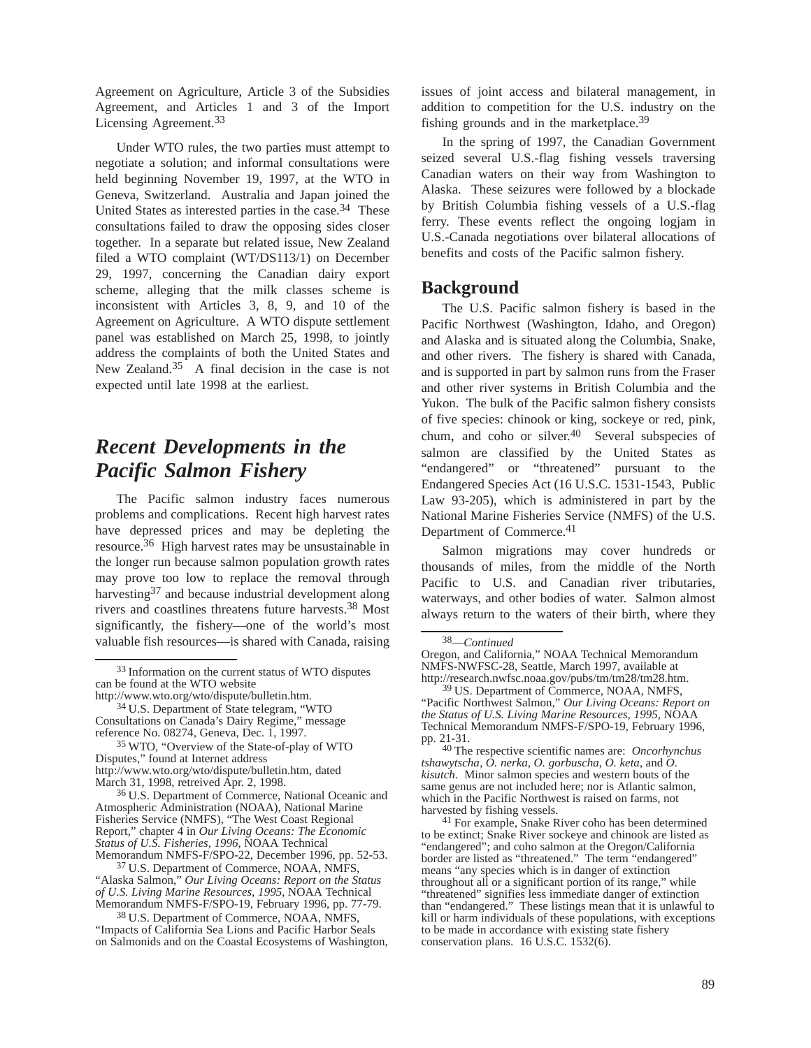Agreement on Agriculture, Article 3 of the Subsidies Agreement, and Articles 1 and 3 of the Import Licensing Agreement.[33]

Under WTO rules, the two parties must attempt to negotiate a solution; and informal consultations were held beginning November 19, 1997, at the WTO in Geneva, Switzerland. Australia and Japan joined the United States as interested parties in the case.[34] These consultations failed to draw the opposing sides closer together. In a separate but related issue, New Zealand filed a WTO complaint (WT/DS113/1) on December 29, 1997, concerning the Canadian dairy export scheme, alleging that the milk classes scheme is inconsistent with Articles 3, 8, 9, and 10 of the Agreement on Agriculture. A WTO dispute settlement panel was established on March 25, 1998, to jointly address the complaints of both the United States and New Zealand.[35] A final decision in the case is not expected until late 1998 at the earliest.

## *Recent Developments in the Pacific Salmon Fishery*

The Pacific salmon industry faces numerous problems and complications. Recent high harvest rates have depressed prices and may be depleting the resource.[36] High harvest rates may be unsustainable in the longer run because salmon population growth rates may prove too low to replace the removal through harvesting[37] and because industrial development along rivers and coastlines threatens future harvests.[38] Most significantly, the fishery—one of the world's most valuable fish resources—is shared with Canada, raising issues of joint access and bilateral management, in addition to competition for the U.S. industry on the fishing grounds and in the marketplace.[39]

In the spring of 1997, the Canadian Government seized several U.S.-flag fishing vessels traversing Canadian waters on their way from Washington to Alaska. These seizures were followed by a blockade by British Columbia fishing vessels of a U.S.-flag ferry. These events reflect the ongoing logjam in U.S.-Canada negotiations over bilateral allocations of benefits and costs of the Pacific salmon fishery.

### Background

The U.S. Pacific salmon fishery is based in the Pacific Northwest (Washington, Idaho, and Oregon) and Alaska and is situated along the Columbia, Snake, and other rivers. The fishery is shared with Canada, and is supported in part by salmon runs from the Fraser and other river systems in British Columbia and the Yukon. The bulk of the Pacific salmon fishery consists of five species: chinook or king, sockeye or red, pink, chum, and coho or silver.[40] Several subspecies of salmon are classified by the United States as "endangered" or "threatened" pursuant to the Endangered Species Act (16 U.S.C. 1531-1543, Public Law 93-205), which is administered in part by the National Marine Fisheries Service (NMFS) of the U.S. Department of Commerce.[41]

Salmon migrations may cover hundreds or thousands of miles, from the middle of the North Pacific to U.S. and Canadian river tributaries, waterways, and other bodies of water. Salmon almost always return to the waters of their birth, where they

---

[33] Information on the current status of WTO disputes can be found at the WTO website http://www.wto.org/wto/dispute/bulletin.htm.

[34] U.S. Department of State telegram, "WTO Consultations on Canada's Dairy Regime," message reference No. 08274, Geneva, Dec. 1, 1997.

[35] WTO, "Overview of the State-of-play of WTO Disputes," found at Internet address http://www.wto.org/wto/dispute/bulletin.htm, dated March 31, 1998, retreived Apr. 2, 1998.

[36] U.S. Department of Commerce, National Oceanic and Atmospheric Administration (NOAA), National Marine Fisheries Service (NMFS), "The West Coast Regional Report," chapter 4 in *Our Living Oceans: The Economic Status of U.S. Fisheries, 1996*, NOAA Technical Memorandum NMFS-F/SPO-22, December 1996, pp. 52-53.

[37] U.S. Department of Commerce, NOAA, NMFS, "Alaska Salmon," *Our Living Oceans: Report on the Status of U.S. Living Marine Resources, 1995*, NOAA Technical Memorandum NMFS-F/SPO-19, February 1996, pp. 77-79.

[38] U.S. Department of Commerce, NOAA, NMFS, "Impacts of California Sea Lions and Pacific Harbor Seals on Salmonids and on the Coastal Ecosystems of Washington, Oregon, and California," NOAA Technical Memorandum NMFS-NWFSC-28, Seattle, March 1997, available at http://research.nwfsc.noaa.gov/pubs/tm/tm28/tm28.htm.

[39] US. Department of Commerce, NOAA, NMFS, "Pacific Northwest Salmon," *Our Living Oceans: Report on the Status of U.S. Living Marine Resources, 1995*, NOAA Technical Memorandum NMFS-F/SPO-19, February 1996, pp. 21-31.

[40] The respective scientific names are: *Oncorhynchus tshawytscha*, *O. nerka*, *O. gorbuscha*, *O. keta*, and *O. kisutch*. Minor salmon species and western bouts of the same genus are not included here; nor is Atlantic salmon, which in the Pacific Northwest is raised on farms, not harvested by fishing vessels.

[41] For example, Snake River coho has been determined to be extinct; Snake River sockeye and chinook are listed as "endangered"; and coho salmon at the Oregon/California border are listed as "threatened." The term "endangered" means "any species which is in danger of extinction throughout all or a significant portion of its range," while "threatened" signifies less immediate danger of extinction than "endangered." These listings mean that it is unlawful to kill or harm individuals of these populations, with exceptions to be made in accordance with existing state fishery conservation plans. 16 U.S.C. 1532(6).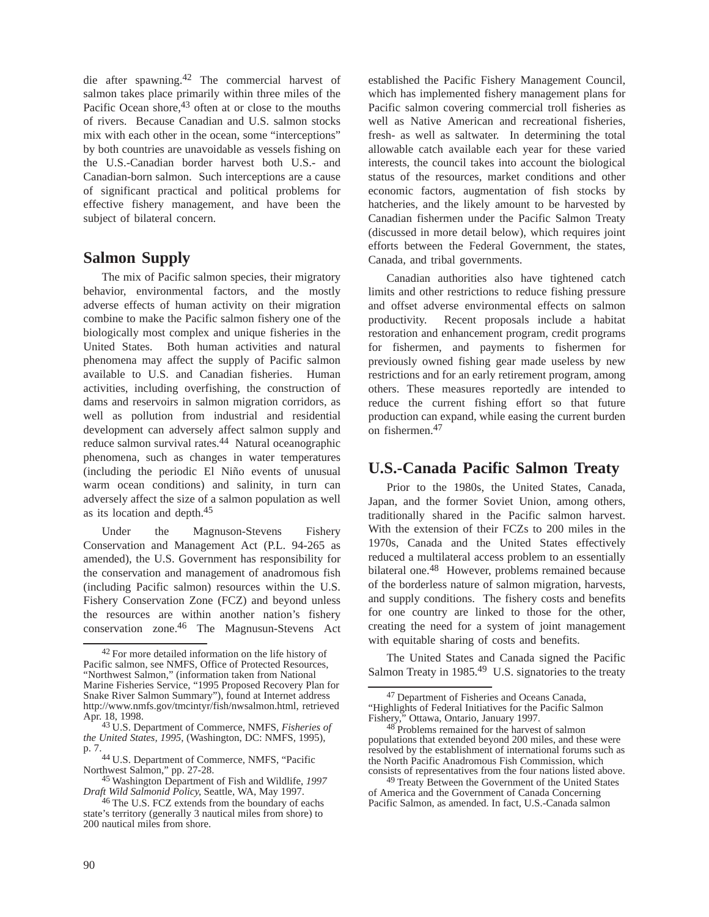die after spawning.[42] The commercial harvest of salmon takes place primarily within three miles of the Pacific Ocean shore,[43] often at or close to the mouths of rivers. Because Canadian and U.S. salmon stocks mix with each other in the ocean, some "interceptions" by both countries are unavoidable as vessels fishing on the U.S.-Canadian border harvest both U.S.- and Canadian-born salmon. Such interceptions are a cause of significant practical and political problems for effective fishery management, and have been the subject of bilateral concern.

## Salmon Supply

The mix of Pacific salmon species, their migratory behavior, environmental factors, and the mostly adverse effects of human activity on their migration combine to make the Pacific salmon fishery one of the biologically most complex and unique fisheries in the United States. Both human activities and natural phenomena may affect the supply of Pacific salmon available to U.S. and Canadian fisheries. Human activities, including overfishing, the construction of dams and reservoirs in salmon migration corridors, as well as pollution from industrial and residential development can adversely affect salmon supply and reduce salmon survival rates.[44] Natural oceanographic phenomena, such as changes in water temperatures (including the periodic El Niño events of unusual warm ocean conditions) and salinity, in turn can adversely affect the size of a salmon population as well as its location and depth.[45]

Under the Magnuson-Stevens Fishery Conservation and Management Act (P.L. 94-265 as amended), the U.S. Government has responsibility for the conservation and management of anadromous fish (including Pacific salmon) resources within the U.S. Fishery Conservation Zone (FCZ) and beyond unless the resources are within another nation's fishery conservation zone.[46] The Magnusun-Stevens Act established the Pacific Fishery Management Council, which has implemented fishery management plans for Pacific salmon covering commercial troll fisheries as well as Native American and recreational fisheries, fresh- as well as saltwater. In determining the total allowable catch available each year for these varied interests, the council takes into account the biological status of the resources, market conditions and other economic factors, augmentation of fish stocks by hatcheries, and the likely amount to be harvested by Canadian fishermen under the Pacific Salmon Treaty (discussed in more detail below), which requires joint efforts between the Federal Government, the states, Canada, and tribal governments.

Canadian authorities also have tightened catch limits and other restrictions to reduce fishing pressure and offset adverse environmental effects on salmon productivity. Recent proposals include a habitat restoration and enhancement program, credit programs for fishermen, and payments to fishermen for previously owned fishing gear made useless by new restrictions and for an early retirement program, among others. These measures reportedly are intended to reduce the current fishing effort so that future production can expand, while easing the current burden on fishermen.[47]

## U.S.-Canada Pacific Salmon Treaty

Prior to the 1980s, the United States, Canada, Japan, and the former Soviet Union, among others, traditionally shared in the Pacific salmon harvest. With the extension of their FCZs to 200 miles in the 1970s, Canada and the United States effectively reduced a multilateral access problem to an essentially bilateral one.[48] However, problems remained because of the borderless nature of salmon migration, harvests, and supply conditions. The fishery costs and benefits for one country are linked to those for the other, creating the need for a system of joint management with equitable sharing of costs and benefits.

The United States and Canada signed the Pacific Salmon Treaty in 1985.[49] U.S. signatories to the treaty

---

[42] For more detailed information on the life history of Pacific salmon, see NMFS, Office of Protected Resources, "Northwest Salmon," (information taken from National Marine Fisheries Service, "1995 Proposed Recovery Plan for Snake River Salmon Summary"), found at Internet address http://www.nmfs.gov/tmcintyr/fish/nwsalmon.html, retrieved Apr. 18, 1998.

[43] U.S. Department of Commerce, NMFS, *Fisheries of the United States, 1995*, (Washington, DC: NMFS, 1995), p. 7.

[44] U.S. Department of Commerce, NMFS, "Pacific Northwest Salmon," pp. 27-28.

[45] Washington Department of Fish and Wildlife, *1997 Draft Wild Salmonid Policy*, Seattle, WA, May 1997.

[46] The U.S. FCZ extends from the boundary of eachs state's territory (generally 3 nautical miles from shore) to 200 nautical miles from shore.

[47] Department of Fisheries and Oceans Canada, "Highlights of Federal Initiatives for the Pacific Salmon Fishery," Ottawa, Ontario, January 1997.

[48] Problems remained for the harvest of salmon populations that extended beyond 200 miles, and these were resolved by the establishment of international forums such as the North Pacific Anadromous Fish Commission, which consists of representatives from the four nations listed above.

[49] Treaty Between the Government of the United States of America and the Government of Canada Concerning Pacific Salmon, as amended. In fact, U.S.-Canada salmon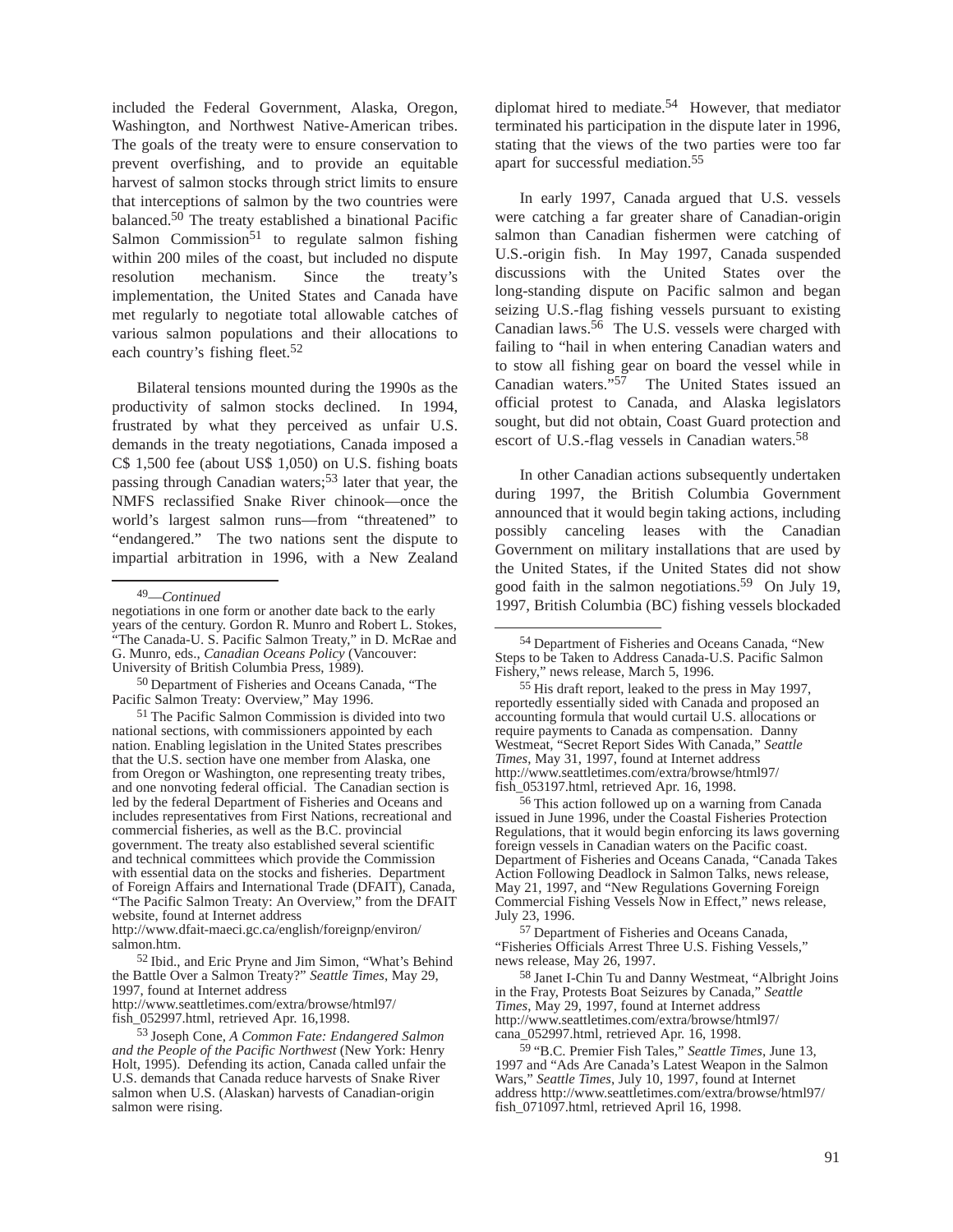included the Federal Government, Alaska, Oregon, Washington, and Northwest Native-American tribes. The goals of the treaty were to ensure conservation to prevent overfishing, and to provide an equitable harvest of salmon stocks through strict limits to ensure that interceptions of salmon by the two countries were balanced.[50] The treaty established a binational Pacific Salmon Commission[51] to regulate salmon fishing within 200 miles of the coast, but included no dispute resolution mechanism. Since the treaty's implementation, the United States and Canada have met regularly to negotiate total allowable catches of various salmon populations and their allocations to each country's fishing fleet.[52]

Bilateral tensions mounted during the 1990s as the productivity of salmon stocks declined. In 1994, frustrated by what they perceived as unfair U.S. demands in the treaty negotiations, Canada imposed a C$ 1,500 fee (about US$ 1,050) on U.S. fishing boats passing through Canadian waters;[53] later that year, the NMFS reclassified Snake River chinook—once the world's largest salmon runs—from "threatened" to "endangered." The two nations sent the dispute to impartial arbitration in 1996, with a New Zealand diplomat hired to mediate.[54] However, that mediator terminated his participation in the dispute later in 1996, stating that the views of the two parties were too far apart for successful mediation.[55]

In early 1997, Canada argued that U.S. vessels were catching a far greater share of Canadian-origin salmon than Canadian fishermen were catching of U.S.-origin fish. In May 1997, Canada suspended discussions with the United States over the long-standing dispute on Pacific salmon and began seizing U.S.-flag fishing vessels pursuant to existing Canadian laws.[56] The U.S. vessels were charged with failing to "hail in when entering Canadian waters and to stow all fishing gear on board the vessel while in Canadian waters."[57] The United States issued an official protest to Canada, and Alaska legislators sought, but did not obtain, Coast Guard protection and escort of U.S.-flag vessels in Canadian waters.[58]

In other Canadian actions subsequently undertaken during 1997, the British Columbia Government announced that it would begin taking actions, including possibly canceling leases with the Canadian Government on military installations that are used by the United States, if the United States did not show good faith in the salmon negotiations.[59] On July 19, 1997, British Columbia (BC) fishing vessels blockaded

---

[49]—*Continued* negotiations in one form or another date back to the early years of the century. Gordon R. Munro and Robert L. Stokes, "The Canada-U. S. Pacific Salmon Treaty," in D. McRae and G. Munro, eds., *Canadian Oceans Policy* (Vancouver: University of British Columbia Press, 1989).

[50] Department of Fisheries and Oceans Canada, "The Pacific Salmon Treaty: Overview," May 1996.

[51] The Pacific Salmon Commission is divided into two national sections, with commissioners appointed by each nation. Enabling legislation in the United States prescribes that the U.S. section have one member from Alaska, one from Oregon or Washington, one representing treaty tribes, and one nonvoting federal official. The Canadian section is led by the federal Department of Fisheries and Oceans and includes representatives from First Nations, recreational and commercial fisheries, as well as the B.C. provincial government. The treaty also established several scientific and technical committees which provide the Commission with essential data on the stocks and fisheries. Department of Foreign Affairs and International Trade (DFAIT), Canada, "The Pacific Salmon Treaty: An Overview," from the DFAIT website, found at Internet address http://www.dfait-maeci.gc.ca/english/foreignp/environ/salmon.htm.

[52] Ibid., and Eric Pryne and Jim Simon, "What's Behind the Battle Over a Salmon Treaty?" *Seattle Times*, May 29, 1997, found at Internet address http://www.seattletimes.com/extra/browse/html97/fish_052997.html, retrieved Apr. 16,1998.

[53] Joseph Cone, *A Common Fate: Endangered Salmon and the People of the Pacific Northwest* (New York: Henry Holt, 1995). Defending its action, Canada called unfair the U.S. demands that Canada reduce harvests of Snake River salmon when U.S. (Alaskan) harvests of Canadian-origin salmon were rising.

[54] Department of Fisheries and Oceans Canada, "New Steps to be Taken to Address Canada-U.S. Pacific Salmon Fishery," news release, March 5, 1996.

[55] His draft report, leaked to the press in May 1997, reportedly essentially sided with Canada and proposed an accounting formula that would curtail U.S. allocations or require payments to Canada as compensation. Danny Westmeat, "Secret Report Sides With Canada," *Seattle Times*, May 31, 1997, found at Internet address http://www.seattletimes.com/extra/browse/html97/fish_053197.html, retrieved Apr. 16, 1998.

[56] This action followed up on a warning from Canada issued in June 1996, under the Coastal Fisheries Protection Regulations, that it would begin enforcing its laws governing foreign vessels in Canadian waters on the Pacific coast. Department of Fisheries and Oceans Canada, "Canada Takes Action Following Deadlock in Salmon Talks, news release, May 21, 1997, and "New Regulations Governing Foreign Commercial Fishing Vessels Now in Effect," news release, July 23, 1996.

[57] Department of Fisheries and Oceans Canada, "Fisheries Officials Arrest Three U.S. Fishing Vessels," news release, May 26, 1997.

[58] Janet I-Chin Tu and Danny Westmeat, "Albright Joins in the Fray, Protests Boat Seizures by Canada," *Seattle Times*, May 29, 1997, found at Internet address http://www.seattletimes.com/extra/browse/html97/cana_052997.html, retrieved Apr. 16, 1998.

[59] "B.C. Premier Fish Tales," *Seattle Times*, June 13, 1997 and "Ads Are Canada's Latest Weapon in the Salmon Wars," *Seattle Times*, July 10, 1997, found at Internet address http://www.seattletimes.com/extra/browse/html97/fish_071097.html, retrieved April 16, 1998.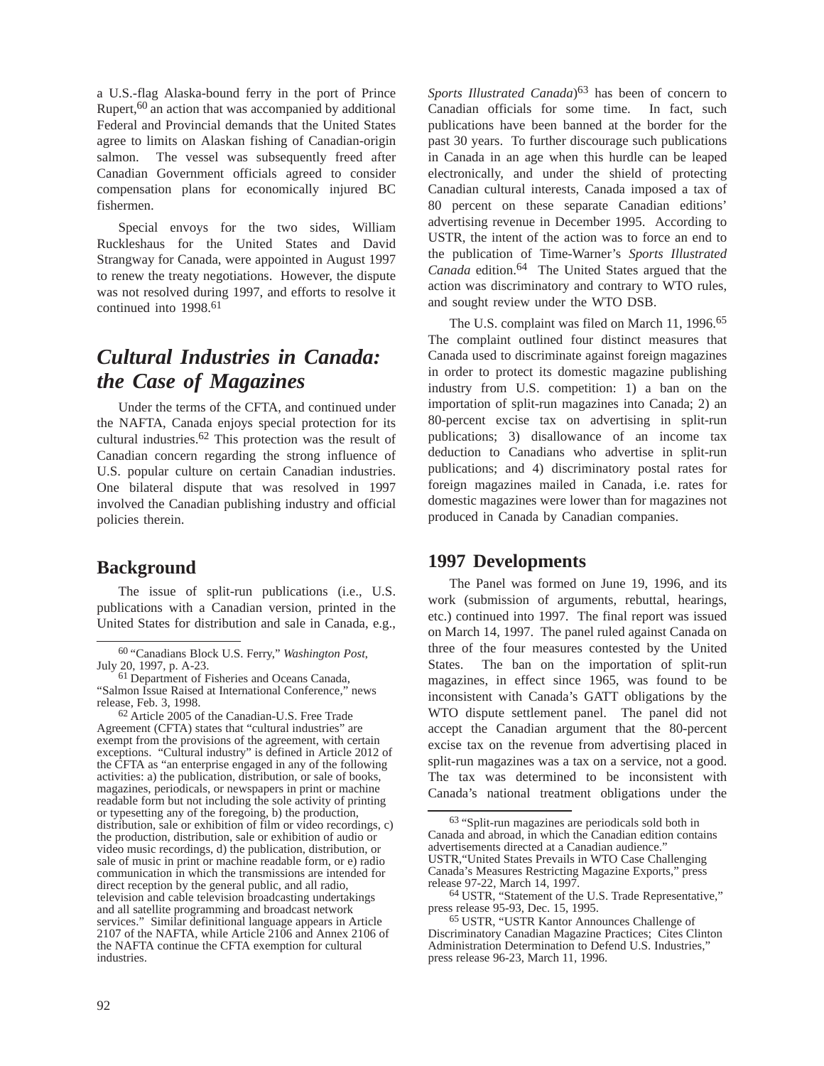a U.S.-flag Alaska-bound ferry in the port of Prince Rupert,[60] an action that was accompanied by additional Federal and Provincial demands that the United States agree to limits on Alaskan fishing of Canadian-origin salmon. The vessel was subsequently freed after Canadian Government officials agreed to consider compensation plans for economically injured BC fishermen.

Special envoys for the two sides, William Ruckleshaus for the United States and David Strangway for Canada, were appointed in August 1997 to renew the treaty negotiations. However, the dispute was not resolved during 1997, and efforts to resolve it continued into 1998.[61]

## *Cultural Industries in Canada: the Case of Magazines*

Under the terms of the CFTA, and continued under the NAFTA, Canada enjoys special protection for its cultural industries.[62] This protection was the result of Canadian concern regarding the strong influence of U.S. popular culture on certain Canadian industries. One bilateral dispute that was resolved in 1997 involved the Canadian publishing industry and official policies therein.

### Background

The issue of split-run publications (i.e., U.S. publications with a Canadian version, printed in the United States for distribution and sale in Canada, e.g., *Sports Illustrated Canada*)[63] has been of concern to Canadian officials for some time. In fact, such publications have been banned at the border for the past 30 years. To further discourage such publications in Canada in an age when this hurdle can be leaped electronically, and under the shield of protecting Canadian cultural interests, Canada imposed a tax of 80 percent on these separate Canadian editions' advertising revenue in December 1995. According to USTR, the intent of the action was to force an end to the publication of Time-Warner's *Sports Illustrated Canada* edition.[64] The United States argued that the action was discriminatory and contrary to WTO rules, and sought review under the WTO DSB.

The U.S. complaint was filed on March 11, 1996.[65] The complaint outlined four distinct measures that Canada used to discriminate against foreign magazines in order to protect its domestic magazine publishing industry from U.S. competition: 1) a ban on the importation of split-run magazines into Canada; 2) an 80-percent excise tax on advertising in split-run publications; 3) disallowance of an income tax deduction to Canadians who advertise in split-run publications; and 4) discriminatory postal rates for foreign magazines mailed in Canada, i.e. rates for domestic magazines were lower than for magazines not produced in Canada by Canadian companies.

### 1997 Developments

The Panel was formed on June 19, 1996, and its work (submission of arguments, rebuttal, hearings, etc.) continued into 1997. The final report was issued on March 14, 1997. The panel ruled against Canada on three of the four measures contested by the United States. The ban on the importation of split-run magazines, in effect since 1965, was found to be inconsistent with Canada's GATT obligations by the WTO dispute settlement panel. The panel did not accept the Canadian argument that the 80-percent excise tax on the revenue from advertising placed in split-run magazines was a tax on a service, not a good. The tax was determined to be inconsistent with Canada's national treatment obligations under the

---

[60] "Canadians Block U.S. Ferry," *Washington Post*, July 20, 1997, p. A-23.

[61] Department of Fisheries and Oceans Canada, "Salmon Issue Raised at International Conference," news release, Feb. 3, 1998.

[62] Article 2005 of the Canadian-U.S. Free Trade Agreement (CFTA) states that "cultural industries" are exempt from the provisions of the agreement, with certain exceptions. "Cultural industry" is defined in Article 2012 of the CFTA as "an enterprise engaged in any of the following activities: a) the publication, distribution, or sale of books, magazines, periodicals, or newspapers in print or machine readable form but not including the sole activity of printing or typesetting any of the foregoing, b) the production, distribution, sale or exhibition of film or video recordings, c) the production, distribution, sale or exhibition of audio or video music recordings, d) the publication, distribution, or sale of music in print or machine readable form, or e) radio communication in which the transmissions are intended for direct reception by the general public, and all radio, television and cable television broadcasting undertakings and all satellite programming and broadcast network services." Similar definitional language appears in Article 2107 of the NAFTA, while Article 2106 and Annex 2106 of the NAFTA continue the CFTA exemption for cultural industries.

[63] "Split-run magazines are periodicals sold both in Canada and abroad, in which the Canadian edition contains advertisements directed at a Canadian audience." USTR,"United States Prevails in WTO Case Challenging Canada's Measures Restricting Magazine Exports," press release 97-22, March 14, 1997.

[64] USTR, "Statement of the U.S. Trade Representative," press release 95-93, Dec. 15, 1995.

[65] USTR, "USTR Kantor Announces Challenge of Discriminatory Canadian Magazine Practices; Cites Clinton Administration Determination to Defend U.S. Industries," press release 96-23, March 11, 1996.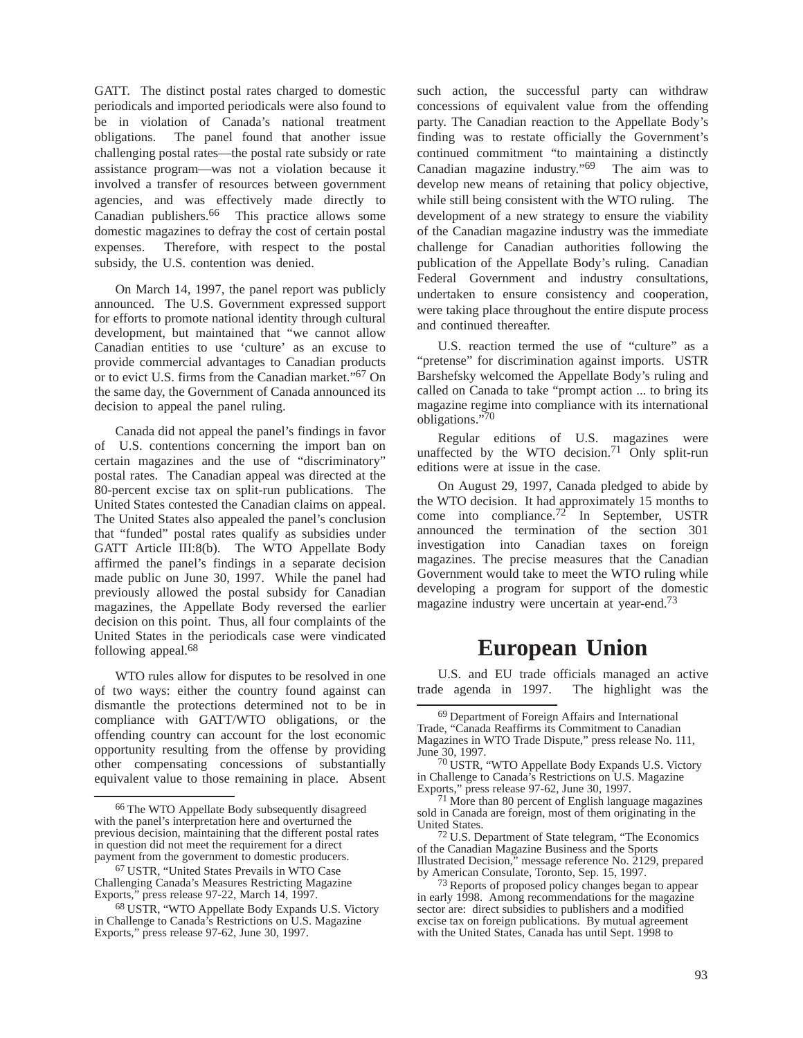GATT. The distinct postal rates charged to domestic periodicals and imported periodicals were also found to be in violation of Canada's national treatment obligations. The panel found that another issue challenging postal rates—the postal rate subsidy or rate assistance program—was not a violation because it involved a transfer of resources between government agencies, and was effectively made directly to Canadian publishers.[66] This practice allows some domestic magazines to defray the cost of certain postal expenses. Therefore, with respect to the postal subsidy, the U.S. contention was denied.

On March 14, 1997, the panel report was publicly announced. The U.S. Government expressed support for efforts to promote national identity through cultural development, but maintained that "we cannot allow Canadian entities to use 'culture' as an excuse to provide commercial advantages to Canadian products or to evict U.S. firms from the Canadian market."[67] On the same day, the Government of Canada announced its decision to appeal the panel ruling.

Canada did not appeal the panel's findings in favor of U.S. contentions concerning the import ban on certain magazines and the use of "discriminatory" postal rates. The Canadian appeal was directed at the 80-percent excise tax on split-run publications. The United States contested the Canadian claims on appeal. The United States also appealed the panel's conclusion that "funded" postal rates qualify as subsidies under GATT Article III:8(b). The WTO Appellate Body affirmed the panel's findings in a separate decision made public on June 30, 1997. While the panel had previously allowed the postal subsidy for Canadian magazines, the Appellate Body reversed the earlier decision on this point. Thus, all four complaints of the United States in the periodicals case were vindicated following appeal.[68]

WTO rules allow for disputes to be resolved in one of two ways: either the country found against can dismantle the protections determined not to be in compliance with GATT/WTO obligations, or the offending country can account for the lost economic opportunity resulting from the offense by providing other compensating concessions of substantially equivalent value to those remaining in place. Absent such action, the successful party can withdraw concessions of equivalent value from the offending party. The Canadian reaction to the Appellate Body's finding was to restate officially the Government's continued commitment "to maintaining a distinctly Canadian magazine industry."[69] The aim was to develop new means of retaining that policy objective, while still being consistent with the WTO ruling. The development of a new strategy to ensure the viability of the Canadian magazine industry was the immediate challenge for Canadian authorities following the publication of the Appellate Body's ruling. Canadian Federal Government and industry consultations, undertaken to ensure consistency and cooperation, were taking place throughout the entire dispute process and continued thereafter.

U.S. reaction termed the use of "culture" as a "pretense" for discrimination against imports. USTR Barshefsky welcomed the Appellate Body's ruling and called on Canada to take "prompt action ... to bring its magazine regime into compliance with its international obligations."[70]

Regular editions of U.S. magazines were unaffected by the WTO decision.[71] Only split-run editions were at issue in the case.

On August 29, 1997, Canada pledged to abide by the WTO decision. It had approximately 15 months to come into compliance.[72] In September, USTR announced the termination of the section 301 investigation into Canadian taxes on foreign magazines. The precise measures that the Canadian Government would take to meet the WTO ruling while developing a program for support of the domestic magazine industry were uncertain at year-end.[73]

# European Union

U.S. and EU trade officials managed an active trade agenda in 1997. The highlight was the

---

[66] The WTO Appellate Body subsequently disagreed with the panel's interpretation here and overturned the previous decision, maintaining that the different postal rates in question did not meet the requirement for a direct payment from the government to domestic producers.

[67] USTR, "United States Prevails in WTO Case Challenging Canada's Measures Restricting Magazine Exports," press release 97-22, March 14, 1997.

[68] USTR, "WTO Appellate Body Expands U.S. Victory in Challenge to Canada's Restrictions on U.S. Magazine Exports," press release 97-62, June 30, 1997.

[69] Department of Foreign Affairs and International Trade, "Canada Reaffirms its Commitment to Canadian Magazines in WTO Trade Dispute," press release No. 111, June 30, 1997.

[70] USTR, "WTO Appellate Body Expands U.S. Victory in Challenge to Canada's Restrictions on U.S. Magazine Exports," press release 97-62, June 30, 1997.

[71] More than 80 percent of English language magazines sold in Canada are foreign, most of them originating in the United States.

[72] U.S. Department of State telegram, "The Economics of the Canadian Magazine Business and the Sports Illustrated Decision," message reference No. 2129, prepared by American Consulate, Toronto, Sep. 15, 1997.

[73] Reports of proposed policy changes began to appear in early 1998. Among recommendations for the magazine sector are: direct subsidies to publishers and a modified excise tax on foreign publications. By mutual agreement with the United States, Canada has until Sept. 1998 to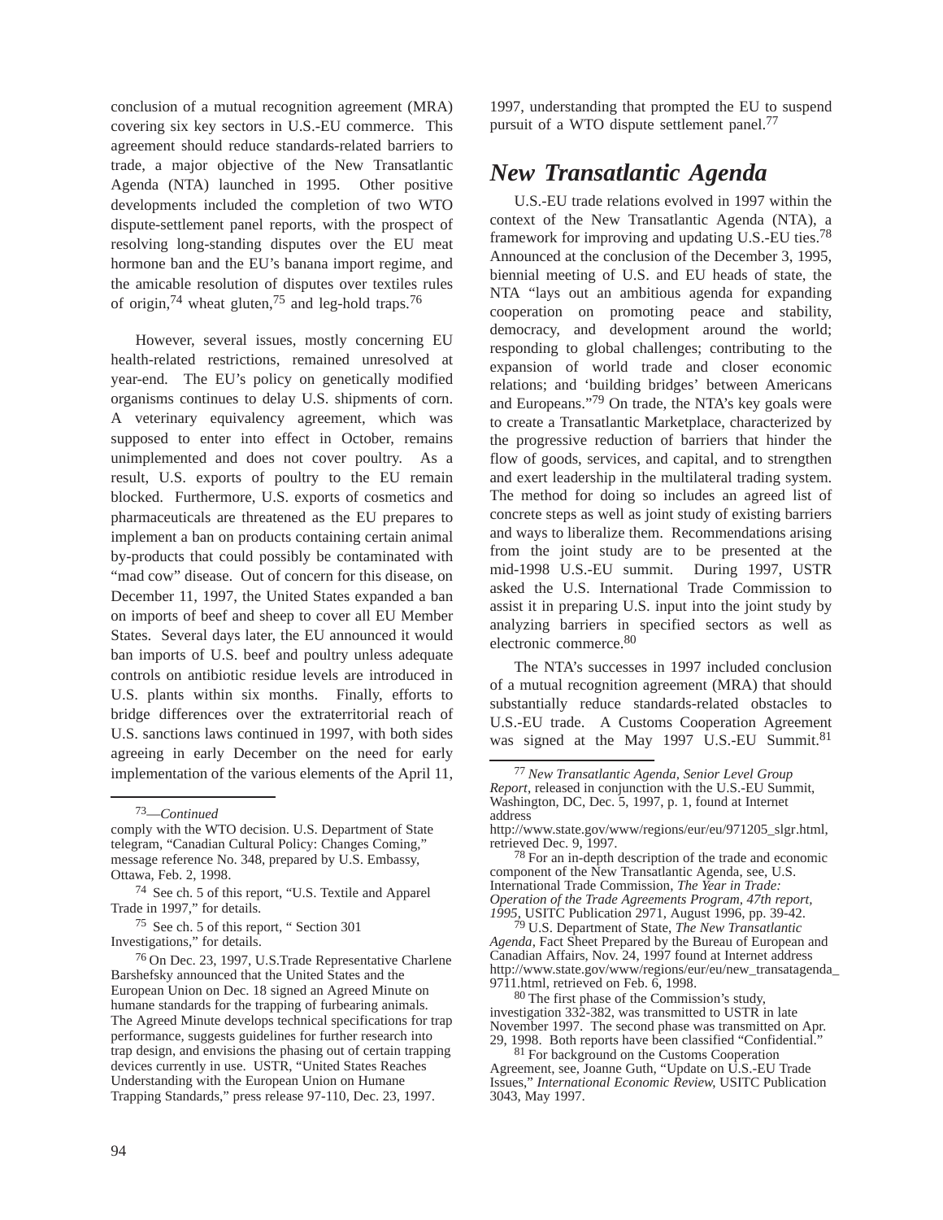conclusion of a mutual recognition agreement (MRA) covering six key sectors in U.S.-EU commerce. This agreement should reduce standards-related barriers to trade, a major objective of the New Transatlantic Agenda (NTA) launched in 1995. Other positive developments included the completion of two WTO dispute-settlement panel reports, with the prospect of resolving long-standing disputes over the EU meat hormone ban and the EU's banana import regime, and the amicable resolution of disputes over textiles rules of origin,[74] wheat gluten,[75] and leg-hold traps.[76]

However, several issues, mostly concerning EU health-related restrictions, remained unresolved at year-end. The EU's policy on genetically modified organisms continues to delay U.S. shipments of corn. A veterinary equivalency agreement, which was supposed to enter into effect in October, remains unimplemented and does not cover poultry. As a result, U.S. exports of poultry to the EU remain blocked. Furthermore, U.S. exports of cosmetics and pharmaceuticals are threatened as the EU prepares to implement a ban on products containing certain animal by-products that could possibly be contaminated with "mad cow" disease. Out of concern for this disease, on December 11, 1997, the United States expanded a ban on imports of beef and sheep to cover all EU Member States. Several days later, the EU announced it would ban imports of U.S. beef and poultry unless adequate controls on antibiotic residue levels are introduced in U.S. plants within six months. Finally, efforts to bridge differences over the extraterritorial reach of U.S. sanctions laws continued in 1997, with both sides agreeing in early December on the need for early implementation of the various elements of the April 11, 1997, understanding that prompted the EU to suspend pursuit of a WTO dispute settlement panel.[77]

## *New Transatlantic Agenda*

U.S.-EU trade relations evolved in 1997 within the context of the New Transatlantic Agenda (NTA), a framework for improving and updating U.S.-EU ties.[78] Announced at the conclusion of the December 3, 1995, biennial meeting of U.S. and EU heads of state, the NTA "lays out an ambitious agenda for expanding cooperation on promoting peace and stability, democracy, and development around the world; responding to global challenges; contributing to the expansion of world trade and closer economic relations; and 'building bridges' between Americans and Europeans."[79] On trade, the NTA's key goals were to create a Transatlantic Marketplace, characterized by the progressive reduction of barriers that hinder the flow of goods, services, and capital, and to strengthen and exert leadership in the multilateral trading system. The method for doing so includes an agreed list of concrete steps as well as joint study of existing barriers and ways to liberalize them. Recommendations arising from the joint study are to be presented at the mid-1998 U.S.-EU summit. During 1997, USTR asked the U.S. International Trade Commission to assist it in preparing U.S. input into the joint study by analyzing barriers in specified sectors as well as electronic commerce.[80]

The NTA's successes in 1997 included conclusion of a mutual recognition agreement (MRA) that should substantially reduce standards-related obstacles to U.S.-EU trade. A Customs Cooperation Agreement was signed at the May 1997 U.S.-EU Summit.[81]

---

[73]—*Continued*

comply with the WTO decision. U.S. Department of State telegram, "Canadian Cultural Policy: Changes Coming," message reference No. 348, prepared by U.S. Embassy, Ottawa, Feb. 2, 1998.

[74] See ch. 5 of this report, "U.S. Textile and Apparel Trade in 1997," for details.

[75] See ch. 5 of this report, " Section 301 Investigations," for details.

[76] On Dec. 23, 1997, U.S.Trade Representative Charlene Barshefsky announced that the United States and the European Union on Dec. 18 signed an Agreed Minute on humane standards for the trapping of furbearing animals. The Agreed Minute develops technical specifications for trap performance, suggests guidelines for further research into trap design, and envisions the phasing out of certain trapping devices currently in use. USTR, "United States Reaches Understanding with the European Union on Humane Trapping Standards," press release 97-110, Dec. 23, 1997.

[77] *New Transatlantic Agenda, Senior Level Group Report*, released in conjunction with the U.S.-EU Summit, Washington, DC, Dec. 5, 1997, p. 1, found at Internet address http://www.state.gov/www/regions/eur/eu/971205_slgr.html, retrieved Dec. 9, 1997.

[78] For an in-depth description of the trade and economic component of the New Transatlantic Agenda, see, U.S. International Trade Commission, *The Year in Trade: Operation of the Trade Agreements Program, 47th report, 1995*, USITC Publication 2971, August 1996, pp. 39-42.

[79] U.S. Department of State, *The New Transatlantic Agenda*, Fact Sheet Prepared by the Bureau of European and Canadian Affairs, Nov. 24, 1997 found at Internet address http://www.state.gov/www/regions/eur/eu/new_transatagenda_9711.html, retrieved on Feb. 6, 1998.

[80] The first phase of the Commission's study, investigation 332-382, was transmitted to USTR in late November 1997. The second phase was transmitted on Apr. 29, 1998. Both reports have been classified "Confidential."

[81] For background on the Customs Cooperation Agreement, see, Joanne Guth, "Update on U.S.-EU Trade Issues," *International Economic Review*, USITC Publication 3043, May 1997.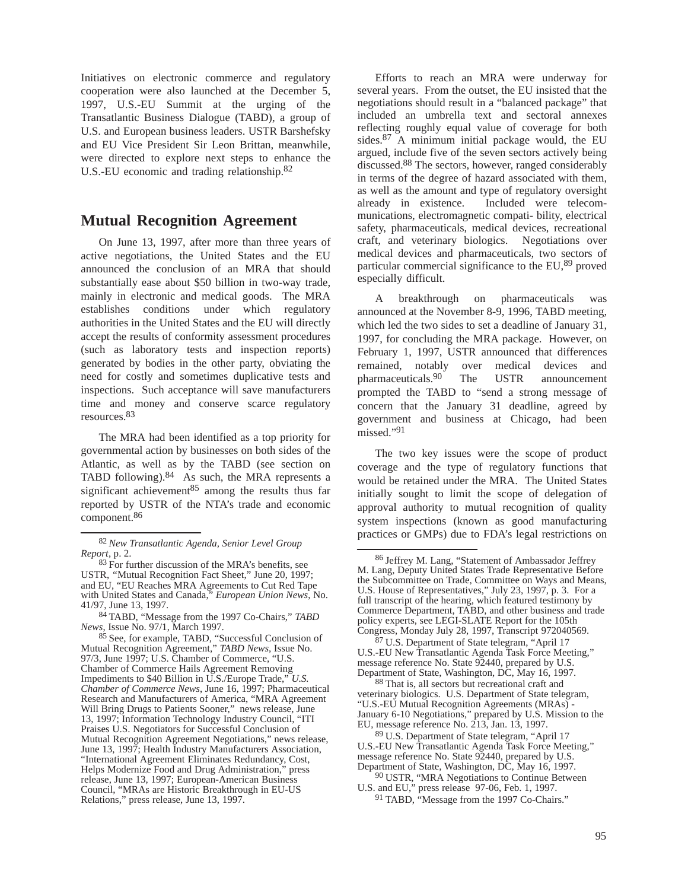Initiatives on electronic commerce and regulatory cooperation were also launched at the December 5, 1997, U.S.-EU Summit at the urging of the Transatlantic Business Dialogue (TABD), a group of U.S. and European business leaders. USTR Barshefsky and EU Vice President Sir Leon Brittan, meanwhile, were directed to explore next steps to enhance the U.S.-EU economic and trading relationship.[82]

## Mutual Recognition Agreement

On June 13, 1997, after more than three years of active negotiations, the United States and the EU announced the conclusion of an MRA that should substantially ease about $50 billion in two-way trade, mainly in electronic and medical goods. The MRA establishes conditions under which regulatory authorities in the United States and the EU will directly accept the results of conformity assessment procedures (such as laboratory tests and inspection reports) generated by bodies in the other party, obviating the need for costly and sometimes duplicative tests and inspections. Such acceptance will save manufacturers time and money and conserve scarce regulatory resources.[83]

The MRA had been identified as a top priority for governmental action by businesses on both sides of the Atlantic, as well as by the TABD (see section on TABD following).[84] As such, the MRA represents a significant achievement[85] among the results thus far reported by USTR of the NTA's trade and economic component.[86]

Efforts to reach an MRA were underway for several years. From the outset, the EU insisted that the negotiations should result in a "balanced package" that included an umbrella text and sectoral annexes reflecting roughly equal value of coverage for both sides.[87] A minimum initial package would, the EU argued, include five of the seven sectors actively being discussed.[88] The sectors, however, ranged considerably in terms of the degree of hazard associated with them, as well as the amount and type of regulatory oversight already in existence. Included were telecommunications, electromagnetic compati- bility, electrical safety, pharmaceuticals, medical devices, recreational craft, and veterinary biologics. Negotiations over medical devices and pharmaceuticals, two sectors of particular commercial significance to the EU,[89] proved especially difficult.

A breakthrough on pharmaceuticals was announced at the November 8-9, 1996, TABD meeting, which led the two sides to set a deadline of January 31, 1997, for concluding the MRA package. However, on February 1, 1997, USTR announced that differences remained, notably over medical devices and pharmaceuticals.[90] The USTR announcement prompted the TABD to "send a strong message of concern that the January 31 deadline, agreed by government and business at Chicago, had been missed."[91]

The two key issues were the scope of product coverage and the type of regulatory functions that would be retained under the MRA. The United States initially sought to limit the scope of delegation of approval authority to mutual recognition of quality system inspections (known as good manufacturing practices or GMPs) due to FDA's legal restrictions on

---

[82] *New Transatlantic Agenda, Senior Level Group Report*, p. 2.

[83] For further discussion of the MRA's benefits, see USTR, "Mutual Recognition Fact Sheet," June 20, 1997; and EU, "EU Reaches MRA Agreements to Cut Red Tape with United States and Canada," *European Union News*, No. 41/97, June 13, 1997.

[84] TABD, "Message from the 1997 Co-Chairs," *TABD News*, Issue No. 97/1, March 1997.

[85] See, for example, TABD, "Successful Conclusion of Mutual Recognition Agreement," *TABD News*, Issue No. 97/3, June 1997; U.S. Chamber of Commerce, "U.S. Chamber of Commerce Hails Agreement Removing Impediments to $40 Billion in U.S./Europe Trade," *U.S. Chamber of Commerce News*, June 16, 1997; Pharmaceutical Research and Manufacturers of America, "MRA Agreement Will Bring Drugs to Patients Sooner," news release, June 13, 1997; Information Technology Industry Council, "ITI Praises U.S. Negotiators for Successful Conclusion of Mutual Recognition Agreement Negotiations," news release, June 13, 1997; Health Industry Manufacturers Association, "International Agreement Eliminates Redundancy, Cost, Helps Modernize Food and Drug Administration," press release, June 13, 1997; European-American Business Council, "MRAs are Historic Breakthrough in EU-US Relations," press release, June 13, 1997.

[86] Jeffrey M. Lang, "Statement of Ambassador Jeffrey M. Lang, Deputy United States Trade Representative Before the Subcommittee on Trade, Committee on Ways and Means, U.S. House of Representatives," July 23, 1997, p. 3. For a full transcript of the hearing, which featured testimony by Commerce Department, TABD, and other business and trade policy experts, see LEGI-SLATE Report for the 105th Congress, Monday July 28, 1997, Transcript 972040569.

[87] U.S. Department of State telegram, "April 17 U.S.-EU New Transatlantic Agenda Task Force Meeting," message reference No. State 92440, prepared by U.S. Department of State, Washington, DC, May 16, 1997.

[88] That is, all sectors but recreational craft and veterinary biologics. U.S. Department of State telegram, "U.S.-EU Mutual Recognition Agreements (MRAs) - January 6-10 Negotiations," prepared by U.S. Mission to the EU, message reference No. 213, Jan. 13, 1997.

[89] U.S. Department of State telegram, "April 17 U.S.-EU New Transatlantic Agenda Task Force Meeting," message reference No. State 92440, prepared by U.S. Department of State, Washington, DC, May 16, 1997.

[90] USTR, "MRA Negotiations to Continue Between U.S. and EU," press release 97-06, Feb. 1, 1997.

[91] TABD, "Message from the 1997 Co-Chairs."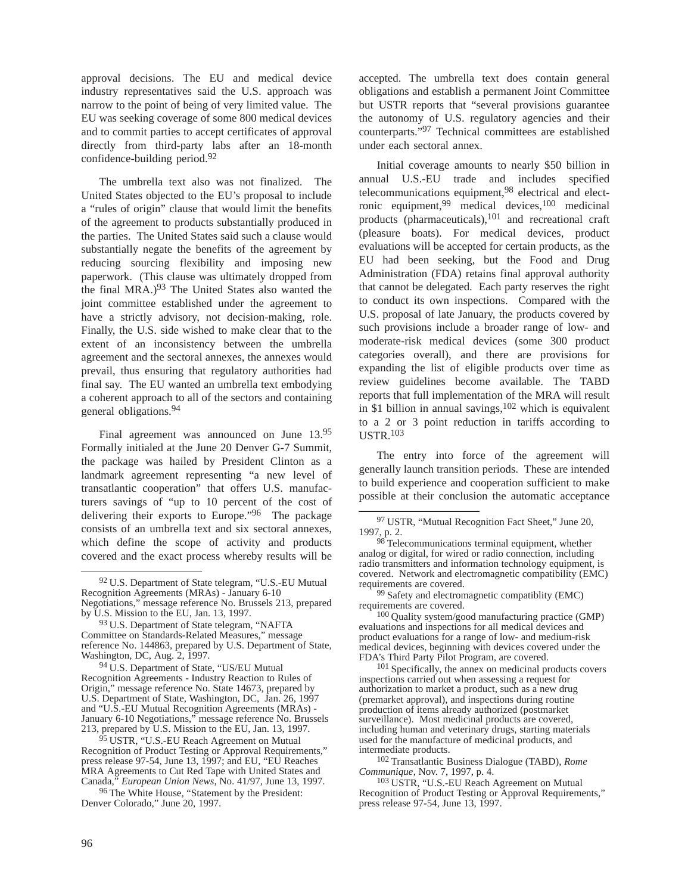approval decisions. The EU and medical device industry representatives said the U.S. approach was narrow to the point of being of very limited value. The EU was seeking coverage of some 800 medical devices and to commit parties to accept certificates of approval directly from third-party labs after an 18-month confidence-building period.[92]

The umbrella text also was not finalized. The United States objected to the EU's proposal to include a "rules of origin" clause that would limit the benefits of the agreement to products substantially produced in the parties. The United States said such a clause would substantially negate the benefits of the agreement by reducing sourcing flexibility and imposing new paperwork. (This clause was ultimately dropped from the final MRA.)[93] The United States also wanted the joint committee established under the agreement to have a strictly advisory, not decision-making, role. Finally, the U.S. side wished to make clear that to the extent of an inconsistency between the umbrella agreement and the sectoral annexes, the annexes would prevail, thus ensuring that regulatory authorities had final say. The EU wanted an umbrella text embodying a coherent approach to all of the sectors and containing general obligations.[94]

Final agreement was announced on June 13.[95] Formally initialed at the June 20 Denver G-7 Summit, the package was hailed by President Clinton as a landmark agreement representing "a new level of transatlantic cooperation" that offers U.S. manufacturers savings of "up to 10 percent of the cost of delivering their exports to Europe."[96] The package consists of an umbrella text and six sectoral annexes, which define the scope of activity and products covered and the exact process whereby results will be accepted. The umbrella text does contain general obligations and establish a permanent Joint Committee but USTR reports that "several provisions guarantee the autonomy of U.S. regulatory agencies and their counterparts."[97] Technical committees are established under each sectoral annex.

Initial coverage amounts to nearly $50 billion in annual U.S.-EU trade and includes specified telecommunications equipment,[98] electrical and electronic equipment,[99] medical devices,[100] medicinal products (pharmaceuticals),[101] and recreational craft (pleasure boats). For medical devices, product evaluations will be accepted for certain products, as the EU had been seeking, but the Food and Drug Administration (FDA) retains final approval authority that cannot be delegated. Each party reserves the right to conduct its own inspections. Compared with the U.S. proposal of late January, the products covered by such provisions include a broader range of low- and moderate-risk medical devices (some 300 product categories overall), and there are provisions for expanding the list of eligible products over time as review guidelines become available. The TABD reports that full implementation of the MRA will result in $1 billion in annual savings,[102] which is equivalent to a 2 or 3 point reduction in tariffs according to USTR.[103]

The entry into force of the agreement will generally launch transition periods. These are intended to build experience and cooperation sufficient to make possible at their conclusion the automatic acceptance

---

[92] U.S. Department of State telegram, "U.S.-EU Mutual Recognition Agreements (MRAs) - January 6-10 Negotiations," message reference No. Brussels 213, prepared by U.S. Mission to the EU, Jan. 13, 1997.

[93] U.S. Department of State telegram, "NAFTA Committee on Standards-Related Measures," message reference No. 144863, prepared by U.S. Department of State, Washington, DC, Aug. 2, 1997.

[94] U.S. Department of State, "US/EU Mutual Recognition Agreements - Industry Reaction to Rules of Origin," message reference No. State 14673, prepared by U.S. Department of State, Washington, DC, Jan. 26, 1997 and "U.S.-EU Mutual Recognition Agreements (MRAs) - January 6-10 Negotiations," message reference No. Brussels 213, prepared by U.S. Mission to the EU, Jan. 13, 1997.

[95] USTR, "U.S.-EU Reach Agreement on Mutual Recognition of Product Testing or Approval Requirements," press release 97-54, June 13, 1997; and EU, "EU Reaches MRA Agreements to Cut Red Tape with United States and Canada," *European Union News*, No. 41/97, June 13, 1997.

[96] The White House, "Statement by the President: Denver Colorado," June 20, 1997.

[97] USTR, "Mutual Recognition Fact Sheet," June 20, 1997, p. 2.

[98] Telecommunications terminal equipment, whether analog or digital, for wired or radio connection, including radio transmitters and information technology equipment, is covered. Network and electromagnetic compatibility (EMC) requirements are covered.

[99] Safety and electromagnetic compatiblity (EMC) requirements are covered.

[100] Quality system/good manufacturing practice (GMP) evaluations and inspections for all medical devices and product evaluations for a range of low- and medium-risk medical devices, beginning with devices covered under the FDA's Third Party Pilot Program, are covered.

[101] Specifically, the annex on medicinal products covers inspections carried out when assessing a request for authorization to market a product, such as a new drug (premarket approval), and inspections during routine production of items already authorized (postmarket surveillance). Most medicinal products are covered, including human and veterinary drugs, starting materials used for the manufacture of medicinal products, and intermediate products.

[102] Transatlantic Business Dialogue (TABD), *Rome Communique*, Nov. 7, 1997, p. 4.

[103] USTR, "U.S.-EU Reach Agreement on Mutual Recognition of Product Testing or Approval Requirements," press release 97-54, June 13, 1997.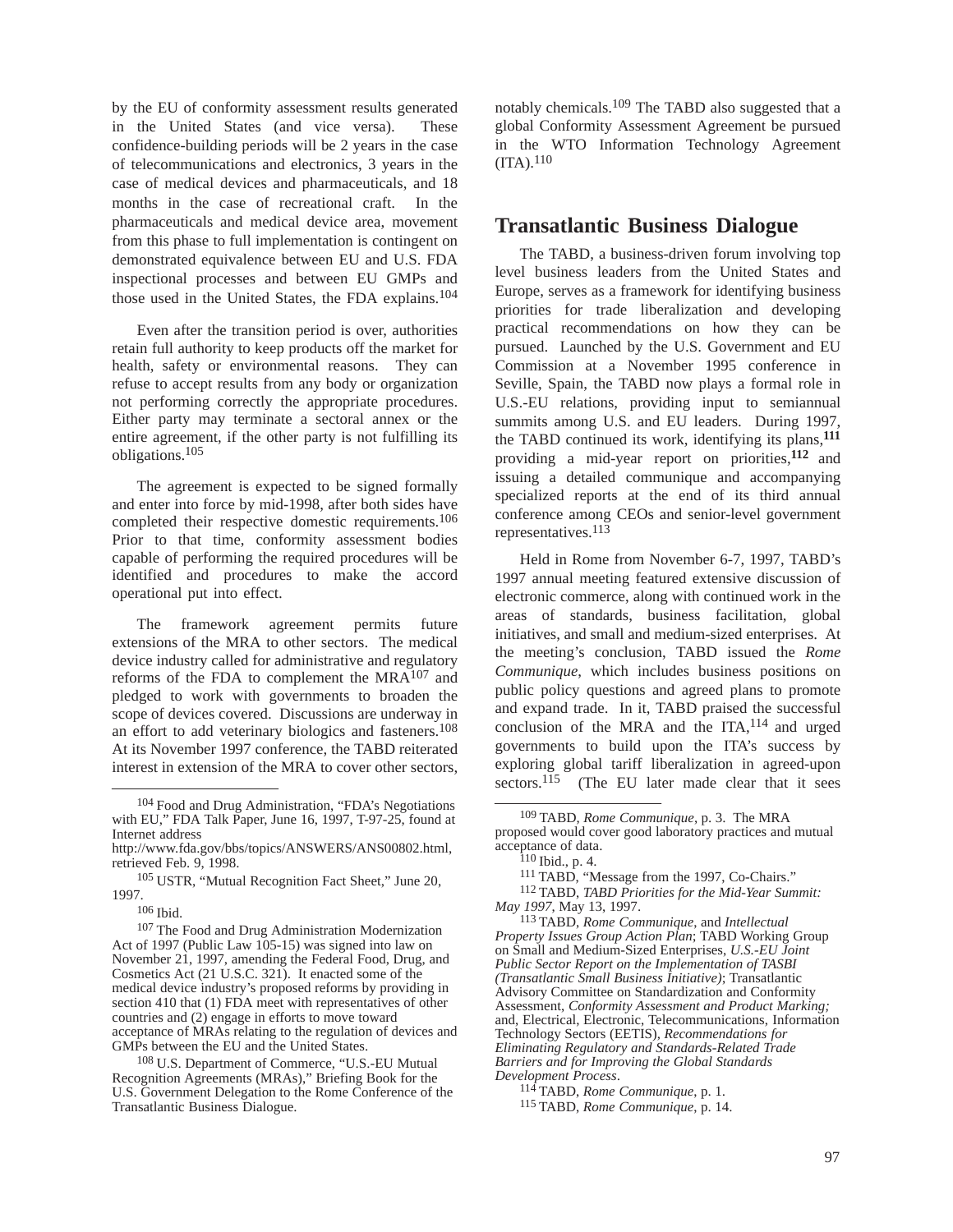by the EU of conformity assessment results generated in the United States (and vice versa). These confidence-building periods will be 2 years in the case of telecommunications and electronics, 3 years in the case of medical devices and pharmaceuticals, and 18 months in the case of recreational craft. In the pharmaceuticals and medical device area, movement from this phase to full implementation is contingent on demonstrated equivalence between EU and U.S. FDA inspectional processes and between EU GMPs and those used in the United States, the FDA explains.[104]

Even after the transition period is over, authorities retain full authority to keep products off the market for health, safety or environmental reasons. They can refuse to accept results from any body or organization not performing correctly the appropriate procedures. Either party may terminate a sectoral annex or the entire agreement, if the other party is not fulfilling its obligations.[105]

The agreement is expected to be signed formally and enter into force by mid-1998, after both sides have completed their respective domestic requirements.[106] Prior to that time, conformity assessment bodies capable of performing the required procedures will be identified and procedures to make the accord operational put into effect.

The framework agreement permits future extensions of the MRA to other sectors. The medical device industry called for administrative and regulatory reforms of the FDA to complement the MRA[107] and pledged to work with governments to broaden the scope of devices covered. Discussions are underway in an effort to add veterinary biologics and fasteners.[108] At its November 1997 conference, the TABD reiterated interest in extension of the MRA to cover other sectors, notably chemicals.[109] The TABD also suggested that a global Conformity Assessment Agreement be pursued in the WTO Information Technology Agreement (ITA).[110]

## Transatlantic Business Dialogue

The TABD, a business-driven forum involving top level business leaders from the United States and Europe, serves as a framework for identifying business priorities for trade liberalization and developing practical recommendations on how they can be pursued. Launched by the U.S. Government and EU Commission at a November 1995 conference in Seville, Spain, the TABD now plays a formal role in U.S.-EU relations, providing input to semiannual summits among U.S. and EU leaders. During 1997, the TABD continued its work, identifying its plans,[111] providing a mid-year report on priorities,[112] and issuing a detailed communique and accompanying specialized reports at the end of its third annual conference among CEOs and senior-level government representatives.[113]

Held in Rome from November 6-7, 1997, TABD's 1997 annual meeting featured extensive discussion of electronic commerce, along with continued work in the areas of standards, business facilitation, global initiatives, and small and medium-sized enterprises. At the meeting's conclusion, TABD issued the *Rome Communique*, which includes business positions on public policy questions and agreed plans to promote and expand trade. In it, TABD praised the successful conclusion of the MRA and the ITA,[114] and urged governments to build upon the ITA's success by exploring global tariff liberalization in agreed-upon sectors.[115] (The EU later made clear that it sees

---

[104] Food and Drug Administration, "FDA's Negotiations with EU," FDA Talk Paper, June 16, 1997, T-97-25, found at Internet address http://www.fda.gov/bbs/topics/ANSWERS/ANS00802.html, retrieved Feb. 9, 1998.

[105] USTR, "Mutual Recognition Fact Sheet," June 20, 1997.

[106] Ibid.

[107] The Food and Drug Administration Modernization Act of 1997 (Public Law 105-15) was signed into law on November 21, 1997, amending the Federal Food, Drug, and Cosmetics Act (21 U.S.C. 321). It enacted some of the medical device industry's proposed reforms by providing in section 410 that (1) FDA meet with representatives of other countries and (2) engage in efforts to move toward acceptance of MRAs relating to the regulation of devices and GMPs between the EU and the United States.

[108] U.S. Department of Commerce, "U.S.-EU Mutual Recognition Agreements (MRAs)," Briefing Book for the U.S. Government Delegation to the Rome Conference of the Transatlantic Business Dialogue.

[109] TABD, *Rome Communique*, p. 3. The MRA proposed would cover good laboratory practices and mutual acceptance of data.

[110] Ibid., p. 4.

[111] TABD, "Message from the 1997, Co-Chairs."

[112] TABD, *TABD Priorities for the Mid-Year Summit: May 1997*, May 13, 1997.

[113] TABD, *Rome Communique*, and *Intellectual Property Issues Group Action Plan*; TABD Working Group on Small and Medium-Sized Enterprises, *U.S.-EU Joint Public Sector Report on the Implementation of TASBI (Transatlantic Small Business Initiative)*; Transatlantic Advisory Committee on Standardization and Conformity Assessment, *Conformity Assessment and Product Marking;* and, Electrical, Electronic, Telecommunications, Information Technology Sectors (EETIS), *Recommendations for Eliminating Regulatory and Standards-Related Trade Barriers and for Improving the Global Standards Development Process*.

[114] TABD, *Rome Communique*, p. 1.

[115] TABD, *Rome Communique*, p. 14.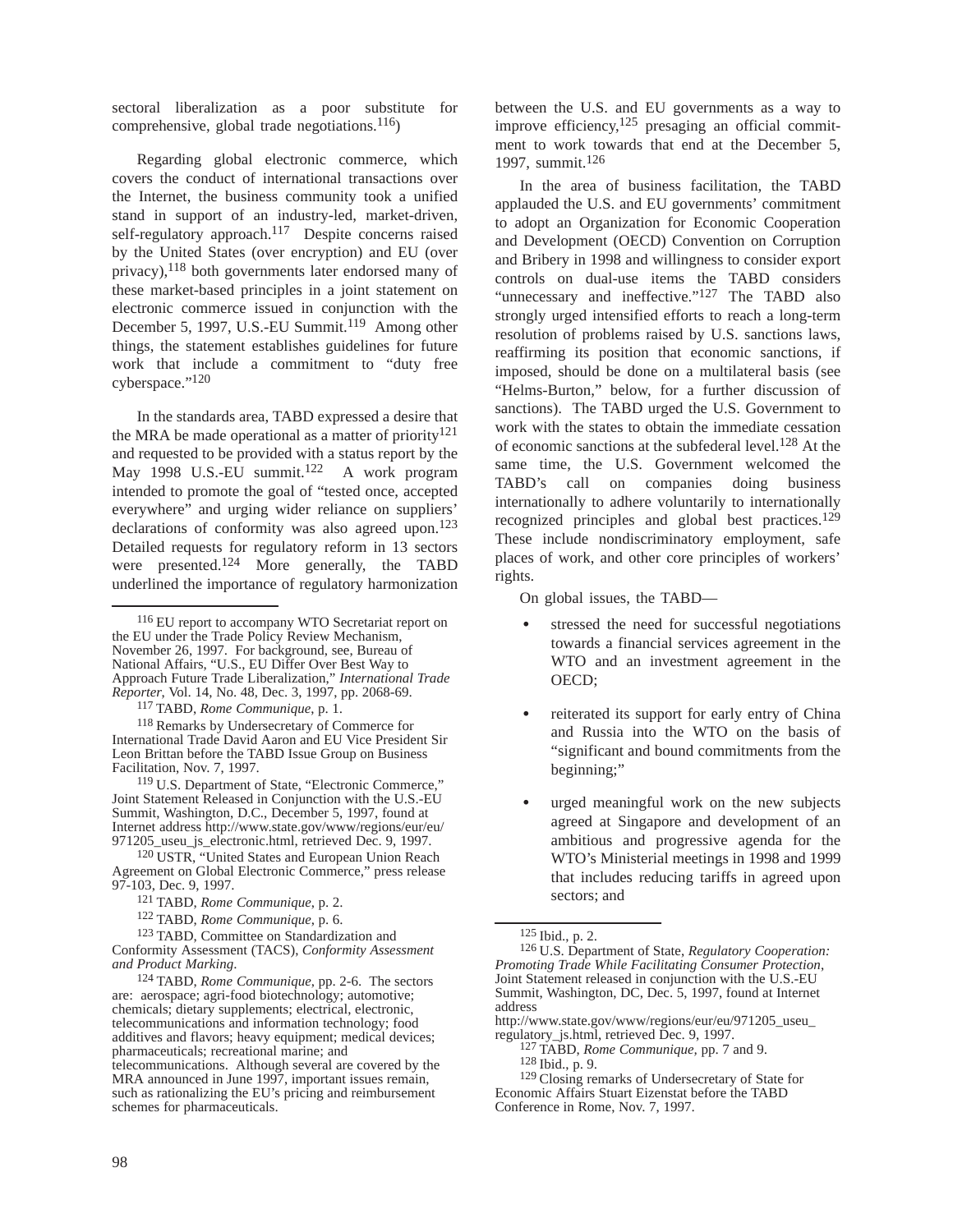sectoral liberalization as a poor substitute for comprehensive, global trade negotiations.[116])

Regarding global electronic commerce, which covers the conduct of international transactions over the Internet, the business community took a unified stand in support of an industry-led, market-driven, self-regulatory approach.[117] Despite concerns raised by the United States (over encryption) and EU (over privacy),[118] both governments later endorsed many of these market-based principles in a joint statement on electronic commerce issued in conjunction with the December 5, 1997, U.S.-EU Summit.[119] Among other things, the statement establishes guidelines for future work that include a commitment to "duty free cyberspace."[120]

In the standards area, TABD expressed a desire that the MRA be made operational as a matter of priority[121] and requested to be provided with a status report by the May 1998 U.S.-EU summit.[122] A work program intended to promote the goal of "tested once, accepted everywhere" and urging wider reliance on suppliers' declarations of conformity was also agreed upon.[123] Detailed requests for regulatory reform in 13 sectors were presented.[124] More generally, the TABD underlined the importance of regulatory harmonization between the U.S. and EU governments as a way to improve efficiency,[125] presaging an official commitment to work towards that end at the December 5, 1997, summit.[126]

In the area of business facilitation, the TABD applauded the U.S. and EU governments' commitment to adopt an Organization for Economic Cooperation and Development (OECD) Convention on Corruption and Bribery in 1998 and willingness to consider export controls on dual-use items the TABD considers "unnecessary and ineffective."[127] The TABD also strongly urged intensified efforts to reach a long-term resolution of problems raised by U.S. sanctions laws, reaffirming its position that economic sanctions, if imposed, should be done on a multilateral basis (see "Helms-Burton," below, for a further discussion of sanctions). The TABD urged the U.S. Government to work with the states to obtain the immediate cessation of economic sanctions at the subfederal level.[128] At the same time, the U.S. Government welcomed the TABD's call on companies doing business internationally to adhere voluntarily to internationally recognized principles and global best practices.[129] These include nondiscriminatory employment, safe places of work, and other core principles of workers' rights.

On global issues, the TABD—

- stressed the need for successful negotiations towards a financial services agreement in the WTO and an investment agreement in the OECD;
- reiterated its support for early entry of China and Russia into the WTO on the basis of "significant and bound commitments from the beginning;"
- urged meaningful work on the new subjects agreed at Singapore and development of an ambitious and progressive agenda for the WTO's Ministerial meetings in 1998 and 1999 that includes reducing tariffs in agreed upon sectors; and

---

[116] EU report to accompany WTO Secretariat report on the EU under the Trade Policy Review Mechanism, November 26, 1997. For background, see, Bureau of National Affairs, "U.S., EU Differ Over Best Way to Approach Future Trade Liberalization," *International Trade Reporter*, Vol. 14, No. 48, Dec. 3, 1997, pp. 2068-69.

[117] TABD, *Rome Communique*, p. 1.

[118] Remarks by Undersecretary of Commerce for International Trade David Aaron and EU Vice President Sir Leon Brittan before the TABD Issue Group on Business Facilitation, Nov. 7, 1997.

[119] U.S. Department of State, "Electronic Commerce," Joint Statement Released in Conjunction with the U.S.-EU Summit, Washington, D.C., December 5, 1997, found at Internet address http://www.state.gov/www/regions/eur/eu/971205_useu_js_electronic.html, retrieved Dec. 9, 1997.

[120] USTR, "United States and European Union Reach Agreement on Global Electronic Commerce," press release 97-103, Dec. 9, 1997.

[121] TABD, *Rome Communique*, p. 2.

[122] TABD, *Rome Communique*, p. 6.

[123] TABD, Committee on Standardization and Conformity Assessment (TACS), *Conformity Assessment and Product Marking*.

[124] TABD, *Rome Communique*, pp. 2-6. The sectors are: aerospace; agri-food biotechnology; automotive; chemicals; dietary supplements; electrical, electronic, telecommunications and information technology; food additives and flavors; heavy equipment; medical devices; pharmaceuticals; recreational marine; and telecommunications. Although several are covered by the MRA announced in June 1997, important issues remain, such as rationalizing the EU's pricing and reimbursement schemes for pharmaceuticals.

[125] Ibid., p. 2.

[126] U.S. Department of State, *Regulatory Cooperation: Promoting Trade While Facilitating Consumer Protection*, Joint Statement released in conjunction with the U.S.-EU Summit, Washington, DC, Dec. 5, 1997, found at Internet address http://www.state.gov/www/regions/eur/eu/971205_useu_regulatory_js.html, retrieved Dec. 9, 1997.

[127] TABD, *Rome Communique*, pp. 7 and 9.

[128] Ibid., p. 9.

[129] Closing remarks of Undersecretary of State for Economic Affairs Stuart Eizenstat before the TABD Conference in Rome, Nov. 7, 1997.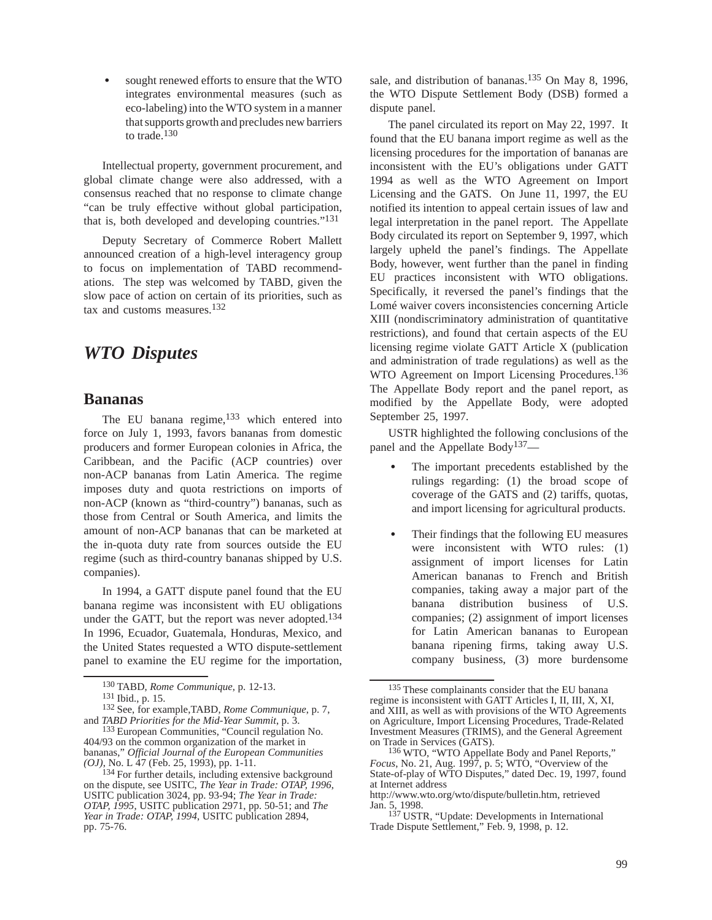- sought renewed efforts to ensure that the WTO integrates environmental measures (such as eco-labeling) into the WTO system in a manner that supports growth and precludes new barriers to trade.[130]

Intellectual property, government procurement, and global climate change were also addressed, with a consensus reached that no response to climate change "can be truly effective without global participation, that is, both developed and developing countries."[131]

Deputy Secretary of Commerce Robert Mallett announced creation of a high-level interagency group to focus on implementation of TABD recommendations. The step was welcomed by TABD, given the slow pace of action on certain of its priorities, such as tax and customs measures.[132]

# *WTO Disputes*

## Bananas

The EU banana regime,[133] which entered into force on July 1, 1993, favors bananas from domestic producers and former European colonies in Africa, the Caribbean, and the Pacific (ACP countries) over non-ACP bananas from Latin America. The regime imposes duty and quota restrictions on imports of non-ACP (known as "third-country") bananas, such as those from Central or South America, and limits the amount of non-ACP bananas that can be marketed at the in-quota duty rate from sources outside the EU regime (such as third-country bananas shipped by U.S. companies).

In 1994, a GATT dispute panel found that the EU banana regime was inconsistent with EU obligations under the GATT, but the report was never adopted.[134] In 1996, Ecuador, Guatemala, Honduras, Mexico, and the United States requested a WTO dispute-settlement panel to examine the EU regime for the importation, sale, and distribution of bananas.[135] On May 8, 1996, the WTO Dispute Settlement Body (DSB) formed a dispute panel.

The panel circulated its report on May 22, 1997. It found that the EU banana import regime as well as the licensing procedures for the importation of bananas are inconsistent with the EU's obligations under GATT 1994 as well as the WTO Agreement on Import Licensing and the GATS. On June 11, 1997, the EU notified its intention to appeal certain issues of law and legal interpretation in the panel report. The Appellate Body circulated its report on September 9, 1997, which largely upheld the panel's findings. The Appellate Body, however, went further than the panel in finding EU practices inconsistent with WTO obligations. Specifically, it reversed the panel's findings that the Lomé waiver covers inconsistencies concerning Article XIII (nondiscriminatory administration of quantitative restrictions), and found that certain aspects of the EU licensing regime violate GATT Article X (publication and administration of trade regulations) as well as the WTO Agreement on Import Licensing Procedures.[136] The Appellate Body report and the panel report, as modified by the Appellate Body, were adopted September 25, 1997.

USTR highlighted the following conclusions of the panel and the Appellate Body[137]—

- The important precedents established by the rulings regarding: (1) the broad scope of coverage of the GATS and (2) tariffs, quotas, and import licensing for agricultural products.

- Their findings that the following EU measures were inconsistent with WTO rules: (1) assignment of import licenses for Latin American bananas to French and British companies, taking away a major part of the banana distribution business of U.S. companies; (2) assignment of import licenses for Latin American bananas to European banana ripening firms, taking away U.S. company business, (3) more burdensome

---

[130] TABD, *Rome Communique*, p. 12-13.

[131] Ibid., p. 15.

[132] See, for example,TABD, *Rome Communique*, p. 7, and *TABD Priorities for the Mid-Year Summit*, p. 3.

[133] European Communities, "Council regulation No. 404/93 on the common organization of the market in bananas," *Official Journal of the European Communities (OJ)*, No. L 47 (Feb. 25, 1993), pp. 1-11.

[134] For further details, including extensive background on the dispute, see USITC, *The Year in Trade: OTAP, 1996*, USITC publication 3024, pp. 93-94; *The Year in Trade: OTAP, 1995*, USITC publication 2971, pp. 50-51; and *The Year in Trade: OTAP, 1994*, USITC publication 2894, pp. 75-76.

[135] These complainants consider that the EU banana regime is inconsistent with GATT Articles I, II, III, X, XI, and XIII, as well as with provisions of the WTO Agreements on Agriculture, Import Licensing Procedures, Trade-Related Investment Measures (TRIMS), and the General Agreement on Trade in Services (GATS).

[136] WTO, "WTO Appellate Body and Panel Reports," *Focus*, No. 21, Aug. 1997, p. 5; WTO, "Overview of the State-of-play of WTO Disputes," dated Dec. 19, 1997, found at Internet address http://www.wto.org/wto/dispute/bulletin.htm, retrieved Jan. 5, 1998.

[137] USTR, "Update: Developments in International Trade Dispute Settlement," Feb. 9, 1998, p. 12.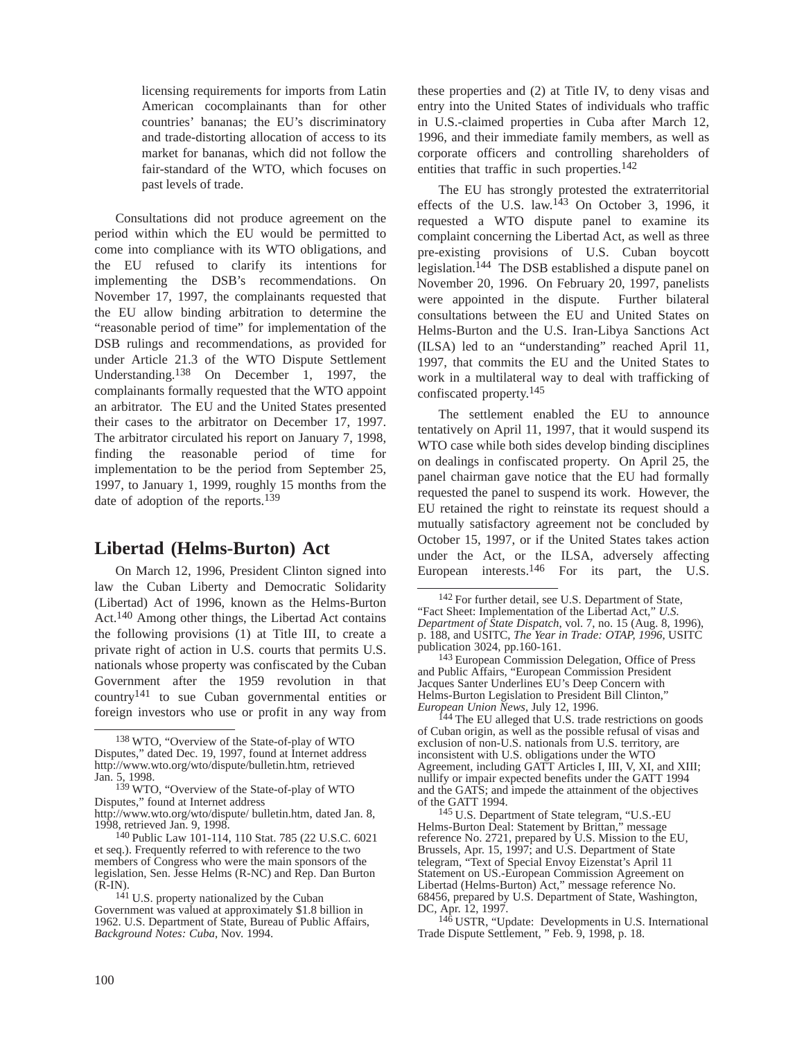licensing requirements for imports from Latin American cocomplainants than for other countries' bananas; the EU's discriminatory and trade-distorting allocation of access to its market for bananas, which did not follow the fair-standard of the WTO, which focuses on past levels of trade.

Consultations did not produce agreement on the period within which the EU would be permitted to come into compliance with its WTO obligations, and the EU refused to clarify its intentions for implementing the DSB's recommendations. On November 17, 1997, the complainants requested that the EU allow binding arbitration to determine the "reasonable period of time" for implementation of the DSB rulings and recommendations, as provided for under Article 21.3 of the WTO Dispute Settlement Understanding.[138] On December 1, 1997, the complainants formally requested that the WTO appoint an arbitrator. The EU and the United States presented their cases to the arbitrator on December 17, 1997. The arbitrator circulated his report on January 7, 1998, finding the reasonable period of time for implementation to be the period from September 25, 1997, to January 1, 1999, roughly 15 months from the date of adoption of the reports.[139]

## Libertad (Helms-Burton) Act

On March 12, 1996, President Clinton signed into law the Cuban Liberty and Democratic Solidarity (Libertad) Act of 1996, known as the Helms-Burton Act.[140] Among other things, the Libertad Act contains the following provisions (1) at Title III, to create a private right of action in U.S. courts that permits U.S. nationals whose property was confiscated by the Cuban Government after the 1959 revolution in that country[141] to sue Cuban governmental entities or foreign investors who use or profit in any way from these properties and (2) at Title IV, to deny visas and entry into the United States of individuals who traffic in U.S.-claimed properties in Cuba after March 12, 1996, and their immediate family members, as well as corporate officers and controlling shareholders of entities that traffic in such properties.[142]

The EU has strongly protested the extraterritorial effects of the U.S. law.[143] On October 3, 1996, it requested a WTO dispute panel to examine its complaint concerning the Libertad Act, as well as three pre-existing provisions of U.S. Cuban boycott legislation.[144] The DSB established a dispute panel on November 20, 1996. On February 20, 1997, panelists were appointed in the dispute. Further bilateral consultations between the EU and United States on Helms-Burton and the U.S. Iran-Libya Sanctions Act (ILSA) led to an "understanding" reached April 11, 1997, that commits the EU and the United States to work in a multilateral way to deal with trafficking of confiscated property.[145]

The settlement enabled the EU to announce tentatively on April 11, 1997, that it would suspend its WTO case while both sides develop binding disciplines on dealings in confiscated property. On April 25, the panel chairman gave notice that the EU had formally requested the panel to suspend its work. However, the EU retained the right to reinstate its request should a mutually satisfactory agreement not be concluded by October 15, 1997, or if the United States takes action under the Act, or the ILSA, adversely affecting European interests.[146] For its part, the U.S.

---

[138] WTO, "Overview of the State-of-play of WTO Disputes," dated Dec. 19, 1997, found at Internet address http://www.wto.org/wto/dispute/bulletin.htm, retrieved Jan. 5, 1998.

[139] WTO, "Overview of the State-of-play of WTO Disputes," found at Internet address http://www.wto.org/wto/dispute/ bulletin.htm, dated Jan. 8, 1998, retrieved Jan. 9, 1998.

[140] Public Law 101-114, 110 Stat. 785 (22 U.S.C. 6021 et seq.). Frequently referred to with reference to the two members of Congress who were the main sponsors of the legislation, Sen. Jesse Helms (R-NC) and Rep. Dan Burton (R-IN).

[141] U.S. property nationalized by the Cuban Government was valued at approximately $1.8 billion in 1962. U.S. Department of State, Bureau of Public Affairs, *Background Notes: Cuba*, Nov. 1994.

[142] For further detail, see U.S. Department of State, "Fact Sheet: Implementation of the Libertad Act," *U.S. Department of State Dispatch*, vol. 7, no. 15 (Aug. 8, 1996), p. 188, and USITC, *The Year in Trade: OTAP, 1996*, USITC publication 3024, pp.160-161.

[143] European Commission Delegation, Office of Press and Public Affairs, "European Commission President Jacques Santer Underlines EU's Deep Concern with Helms-Burton Legislation to President Bill Clinton," *European Union News*, July 12, 1996.

[144] The EU alleged that U.S. trade restrictions on goods of Cuban origin, as well as the possible refusal of visas and exclusion of non-U.S. nationals from U.S. territory, are inconsistent with U.S. obligations under the WTO Agreement, including GATT Articles I, III, V, XI, and XIII; nullify or impair expected benefits under the GATT 1994 and the GATS; and impede the attainment of the objectives of the GATT 1994.

[145] U.S. Department of State telegram, "U.S.-EU Helms-Burton Deal: Statement by Brittan," message reference No. 2721, prepared by U.S. Mission to the EU, Brussels, Apr. 15, 1997; and U.S. Department of State telegram, "Text of Special Envoy Eizenstat's April 11 Statement on US-European Commission Agreement on Libertad (Helms-Burton) Act," message reference No. 68456, prepared by U.S. Department of State, Washington, DC, Apr. 12, 1997.

[146] USTR, "Update: Developments in U.S. International Trade Dispute Settlement, " Feb. 9, 1998, p. 18.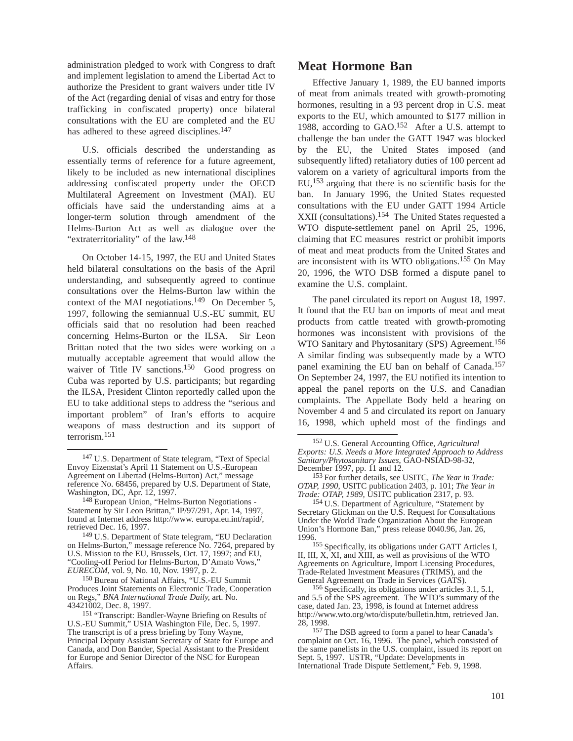administration pledged to work with Congress to draft and implement legislation to amend the Libertad Act to authorize the President to grant waivers under title IV of the Act (regarding denial of visas and entry for those trafficking in confiscated property) once bilateral consultations with the EU are completed and the EU has adhered to these agreed disciplines.[147]

U.S. officials described the understanding as essentially terms of reference for a future agreement, likely to be included as new international disciplines addressing confiscated property under the OECD Multilateral Agreement on Investment (MAI). EU officials have said the understanding aims at a longer-term solution through amendment of the Helms-Burton Act as well as dialogue over the "extraterritoriality" of the law.[148]

On October 14-15, 1997, the EU and United States held bilateral consultations on the basis of the April understanding, and subsequently agreed to continue consultations over the Helms-Burton law within the context of the MAI negotiations.[149] On December 5, 1997, following the semiannual U.S.-EU summit, EU officials said that no resolution had been reached concerning Helms-Burton or the ILSA. Sir Leon Brittan noted that the two sides were working on a mutually acceptable agreement that would allow the waiver of Title IV sanctions.[150] Good progress on Cuba was reported by U.S. participants; but regarding the ILSA, President Clinton reportedly called upon the EU to take additional steps to address the "serious and important problem" of Iran's efforts to acquire weapons of mass destruction and its support of terrorism.[151]

## Meat Hormone Ban

Effective January 1, 1989, the EU banned imports of meat from animals treated with growth-promoting hormones, resulting in a 93 percent drop in U.S. meat exports to the EU, which amounted to $177 million in 1988, according to GAO.[152] After a U.S. attempt to challenge the ban under the GATT 1947 was blocked by the EU, the United States imposed (and subsequently lifted) retaliatory duties of 100 percent ad valorem on a variety of agricultural imports from the EU,[153] arguing that there is no scientific basis for the ban. In January 1996, the United States requested consultations with the EU under GATT 1994 Article XXII (consultations).[154] The United States requested a WTO dispute-settlement panel on April 25, 1996, claiming that EC measures restrict or prohibit imports of meat and meat products from the United States and are inconsistent with its WTO obligations.[155] On May 20, 1996, the WTO DSB formed a dispute panel to examine the U.S. complaint.

The panel circulated its report on August 18, 1997. It found that the EU ban on imports of meat and meat products from cattle treated with growth-promoting hormones was inconsistent with provisions of the WTO Sanitary and Phytosanitary (SPS) Agreement.[156] A similar finding was subsequently made by a WTO panel examining the EU ban on behalf of Canada.[157] On September 24, 1997, the EU notified its intention to appeal the panel reports on the U.S. and Canadian complaints. The Appellate Body held a hearing on November 4 and 5 and circulated its report on January 16, 1998, which upheld most of the findings and

---

[147] U.S. Department of State telegram, "Text of Special Envoy Eizenstat's April 11 Statement on U.S.-European Agreement on Libertad (Helms-Burton) Act," message reference No. 68456, prepared by U.S. Department of State, Washington, DC, Apr. 12, 1997.

[148] European Union, "Helms-Burton Negotiations - Statement by Sir Leon Brittan," IP/97/291, Apr. 14, 1997, found at Internet address http://www. europa.eu.int/rapid/, retrieved Dec. 16, 1997.

[149] U.S. Department of State telegram, "EU Declaration on Helms-Burton," message reference No. 7264, prepared by U.S. Mission to the EU, Brussels, Oct. 17, 1997; and EU, "Cooling-off Period for Helms-Burton, D'Amato Vows," *EURECOM*, vol. 9, No. 10, Nov. 1997, p. 2.

[150] Bureau of National Affairs, "U.S.-EU Summit Produces Joint Statements on Electronic Trade, Cooperation on Regs," *BNA International Trade Daily*, art. No. 43421002, Dec. 8, 1997.

[151] "Transcript: Bandler-Wayne Briefing on Results of U.S.-EU Summit," USIA Washington File, Dec. 5, 1997. The transcript is of a press briefing by Tony Wayne, Principal Deputy Assistant Secretary of State for Europe and Canada, and Don Bander, Special Assistant to the President for Europe and Senior Director of the NSC for European Affairs.

[152] U.S. General Accounting Office, *Agricultural Exports: U.S. Needs a More Integrated Approach to Address Sanitary/Phytosanitary Issues*, GAO-NSIAD-98-32, December 1997, pp. 11 and 12.

[153] For further details, see USITC, *The Year in Trade: OTAP, 1990*, USITC publication 2403, p. 101; *The Year in Trade: OTAP, 1989*, USITC publication 2317, p. 93.

[154] U.S. Department of Agriculture, "Statement by Secretary Glickman on the U.S. Request for Consultations Under the World Trade Organization About the European Union's Hormone Ban," press release 0040.96, Jan. 26, 1996.

[155] Specifically, its obligations under GATT Articles I, II, III, X, XI, and XIII, as well as provisions of the WTO Agreements on Agriculture, Import Licensing Procedures, Trade-Related Investment Measures (TRIMS), and the General Agreement on Trade in Services (GATS).

[156] Specifically, its obligations under articles 3.1, 5.1, and 5.5 of the SPS agreement. The WTO's summary of the case, dated Jan. 23, 1998, is found at Internet address http://www.wto.org/wto/dispute/bulletin.htm, retrieved Jan. 28, 1998.

[157] The DSB agreed to form a panel to hear Canada's complaint on Oct. 16, 1996. The panel, which consisted of the same panelists in the U.S. complaint, issued its report on Sept. 5, 1997. USTR, "Update: Developments in International Trade Dispute Settlement," Feb. 9, 1998.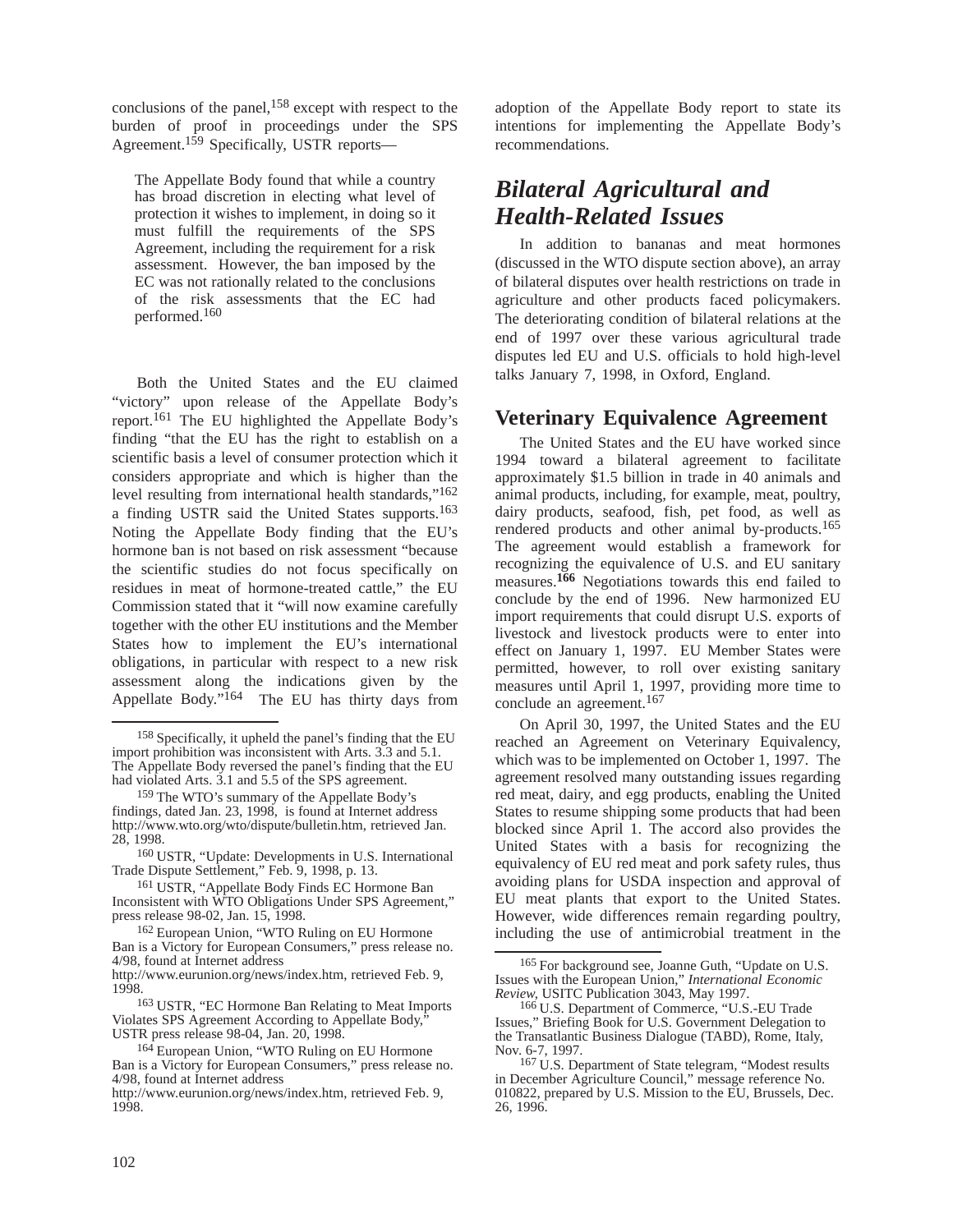conclusions of the panel,[158] except with respect to the burden of proof in proceedings under the SPS Agreement.[159] Specifically, USTR reports—

> The Appellate Body found that while a country has broad discretion in electing what level of protection it wishes to implement, in doing so it must fulfill the requirements of the SPS Agreement, including the requirement for a risk assessment. However, the ban imposed by the EC was not rationally related to the conclusions of the risk assessments that the EC had performed.[160]

Both the United States and the EU claimed "victory" upon release of the Appellate Body's report.[161] The EU highlighted the Appellate Body's finding "that the EU has the right to establish on a scientific basis a level of consumer protection which it considers appropriate and which is higher than the level resulting from international health standards,"[162] a finding USTR said the United States supports.[163] Noting the Appellate Body finding that the EU's hormone ban is not based on risk assessment "because the scientific studies do not focus specifically on residues in meat of hormone-treated cattle," the EU Commission stated that it "will now examine carefully together with the other EU institutions and the Member States how to implement the EU's international obligations, in particular with respect to a new risk assessment along the indications given by the Appellate Body."[164] The EU has thirty days from adoption of the Appellate Body report to state its intentions for implementing the Appellate Body's recommendations.

## *Bilateral Agricultural and Health-Related Issues*

In addition to bananas and meat hormones (discussed in the WTO dispute section above), an array of bilateral disputes over health restrictions on trade in agriculture and other products faced policymakers. The deteriorating condition of bilateral relations at the end of 1997 over these various agricultural trade disputes led EU and U.S. officials to hold high-level talks January 7, 1998, in Oxford, England.

### Veterinary Equivalence Agreement

The United States and the EU have worked since 1994 toward a bilateral agreement to facilitate approximately $1.5 billion in trade in 40 animals and animal products, including, for example, meat, poultry, dairy products, seafood, fish, pet food, as well as rendered products and other animal by-products.[165] The agreement would establish a framework for recognizing the equivalence of U.S. and EU sanitary measures.[166] Negotiations towards this end failed to conclude by the end of 1996. New harmonized EU import requirements that could disrupt U.S. exports of livestock and livestock products were to enter into effect on January 1, 1997. EU Member States were permitted, however, to roll over existing sanitary measures until April 1, 1997, providing more time to conclude an agreement.[167]

On April 30, 1997, the United States and the EU reached an Agreement on Veterinary Equivalency, which was to be implemented on October 1, 1997. The agreement resolved many outstanding issues regarding red meat, dairy, and egg products, enabling the United States to resume shipping some products that had been blocked since April 1. The accord also provides the United States with a basis for recognizing the equivalency of EU red meat and pork safety rules, thus avoiding plans for USDA inspection and approval of EU meat plants that export to the United States. However, wide differences remain regarding poultry, including the use of antimicrobial treatment in the

---

[158] Specifically, it upheld the panel's finding that the EU import prohibition was inconsistent with Arts. 3.3 and 5.1. The Appellate Body reversed the panel's finding that the EU had violated Arts. 3.1 and 5.5 of the SPS agreement.

[159] The WTO's summary of the Appellate Body's findings, dated Jan. 23, 1998, is found at Internet address http://www.wto.org/wto/dispute/bulletin.htm, retrieved Jan. 28, 1998.

[160] USTR, "Update: Developments in U.S. International Trade Dispute Settlement," Feb. 9, 1998, p. 13.

[161] USTR, "Appellate Body Finds EC Hormone Ban Inconsistent with WTO Obligations Under SPS Agreement," press release 98-02, Jan. 15, 1998.

[162] European Union, "WTO Ruling on EU Hormone Ban is a Victory for European Consumers," press release no. 4/98, found at Internet address http://www.eurunion.org/news/index.htm, retrieved Feb. 9, 1998.

[163] USTR, "EC Hormone Ban Relating to Meat Imports Violates SPS Agreement According to Appellate Body," USTR press release 98-04, Jan. 20, 1998.

[164] European Union, "WTO Ruling on EU Hormone Ban is a Victory for European Consumers," press release no. 4/98, found at Internet address http://www.eurunion.org/news/index.htm, retrieved Feb. 9, 1998.

[165] For background see, Joanne Guth, "Update on U.S. Issues with the European Union," *International Economic Review*, USITC Publication 3043, May 1997.

[166] U.S. Department of Commerce, "U.S.-EU Trade Issues," Briefing Book for U.S. Government Delegation to the Transatlantic Business Dialogue (TABD), Rome, Italy, Nov. 6-7, 1997.

[167] U.S. Department of State telegram, "Modest results in December Agriculture Council," message reference No. 010822, prepared by U.S. Mission to the EU, Brussels, Dec. 26, 1996.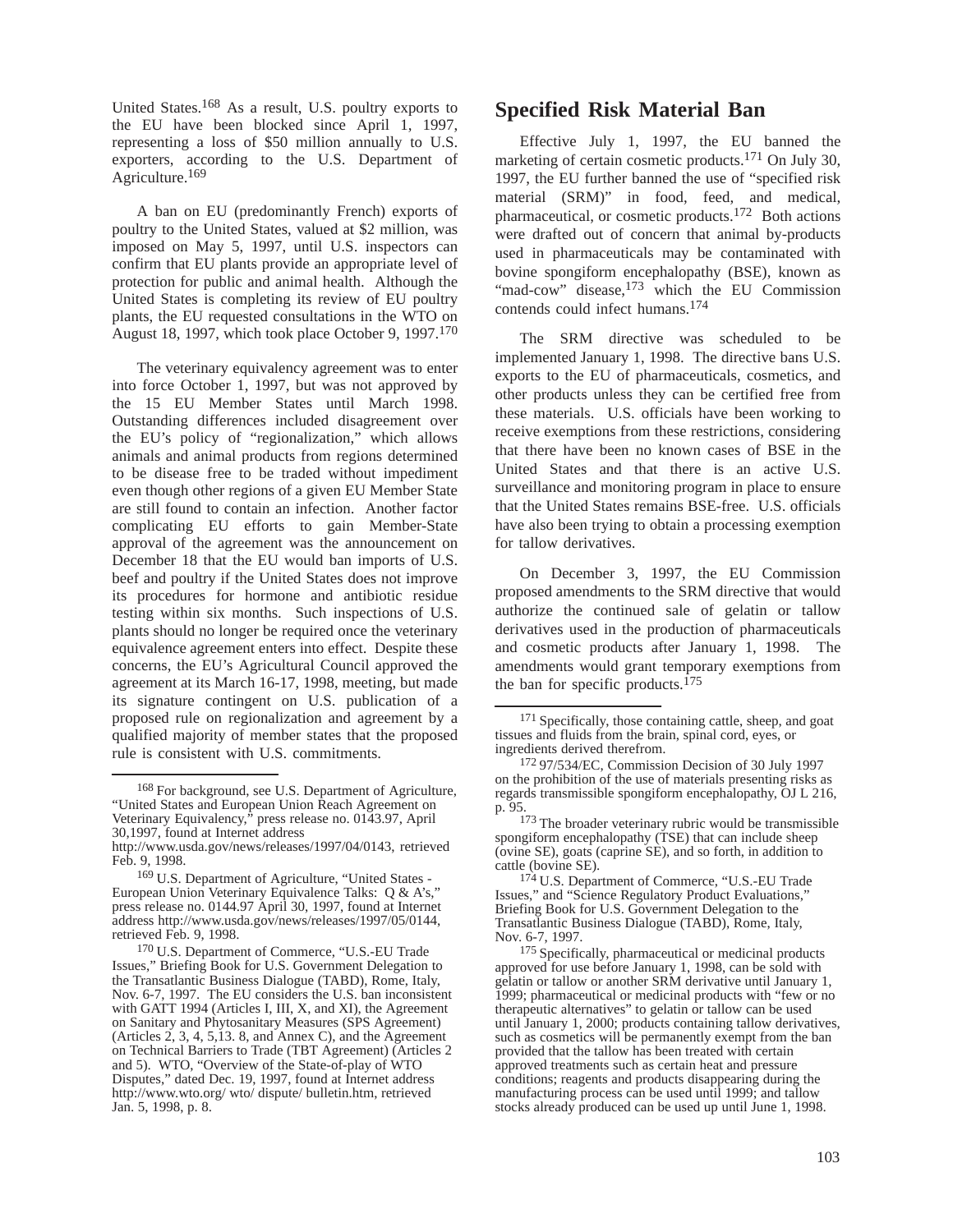United States.[168] As a result, U.S. poultry exports to the EU have been blocked since April 1, 1997, representing a loss of $50 million annually to U.S. exporters, according to the U.S. Department of Agriculture.[169]

A ban on EU (predominantly French) exports of poultry to the United States, valued at $2 million, was imposed on May 5, 1997, until U.S. inspectors can confirm that EU plants provide an appropriate level of protection for public and animal health. Although the United States is completing its review of EU poultry plants, the EU requested consultations in the WTO on August 18, 1997, which took place October 9, 1997.[170]

The veterinary equivalency agreement was to enter into force October 1, 1997, but was not approved by the 15 EU Member States until March 1998. Outstanding differences included disagreement over the EU's policy of "regionalization," which allows animals and animal products from regions determined to be disease free to be traded without impediment even though other regions of a given EU Member State are still found to contain an infection. Another factor complicating EU efforts to gain Member-State approval of the agreement was the announcement on December 18 that the EU would ban imports of U.S. beef and poultry if the United States does not improve its procedures for hormone and antibiotic residue testing within six months. Such inspections of U.S. plants should no longer be required once the veterinary equivalence agreement enters into effect. Despite these concerns, the EU's Agricultural Council approved the agreement at its March 16-17, 1998, meeting, but made its signature contingent on U.S. publication of a proposed rule on regionalization and agreement by a qualified majority of member states that the proposed rule is consistent with U.S. commitments.

## Specified Risk Material Ban

Effective July 1, 1997, the EU banned the marketing of certain cosmetic products.[171] On July 30, 1997, the EU further banned the use of "specified risk material (SRM)" in food, feed, and medical, pharmaceutical, or cosmetic products.[172] Both actions were drafted out of concern that animal by-products used in pharmaceuticals may be contaminated with bovine spongiform encephalopathy (BSE), known as "mad-cow" disease,[173] which the EU Commission contends could infect humans.[174]

The SRM directive was scheduled to be implemented January 1, 1998. The directive bans U.S. exports to the EU of pharmaceuticals, cosmetics, and other products unless they can be certified free from these materials. U.S. officials have been working to receive exemptions from these restrictions, considering that there have been no known cases of BSE in the United States and that there is an active U.S. surveillance and monitoring program in place to ensure that the United States remains BSE-free. U.S. officials have also been trying to obtain a processing exemption for tallow derivatives.

On December 3, 1997, the EU Commission proposed amendments to the SRM directive that would authorize the continued sale of gelatin or tallow derivatives used in the production of pharmaceuticals and cosmetic products after January 1, 1998. The amendments would grant temporary exemptions from the ban for specific products.[175]

---

[168] For background, see U.S. Department of Agriculture, "United States and European Union Reach Agreement on Veterinary Equivalency," press release no. 0143.97, April 30,1997, found at Internet address http://www.usda.gov/news/releases/1997/04/0143, retrieved Feb. 9, 1998.

[169] U.S. Department of Agriculture, "United States - European Union Veterinary Equivalence Talks: Q & A's," press release no. 0144.97 April 30, 1997, found at Internet address http://www.usda.gov/news/releases/1997/05/0144, retrieved Feb. 9, 1998.

[170] U.S. Department of Commerce, "U.S.-EU Trade Issues," Briefing Book for U.S. Government Delegation to the Transatlantic Business Dialogue (TABD), Rome, Italy, Nov. 6-7, 1997. The EU considers the U.S. ban inconsistent with GATT 1994 (Articles I, III, X, and XI), the Agreement on Sanitary and Phytosanitary Measures (SPS Agreement) (Articles 2, 3, 4, 5,13. 8, and Annex C), and the Agreement on Technical Barriers to Trade (TBT Agreement) (Articles 2 and 5). WTO, "Overview of the State-of-play of WTO Disputes," dated Dec. 19, 1997, found at Internet address http://www.wto.org/ wto/ dispute/ bulletin.htm, retrieved Jan. 5, 1998, p. 8.

[171] Specifically, those containing cattle, sheep, and goat tissues and fluids from the brain, spinal cord, eyes, or ingredients derived therefrom.

[172] 97/534/EC, Commission Decision of 30 July 1997 on the prohibition of the use of materials presenting risks as regards transmissible spongiform encephalopathy, OJ L 216, p. 95.

[173] The broader veterinary rubric would be transmissible spongiform encephalopathy (TSE) that can include sheep (ovine SE), goats (caprine SE), and so forth, in addition to cattle (bovine SE).

[174] U.S. Department of Commerce, "U.S.-EU Trade Issues," and "Science Regulatory Product Evaluations," Briefing Book for U.S. Government Delegation to the Transatlantic Business Dialogue (TABD), Rome, Italy, Nov. 6-7, 1997.

[175] Specifically, pharmaceutical or medicinal products approved for use before January 1, 1998, can be sold with gelatin or tallow or another SRM derivative until January 1, 1999; pharmaceutical or medicinal products with "few or no therapeutic alternatives" to gelatin or tallow can be used until January 1, 2000; products containing tallow derivatives, such as cosmetics will be permanently exempt from the ban provided that the tallow has been treated with certain approved treatments such as certain heat and pressure conditions; reagents and products disappearing during the manufacturing process can be used until 1999; and tallow stocks already produced can be used up until June 1, 1998.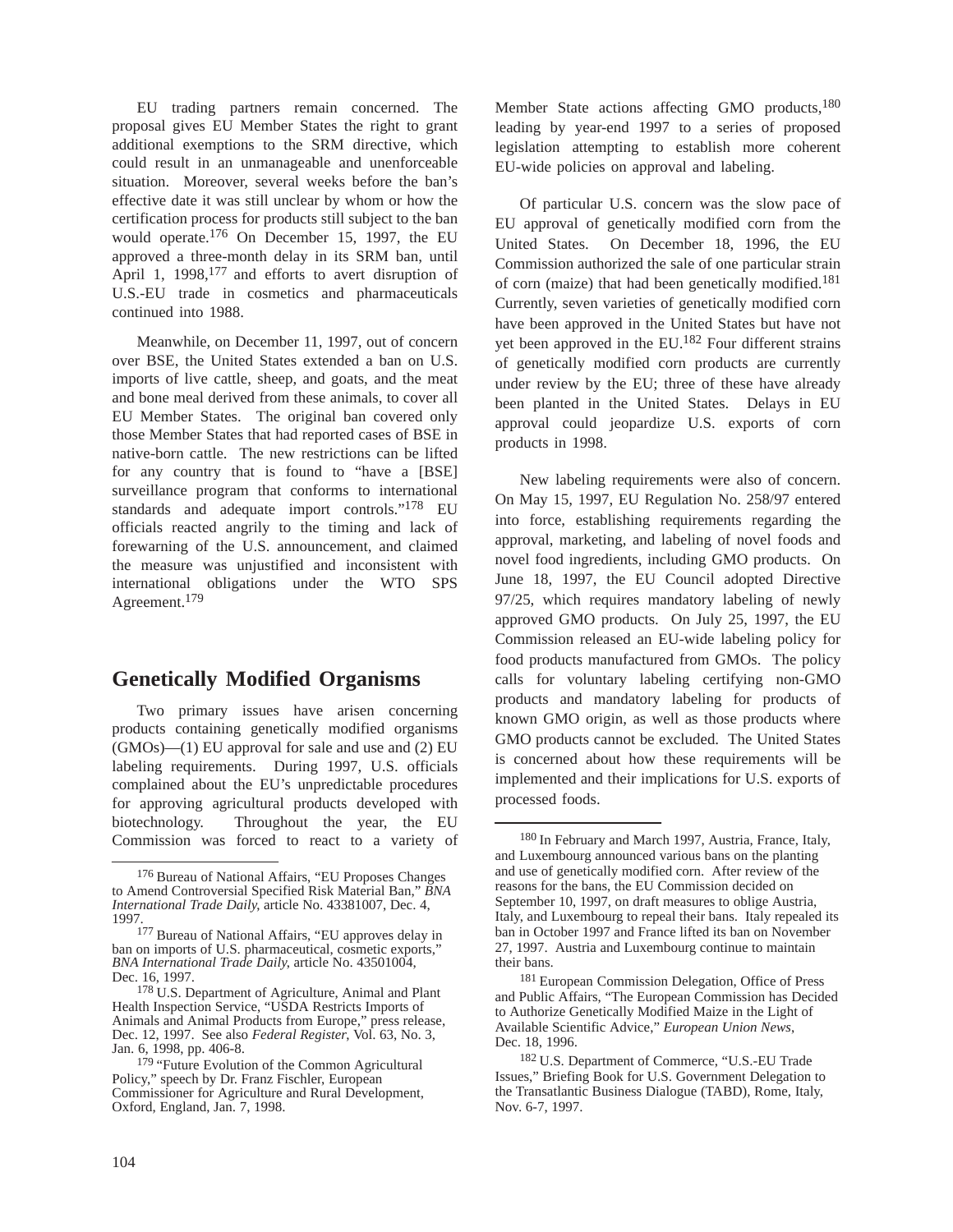EU trading partners remain concerned. The proposal gives EU Member States the right to grant additional exemptions to the SRM directive, which could result in an unmanageable and unenforceable situation. Moreover, several weeks before the ban's effective date it was still unclear by whom or how the certification process for products still subject to the ban would operate.[176] On December 15, 1997, the EU approved a three-month delay in its SRM ban, until April 1, 1998,[177] and efforts to avert disruption of U.S.-EU trade in cosmetics and pharmaceuticals continued into 1988.

Meanwhile, on December 11, 1997, out of concern over BSE, the United States extended a ban on U.S. imports of live cattle, sheep, and goats, and the meat and bone meal derived from these animals, to cover all EU Member States. The original ban covered only those Member States that had reported cases of BSE in native-born cattle. The new restrictions can be lifted for any country that is found to "have a [BSE] surveillance program that conforms to international standards and adequate import controls."[178] EU officials reacted angrily to the timing and lack of forewarning of the U.S. announcement, and claimed the measure was unjustified and inconsistent with international obligations under the WTO SPS Agreement.[179]

## Genetically Modified Organisms

Two primary issues have arisen concerning products containing genetically modified organisms (GMOs)—(1) EU approval for sale and use and (2) EU labeling requirements. During 1997, U.S. officials complained about the EU's unpredictable procedures for approving agricultural products developed with biotechnology. Throughout the year, the EU Commission was forced to react to a variety of Member State actions affecting GMO products,[180] leading by year-end 1997 to a series of proposed legislation attempting to establish more coherent EU-wide policies on approval and labeling.

Of particular U.S. concern was the slow pace of EU approval of genetically modified corn from the United States. On December 18, 1996, the EU Commission authorized the sale of one particular strain of corn (maize) that had been genetically modified.[181] Currently, seven varieties of genetically modified corn have been approved in the United States but have not yet been approved in the EU.[182] Four different strains of genetically modified corn products are currently under review by the EU; three of these have already been planted in the United States. Delays in EU approval could jeopardize U.S. exports of corn products in 1998.

New labeling requirements were also of concern. On May 15, 1997, EU Regulation No. 258/97 entered into force, establishing requirements regarding the approval, marketing, and labeling of novel foods and novel food ingredients, including GMO products. On June 18, 1997, the EU Council adopted Directive 97/25, which requires mandatory labeling of newly approved GMO products. On July 25, 1997, the EU Commission released an EU-wide labeling policy for food products manufactured from GMOs. The policy calls for voluntary labeling certifying non-GMO products and mandatory labeling for products of known GMO origin, as well as those products where GMO products cannot be excluded. The United States is concerned about how these requirements will be implemented and their implications for U.S. exports of processed foods.

---

[176] Bureau of National Affairs, "EU Proposes Changes to Amend Controversial Specified Risk Material Ban," *BNA International Trade Daily*, article No. 43381007, Dec. 4, 1997.

[177] Bureau of National Affairs, "EU approves delay in ban on imports of U.S. pharmaceutical, cosmetic exports," *BNA International Trade Daily*, article No. 43501004, Dec. 16, 1997.

[178] U.S. Department of Agriculture, Animal and Plant Health Inspection Service, "USDA Restricts Imports of Animals and Animal Products from Europe," press release, Dec. 12, 1997. See also *Federal Register*, Vol. 63, No. 3, Jan. 6, 1998, pp. 406-8.

[179] "Future Evolution of the Common Agricultural Policy," speech by Dr. Franz Fischler, European Commissioner for Agriculture and Rural Development, Oxford, England, Jan. 7, 1998.

[180] In February and March 1997, Austria, France, Italy, and Luxembourg announced various bans on the planting and use of genetically modified corn. After review of the reasons for the bans, the EU Commission decided on September 10, 1997, on draft measures to oblige Austria, Italy, and Luxembourg to repeal their bans. Italy repealed its ban in October 1997 and France lifted its ban on November 27, 1997. Austria and Luxembourg continue to maintain their bans.

[181] European Commission Delegation, Office of Press and Public Affairs, "The European Commission has Decided to Authorize Genetically Modified Maize in the Light of Available Scientific Advice," *European Union News*, Dec. 18, 1996.

[182] U.S. Department of Commerce, "U.S.-EU Trade Issues," Briefing Book for U.S. Government Delegation to the Transatlantic Business Dialogue (TABD), Rome, Italy, Nov. 6-7, 1997.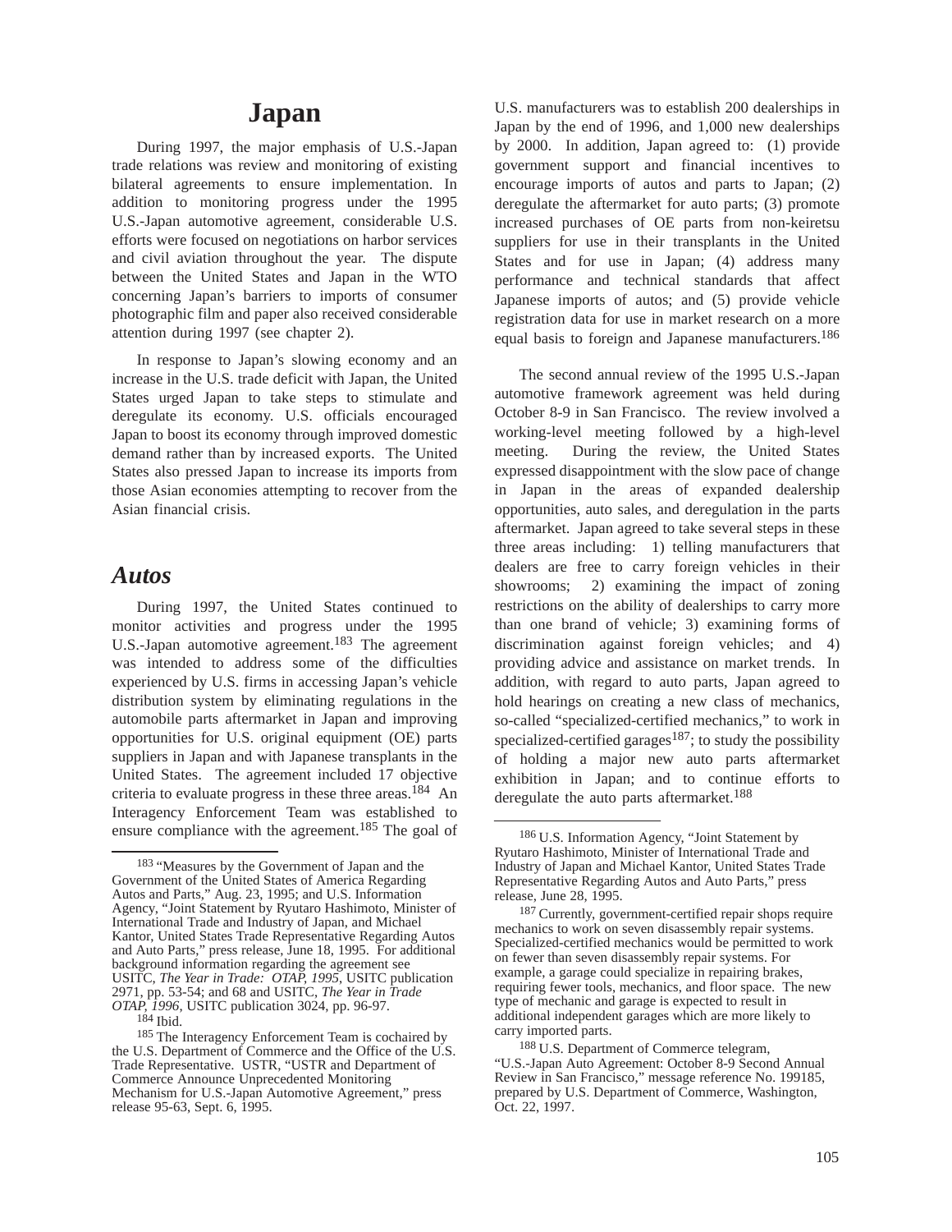# Japan

During 1997, the major emphasis of U.S.-Japan trade relations was review and monitoring of existing bilateral agreements to ensure implementation. In addition to monitoring progress under the 1995 U.S.-Japan automotive agreement, considerable U.S. efforts were focused on negotiations on harbor services and civil aviation throughout the year. The dispute between the United States and Japan in the WTO concerning Japan's barriers to imports of consumer photographic film and paper also received considerable attention during 1997 (see chapter 2).

In response to Japan's slowing economy and an increase in the U.S. trade deficit with Japan, the United States urged Japan to take steps to stimulate and deregulate its economy. U.S. officials encouraged Japan to boost its economy through improved domestic demand rather than by increased exports. The United States also pressed Japan to increase its imports from those Asian economies attempting to recover from the Asian financial crisis.

## *Autos*

During 1997, the United States continued to monitor activities and progress under the 1995 U.S.-Japan automotive agreement.[183] The agreement was intended to address some of the difficulties experienced by U.S. firms in accessing Japan's vehicle distribution system by eliminating regulations in the automobile parts aftermarket in Japan and improving opportunities for U.S. original equipment (OE) parts suppliers in Japan and with Japanese transplants in the United States. The agreement included 17 objective criteria to evaluate progress in these three areas.[184] An Interagency Enforcement Team was established to ensure compliance with the agreement.[185] The goal of U.S. manufacturers was to establish 200 dealerships in Japan by the end of 1996, and 1,000 new dealerships by 2000. In addition, Japan agreed to: (1) provide government support and financial incentives to encourage imports of autos and parts to Japan; (2) deregulate the aftermarket for auto parts; (3) promote increased purchases of OE parts from non-keiretsu suppliers for use in their transplants in the United States and for use in Japan; (4) address many performance and technical standards that affect Japanese imports of autos; and (5) provide vehicle registration data for use in market research on a more equal basis to foreign and Japanese manufacturers.[186]

The second annual review of the 1995 U.S.-Japan automotive framework agreement was held during October 8-9 in San Francisco. The review involved a working-level meeting followed by a high-level meeting. During the review, the United States expressed disappointment with the slow pace of change in Japan in the areas of expanded dealership opportunities, auto sales, and deregulation in the parts aftermarket. Japan agreed to take several steps in these three areas including: 1) telling manufacturers that dealers are free to carry foreign vehicles in their showrooms; 2) examining the impact of zoning restrictions on the ability of dealerships to carry more than one brand of vehicle; 3) examining forms of discrimination against foreign vehicles; and 4) providing advice and assistance on market trends. In addition, with regard to auto parts, Japan agreed to hold hearings on creating a new class of mechanics, so-called "specialized-certified mechanics," to work in specialized-certified garages[187]; to study the possibility of holding a major new auto parts aftermarket exhibition in Japan; and to continue efforts to deregulate the auto parts aftermarket.[188]

---

[183] "Measures by the Government of Japan and the Government of the United States of America Regarding Autos and Parts," Aug. 23, 1995; and U.S. Information Agency, "Joint Statement by Ryutaro Hashimoto, Minister of International Trade and Industry of Japan, and Michael Kantor, United States Trade Representative Regarding Autos and Auto Parts," press release, June 18, 1995. For additional background information regarding the agreement see USITC, *The Year in Trade: OTAP, 1995*, USITC publication 2971, pp. 53-54; and 68 and USITC, *The Year in Trade OTAP, 1996*, USITC publication 3024, pp. 96-97.

[184] Ibid.

[185] The Interagency Enforcement Team is cochaired by the U.S. Department of Commerce and the Office of the U.S. Trade Representative. USTR, "USTR and Department of Commerce Announce Unprecedented Monitoring Mechanism for U.S.-Japan Automotive Agreement," press release 95-63, Sept. 6, 1995.

[186] U.S. Information Agency, "Joint Statement by Ryutaro Hashimoto, Minister of International Trade and Industry of Japan and Michael Kantor, United States Trade Representative Regarding Autos and Auto Parts," press release, June 28, 1995.

[187] Currently, government-certified repair shops require mechanics to work on seven disassembly repair systems. Specialized-certified mechanics would be permitted to work on fewer than seven disassembly repair systems. For example, a garage could specialize in repairing brakes, requiring fewer tools, mechanics, and floor space. The new type of mechanic and garage is expected to result in additional independent garages which are more likely to carry imported parts.

[188] U.S. Department of Commerce telegram, "U.S.-Japan Auto Agreement: October 8-9 Second Annual Review in San Francisco," message reference No. 199185, prepared by U.S. Department of Commerce, Washington, Oct. 22, 1997.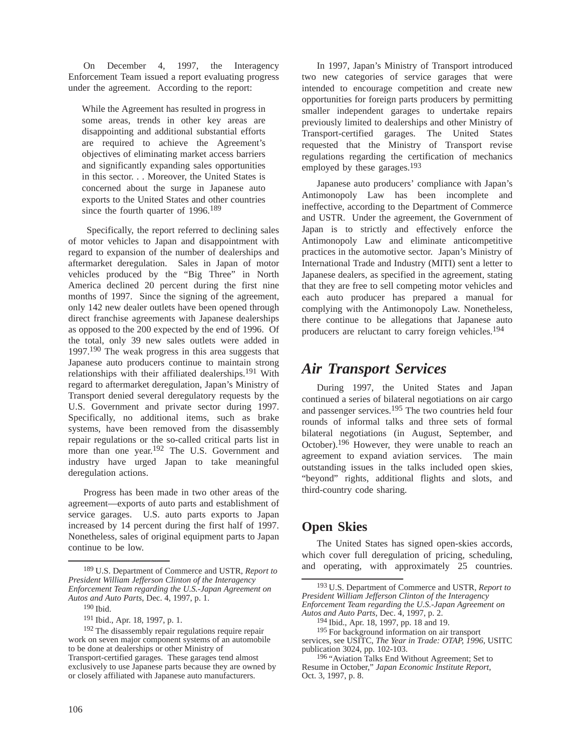On December 4, 1997, the Interagency Enforcement Team issued a report evaluating progress under the agreement. According to the report:

> While the Agreement has resulted in progress in some areas, trends in other key areas are disappointing and additional substantial efforts are required to achieve the Agreement's objectives of eliminating market access barriers and significantly expanding sales opportunities in this sector. . . Moreover, the United States is concerned about the surge in Japanese auto exports to the United States and other countries since the fourth quarter of 1996.[189]

Specifically, the report referred to declining sales of motor vehicles to Japan and disappointment with regard to expansion of the number of dealerships and aftermarket deregulation. Sales in Japan of motor vehicles produced by the "Big Three" in North America declined 20 percent during the first nine months of 1997. Since the signing of the agreement, only 142 new dealer outlets have been opened through direct franchise agreements with Japanese dealerships as opposed to the 200 expected by the end of 1996. Of the total, only 39 new sales outlets were added in 1997.[190] The weak progress in this area suggests that Japanese auto producers continue to maintain strong relationships with their affiliated dealerships.[191] With regard to aftermarket deregulation, Japan's Ministry of Transport denied several deregulatory requests by the U.S. Government and private sector during 1997. Specifically, no additional items, such as brake systems, have been removed from the disassembly repair regulations or the so-called critical parts list in more than one year.[192] The U.S. Government and industry have urged Japan to take meaningful deregulation actions.

Progress has been made in two other areas of the agreement—exports of auto parts and establishment of service garages. U.S. auto parts exports to Japan increased by 14 percent during the first half of 1997. Nonetheless, sales of original equipment parts to Japan continue to be low.

In 1997, Japan's Ministry of Transport introduced two new categories of service garages that were intended to encourage competition and create new opportunities for foreign parts producers by permitting smaller independent garages to undertake repairs previously limited to dealerships and other Ministry of Transport-certified garages. The United States requested that the Ministry of Transport revise regulations regarding the certification of mechanics employed by these garages.[193]

Japanese auto producers' compliance with Japan's Antimonopoly Law has been incomplete and ineffective, according to the Department of Commerce and USTR. Under the agreement, the Government of Japan is to strictly and effectively enforce the Antimonopoly Law and eliminate anticompetitive practices in the automotive sector. Japan's Ministry of International Trade and Industry (MITI) sent a letter to Japanese dealers, as specified in the agreement, stating that they are free to sell competing motor vehicles and each auto producer has prepared a manual for complying with the Antimonopoly Law. Nonetheless, there continue to be allegations that Japanese auto producers are reluctant to carry foreign vehicles.[194]

## *Air Transport Services*

During 1997, the United States and Japan continued a series of bilateral negotiations on air cargo and passenger services.[195] The two countries held four rounds of informal talks and three sets of formal bilateral negotiations (in August, September, and October).[196] However, they were unable to reach an agreement to expand aviation services. The main outstanding issues in the talks included open skies, "beyond" rights, additional flights and slots, and third-country code sharing.

### Open Skies

The United States has signed open-skies accords, which cover full deregulation of pricing, scheduling, and operating, with approximately 25 countries.

---

[189] U.S. Department of Commerce and USTR, *Report to President William Jefferson Clinton of the Interagency Enforcement Team regarding the U.S.-Japan Agreement on Autos and Auto Parts*, Dec. 4, 1997, p. 1.

[190] Ibid.

[191] Ibid., Apr. 18, 1997, p. 1.

[192] The disassembly repair regulations require repair work on seven major component systems of an automobile to be done at dealerships or other Ministry of Transport-certified garages. These garages tend almost exclusively to use Japanese parts because they are owned by or closely affiliated with Japanese auto manufacturers.

[193] U.S. Department of Commerce and USTR, *Report to President William Jefferson Clinton of the Interagency Enforcement Team regarding the U.S.-Japan Agreement on Autos and Auto Parts*, Dec. 4, 1997, p. 2.

[194] Ibid., Apr. 18, 1997, pp. 18 and 19.

[195] For background information on air transport services, see USITC, *The Year in Trade: OTAP, 1996*, USITC publication 3024, pp. 102-103.

[196] "Aviation Talks End Without Agreement; Set to Resume in October," *Japan Economic Institute Report*, Oct. 3, 1997, p. 8.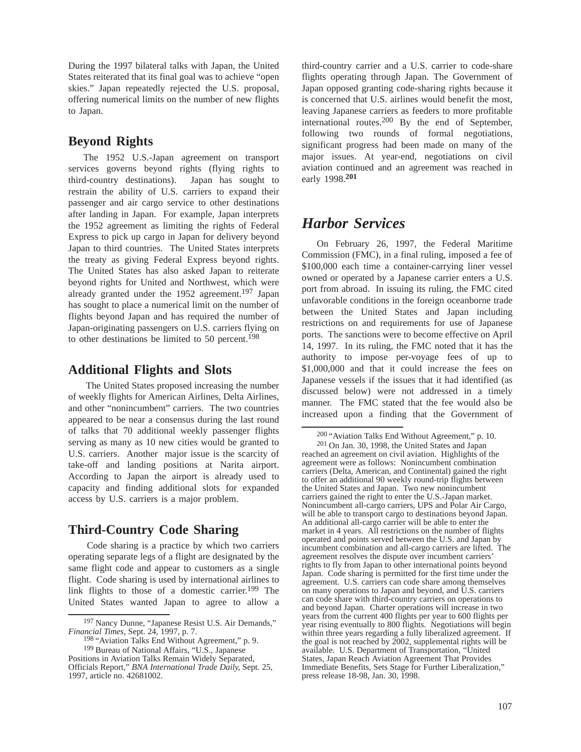During the 1997 bilateral talks with Japan, the United States reiterated that its final goal was to achieve "open skies." Japan repeatedly rejected the U.S. proposal, offering numerical limits on the number of new flights to Japan.

### Beyond Rights

The 1952 U.S.-Japan agreement on transport services governs beyond rights (flying rights to third-country destinations). Japan has sought to restrain the ability of U.S. carriers to expand their passenger and air cargo service to other destinations after landing in Japan. For example, Japan interprets the 1952 agreement as limiting the rights of Federal Express to pick up cargo in Japan for delivery beyond Japan to third countries. The United States interprets the treaty as giving Federal Express beyond rights. The United States has also asked Japan to reiterate beyond rights for United and Northwest, which were already granted under the 1952 agreement.[197] Japan has sought to place a numerical limit on the number of flights beyond Japan and has required the number of Japan-originating passengers on U.S. carriers flying on to other destinations be limited to 50 percent.[198]

### Additional Flights and Slots

The United States proposed increasing the number of weekly flights for American Airlines, Delta Airlines, and other "nonincumbent" carriers. The two countries appeared to be near a consensus during the last round of talks that 70 additional weekly passenger flights serving as many as 10 new cities would be granted to U.S. carriers. Another major issue is the scarcity of take-off and landing positions at Narita airport. According to Japan the airport is already used to capacity and finding additional slots for expanded access by U.S. carriers is a major problem.

### Third-Country Code Sharing

Code sharing is a practice by which two carriers operating separate legs of a flight are designated by the same flight code and appear to customers as a single flight. Code sharing is used by international airlines to link flights to those of a domestic carrier.[199] The United States wanted Japan to agree to allow a third-country carrier and a U.S. carrier to code-share flights operating through Japan. The Government of Japan opposed granting code-sharing rights because it is concerned that U.S. airlines would benefit the most, leaving Japanese carriers as feeders to more profitable international routes.[200] By the end of September, following two rounds of formal negotiations, significant progress had been made on many of the major issues. At year-end, negotiations on civil aviation continued and an agreement was reached in early 1998.[201]

## *Harbor Services*

On February 26, 1997, the Federal Maritime Commission (FMC), in a final ruling, imposed a fee of $100,000 each time a container-carrying liner vessel owned or operated by a Japanese carrier enters a U.S. port from abroad. In issuing its ruling, the FMC cited unfavorable conditions in the foreign oceanborne trade between the United States and Japan including restrictions on and requirements for use of Japanese ports. The sanctions were to become effective on April 14, 1997. In its ruling, the FMC noted that it has the authority to impose per-voyage fees of up to $1,000,000 and that it could increase the fees on Japanese vessels if the issues that it had identified (as discussed below) were not addressed in a timely manner. The FMC stated that the fee would also be increased upon a finding that the Government of

---

[197] Nancy Dunne, "Japanese Resist U.S. Air Demands," *Financial Times*, Sept. 24, 1997, p. 7.

[198] "Aviation Talks End Without Agreement," p. 9.

[199] Bureau of National Affairs, "U.S., Japanese Positions in Aviation Talks Remain Widely Separated, Officials Report," *BNA International Trade Daily*, Sept. 25, 1997, article no. 42681002.

[200] "Aviation Talks End Without Agreement," p. 10.

[201] On Jan. 30, 1998, the United States and Japan reached an agreement on civil aviation. Highlights of the agreement were as follows: Nonincumbent combination carriers (Delta, American, and Continental) gained the right to offer an additional 90 weekly round-trip flights between the United States and Japan. Two new nonincumbent carriers gained the right to enter the U.S.-Japan market. Nonincumbent all-cargo carriers, UPS and Polar Air Cargo, will be able to transport cargo to destinations beyond Japan. An additional all-cargo carrier will be able to enter the market in 4 years. All restrictions on the number of flights operated and points served between the U.S. and Japan by incumbent combination and all-cargo carriers are lifted. The agreement resolves the dispute over incumbent carriers' rights to fly from Japan to other international points beyond Japan. Code sharing is permitted for the first time under the agreement. U.S. carriers can code share among themselves on many operations to Japan and beyond, and U.S. carriers can code share with third-country carriers on operations to and beyond Japan. Charter operations will increase in two years from the current 400 flights per year to 600 flights per year rising eventually to 800 flights. Negotiations will begin within three years regarding a fully liberalized agreement. If the goal is not reached by 2002, supplemental rights will be available. U.S. Department of Transportation, "United States, Japan Reach Aviation Agreement That Provides Immediate Benefits, Sets Stage for Further Liberalization," press release 18-98, Jan. 30, 1998.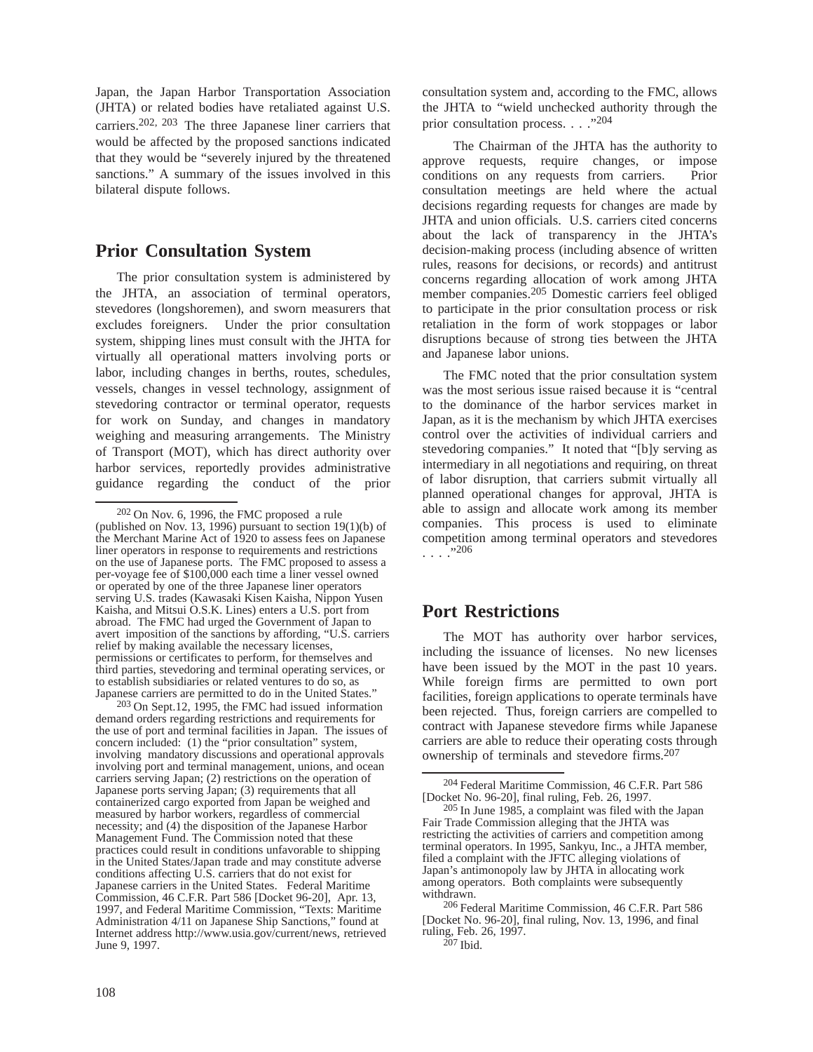Japan, the Japan Harbor Transportation Association (JHTA) or related bodies have retaliated against U.S. carriers.[202, 203] The three Japanese liner carriers that would be affected by the proposed sanctions indicated that they would be "severely injured by the threatened sanctions." A summary of the issues involved in this bilateral dispute follows.

## Prior Consultation System

The prior consultation system is administered by the JHTA, an association of terminal operators, stevedores (longshoremen), and sworn measurers that excludes foreigners. Under the prior consultation system, shipping lines must consult with the JHTA for virtually all operational matters involving ports or labor, including changes in berths, routes, schedules, vessels, changes in vessel technology, assignment of stevedoring contractor or terminal operator, requests for work on Sunday, and changes in mandatory weighing and measuring arrangements. The Ministry of Transport (MOT), which has direct authority over harbor services, reportedly provides administrative guidance regarding the conduct of the prior consultation system and, according to the FMC, allows the JHTA to "wield unchecked authority through the prior consultation process. . . ."[204]

The Chairman of the JHTA has the authority to approve requests, require changes, or impose conditions on any requests from carriers. Prior consultation meetings are held where the actual decisions regarding requests for changes are made by JHTA and union officials. U.S. carriers cited concerns about the lack of transparency in the JHTA's decision-making process (including absence of written rules, reasons for decisions, or records) and antitrust concerns regarding allocation of work among JHTA member companies.[205] Domestic carriers feel obliged to participate in the prior consultation process or risk retaliation in the form of work stoppages or labor disruptions because of strong ties between the JHTA and Japanese labor unions.

The FMC noted that the prior consultation system was the most serious issue raised because it is "central to the dominance of the harbor services market in Japan, as it is the mechanism by which JHTA exercises control over the activities of individual carriers and stevedoring companies." It noted that "[b]y serving as intermediary in all negotiations and requiring, on threat of labor disruption, that carriers submit virtually all planned operational changes for approval, JHTA is able to assign and allocate work among its member companies. This process is used to eliminate competition among terminal operators and stevedores . . . ."[206]

## Port Restrictions

The MOT has authority over harbor services, including the issuance of licenses. No new licenses have been issued by the MOT in the past 10 years. While foreign firms are permitted to own port facilities, foreign applications to operate terminals have been rejected. Thus, foreign carriers are compelled to contract with Japanese stevedore firms while Japanese carriers are able to reduce their operating costs through ownership of terminals and stevedore firms.[207]

---

[202] On Nov. 6, 1996, the FMC proposed a rule (published on Nov. 13, 1996) pursuant to section 19(1)(b) of the Merchant Marine Act of 1920 to assess fees on Japanese liner operators in response to requirements and restrictions on the use of Japanese ports. The FMC proposed to assess a per-voyage fee of $100,000 each time a liner vessel owned or operated by one of the three Japanese liner operators serving U.S. trades (Kawasaki Kisen Kaisha, Nippon Yusen Kaisha, and Mitsui O.S.K. Lines) enters a U.S. port from abroad. The FMC had urged the Government of Japan to avert imposition of the sanctions by affording, "U.S. carriers relief by making available the necessary licenses, permissions or certificates to perform, for themselves and third parties, stevedoring and terminal operating services, or to establish subsidiaries or related ventures to do so, as Japanese carriers are permitted to do in the United States."

[203] On Sept.12, 1995, the FMC had issued information demand orders regarding restrictions and requirements for the use of port and terminal facilities in Japan. The issues of concern included: (1) the "prior consultation" system, involving mandatory discussions and operational approvals involving port and terminal management, unions, and ocean carriers serving Japan; (2) restrictions on the operation of Japanese ports serving Japan; (3) requirements that all containerized cargo exported from Japan be weighed and measured by harbor workers, regardless of commercial necessity; and (4) the disposition of the Japanese Harbor Management Fund. The Commission noted that these practices could result in conditions unfavorable to shipping in the United States/Japan trade and may constitute adverse conditions affecting U.S. carriers that do not exist for Japanese carriers in the United States. Federal Maritime Commission, 46 C.F.R. Part 586 [Docket 96-20], Apr. 13, 1997, and Federal Maritime Commission, "Texts: Maritime Administration 4/11 on Japanese Ship Sanctions," found at Internet address http://www.usia.gov/current/news, retrieved June 9, 1997.

[204] Federal Maritime Commission, 46 C.F.R. Part 586 [Docket No. 96-20], final ruling, Feb. 26, 1997.

[205] In June 1985, a complaint was filed with the Japan Fair Trade Commission alleging that the JHTA was restricting the activities of carriers and competition among terminal operators. In 1995, Sankyu, Inc., a JHTA member, filed a complaint with the JFTC alleging violations of Japan's antimonopoly law by JHTA in allocating work among operators. Both complaints were subsequently withdrawn.

[206] Federal Maritime Commission, 46 C.F.R. Part 586 [Docket No. 96-20], final ruling, Nov. 13, 1996, and final ruling, Feb. 26, 1997.

[207] Ibid.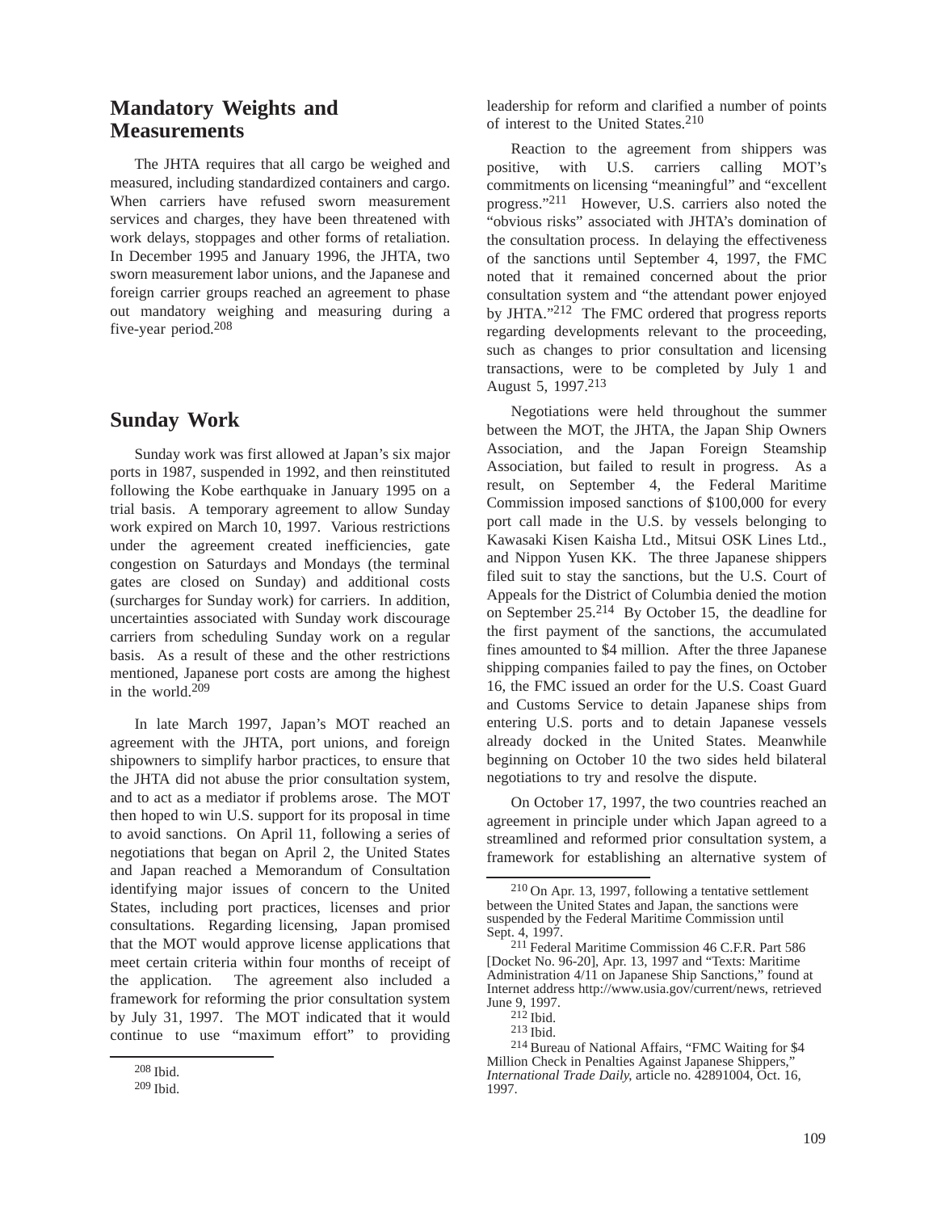## Mandatory Weights and Measurements

The JHTA requires that all cargo be weighed and measured, including standardized containers and cargo. When carriers have refused sworn measurement services and charges, they have been threatened with work delays, stoppages and other forms of retaliation. In December 1995 and January 1996, the JHTA, two sworn measurement labor unions, and the Japanese and foreign carrier groups reached an agreement to phase out mandatory weighing and measuring during a five-year period.[208]

## Sunday Work

Sunday work was first allowed at Japan's six major ports in 1987, suspended in 1992, and then reinstituted following the Kobe earthquake in January 1995 on a trial basis. A temporary agreement to allow Sunday work expired on March 10, 1997. Various restrictions under the agreement created inefficiencies, gate congestion on Saturdays and Mondays (the terminal gates are closed on Sunday) and additional costs (surcharges for Sunday work) for carriers. In addition, uncertainties associated with Sunday work discourage carriers from scheduling Sunday work on a regular basis. As a result of these and the other restrictions mentioned, Japanese port costs are among the highest in the world.[209]

In late March 1997, Japan's MOT reached an agreement with the JHTA, port unions, and foreign shipowners to simplify harbor practices, to ensure that the JHTA did not abuse the prior consultation system, and to act as a mediator if problems arose. The MOT then hoped to win U.S. support for its proposal in time to avoid sanctions. On April 11, following a series of negotiations that began on April 2, the United States and Japan reached a Memorandum of Consultation identifying major issues of concern to the United States, including port practices, licenses and prior consultations. Regarding licensing, Japan promised that the MOT would approve license applications that meet certain criteria within four months of receipt of the application. The agreement also included a framework for reforming the prior consultation system by July 31, 1997. The MOT indicated that it would continue to use "maximum effort" to providing leadership for reform and clarified a number of points of interest to the United States.[210]

Reaction to the agreement from shippers was positive, with U.S. carriers calling MOT's commitments on licensing "meaningful" and "excellent progress."[211] However, U.S. carriers also noted the "obvious risks" associated with JHTA's domination of the consultation process. In delaying the effectiveness of the sanctions until September 4, 1997, the FMC noted that it remained concerned about the prior consultation system and "the attendant power enjoyed by JHTA."[212] The FMC ordered that progress reports regarding developments relevant to the proceeding, such as changes to prior consultation and licensing transactions, were to be completed by July 1 and August 5, 1997.[213]

Negotiations were held throughout the summer between the MOT, the JHTA, the Japan Ship Owners Association, and the Japan Foreign Steamship Association, but failed to result in progress. As a result, on September 4, the Federal Maritime Commission imposed sanctions of $100,000 for every port call made in the U.S. by vessels belonging to Kawasaki Kisen Kaisha Ltd., Mitsui OSK Lines Ltd., and Nippon Yusen KK. The three Japanese shippers filed suit to stay the sanctions, but the U.S. Court of Appeals for the District of Columbia denied the motion on September 25.[214] By October 15, the deadline for the first payment of the sanctions, the accumulated fines amounted to $4 million. After the three Japanese shipping companies failed to pay the fines, on October 16, the FMC issued an order for the U.S. Coast Guard and Customs Service to detain Japanese ships from entering U.S. ports and to detain Japanese vessels already docked in the United States. Meanwhile beginning on October 10 the two sides held bilateral negotiations to try and resolve the dispute.

On October 17, 1997, the two countries reached an agreement in principle under which Japan agreed to a streamlined and reformed prior consultation system, a framework for establishing an alternative system of

---

[208] Ibid.

[209] Ibid.

[210] On Apr. 13, 1997, following a tentative settlement between the United States and Japan, the sanctions were suspended by the Federal Maritime Commission until Sept. 4, 1997.

[211] Federal Maritime Commission 46 C.F.R. Part 586 [Docket No. 96-20], Apr. 13, 1997 and "Texts: Maritime Administration 4/11 on Japanese Ship Sanctions," found at Internet address http://www.usia.gov/current/news, retrieved June 9, 1997.

[212] Ibid.

[213] Ibid.

[214] Bureau of National Affairs, "FMC Waiting for $4 Million Check in Penalties Against Japanese Shippers," *International Trade Daily*, article no. 42891004, Oct. 16, 1997.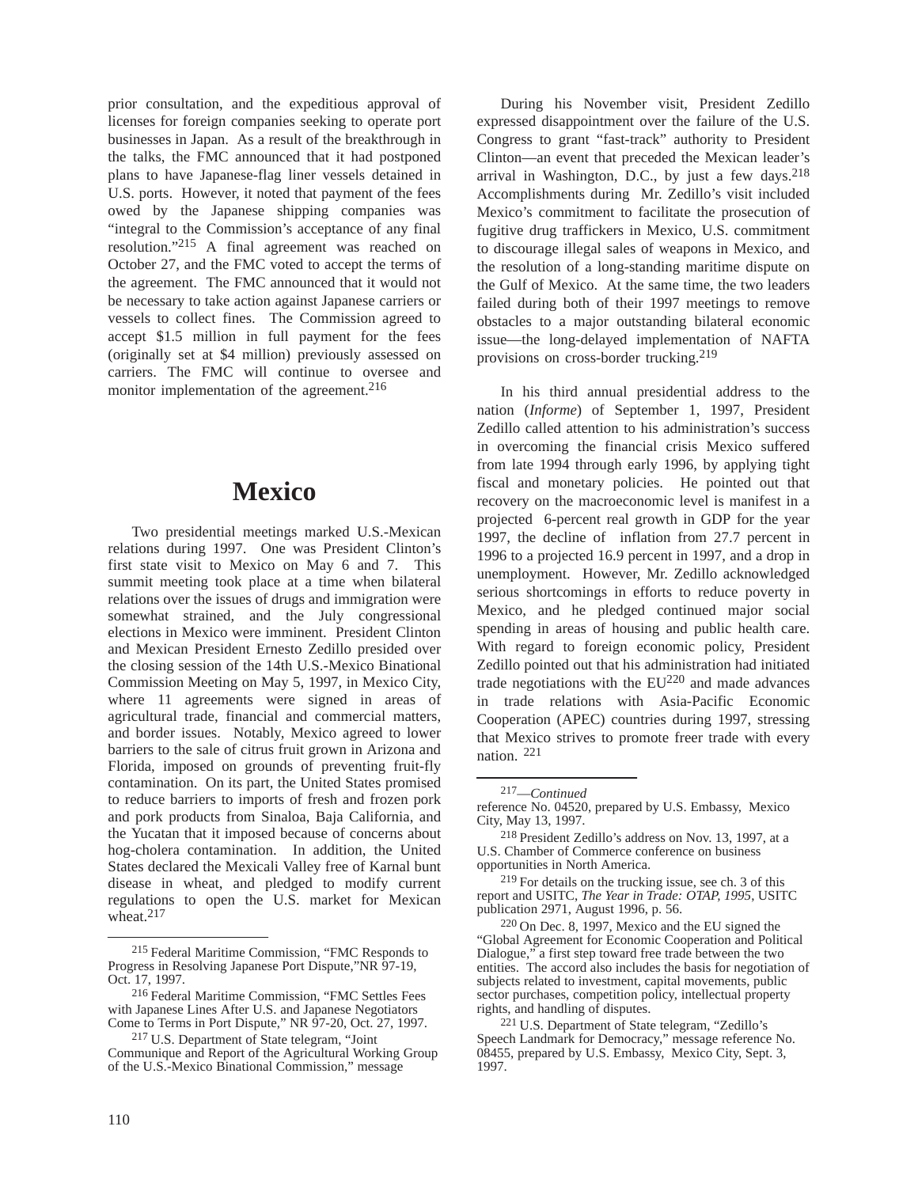prior consultation, and the expeditious approval of licenses for foreign companies seeking to operate port businesses in Japan. As a result of the breakthrough in the talks, the FMC announced that it had postponed plans to have Japanese-flag liner vessels detained in U.S. ports. However, it noted that payment of the fees owed by the Japanese shipping companies was "integral to the Commission's acceptance of any final resolution."[215] A final agreement was reached on October 27, and the FMC voted to accept the terms of the agreement. The FMC announced that it would not be necessary to take action against Japanese carriers or vessels to collect fines. The Commission agreed to accept $1.5 million in full payment for the fees (originally set at $4 million) previously assessed on carriers. The FMC will continue to oversee and monitor implementation of the agreement.[216]

# Mexico

Two presidential meetings marked U.S.-Mexican relations during 1997. One was President Clinton's first state visit to Mexico on May 6 and 7. This summit meeting took place at a time when bilateral relations over the issues of drugs and immigration were somewhat strained, and the July congressional elections in Mexico were imminent. President Clinton and Mexican President Ernesto Zedillo presided over the closing session of the 14th U.S.-Mexico Binational Commission Meeting on May 5, 1997, in Mexico City, where 11 agreements were signed in areas of agricultural trade, financial and commercial matters, and border issues. Notably, Mexico agreed to lower barriers to the sale of citrus fruit grown in Arizona and Florida, imposed on grounds of preventing fruit-fly contamination. On its part, the United States promised to reduce barriers to imports of fresh and frozen pork and pork products from Sinaloa, Baja California, and the Yucatan that it imposed because of concerns about hog-cholera contamination. In addition, the United States declared the Mexicali Valley free of Karnal bunt disease in wheat, and pledged to modify current regulations to open the U.S. market for Mexican wheat.[217]

During his November visit, President Zedillo expressed disappointment over the failure of the U.S. Congress to grant "fast-track" authority to President Clinton—an event that preceded the Mexican leader's arrival in Washington, D.C., by just a few days.[218] Accomplishments during Mr. Zedillo's visit included Mexico's commitment to facilitate the prosecution of fugitive drug traffickers in Mexico, U.S. commitment to discourage illegal sales of weapons in Mexico, and the resolution of a long-standing maritime dispute on the Gulf of Mexico. At the same time, the two leaders failed during both of their 1997 meetings to remove obstacles to a major outstanding bilateral economic issue—the long-delayed implementation of NAFTA provisions on cross-border trucking.[219]

In his third annual presidential address to the nation (*Informe*) of September 1, 1997, President Zedillo called attention to his administration's success in overcoming the financial crisis Mexico suffered from late 1994 through early 1996, by applying tight fiscal and monetary policies. He pointed out that recovery on the macroeconomic level is manifest in a projected 6-percent real growth in GDP for the year 1997, the decline of inflation from 27.7 percent in 1996 to a projected 16.9 percent in 1997, and a drop in unemployment. However, Mr. Zedillo acknowledged serious shortcomings in efforts to reduce poverty in Mexico, and he pledged continued major social spending in areas of housing and public health care. With regard to foreign economic policy, President Zedillo pointed out that his administration had initiated trade negotiations with the EU[220] and made advances in trade relations with Asia-Pacific Economic Cooperation (APEC) countries during 1997, stressing that Mexico strives to promote freer trade with every nation.[221]

---

[215] Federal Maritime Commission, "FMC Responds to Progress in Resolving Japanese Port Dispute,"NR 97-19, Oct. 17, 1997.

[216] Federal Maritime Commission, "FMC Settles Fees with Japanese Lines After U.S. and Japanese Negotiators Come to Terms in Port Dispute," NR 97-20, Oct. 27, 1997.

[217] U.S. Department of State telegram, "Joint Communique and Report of the Agricultural Working Group of the U.S.-Mexico Binational Commission," message reference No. 04520, prepared by U.S. Embassy, Mexico City, May 13, 1997.

[218] President Zedillo's address on Nov. 13, 1997, at a U.S. Chamber of Commerce conference on business opportunities in North America.

[219] For details on the trucking issue, see ch. 3 of this report and USITC, *The Year in Trade: OTAP, 1995*, USITC publication 2971, August 1996, p. 56.

[220] On Dec. 8, 1997, Mexico and the EU signed the "Global Agreement for Economic Cooperation and Political Dialogue," a first step toward free trade between the two entities. The accord also includes the basis for negotiation of subjects related to investment, capital movements, public sector purchases, competition policy, intellectual property rights, and handling of disputes.

[221] U.S. Department of State telegram, "Zedillo's Speech Landmark for Democracy," message reference No. 08455, prepared by U.S. Embassy, Mexico City, Sept. 3, 1997.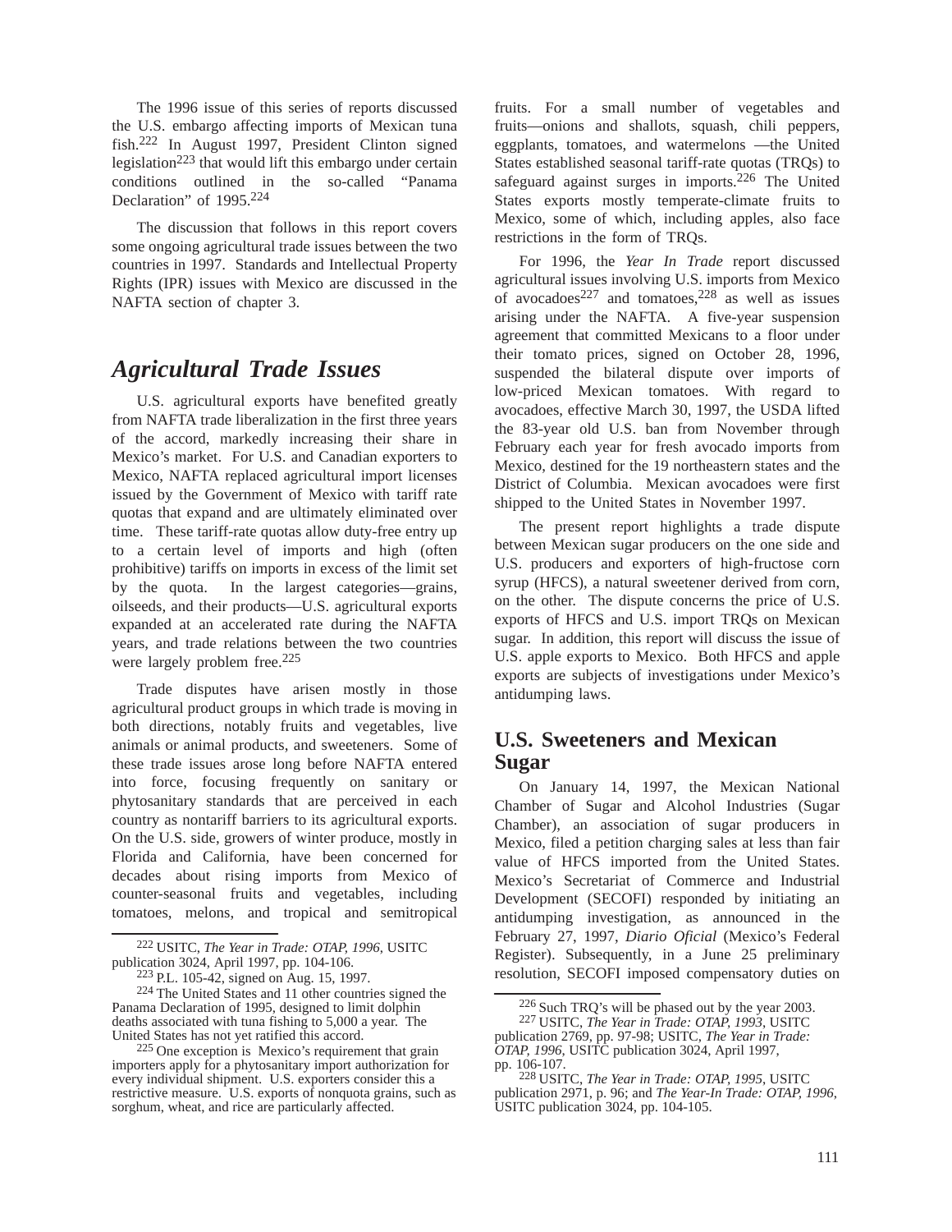The 1996 issue of this series of reports discussed the U.S. embargo affecting imports of Mexican tuna fish.[222] In August 1997, President Clinton signed legislation[223] that would lift this embargo under certain conditions outlined in the so-called “Panama Declaration” of 1995.[224]

The discussion that follows in this report covers some ongoing agricultural trade issues between the two countries in 1997. Standards and Intellectual Property Rights (IPR) issues with Mexico are discussed in the NAFTA section of chapter 3.

## *Agricultural Trade Issues*

U.S. agricultural exports have benefited greatly from NAFTA trade liberalization in the first three years of the accord, markedly increasing their share in Mexico’s market. For U.S. and Canadian exporters to Mexico, NAFTA replaced agricultural import licenses issued by the Government of Mexico with tariff rate quotas that expand and are ultimately eliminated over time. These tariff-rate quotas allow duty-free entry up to a certain level of imports and high (often prohibitive) tariffs on imports in excess of the limit set by the quota. In the largest categories—grains, oilseeds, and their products—U.S. agricultural exports expanded at an accelerated rate during the NAFTA years, and trade relations between the two countries were largely problem free.[225]

Trade disputes have arisen mostly in those agricultural product groups in which trade is moving in both directions, notably fruits and vegetables, live animals or animal products, and sweeteners. Some of these trade issues arose long before NAFTA entered into force, focusing frequently on sanitary or phytosanitary standards that are perceived in each country as nontariff barriers to its agricultural exports. On the U.S. side, growers of winter produce, mostly in Florida and California, have been concerned for decades about rising imports from Mexico of counter-seasonal fruits and vegetables, including tomatoes, melons, and tropical and semitropical fruits. For a small number of vegetables and fruits—onions and shallots, squash, chili peppers, eggplants, tomatoes, and watermelons —the United States established seasonal tariff-rate quotas (TRQs) to safeguard against surges in imports.[226] The United States exports mostly temperate-climate fruits to Mexico, some of which, including apples, also face restrictions in the form of TRQs.

For 1996, the *Year In Trade* report discussed agricultural issues involving U.S. imports from Mexico of avocadoes[227] and tomatoes,[228] as well as issues arising under the NAFTA. A five-year suspension agreement that committed Mexicans to a floor under their tomato prices, signed on October 28, 1996, suspended the bilateral dispute over imports of low-priced Mexican tomatoes. With regard to avocadoes, effective March 30, 1997, the USDA lifted the 83-year old U.S. ban from November through February each year for fresh avocado imports from Mexico, destined for the 19 northeastern states and the District of Columbia. Mexican avocadoes were first shipped to the United States in November 1997.

The present report highlights a trade dispute between Mexican sugar producers on the one side and U.S. producers and exporters of high-fructose corn syrup (HFCS), a natural sweetener derived from corn, on the other. The dispute concerns the price of U.S. exports of HFCS and U.S. import TRQs on Mexican sugar. In addition, this report will discuss the issue of U.S. apple exports to Mexico. Both HFCS and apple exports are subjects of investigations under Mexico’s antidumping laws.

### U.S. Sweeteners and Mexican Sugar

On January 14, 1997, the Mexican National Chamber of Sugar and Alcohol Industries (Sugar Chamber), an association of sugar producers in Mexico, filed a petition charging sales at less than fair value of HFCS imported from the United States. Mexico’s Secretariat of Commerce and Industrial Development (SECOFI) responded by initiating an antidumping investigation, as announced in the February 27, 1997, *Diario Oficial* (Mexico’s Federal Register). Subsequently, in a June 25 preliminary resolution, SECOFI imposed compensatory duties on

---

[222] USITC, *The Year in Trade: OTAP, 1996*, USITC publication 3024, April 1997, pp. 104-106.

[223] P.L. 105-42, signed on Aug. 15, 1997.

[224] The United States and 11 other countries signed the Panama Declaration of 1995, designed to limit dolphin deaths associated with tuna fishing to 5,000 a year. The United States has not yet ratified this accord.

[225] One exception is Mexico’s requirement that grain importers apply for a phytosanitary import authorization for every individual shipment. U.S. exporters consider this a restrictive measure. U.S. exports of nonquota grains, such as sorghum, wheat, and rice are particularly affected.

[226] Such TRQ’s will be phased out by the year 2003.

[227] USITC, *The Year in Trade: OTAP, 1993*, USITC publication 2769, pp. 97-98; USITC, *The Year in Trade: OTAP, 1996*, USITC publication 3024, April 1997, pp. 106-107.

[228] USITC, *The Year in Trade: OTAP, 1995*, USITC publication 2971, p. 96; and *The Year-In Trade: OTAP, 1996*, USITC publication 3024, pp. 104-105.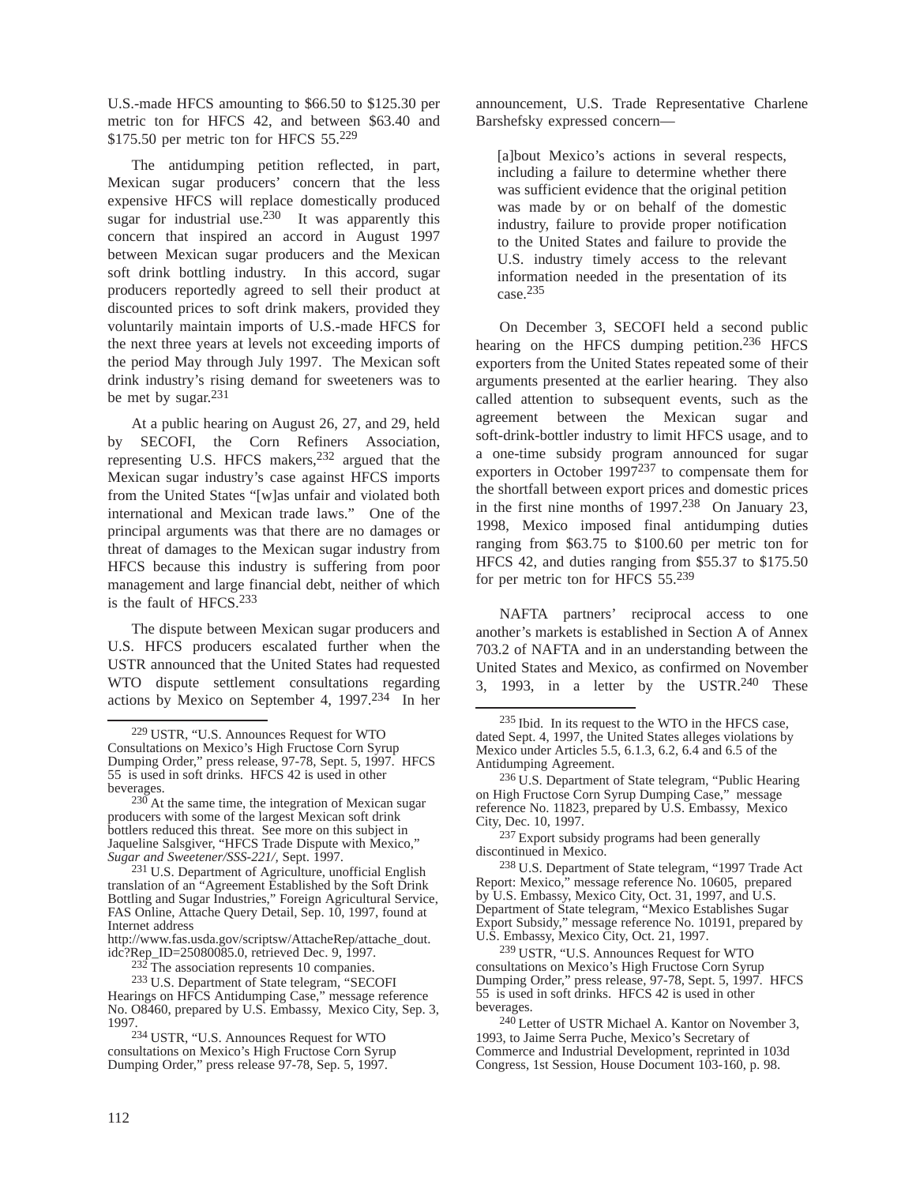U.S.-made HFCS amounting to $66.50 to $125.30 per metric ton for HFCS 42, and between $63.40 and $175.50 per metric ton for HFCS 55.[229]

The antidumping petition reflected, in part, Mexican sugar producers' concern that the less expensive HFCS will replace domestically produced sugar for industrial use.[230] It was apparently this concern that inspired an accord in August 1997 between Mexican sugar producers and the Mexican soft drink bottling industry. In this accord, sugar producers reportedly agreed to sell their product at discounted prices to soft drink makers, provided they voluntarily maintain imports of U.S.-made HFCS for the next three years at levels not exceeding imports of the period May through July 1997. The Mexican soft drink industry's rising demand for sweeteners was to be met by sugar.[231]

At a public hearing on August 26, 27, and 29, held by SECOFI, the Corn Refiners Association, representing U.S. HFCS makers,[232] argued that the Mexican sugar industry's case against HFCS imports from the United States "[w]as unfair and violated both international and Mexican trade laws." One of the principal arguments was that there are no damages or threat of damages to the Mexican sugar industry from HFCS because this industry is suffering from poor management and large financial debt, neither of which is the fault of HFCS.[233]

The dispute between Mexican sugar producers and U.S. HFCS producers escalated further when the USTR announced that the United States had requested WTO dispute settlement consultations regarding actions by Mexico on September 4, 1997.[234] In her announcement, U.S. Trade Representative Charlene Barshefsky expressed concern—

> [a]bout Mexico's actions in several respects, including a failure to determine whether there was sufficient evidence that the original petition was made by or on behalf of the domestic industry, failure to provide proper notification to the United States and failure to provide the U.S. industry timely access to the relevant information needed in the presentation of its case.[235]

On December 3, SECOFI held a second public hearing on the HFCS dumping petition.[236] HFCS exporters from the United States repeated some of their arguments presented at the earlier hearing. They also called attention to subsequent events, such as the agreement between the Mexican sugar and soft-drink-bottler industry to limit HFCS usage, and to a one-time subsidy program announced for sugar exporters in October 1997[237] to compensate them for the shortfall between export prices and domestic prices in the first nine months of 1997.[238] On January 23, 1998, Mexico imposed final antidumping duties ranging from $63.75 to $100.60 per metric ton for HFCS 42, and duties ranging from $55.37 to $175.50 for per metric ton for HFCS 55.[239]

NAFTA partners' reciprocal access to one another's markets is established in Section A of Annex 703.2 of NAFTA and in an understanding between the United States and Mexico, as confirmed on November 3, 1993, in a letter by the USTR.[240] These

---

[229] USTR, "U.S. Announces Request for WTO Consultations on Mexico's High Fructose Corn Syrup Dumping Order," press release, 97-78, Sept. 5, 1997. HFCS 55 is used in soft drinks. HFCS 42 is used in other beverages.

[230] At the same time, the integration of Mexican sugar producers with some of the largest Mexican soft drink bottlers reduced this threat. See more on this subject in Jaqueline Salsgiver, "HFCS Trade Dispute with Mexico," *Sugar and Sweetener/SSS-221/*, Sept. 1997.

[231] U.S. Department of Agriculture, unofficial English translation of an "Agreement Established by the Soft Drink Bottling and Sugar Industries," Foreign Agricultural Service, FAS Online, Attache Query Detail, Sep. 10, 1997, found at Internet address http://www.fas.usda.gov/scriptsw/AttacheRep/attache_dout.idc?Rep_ID=25080085.0, retrieved Dec. 9, 1997.

[232] The association represents 10 companies.

[233] U.S. Department of State telegram, "SECOFI Hearings on HFCS Antidumping Case," message reference No. O8460, prepared by U.S. Embassy, Mexico City, Sep. 3, 1997.

[234] USTR, "U.S. Announces Request for WTO consultations on Mexico's High Fructose Corn Syrup Dumping Order," press release 97-78, Sep. 5, 1997.

[235] Ibid. In its request to the WTO in the HFCS case, dated Sept. 4, 1997, the United States alleges violations by Mexico under Articles 5.5, 6.1.3, 6.2, 6.4 and 6.5 of the Antidumping Agreement.

[236] U.S. Department of State telegram, "Public Hearing on High Fructose Corn Syrup Dumping Case," message reference No. 11823, prepared by U.S. Embassy, Mexico City, Dec. 10, 1997.

[237] Export subsidy programs had been generally discontinued in Mexico.

[238] U.S. Department of State telegram, "1997 Trade Act Report: Mexico," message reference No. 10605, prepared by U.S. Embassy, Mexico City, Oct. 31, 1997, and U.S. Department of State telegram, "Mexico Establishes Sugar Export Subsidy," message reference No. 10191, prepared by U.S. Embassy, Mexico City, Oct. 21, 1997.

[239] USTR, "U.S. Announces Request for WTO consultations on Mexico's High Fructose Corn Syrup Dumping Order," press release, 97-78, Sept. 5, 1997. HFCS 55 is used in soft drinks. HFCS 42 is used in other beverages.

[240] Letter of USTR Michael A. Kantor on November 3, 1993, to Jaime Serra Puche, Mexico's Secretary of Commerce and Industrial Development, reprinted in 103d Congress, 1st Session, House Document 103-160, p. 98.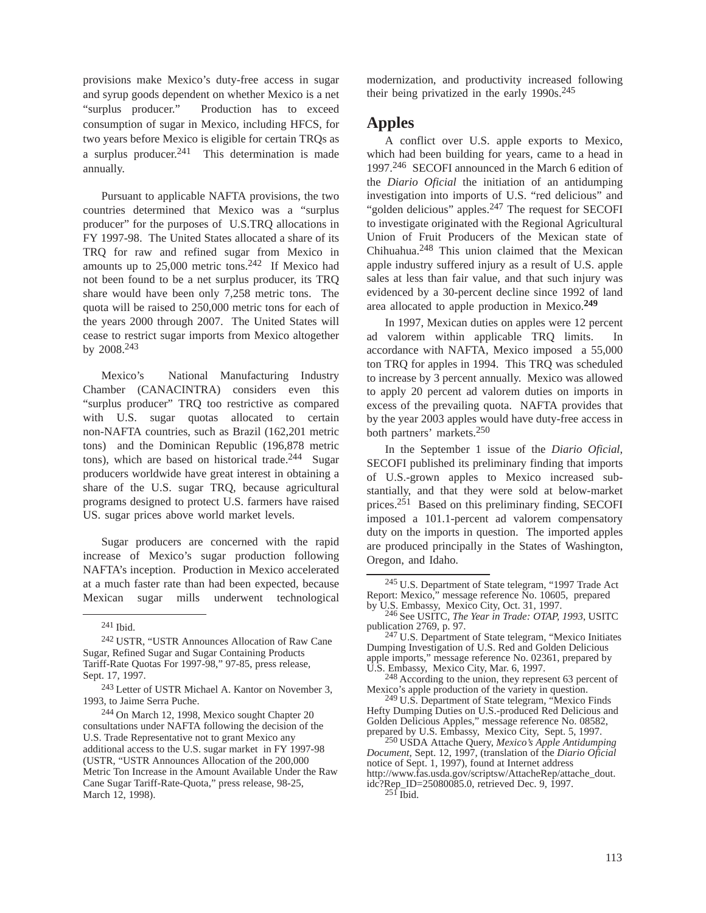provisions make Mexico's duty-free access in sugar and syrup goods dependent on whether Mexico is a net "surplus producer." Production has to exceed consumption of sugar in Mexico, including HFCS, for two years before Mexico is eligible for certain TRQs as a surplus producer.[241] This determination is made annually.

Pursuant to applicable NAFTA provisions, the two countries determined that Mexico was a "surplus producer" for the purposes of U.S.TRQ allocations in FY 1997-98. The United States allocated a share of its TRQ for raw and refined sugar from Mexico in amounts up to 25,000 metric tons.[242] If Mexico had not been found to be a net surplus producer, its TRQ share would have been only 7,258 metric tons. The quota will be raised to 250,000 metric tons for each of the years 2000 through 2007. The United States will cease to restrict sugar imports from Mexico altogether by 2008.[243]

Mexico's National Manufacturing Industry Chamber (CANACINTRA) considers even this "surplus producer" TRQ too restrictive as compared with U.S. sugar quotas allocated to certain non-NAFTA countries, such as Brazil (162,201 metric tons) and the Dominican Republic (196,878 metric tons), which are based on historical trade.[244] Sugar producers worldwide have great interest in obtaining a share of the U.S. sugar TRQ, because agricultural programs designed to protect U.S. farmers have raised US. sugar prices above world market levels.

Sugar producers are concerned with the rapid increase of Mexico's sugar production following NAFTA's inception. Production in Mexico accelerated at a much faster rate than had been expected, because Mexican sugar mills underwent technological modernization, and productivity increased following their being privatized in the early 1990s.[245]

## Apples

A conflict over U.S. apple exports to Mexico, which had been building for years, came to a head in 1997.[246] SECOFI announced in the March 6 edition of the *Diario Oficial* the initiation of an antidumping investigation into imports of U.S. "red delicious" and "golden delicious" apples.[247] The request for SECOFI to investigate originated with the Regional Agricultural Union of Fruit Producers of the Mexican state of Chihuahua.[248] This union claimed that the Mexican apple industry suffered injury as a result of U.S. apple sales at less than fair value, and that such injury was evidenced by a 30-percent decline since 1992 of land area allocated to apple production in Mexico.[249]

In 1997, Mexican duties on apples were 12 percent ad valorem within applicable TRQ limits. In accordance with NAFTA, Mexico imposed a 55,000 ton TRQ for apples in 1994. This TRQ was scheduled to increase by 3 percent annually. Mexico was allowed to apply 20 percent ad valorem duties on imports in excess of the prevailing quota. NAFTA provides that by the year 2003 apples would have duty-free access in both partners' markets.[250]

In the September 1 issue of the *Diario Oficial*, SECOFI published its preliminary finding that imports of U.S.-grown apples to Mexico increased substantially, and that they were sold at below-market prices.[251] Based on this preliminary finding, SECOFI imposed a 101.1-percent ad valorem compensatory duty on the imports in question. The imported apples are produced principally in the States of Washington, Oregon, and Idaho.

---

[241] Ibid.

[242] USTR, "USTR Announces Allocation of Raw Cane Sugar, Refined Sugar and Sugar Containing Products Tariff-Rate Quotas For 1997-98," 97-85, press release, Sept. 17, 1997.

[243] Letter of USTR Michael A. Kantor on November 3, 1993, to Jaime Serra Puche.

[244] On March 12, 1998, Mexico sought Chapter 20 consultations under NAFTA following the decision of the U.S. Trade Representative not to grant Mexico any additional access to the U.S. sugar market in FY 1997-98 (USTR, "USTR Announces Allocation of the 200,000 Metric Ton Increase in the Amount Available Under the Raw Cane Sugar Tariff-Rate-Quota," press release, 98-25, March 12, 1998).

[245] U.S. Department of State telegram, "1997 Trade Act Report: Mexico," message reference No. 10605, prepared by U.S. Embassy, Mexico City, Oct. 31, 1997.

[246] See USITC, *The Year in Trade: OTAP, 1993*, USITC publication 2769, p. 97.

[247] U.S. Department of State telegram, "Mexico Initiates Dumping Investigation of U.S. Red and Golden Delicious apple imports," message reference No. 02361, prepared by U.S. Embassy, Mexico City, Mar. 6, 1997.

[248] According to the union, they represent 63 percent of Mexico's apple production of the variety in question.

[249] U.S. Department of State telegram, "Mexico Finds Hefty Dumping Duties on U.S.-produced Red Delicious and Golden Delicious Apples," message reference No. 08582, prepared by U.S. Embassy, Mexico City, Sept. 5, 1997.

[250] USDA Attache Query, *Mexico's Apple Antidumping Document*, Sept. 12, 1997, (translation of the *Diario Oficial* notice of Sept. 1, 1997), found at Internet address http://www.fas.usda.gov/scriptsw/AttacheRep/attache_dout.idc?Rep_ID=25080085.0, retrieved Dec. 9, 1997.

[251] Ibid.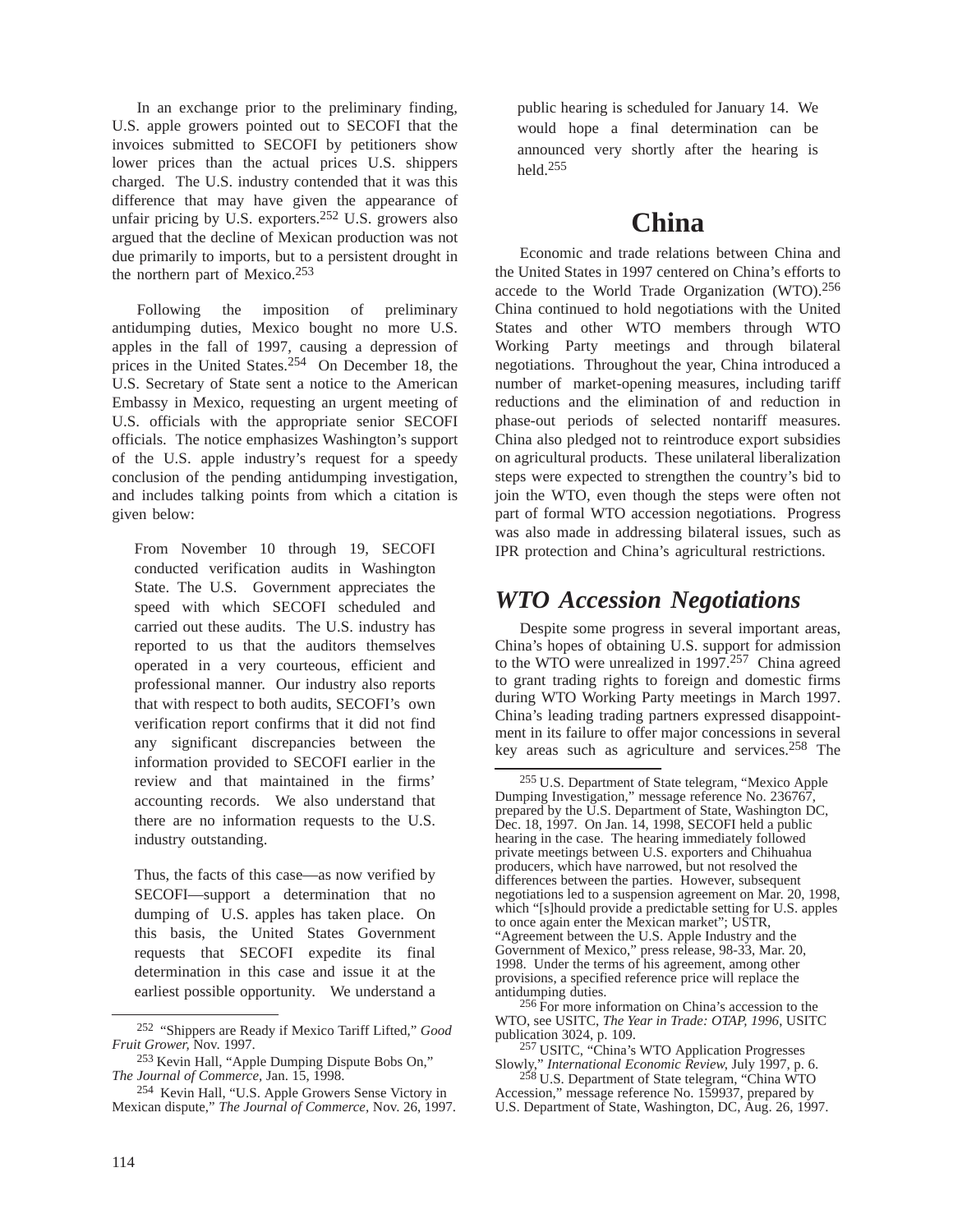In an exchange prior to the preliminary finding, U.S. apple growers pointed out to SECOFI that the invoices submitted to SECOFI by petitioners show lower prices than the actual prices U.S. shippers charged. The U.S. industry contended that it was this difference that may have given the appearance of unfair pricing by U.S. exporters.[252] U.S. growers also argued that the decline of Mexican production was not due primarily to imports, but to a persistent drought in the northern part of Mexico.[253]

Following the imposition of preliminary antidumping duties, Mexico bought no more U.S. apples in the fall of 1997, causing a depression of prices in the United States.[254] On December 18, the U.S. Secretary of State sent a notice to the American Embassy in Mexico, requesting an urgent meeting of U.S. officials with the appropriate senior SECOFI officials. The notice emphasizes Washington's support of the U.S. apple industry's request for a speedy conclusion of the pending antidumping investigation, and includes talking points from which a citation is given below:

> From November 10 through 19, SECOFI conducted verification audits in Washington State. The U.S. Government appreciates the speed with which SECOFI scheduled and carried out these audits. The U.S. industry has reported to us that the auditors themselves operated in a very courteous, efficient and professional manner. Our industry also reports that with respect to both audits, SECOFI's own verification report confirms that it did not find any significant discrepancies between the information provided to SECOFI earlier in the review and that maintained in the firms' accounting records. We also understand that there are no information requests to the U.S. industry outstanding.
>
> Thus, the facts of this case—as now verified by SECOFI—support a determination that no dumping of U.S. apples has taken place. On this basis, the United States Government requests that SECOFI expedite its final determination in this case and issue it at the earliest possible opportunity. We understand a public hearing is scheduled for January 14. We would hope a final determination can be announced very shortly after the hearing is held.[255]

# China

Economic and trade relations between China and the United States in 1997 centered on China's efforts to accede to the World Trade Organization (WTO).[256] China continued to hold negotiations with the United States and other WTO members through WTO Working Party meetings and through bilateral negotiations. Throughout the year, China introduced a number of market-opening measures, including tariff reductions and the elimination of and reduction in phase-out periods of selected nontariff measures. China also pledged not to reintroduce export subsidies on agricultural products. These unilateral liberalization steps were expected to strengthen the country's bid to join the WTO, even though the steps were often not part of formal WTO accession negotiations. Progress was also made in addressing bilateral issues, such as IPR protection and China's agricultural restrictions.

## *WTO Accession Negotiations*

Despite some progress in several important areas, China's hopes of obtaining U.S. support for admission to the WTO were unrealized in 1997.[257] China agreed to grant trading rights to foreign and domestic firms during WTO Working Party meetings in March 1997. China's leading trading partners expressed disappointment in its failure to offer major concessions in several key areas such as agriculture and services.[258] The

---

[252] "Shippers are Ready if Mexico Tariff Lifted," *Good Fruit Grower,* Nov. 1997.

[253] Kevin Hall, "Apple Dumping Dispute Bobs On," *The Journal of Commerce,* Jan. 15, 1998.

[254] Kevin Hall, "U.S. Apple Growers Sense Victory in Mexican dispute," *The Journal of Commerce,* Nov. 26, 1997.

[255] U.S. Department of State telegram, "Mexico Apple Dumping Investigation," message reference No. 236767, prepared by the U.S. Department of State, Washington DC, Dec. 18, 1997. On Jan. 14, 1998, SECOFI held a public hearing in the case. The hearing immediately followed private meetings between U.S. exporters and Chihuahua producers, which have narrowed, but not resolved the differences between the parties. However, subsequent negotiations led to a suspension agreement on Mar. 20, 1998, which "[s]hould provide a predictable setting for U.S. apples to once again enter the Mexican market"; USTR, "Agreement between the U.S. Apple Industry and the Government of Mexico," press release, 98-33, Mar. 20, 1998. Under the terms of his agreement, among other provisions, a specified reference price will replace the antidumping duties.

[256] For more information on China's accession to the WTO, see USITC, *The Year in Trade: OTAP, 1996*, USITC publication 3024, p. 109.

[257] USITC, "China's WTO Application Progresses Slowly," *International Economic Review*, July 1997, p. 6.

[258] U.S. Department of State telegram, "China WTO Accession," message reference No. 159937, prepared by U.S. Department of State, Washington, DC, Aug. 26, 1997.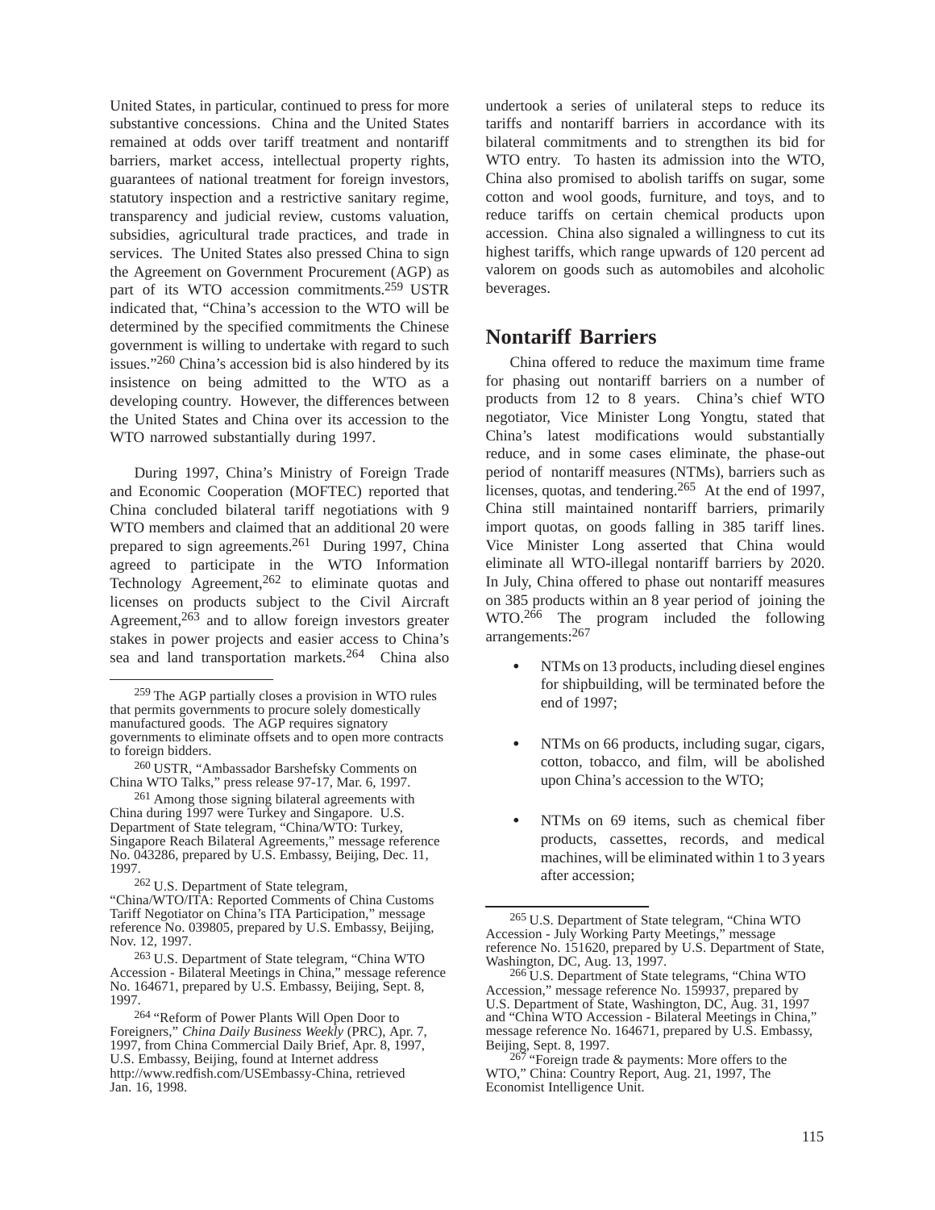United States, in particular, continued to press for more substantive concessions. China and the United States remained at odds over tariff treatment and nontariff barriers, market access, intellectual property rights, guarantees of national treatment for foreign investors, statutory inspection and a restrictive sanitary regime, transparency and judicial review, customs valuation, subsidies, agricultural trade practices, and trade in services. The United States also pressed China to sign the Agreement on Government Procurement (AGP) as part of its WTO accession commitments.[259] USTR indicated that, "China's accession to the WTO will be determined by the specified commitments the Chinese government is willing to undertake with regard to such issues."[260] China's accession bid is also hindered by its insistence on being admitted to the WTO as a developing country. However, the differences between the United States and China over its accession to the WTO narrowed substantially during 1997.

During 1997, China's Ministry of Foreign Trade and Economic Cooperation (MOFTEC) reported that China concluded bilateral tariff negotiations with 9 WTO members and claimed that an additional 20 were prepared to sign agreements.[261] During 1997, China agreed to participate in the WTO Information Technology Agreement,[262] to eliminate quotas and licenses on products subject to the Civil Aircraft Agreement,[263] and to allow foreign investors greater stakes in power projects and easier access to China's sea and land transportation markets.[264] China also undertook a series of unilateral steps to reduce its tariffs and nontariff barriers in accordance with its bilateral commitments and to strengthen its bid for WTO entry. To hasten its admission into the WTO, China also promised to abolish tariffs on sugar, some cotton and wool goods, furniture, and toys, and to reduce tariffs on certain chemical products upon accession. China also signaled a willingness to cut its highest tariffs, which range upwards of 120 percent ad valorem on goods such as automobiles and alcoholic beverages.

## Nontariff Barriers

China offered to reduce the maximum time frame for phasing out nontariff barriers on a number of products from 12 to 8 years. China's chief WTO negotiator, Vice Minister Long Yongtu, stated that China's latest modifications would substantially reduce, and in some cases eliminate, the phase-out period of nontariff measures (NTMs), barriers such as licenses, quotas, and tendering.[265] At the end of 1997, China still maintained nontariff barriers, primarily import quotas, on goods falling in 385 tariff lines. Vice Minister Long asserted that China would eliminate all WTO-illegal nontariff barriers by 2020. In July, China offered to phase out nontariff measures on 385 products within an 8 year period of joining the WTO.[266] The program included the following arrangements:[267]

- NTMs on 13 products, including diesel engines for shipbuilding, will be terminated before the end of 1997;
- NTMs on 66 products, including sugar, cigars, cotton, tobacco, and film, will be abolished upon China's accession to the WTO;
- NTMs on 69 items, such as chemical fiber products, cassettes, records, and medical machines, will be eliminated within 1 to 3 years after accession;

---

[259] The AGP partially closes a provision in WTO rules that permits governments to procure solely domestically manufactured goods. The AGP requires signatory governments to eliminate offsets and to open more contracts to foreign bidders.

[260] USTR, "Ambassador Barshefsky Comments on China WTO Talks," press release 97-17, Mar. 6, 1997.

[261] Among those signing bilateral agreements with China during 1997 were Turkey and Singapore. U.S. Department of State telegram, "China/WTO: Turkey, Singapore Reach Bilateral Agreements," message reference No. 043286, prepared by U.S. Embassy, Beijing, Dec. 11, 1997.

[262] U.S. Department of State telegram, "China/WTO/ITA: Reported Comments of China Customs Tariff Negotiator on China's ITA Participation," message reference No. 039805, prepared by U.S. Embassy, Beijing, Nov. 12, 1997.

[263] U.S. Department of State telegram, "China WTO Accession - Bilateral Meetings in China," message reference No. 164671, prepared by U.S. Embassy, Beijing, Sept. 8, 1997.

[264] "Reform of Power Plants Will Open Door to Foreigners," *China Daily Business Weekly* (PRC), Apr. 7, 1997, from China Commercial Daily Brief, Apr. 8, 1997, U.S. Embassy, Beijing, found at Internet address http://www.redfish.com/USEmbassy-China, retrieved Jan. 16, 1998.

[265] U.S. Department of State telegram, "China WTO Accession - July Working Party Meetings," message reference No. 151620, prepared by U.S. Department of State, Washington, DC, Aug. 13, 1997.

[266] U.S. Department of State telegrams, "China WTO Accession," message reference No. 159937, prepared by U.S. Department of State, Washington, DC, Aug. 31, 1997 and "China WTO Accession - Bilateral Meetings in China," message reference No. 164671, prepared by U.S. Embassy, Beijing, Sept. 8, 1997.

[267] "Foreign trade & payments: More offers to the WTO," China: Country Report, Aug. 21, 1997, The Economist Intelligence Unit.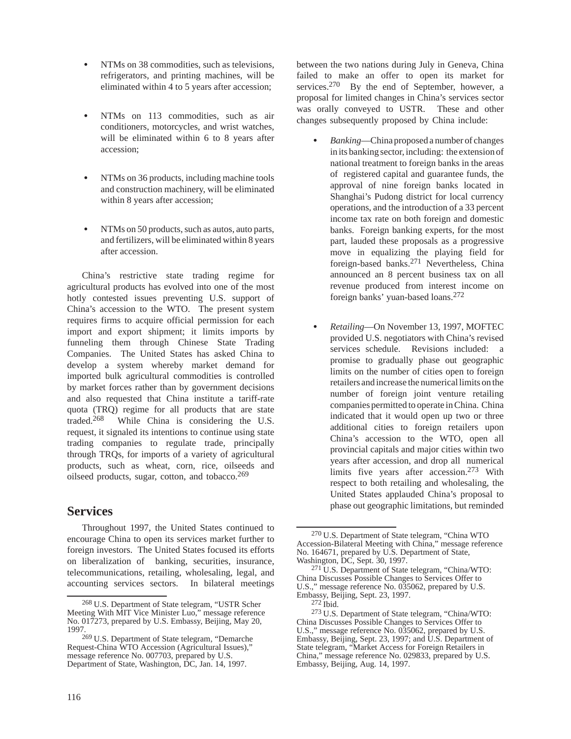- NTMs on 38 commodities, such as televisions, refrigerators, and printing machines, will be eliminated within 4 to 5 years after accession;
- NTMs on 113 commodities, such as air conditioners, motorcycles, and wrist watches, will be eliminated within 6 to 8 years after accession;
- NTMs on 36 products, including machine tools and construction machinery, will be eliminated within 8 years after accession;
- NTMs on 50 products, such as autos, auto parts, and fertilizers, will be eliminated within 8 years after accession.

China's restrictive state trading regime for agricultural products has evolved into one of the most hotly contested issues preventing U.S. support of China's accession to the WTO. The present system requires firms to acquire official permission for each import and export shipment; it limits imports by funneling them through Chinese State Trading Companies. The United States has asked China to develop a system whereby market demand for imported bulk agricultural commodities is controlled by market forces rather than by government decisions and also requested that China institute a tariff-rate quota (TRQ) regime for all products that are state traded.[268] While China is considering the U.S. request, it signaled its intentions to continue using state trading companies to regulate trade, principally through TRQs, for imports of a variety of agricultural products, such as wheat, corn, rice, oilseeds and oilseed products, sugar, cotton, and tobacco.[269]

## Services

Throughout 1997, the United States continued to encourage China to open its services market further to foreign investors. The United States focused its efforts on liberalization of banking, securities, insurance, telecommunications, retailing, wholesaling, legal, and accounting services sectors. In bilateral meetings between the two nations during July in Geneva, China failed to make an offer to open its market for services.[270] By the end of September, however, a proposal for limited changes in China's services sector was orally conveyed to USTR. These and other changes subsequently proposed by China include:

- *Banking*—China proposed a number of changes in its banking sector, including: the extension of national treatment to foreign banks in the areas of registered capital and guarantee funds, the approval of nine foreign banks located in Shanghai's Pudong district for local currency operations, and the introduction of a 33 percent income tax rate on both foreign and domestic banks. Foreign banking experts, for the most part, lauded these proposals as a progressive move in equalizing the playing field for foreign-based banks.[271] Nevertheless, China announced an 8 percent business tax on all revenue produced from interest income on foreign banks' yuan-based loans.[272]
- *Retailing*—On November 13, 1997, MOFTEC provided U.S. negotiators with China's revised services schedule. Revisions included: a promise to gradually phase out geographic limits on the number of cities open to foreign retailers and increase the numerical limits on the number of foreign joint venture retailing companies permitted to operate in China. China indicated that it would open up two or three additional cities to foreign retailers upon China's accession to the WTO, open all provincial capitals and major cities within two years after accession, and drop all numerical limits five years after accession.[273] With respect to both retailing and wholesaling, the United States applauded China's proposal to phase out geographic limitations, but reminded

---

[268] U.S. Department of State telegram, "USTR Scher Meeting With MIT Vice Minister Luo," message reference No. 017273, prepared by U.S. Embassy, Beijing, May 20, 1997.

[269] U.S. Department of State telegram, "Demarche Request-China WTO Accession (Agricultural Issues)," message reference No. 007703, prepared by U.S. Department of State, Washington, DC, Jan. 14, 1997.

[270] U.S. Department of State telegram, "China WTO Accession-Bilateral Meeting with China," message reference No. 164671, prepared by U.S. Department of State, Washington, DC, Sept. 30, 1997.

[271] U.S. Department of State telegram, "China/WTO: China Discusses Possible Changes to Services Offer to U.S.," message reference No. 035062, prepared by U.S. Embassy, Beijing, Sept. 23, 1997.

[272] Ibid.

[273] U.S. Department of State telegram, "China/WTO: China Discusses Possible Changes to Services Offer to U.S.," message reference No. 035062, prepared by U.S. Embassy, Beijing, Sept. 23, 1997; and U.S. Department of State telegram, "Market Access for Foreign Retailers in China," message reference No. 029833, prepared by U.S. Embassy, Beijing, Aug. 14, 1997.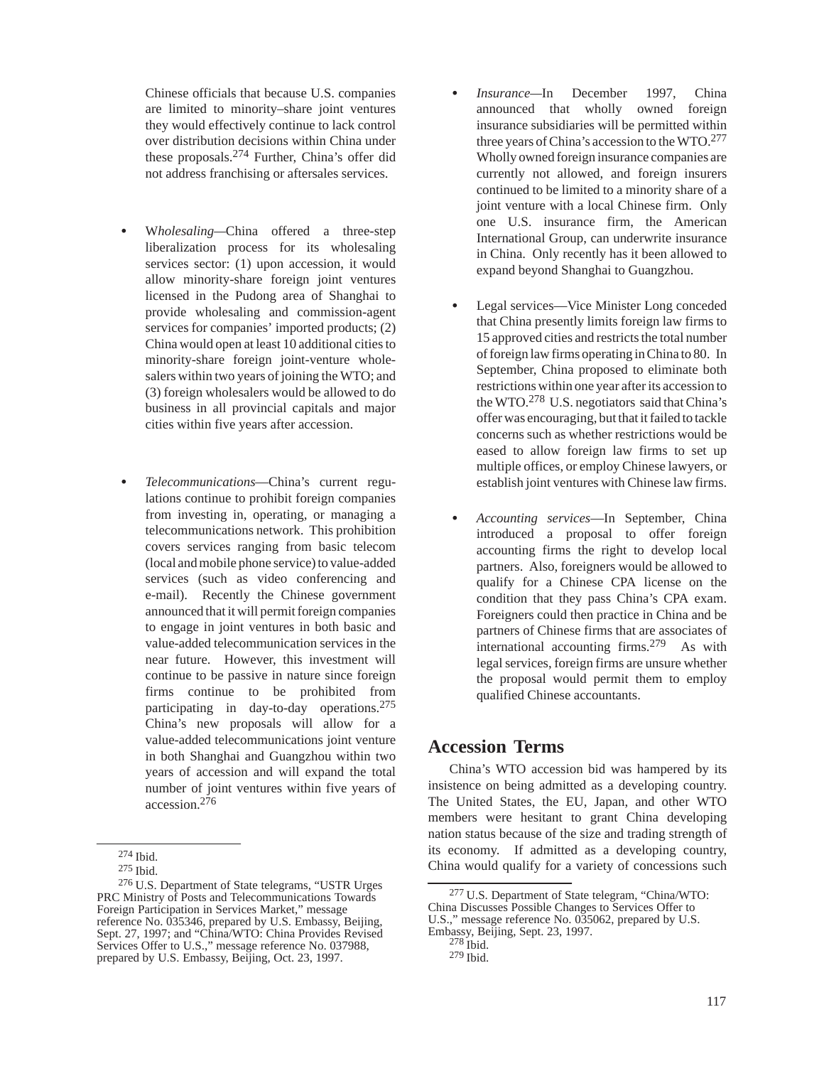Chinese officials that because U.S. companies are limited to minority–share joint ventures they would effectively continue to lack control over distribution decisions within China under these proposals.[274] Further, China's offer did not address franchising or aftersales services.

- W*holesaling*—China offered a three-step liberalization process for its wholesaling services sector: (1) upon accession, it would allow minority-share foreign joint ventures licensed in the Pudong area of Shanghai to provide wholesaling and commission-agent services for companies' imported products; (2) China would open at least 10 additional cities to minority-share foreign joint-venture wholesalers within two years of joining the WTO; and (3) foreign wholesalers would be allowed to do business in all provincial capitals and major cities within five years after accession.

- *Telecommunications*—China's current regulations continue to prohibit foreign companies from investing in, operating, or managing a telecommunications network. This prohibition covers services ranging from basic telecom (local and mobile phone service) to value-added services (such as video conferencing and e-mail). Recently the Chinese government announced that it will permit foreign companies to engage in joint ventures in both basic and value-added telecommunication services in the near future. However, this investment will continue to be passive in nature since foreign firms continue to be prohibited from participating in day-to-day operations.[275] China's new proposals will allow for a value-added telecommunications joint venture in both Shanghai and Guangzhou within two years of accession and will expand the total number of joint ventures within five years of accession.[276]

- *Insurance*—In December 1997, China announced that wholly owned foreign insurance subsidiaries will be permitted within three years of China's accession to the WTO.[277] Wholly owned foreign insurance companies are currently not allowed, and foreign insurers continued to be limited to a minority share of a joint venture with a local Chinese firm. Only one U.S. insurance firm, the American International Group, can underwrite insurance in China. Only recently has it been allowed to expand beyond Shanghai to Guangzhou.

- Legal services—Vice Minister Long conceded that China presently limits foreign law firms to 15 approved cities and restricts the total number of foreign law firms operating in China to 80. In September, China proposed to eliminate both restrictions within one year after its accession to the WTO.[278] U.S. negotiators said that China's offer was encouraging, but that it failed to tackle concerns such as whether restrictions would be eased to allow foreign law firms to set up multiple offices, or employ Chinese lawyers, or establish joint ventures with Chinese law firms.

- *Accounting services*—In September, China introduced a proposal to offer foreign accounting firms the right to develop local partners. Also, foreigners would be allowed to qualify for a Chinese CPA license on the condition that they pass China's CPA exam. Foreigners could then practice in China and be partners of Chinese firms that are associates of international accounting firms.[279] As with legal services, foreign firms are unsure whether the proposal would permit them to employ qualified Chinese accountants.

## Accession Terms

China's WTO accession bid was hampered by its insistence on being admitted as a developing country. The United States, the EU, Japan, and other WTO members were hesitant to grant China developing nation status because of the size and trading strength of its economy. If admitted as a developing country, China would qualify for a variety of concessions such

---

[274] Ibid.

[275] Ibid.

[276] U.S. Department of State telegrams, "USTR Urges PRC Ministry of Posts and Telecommunications Towards Foreign Participation in Services Market," message reference No. 035346, prepared by U.S. Embassy, Beijing, Sept. 27, 1997; and "China/WTO: China Provides Revised Services Offer to U.S.," message reference No. 037988, prepared by U.S. Embassy, Beijing, Oct. 23, 1997.

[277] U.S. Department of State telegram, "China/WTO: China Discusses Possible Changes to Services Offer to U.S.," message reference No. 035062, prepared by U.S. Embassy, Beijing, Sept. 23, 1997.

[278] Ibid.

[279] Ibid.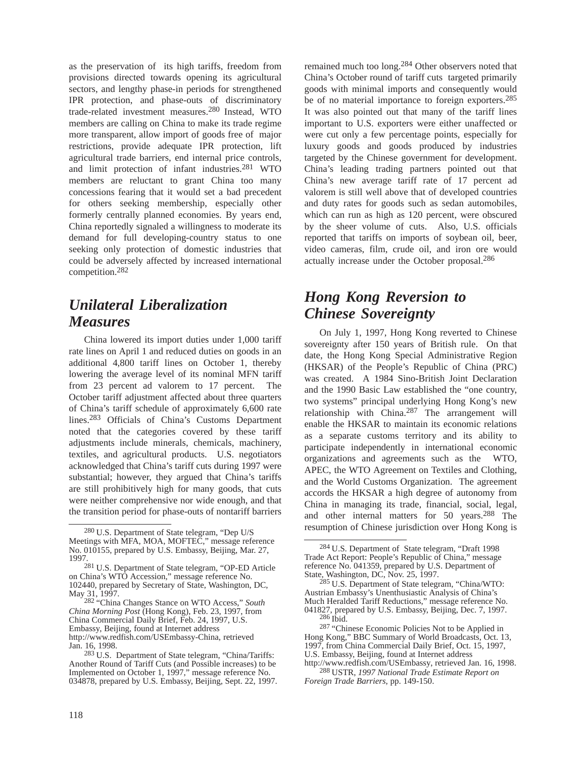as the preservation of its high tariffs, freedom from provisions directed towards opening its agricultural sectors, and lengthy phase-in periods for strengthened IPR protection, and phase-outs of discriminatory trade-related investment measures.[280] Instead, WTO members are calling on China to make its trade regime more transparent, allow import of goods free of major restrictions, provide adequate IPR protection, lift agricultural trade barriers, end internal price controls, and limit protection of infant industries.[281] WTO members are reluctant to grant China too many concessions fearing that it would set a bad precedent for others seeking membership, especially other formerly centrally planned economies. By years end, China reportedly signaled a willingness to moderate its demand for full developing-country status to one seeking only protection of domestic industries that could be adversely affected by increased international competition.[282]

## *Unilateral Liberalization Measures*

China lowered its import duties under 1,000 tariff rate lines on April 1 and reduced duties on goods in an additional 4,800 tariff lines on October 1, thereby lowering the average level of its nominal MFN tariff from 23 percent ad valorem to 17 percent. The October tariff adjustment affected about three quarters of China's tariff schedule of approximately 6,600 rate lines.[283] Officials of China's Customs Department noted that the categories covered by these tariff adjustments include minerals, chemicals, machinery, textiles, and agricultural products. U.S. negotiators acknowledged that China's tariff cuts during 1997 were substantial; however, they argued that China's tariffs are still prohibitively high for many goods, that cuts were neither comprehensive nor wide enough, and that the transition period for phase-outs of nontariff barriers remained much too long.[284] Other observers noted that China's October round of tariff cuts targeted primarily goods with minimal imports and consequently would be of no material importance to foreign exporters.[285] It was also pointed out that many of the tariff lines important to U.S. exporters were either unaffected or were cut only a few percentage points, especially for luxury goods and goods produced by industries targeted by the Chinese government for development. China's leading trading partners pointed out that China's new average tariff rate of 17 percent ad valorem is still well above that of developed countries and duty rates for goods such as sedan automobiles, which can run as high as 120 percent, were obscured by the sheer volume of cuts. Also, U.S. officials reported that tariffs on imports of soybean oil, beer, video cameras, film, crude oil, and iron ore would actually increase under the October proposal.[286]

## *Hong Kong Reversion to Chinese Sovereignty*

On July 1, 1997, Hong Kong reverted to Chinese sovereignty after 150 years of British rule. On that date, the Hong Kong Special Administrative Region (HKSAR) of the People's Republic of China (PRC) was created. A 1984 Sino-British Joint Declaration and the 1990 Basic Law established the "one country, two systems" principal underlying Hong Kong's new relationship with China.[287] The arrangement will enable the HKSAR to maintain its economic relations as a separate customs territory and its ability to participate independently in international economic organizations and agreements such as the WTO, APEC, the WTO Agreement on Textiles and Clothing, and the World Customs Organization. The agreement accords the HKSAR a high degree of autonomy from China in managing its trade, financial, social, legal, and other internal matters for 50 years.[288] The resumption of Chinese jurisdiction over Hong Kong is

---

[280] U.S. Department of State telegram, "Dep U/S Meetings with MFA, MOA, MOFTEC," message reference No. 010155, prepared by U.S. Embassy, Beijing, Mar. 27, 1997.

[281] U.S. Department of State telegram, "OP-ED Article on China's WTO Accession," message reference No. 102440, prepared by Secretary of State, Washington, DC, May 31, 1997.

[282] "China Changes Stance on WTO Access," *South China Morning Post* (Hong Kong), Feb. 23, 1997, from China Commercial Daily Brief, Feb. 24, 1997, U.S. Embassy, Beijing, found at Internet address http://www.redfish.com/USEmbassy-China, retrieved Jan. 16, 1998.

[283] U.S. Department of State telegram, "China/Tariffs: Another Round of Tariff Cuts (and Possible increases) to be Implemented on October 1, 1997," message reference No. 034878, prepared by U.S. Embassy, Beijing, Sept. 22, 1997.

[284] U.S. Department of State telegram, "Draft 1998 Trade Act Report: People's Republic of China," message reference No. 041359, prepared by U.S. Department of State, Washington, DC, Nov. 25, 1997.

[285] U.S. Department of State telegram, "China/WTO: Austrian Embassy's Unenthusiastic Analysis of China's Much Heralded Tariff Reductions," message reference No. 041827, prepared by U.S. Embassy, Beijing, Dec. 7, 1997.

[286] Ibid.

[287] "Chinese Economic Policies Not to be Applied in Hong Kong," BBC Summary of World Broadcasts, Oct. 13, 1997, from China Commercial Daily Brief, Oct. 15, 1997, U.S. Embassy, Beijing, found at Internet address http://www.redfish.com/USEmbassy, retrieved Jan. 16, 1998.

[288] USTR, *1997 National Trade Estimate Report on Foreign Trade Barriers*, pp. 149-150.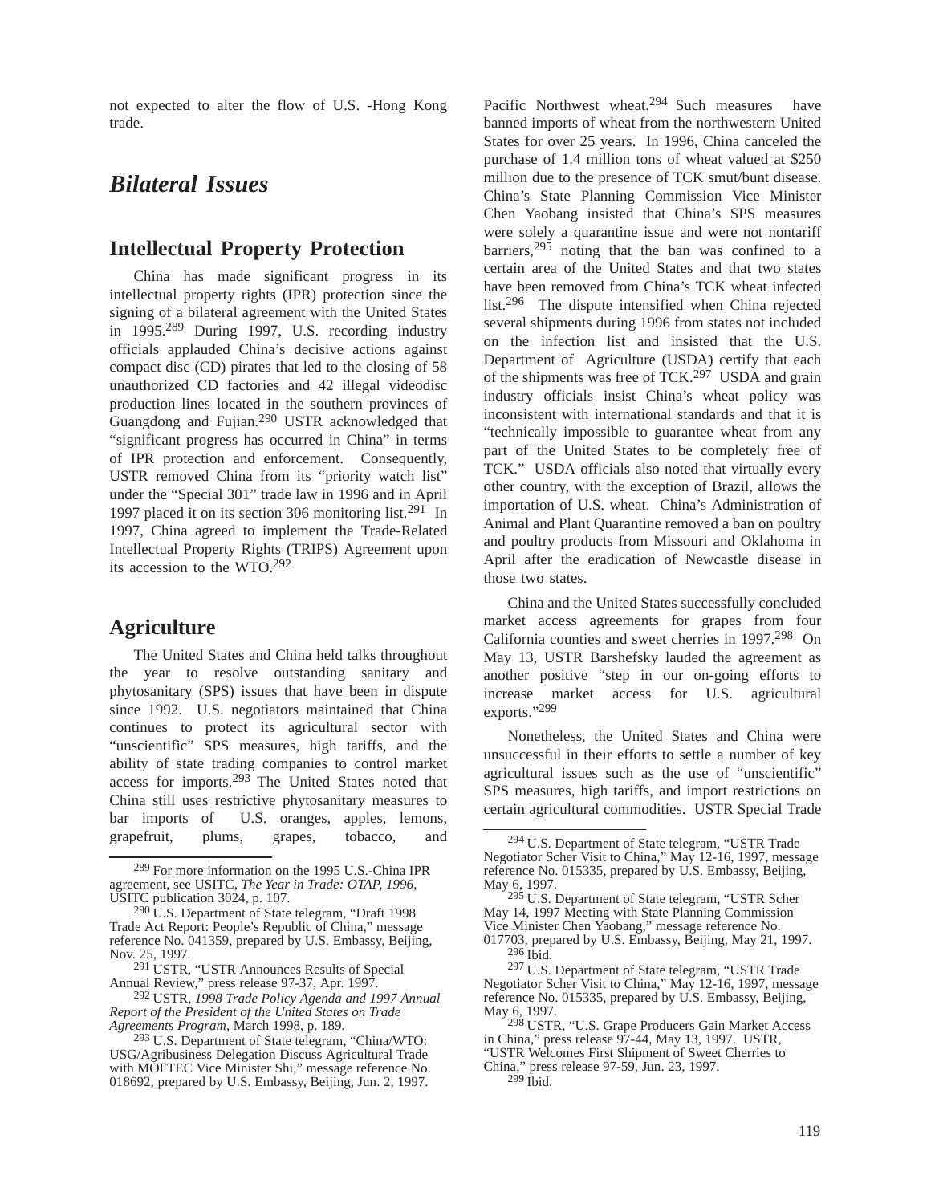not expected to alter the flow of U.S. -Hong Kong trade.

## *Bilateral Issues*

### Intellectual Property Protection

China has made significant progress in its intellectual property rights (IPR) protection since the signing of a bilateral agreement with the United States in 1995.[289] During 1997, U.S. recording industry officials applauded China's decisive actions against compact disc (CD) pirates that led to the closing of 58 unauthorized CD factories and 42 illegal videodisc production lines located in the southern provinces of Guangdong and Fujian.[290] USTR acknowledged that "significant progress has occurred in China" in terms of IPR protection and enforcement. Consequently, USTR removed China from its "priority watch list" under the "Special 301" trade law in 1996 and in April 1997 placed it on its section 306 monitoring list.[291] In 1997, China agreed to implement the Trade-Related Intellectual Property Rights (TRIPS) Agreement upon its accession to the WTO.[292]

### Agriculture

The United States and China held talks throughout the year to resolve outstanding sanitary and phytosanitary (SPS) issues that have been in dispute since 1992. U.S. negotiators maintained that China continues to protect its agricultural sector with "unscientific" SPS measures, high tariffs, and the ability of state trading companies to control market access for imports.[293] The United States noted that China still uses restrictive phytosanitary measures to bar imports of U.S. oranges, apples, lemons, grapefruit, plums, grapes, tobacco, and Pacific Northwest wheat.[294] Such measures have banned imports of wheat from the northwestern United States for over 25 years. In 1996, China canceled the purchase of 1.4 million tons of wheat valued at $250 million due to the presence of TCK smut/bunt disease. China's State Planning Commission Vice Minister Chen Yaobang insisted that China's SPS measures were solely a quarantine issue and were not nontariff barriers,[295] noting that the ban was confined to a certain area of the United States and that two states have been removed from China's TCK wheat infected list.[296] The dispute intensified when China rejected several shipments during 1996 from states not included on the infection list and insisted that the U.S. Department of Agriculture (USDA) certify that each of the shipments was free of TCK.[297] USDA and grain industry officials insist China's wheat policy was inconsistent with international standards and that it is "technically impossible to guarantee wheat from any part of the United States to be completely free of TCK." USDA officials also noted that virtually every other country, with the exception of Brazil, allows the importation of U.S. wheat. China's Administration of Animal and Plant Quarantine removed a ban on poultry and poultry products from Missouri and Oklahoma in April after the eradication of Newcastle disease in those two states.

China and the United States successfully concluded market access agreements for grapes from four California counties and sweet cherries in 1997.[298] On May 13, USTR Barshefsky lauded the agreement as another positive "step in our on-going efforts to increase market access for U.S. agricultural exports."[299]

Nonetheless, the United States and China were unsuccessful in their efforts to settle a number of key agricultural issues such as the use of "unscientific" SPS measures, high tariffs, and import restrictions on certain agricultural commodities. USTR Special Trade

---

[289] For more information on the 1995 U.S.-China IPR agreement, see USITC, *The Year in Trade: OTAP, 1996*, USITC publication 3024, p. 107.

[290] U.S. Department of State telegram, "Draft 1998 Trade Act Report: People's Republic of China," message reference No. 041359, prepared by U.S. Embassy, Beijing, Nov. 25, 1997.

[291] USTR, "USTR Announces Results of Special Annual Review," press release 97-37, Apr. 1997.

[292] USTR, *1998 Trade Policy Agenda and 1997 Annual Report of the President of the United States on Trade Agreements Program*, March 1998, p. 189.

[293] U.S. Department of State telegram, "China/WTO: USG/Agribusiness Delegation Discuss Agricultural Trade with MOFTEC Vice Minister Shi," message reference No. 018692, prepared by U.S. Embassy, Beijing, Jun. 2, 1997.

[294] U.S. Department of State telegram, "USTR Trade Negotiator Scher Visit to China," May 12-16, 1997, message reference No. 015335, prepared by U.S. Embassy, Beijing, May 6, 1997.

[295] U.S. Department of State telegram, "USTR Scher May 14, 1997 Meeting with State Planning Commission Vice Minister Chen Yaobang," message reference No. 017703, prepared by U.S. Embassy, Beijing, May 21, 1997.

[296] Ibid.

[297] U.S. Department of State telegram, "USTR Trade Negotiator Scher Visit to China," May 12-16, 1997, message reference No. 015335, prepared by U.S. Embassy, Beijing, May 6, 1997.

[298] USTR, "U.S. Grape Producers Gain Market Access in China," press release 97-44, May 13, 1997. USTR, "USTR Welcomes First Shipment of Sweet Cherries to China," press release 97-59, Jun. 23, 1997.

[299] Ibid.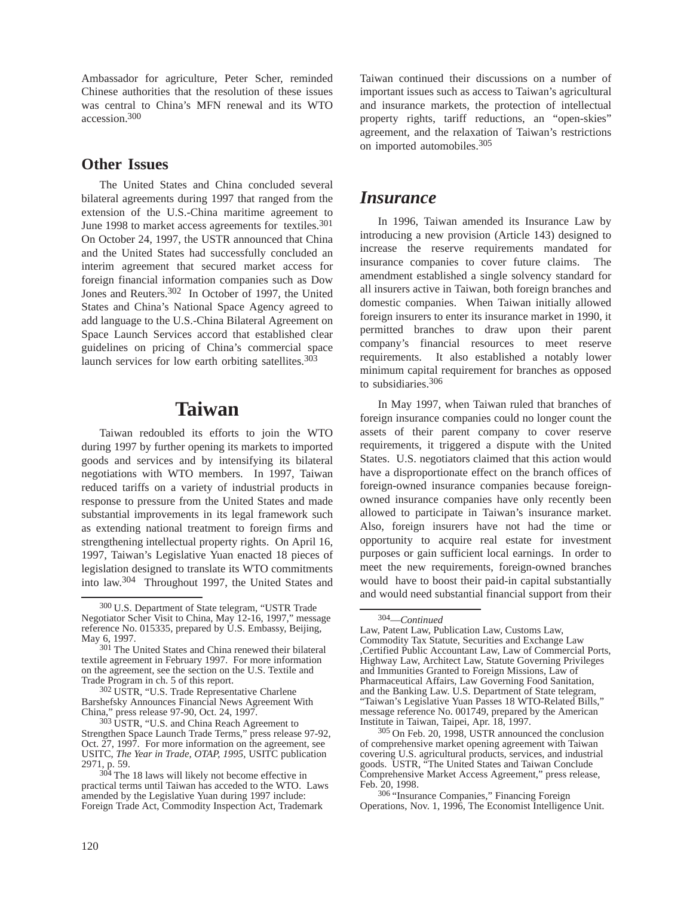Ambassador for agriculture, Peter Scher, reminded Chinese authorities that the resolution of these issues was central to China's MFN renewal and its WTO accession.[300]

### Other Issues

The United States and China concluded several bilateral agreements during 1997 that ranged from the extension of the U.S.-China maritime agreement to June 1998 to market access agreements for textiles.[301] On October 24, 1997, the USTR announced that China and the United States had successfully concluded an interim agreement that secured market access for foreign financial information companies such as Dow Jones and Reuters.[302] In October of 1997, the United States and China's National Space Agency agreed to add language to the U.S.-China Bilateral Agreement on Space Launch Services accord that established clear guidelines on pricing of China's commercial space launch services for low earth orbiting satellites.[303]

## Taiwan

Taiwan redoubled its efforts to join the WTO during 1997 by further opening its markets to imported goods and services and by intensifying its bilateral negotiations with WTO members. In 1997, Taiwan reduced tariffs on a variety of industrial products in response to pressure from the United States and made substantial improvements in its legal framework such as extending national treatment to foreign firms and strengthening intellectual property rights. On April 16, 1997, Taiwan's Legislative Yuan enacted 18 pieces of legislation designed to translate its WTO commitments into law.[304] Throughout 1997, the United States and Taiwan continued their discussions on a number of important issues such as access to Taiwan's agricultural and insurance markets, the protection of intellectual property rights, tariff reductions, an "open-skies" agreement, and the relaxation of Taiwan's restrictions on imported automobiles.[305]

### *Insurance*

In 1996, Taiwan amended its Insurance Law by introducing a new provision (Article 143) designed to increase the reserve requirements mandated for insurance companies to cover future claims. The amendment established a single solvency standard for all insurers active in Taiwan, both foreign branches and domestic companies. When Taiwan initially allowed foreign insurers to enter its insurance market in 1990, it permitted branches to draw upon their parent company's financial resources to meet reserve requirements. It also established a notably lower minimum capital requirement for branches as opposed to subsidiaries.[306]

In May 1997, when Taiwan ruled that branches of foreign insurance companies could no longer count the assets of their parent company to cover reserve requirements, it triggered a dispute with the United States. U.S. negotiators claimed that this action would have a disproportionate effect on the branch offices of foreign-owned insurance companies because foreign-owned insurance companies have only recently been allowed to participate in Taiwan's insurance market. Also, foreign insurers have not had the time or opportunity to acquire real estate for investment purposes or gain sufficient local earnings. In order to meet the new requirements, foreign-owned branches would have to boost their paid-in capital substantially and would need substantial financial support from their

---

[300] U.S. Department of State telegram, "USTR Trade Negotiator Scher Visit to China, May 12-16, 1997," message reference No. 015335, prepared by U.S. Embassy, Beijing, May 6, 1997.

[301] The United States and China renewed their bilateral textile agreement in February 1997. For more information on the agreement, see the section on the U.S. Textile and Trade Program in ch. 5 of this report.

[302] USTR, "U.S. Trade Representative Charlene Barshefsky Announces Financial News Agreement With China," press release 97-90, Oct. 24, 1997.

[303] USTR, "U.S. and China Reach Agreement to Strengthen Space Launch Trade Terms," press release 97-92, Oct. 27, 1997. For more information on the agreement, see USITC, *The Year in Trade, OTAP, 1995*, USITC publication 2971, p. 59.

[304] The 18 laws will likely not become effective in practical terms until Taiwan has acceded to the WTO. Laws amended by the Legislative Yuan during 1997 include: Foreign Trade Act, Commodity Inspection Act, Trademark Law, Patent Law, Publication Law, Customs Law, Commodity Tax Statute, Securities and Exchange Law ,Certified Public Accountant Law, Law of Commercial Ports, Highway Law, Architect Law, Statute Governing Privileges and Immunities Granted to Foreign Missions, Law of Pharmaceutical Affairs, Law Governing Food Sanitation, and the Banking Law. U.S. Department of State telegram, "Taiwan's Legislative Yuan Passes 18 WTO-Related Bills," message reference No. 001749, prepared by the American Institute in Taiwan, Taipei, Apr. 18, 1997.

[305] On Feb. 20, 1998, USTR announced the conclusion of comprehensive market opening agreement with Taiwan covering U.S. agricultural products, services, and industrial goods. USTR, "The United States and Taiwan Conclude Comprehensive Market Access Agreement," press release, Feb. 20, 1998.

[306] "Insurance Companies," Financing Foreign Operations, Nov. 1, 1996, The Economist Intelligence Unit.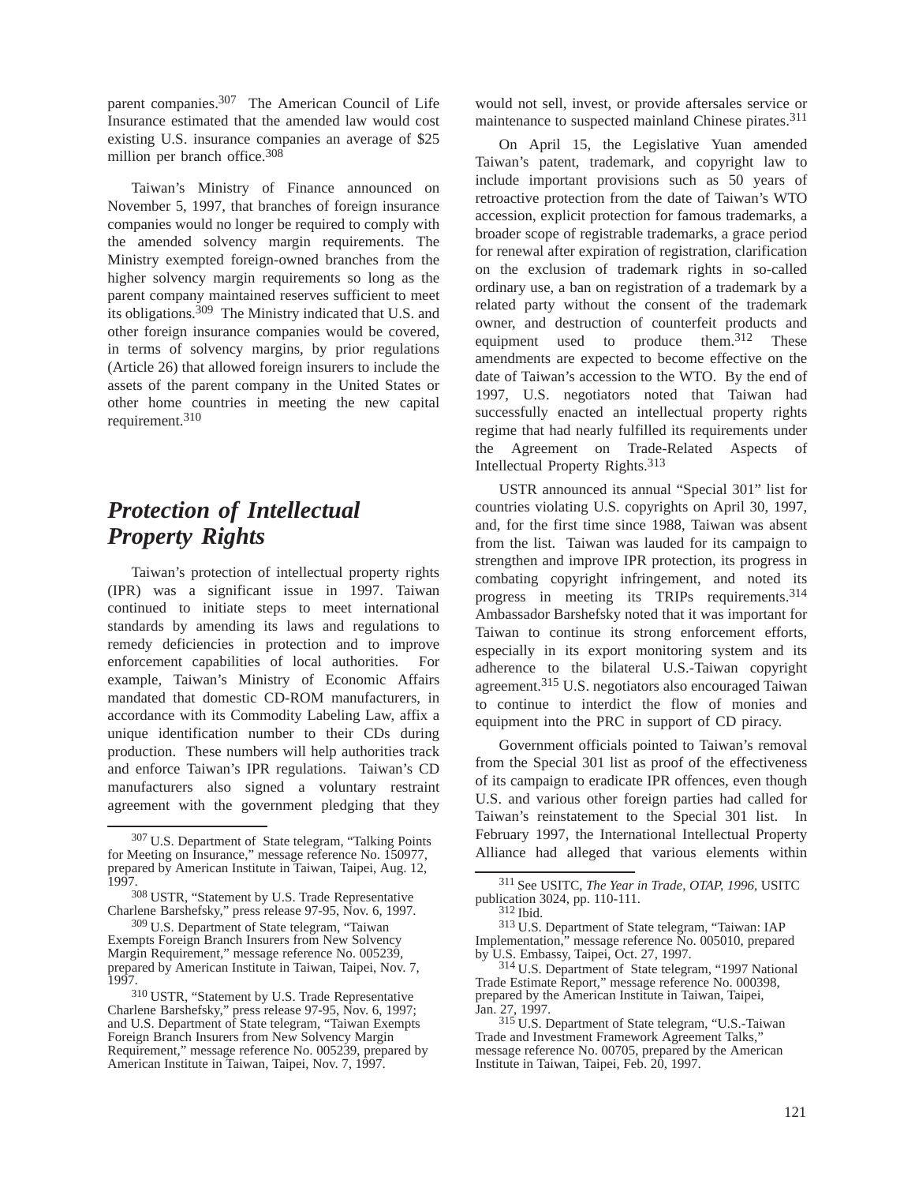parent companies.[307] The American Council of Life Insurance estimated that the amended law would cost existing U.S. insurance companies an average of $25 million per branch office.[308]

Taiwan's Ministry of Finance announced on November 5, 1997, that branches of foreign insurance companies would no longer be required to comply with the amended solvency margin requirements. The Ministry exempted foreign-owned branches from the higher solvency margin requirements so long as the parent company maintained reserves sufficient to meet its obligations.[309] The Ministry indicated that U.S. and other foreign insurance companies would be covered, in terms of solvency margins, by prior regulations (Article 26) that allowed foreign insurers to include the assets of the parent company in the United States or other home countries in meeting the new capital requirement.[310]

## *Protection of Intellectual Property Rights*

Taiwan's protection of intellectual property rights (IPR) was a significant issue in 1997. Taiwan continued to initiate steps to meet international standards by amending its laws and regulations to remedy deficiencies in protection and to improve enforcement capabilities of local authorities. For example, Taiwan's Ministry of Economic Affairs mandated that domestic CD-ROM manufacturers, in accordance with its Commodity Labeling Law, affix a unique identification number to their CDs during production. These numbers will help authorities track and enforce Taiwan's IPR regulations. Taiwan's CD manufacturers also signed a voluntary restraint agreement with the government pledging that they would not sell, invest, or provide aftersales service or maintenance to suspected mainland Chinese pirates.[311]

On April 15, the Legislative Yuan amended Taiwan's patent, trademark, and copyright law to include important provisions such as 50 years of retroactive protection from the date of Taiwan's WTO accession, explicit protection for famous trademarks, a broader scope of registrable trademarks, a grace period for renewal after expiration of registration, clarification on the exclusion of trademark rights in so-called ordinary use, a ban on registration of a trademark by a related party without the consent of the trademark owner, and destruction of counterfeit products and equipment used to produce them.[312] These amendments are expected to become effective on the date of Taiwan's accession to the WTO. By the end of 1997, U.S. negotiators noted that Taiwan had successfully enacted an intellectual property rights regime that had nearly fulfilled its requirements under the Agreement on Trade-Related Aspects of Intellectual Property Rights.[313]

USTR announced its annual "Special 301" list for countries violating U.S. copyrights on April 30, 1997, and, for the first time since 1988, Taiwan was absent from the list. Taiwan was lauded for its campaign to strengthen and improve IPR protection, its progress in combating copyright infringement, and noted its progress in meeting its TRIPs requirements.[314] Ambassador Barshefsky noted that it was important for Taiwan to continue its strong enforcement efforts, especially in its export monitoring system and its adherence to the bilateral U.S.-Taiwan copyright agreement.[315] U.S. negotiators also encouraged Taiwan to continue to interdict the flow of monies and equipment into the PRC in support of CD piracy.

Government officials pointed to Taiwan's removal from the Special 301 list as proof of the effectiveness of its campaign to eradicate IPR offences, even though U.S. and various other foreign parties had called for Taiwan's reinstatement to the Special 301 list. In February 1997, the International Intellectual Property Alliance had alleged that various elements within

---

[307] U.S. Department of State telegram, "Talking Points for Meeting on Insurance," message reference No. 150977, prepared by American Institute in Taiwan, Taipei, Aug. 12, 1997.

[308] USTR, "Statement by U.S. Trade Representative Charlene Barshefsky," press release 97-95, Nov. 6, 1997.

[309] U.S. Department of State telegram, "Taiwan Exempts Foreign Branch Insurers from New Solvency Margin Requirement," message reference No. 005239, prepared by American Institute in Taiwan, Taipei, Nov. 7, 1997.

[310] USTR, "Statement by U.S. Trade Representative Charlene Barshefsky," press release 97-95, Nov. 6, 1997; and U.S. Department of State telegram, "Taiwan Exempts Foreign Branch Insurers from New Solvency Margin Requirement," message reference No. 005239, prepared by American Institute in Taiwan, Taipei, Nov. 7, 1997.

[311] See USITC, *The Year in Trade, OTAP, 1996*, USITC publication 3024, pp. 110-111.

[312] Ibid.

[313] U.S. Department of State telegram, "Taiwan: IAP Implementation," message reference No. 005010, prepared by U.S. Embassy, Taipei, Oct. 27, 1997.

[314] U.S. Department of State telegram, "1997 National Trade Estimate Report," message reference No. 000398, prepared by the American Institute in Taiwan, Taipei, Jan. 27, 1997.

[315] U.S. Department of State telegram, "U.S.-Taiwan Trade and Investment Framework Agreement Talks," message reference No. 00705, prepared by the American Institute in Taiwan, Taipei, Feb. 20, 1997.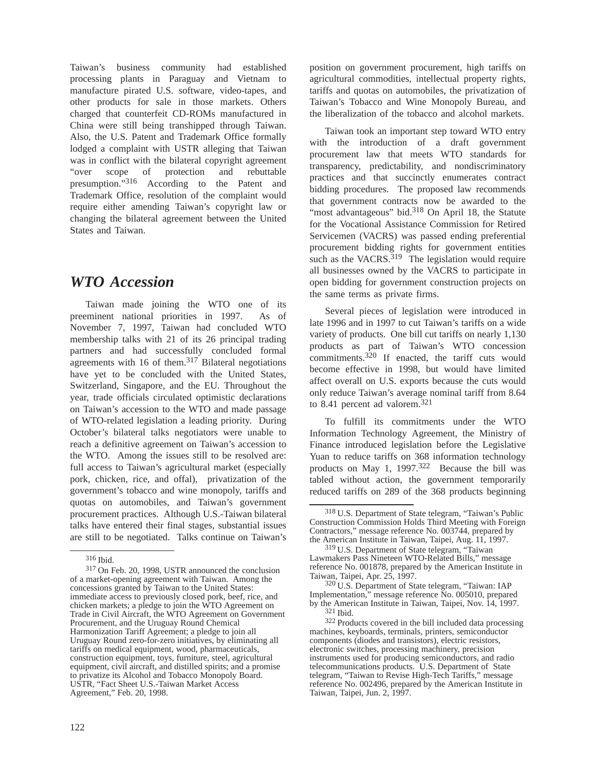Taiwan's business community had established processing plants in Paraguay and Vietnam to manufacture pirated U.S. software, video-tapes, and other products for sale in those markets. Others charged that counterfeit CD-ROMs manufactured in China were still being transhipped through Taiwan. Also, the U.S. Patent and Trademark Office formally lodged a complaint with USTR alleging that Taiwan was in conflict with the bilateral copyright agreement "over scope of protection and rebuttable presumption."[316] According to the Patent and Trademark Office, resolution of the complaint would require either amending Taiwan's copyright law or changing the bilateral agreement between the United States and Taiwan.

## *WTO Accession*

Taiwan made joining the WTO one of its preeminent national priorities in 1997. As of November 7, 1997, Taiwan had concluded WTO membership talks with 21 of its 26 principal trading partners and had successfully concluded formal agreements with 16 of them.[317] Bilateral negotiations have yet to be concluded with the United States, Switzerland, Singapore, and the EU. Throughout the year, trade officials circulated optimistic declarations on Taiwan's accession to the WTO and made passage of WTO-related legislation a leading priority. During October's bilateral talks negotiators were unable to reach a definitive agreement on Taiwan's accession to the WTO. Among the issues still to be resolved are: full access to Taiwan's agricultural market (especially pork, chicken, rice, and offal), privatization of the government's tobacco and wine monopoly, tariffs and quotas on automobiles, and Taiwan's government procurement practices. Although U.S.-Taiwan bilateral talks have entered their final stages, substantial issues are still to be negotiated. Talks continue on Taiwan's position on government procurement, high tariffs on agricultural commodities, intellectual property rights, tariffs and quotas on automobiles, the privatization of Taiwan's Tobacco and Wine Monopoly Bureau, and the liberalization of the tobacco and alcohol markets.

Taiwan took an important step toward WTO entry with the introduction of a draft government procurement law that meets WTO standards for transparency, predictability, and nondiscriminatory practices and that succinctly enumerates contract bidding procedures. The proposed law recommends that government contracts now be awarded to the "most advantageous" bid.[318] On April 18, the Statute for the Vocational Assistance Commission for Retired Servicemen (VACRS) was passed ending preferential procurement bidding rights for government entities such as the VACRS.[319] The legislation would require all businesses owned by the VACRS to participate in open bidding for government construction projects on the same terms as private firms.

Several pieces of legislation were introduced in late 1996 and in 1997 to cut Taiwan's tariffs on a wide variety of products. One bill cut tariffs on nearly 1,130 products as part of Taiwan's WTO concession commitments.[320] If enacted, the tariff cuts would become effective in 1998, but would have limited affect overall on U.S. exports because the cuts would only reduce Taiwan's average nominal tariff from 8.64 to 8.41 percent ad valorem.[321]

To fulfill its commitments under the WTO Information Technology Agreement, the Ministry of Finance introduced legislation before the Legislative Yuan to reduce tariffs on 368 information technology products on May 1, 1997.[322] Because the bill was tabled without action, the government temporarily reduced tariffs on 289 of the 368 products beginning

---

[316] Ibid.

[317] On Feb. 20, 1998, USTR announced the conclusion of a market-opening agreement with Taiwan. Among the concessions granted by Taiwan to the United States: immediate access to previously closed pork, beef, rice, and chicken markets; a pledge to join the WTO Agreement on Trade in Civil Aircraft, the WTO Agreement on Government Procurement, and the Uruguay Round Chemical Harmonization Tariff Agreement; a pledge to join all Uruguay Round zero-for-zero initiatives, by eliminating all tariffs on medical equipment, wood, pharmaceuticals, construction equipment, toys, furniture, steel, agricultural equipment, civil aircraft, and distilled spirits; and a promise to privatize its Alcohol and Tobacco Monopoly Board. USTR, "Fact Sheet U.S.-Taiwan Market Access Agreement," Feb. 20, 1998.

[318] U.S. Department of State telegram, "Taiwan's Public Construction Commission Holds Third Meeting with Foreign Contractors," message reference No. 003744, prepared by the American Institute in Taiwan, Taipei, Aug. 11, 1997.

[319] U.S. Department of State telegram, "Taiwan Lawmakers Pass Nineteen WTO-Related Bills," message reference No. 001878, prepared by the American Institute in Taiwan, Taipei, Apr. 25, 1997.

[320] U.S. Department of State telegram, "Taiwan: IAP Implementation," message reference No. 005010, prepared by the American Institute in Taiwan, Taipei, Nov. 14, 1997.

[321] Ibid.

[322] Products covered in the bill included data processing machines, keyboards, terminals, printers, semiconductor components (diodes and transistors), electric resistors, electronic switches, processing machinery, precision instruments used for producing semiconductors, and radio telecommunications products. U.S. Department of State telegram, "Taiwan to Revise High-Tech Tariffs," message reference No. 002496, prepared by the American Institute in Taiwan, Taipei, Jun. 2, 1997.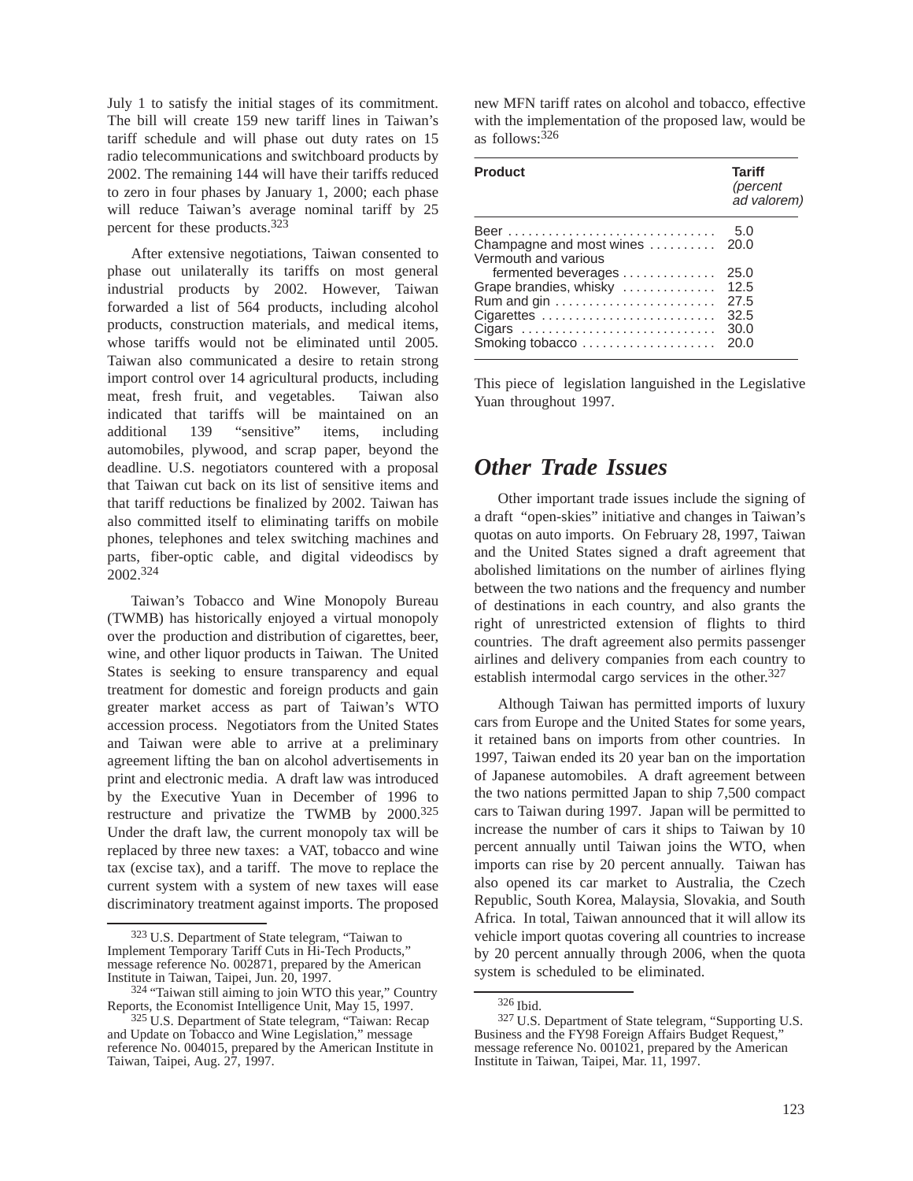July 1 to satisfy the initial stages of its commitment. The bill will create 159 new tariff lines in Taiwan's tariff schedule and will phase out duty rates on 15 radio telecommunications and switchboard products by 2002. The remaining 144 will have their tariffs reduced to zero in four phases by January 1, 2000; each phase will reduce Taiwan's average nominal tariff by 25 percent for these products.[323]

After extensive negotiations, Taiwan consented to phase out unilaterally its tariffs on most general industrial products by 2002. However, Taiwan forwarded a list of 564 products, including alcohol products, construction materials, and medical items, whose tariffs would not be eliminated until 2005. Taiwan also communicated a desire to retain strong import control over 14 agricultural products, including meat, fresh fruit, and vegetables. Taiwan also indicated that tariffs will be maintained on an additional 139 "sensitive" items, including automobiles, plywood, and scrap paper, beyond the deadline. U.S. negotiators countered with a proposal that Taiwan cut back on its list of sensitive items and that tariff reductions be finalized by 2002. Taiwan has also committed itself to eliminating tariffs on mobile phones, telephones and telex switching machines and parts, fiber-optic cable, and digital videodiscs by 2002.[324]

Taiwan's Tobacco and Wine Monopoly Bureau (TWMB) has historically enjoyed a virtual monopoly over the production and distribution of cigarettes, beer, wine, and other liquor products in Taiwan. The United States is seeking to ensure transparency and equal treatment for domestic and foreign products and gain greater market access as part of Taiwan's WTO accession process. Negotiators from the United States and Taiwan were able to arrive at a preliminary agreement lifting the ban on alcohol advertisements in print and electronic media. A draft law was introduced by the Executive Yuan in December of 1996 to restructure and privatize the TWMB by 2000.[325] Under the draft law, the current monopoly tax will be replaced by three new taxes: a VAT, tobacco and wine tax (excise tax), and a tariff. The move to replace the current system with a system of new taxes will ease discriminatory treatment against imports. The proposed new MFN tariff rates on alcohol and tobacco, effective with the implementation of the proposed law, would be as follows:[326]

| Product | Tariff *(percent ad valorem)* |
|---|---|
| Beer | 5.0 |
| Champagne and most wines | 20.0 |
| Vermouth and various fermented beverages | 25.0 |
| Grape brandies, whisky | 12.5 |
| Rum and gin | 27.5 |
| Cigarettes | 32.5 |
| Cigars | 30.0 |
| Smoking tobacco | 20.0 |

This piece of legislation languished in the Legislative Yuan throughout 1997.

## *Other Trade Issues*

Other important trade issues include the signing of a draft "open-skies" initiative and changes in Taiwan's quotas on auto imports. On February 28, 1997, Taiwan and the United States signed a draft agreement that abolished limitations on the number of airlines flying between the two nations and the frequency and number of destinations in each country, and also grants the right of unrestricted extension of flights to third countries. The draft agreement also permits passenger airlines and delivery companies from each country to establish intermodal cargo services in the other.[327]

Although Taiwan has permitted imports of luxury cars from Europe and the United States for some years, it retained bans on imports from other countries. In 1997, Taiwan ended its 20 year ban on the importation of Japanese automobiles. A draft agreement between the two nations permitted Japan to ship 7,500 compact cars to Taiwan during 1997. Japan will be permitted to increase the number of cars it ships to Taiwan by 10 percent annually until Taiwan joins the WTO, when imports can rise by 20 percent annually. Taiwan has also opened its car market to Australia, the Czech Republic, South Korea, Malaysia, Slovakia, and South Africa. In total, Taiwan announced that it will allow its vehicle import quotas covering all countries to increase by 20 percent annually through 2006, when the quota system is scheduled to be eliminated.

---

[323] U.S. Department of State telegram, "Taiwan to Implement Temporary Tariff Cuts in Hi-Tech Products," message reference No. 002871, prepared by the American Institute in Taiwan, Taipei, Jun. 20, 1997.

[324] "Taiwan still aiming to join WTO this year," Country Reports, the Economist Intelligence Unit, May 15, 1997.

[325] U.S. Department of State telegram, "Taiwan: Recap and Update on Tobacco and Wine Legislation," message reference No. 004015, prepared by the American Institute in Taiwan, Taipei, Aug. 27, 1997.

[326] Ibid.

[327] U.S. Department of State telegram, "Supporting U.S. Business and the FY98 Foreign Affairs Budget Request," message reference No. 001021, prepared by the American Institute in Taiwan, Taipei, Mar. 11, 1997.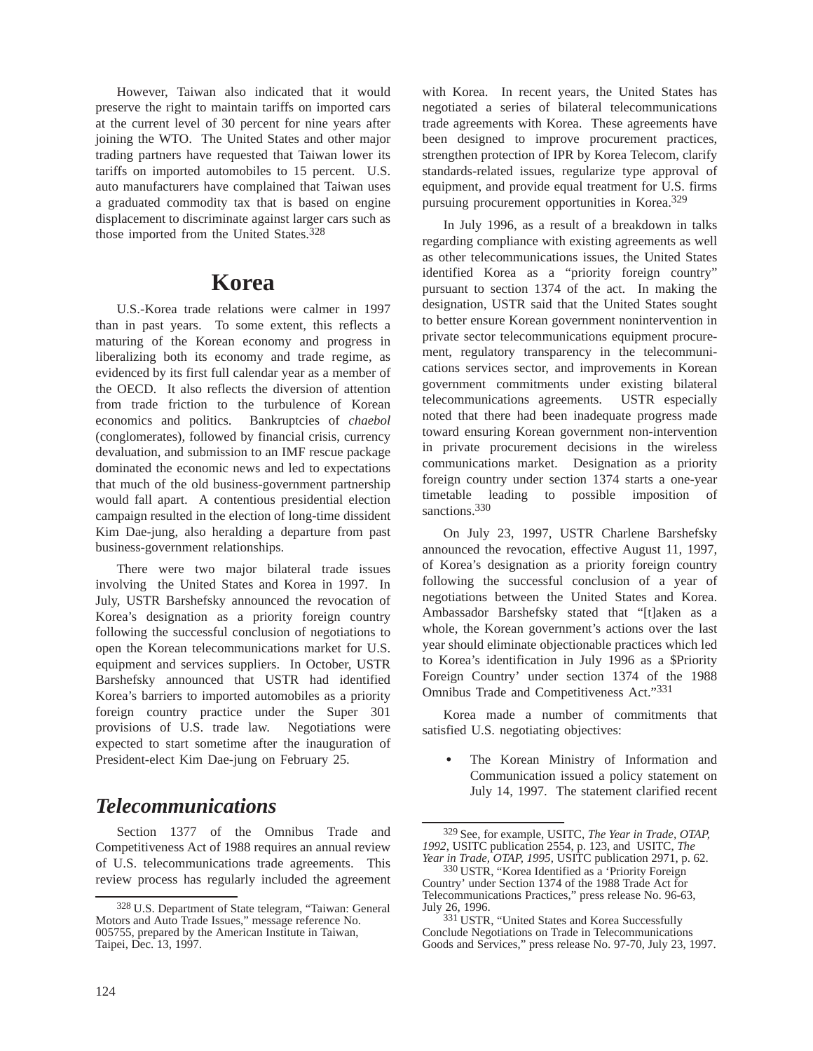However, Taiwan also indicated that it would preserve the right to maintain tariffs on imported cars at the current level of 30 percent for nine years after joining the WTO. The United States and other major trading partners have requested that Taiwan lower its tariffs on imported automobiles to 15 percent. U.S. auto manufacturers have complained that Taiwan uses a graduated commodity tax that is based on engine displacement to discriminate against larger cars such as those imported from the United States.[328]

# Korea

U.S.-Korea trade relations were calmer in 1997 than in past years. To some extent, this reflects a maturing of the Korean economy and progress in liberalizing both its economy and trade regime, as evidenced by its first full calendar year as a member of the OECD. It also reflects the diversion of attention from trade friction to the turbulence of Korean economics and politics. Bankruptcies of *chaebol* (conglomerates), followed by financial crisis, currency devaluation, and submission to an IMF rescue package dominated the economic news and led to expectations that much of the old business-government partnership would fall apart. A contentious presidential election campaign resulted in the election of long-time dissident Kim Dae-jung, also heralding a departure from past business-government relationships.

There were two major bilateral trade issues involving the United States and Korea in 1997. In July, USTR Barshefsky announced the revocation of Korea's designation as a priority foreign country following the successful conclusion of negotiations to open the Korean telecommunications market for U.S. equipment and services suppliers. In October, USTR Barshefsky announced that USTR had identified Korea's barriers to imported automobiles as a priority foreign country practice under the Super 301 provisions of U.S. trade law. Negotiations were expected to start sometime after the inauguration of President-elect Kim Dae-jung on February 25.

## *Telecommunications*

Section 1377 of the Omnibus Trade and Competitiveness Act of 1988 requires an annual review of U.S. telecommunications trade agreements. This review process has regularly included the agreement with Korea. In recent years, the United States has negotiated a series of bilateral telecommunications trade agreements with Korea. These agreements have been designed to improve procurement practices, strengthen protection of IPR by Korea Telecom, clarify standards-related issues, regularize type approval of equipment, and provide equal treatment for U.S. firms pursuing procurement opportunities in Korea.[329]

In July 1996, as a result of a breakdown in talks regarding compliance with existing agreements as well as other telecommunications issues, the United States identified Korea as a "priority foreign country" pursuant to section 1374 of the act. In making the designation, USTR said that the United States sought to better ensure Korean government nonintervention in private sector telecommunications equipment procurement, regulatory transparency in the telecommunications services sector, and improvements in Korean government commitments under existing bilateral telecommunications agreements. USTR especially noted that there had been inadequate progress made toward ensuring Korean government non-intervention in private procurement decisions in the wireless communications market. Designation as a priority foreign country under section 1374 starts a one-year timetable leading to possible imposition of sanctions.[330]

On July 23, 1997, USTR Charlene Barshefsky announced the revocation, effective August 11, 1997, of Korea's designation as a priority foreign country following the successful conclusion of a year of negotiations between the United States and Korea. Ambassador Barshefsky stated that "[t]aken as a whole, the Korean government's actions over the last year should eliminate objectionable practices which led to Korea's identification in July 1996 as a $Priority Foreign Country' under section 1374 of the 1988 Omnibus Trade and Competitiveness Act."[331]

Korea made a number of commitments that satisfied U.S. negotiating objectives:

- The Korean Ministry of Information and Communication issued a policy statement on July 14, 1997. The statement clarified recent

---

[328] U.S. Department of State telegram, "Taiwan: General Motors and Auto Trade Issues," message reference No. 005755, prepared by the American Institute in Taiwan, Taipei, Dec. 13, 1997.

[329] See, for example, USITC, *The Year in Trade, OTAP, 1992*, USITC publication 2554, p. 123, and USITC, *The Year in Trade, OTAP, 1995*, USITC publication 2971, p. 62.

[330] USTR, "Korea Identified as a 'Priority Foreign Country' under Section 1374 of the 1988 Trade Act for Telecommunications Practices," press release No. 96-63, July 26, 1996.

[331] USTR, "United States and Korea Successfully Conclude Negotiations on Trade in Telecommunications Goods and Services," press release No. 97-70, July 23, 1997.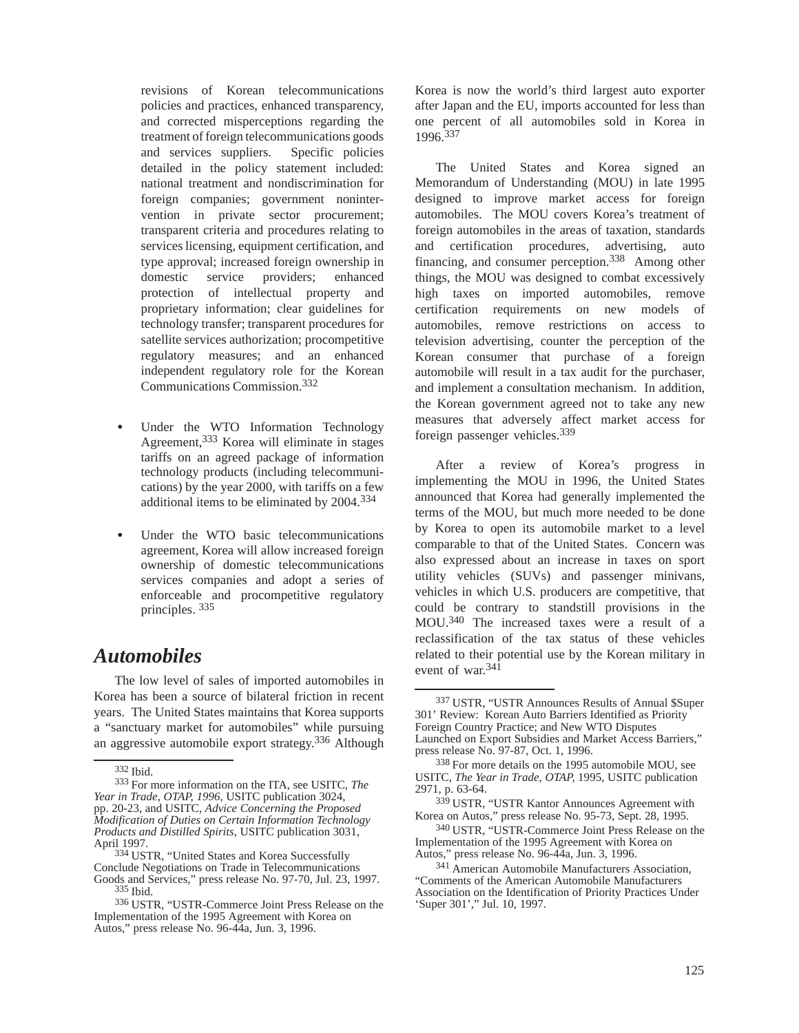revisions of Korean telecommunications policies and practices, enhanced transparency, and corrected misperceptions regarding the treatment of foreign telecommunications goods and services suppliers. Specific policies detailed in the policy statement included: national treatment and nondiscrimination for foreign companies; government nonintervention in private sector procurement; transparent criteria and procedures relating to services licensing, equipment certification, and type approval; increased foreign ownership in domestic service providers; enhanced protection of intellectual property and proprietary information; clear guidelines for technology transfer; transparent procedures for satellite services authorization; procompetitive regulatory measures; and an enhanced independent regulatory role for the Korean Communications Commission.[332]

- Under the WTO Information Technology Agreement,[333] Korea will eliminate in stages tariffs on an agreed package of information technology products (including telecommunications) by the year 2000, with tariffs on a few additional items to be eliminated by 2004.[334]

- Under the WTO basic telecommunications agreement, Korea will allow increased foreign ownership of domestic telecommunications services companies and adopt a series of enforceable and procompetitive regulatory principles.[335]

## *Automobiles*

The low level of sales of imported automobiles in Korea has been a source of bilateral friction in recent years. The United States maintains that Korea supports a "sanctuary market for automobiles" while pursuing an aggressive automobile export strategy.[336] Although Korea is now the world's third largest auto exporter after Japan and the EU, imports accounted for less than one percent of all automobiles sold in Korea in 1996.[337]

The United States and Korea signed an Memorandum of Understanding (MOU) in late 1995 designed to improve market access for foreign automobiles. The MOU covers Korea's treatment of foreign automobiles in the areas of taxation, standards and certification procedures, advertising, auto financing, and consumer perception.[338] Among other things, the MOU was designed to combat excessively high taxes on imported automobiles, remove certification requirements on new models of automobiles, remove restrictions on access to television advertising, counter the perception of the Korean consumer that purchase of a foreign automobile will result in a tax audit for the purchaser, and implement a consultation mechanism. In addition, the Korean government agreed not to take any new measures that adversely affect market access for foreign passenger vehicles.[339]

After a review of Korea's progress in implementing the MOU in 1996, the United States announced that Korea had generally implemented the terms of the MOU, but much more needed to be done by Korea to open its automobile market to a level comparable to that of the United States. Concern was also expressed about an increase in taxes on sport utility vehicles (SUVs) and passenger minivans, vehicles in which U.S. producers are competitive, that could be contrary to standstill provisions in the MOU.[340] The increased taxes were a result of a reclassification of the tax status of these vehicles related to their potential use by the Korean military in event of war.[341]

---

[332] Ibid.

[333] For more information on the ITA, see USITC, *The Year in Trade, OTAP, 1996*, USITC publication 3024, pp. 20-23, and USITC, *Advice Concerning the Proposed Modification of Duties on Certain Information Technology Products and Distilled Spirits*, USITC publication 3031, April 1997.

[334] USTR, "United States and Korea Successfully Conclude Negotiations on Trade in Telecommunications Goods and Services," press release No. 97-70, Jul. 23, 1997.

[335] Ibid.

[336] USTR, "USTR-Commerce Joint Press Release on the Implementation of the 1995 Agreement with Korea on Autos," press release No. 96-44a, Jun. 3, 1996.

[337] USTR, "USTR Announces Results of Annual $Super 301' Review: Korean Auto Barriers Identified as Priority Foreign Country Practice; and New WTO Disputes Launched on Export Subsidies and Market Access Barriers," press release No. 97-87, Oct. 1, 1996.

[338] For more details on the 1995 automobile MOU, see USITC, *The Year in Trade, OTAP*, 1995, USITC publication 2971, p. 63-64.

[339] USTR, "USTR Kantor Announces Agreement with Korea on Autos," press release No. 95-73, Sept. 28, 1995.

[340] USTR, "USTR-Commerce Joint Press Release on the Implementation of the 1995 Agreement with Korea on Autos," press release No. 96-44a, Jun. 3, 1996.

[341] American Automobile Manufacturers Association, "Comments of the American Automobile Manufacturers Association on the Identification of Priority Practices Under 'Super 301'," Jul. 10, 1997.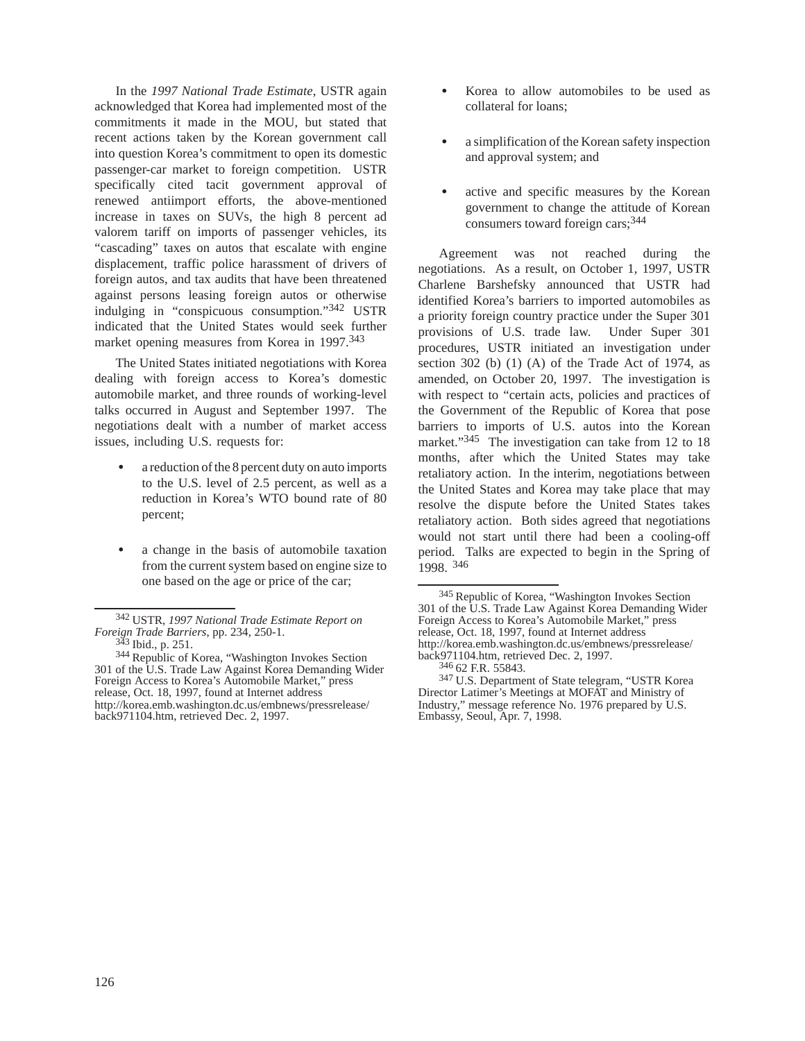In the *1997 National Trade Estimate*, USTR again acknowledged that Korea had implemented most of the commitments it made in the MOU, but stated that recent actions taken by the Korean government call into question Korea's commitment to open its domestic passenger-car market to foreign competition. USTR specifically cited tacit government approval of renewed antiimport efforts, the above-mentioned increase in taxes on SUVs, the high 8 percent ad valorem tariff on imports of passenger vehicles, its "cascading" taxes on autos that escalate with engine displacement, traffic police harassment of drivers of foreign autos, and tax audits that have been threatened against persons leasing foreign autos or otherwise indulging in "conspicuous consumption."[342] USTR indicated that the United States would seek further market opening measures from Korea in 1997.[343]

The United States initiated negotiations with Korea dealing with foreign access to Korea's domestic automobile market, and three rounds of working-level talks occurred in August and September 1997. The negotiations dealt with a number of market access issues, including U.S. requests for:

- a reduction of the 8 percent duty on auto imports to the U.S. level of 2.5 percent, as well as a reduction in Korea's WTO bound rate of 80 percent;
- a change in the basis of automobile taxation from the current system based on engine size to one based on the age or price of the car;
- Korea to allow automobiles to be used as collateral for loans;
- a simplification of the Korean safety inspection and approval system; and
- active and specific measures by the Korean government to change the attitude of Korean consumers toward foreign cars;[344]

Agreement was not reached during the negotiations. As a result, on October 1, 1997, USTR Charlene Barshefsky announced that USTR had identified Korea's barriers to imported automobiles as a priority foreign country practice under the Super 301 provisions of U.S. trade law. Under Super 301 procedures, USTR initiated an investigation under section 302 (b) (1) (A) of the Trade Act of 1974, as amended, on October 20, 1997. The investigation is with respect to "certain acts, policies and practices of the Government of the Republic of Korea that pose barriers to imports of U.S. autos into the Korean market."[345] The investigation can take from 12 to 18 months, after which the United States may take retaliatory action. In the interim, negotiations between the United States and Korea may take place that may resolve the dispute before the United States takes retaliatory action. Both sides agreed that negotiations would not start until there had been a cooling-off period. Talks are expected to begin in the Spring of 1998. [346]

---

[342] USTR, *1997 National Trade Estimate Report on Foreign Trade Barriers*, pp. 234, 250-1.

[343] Ibid., p. 251.

[344] Republic of Korea, "Washington Invokes Section 301 of the U.S. Trade Law Against Korea Demanding Wider Foreign Access to Korea's Automobile Market," press release, Oct. 18, 1997, found at Internet address http://korea.emb.washington.dc.us/embnews/pressrelease/back971104.htm, retrieved Dec. 2, 1997.

[345] Republic of Korea, "Washington Invokes Section 301 of the U.S. Trade Law Against Korea Demanding Wider Foreign Access to Korea's Automobile Market," press release, Oct. 18, 1997, found at Internet address http://korea.emb.washington.dc.us/embnews/pressrelease/back971104.htm, retrieved Dec. 2, 1997.

[346] 62 F.R. 55843.

[347] U.S. Department of State telegram, "USTR Korea Director Latimer's Meetings at MOFAT and Ministry of Industry," message reference No. 1976 prepared by U.S. Embassy, Seoul, Apr. 7, 1998.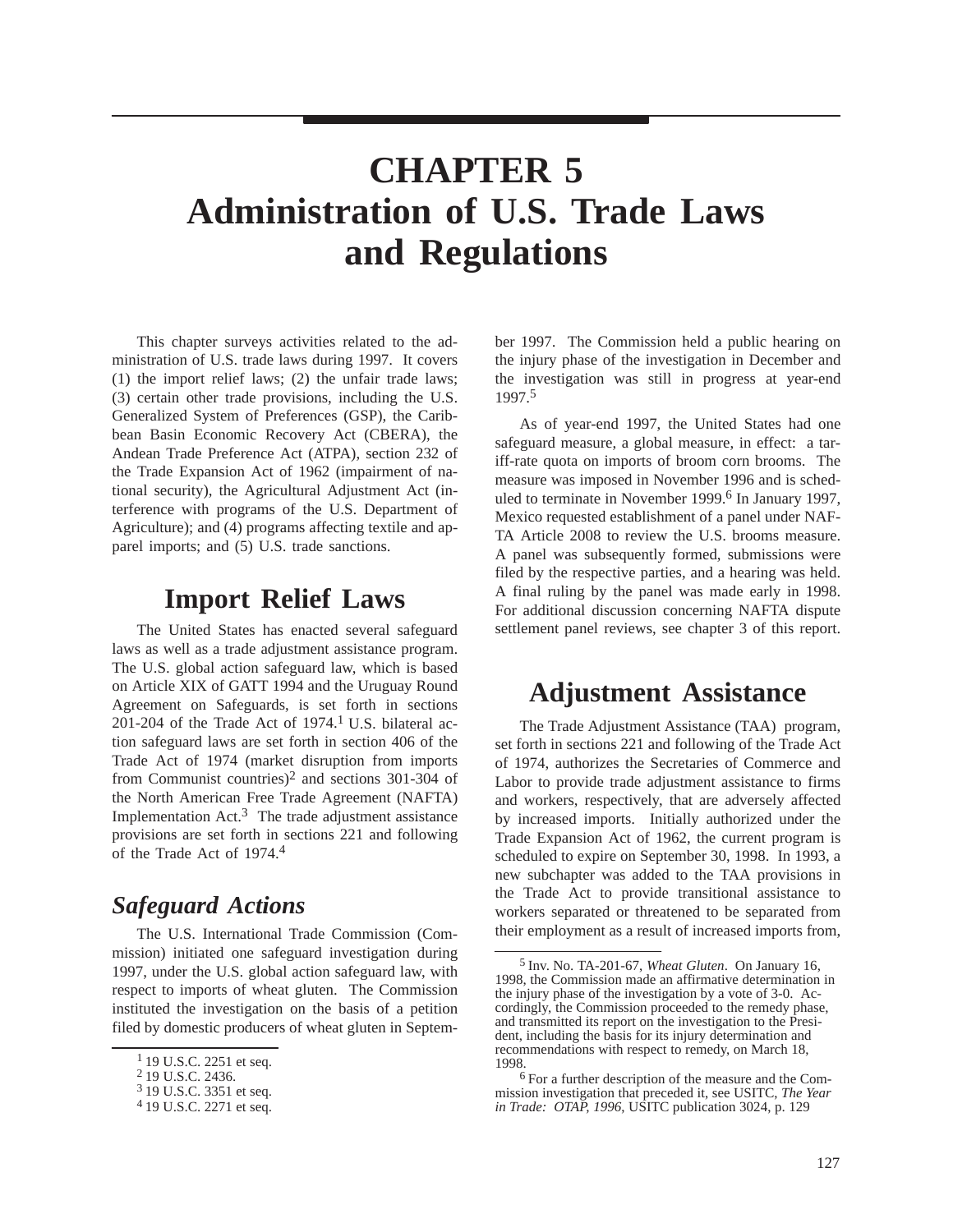# CHAPTER 5 Administration of U.S. Trade Laws and Regulations

This chapter surveys activities related to the administration of U.S. trade laws during 1997. It covers (1) the import relief laws; (2) the unfair trade laws; (3) certain other trade provisions, including the U.S. Generalized System of Preferences (GSP), the Caribbean Basin Economic Recovery Act (CBERA), the Andean Trade Preference Act (ATPA), section 232 of the Trade Expansion Act of 1962 (impairment of national security), the Agricultural Adjustment Act (interference with programs of the U.S. Department of Agriculture); and (4) programs affecting textile and apparel imports; and (5) U.S. trade sanctions.

## Import Relief Laws

The United States has enacted several safeguard laws as well as a trade adjustment assistance program. The U.S. global action safeguard law, which is based on Article XIX of GATT 1994 and the Uruguay Round Agreement on Safeguards, is set forth in sections 201-204 of the Trade Act of 1974.[1] U.S. bilateral action safeguard laws are set forth in section 406 of the Trade Act of 1974 (market disruption from imports from Communist countries)[2] and sections 301-304 of the North American Free Trade Agreement (NAFTA) Implementation Act.[3] The trade adjustment assistance provisions are set forth in sections 221 and following of the Trade Act of 1974.[4]

### *Safeguard Actions*

The U.S. International Trade Commission (Commission) initiated one safeguard investigation during 1997, under the U.S. global action safeguard law, with respect to imports of wheat gluten. The Commission instituted the investigation on the basis of a petition filed by domestic producers of wheat gluten in September 1997. The Commission held a public hearing on the injury phase of the investigation in December and the investigation was still in progress at year-end 1997.[5]

As of year-end 1997, the United States had one safeguard measure, a global measure, in effect: a tariff-rate quota on imports of broom corn brooms. The measure was imposed in November 1996 and is scheduled to terminate in November 1999.[6] In January 1997, Mexico requested establishment of a panel under NAFTA Article 2008 to review the U.S. brooms measure. A panel was subsequently formed, submissions were filed by the respective parties, and a hearing was held. A final ruling by the panel was made early in 1998. For additional discussion concerning NAFTA dispute settlement panel reviews, see chapter 3 of this report.

## Adjustment Assistance

The Trade Adjustment Assistance (TAA) program, set forth in sections 221 and following of the Trade Act of 1974, authorizes the Secretaries of Commerce and Labor to provide trade adjustment assistance to firms and workers, respectively, that are adversely affected by increased imports. Initially authorized under the Trade Expansion Act of 1962, the current program is scheduled to expire on September 30, 1998. In 1993, a new subchapter was added to the TAA provisions in the Trade Act to provide transitional assistance to workers separated or threatened to be separated from their employment as a result of increased imports from,

---

[1] 19 U.S.C. 2251 et seq.

[2] 19 U.S.C. 2436.

[3] 19 U.S.C. 3351 et seq.

[4] 19 U.S.C. 2271 et seq.

[5] Inv. No. TA-201-67, *Wheat Gluten*. On January 16, 1998, the Commission made an affirmative determination in the injury phase of the investigation by a vote of 3-0. Accordingly, the Commission proceeded to the remedy phase, and transmitted its report on the investigation to the President, including the basis for its injury determination and recommendations with respect to remedy, on March 18, 1998.

[6] For a further description of the measure and the Commission investigation that preceded it, see USITC, *The Year in Trade: OTAP, 1996*, USITC publication 3024, p. 129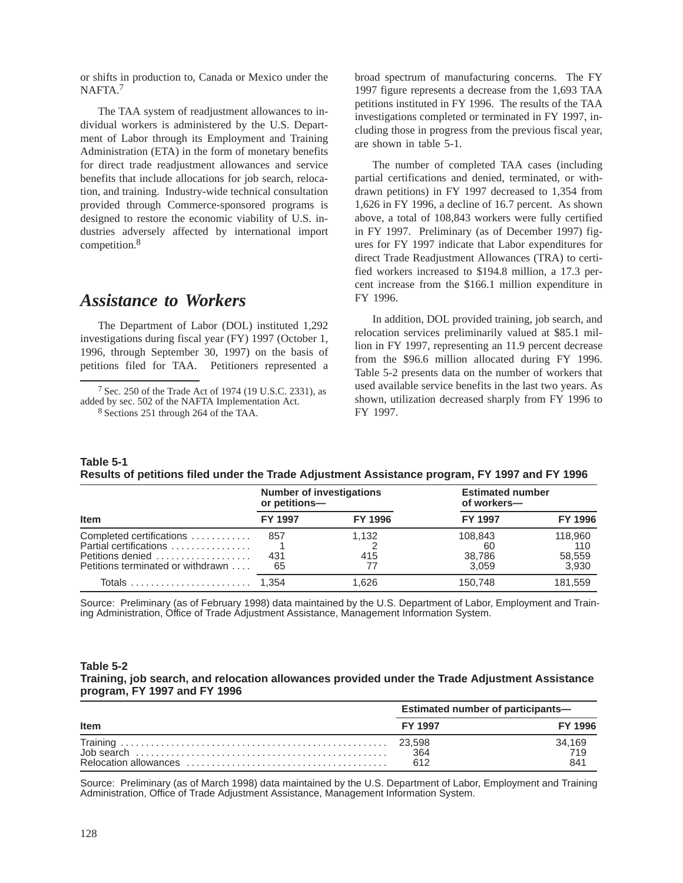or shifts in production to, Canada or Mexico under the NAFTA.[7]

The TAA system of readjustment allowances to individual workers is administered by the U.S. Department of Labor through its Employment and Training Administration (ETA) in the form of monetary benefits for direct trade readjustment allowances and service benefits that include allocations for job search, relocation, and training. Industry-wide technical consultation provided through Commerce-sponsored programs is designed to restore the economic viability of U.S. industries adversely affected by international import competition.[8]

## *Assistance to Workers*

The Department of Labor (DOL) instituted 1,292 investigations during fiscal year (FY) 1997 (October 1, 1996, through September 30, 1997) on the basis of petitions filed for TAA. Petitioners represented a broad spectrum of manufacturing concerns. The FY 1997 figure represents a decrease from the 1,693 TAA petitions instituted in FY 1996. The results of the TAA investigations completed or terminated in FY 1997, including those in progress from the previous fiscal year, are shown in table 5-1.

The number of completed TAA cases (including partial certifications and denied, terminated, or withdrawn petitions) in FY 1997 decreased to 1,354 from 1,626 in FY 1996, a decline of 16.7 percent. As shown above, a total of 108,843 workers were fully certified in FY 1997. Preliminary (as of December 1997) figures for FY 1997 indicate that Labor expenditures for direct Trade Readjustment Allowances (TRA) to certified workers increased to $194.8 million, a 17.3 percent increase from the $166.1 million expenditure in FY 1996.

In addition, DOL provided training, job search, and relocation services preliminarily valued at $85.1 million in FY 1997, representing an 11.9 percent decrease from the $96.6 million allocated during FY 1996. Table 5-2 presents data on the number of workers that used available service benefits in the last two years. As shown, utilization decreased sharply from FY 1996 to FY 1997.

[7] Sec. 250 of the Trade Act of 1974 (19 U.S.C. 2331), as added by sec. 502 of the NAFTA Implementation Act.

[8] Sections 251 through 264 of the TAA.

**Table 5-1**
**Results of petitions filed under the Trade Adjustment Assistance program, FY 1997 and FY 1996**

| Item | Number of investigations or petitions— | | Estimated number of workers— | |
|---|---|---|---|---|
| | FY 1997 | FY 1996 | FY 1997 | FY 1996 |
| Completed certifications | 857 | 1,132 | 108,843 | 118,960 |
| Partial certifications | 1 | 2 | 60 | 110 |
| Petitions denied | 431 | 415 | 38,786 | 58,559 |
| Petitions terminated or withdrawn | 65 | 77 | 3,059 | 3,930 |
| Totals | 1,354 | 1,626 | 150,748 | 181,559 |

Source: Preliminary (as of February 1998) data maintained by the U.S. Department of Labor, Employment and Training Administration, Office of Trade Adjustment Assistance, Management Information System.

**Table 5-2**
**Training, job search, and relocation allowances provided under the Trade Adjustment Assistance program, FY 1997 and FY 1996**

| Item | Estimated number of participants— | |
|---|---|---|
| | FY 1997 | FY 1996 |
| Training | 23,598 | 34,169 |
| Job search | 364 | 719 |
| Relocation allowances | 612 | 841 |

Source: Preliminary (as of March 1998) data maintained by the U.S. Department of Labor, Employment and Training Administration, Office of Trade Adjustment Assistance, Management Information System.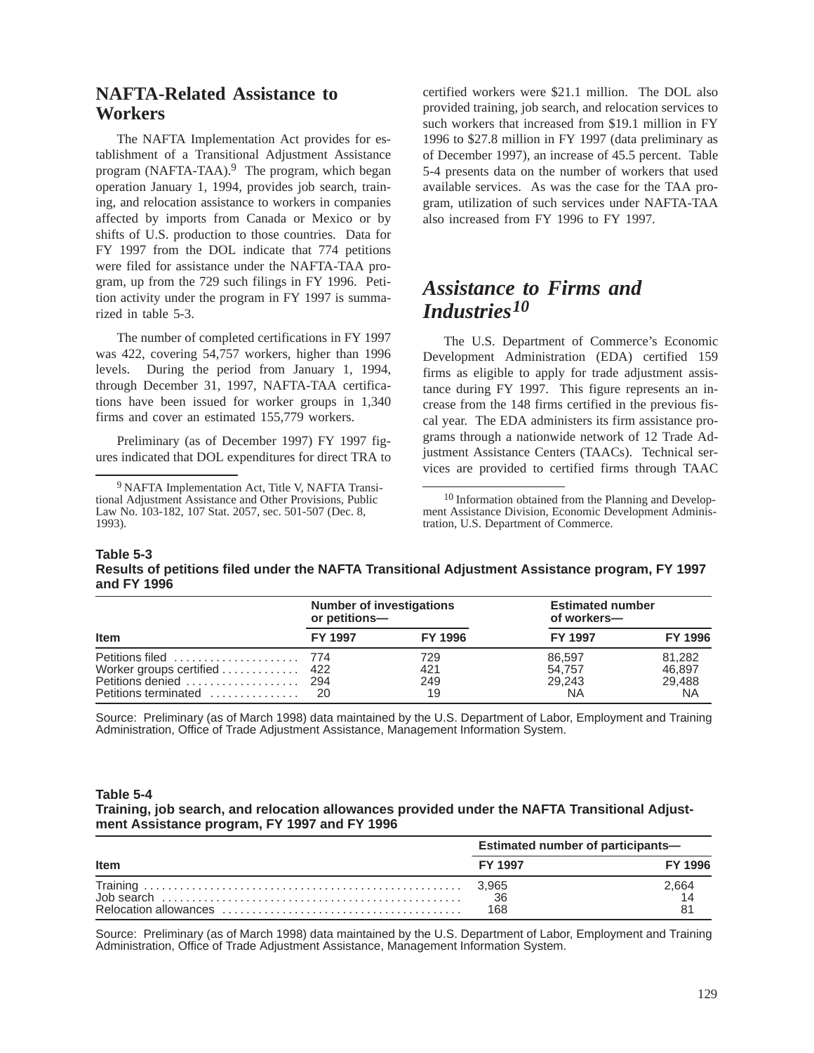## NAFTA-Related Assistance to Workers

The NAFTA Implementation Act provides for establishment of a Transitional Adjustment Assistance program (NAFTA-TAA).[9] The program, which began operation January 1, 1994, provides job search, training, and relocation assistance to workers in companies affected by imports from Canada or Mexico or by shifts of U.S. production to those countries. Data for FY 1997 from the DOL indicate that 774 petitions were filed for assistance under the NAFTA-TAA program, up from the 729 such filings in FY 1996. Petition activity under the program in FY 1997 is summarized in table 5-3.

The number of completed certifications in FY 1997 was 422, covering 54,757 workers, higher than 1996 levels. During the period from January 1, 1994, through December 31, 1997, NAFTA-TAA certifications have been issued for worker groups in 1,340 firms and cover an estimated 155,779 workers.

Preliminary (as of December 1997) FY 1997 figures indicated that DOL expenditures for direct TRA to certified workers were $21.1 million. The DOL also provided training, job search, and relocation services to such workers that increased from $19.1 million in FY 1996 to $27.8 million in FY 1997 (data preliminary as of December 1997), an increase of 45.5 percent. Table 5-4 presents data on the number of workers that used available services. As was the case for the TAA program, utilization of such services under NAFTA-TAA also increased from FY 1996 to FY 1997.

[9] NAFTA Implementation Act, Title V, NAFTA Transitional Adjustment Assistance and Other Provisions, Public Law No. 103-182, 107 Stat. 2057, sec. 501-507 (Dec. 8, 1993).

## *Assistance to Firms and Industries*[10]

The U.S. Department of Commerce's Economic Development Administration (EDA) certified 159 firms as eligible to apply for trade adjustment assistance during FY 1997. This figure represents an increase from the 148 firms certified in the previous fiscal year. The EDA administers its firm assistance programs through a nationwide network of 12 Trade Adjustment Assistance Centers (TAACs). Technical services are provided to certified firms through TAAC

[10] Information obtained from the Planning and Development Assistance Division, Economic Development Administration, U.S. Department of Commerce.

**Table 5-3**
**Results of petitions filed under the NAFTA Transitional Adjustment Assistance program, FY 1997 and FY 1996**

| Item | Number of investigations or petitions— | | Estimated number of workers— | |
|---|---|---|---|---|
| | FY 1997 | FY 1996 | FY 1997 | FY 1996 |
| Petitions filed | 774 | 729 | 86,597 | 81,282 |
| Worker groups certified | 422 | 421 | 54,757 | 46,897 |
| Petitions denied | 294 | 249 | 29,243 | 29,488 |
| Petitions terminated | 20 | 19 | NA | NA |

Source: Preliminary (as of March 1998) data maintained by the U.S. Department of Labor, Employment and Training Administration, Office of Trade Adjustment Assistance, Management Information System.

**Table 5-4**
**Training, job search, and relocation allowances provided under the NAFTA Transitional Adjustment Assistance program, FY 1997 and FY 1996**

| Item | Estimated number of participants— | |
|---|---|---|
| | FY 1997 | FY 1996 |
| Training | 3,965 | 2,664 |
| Job search | 36 | 14 |
| Relocation allowances | 168 | 81 |

Source: Preliminary (as of March 1998) data maintained by the U.S. Department of Labor, Employment and Training Administration, Office of Trade Adjustment Assistance, Management Information System.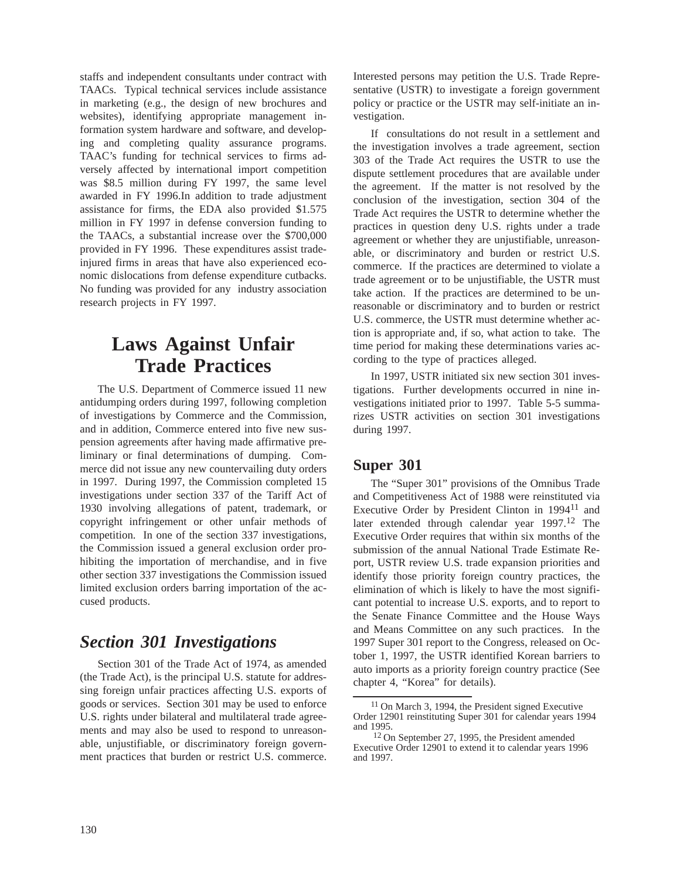staffs and independent consultants under contract with TAACs. Typical technical services include assistance in marketing (e.g., the design of new brochures and websites), identifying appropriate management information system hardware and software, and developing and completing quality assurance programs. TAAC's funding for technical services to firms adversely affected by international import competition was $8.5 million during FY 1997, the same level awarded in FY 1996.In addition to trade adjustment assistance for firms, the EDA also provided $1.575 million in FY 1997 in defense conversion funding to the TAACs, a substantial increase over the $700,000 provided in FY 1996. These expenditures assist trade-injured firms in areas that have also experienced economic dislocations from defense expenditure cutbacks. No funding was provided for any industry association research projects in FY 1997.

# Laws Against Unfair Trade Practices

The U.S. Department of Commerce issued 11 new antidumping orders during 1997, following completion of investigations by Commerce and the Commission, and in addition, Commerce entered into five new suspension agreements after having made affirmative preliminary or final determinations of dumping. Commerce did not issue any new countervailing duty orders in 1997. During 1997, the Commission completed 15 investigations under section 337 of the Tariff Act of 1930 involving allegations of patent, trademark, or copyright infringement or other unfair methods of competition. In one of the section 337 investigations, the Commission issued a general exclusion order prohibiting the importation of merchandise, and in five other section 337 investigations the Commission issued limited exclusion orders barring importation of the accused products.

## *Section 301 Investigations*

Section 301 of the Trade Act of 1974, as amended (the Trade Act), is the principal U.S. statute for addressing foreign unfair practices affecting U.S. exports of goods or services. Section 301 may be used to enforce U.S. rights under bilateral and multilateral trade agreements and may also be used to respond to unreasonable, unjustifiable, or discriminatory foreign government practices that burden or restrict U.S. commerce. Interested persons may petition the U.S. Trade Representative (USTR) to investigate a foreign government policy or practice or the USTR may self-initiate an investigation.

If consultations do not result in a settlement and the investigation involves a trade agreement, section 303 of the Trade Act requires the USTR to use the dispute settlement procedures that are available under the agreement. If the matter is not resolved by the conclusion of the investigation, section 304 of the Trade Act requires the USTR to determine whether the practices in question deny U.S. rights under a trade agreement or whether they are unjustifiable, unreasonable, or discriminatory and burden or restrict U.S. commerce. If the practices are determined to violate a trade agreement or to be unjustifiable, the USTR must take action. If the practices are determined to be unreasonable or discriminatory and to burden or restrict U.S. commerce, the USTR must determine whether action is appropriate and, if so, what action to take. The time period for making these determinations varies according to the type of practices alleged.

In 1997, USTR initiated six new section 301 investigations. Further developments occurred in nine investigations initiated prior to 1997. Table 5-5 summarizes USTR activities on section 301 investigations during 1997.

### Super 301

The "Super 301" provisions of the Omnibus Trade and Competitiveness Act of 1988 were reinstituted via Executive Order by President Clinton in 1994[11] and later extended through calendar year 1997.[12] The Executive Order requires that within six months of the submission of the annual National Trade Estimate Report, USTR review U.S. trade expansion priorities and identify those priority foreign country practices, the elimination of which is likely to have the most significant potential to increase U.S. exports, and to report to the Senate Finance Committee and the House Ways and Means Committee on any such practices. In the 1997 Super 301 report to the Congress, released on October 1, 1997, the USTR identified Korean barriers to auto imports as a priority foreign country practice (See chapter 4, "Korea" for details).

[11] On March 3, 1994, the President signed Executive Order 12901 reinstituting Super 301 for calendar years 1994 and 1995.

[12] On September 27, 1995, the President amended Executive Order 12901 to extend it to calendar years 1996 and 1997.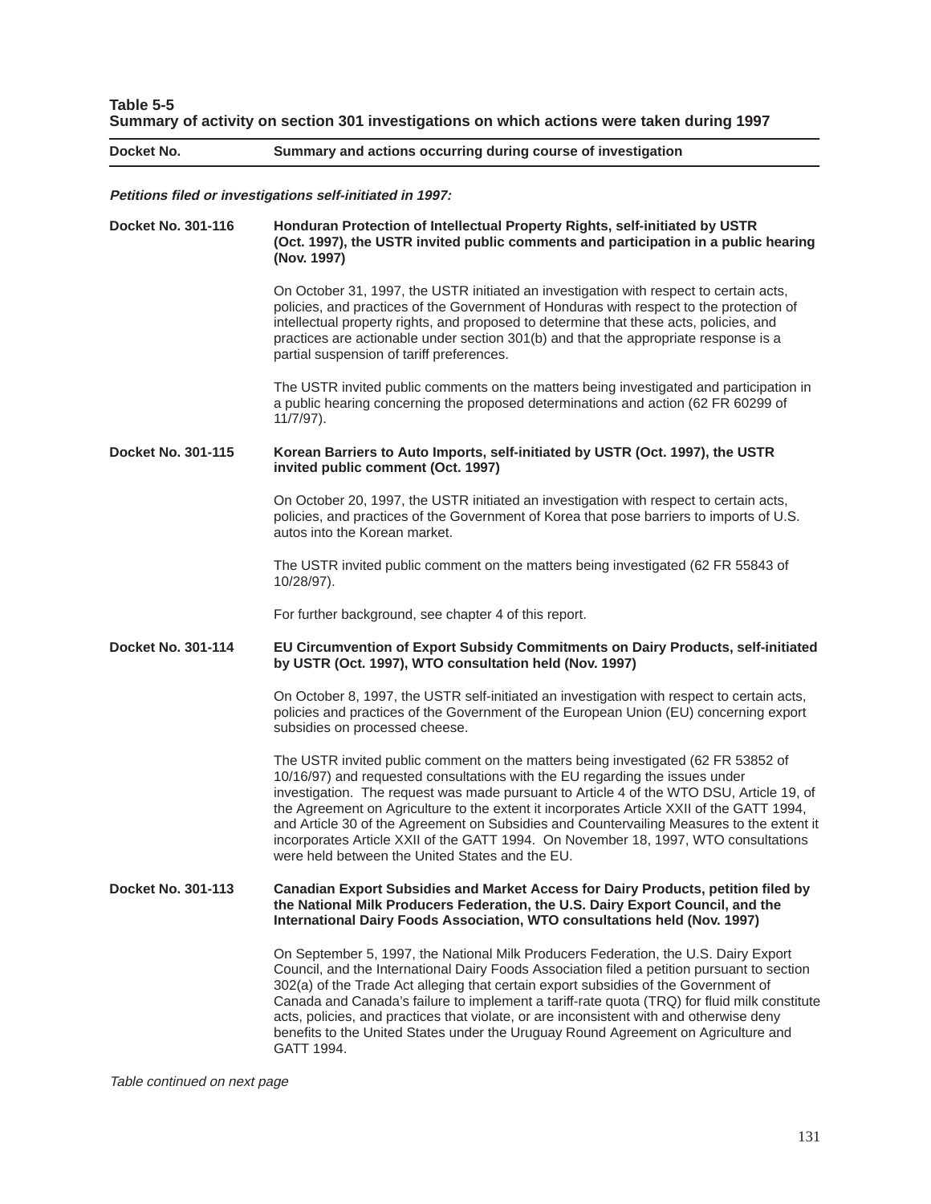**Table 5-5**
**Summary of activity on section 301 investigations on which actions were taken during 1997**

| Docket No. | Summary and actions occurring during course of investigation |
|---|---|
| ***Petitions filed or investigations self-initiated in 1997:*** | |
| **Docket No. 301-116** | **Honduran Protection of Intellectual Property Rights, self-initiated by USTR (Oct. 1997), the USTR invited public comments and participation in a public hearing (Nov. 1997)** |
| | On October 31, 1997, the USTR initiated an investigation with respect to certain acts, policies, and practices of the Government of Honduras with respect to the protection of intellectual property rights, and proposed to determine that these acts, policies, and practices are actionable under section 301(b) and that the appropriate response is a partial suspension of tariff preferences. |
| | The USTR invited public comments on the matters being investigated and participation in a public hearing concerning the proposed determinations and action (62 FR 60299 of 11/7/97). |
| **Docket No. 301-115** | **Korean Barriers to Auto Imports, self-initiated by USTR (Oct. 1997), the USTR invited public comment (Oct. 1997)** |
| | On October 20, 1997, the USTR initiated an investigation with respect to certain acts, policies, and practices of the Government of Korea that pose barriers to imports of U.S. autos into the Korean market. |
| | The USTR invited public comment on the matters being investigated (62 FR 55843 of 10/28/97). |
| | For further background, see chapter 4 of this report. |
| **Docket No. 301-114** | **EU Circumvention of Export Subsidy Commitments on Dairy Products, self-initiated by USTR (Oct. 1997), WTO consultation held (Nov. 1997)** |
| | On October 8, 1997, the USTR self-initiated an investigation with respect to certain acts, policies and practices of the Government of the European Union (EU) concerning export subsidies on processed cheese. |
| | The USTR invited public comment on the matters being investigated (62 FR 53852 of 10/16/97) and requested consultations with the EU regarding the issues under investigation. The request was made pursuant to Article 4 of the WTO DSU, Article 19, of the Agreement on Agriculture to the extent it incorporates Article XXII of the GATT 1994, and Article 30 of the Agreement on Subsidies and Countervailing Measures to the extent it incorporates Article XXII of the GATT 1994. On November 18, 1997, WTO consultations were held between the United States and the EU. |
| **Docket No. 301-113** | **Canadian Export Subsidies and Market Access for Dairy Products, petition filed by the National Milk Producers Federation, the U.S. Dairy Export Council, and the International Dairy Foods Association, WTO consultations held (Nov. 1997)** |
| | On September 5, 1997, the National Milk Producers Federation, the U.S. Dairy Export Council, and the International Dairy Foods Association filed a petition pursuant to section 302(a) of the Trade Act alleging that certain export subsidies of the Government of Canada and Canada's failure to implement a tariff-rate quota (TRQ) for fluid milk constitute acts, policies, and practices that violate, or are inconsistent with and otherwise deny benefits to the United States under the Uruguay Round Agreement on Agriculture and GATT 1994. |

*Table continued on next page*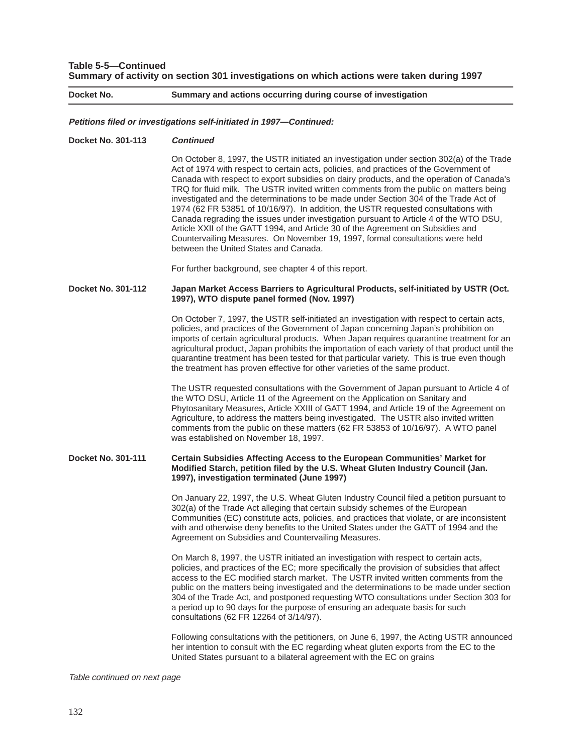**Table 5-5—Continued**
**Summary of activity on section 301 investigations on which actions were taken during 1997**

| Docket No. | Summary and actions occurring during course of investigation |
|---|---|

***Petitions filed or investigations self-initiated in 1997—Continued:***

**Docket No. 301-113** ***Continued***

On October 8, 1997, the USTR initiated an investigation under section 302(a) of the Trade Act of 1974 with respect to certain acts, policies, and practices of the Government of Canada with respect to export subsidies on dairy products, and the operation of Canada's TRQ for fluid milk. The USTR invited written comments from the public on matters being investigated and the determinations to be made under Section 304 of the Trade Act of 1974 (62 FR 53851 of 10/16/97). In addition, the USTR requested consultations with Canada regrading the issues under investigation pursuant to Article 4 of the WTO DSU, Article XXII of the GATT 1994, and Article 30 of the Agreement on Subsidies and Countervailing Measures. On November 19, 1997, formal consultations were held between the United States and Canada.

For further background, see chapter 4 of this report.

**Docket No. 301-112** **Japan Market Access Barriers to Agricultural Products, self-initiated by USTR (Oct. 1997), WTO dispute panel formed (Nov. 1997)**

On October 7, 1997, the USTR self-initiated an investigation with respect to certain acts, policies, and practices of the Government of Japan concerning Japan's prohibition on imports of certain agricultural products. When Japan requires quarantine treatment for an agricultural product, Japan prohibits the importation of each variety of that product until the quarantine treatment has been tested for that particular variety. This is true even though the treatment has proven effective for other varieties of the same product.

The USTR requested consultations with the Government of Japan pursuant to Article 4 of the WTO DSU, Article 11 of the Agreement on the Application on Sanitary and Phytosanitary Measures, Article XXIII of GATT 1994, and Article 19 of the Agreement on Agriculture, to address the matters being investigated. The USTR also invited written comments from the public on these matters (62 FR 53853 of 10/16/97). A WTO panel was established on November 18, 1997.

**Docket No. 301-111** **Certain Subsidies Affecting Access to the European Communities' Market for Modified Starch, petition filed by the U.S. Wheat Gluten Industry Council (Jan. 1997), investigation terminated (June 1997)**

On January 22, 1997, the U.S. Wheat Gluten Industry Council filed a petition pursuant to 302(a) of the Trade Act alleging that certain subsidy schemes of the European Communities (EC) constitute acts, policies, and practices that violate, or are inconsistent with and otherwise deny benefits to the United States under the GATT of 1994 and the Agreement on Subsidies and Countervailing Measures.

On March 8, 1997, the USTR initiated an investigation with respect to certain acts, policies, and practices of the EC; more specifically the provision of subsidies that affect access to the EC modified starch market. The USTR invited written comments from the public on the matters being investigated and the determinations to be made under section 304 of the Trade Act, and postponed requesting WTO consultations under Section 303 for a period up to 90 days for the purpose of ensuring an adequate basis for such consultations (62 FR 12264 of 3/14/97).

Following consultations with the petitioners, on June 6, 1997, the Acting USTR announced her intention to consult with the EC regarding wheat gluten exports from the EC to the United States pursuant to a bilateral agreement with the EC on grains

*Table continued on next page*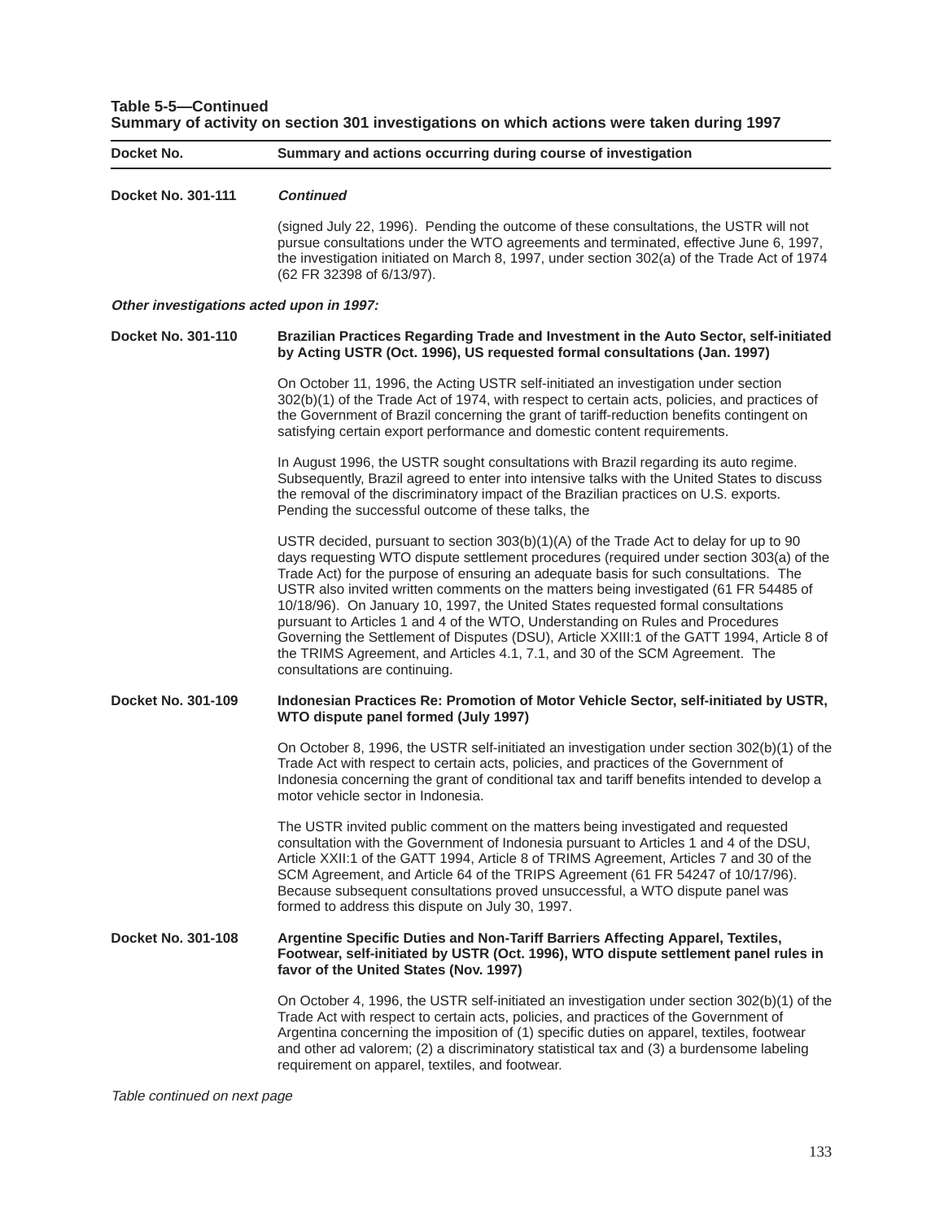**Table 5-5—Continued**
**Summary of activity on section 301 investigations on which actions were taken during 1997**

| Docket No. | Summary and actions occurring during course of investigation |
|---|---|
| **Docket No. 301-111** | ***Continued*** |
| | (signed July 22, 1996). Pending the outcome of these consultations, the USTR will not pursue consultations under the WTO agreements and terminated, effective June 6, 1997, the investigation initiated on March 8, 1997, under section 302(a) of the Trade Act of 1974 (62 FR 32398 of 6/13/97). |
| ***Other investigations acted upon in 1997:*** | |
| **Docket No. 301-110** | **Brazilian Practices Regarding Trade and Investment in the Auto Sector, self-initiated by Acting USTR (Oct. 1996), US requested formal consultations (Jan. 1997)** |
| | On October 11, 1996, the Acting USTR self-initiated an investigation under section 302(b)(1) of the Trade Act of 1974, with respect to certain acts, policies, and practices of the Government of Brazil concerning the grant of tariff-reduction benefits contingent on satisfying certain export performance and domestic content requirements. |
| | In August 1996, the USTR sought consultations with Brazil regarding its auto regime. Subsequently, Brazil agreed to enter into intensive talks with the United States to discuss the removal of the discriminatory impact of the Brazilian practices on U.S. exports. Pending the successful outcome of these talks, the |
| | USTR decided, pursuant to section 303(b)(1)(A) of the Trade Act to delay for up to 90 days requesting WTO dispute settlement procedures (required under section 303(a) of the Trade Act) for the purpose of ensuring an adequate basis for such consultations. The USTR also invited written comments on the matters being investigated (61 FR 54485 of 10/18/96). On January 10, 1997, the United States requested formal consultations pursuant to Articles 1 and 4 of the WTO, Understanding on Rules and Procedures Governing the Settlement of Disputes (DSU), Article XXIII:1 of the GATT 1994, Article 8 of the TRIMS Agreement, and Articles 4.1, 7.1, and 30 of the SCM Agreement. The consultations are continuing. |
| **Docket No. 301-109** | **Indonesian Practices Re: Promotion of Motor Vehicle Sector, self-initiated by USTR, WTO dispute panel formed (July 1997)** |
| | On October 8, 1996, the USTR self-initiated an investigation under section 302(b)(1) of the Trade Act with respect to certain acts, policies, and practices of the Government of Indonesia concerning the grant of conditional tax and tariff benefits intended to develop a motor vehicle sector in Indonesia. |
| | The USTR invited public comment on the matters being investigated and requested consultation with the Government of Indonesia pursuant to Articles 1 and 4 of the DSU, Article XXII:1 of the GATT 1994, Article 8 of TRIMS Agreement, Articles 7 and 30 of the SCM Agreement, and Article 64 of the TRIPS Agreement (61 FR 54247 of 10/17/96). Because subsequent consultations proved unsuccessful, a WTO dispute panel was formed to address this dispute on July 30, 1997. |
| **Docket No. 301-108** | **Argentine Specific Duties and Non-Tariff Barriers Affecting Apparel, Textiles, Footwear, self-initiated by USTR (Oct. 1996), WTO dispute settlement panel rules in favor of the United States (Nov. 1997)** |
| | On October 4, 1996, the USTR self-initiated an investigation under section 302(b)(1) of the Trade Act with respect to certain acts, policies, and practices of the Government of Argentina concerning the imposition of (1) specific duties on apparel, textiles, footwear and other ad valorem; (2) a discriminatory statistical tax and (3) a burdensome labeling requirement on apparel, textiles, and footwear. |

*Table continued on next page*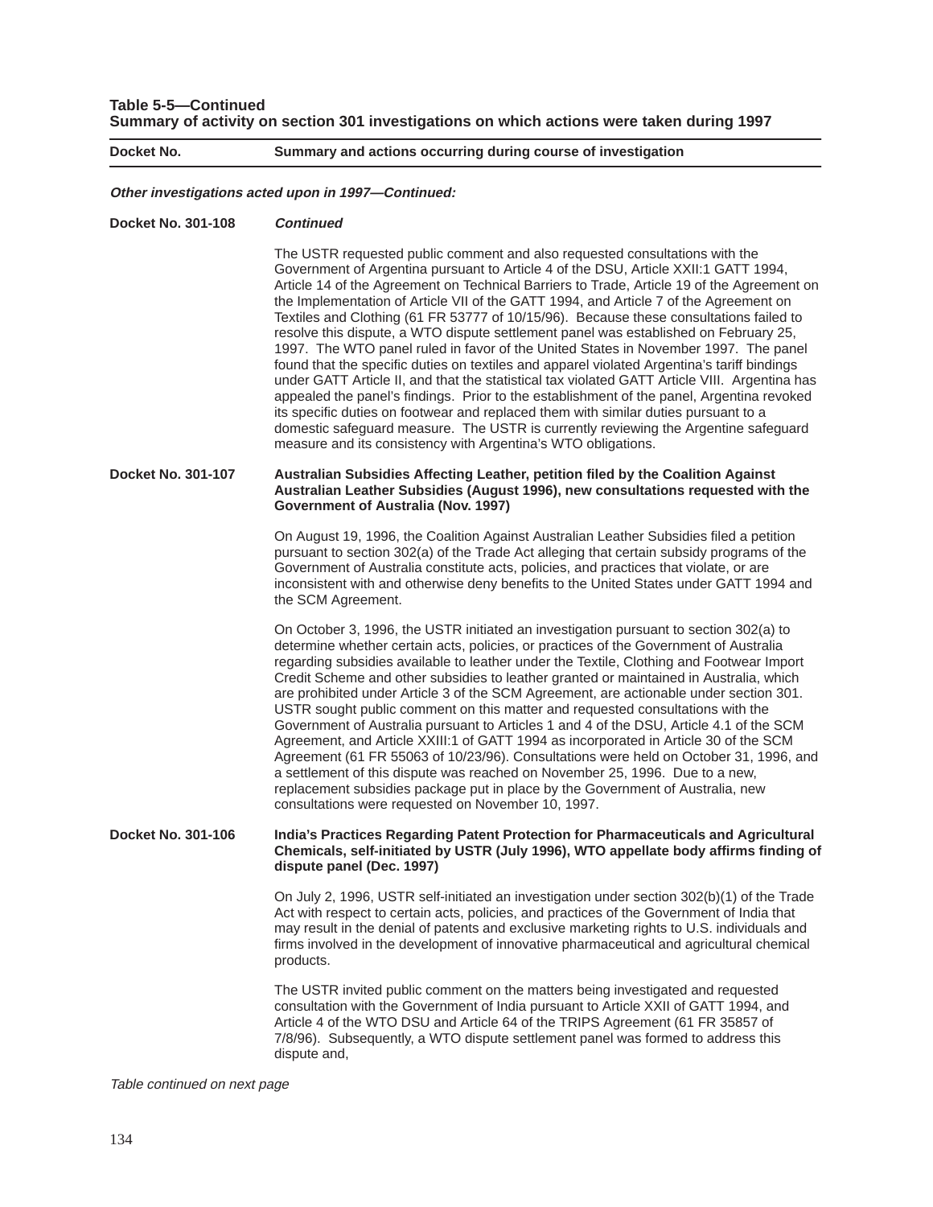**Table 5-5—Continued**
**Summary of activity on section 301 investigations on which actions were taken during 1997**

| Docket No. | Summary and actions occurring during course of investigation |
|---|---|
| ***Other investigations acted upon in 1997—Continued:*** | |
| **Docket No. 301-108** | ***Continued*** |
| | The USTR requested public comment and also requested consultations with the Government of Argentina pursuant to Article 4 of the DSU, Article XXII:1 GATT 1994, Article 14 of the Agreement on Technical Barriers to Trade, Article 19 of the Agreement on the Implementation of Article VII of the GATT 1994, and Article 7 of the Agreement on Textiles and Clothing (61 FR 53777 of 10/15/96). Because these consultations failed to resolve this dispute, a WTO dispute settlement panel was established on February 25, 1997. The WTO panel ruled in favor of the United States in November 1997. The panel found that the specific duties on textiles and apparel violated Argentina's tariff bindings under GATT Article II, and that the statistical tax violated GATT Article VIII. Argentina has appealed the panel's findings. Prior to the establishment of the panel, Argentina revoked its specific duties on footwear and replaced them with similar duties pursuant to a domestic safeguard measure. The USTR is currently reviewing the Argentine safeguard measure and its consistency with Argentina's WTO obligations. |
| **Docket No. 301-107** | **Australian Subsidies Affecting Leather, petition filed by the Coalition Against Australian Leather Subsidies (August 1996), new consultations requested with the Government of Australia (Nov. 1997)** |
| | On August 19, 1996, the Coalition Against Australian Leather Subsidies filed a petition pursuant to section 302(a) of the Trade Act alleging that certain subsidy programs of the Government of Australia constitute acts, policies, and practices that violate, or are inconsistent with and otherwise deny benefits to the United States under GATT 1994 and the SCM Agreement. |
| | On October 3, 1996, the USTR initiated an investigation pursuant to section 302(a) to determine whether certain acts, policies, or practices of the Government of Australia regarding subsidies available to leather under the Textile, Clothing and Footwear Import Credit Scheme and other subsidies to leather granted or maintained in Australia, which are prohibited under Article 3 of the SCM Agreement, are actionable under section 301. USTR sought public comment on this matter and requested consultations with the Government of Australia pursuant to Articles 1 and 4 of the DSU, Article 4.1 of the SCM Agreement, and Article XXIII:1 of GATT 1994 as incorporated in Article 30 of the SCM Agreement (61 FR 55063 of 10/23/96). Consultations were held on October 31, 1996, and a settlement of this dispute was reached on November 25, 1996. Due to a new, replacement subsidies package put in place by the Government of Australia, new consultations were requested on November 10, 1997. |
| **Docket No. 301-106** | **India's Practices Regarding Patent Protection for Pharmaceuticals and Agricultural Chemicals, self-initiated by USTR (July 1996), WTO appellate body affirms finding of dispute panel (Dec. 1997)** |
| | On July 2, 1996, USTR self-initiated an investigation under section 302(b)(1) of the Trade Act with respect to certain acts, policies, and practices of the Government of India that may result in the denial of patents and exclusive marketing rights to U.S. individuals and firms involved in the development of innovative pharmaceutical and agricultural chemical products. |
| | The USTR invited public comment on the matters being investigated and requested consultation with the Government of India pursuant to Article XXII of GATT 1994, and Article 4 of the WTO DSU and Article 64 of the TRIPS Agreement (61 FR 35857 of 7/8/96). Subsequently, a WTO dispute settlement panel was formed to address this dispute and, |

*Table continued on next page*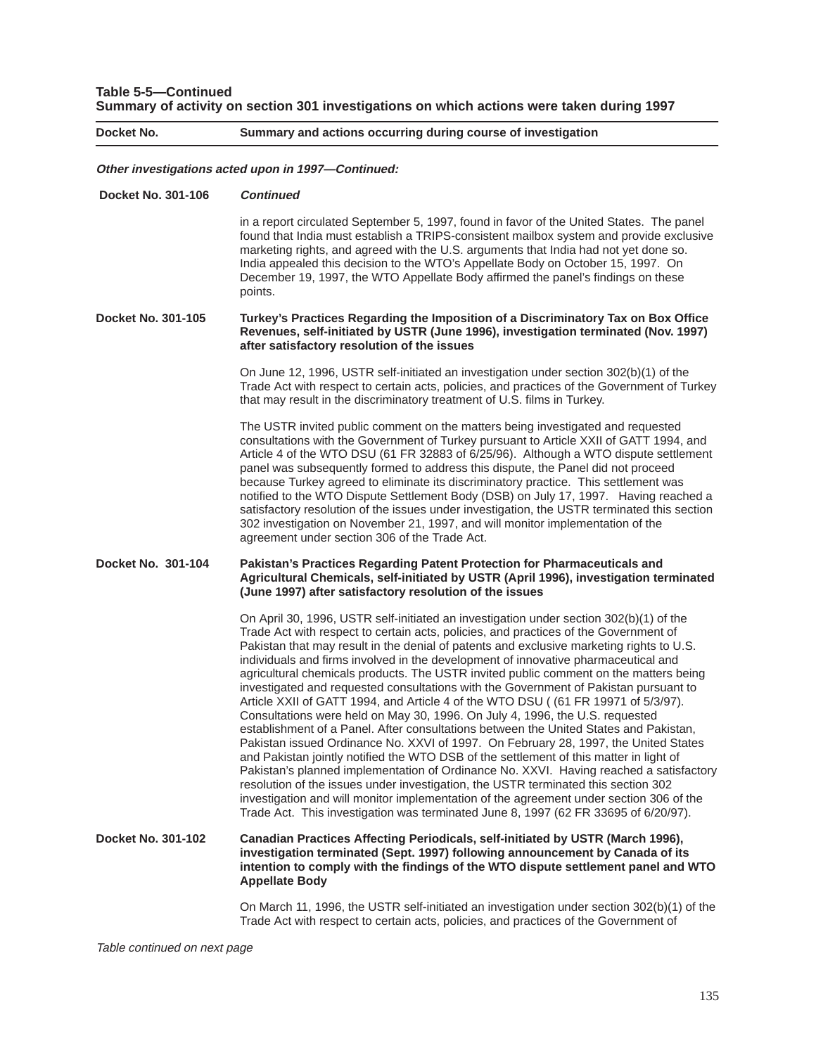**Table 5-5—Continued**
**Summary of activity on section 301 investigations on which actions were taken during 1997**

| Docket No. | Summary and actions occurring during course of investigation |
|---|---|
| ***Other investigations acted upon in 1997—Continued:*** | |
| **Docket No. 301-106** | ***Continued*** |
| | in a report circulated September 5, 1997, found in favor of the United States. The panel found that India must establish a TRIPS-consistent mailbox system and provide exclusive marketing rights, and agreed with the U.S. arguments that India had not yet done so. India appealed this decision to the WTO's Appellate Body on October 15, 1997. On December 19, 1997, the WTO Appellate Body affirmed the panel's findings on these points. |
| **Docket No. 301-105** | **Turkey's Practices Regarding the Imposition of a Discriminatory Tax on Box Office Revenues, self-initiated by USTR (June 1996), investigation terminated (Nov. 1997) after satisfactory resolution of the issues** |
| | On June 12, 1996, USTR self-initiated an investigation under section 302(b)(1) of the Trade Act with respect to certain acts, policies, and practices of the Government of Turkey that may result in the discriminatory treatment of U.S. films in Turkey. |
| | The USTR invited public comment on the matters being investigated and requested consultations with the Government of Turkey pursuant to Article XXII of GATT 1994, and Article 4 of the WTO DSU (61 FR 32883 of 6/25/96). Although a WTO dispute settlement panel was subsequently formed to address this dispute, the Panel did not proceed because Turkey agreed to eliminate its discriminatory practice. This settlement was notified to the WTO Dispute Settlement Body (DSB) on July 17, 1997. Having reached a satisfactory resolution of the issues under investigation, the USTR terminated this section 302 investigation on November 21, 1997, and will monitor implementation of the agreement under section 306 of the Trade Act. |
| **Docket No. 301-104** | **Pakistan's Practices Regarding Patent Protection for Pharmaceuticals and Agricultural Chemicals, self-initiated by USTR (April 1996), investigation terminated (June 1997) after satisfactory resolution of the issues** |
| | On April 30, 1996, USTR self-initiated an investigation under section 302(b)(1) of the Trade Act with respect to certain acts, policies, and practices of the Government of Pakistan that may result in the denial of patents and exclusive marketing rights to U.S. individuals and firms involved in the development of innovative pharmaceutical and agricultural chemicals products. The USTR invited public comment on the matters being investigated and requested consultations with the Government of Pakistan pursuant to Article XXII of GATT 1994, and Article 4 of the WTO DSU ( (61 FR 19971 of 5/3/97). Consultations were held on May 30, 1996. On July 4, 1996, the U.S. requested establishment of a Panel. After consultations between the United States and Pakistan, Pakistan issued Ordinance No. XXVI of 1997. On February 28, 1997, the United States and Pakistan jointly notified the WTO DSB of the settlement of this matter in light of Pakistan's planned implementation of Ordinance No. XXVI. Having reached a satisfactory resolution of the issues under investigation, the USTR terminated this section 302 investigation and will monitor implementation of the agreement under section 306 of the Trade Act. This investigation was terminated June 8, 1997 (62 FR 33695 of 6/20/97). |
| **Docket No. 301-102** | **Canadian Practices Affecting Periodicals, self-initiated by USTR (March 1996), investigation terminated (Sept. 1997) following announcement by Canada of its intention to comply with the findings of the WTO dispute settlement panel and WTO Appellate Body** |
| | On March 11, 1996, the USTR self-initiated an investigation under section 302(b)(1) of the Trade Act with respect to certain acts, policies, and practices of the Government of |

*Table continued on next page*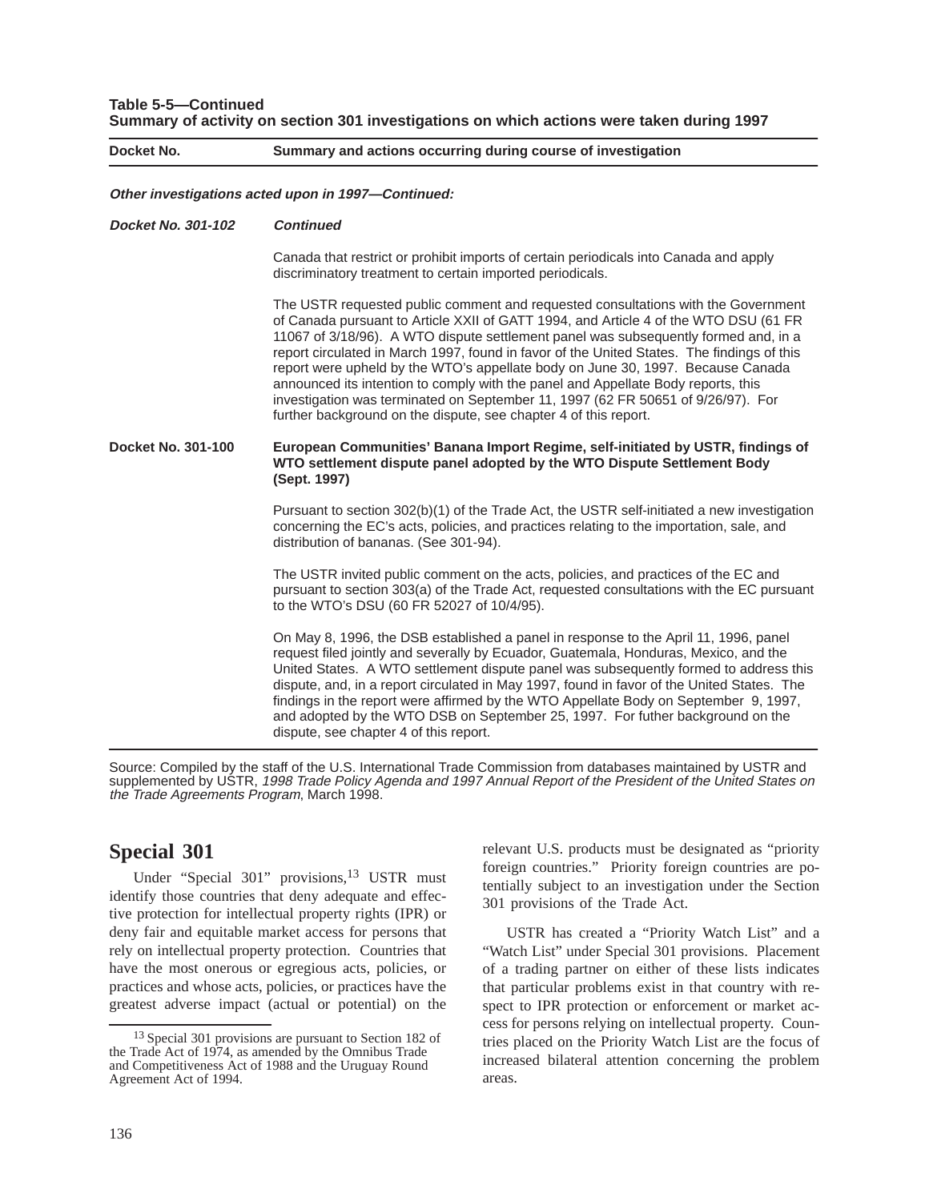**Table 5-5—Continued**
**Summary of activity on section 301 investigations on which actions were taken during 1997**

| Docket No. | Summary and actions occurring during course of investigation |
|---|---|
| ***Other investigations acted upon in 1997—Continued:*** | |
| ***Docket No. 301-102*** | ***Continued*** |
| | Canada that restrict or prohibit imports of certain periodicals into Canada and apply discriminatory treatment to certain imported periodicals. |
| | The USTR requested public comment and requested consultations with the Government of Canada pursuant to Article XXII of GATT 1994, and Article 4 of the WTO DSU (61 FR 11067 of 3/18/96). A WTO dispute settlement panel was subsequently formed and, in a report circulated in March 1997, found in favor of the United States. The findings of this report were upheld by the WTO's appellate body on June 30, 1997. Because Canada announced its intention to comply with the panel and Appellate Body reports, this investigation was terminated on September 11, 1997 (62 FR 50651 of 9/26/97). For further background on the dispute, see chapter 4 of this report. |
| **Docket No. 301-100** | **European Communities' Banana Import Regime, self-initiated by USTR, findings of WTO settlement dispute panel adopted by the WTO Dispute Settlement Body (Sept. 1997)** |
| | Pursuant to section 302(b)(1) of the Trade Act, the USTR self-initiated a new investigation concerning the EC's acts, policies, and practices relating to the importation, sale, and distribution of bananas. (See 301-94). |
| | The USTR invited public comment on the acts, policies, and practices of the EC and pursuant to section 303(a) of the Trade Act, requested consultations with the EC pursuant to the WTO's DSU (60 FR 52027 of 10/4/95). |
| | On May 8, 1996, the DSB established a panel in response to the April 11, 1996, panel request filed jointly and severally by Ecuador, Guatemala, Honduras, Mexico, and the United States. A WTO settlement dispute panel was subsequently formed to address this dispute, and, in a report circulated in May 1997, found in favor of the United States. The findings in the report were affirmed by the WTO Appellate Body on September 9, 1997, and adopted by the WTO DSB on September 25, 1997. For futher background on the dispute, see chapter 4 of this report. |

Source: Compiled by the staff of the U.S. International Trade Commission from databases maintained by USTR and supplemented by USTR, *1998 Trade Policy Agenda and 1997 Annual Report of the President of the United States on the Trade Agreements Program*, March 1998.

## Special 301

Under "Special 301" provisions,[13] USTR must identify those countries that deny adequate and effective protection for intellectual property rights (IPR) or deny fair and equitable market access for persons that rely on intellectual property protection. Countries that have the most onerous or egregious acts, policies, or practices and whose acts, policies, or practices have the greatest adverse impact (actual or potential) on the relevant U.S. products must be designated as "priority foreign countries." Priority foreign countries are potentially subject to an investigation under the Section 301 provisions of the Trade Act.

USTR has created a "Priority Watch List" and a "Watch List" under Special 301 provisions. Placement of a trading partner on either of these lists indicates that particular problems exist in that country with respect to IPR protection or enforcement or market access for persons relying on intellectual property. Countries placed on the Priority Watch List are the focus of increased bilateral attention concerning the problem areas.

[13] Special 301 provisions are pursuant to Section 182 of the Trade Act of 1974, as amended by the Omnibus Trade and Competitiveness Act of 1988 and the Uruguay Round Agreement Act of 1994.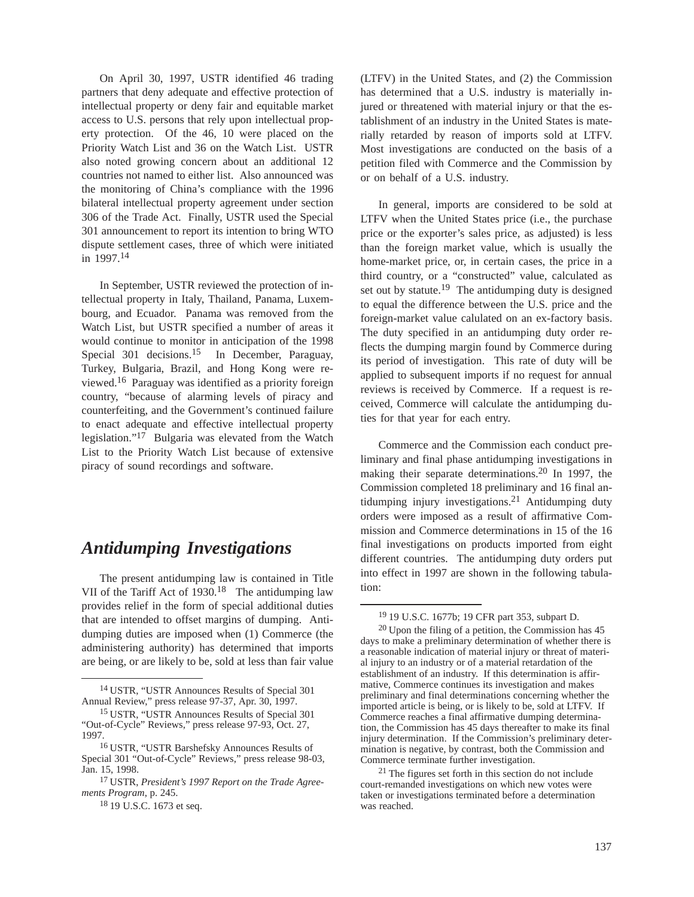On April 30, 1997, USTR identified 46 trading partners that deny adequate and effective protection of intellectual property or deny fair and equitable market access to U.S. persons that rely upon intellectual property protection. Of the 46, 10 were placed on the Priority Watch List and 36 on the Watch List. USTR also noted growing concern about an additional 12 countries not named to either list. Also announced was the monitoring of China's compliance with the 1996 bilateral intellectual property agreement under section 306 of the Trade Act. Finally, USTR used the Special 301 announcement to report its intention to bring WTO dispute settlement cases, three of which were initiated in 1997.[14]

In September, USTR reviewed the protection of intellectual property in Italy, Thailand, Panama, Luxembourg, and Ecuador. Panama was removed from the Watch List, but USTR specified a number of areas it would continue to monitor in anticipation of the 1998 Special 301 decisions.[15] In December, Paraguay, Turkey, Bulgaria, Brazil, and Hong Kong were reviewed.[16] Paraguay was identified as a priority foreign country, "because of alarming levels of piracy and counterfeiting, and the Government's continued failure to enact adequate and effective intellectual property legislation."[17] Bulgaria was elevated from the Watch List to the Priority Watch List because of extensive piracy of sound recordings and software.

## *Antidumping Investigations*

The present antidumping law is contained in Title VII of the Tariff Act of 1930.[18] The antidumping law provides relief in the form of special additional duties that are intended to offset margins of dumping. Antidumping duties are imposed when (1) Commerce (the administering authority) has determined that imports are being, or are likely to be, sold at less than fair value (LTFV) in the United States, and (2) the Commission has determined that a U.S. industry is materially injured or threatened with material injury or that the establishment of an industry in the United States is materially retarded by reason of imports sold at LTFV. Most investigations are conducted on the basis of a petition filed with Commerce and the Commission by or on behalf of a U.S. industry.

In general, imports are considered to be sold at LTFV when the United States price (i.e., the purchase price or the exporter's sales price, as adjusted) is less than the foreign market value, which is usually the home-market price, or, in certain cases, the price in a third country, or a "constructed" value, calculated as set out by statute.[19] The antidumping duty is designed to equal the difference between the U.S. price and the foreign-market value calulated on an ex-factory basis. The duty specified in an antidumping duty order reflects the dumping margin found by Commerce during its period of investigation. This rate of duty will be applied to subsequent imports if no request for annual reviews is received by Commerce. If a request is received, Commerce will calculate the antidumping duties for that year for each entry.

Commerce and the Commission each conduct preliminary and final phase antidumping investigations in making their separate determinations.[20] In 1997, the Commission completed 18 preliminary and 16 final antidumping injury investigations.[21] Antidumping duty orders were imposed as a result of affirmative Commission and Commerce determinations in 15 of the 16 final investigations on products imported from eight different countries. The antidumping duty orders put into effect in 1997 are shown in the following tabulation:

---

[14] USTR, "USTR Announces Results of Special 301 Annual Review," press release 97-37, Apr. 30, 1997.

[15] USTR, "USTR Announces Results of Special 301 "Out-of-Cycle" Reviews," press release 97-93, Oct. 27, 1997.

[16] USTR, "USTR Barshefsky Announces Results of Special 301 "Out-of-Cycle" Reviews," press release 98-03, Jan. 15, 1998.

[17] USTR, *President's 1997 Report on the Trade Agreements Program*, p. 245.

[18] 19 U.S.C. 1673 et seq.

[19] 19 U.S.C. 1677b; 19 CFR part 353, subpart D.

[20] Upon the filing of a petition, the Commission has 45 days to make a preliminary determination of whether there is a reasonable indication of material injury or threat of material injury to an industry or of a material retardation of the establishment of an industry. If this determination is affirmative, Commerce continues its investigation and makes preliminary and final determinations concerning whether the imported article is being, or is likely to be, sold at LTFV. If Commerce reaches a final affirmative dumping determination, the Commission has 45 days thereafter to make its final injury determination. If the Commission's preliminary determination is negative, by contrast, both the Commission and Commerce terminate further investigation.

[21] The figures set forth in this section do not include court-remanded investigations on which new votes were taken or investigations terminated before a determination was reached.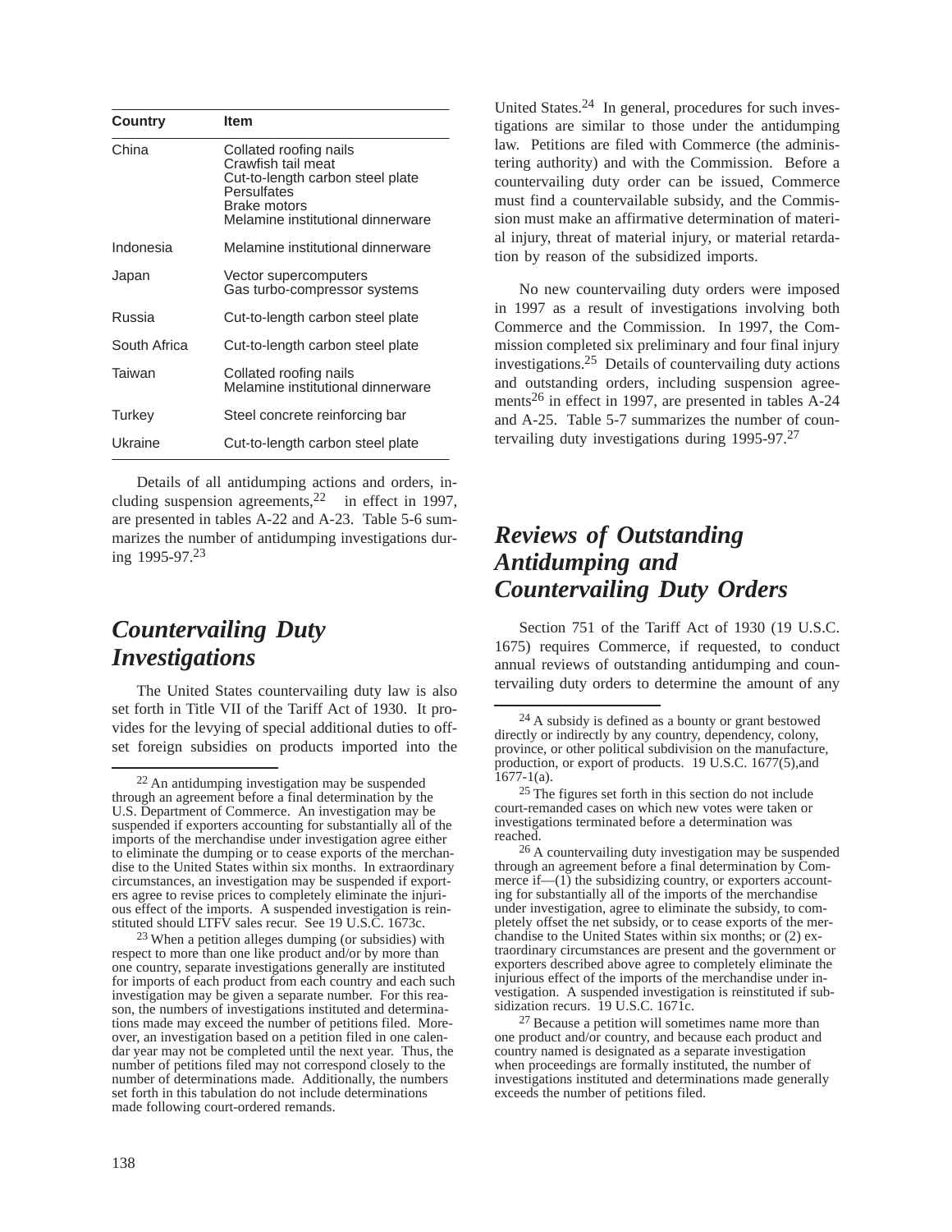| Country | Item |
|---|---|
| China | Collated roofing nails<br>Crawfish tail meat<br>Cut-to-length carbon steel plate<br>Persulfates<br>Brake motors<br>Melamine institutional dinnerware |
| Indonesia | Melamine institutional dinnerware |
| Japan | Vector supercomputers<br>Gas turbo-compressor systems |
| Russia | Cut-to-length carbon steel plate |
| South Africa | Cut-to-length carbon steel plate |
| Taiwan | Collated roofing nails<br>Melamine institutional dinnerware |
| Turkey | Steel concrete reinforcing bar |
| Ukraine | Cut-to-length carbon steel plate |

Details of all antidumping actions and orders, including suspension agreements,[22] in effect in 1997, are presented in tables A-22 and A-23. Table 5-6 summarizes the number of antidumping investigations during 1995-97.[23]

## *Countervailing Duty Investigations*

The United States countervailing duty law is also set forth in Title VII of the Tariff Act of 1930. It provides for the levying of special additional duties to offset foreign subsidies on products imported into the United States.[24] In general, procedures for such investigations are similar to those under the antidumping law. Petitions are filed with Commerce (the administering authority) and with the Commission. Before a countervailing duty order can be issued, Commerce must find a countervailable subsidy, and the Commission must make an affirmative determination of material injury, threat of material injury, or material retardation by reason of the subsidized imports.

No new countervailing duty orders were imposed in 1997 as a result of investigations involving both Commerce and the Commission. In 1997, the Commission completed six preliminary and four final injury investigations.[25] Details of countervailing duty actions and outstanding orders, including suspension agreements[26] in effect in 1997, are presented in tables A-24 and A-25. Table 5-7 summarizes the number of countervailing duty investigations during 1995-97.[27]

## *Reviews of Outstanding Antidumping and Countervailing Duty Orders*

Section 751 of the Tariff Act of 1930 (19 U.S.C. 1675) requires Commerce, if requested, to conduct annual reviews of outstanding antidumping and countervailing duty orders to determine the amount of any

---

[22] An antidumping investigation may be suspended through an agreement before a final determination by the U.S. Department of Commerce. An investigation may be suspended if exporters accounting for substantially all of the imports of the merchandise under investigation agree either to eliminate the dumping or to cease exports of the merchandise to the United States within six months. In extraordinary circumstances, an investigation may be suspended if exporters agree to revise prices to completely eliminate the injurious effect of the imports. A suspended investigation is reinstituted should LTFV sales recur. See 19 U.S.C. 1673c.

[23] When a petition alleges dumping (or subsidies) with respect to more than one like product and/or by more than one country, separate investigations generally are instituted for imports of each product from each country and each such investigation may be given a separate number. For this reason, the numbers of investigations instituted and determinations made may exceed the number of petitions filed. Moreover, an investigation based on a petition filed in one calendar year may not be completed until the next year. Thus, the number of petitions filed may not correspond closely to the number of determinations made. Additionally, the numbers set forth in this tabulation do not include determinations made following court-ordered remands.

[24] A subsidy is defined as a bounty or grant bestowed directly or indirectly by any country, dependency, colony, province, or other political subdivision on the manufacture, production, or export of products. 19 U.S.C. 1677(5),and 1677-1(a).

[25] The figures set forth in this section do not include court-remanded cases on which new votes were taken or investigations terminated before a determination was reached.

[26] A countervailing duty investigation may be suspended through an agreement before a final determination by Commerce if—(1) the subsidizing country, or exporters accounting for substantially all of the imports of the merchandise under investigation, agree to eliminate the subsidy, to completely offset the net subsidy, or to cease exports of the merchandise to the United States within six months; or (2) extraordinary circumstances are present and the government or exporters described above agree to completely eliminate the injurious effect of the imports of the merchandise under investigation. A suspended investigation is reinstituted if subsidization recurs. 19 U.S.C. 1671c.

[27] Because a petition will sometimes name more than one product and/or country, and because each product and country named is designated as a separate investigation when proceedings are formally instituted, the number of investigations instituted and determinations made generally exceeds the number of petitions filed.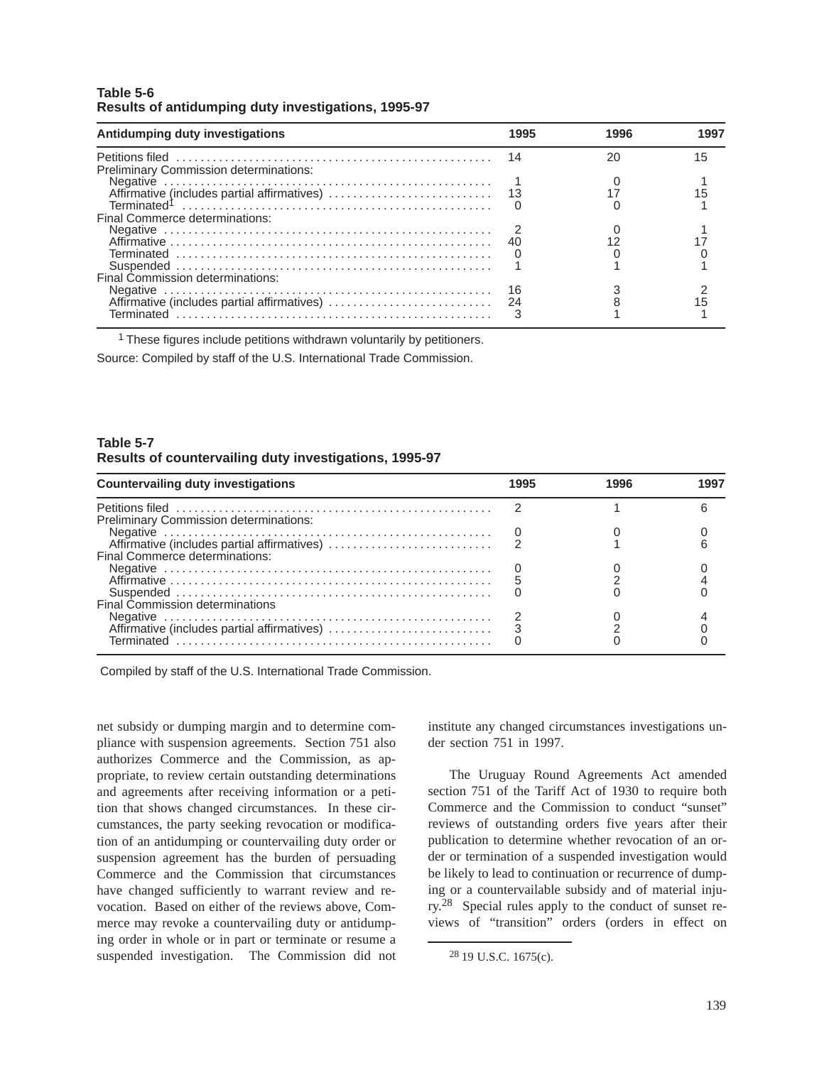**Table 5-6**
**Results of antidumping duty investigations, 1995-97**

| Antidumping duty investigations | 1995 | 1996 | 1997 |
|---|---|---|---|
| Petitions filed | 14 | 20 | 15 |
| Preliminary Commission determinations: | | | |
| Negative | 1 | 0 | 1 |
| Affirmative (includes partial affirmatives) | 13 | 17 | 15 |
| Terminated[1] | 0 | 0 | 1 |
| Final Commerce determinations: | | | |
| Negative | 2 | 0 | 1 |
| Affirmative | 40 | 12 | 17 |
| Terminated | 0 | 0 | 0 |
| Suspended | 1 | 1 | 1 |
| Final Commission determinations: | | | |
| Negative | 16 | 3 | 2 |
| Affirmative (includes partial affirmatives) | 24 | 8 | 15 |
| Terminated | 3 | 1 | 1 |

[1] These figures include petitions withdrawn voluntarily by petitioners.

Source: Compiled by staff of the U.S. International Trade Commission.

**Table 5-7**
**Results of countervailing duty investigations, 1995-97**

| Countervailing duty investigations | 1995 | 1996 | 1997 |
|---|---|---|---|
| Petitions filed | 2 | 1 | 6 |
| Preliminary Commission determinations: | | | |
| Negative | 0 | 0 | 0 |
| Affirmative (includes partial affirmatives) | 2 | 1 | 6 |
| Final Commerce determinations: | | | |
| Negative | 0 | 0 | 0 |
| Affirmative | 5 | 2 | 4 |
| Suspended | 0 | 0 | 0 |
| Final Commission determinations | | | |
| Negative | 2 | 0 | 4 |
| Affirmative (includes partial affirmatives) | 3 | 2 | 0 |
| Terminated | 0 | 0 | 0 |

Compiled by staff of the U.S. International Trade Commission.

net subsidy or dumping margin and to determine compliance with suspension agreements. Section 751 also authorizes Commerce and the Commission, as appropriate, to review certain outstanding determinations and agreements after receiving information or a petition that shows changed circumstances. In these circumstances, the party seeking revocation or modification of an antidumping or countervailing duty order or suspension agreement has the burden of persuading Commerce and the Commission that circumstances have changed sufficiently to warrant review and revocation. Based on either of the reviews above, Commerce may revoke a countervailing duty or antidumping order in whole or in part or terminate or resume a suspended investigation. The Commission did not institute any changed circumstances investigations under section 751 in 1997.

The Uruguay Round Agreements Act amended section 751 of the Tariff Act of 1930 to require both Commerce and the Commission to conduct "sunset" reviews of outstanding orders five years after their publication to determine whether revocation of an order or termination of a suspended investigation would be likely to lead to continuation or recurrence of dumping or a countervailable subsidy and of material injury.[28] Special rules apply to the conduct of sunset reviews of "transition" orders (orders in effect on

[28] 19 U.S.C. 1675(c).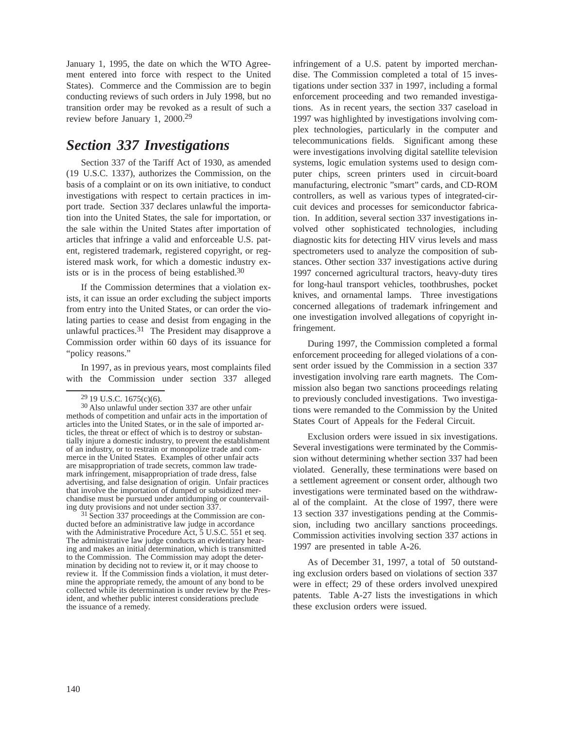January 1, 1995, the date on which the WTO Agreement entered into force with respect to the United States). Commerce and the Commission are to begin conducting reviews of such orders in July 1998, but no transition order may be revoked as a result of such a review before January 1, 2000.[29]

## *Section 337 Investigations*

Section 337 of the Tariff Act of 1930, as amended (19 U.S.C. 1337), authorizes the Commission, on the basis of a complaint or on its own initiative, to conduct investigations with respect to certain practices in import trade. Section 337 declares unlawful the importation into the United States, the sale for importation, or the sale within the United States after importation of articles that infringe a valid and enforceable U.S. patent, registered trademark, registered copyright, or registered mask work, for which a domestic industry exists or is in the process of being established.[30]

If the Commission determines that a violation exists, it can issue an order excluding the subject imports from entry into the United States, or can order the violating parties to cease and desist from engaging in the unlawful practices.[31] The President may disapprove a Commission order within 60 days of its issuance for "policy reasons."

In 1997, as in previous years, most complaints filed with the Commission under section 337 alleged infringement of a U.S. patent by imported merchandise. The Commission completed a total of 15 investigations under section 337 in 1997, including a formal enforcement proceeding and two remanded investigations. As in recent years, the section 337 caseload in 1997 was highlighted by investigations involving complex technologies, particularly in the computer and telecommunications fields. Significant among these were investigations involving digital satellite television systems, logic emulation systems used to design computer chips, screen printers used in circuit-board manufacturing, electronic "smart" cards, and CD-ROM controllers, as well as various types of integrated-circuit devices and processes for semiconductor fabrication. In addition, several section 337 investigations involved other sophisticated technologies, including diagnostic kits for detecting HIV virus levels and mass spectrometers used to analyze the composition of substances. Other section 337 investigations active during 1997 concerned agricultural tractors, heavy-duty tires for long-haul transport vehicles, toothbrushes, pocket knives, and ornamental lamps. Three investigations concerned allegations of trademark infringement and one investigation involved allegations of copyright infringement.

During 1997, the Commission completed a formal enforcement proceeding for alleged violations of a consent order issued by the Commission in a section 337 investigation involving rare earth magnets. The Commission also began two sanctions proceedings relating to previously concluded investigations. Two investigations were remanded to the Commission by the United States Court of Appeals for the Federal Circuit.

Exclusion orders were issued in six investigations. Several investigations were terminated by the Commission without determining whether section 337 had been violated. Generally, these terminations were based on a settlement agreement or consent order, although two investigations were terminated based on the withdrawal of the complaint. At the close of 1997, there were 13 section 337 investigations pending at the Commission, including two ancillary sanctions proceedings. Commission activities involving section 337 actions in 1997 are presented in table A-26.

As of December 31, 1997, a total of 50 outstanding exclusion orders based on violations of section 337 were in effect; 29 of these orders involved unexpired patents. Table A-27 lists the investigations in which these exclusion orders were issued.

---

[29] 19 U.S.C. 1675(c)(6).

[30] Also unlawful under section 337 are other unfair methods of competition and unfair acts in the importation of articles into the United States, or in the sale of imported articles, the threat or effect of which is to destroy or substantially injure a domestic industry, to prevent the establishment of an industry, or to restrain or monopolize trade and commerce in the United States. Examples of other unfair acts are misappropriation of trade secrets, common law trademark infringement, misappropriation of trade dress, false advertising, and false designation of origin. Unfair practices that involve the importation of dumped or subsidized merchandise must be pursued under antidumping or countervailing duty provisions and not under section 337.

[31] Section 337 proceedings at the Commission are conducted before an administrative law judge in accordance with the Administrative Procedure Act, 5 U.S.C. 551 et seq. The administrative law judge conducts an evidentiary hearing and makes an initial determination, which is transmitted to the Commission. The Commission may adopt the determination by deciding not to review it, or it may choose to review it. If the Commission finds a violation, it must determine the appropriate remedy, the amount of any bond to be collected while its determination is under review by the President, and whether public interest considerations preclude the issuance of a remedy.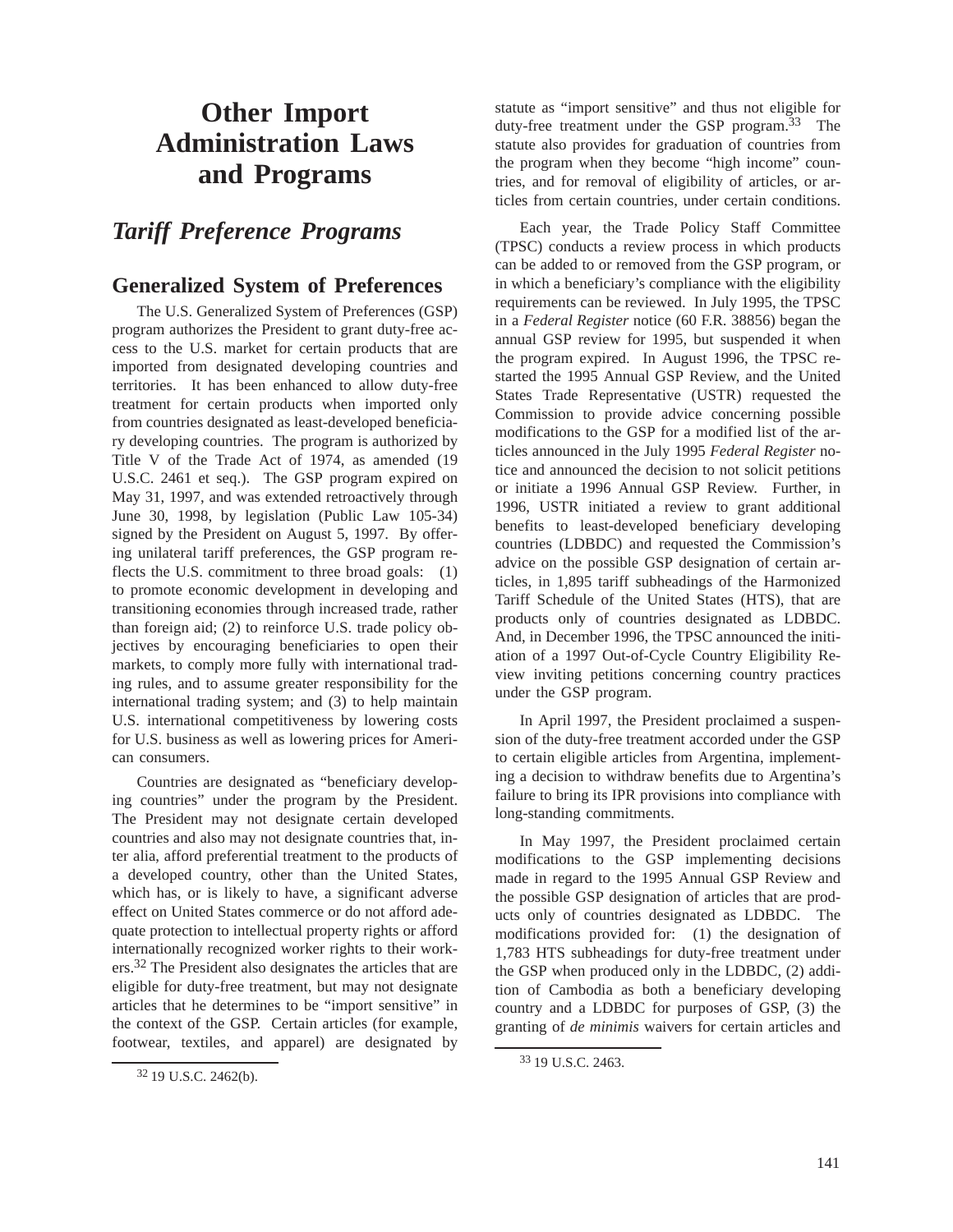# Other Import Administration Laws and Programs

## Tariff Preference Programs

### Generalized System of Preferences

The U.S. Generalized System of Preferences (GSP) program authorizes the President to grant duty-free access to the U.S. market for certain products that are imported from designated developing countries and territories. It has been enhanced to allow duty-free treatment for certain products when imported only from countries designated as least-developed beneficiary developing countries. The program is authorized by Title V of the Trade Act of 1974, as amended (19 U.S.C. 2461 et seq.). The GSP program expired on May 31, 1997, and was extended retroactively through June 30, 1998, by legislation (Public Law 105-34) signed by the President on August 5, 1997. By offering unilateral tariff preferences, the GSP program reflects the U.S. commitment to three broad goals: (1) to promote economic development in developing and transitioning economies through increased trade, rather than foreign aid; (2) to reinforce U.S. trade policy objectives by encouraging beneficiaries to open their markets, to comply more fully with international trading rules, and to assume greater responsibility for the international trading system; and (3) to help maintain U.S. international competitiveness by lowering costs for U.S. business as well as lowering prices for American consumers.

Countries are designated as "beneficiary developing countries" under the program by the President. The President may not designate certain developed countries and also may not designate countries that, inter alia, afford preferential treatment to the products of a developed country, other than the United States, which has, or is likely to have, a significant adverse effect on United States commerce or do not afford adequate protection to intellectual property rights or afford internationally recognized worker rights to their workers.[32] The President also designates the articles that are eligible for duty-free treatment, but may not designate articles that he determines to be "import sensitive" in the context of the GSP. Certain articles (for example, footwear, textiles, and apparel) are designated by statute as "import sensitive" and thus not eligible for duty-free treatment under the GSP program.[33] The statute also provides for graduation of countries from the program when they become "high income" countries, and for removal of eligibility of articles, or articles from certain countries, under certain conditions.

Each year, the Trade Policy Staff Committee (TPSC) conducts a review process in which products can be added to or removed from the GSP program, or in which a beneficiary's compliance with the eligibility requirements can be reviewed. In July 1995, the TPSC in a *Federal Register* notice (60 F.R. 38856) began the annual GSP review for 1995, but suspended it when the program expired. In August 1996, the TPSC restarted the 1995 Annual GSP Review, and the United States Trade Representative (USTR) requested the Commission to provide advice concerning possible modifications to the GSP for a modified list of the articles announced in the July 1995 *Federal Register* notice and announced the decision to not solicit petitions or initiate a 1996 Annual GSP Review. Further, in 1996, USTR initiated a review to grant additional benefits to least-developed beneficiary developing countries (LDBDC) and requested the Commission's advice on the possible GSP designation of certain articles, in 1,895 tariff subheadings of the Harmonized Tariff Schedule of the United States (HTS), that are products only of countries designated as LDBDC. And, in December 1996, the TPSC announced the initiation of a 1997 Out-of-Cycle Country Eligibility Review inviting petitions concerning country practices under the GSP program.

In April 1997, the President proclaimed a suspension of the duty-free treatment accorded under the GSP to certain eligible articles from Argentina, implementing a decision to withdraw benefits due to Argentina's failure to bring its IPR provisions into compliance with long-standing commitments.

In May 1997, the President proclaimed certain modifications to the GSP implementing decisions made in regard to the 1995 Annual GSP Review and the possible GSP designation of articles that are products only of countries designated as LDBDC. The modifications provided for: (1) the designation of 1,783 HTS subheadings for duty-free treatment under the GSP when produced only in the LDBDC, (2) addition of Cambodia as both a beneficiary developing country and a LDBDC for purposes of GSP, (3) the granting of *de minimis* waivers for certain articles and

[32] 19 U.S.C. 2462(b).

[33] 19 U.S.C. 2463.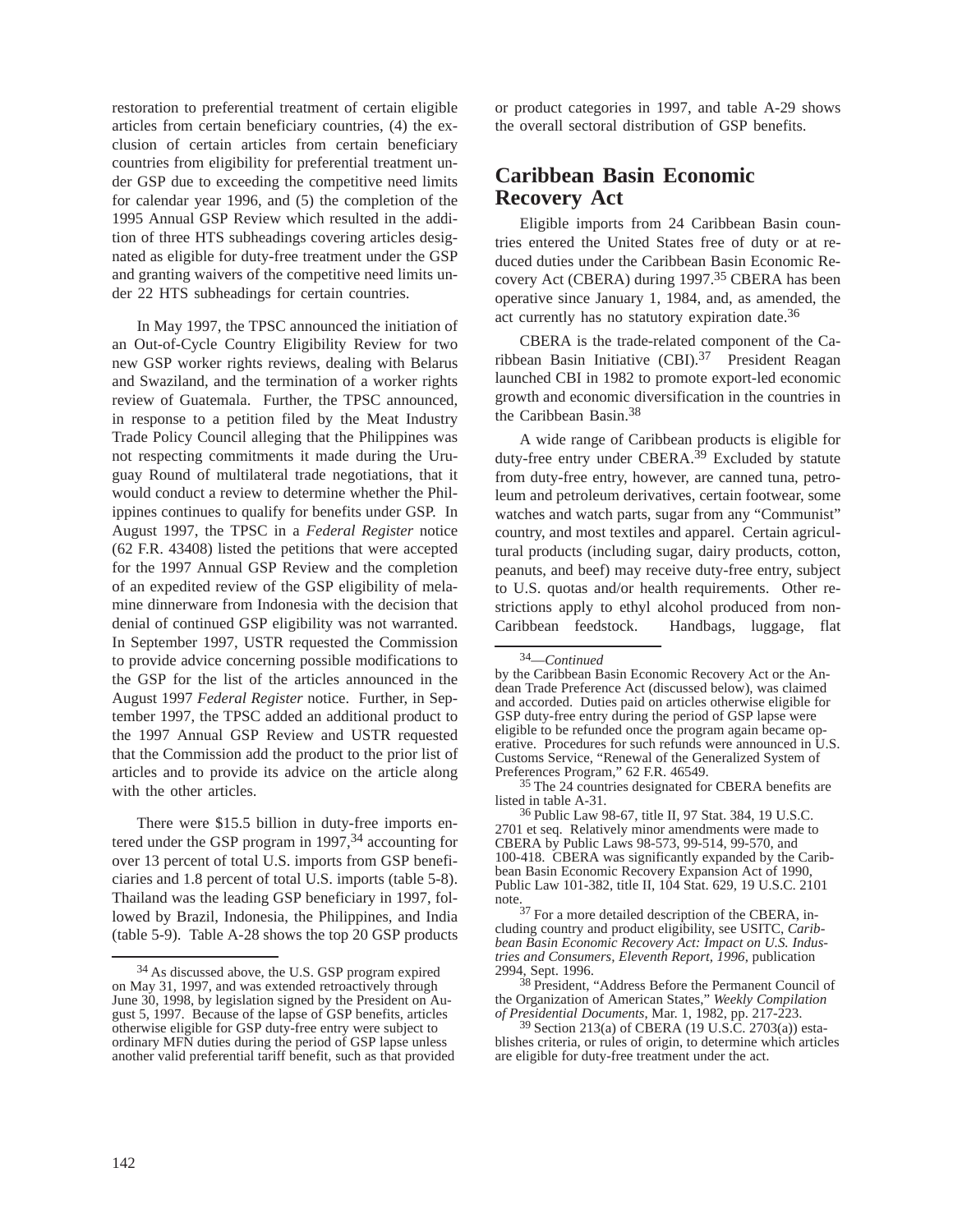restoration to preferential treatment of certain eligible articles from certain beneficiary countries, (4) the exclusion of certain articles from certain beneficiary countries from eligibility for preferential treatment under GSP due to exceeding the competitive need limits for calendar year 1996, and (5) the completion of the 1995 Annual GSP Review which resulted in the addition of three HTS subheadings covering articles designated as eligible for duty-free treatment under the GSP and granting waivers of the competitive need limits under 22 HTS subheadings for certain countries.

In May 1997, the TPSC announced the initiation of an Out-of-Cycle Country Eligibility Review for two new GSP worker rights reviews, dealing with Belarus and Swaziland, and the termination of a worker rights review of Guatemala. Further, the TPSC announced, in response to a petition filed by the Meat Industry Trade Policy Council alleging that the Philippines was not respecting commitments it made during the Uruguay Round of multilateral trade negotiations, that it would conduct a review to determine whether the Philippines continues to qualify for benefits under GSP. In August 1997, the TPSC in a *Federal Register* notice (62 F.R. 43408) listed the petitions that were accepted for the 1997 Annual GSP Review and the completion of an expedited review of the GSP eligibility of melamine dinnerware from Indonesia with the decision that denial of continued GSP eligibility was not warranted. In September 1997, USTR requested the Commission to provide advice concerning possible modifications to the GSP for the list of the articles announced in the August 1997 *Federal Register* notice. Further, in September 1997, the TPSC added an additional product to the 1997 Annual GSP Review and USTR requested that the Commission add the product to the prior list of articles and to provide its advice on the article along with the other articles.

There were $15.5 billion in duty-free imports entered under the GSP program in 1997,[34] accounting for over 13 percent of total U.S. imports from GSP beneficiaries and 1.8 percent of total U.S. imports (table 5-8). Thailand was the leading GSP beneficiary in 1997, followed by Brazil, Indonesia, the Philippines, and India (table 5-9). Table A-28 shows the top 20 GSP products or product categories in 1997, and table A-29 shows the overall sectoral distribution of GSP benefits.

## Caribbean Basin Economic Recovery Act

Eligible imports from 24 Caribbean Basin countries entered the United States free of duty or at reduced duties under the Caribbean Basin Economic Recovery Act (CBERA) during 1997.[35] CBERA has been operative since January 1, 1984, and, as amended, the act currently has no statutory expiration date.[36]

CBERA is the trade-related component of the Caribbean Basin Initiative (CBI).[37] President Reagan launched CBI in 1982 to promote export-led economic growth and economic diversification in the countries in the Caribbean Basin.[38]

A wide range of Caribbean products is eligible for duty-free entry under CBERA.[39] Excluded by statute from duty-free entry, however, are canned tuna, petroleum and petroleum derivatives, certain footwear, some watches and watch parts, sugar from any "Communist" country, and most textiles and apparel. Certain agricultural products (including sugar, dairy products, cotton, peanuts, and beef) may receive duty-free entry, subject to U.S. quotas and/or health requirements. Other restrictions apply to ethyl alcohol produced from non-Caribbean feedstock. Handbags, luggage, flat

---

[34] As discussed above, the U.S. GSP program expired on May 31, 1997, and was extended retroactively through June 30, 1998, by legislation signed by the President on August 5, 1997. Because of the lapse of GSP benefits, articles otherwise eligible for GSP duty-free entry were subject to ordinary MFN duties during the period of GSP lapse unless another valid preferential tariff benefit, such as that provided by the Caribbean Basin Economic Recovery Act or the Andean Trade Preference Act (discussed below), was claimed and accorded. Duties paid on articles otherwise eligible for GSP duty-free entry during the period of GSP lapse were eligible to be refunded once the program again became operative. Procedures for such refunds were announced in U.S. Customs Service, "Renewal of the Generalized System of Preferences Program," 62 F.R. 46549.

[35] The 24 countries designated for CBERA benefits are listed in table A-31.

[36] Public Law 98-67, title II, 97 Stat. 384, 19 U.S.C. 2701 et seq. Relatively minor amendments were made to CBERA by Public Laws 98-573, 99-514, 99-570, and 100-418. CBERA was significantly expanded by the Caribbean Basin Economic Recovery Expansion Act of 1990, Public Law 101-382, title II, 104 Stat. 629, 19 U.S.C. 2101 note.

[37] For a more detailed description of the CBERA, including country and product eligibility, see USITC, *Caribbean Basin Economic Recovery Act: Impact on U.S. Industries and Consumers, Eleventh Report, 1996,* publication 2994, Sept. 1996.

[38] President, "Address Before the Permanent Council of the Organization of American States," *Weekly Compilation of Presidential Documents*, Mar. 1, 1982, pp. 217-223.

[39] Section 213(a) of CBERA (19 U.S.C. 2703(a)) establishes criteria, or rules of origin, to determine which articles are eligible for duty-free treatment under the act.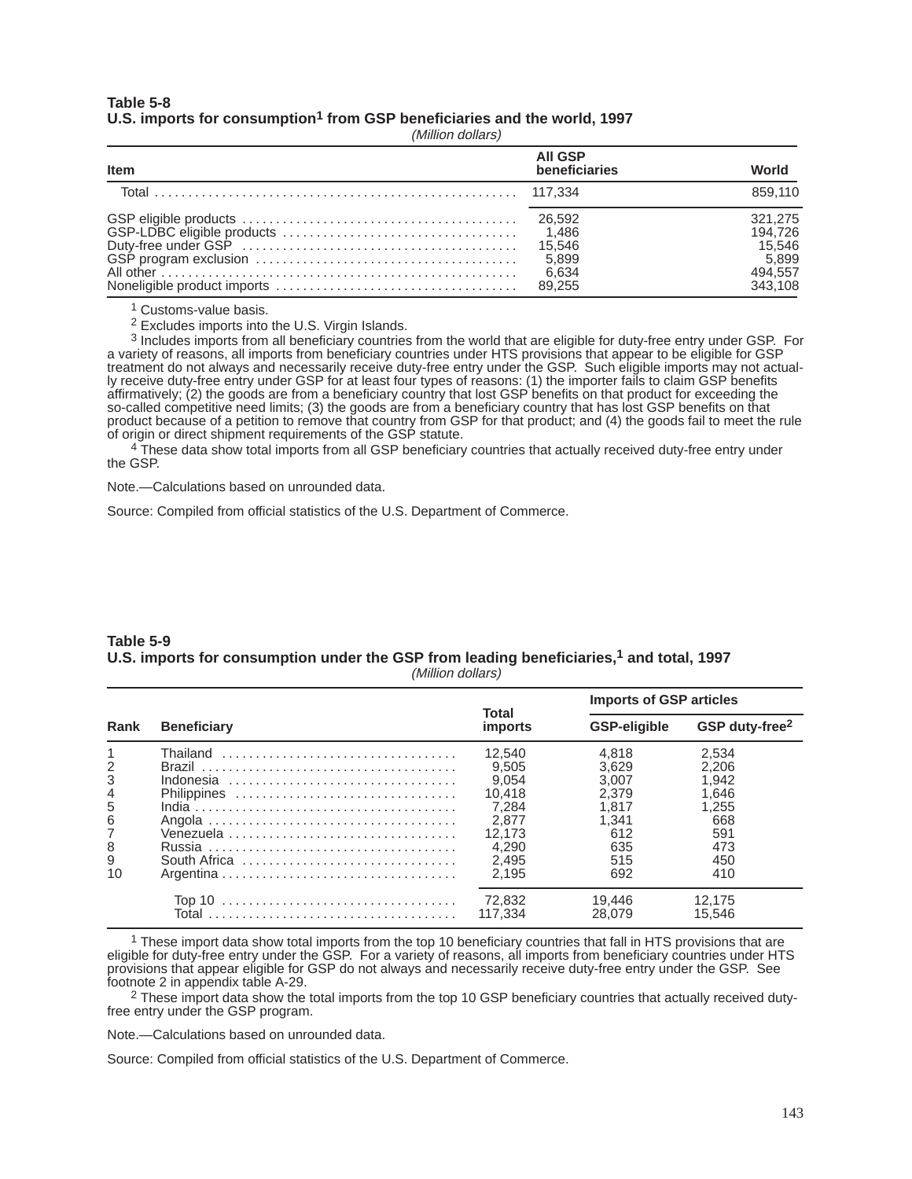**Table 5-8**
**U.S. imports for consumption[1] from GSP beneficiaries and the world, 1997**
*(Million dollars)*

| Item | All GSP beneficiaries | World |
|---|---|---|
| Total | 117,334 | 859,110 |
| GSP eligible products | 26,592 | 321,275 |
| GSP-LDBC eligible products | 1,486 | 194,726 |
| Duty-free under GSP | 15,546 | 15,546 |
| GSP program exclusion | 5,899 | 5,899 |
| All other | 6,634 | 494,557 |
| Nonegligible product imports | 89,255 | 343,108 |

[1] Customs-value basis.
[2] Excludes imports into the U.S. Virgin Islands.
[3] Includes imports from all beneficiary countries from the world that are eligible for duty-free entry under GSP. For a variety of reasons, all imports from beneficiary countries under HTS provisions that appear to be eligible for GSP treatment do not always and necessarily receive duty-free entry under the GSP. Such eligible imports may not actually receive duty-free entry under GSP for at least four types of reasons: (1) the importer fails to claim GSP benefits affirmatively; (2) the goods are from a beneficiary country that lost GSP benefits on that product for exceeding the so-called competitive need limits; (3) the goods are from a beneficiary country that has lost GSP benefits on that product because of a petition to remove that country from GSP for that product; and (4) the goods fail to meet the rule of origin or direct shipment requirements of the GSP statute.
[4] These data show total imports from all GSP beneficiary countries that actually received duty-free entry under the GSP.

Note.—Calculations based on unrounded data.

Source: Compiled from official statistics of the U.S. Department of Commerce.

**Table 5-9**
**U.S. imports for consumption under the GSP from leading beneficiaries,[1] and total, 1997**
*(Million dollars)*

| Rank | Beneficiary | Total imports | Imports of GSP articles: GSP-eligible | Imports of GSP articles: GSP duty-free[2] |
|---|---|---|---|---|
| 1 | Thailand | 12,540 | 4,818 | 2,534 |
| 2 | Brazil | 9,505 | 3,629 | 2,206 |
| 3 | Indonesia | 9,054 | 3,007 | 1,942 |
| 4 | Philippines | 10,418 | 2,379 | 1,646 |
| 5 | India | 7,284 | 1,817 | 1,255 |
| 6 | Angola | 2,877 | 1,341 | 668 |
| 7 | Venezuela | 12,173 | 612 | 591 |
| 8 | Russia | 4,290 | 635 | 473 |
| 9 | South Africa | 2,495 | 515 | 450 |
| 10 | Argentina | 2,195 | 692 | 410 |
| | Top 10 | 72,832 | 19,446 | 12,175 |
| | Total | 117,334 | 28,079 | 15,546 |

[1] These import data show total imports from the top 10 beneficiary countries that fall in HTS provisions that are eligible for duty-free entry under the GSP. For a variety of reasons, all imports from beneficiary countries under HTS provisions that appear eligible for GSP do not always and necessarily receive duty-free entry under the GSP. See footnote 2 in appendix table A-29.
[2] These import data show the total imports from the top 10 GSP beneficiary countries that actually received duty-free entry under the GSP program.

Note.—Calculations based on unrounded data.

Source: Compiled from official statistics of the U.S. Department of Commerce.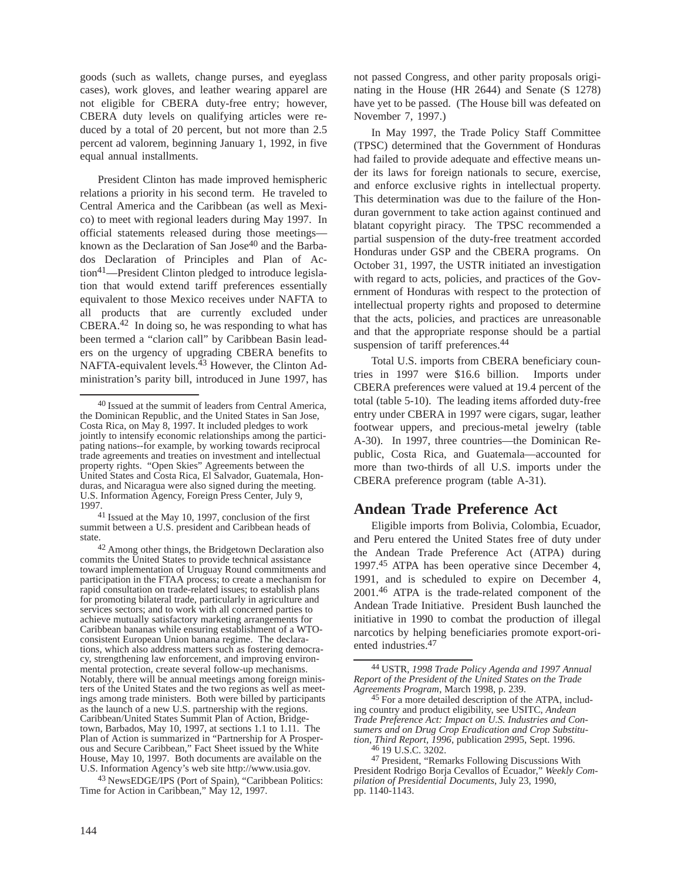goods (such as wallets, change purses, and eyeglass cases), work gloves, and leather wearing apparel are not eligible for CBERA duty-free entry; however, CBERA duty levels on qualifying articles were reduced by a total of 20 percent, but not more than 2.5 percent ad valorem, beginning January 1, 1992, in five equal annual installments.

President Clinton has made improved hemispheric relations a priority in his second term. He traveled to Central America and the Caribbean (as well as Mexico) to meet with regional leaders during May 1997. In official statements released during those meetings—known as the Declaration of San Jose[40] and the Barbados Declaration of Principles and Plan of Action[41]—President Clinton pledged to introduce legislation that would extend tariff preferences essentially equivalent to those Mexico receives under NAFTA to all products that are currently excluded under CBERA.[42] In doing so, he was responding to what has been termed a "clarion call" by Caribbean Basin leaders on the urgency of upgrading CBERA benefits to NAFTA-equivalent levels.[43] However, the Clinton Administration's parity bill, introduced in June 1997, has not passed Congress, and other parity proposals originating in the House (HR 2644) and Senate (S 1278) have yet to be passed. (The House bill was defeated on November 7, 1997.)

In May 1997, the Trade Policy Staff Committee (TPSC) determined that the Government of Honduras had failed to provide adequate and effective means under its laws for foreign nationals to secure, exercise, and enforce exclusive rights in intellectual property. This determination was due to the failure of the Honduran government to take action against continued and blatant copyright piracy. The TPSC recommended a partial suspension of the duty-free treatment accorded Honduras under GSP and the CBERA programs. On October 31, 1997, the USTR initiated an investigation with regard to acts, policies, and practices of the Government of Honduras with respect to the protection of intellectual property rights and proposed to determine that the acts, policies, and practices are unreasonable and that the appropriate response should be a partial suspension of tariff preferences.[44]

Total U.S. imports from CBERA beneficiary countries in 1997 were $16.6 billion. Imports under CBERA preferences were valued at 19.4 percent of the total (table 5-10). The leading items afforded duty-free entry under CBERA in 1997 were cigars, sugar, leather footwear uppers, and precious-metal jewelry (table A-30). In 1997, three countries—the Dominican Republic, Costa Rica, and Guatemala—accounted for more than two-thirds of all U.S. imports under the CBERA preference program (table A-31).

## Andean Trade Preference Act

Eligible imports from Bolivia, Colombia, Ecuador, and Peru entered the United States free of duty under the Andean Trade Preference Act (ATPA) during 1997.[45] ATPA has been operative since December 4, 1991, and is scheduled to expire on December 4, 2001.[46] ATPA is the trade-related component of the Andean Trade Initiative. President Bush launched the initiative in 1990 to combat the production of illegal narcotics by helping beneficiaries promote export-oriented industries.[47]

---

[40] Issued at the summit of leaders from Central America, the Dominican Republic, and the United States in San Jose, Costa Rica, on May 8, 1997. It included pledges to work jointly to intensify economic relationships among the participating nations--for example, by working towards reciprocal trade agreements and treaties on investment and intellectual property rights. "Open Skies" Agreements between the United States and Costa Rica, El Salvador, Guatemala, Honduras, and Nicaragua were also signed during the meeting. U.S. Information Agency, Foreign Press Center, July 9, 1997.

[41] Issued at the May 10, 1997, conclusion of the first summit between a U.S. president and Caribbean heads of state.

[42] Among other things, the Bridgetown Declaration also commits the United States to provide technical assistance toward implementation of Uruguay Round commitments and participation in the FTAA process; to create a mechanism for rapid consultation on trade-related issues; to establish plans for promoting bilateral trade, particularly in agriculture and services sectors; and to work with all concerned parties to achieve mutually satisfactory marketing arrangements for Caribbean bananas while ensuring establishment of a WTO-consistent European Union banana regime. The declarations, which also address matters such as fostering democracy, strengthening law enforcement, and improving environmental protection, create several follow-up mechanisms. Notably, there will be annual meetings among foreign ministers of the United States and the two regions as well as meetings among trade ministers. Both were billed by participants as the launch of a new U.S. partnership with the regions. Caribbean/United States Summit Plan of Action, Bridgetown, Barbados, May 10, 1997, at sections 1.1 to 1.11. The Plan of Action is summarized in "Partnership for A Prosperous and Secure Caribbean," Fact Sheet issued by the White House, May 10, 1997. Both documents are available on the U.S. Information Agency's web site http://www.usia.gov.

[43] NewsEDGE/IPS (Port of Spain), "Caribbean Politics: Time for Action in Caribbean," May 12, 1997.

[44] USTR, *1998 Trade Policy Agenda and 1997 Annual Report of the President of the United States on the Trade Agreements Program*, March 1998, p. 239.

[45] For a more detailed description of the ATPA, including country and product eligibility, see USITC, *Andean Trade Preference Act: Impact on U.S. Industries and Consumers and on Drug Crop Eradication and Crop Substitution, Third Report, 1996*, publication 2995, Sept. 1996.

[46] 19 U.S.C. 3202.

[47] President, "Remarks Following Discussions With President Rodrigo Borja Cevallos of Ecuador," *Weekly Compilation of Presidential Documents*, July 23, 1990, pp. 1140-1143.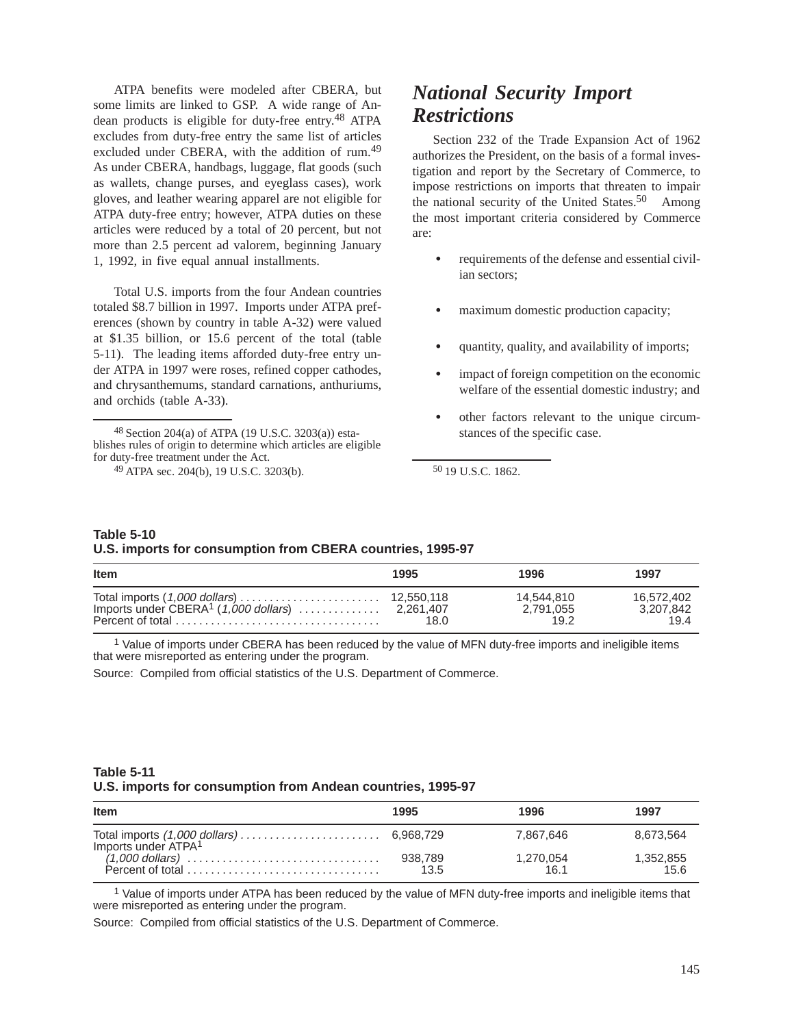ATPA benefits were modeled after CBERA, but some limits are linked to GSP. A wide range of Andean products is eligible for duty-free entry.[48] ATPA excludes from duty-free entry the same list of articles excluded under CBERA, with the addition of rum.[49] As under CBERA, handbags, luggage, flat goods (such as wallets, change purses, and eyeglass cases), work gloves, and leather wearing apparel are not eligible for ATPA duty-free entry; however, ATPA duties on these articles were reduced by a total of 20 percent, but not more than 2.5 percent ad valorem, beginning January 1, 1992, in five equal annual installments.

Total U.S. imports from the four Andean countries totaled $8.7 billion in 1997. Imports under ATPA preferences (shown by country in table A-32) were valued at $1.35 billion, or 15.6 percent of the total (table 5-11). The leading items afforded duty-free entry under ATPA in 1997 were roses, refined copper cathodes, and chrysanthemums, standard carnations, anthuriums, and orchids (table A-33).

[48] Section 204(a) of ATPA (19 U.S.C. 3203(a)) establishes rules of origin to determine which articles are eligible for duty-free treatment under the Act.

[49] ATPA sec. 204(b), 19 U.S.C. 3203(b).

## *National Security Import Restrictions*

Section 232 of the Trade Expansion Act of 1962 authorizes the President, on the basis of a formal investigation and report by the Secretary of Commerce, to impose restrictions on imports that threaten to impair the national security of the United States.[50] Among the most important criteria considered by Commerce are:

- requirements of the defense and essential civilian sectors;
- maximum domestic production capacity;
- quantity, quality, and availability of imports;
- impact of foreign competition on the economic welfare of the essential domestic industry; and
- other factors relevant to the unique circumstances of the specific case.

[50] 19 U.S.C. 1862.

**Table 5-10**
**U.S. imports for consumption from CBERA countries, 1995-97**

| Item | 1995 | 1996 | 1997 |
|---|---|---|---|
| Total imports (*1,000 dollars*) | 12,550,118 | 14,544,810 | 16,572,402 |
| Imports under CBERA[1] (*1,000 dollars*) | 2,261,407 | 2,791,055 | 3,207,842 |
| Percent of total | 18.0 | 19.2 | 19.4 |

[1] Value of imports under CBERA has been reduced by the value of MFN duty-free imports and ineligible items that were misreported as entering under the program.

Source: Compiled from official statistics of the U.S. Department of Commerce.

**Table 5-11**
**U.S. imports for consumption from Andean countries, 1995-97**

| Item | 1995 | 1996 | 1997 |
|---|---|---|---|
| Total imports *(1,000 dollars)* | 6,968,729 | 7,867,646 | 8,673,564 |
| Imports under ATPA[1] | | | |
| *(1,000 dollars)* | 938,789 | 1,270,054 | 1,352,855 |
| Percent of total | 13.5 | 16.1 | 15.6 |

[1] Value of imports under ATPA has been reduced by the value of MFN duty-free imports and ineligible items that were misreported as entering under the program.

Source: Compiled from official statistics of the U.S. Department of Commerce.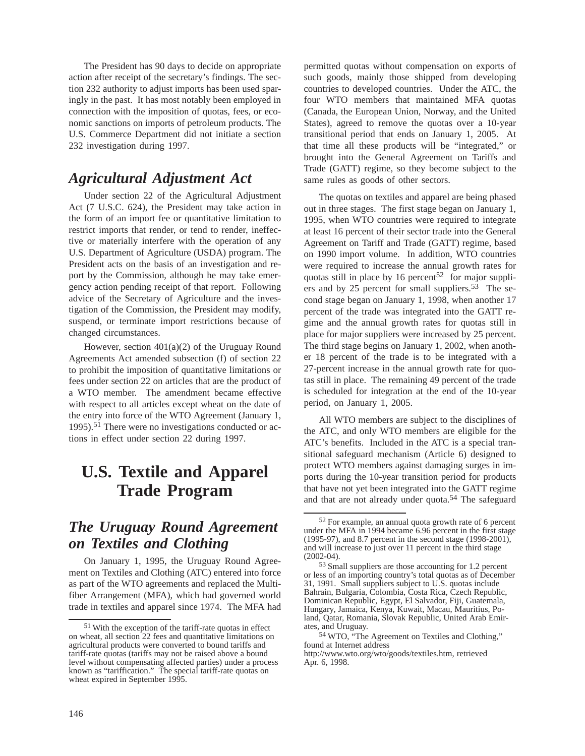The President has 90 days to decide on appropriate action after receipt of the secretary's findings. The section 232 authority to adjust imports has been used sparingly in the past. It has most notably been employed in connection with the imposition of quotas, fees, or economic sanctions on imports of petroleum products. The U.S. Commerce Department did not initiate a section 232 investigation during 1997.

## *Agricultural Adjustment Act*

Under section 22 of the Agricultural Adjustment Act (7 U.S.C. 624), the President may take action in the form of an import fee or quantitative limitation to restrict imports that render, or tend to render, ineffective or materially interfere with the operation of any U.S. Department of Agriculture (USDA) program. The President acts on the basis of an investigation and report by the Commission, although he may take emergency action pending receipt of that report. Following advice of the Secretary of Agriculture and the investigation of the Commission, the President may modify, suspend, or terminate import restrictions because of changed circumstances.

However, section 401(a)(2) of the Uruguay Round Agreements Act amended subsection (f) of section 22 to prohibit the imposition of quantitative limitations or fees under section 22 on articles that are the product of a WTO member. The amendment became effective with respect to all articles except wheat on the date of the entry into force of the WTO Agreement (January 1, 1995).[51] There were no investigations conducted or actions in effect under section 22 during 1997.

# U.S. Textile and Apparel Trade Program

## *The Uruguay Round Agreement on Textiles and Clothing*

On January 1, 1995, the Uruguay Round Agreement on Textiles and Clothing (ATC) entered into force as part of the WTO agreements and replaced the Multifiber Arrangement (MFA), which had governed world trade in textiles and apparel since 1974. The MFA had permitted quotas without compensation on exports of such goods, mainly those shipped from developing countries to developed countries. Under the ATC, the four WTO members that maintained MFA quotas (Canada, the European Union, Norway, and the United States), agreed to remove the quotas over a 10-year transitional period that ends on January 1, 2005. At that time all these products will be "integrated," or brought into the General Agreement on Tariffs and Trade (GATT) regime, so they become subject to the same rules as goods of other sectors.

The quotas on textiles and apparel are being phased out in three stages. The first stage began on January 1, 1995, when WTO countries were required to integrate at least 16 percent of their sector trade into the General Agreement on Tariff and Trade (GATT) regime, based on 1990 import volume. In addition, WTO countries were required to increase the annual growth rates for quotas still in place by 16 percent[52] for major suppliers and by 25 percent for small suppliers.[53] The second stage began on January 1, 1998, when another 17 percent of the trade was integrated into the GATT regime and the annual growth rates for quotas still in place for major suppliers were increased by 25 percent. The third stage begins on January 1, 2002, when another 18 percent of the trade is to be integrated with a 27-percent increase in the annual growth rate for quotas still in place. The remaining 49 percent of the trade is scheduled for integration at the end of the 10-year period, on January 1, 2005.

All WTO members are subject to the disciplines of the ATC, and only WTO members are eligible for the ATC's benefits. Included in the ATC is a special transitional safeguard mechanism (Article 6) designed to protect WTO members against damaging surges in imports during the 10-year transition period for products that have not yet been integrated into the GATT regime and that are not already under quota.[54] The safeguard

---

[51] With the exception of the tariff-rate quotas in effect on wheat, all section 22 fees and quantitative limitations on agricultural products were converted to bound tariffs and tariff-rate quotas (tariffs may not be raised above a bound level without compensating affected parties) under a process known as "tariffication." The special tariff-rate quotas on wheat expired in September 1995.

[52] For example, an annual quota growth rate of 6 percent under the MFA in 1994 became 6.96 percent in the first stage (1995-97), and 8.7 percent in the second stage (1998-2001), and will increase to just over 11 percent in the third stage (2002-04).

[53] Small suppliers are those accounting for 1.2 percent or less of an importing country's total quotas as of December 31, 1991. Small suppliers subject to U.S. quotas include Bahrain, Bulgaria, Colombia, Costa Rica, Czech Republic, Dominican Republic, Egypt, El Salvador, Fiji, Guatemala, Hungary, Jamaica, Kenya, Kuwait, Macau, Mauritius, Poland, Qatar, Romania, Slovak Republic, United Arab Emirates, and Uruguay.

[54] WTO, "The Agreement on Textiles and Clothing," found at Internet address http://www.wto.org/wto/goods/textiles.htm, retrieved Apr. 6, 1998.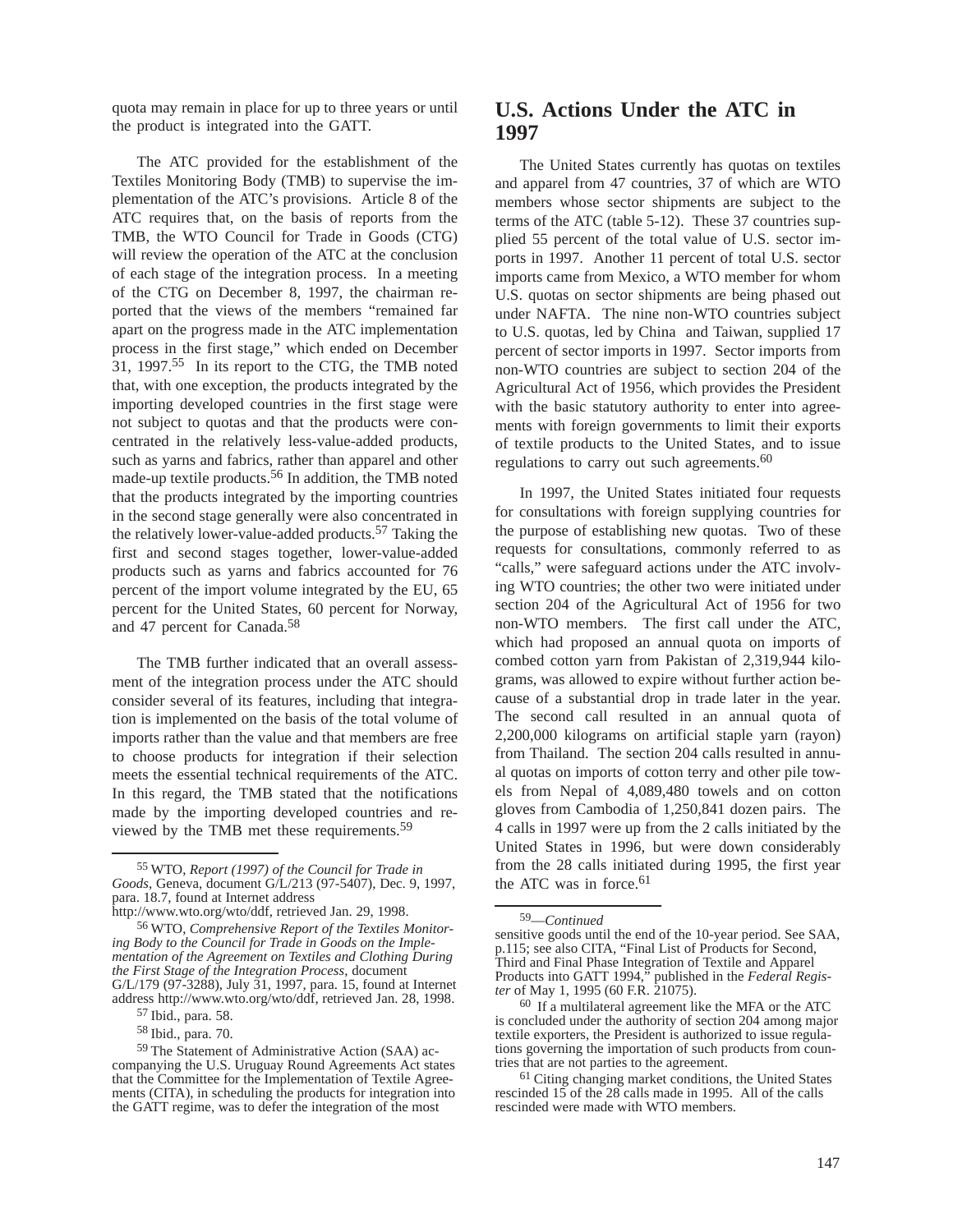quota may remain in place for up to three years or until the product is integrated into the GATT.

The ATC provided for the establishment of the Textiles Monitoring Body (TMB) to supervise the implementation of the ATC's provisions. Article 8 of the ATC requires that, on the basis of reports from the TMB, the WTO Council for Trade in Goods (CTG) will review the operation of the ATC at the conclusion of each stage of the integration process. In a meeting of the CTG on December 8, 1997, the chairman reported that the views of the members "remained far apart on the progress made in the ATC implementation process in the first stage," which ended on December 31, 1997.[55] In its report to the CTG, the TMB noted that, with one exception, the products integrated by the importing developed countries in the first stage were not subject to quotas and that the products were concentrated in the relatively less-value-added products, such as yarns and fabrics, rather than apparel and other made-up textile products.[56] In addition, the TMB noted that the products integrated by the importing countries in the second stage generally were also concentrated in the relatively lower-value-added products.[57] Taking the first and second stages together, lower-value-added products such as yarns and fabrics accounted for 76 percent of the import volume integrated by the EU, 65 percent for the United States, 60 percent for Norway, and 47 percent for Canada.[58]

The TMB further indicated that an overall assessment of the integration process under the ATC should consider several of its features, including that integration is implemented on the basis of the total volume of imports rather than the value and that members are free to choose products for integration if their selection meets the essential technical requirements of the ATC. In this regard, the TMB stated that the notifications made by the importing developed countries and reviewed by the TMB met these requirements.[59]

## U.S. Actions Under the ATC in 1997

The United States currently has quotas on textiles and apparel from 47 countries, 37 of which are WTO members whose sector shipments are subject to the terms of the ATC (table 5-12). These 37 countries supplied 55 percent of the total value of U.S. sector imports in 1997. Another 11 percent of total U.S. sector imports came from Mexico, a WTO member for whom U.S. quotas on sector shipments are being phased out under NAFTA. The nine non-WTO countries subject to U.S. quotas, led by China and Taiwan, supplied 17 percent of sector imports in 1997. Sector imports from non-WTO countries are subject to section 204 of the Agricultural Act of 1956, which provides the President with the basic statutory authority to enter into agreements with foreign governments to limit their exports of textile products to the United States, and to issue regulations to carry out such agreements.[60]

In 1997, the United States initiated four requests for consultations with foreign supplying countries for the purpose of establishing new quotas. Two of these requests for consultations, commonly referred to as "calls," were safeguard actions under the ATC involving WTO countries; the other two were initiated under section 204 of the Agricultural Act of 1956 for two non-WTO members. The first call under the ATC, which had proposed an annual quota on imports of combed cotton yarn from Pakistan of 2,319,944 kilograms, was allowed to expire without further action because of a substantial drop in trade later in the year. The second call resulted in an annual quota of 2,200,000 kilograms on artificial staple yarn (rayon) from Thailand. The section 204 calls resulted in annual quotas on imports of cotton terry and other pile towels from Nepal of 4,089,480 towels and on cotton gloves from Cambodia of 1,250,841 dozen pairs. The 4 calls in 1997 were up from the 2 calls initiated by the United States in 1996, but were down considerably from the 28 calls initiated during 1995, the first year the ATC was in force.[61]

---

[55] WTO, *Report (1997) of the Council for Trade in Goods*, Geneva, document G/L/213 (97-5407), Dec. 9, 1997, para. 18.7, found at Internet address http://www.wto.org/wto/ddf, retrieved Jan. 29, 1998.

[56] WTO, *Comprehensive Report of the Textiles Monitoring Body to the Council for Trade in Goods on the Implementation of the Agreement on Textiles and Clothing During the First Stage of the Integration Process*, document G/L/179 (97-3288), July 31, 1997, para. 15, found at Internet address http://www.wto.org/wto/ddf, retrieved Jan. 28, 1998.

[57] Ibid., para. 58.

[58] Ibid., para. 70.

[59] The Statement of Administrative Action (SAA) accompanying the U.S. Uruguay Round Agreements Act states that the Committee for the Implementation of Textile Agreements (CITA), in scheduling the products for integration into the GATT regime, was to defer the integration of the most

[59]—*Continued*
sensitive goods until the end of the 10-year period. See SAA, p.115; see also CITA, "Final List of Products for Second, Third and Final Phase Integration of Textile and Apparel Products into GATT 1994," published in the *Federal Register* of May 1, 1995 (60 F.R. 21075).

[60] If a multilateral agreement like the MFA or the ATC is concluded under the authority of section 204 among major textile exporters, the President is authorized to issue regulations governing the importation of such products from countries that are not parties to the agreement.

[61] Citing changing market conditions, the United States rescinded 15 of the 28 calls made in 1995. All of the calls rescinded were made with WTO members.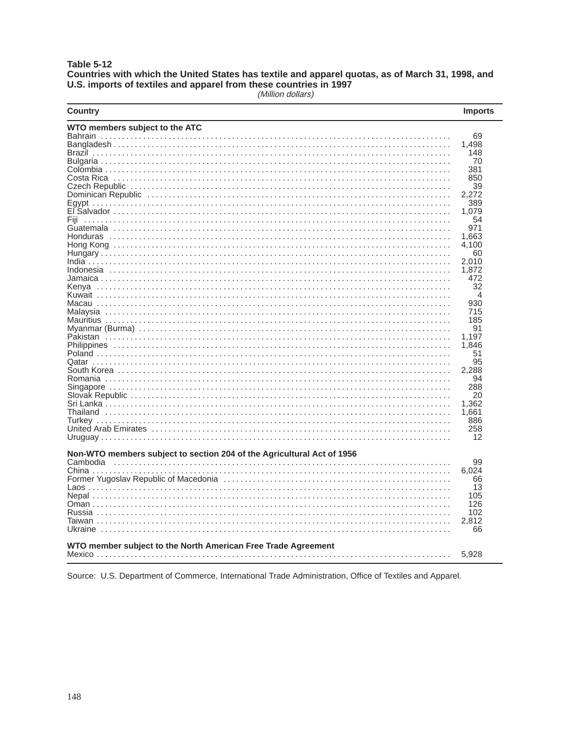**Table 5-12**
**Countries with which the United States has textile and apparel quotas, as of March 31, 1998, and U.S. imports of textiles and apparel from these countries in 1997**
*(Million dollars)*

| Country | Imports |
|---|---|
| **WTO members subject to the ATC** | |
| Bahrain | 69 |
| Bangladesh | 1,498 |
| Brazil | 148 |
| Bulgaria | 70 |
| Colombia | 381 |
| Costa Rica | 850 |
| Czech Republic | 39 |
| Dominican Republic | 2,272 |
| Egypt | 389 |
| El Salvador | 1,079 |
| Fiji | 54 |
| Guatemala | 971 |
| Honduras | 1,663 |
| Hong Kong | 4,100 |
| Hungary | 60 |
| India | 2,010 |
| Indonesia | 1,872 |
| Jamaica | 472 |
| Kenya | 32 |
| Kuwait | 4 |
| Macau | 930 |
| Malaysia | 715 |
| Mauritius | 185 |
| Myanmar (Burma) | 91 |
| Pakistan | 1,197 |
| Philippines | 1,846 |
| Poland | 51 |
| Qatar | 95 |
| South Korea | 2,288 |
| Romania | 94 |
| Singapore | 288 |
| Slovak Republic | 20 |
| Sri Lanka | 1,362 |
| Thailand | 1,661 |
| Turkey | 886 |
| United Arab Emirates | 258 |
| Uruguay | 12 |
| **Non-WTO members subject to section 204 of the Agricultural Act of 1956** | |
| Cambodia | 99 |
| China | 6,024 |
| Former Yugoslav Republic of Macedonia | 66 |
| Laos | 13 |
| Nepal | 105 |
| Oman | 126 |
| Russia | 102 |
| Taiwan | 2,812 |
| Ukraine | 66 |
| **WTO member subject to the North American Free Trade Agreement** | |
| Mexico | 5,928 |

Source: U.S. Department of Commerce, International Trade Administration, Office of Textiles and Apparel.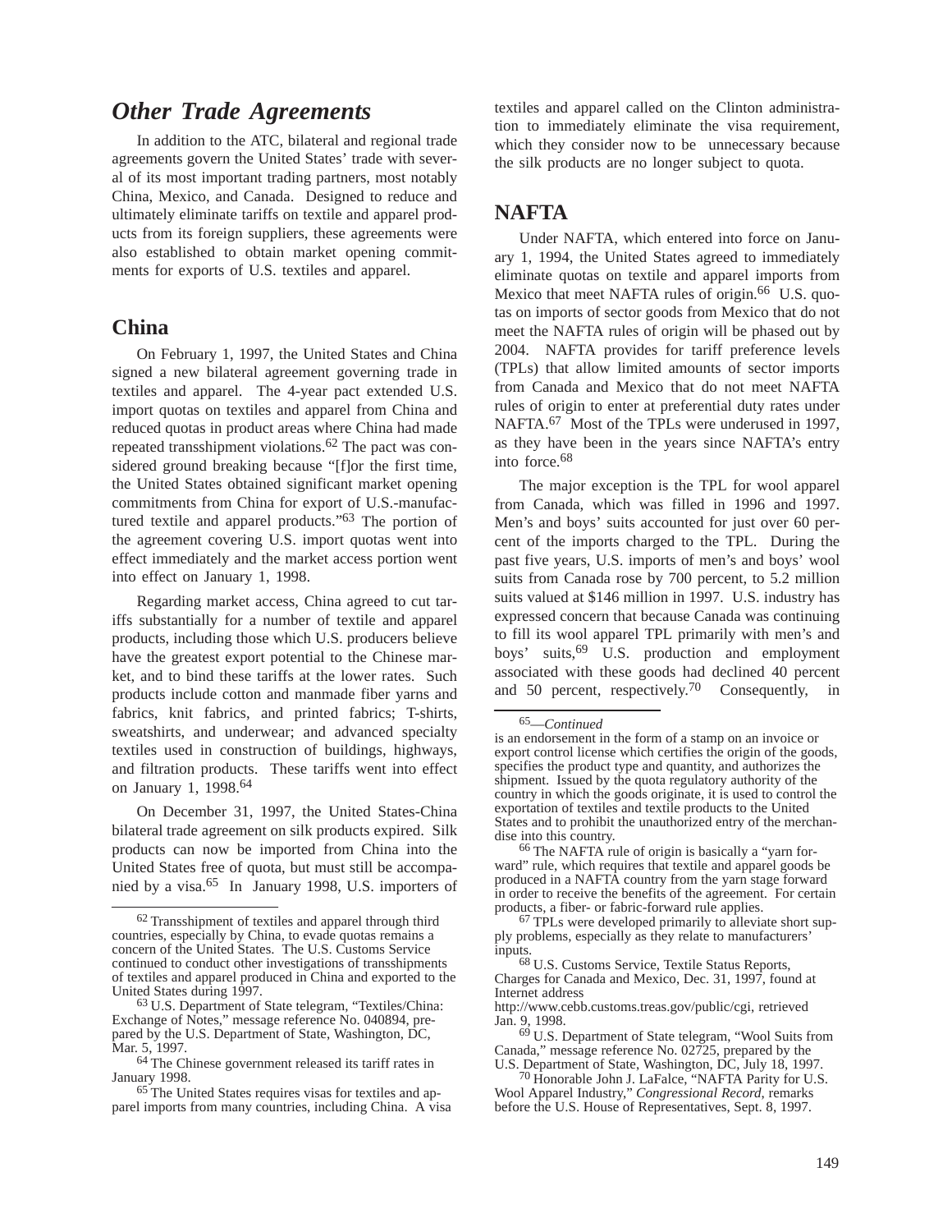## *Other Trade Agreements*

In addition to the ATC, bilateral and regional trade agreements govern the United States' trade with several of its most important trading partners, most notably China, Mexico, and Canada. Designed to reduce and ultimately eliminate tariffs on textile and apparel products from its foreign suppliers, these agreements were also established to obtain market opening commitments for exports of U.S. textiles and apparel.

## China

On February 1, 1997, the United States and China signed a new bilateral agreement governing trade in textiles and apparel. The 4-year pact extended U.S. import quotas on textiles and apparel from China and reduced quotas in product areas where China had made repeated transshipment violations.[62] The pact was considered ground breaking because "[f]or the first time, the United States obtained significant market opening commitments from China for export of U.S.-manufactured textile and apparel products."[63] The portion of the agreement covering U.S. import quotas went into effect immediately and the market access portion went into effect on January 1, 1998.

Regarding market access, China agreed to cut tariffs substantially for a number of textile and apparel products, including those which U.S. producers believe have the greatest export potential to the Chinese market, and to bind these tariffs at the lower rates. Such products include cotton and manmade fiber yarns and fabrics, knit fabrics, and printed fabrics; T-shirts, sweatshirts, and underwear; and advanced specialty textiles used in construction of buildings, highways, and filtration products. These tariffs went into effect on January 1, 1998.[64]

On December 31, 1997, the United States-China bilateral trade agreement on silk products expired. Silk products can now be imported from China into the United States free of quota, but must still be accompanied by a visa.[65] In January 1998, U.S. importers of textiles and apparel called on the Clinton administration to immediately eliminate the visa requirement, which they consider now to be unnecessary because the silk products are no longer subject to quota.

## NAFTA

Under NAFTA, which entered into force on January 1, 1994, the United States agreed to immediately eliminate quotas on textile and apparel imports from Mexico that meet NAFTA rules of origin.[66] U.S. quotas on imports of sector goods from Mexico that do not meet the NAFTA rules of origin will be phased out by 2004. NAFTA provides for tariff preference levels (TPLs) that allow limited amounts of sector imports from Canada and Mexico that do not meet NAFTA rules of origin to enter at preferential duty rates under NAFTA.[67] Most of the TPLs were underused in 1997, as they have been in the years since NAFTA's entry into force.[68]

The major exception is the TPL for wool apparel from Canada, which was filled in 1996 and 1997. Men's and boys' suits accounted for just over 60 percent of the imports charged to the TPL. During the past five years, U.S. imports of men's and boys' wool suits from Canada rose by 700 percent, to 5.2 million suits valued at $146 million in 1997. U.S. industry has expressed concern that because Canada was continuing to fill its wool apparel TPL primarily with men's and boys' suits,[69] U.S. production and employment associated with these goods had declined 40 percent and 50 percent, respectively.[70] Consequently, in

---

[62] Transshipment of textiles and apparel through third countries, especially by China, to evade quotas remains a concern of the United States. The U.S. Customs Service continued to conduct other investigations of transshipments of textiles and apparel produced in China and exported to the United States during 1997.

[63] U.S. Department of State telegram, "Textiles/China: Exchange of Notes," message reference No. 040894, prepared by the U.S. Department of State, Washington, DC, Mar. 5, 1997.

[64] The Chinese government released its tariff rates in January 1998.

[65] The United States requires visas for textiles and apparel imports from many countries, including China. A visa is an endorsement in the form of a stamp on an invoice or export control license which certifies the origin of the goods, specifies the product type and quantity, and authorizes the shipment. Issued by the quota regulatory authority of the country in which the goods originate, it is used to control the exportation of textiles and textile products to the United States and to prohibit the unauthorized entry of the merchandise into this country.

[66] The NAFTA rule of origin is basically a "yarn forward" rule, which requires that textile and apparel goods be produced in a NAFTA country from the yarn stage forward in order to receive the benefits of the agreement. For certain products, a fiber- or fabric-forward rule applies.

[67] TPLs were developed primarily to alleviate short supply problems, especially as they relate to manufacturers' inputs.

[68] U.S. Customs Service, Textile Status Reports, Charges for Canada and Mexico, Dec. 31, 1997, found at Internet address http://www.cebb.customs.treas.gov/public/cgi, retrieved Jan. 9, 1998.

[69] U.S. Department of State telegram, "Wool Suits from Canada," message reference No. 02725, prepared by the U.S. Department of State, Washington, DC, July 18, 1997.

[70] Honorable John J. LaFalce, "NAFTA Parity for U.S. Wool Apparel Industry," *Congressional Record*, remarks before the U.S. House of Representatives, Sept. 8, 1997.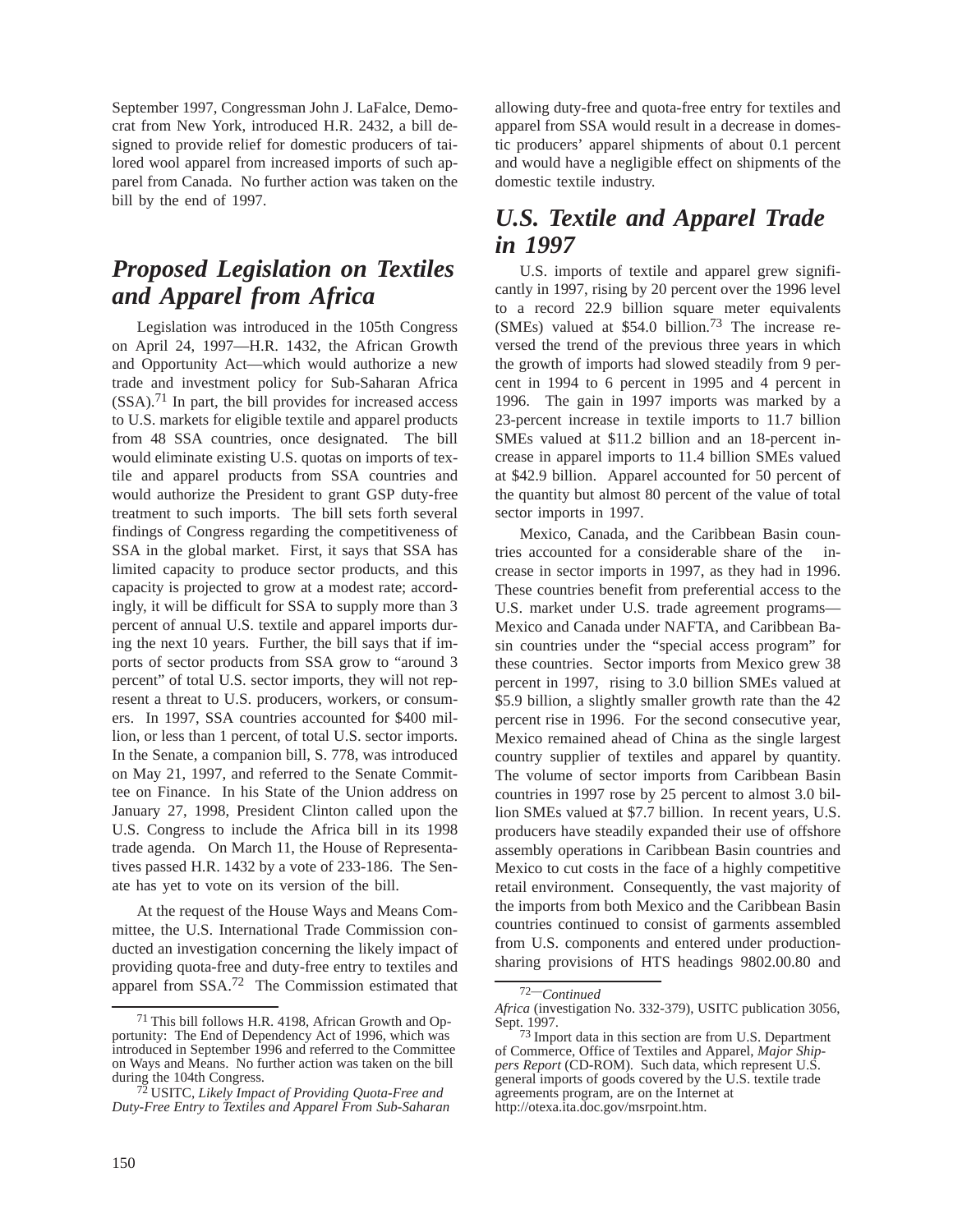September 1997, Congressman John J. LaFalce, Democrat from New York, introduced H.R. 2432, a bill designed to provide relief for domestic producers of tailored wool apparel from increased imports of such apparel from Canada. No further action was taken on the bill by the end of 1997.

## *Proposed Legislation on Textiles and Apparel from Africa*

Legislation was introduced in the 105th Congress on April 24, 1997—H.R. 1432, the African Growth and Opportunity Act—which would authorize a new trade and investment policy for Sub-Saharan Africa (SSA).[71] In part, the bill provides for increased access to U.S. markets for eligible textile and apparel products from 48 SSA countries, once designated. The bill would eliminate existing U.S. quotas on imports of textile and apparel products from SSA countries and would authorize the President to grant GSP duty-free treatment to such imports. The bill sets forth several findings of Congress regarding the competitiveness of SSA in the global market. First, it says that SSA has limited capacity to produce sector products, and this capacity is projected to grow at a modest rate; accordingly, it will be difficult for SSA to supply more than 3 percent of annual U.S. textile and apparel imports during the next 10 years. Further, the bill says that if imports of sector products from SSA grow to "around 3 percent" of total U.S. sector imports, they will not represent a threat to U.S. producers, workers, or consumers. In 1997, SSA countries accounted for $400 million, or less than 1 percent, of total U.S. sector imports. In the Senate, a companion bill, S. 778, was introduced on May 21, 1997, and referred to the Senate Committee on Finance. In his State of the Union address on January 27, 1998, President Clinton called upon the U.S. Congress to include the Africa bill in its 1998 trade agenda. On March 11, the House of Representatives passed H.R. 1432 by a vote of 233-186. The Senate has yet to vote on its version of the bill.

At the request of the House Ways and Means Committee, the U.S. International Trade Commission conducted an investigation concerning the likely impact of providing quota-free and duty-free entry to textiles and apparel from SSA.[72] The Commission estimated that allowing duty-free and quota-free entry for textiles and apparel from SSA would result in a decrease in domestic producers' apparel shipments of about 0.1 percent and would have a negligible effect on shipments of the domestic textile industry.

## *U.S. Textile and Apparel Trade in 1997*

U.S. imports of textile and apparel grew significantly in 1997, rising by 20 percent over the 1996 level to a record 22.9 billion square meter equivalents (SMEs) valued at $54.0 billion.[73] The increase reversed the trend of the previous three years in which the growth of imports had slowed steadily from 9 percent in 1994 to 6 percent in 1995 and 4 percent in 1996. The gain in 1997 imports was marked by a 23-percent increase in textile imports to 11.7 billion SMEs valued at $11.2 billion and an 18-percent increase in apparel imports to 11.4 billion SMEs valued at $42.9 billion. Apparel accounted for 50 percent of the quantity but almost 80 percent of the value of total sector imports in 1997.

Mexico, Canada, and the Caribbean Basin countries accounted for a considerable share of the increase in sector imports in 1997, as they had in 1996. These countries benefit from preferential access to the U.S. market under U.S. trade agreement programs—Mexico and Canada under NAFTA, and Caribbean Basin countries under the "special access program" for these countries. Sector imports from Mexico grew 38 percent in 1997, rising to 3.0 billion SMEs valued at $5.9 billion, a slightly smaller growth rate than the 42 percent rise in 1996. For the second consecutive year, Mexico remained ahead of China as the single largest country supplier of textiles and apparel by quantity. The volume of sector imports from Caribbean Basin countries in 1997 rose by 25 percent to almost 3.0 billion SMEs valued at $7.7 billion. In recent years, U.S. producers have steadily expanded their use of offshore assembly operations in Caribbean Basin countries and Mexico to cut costs in the face of a highly competitive retail environment. Consequently, the vast majority of the imports from both Mexico and the Caribbean Basin countries continued to consist of garments assembled from U.S. components and entered under production-sharing provisions of HTS headings 9802.00.80 and

---

[71] This bill follows H.R. 4198, African Growth and Opportunity: The End of Dependency Act of 1996, which was introduced in September 1996 and referred to the Committee on Ways and Means. No further action was taken on the bill during the 104th Congress.

[72] USITC, *Likely Impact of Providing Quota-Free and Duty-Free Entry to Textiles and Apparel From Sub-Saharan Africa* (investigation No. 332-379), USITC publication 3056, Sept. 1997.

[73] Import data in this section are from U.S. Department of Commerce, Office of Textiles and Apparel, *Major Shippers Report* (CD-ROM). Such data, which represent U.S. general imports of goods covered by the U.S. textile trade agreements program, are on the Internet at http://otexa.ita.doc.gov/msrpoint.htm.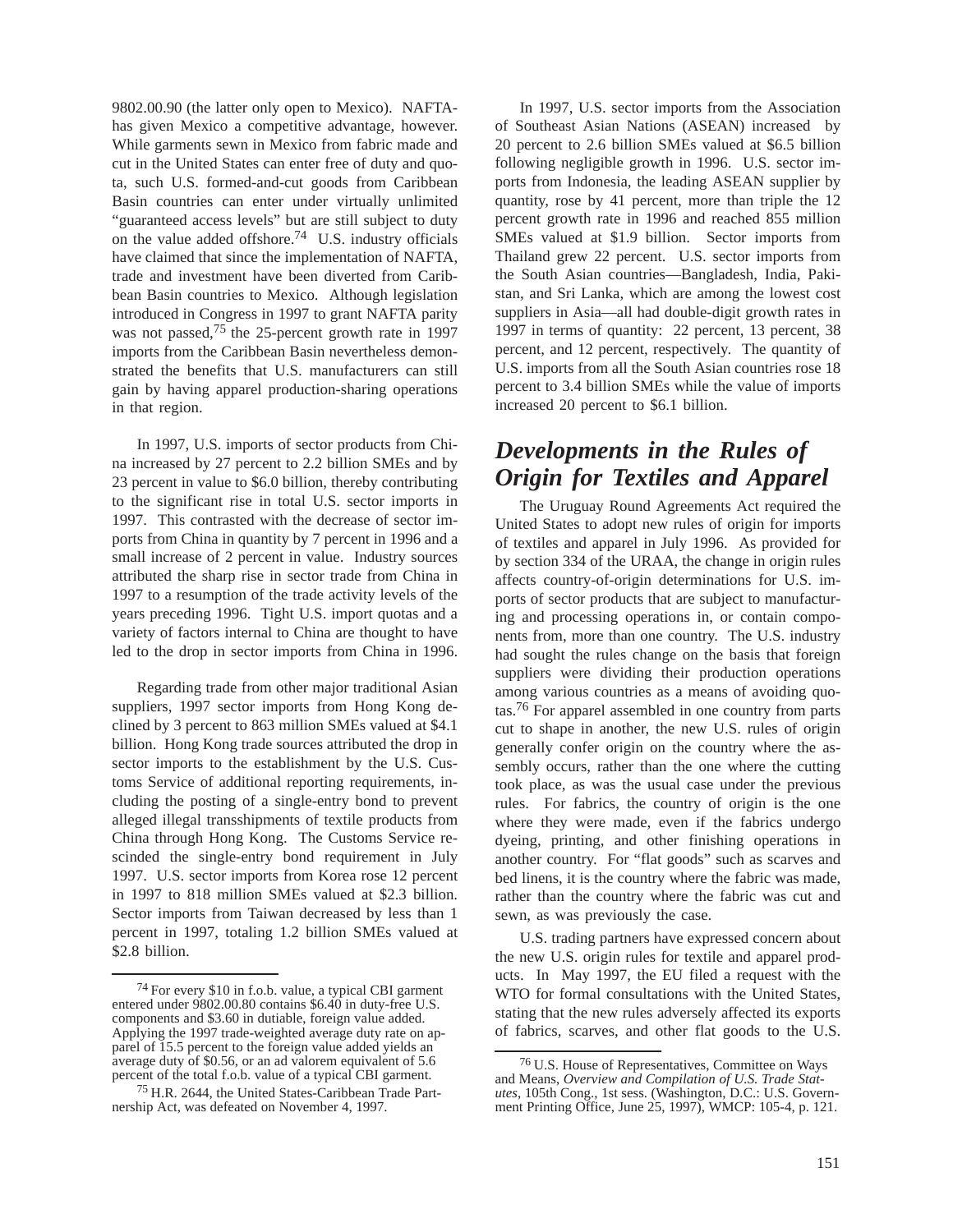9802.00.90 (the latter only open to Mexico). NAFTA-has given Mexico a competitive advantage, however. While garments sewn in Mexico from fabric made and cut in the United States can enter free of duty and quota, such U.S. formed-and-cut goods from Caribbean Basin countries can enter under virtually unlimited "guaranteed access levels" but are still subject to duty on the value added offshore.[74] U.S. industry officials have claimed that since the implementation of NAFTA, trade and investment have been diverted from Caribbean Basin countries to Mexico. Although legislation introduced in Congress in 1997 to grant NAFTA parity was not passed,[75] the 25-percent growth rate in 1997 imports from the Caribbean Basin nevertheless demonstrated the benefits that U.S. manufacturers can still gain by having apparel production-sharing operations in that region.

In 1997, U.S. imports of sector products from China increased by 27 percent to 2.2 billion SMEs and by 23 percent in value to $6.0 billion, thereby contributing to the significant rise in total U.S. sector imports in 1997. This contrasted with the decrease of sector imports from China in quantity by 7 percent in 1996 and a small increase of 2 percent in value. Industry sources attributed the sharp rise in sector trade from China in 1997 to a resumption of the trade activity levels of the years preceding 1996. Tight U.S. import quotas and a variety of factors internal to China are thought to have led to the drop in sector imports from China in 1996.

Regarding trade from other major traditional Asian suppliers, 1997 sector imports from Hong Kong declined by 3 percent to 863 million SMEs valued at $4.1 billion. Hong Kong trade sources attributed the drop in sector imports to the establishment by the U.S. Customs Service of additional reporting requirements, including the posting of a single-entry bond to prevent alleged illegal transshipments of textile products from China through Hong Kong. The Customs Service rescinded the single-entry bond requirement in July 1997. U.S. sector imports from Korea rose 12 percent in 1997 to 818 million SMEs valued at $2.3 billion. Sector imports from Taiwan decreased by less than 1 percent in 1997, totaling 1.2 billion SMEs valued at $2.8 billion.

In 1997, U.S. sector imports from the Association of Southeast Asian Nations (ASEAN) increased by 20 percent to 2.6 billion SMEs valued at $6.5 billion following negligible growth in 1996. U.S. sector imports from Indonesia, the leading ASEAN supplier by quantity, rose by 41 percent, more than triple the 12 percent growth rate in 1996 and reached 855 million SMEs valued at $1.9 billion. Sector imports from Thailand grew 22 percent. U.S. sector imports from the South Asian countries—Bangladesh, India, Pakistan, and Sri Lanka, which are among the lowest cost suppliers in Asia—all had double-digit growth rates in 1997 in terms of quantity: 22 percent, 13 percent, 38 percent, and 12 percent, respectively. The quantity of U.S. imports from all the South Asian countries rose 18 percent to 3.4 billion SMEs while the value of imports increased 20 percent to $6.1 billion.

## *Developments in the Rules of Origin for Textiles and Apparel*

The Uruguay Round Agreements Act required the United States to adopt new rules of origin for imports of textiles and apparel in July 1996. As provided for by section 334 of the URAA, the change in origin rules affects country-of-origin determinations for U.S. imports of sector products that are subject to manufacturing and processing operations in, or contain components from, more than one country. The U.S. industry had sought the rules change on the basis that foreign suppliers were dividing their production operations among various countries as a means of avoiding quotas.[76] For apparel assembled in one country from parts cut to shape in another, the new U.S. rules of origin generally confer origin on the country where the assembly occurs, rather than the one where the cutting took place, as was the usual case under the previous rules. For fabrics, the country of origin is the one where they were made, even if the fabrics undergo dyeing, printing, and other finishing operations in another country. For "flat goods" such as scarves and bed linens, it is the country where the fabric was made, rather than the country where the fabric was cut and sewn, as was previously the case.

U.S. trading partners have expressed concern about the new U.S. origin rules for textile and apparel products. In May 1997, the EU filed a request with the WTO for formal consultations with the United States, stating that the new rules adversely affected its exports of fabrics, scarves, and other flat goods to the U.S.

---

[74] For every $10 in f.o.b. value, a typical CBI garment entered under 9802.00.80 contains $6.40 in duty-free U.S. components and $3.60 in dutiable, foreign value added. Applying the 1997 trade-weighted average duty rate on apparel of 15.5 percent to the foreign value added yields an average duty of $0.56, or an ad valorem equivalent of 5.6 percent of the total f.o.b. value of a typical CBI garment.

[75] H.R. 2644, the United States-Caribbean Trade Partnership Act, was defeated on November 4, 1997.

[76] U.S. House of Representatives, Committee on Ways and Means, *Overview and Compilation of U.S. Trade Statutes*, 105th Cong., 1st sess. (Washington, D.C.: U.S. Government Printing Office, June 25, 1997), WMCP: 105-4, p. 121.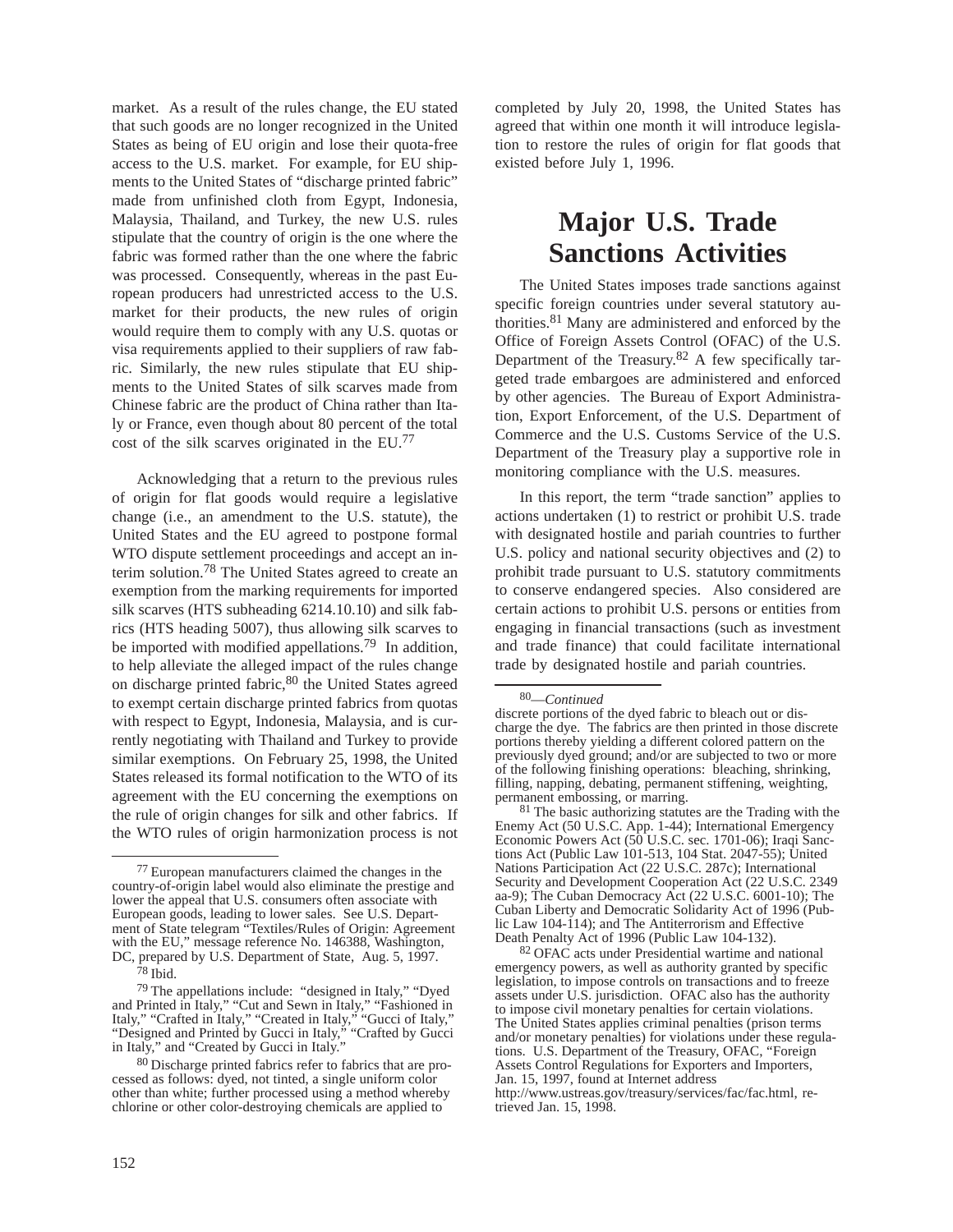market. As a result of the rules change, the EU stated that such goods are no longer recognized in the United States as being of EU origin and lose their quota-free access to the U.S. market. For example, for EU shipments to the United States of "discharge printed fabric" made from unfinished cloth from Egypt, Indonesia, Malaysia, Thailand, and Turkey, the new U.S. rules stipulate that the country of origin is the one where the fabric was formed rather than the one where the fabric was processed. Consequently, whereas in the past European producers had unrestricted access to the U.S. market for their products, the new rules of origin would require them to comply with any U.S. quotas or visa requirements applied to their suppliers of raw fabric. Similarly, the new rules stipulate that EU shipments to the United States of silk scarves made from Chinese fabric are the product of China rather than Italy or France, even though about 80 percent of the total cost of the silk scarves originated in the EU.[77]

Acknowledging that a return to the previous rules of origin for flat goods would require a legislative change (i.e., an amendment to the U.S. statute), the United States and the EU agreed to postpone formal WTO dispute settlement proceedings and accept an interim solution.[78] The United States agreed to create an exemption from the marking requirements for imported silk scarves (HTS subheading 6214.10.10) and silk fabrics (HTS heading 5007), thus allowing silk scarves to be imported with modified appellations.[79] In addition, to help alleviate the alleged impact of the rules change on discharge printed fabric,[80] the United States agreed to exempt certain discharge printed fabrics from quotas with respect to Egypt, Indonesia, Malaysia, and is currently negotiating with Thailand and Turkey to provide similar exemptions. On February 25, 1998, the United States released its formal notification to the WTO of its agreement with the EU concerning the exemptions on the rule of origin changes for silk and other fabrics. If the WTO rules of origin harmonization process is not completed by July 20, 1998, the United States has agreed that within one month it will introduce legislation to restore the rules of origin for flat goods that existed before July 1, 1996.

# Major U.S. Trade Sanctions Activities

The United States imposes trade sanctions against specific foreign countries under several statutory authorities.[81] Many are administered and enforced by the Office of Foreign Assets Control (OFAC) of the U.S. Department of the Treasury.[82] A few specifically targeted trade embargoes are administered and enforced by other agencies. The Bureau of Export Administration, Export Enforcement, of the U.S. Department of Commerce and the U.S. Customs Service of the U.S. Department of the Treasury play a supportive role in monitoring compliance with the U.S. measures.

In this report, the term "trade sanction" applies to actions undertaken (1) to restrict or prohibit U.S. trade with designated hostile and pariah countries to further U.S. policy and national security objectives and (2) to prohibit trade pursuant to U.S. statutory commitments to conserve endangered species. Also considered are certain actions to prohibit U.S. persons or entities from engaging in financial transactions (such as investment and trade finance) that could facilitate international trade by designated hostile and pariah countries.

---

[77] European manufacturers claimed the changes in the country-of-origin label would also eliminate the prestige and lower the appeal that U.S. consumers often associate with European goods, leading to lower sales. See U.S. Department of State telegram "Textiles/Rules of Origin: Agreement with the EU," message reference No. 146388, Washington, DC, prepared by U.S. Department of State, Aug. 5, 1997.

[78] Ibid.

[79] The appellations include: "designed in Italy," "Dyed and Printed in Italy," "Cut and Sewn in Italy," "Fashioned in Italy," "Crafted in Italy," "Created in Italy," "Gucci of Italy," "Designed and Printed by Gucci in Italy," "Crafted by Gucci in Italy," and "Created by Gucci in Italy."

[80] Discharge printed fabrics refer to fabrics that are processed as follows: dyed, not tinted, a single uniform color other than white; further processed using a method whereby chlorine or other color-destroying chemicals are applied to discrete portions of the dyed fabric to bleach out or discharge the dye. The fabrics are then printed in those discrete portions thereby yielding a different colored pattern on the previously dyed ground; and/or are subjected to two or more of the following finishing operations: bleaching, shrinking, filling, napping, debating, permanent stiffening, weighting, permanent embossing, or marring.

[81] The basic authorizing statutes are the Trading with the Enemy Act (50 U.S.C. App. 1-44); International Emergency Economic Powers Act (50 U.S.C. sec. 1701-06); Iraqi Sanctions Act (Public Law 101-513, 104 Stat. 2047-55); United Nations Participation Act (22 U.S.C. 287c); International Security and Development Cooperation Act (22 U.S.C. 2349 aa-9); The Cuban Democracy Act (22 U.S.C. 6001-10); The Cuban Liberty and Democratic Solidarity Act of 1996 (Public Law 104-114); and The Antiterrorism and Effective Death Penalty Act of 1996 (Public Law 104-132).

[82] OFAC acts under Presidential wartime and national emergency powers, as well as authority granted by specific legislation, to impose controls on transactions and to freeze assets under U.S. jurisdiction. OFAC also has the authority to impose civil monetary penalties for certain violations. The United States applies criminal penalties (prison terms and/or monetary penalties) for violations under these regulations. U.S. Department of the Treasury, OFAC, "Foreign Assets Control Regulations for Exporters and Importers, Jan. 15, 1997, found at Internet address http://www.ustreas.gov/treasury/services/fac/fac.html, retrieved Jan. 15, 1998.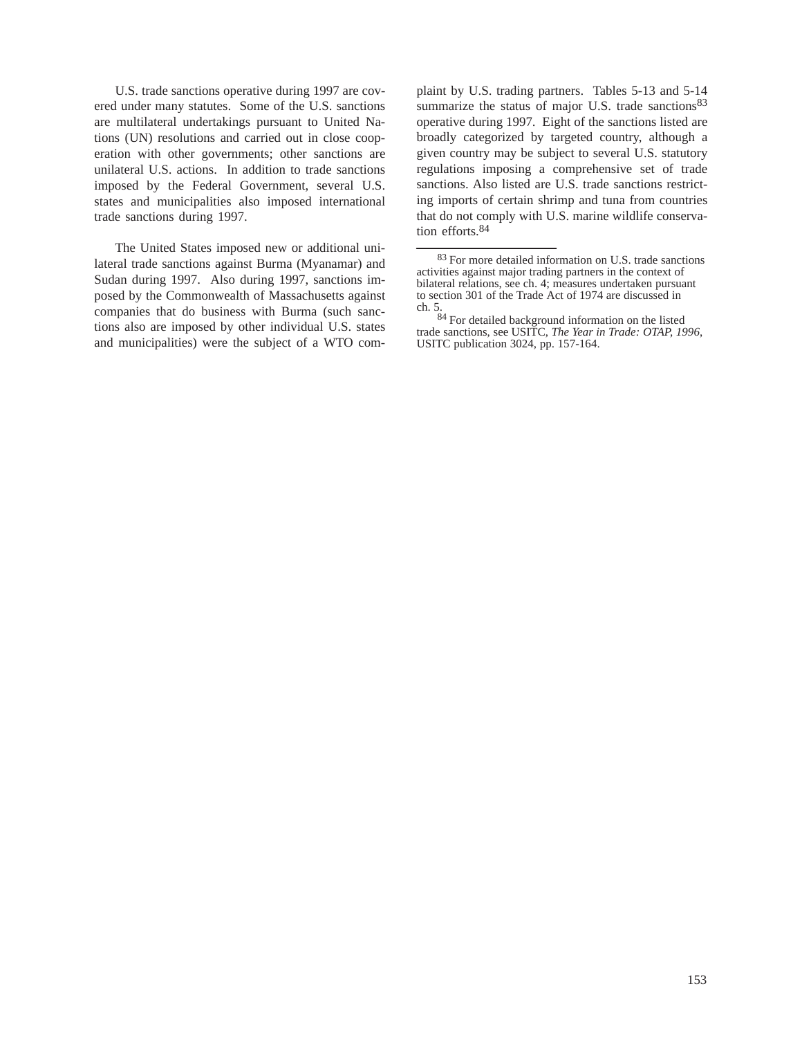U.S. trade sanctions operative during 1997 are covered under many statutes. Some of the U.S. sanctions are multilateral undertakings pursuant to United Nations (UN) resolutions and carried out in close cooperation with other governments; other sanctions are unilateral U.S. actions. In addition to trade sanctions imposed by the Federal Government, several U.S. states and municipalities also imposed international trade sanctions during 1997.

The United States imposed new or additional unilateral trade sanctions against Burma (Myanamar) and Sudan during 1997. Also during 1997, sanctions imposed by the Commonwealth of Massachusetts against companies that do business with Burma (such sanctions also are imposed by other individual U.S. states and municipalities) were the subject of a WTO complaint by U.S. trading partners. Tables 5-13 and 5-14 summarize the status of major U.S. trade sanctions[83] operative during 1997. Eight of the sanctions listed are broadly categorized by targeted country, although a given country may be subject to several U.S. statutory regulations imposing a comprehensive set of trade sanctions. Also listed are U.S. trade sanctions restricting imports of certain shrimp and tuna from countries that do not comply with U.S. marine wildlife conservation efforts.[84]

---

[83] For more detailed information on U.S. trade sanctions activities against major trading partners in the context of bilateral relations, see ch. 4; measures undertaken pursuant to section 301 of the Trade Act of 1974 are discussed in ch. 5.

[84] For detailed background information on the listed trade sanctions, see USITC, *The Year in Trade: OTAP, 1996*, USITC publication 3024, pp. 157-164.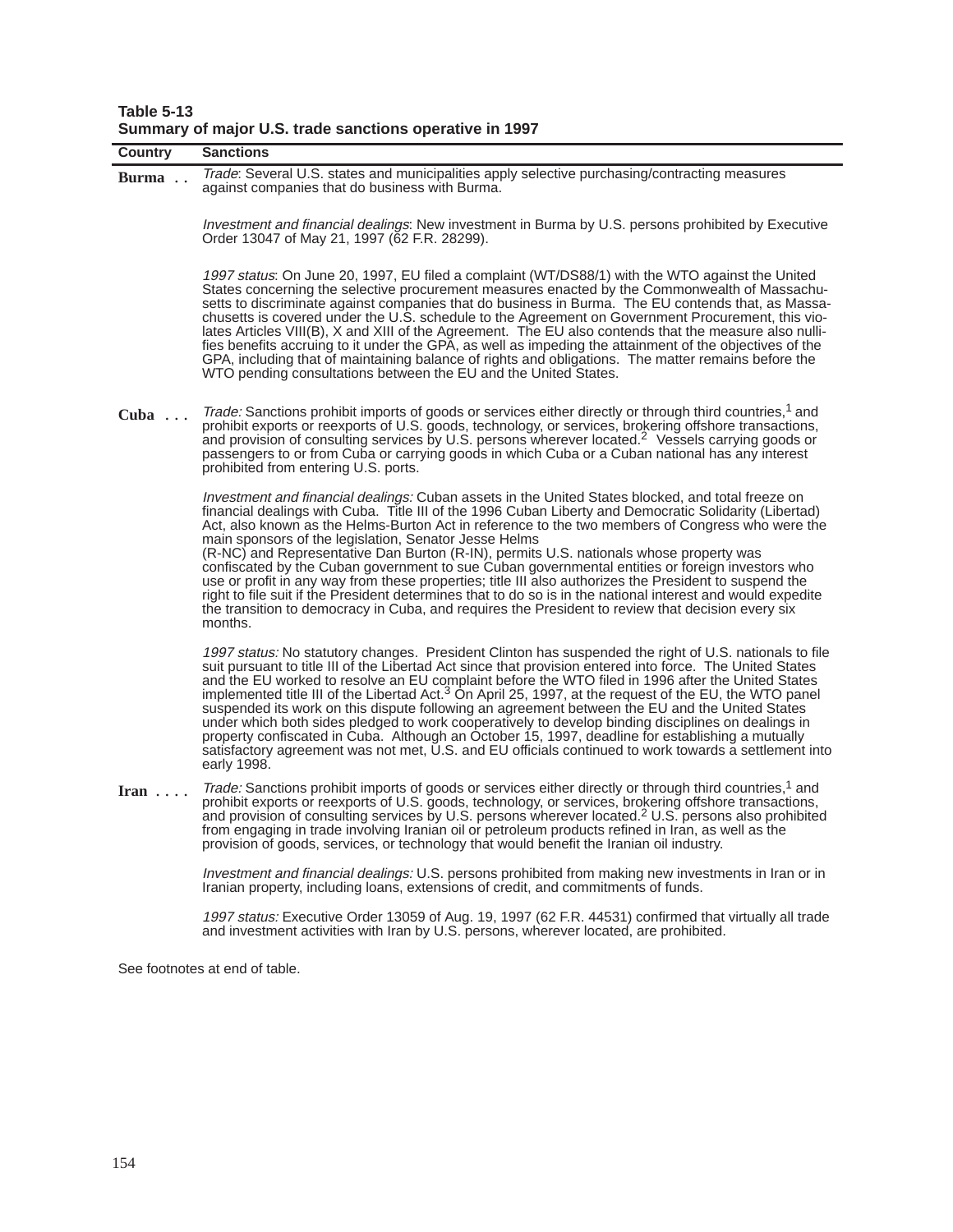**Table 5-13**
**Summary of major U.S. trade sanctions operative in 1997**

| Country | Sanctions |
|---|---|
| **Burma** . . | *Trade*: Several U.S. states and municipalities apply selective purchasing/contracting measures against companies that do business with Burma.<br><br>*Investment and financial dealings*: New investment in Burma by U.S. persons prohibited by Executive Order 13047 of May 21, 1997 (62 F.R. 28299).<br><br>*1997 status*: On June 20, 1997, EU filed a complaint (WT/DS88/1) with the WTO against the United States concerning the selective procurement measures enacted by the Commonwealth of Massachusetts to discriminate against companies that do business in Burma. The EU contends that, as Massachusetts is covered under the U.S. schedule to the Agreement on Government Procurement, this violates Articles VIII(B), X and XIII of the Agreement. The EU also contends that the measure also nullifies benefits accruing to it under the GPA, as well as impeding the attainment of the objectives of the GPA, including that of maintaining balance of rights and obligations. The matter remains before the WTO pending consultations between the EU and the United States. |
| **Cuba** . . . | *Trade:* Sanctions prohibit imports of goods or services either directly or through third countries,[1] and prohibit exports or reexports of U.S. goods, technology, or services, brokering offshore transactions, and provision of consulting services by U.S. persons wherever located.[2] Vessels carrying goods or passengers to or from Cuba or carrying goods in which Cuba or a Cuban national has any interest prohibited from entering U.S. ports.<br><br>*Investment and financial dealings:* Cuban assets in the United States blocked, and total freeze on financial dealings with Cuba. Title III of the 1996 Cuban Liberty and Democratic Solidarity (Libertad) Act, also known as the Helms-Burton Act in reference to the two members of Congress who were the main sponsors of the legislation, Senator Jesse Helms (R-NC) and Representative Dan Burton (R-IN), permits U.S. nationals whose property was confiscated by the Cuban government to sue Cuban governmental entities or foreign investors who use or profit in any way from these properties; title III also authorizes the President to suspend the right to file suit if the President determines that to do so is in the national interest and would expedite the transition to democracy in Cuba, and requires the President to review that decision every six months.<br><br>*1997 status:* No statutory changes. President Clinton has suspended the right of U.S. nationals to file suit pursuant to title III of the Libertad Act since that provision entered into force. The United States and the EU worked to resolve an EU complaint before the WTO filed in 1996 after the United States implemented title III of the Libertad Act.[3] On April 25, 1997, at the request of the EU, the WTO panel suspended its work on this dispute following an agreement between the EU and the United States under which both sides pledged to work cooperatively to develop binding disciplines on dealings in property confiscated in Cuba. Although an October 15, 1997, deadline for establishing a mutually satisfactory agreement was not met, U.S. and EU officials continued to work towards a settlement into early 1998. |
| **Iran** . . . . | *Trade:* Sanctions prohibit imports of goods or services either directly or through third countries,[1] and prohibit exports or reexports of U.S. goods, technology, or services, brokering offshore transactions, and provision of consulting services by U.S. persons wherever located.[2] U.S. persons also prohibited from engaging in trade involving Iranian oil or petroleum products refined in Iran, as well as the provision of goods, services, or technology that would benefit the Iranian oil industry.<br><br>*Investment and financial dealings:* U.S. persons prohibited from making new investments in Iran or in Iranian property, including loans, extensions of credit, and commitments of funds.<br><br>*1997 status:* Executive Order 13059 of Aug. 19, 1997 (62 F.R. 44531) confirmed that virtually all trade and investment activities with Iran by U.S. persons, wherever located, are prohibited. |

See footnotes at end of table.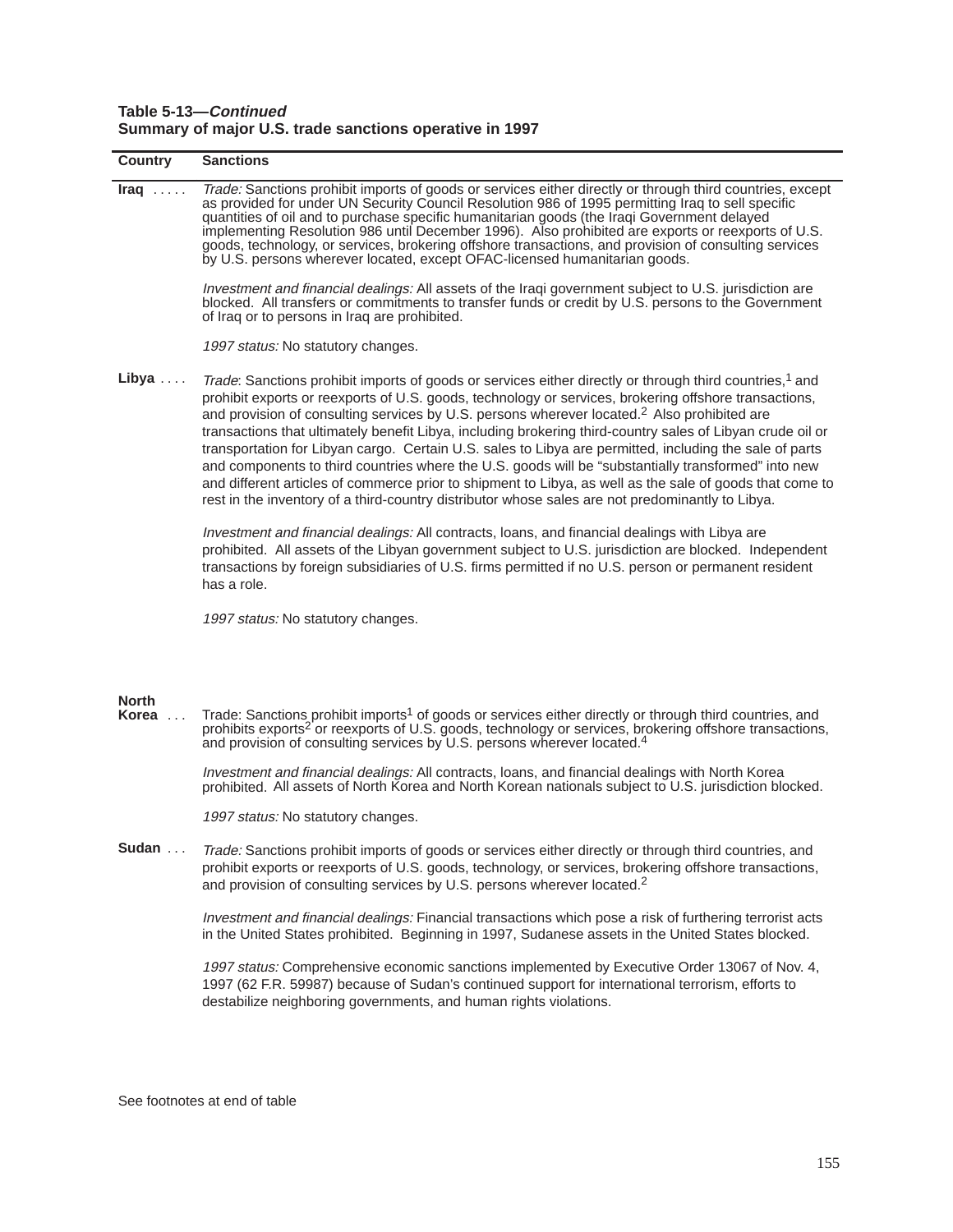**Table 5-13—*Continued***
**Summary of major U.S. trade sanctions operative in 1997**

| Country | Sanctions |
|---|---|
| **Iraq** . . . . . | *Trade:* Sanctions prohibit imports of goods or services either directly or through third countries, except as provided for under UN Security Council Resolution 986 of 1995 permitting Iraq to sell specific quantities of oil and to purchase specific humanitarian goods (the Iraqi Government delayed implementing Resolution 986 until December 1996). Also prohibited are exports or reexports of U.S. goods, technology, or services, brokering offshore transactions, and provision of consulting services by U.S. persons wherever located, except OFAC-licensed humanitarian goods.<br><br>*Investment and financial dealings:* All assets of the Iraqi government subject to U.S. jurisdiction are blocked. All transfers or commitments to transfer funds or credit by U.S. persons to the Government of Iraq or to persons in Iraq are prohibited.<br><br>*1997 status:* No statutory changes. |
| **Libya** . . . . | *Trade*: Sanctions prohibit imports of goods or services either directly or through third countries,[1] and prohibit exports or reexports of U.S. goods, technology or services, brokering offshore transactions, and provision of consulting services by U.S. persons wherever located.[2] Also prohibited are transactions that ultimately benefit Libya, including brokering third-country sales of Libyan crude oil or transportation for Libyan cargo. Certain U.S. sales to Libya are permitted, including the sale of parts and components to third countries where the U.S. goods will be "substantially transformed" into new and different articles of commerce prior to shipment to Libya, as well as the sale of goods that come to rest in the inventory of a third-country distributor whose sales are not predominantly to Libya.<br><br>*Investment and financial dealings:* All contracts, loans, and financial dealings with Libya are prohibited. All assets of the Libyan government subject to U.S. jurisdiction are blocked. Independent transactions by foreign subsidiaries of U.S. firms permitted if no U.S. person or permanent resident has a role.<br><br>*1997 status:* No statutory changes. |
| **North Korea** . . . | Trade: Sanctions prohibit imports[1] of goods or services either directly or through third countries, and prohibits exports[2] or reexports of U.S. goods, technology or services, brokering offshore transactions, and provision of consulting services by U.S. persons wherever located.[4]<br><br>*Investment and financial dealings:* All contracts, loans, and financial dealings with North Korea prohibited. All assets of North Korea and North Korean nationals subject to U.S. jurisdiction blocked.<br><br>*1997 status:* No statutory changes. |
| **Sudan** . . . | *Trade:* Sanctions prohibit imports of goods or services either directly or through third countries, and prohibit exports or reexports of U.S. goods, technology, or services, brokering offshore transactions, and provision of consulting services by U.S. persons wherever located.[2]<br><br>*Investment and financial dealings:* Financial transactions which pose a risk of furthering terrorist acts in the United States prohibited. Beginning in 1997, Sudanese assets in the United States blocked.<br><br>*1997 status:* Comprehensive economic sanctions implemented by Executive Order 13067 of Nov. 4, 1997 (62 F.R. 59987) because of Sudan's continued support for international terrorism, efforts to destabilize neighboring governments, and human rights violations. |

See footnotes at end of table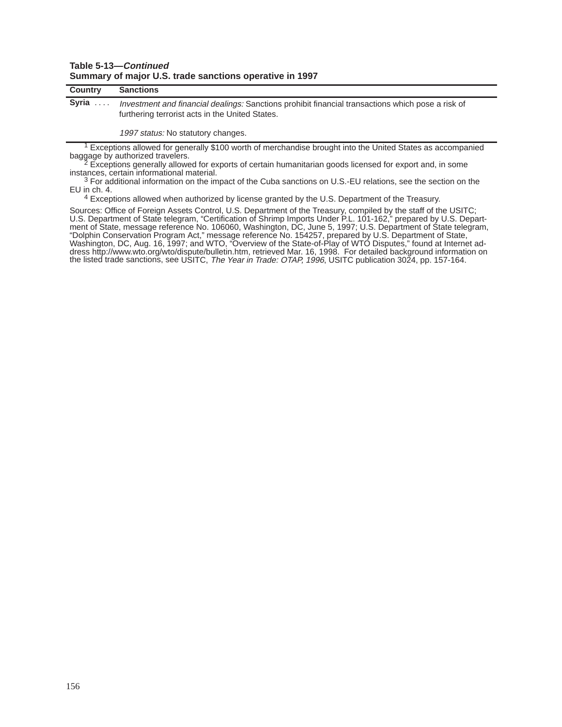**Table 5-13—*Continued***
**Summary of major U.S. trade sanctions operative in 1997**

| Country | Sanctions |
|---|---|
| **Syria** .... | *Investment and financial dealings:* Sanctions prohibit financial transactions which pose a risk of furthering terrorist acts in the United States.<br><br>*1997 status:* No statutory changes. |

[1] Exceptions allowed for generally $100 worth of merchandise brought into the United States as accompanied baggage by authorized travelers.

[2] Exceptions generally allowed for exports of certain humanitarian goods licensed for export and, in some instances, certain informational material.

[3] For additional information on the impact of the Cuba sanctions on U.S.-EU relations, see the section on the EU in ch. 4.

[4] Exceptions allowed when authorized by license granted by the U.S. Department of the Treasury.

Sources: Office of Foreign Assets Control, U.S. Department of the Treasury, compiled by the staff of the USITC; U.S. Department of State telegram, "Certification of Shrimp Imports Under P.L. 101-162," prepared by U.S. Department of State, message reference No. 106060, Washington, DC, June 5, 1997; U.S. Department of State telegram, "Dolphin Conservation Program Act," message reference No. 154257, prepared by U.S. Department of State, Washington, DC, Aug. 16, 1997; and WTO, "Overview of the State-of-Play of WTO Disputes," found at Internet address http://www.wto.org/wto/dispute/bulletin.htm, retrieved Mar. 16, 1998. For detailed background information on the listed trade sanctions, see USITC, *The Year in Trade: OTAP, 1996*, USITC publication 3024, pp. 157-164.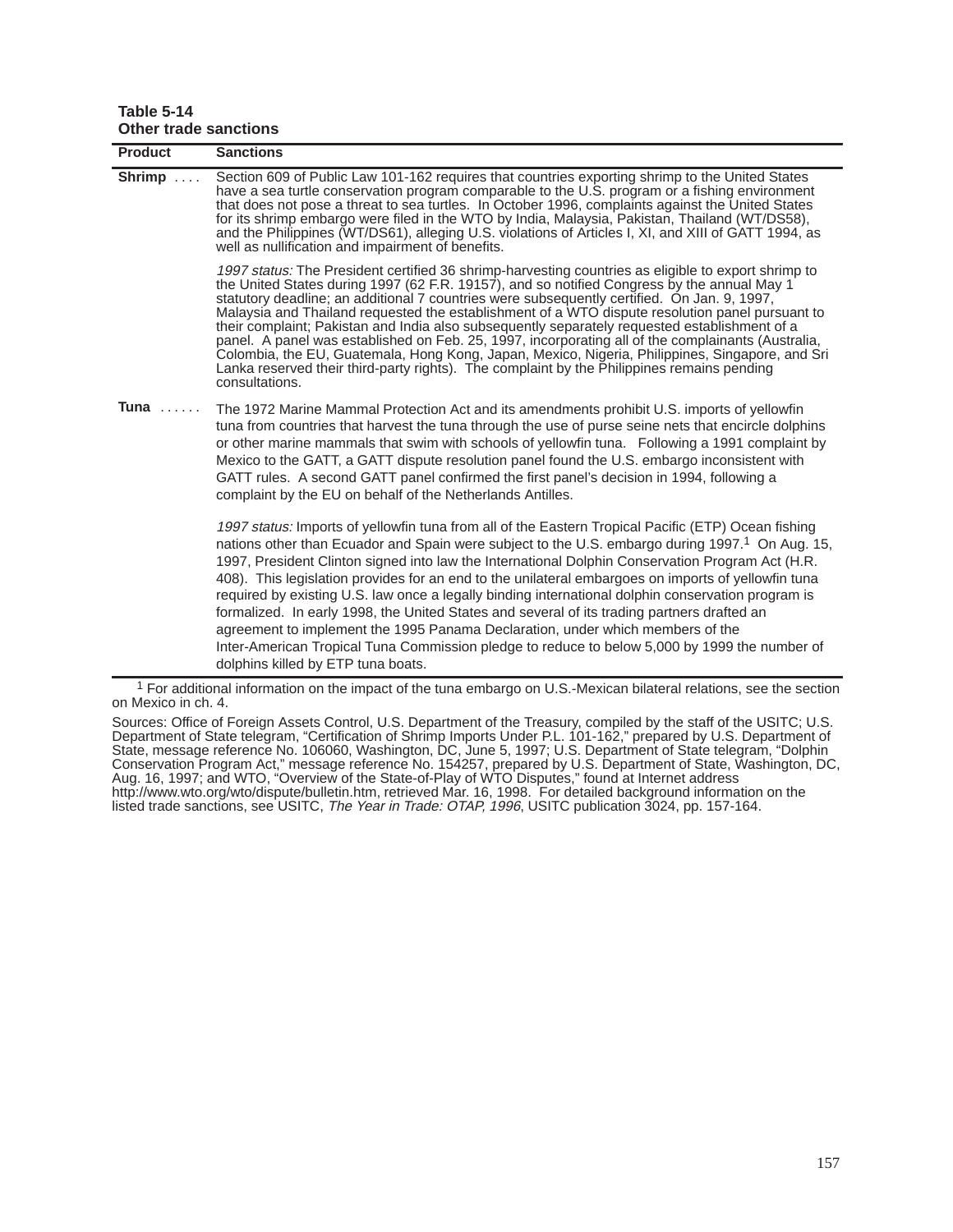**Table 5-14**
**Other trade sanctions**

| Product | Sanctions |
|---|---|
| **Shrimp** | Section 609 of Public Law 101-162 requires that countries exporting shrimp to the United States have a sea turtle conservation program comparable to the U.S. program or a fishing environment that does not pose a threat to sea turtles. In October 1996, complaints against the United States for its shrimp embargo were filed in the WTO by India, Malaysia, Pakistan, Thailand (WT/DS58), and the Philippines (WT/DS61), alleging U.S. violations of Articles I, XI, and XIII of GATT 1994, as well as nullification and impairment of benefits. |
| | *1997 status:* The President certified 36 shrimp-harvesting countries as eligible to export shrimp to the United States during 1997 (62 F.R. 19157), and so notified Congress by the annual May 1 statutory deadline; an additional 7 countries were subsequently certified. On Jan. 9, 1997, Malaysia and Thailand requested the establishment of a WTO dispute resolution panel pursuant to their complaint; Pakistan and India also subsequently separately requested establishment of a panel. A panel was established on Feb. 25, 1997, incorporating all of the complainants (Australia, Colombia, the EU, Guatemala, Hong Kong, Japan, Mexico, Nigeria, Philippines, Singapore, and Sri Lanka reserved their third-party rights). The complaint by the Philippines remains pending consultations. |
| **Tuna** | The 1972 Marine Mammal Protection Act and its amendments prohibit U.S. imports of yellowfin tuna from countries that harvest the tuna through the use of purse seine nets that encircle dolphins or other marine mammals that swim with schools of yellowfin tuna. Following a 1991 complaint by Mexico to the GATT, a GATT dispute resolution panel found the U.S. embargo inconsistent with GATT rules. A second GATT panel confirmed the first panel's decision in 1994, following a complaint by the EU on behalf of the Netherlands Antilles. |
| | *1997 status:* Imports of yellowfin tuna from all of the Eastern Tropical Pacific (ETP) Ocean fishing nations other than Ecuador and Spain were subject to the U.S. embargo during 1997.[1] On Aug. 15, 1997, President Clinton signed into law the International Dolphin Conservation Program Act (H.R. 408). This legislation provides for an end to the unilateral embargoes on imports of yellowfin tuna required by existing U.S. law once a legally binding international dolphin conservation program is formalized. In early 1998, the United States and several of its trading partners drafted an agreement to implement the 1995 Panama Declaration, under which members of the Inter-American Tropical Tuna Commission pledge to reduce to below 5,000 by 1999 the number of dolphins killed by ETP tuna boats. |

[1] For additional information on the impact of the tuna embargo on U.S.-Mexican bilateral relations, see the section on Mexico in ch. 4.

Sources: Office of Foreign Assets Control, U.S. Department of the Treasury, compiled by the staff of the USITC; U.S. Department of State telegram, "Certification of Shrimp Imports Under P.L. 101-162," prepared by U.S. Department of State, message reference No. 106060, Washington, DC, June 5, 1997; U.S. Department of State telegram, "Dolphin Conservation Program Act," message reference No. 154257, prepared by U.S. Department of State, Washington, DC, Aug. 16, 1997; and WTO, "Overview of the State-of-Play of WTO Disputes," found at Internet address http://www.wto.org/wto/dispute/bulletin.htm, retrieved Mar. 16, 1998. For detailed background information on the listed trade sanctions, see USITC, *The Year in Trade: OTAP, 1996*, USITC publication 3024, pp. 157-164.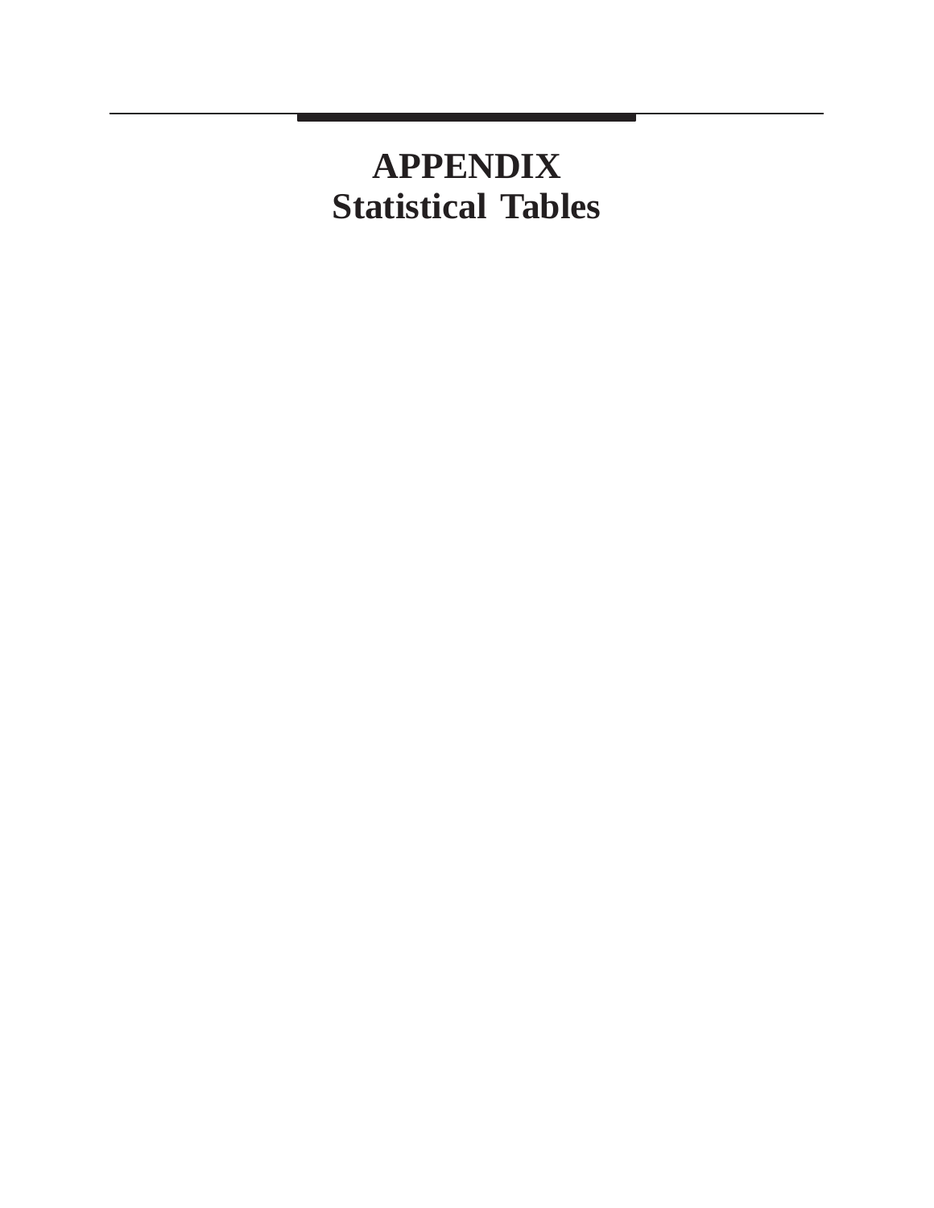# APPENDIX
# Statistical Tables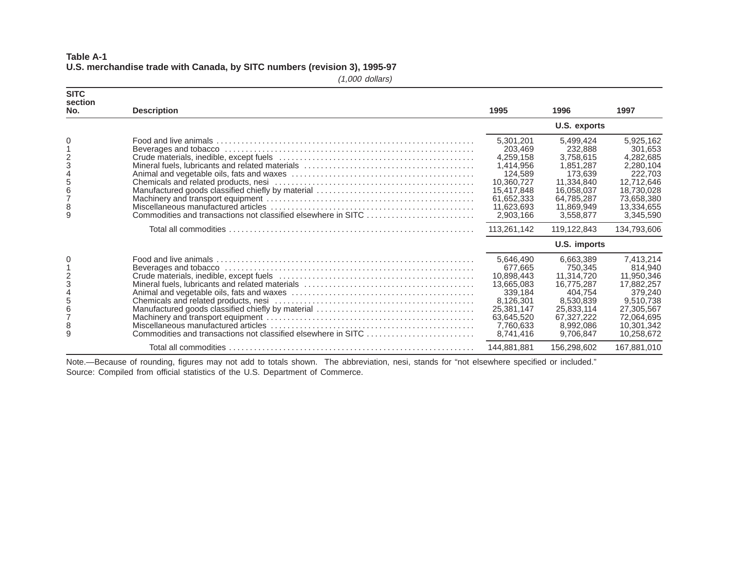**Table A-1**
**U.S. merchandise trade with Canada, by SITC numbers (revision 3), 1995-97**

*(1,000 dollars)*

| SITC section No. | Description | 1995 | 1996 | 1997 |
|---|---|---|---|---|
| | | U.S. exports | | |
| 0 | Food and live animals | 5,301,201 | 5,499,424 | 5,925,162 |
| 1 | Beverages and tobacco | 203,469 | 232,888 | 301,653 |
| 2 | Crude materials, inedible, except fuels | 4,259,158 | 3,758,615 | 4,282,685 |
| 3 | Mineral fuels, lubricants and related materials | 1,414,956 | 1,851,287 | 2,280,104 |
| 4 | Animal and vegetable oils, fats and waxes | 124,589 | 173,639 | 222,703 |
| 5 | Chemicals and related products, nesi | 10,360,727 | 11,334,840 | 12,712,646 |
| 6 | Manufactured goods classified chiefly by material | 15,417,848 | 16,058,037 | 18,730,028 |
| 7 | Machinery and transport equipment | 61,652,333 | 64,785,287 | 73,658,380 |
| 8 | Miscellaneous manufactured articles | 11,623,693 | 11,869,949 | 13,334,655 |
| 9 | Commodities and transactions not classified elsewhere in SITC | 2,903,166 | 3,558,877 | 3,345,590 |
| | Total all commodities | 113,261,142 | 119,122,843 | 134,793,606 |
| | | U.S. imports | | |
| 0 | Food and live animals | 5,646,490 | 6,663,389 | 7,413,214 |
| 1 | Beverages and tobacco | 677,665 | 750,345 | 814,940 |
| 2 | Crude materials, inedible, except fuels | 10,898,443 | 11,314,720 | 11,950,346 |
| 3 | Mineral fuels, lubricants and related materials | 13,665,083 | 16,775,287 | 17,882,257 |
| 4 | Animal and vegetable oils, fats and waxes | 339,184 | 404,754 | 379,240 |
| 5 | Chemicals and related products, nesi | 8,126,301 | 8,530,839 | 9,510,738 |
| 6 | Manufactured goods classified chiefly by material | 25,381,147 | 25,833,114 | 27,305,567 |
| 7 | Machinery and transport equipment | 63,645,520 | 67,327,222 | 72,064,695 |
| 8 | Miscellaneous manufactured articles | 7,760,633 | 8,992,086 | 10,301,342 |
| 9 | Commodities and transactions not classified elsewhere in SITC | 8,741,416 | 9,706,847 | 10,258,672 |
| | Total all commodities | 144,881,881 | 156,298,602 | 167,881,010 |

Note.—Because of rounding, figures may not add to totals shown. The abbreviation, nesi, stands for "not elsewhere specified or included."
Source: Compiled from official statistics of the U.S. Department of Commerce.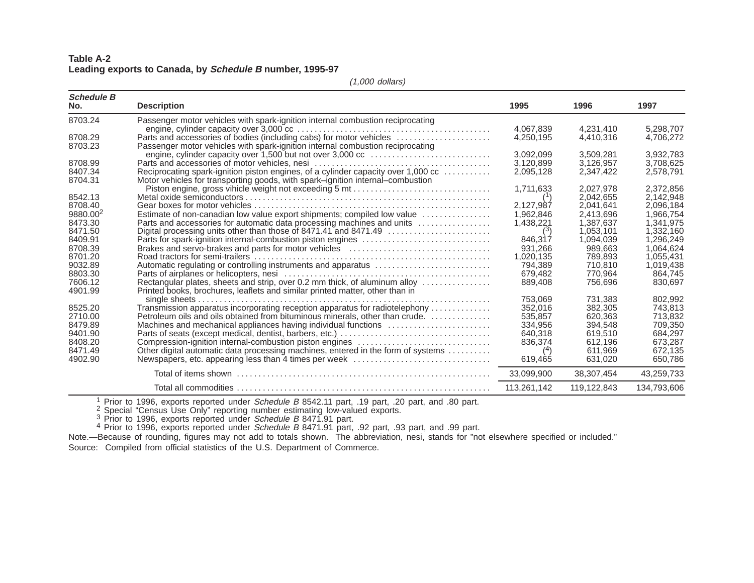**Table A-2**
**Leading exports to Canada, by *Schedule B* number, 1995-97**

*(1,000 dollars)*

| *Schedule B* No. | Description | 1995 | 1996 | 1997 |
|---|---|---|---|---|
| 8703.24 | Passenger motor vehicles with spark-ignition internal combustion reciprocating engine, cylinder capacity over 3,000 cc | 4,067,839 | 4,231,410 | 5,298,707 |
| 8708.29 | Parts and accessories of bodies (including cabs) for motor vehicles | 4,250,195 | 4,410,316 | 4,706,272 |
| 8703.23 | Passenger motor vehicles with spark-ignition internal combustion reciprocating engine, cylinder capacity over 1,500 but not over 3,000 cc | 3,092,099 | 3,509,281 | 3,932,783 |
| 8708.99 | Parts and accessories of motor vehicles, nesi | 3,120,899 | 3,126,957 | 3,708,625 |
| 8407.34 | Reciprocating spark-ignition piston engines, of a cylinder capacity over 1,000 cc | 2,095,128 | 2,347,422 | 2,578,791 |
| 8704.31 | Motor vehicles for transporting goods, with spark–ignition internal–combustion Piston engine, gross vihicle weight not exceeding 5 mt | 1,711,633 | 2,027,978 | 2,372,856 |
| 8542.13 | Metal oxide semiconductors | [1] | 2,042,655 | 2,142,948 |
| 8708.40 | Gear boxes for motor vehicles | 2,127,987 | 2,041,641 | 2,096,184 |
| 9880.00[2] | Estimate of non-canadian low value export shipments; compiled low value | 1,962,846 | 2,413,696 | 1,966,754 |
| 8473.30 | Parts and accessories for automatic data processing machines and units | 1,438,221 | 1,387,637 | 1,341,975 |
| 8471.50 | Digital processing units other than those of 8471.41 and 8471.49 | [3] | 1,053,101 | 1,332,160 |
| 8409.91 | Parts for spark-ignition internal-combustion piston engines | 846,317 | 1,094,039 | 1,296,249 |
| 8708.39 | Brakes and servo-brakes and parts for motor vehicles | 931,266 | 989,663 | 1,064,624 |
| 8701.20 | Road tractors for semi-trailers | 1,020,135 | 789,893 | 1,055,431 |
| 9032.89 | Automatic regulating or controlling instruments and apparatus | 794,389 | 710,810 | 1,019,438 |
| 8803.30 | Parts of airplanes or helicopters, nesi | 679,482 | 770,964 | 864,745 |
| 7606.12 | Rectangular plates, sheets and strip, over 0.2 mm thick, of aluminum alloy | 889,408 | 756,696 | 830,697 |
| 4901.99 | Printed books, brochures, leaflets and similar printed matter, other than in single sheets | 753,069 | 731,383 | 802,992 |
| 8525.20 | Transmission apparatus incorporating reception apparatus for radiotelephony | 352,016 | 382,305 | 743,813 |
| 2710.00 | Petroleum oils and oils obtained from bituminous minerals, other than crude. | 535,857 | 620,363 | 713,832 |
| 8479.89 | Machines and mechanical appliances having individual functions | 334,956 | 394,548 | 709,350 |
| 9401.90 | Parts of seats (except medical, dentist, barbers, etc.) | 640,318 | 619,510 | 684,297 |
| 8408.20 | Compression-ignition internal-combustion piston engines | 836,374 | 612,196 | 673,287 |
| 8471.49 | Other digital automatic data processing machines, entered in the form of systems | [4] | 611,969 | 672,135 |
| 4902.90 | Newspapers, etc. appearing less than 4 times per week | 619,465 | 631,020 | 650,786 |
| | Total of items shown | 33,099,900 | 38,307,454 | 43,259,733 |
| | Total all commodities | 113,261,142 | 119,122,843 | 134,793,606 |

[1] Prior to 1996, exports reported under *Schedule B* 8542.11 part, .19 part, .20 part, and .80 part.
[2] Special "Census Use Only" reporting number estimating low-valued exports.
[3] Prior to 1996, exports reported under *Schedule B* 8471.91 part.
[4] Prior to 1996, exports reported under *Schedule B* 8471.91 part, .92 part, .93 part, and .99 part.

Note.—Because of rounding, figures may not add to totals shown. The abbreviation, nesi, stands for "not elsewhere specified or included."

Source: Compiled from official statistics of the U.S. Department of Commerce.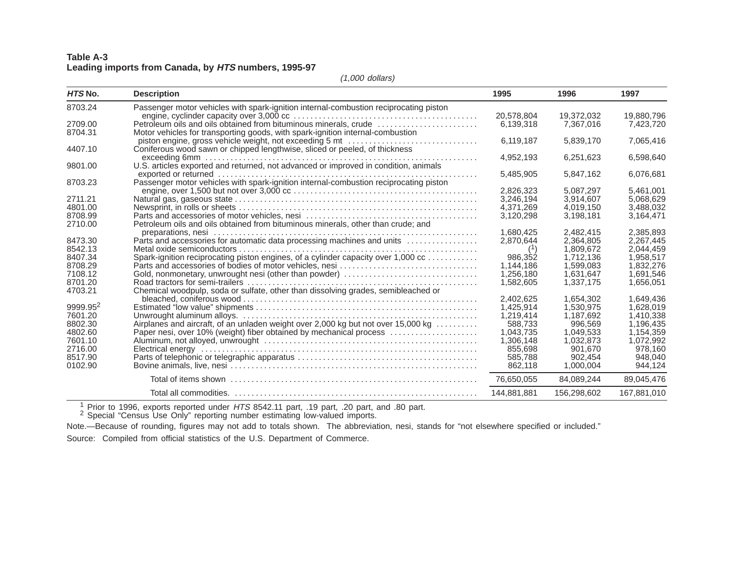**Table A-3**
**Leading imports from Canada, by *HTS* numbers, 1995-97**

*(1,000 dollars)*

| *HTS* No. | Description | 1995 | 1996 | 1997 |
|---|---|---|---|---|
| 8703.24 | Passenger motor vehicles with spark-ignition internal-combustion reciprocating piston engine, cyclinder capacity over 3,000 cc | 20,578,804 | 19,372,032 | 19,880,796 |
| 2709.00 | Petroleum oils and oils obtained from bituminous minerals, crude | 6,139,318 | 7,367,016 | 7,423,720 |
| 8704.31 | Motor vehicles for transporting goods, with spark-ignition internal-combustion piston engine, gross vehicle weight, not exceeding 5 mt | 6,119,187 | 5,839,170 | 7,065,416 |
| 4407.10 | Coniferous wood sawn or chipped lengthwise, sliced or peeled, of thickness exceeding 6mm | 4,952,193 | 6,251,623 | 6,598,640 |
| 9801.00 | U.S. articles exported and returned, not advanced or improved in condition, animals exported or returned | 5,485,905 | 5,847,162 | 6,076,681 |
| 8703.23 | Passenger motor vehicles with spark-ignition internal-combustion reciprocating piston engine, over 1,500 but not over 3,000 cc | 2,826,323 | 5,087,297 | 5,461,001 |
| 2711.21 | Natural gas, gaseous state | 3,246,194 | 3,914,607 | 5,068,629 |
| 4801.00 | Newsprint, in rolls or sheets | 4,371,269 | 4,019,150 | 3,488,032 |
| 8708.99 | Parts and accessories of motor vehicles, nesi | 3,120,298 | 3,198,181 | 3,164,471 |
| 2710.00 | Petroleum oils and oils obtained from bituminous minerals, other than crude; and preparations, nesi | 1,680,425 | 2,482,415 | 2,385,893 |
| 8473.30 | Parts and accessories for automatic data processing machines and units | 2,870,644 | 2,364,805 | 2,267,445 |
| 8542.13 | Metal oxide semiconductors | ([1]) | 1,809,672 | 2,044,459 |
| 8407.34 | Spark-ignition reciprocating piston engines, of a cylinder capacity over 1,000 cc | 986,352 | 1,712,136 | 1,958,517 |
| 8708.29 | Parts and accessories of bodies of motor vehicles, nesi | 1,144,186 | 1,599,083 | 1,832,276 |
| 7108.12 | Gold, nonmonetary, unwrought nesi (other than powder) | 1,256,180 | 1,631,647 | 1,691,546 |
| 8701.20 | Road tractors for semi-trailers | 1,582,605 | 1,337,175 | 1,656,051 |
| 4703.21 | Chemical woodpulp, soda or sulfate, other than dissolving grades, semibleached or bleached, coniferous wood | 2,402,625 | 1,654,302 | 1,649,436 |
| 9999.95[2] | Estimated "low value" shipments | 1,425,914 | 1,530,975 | 1,628,019 |
| 7601.20 | Unwrought aluminum alloys. | 1,219,414 | 1,187,692 | 1,410,338 |
| 8802.30 | Airplanes and aircraft, of an unladen weight over 2,000 kg but not over 15,000 kg | 588,733 | 996,569 | 1,196,435 |
| 4802.60 | Paper nesi, over 10% (weight) fiber obtained by mechanical process | 1,043,735 | 1,049,533 | 1,154,359 |
| 7601.10 | Aluminum, not alloyed, unwrought | 1,306,148 | 1,032,873 | 1,072,992 |
| 2716.00 | Electrical energy | 855,698 | 901,670 | 978,160 |
| 8517.90 | Parts of telephonic or telegraphic apparatus | 585,788 | 902,454 | 948,040 |
| 0102.90 | Bovine animals, live, nesi | 862,118 | 1,000,004 | 944,124 |
| | Total of items shown | 76,650,055 | 84,089,244 | 89,045,476 |
| | Total all commodities. | 144,881,881 | 156,298,602 | 167,881,010 |

[1] Prior to 1996, exports reported under *HTS* 8542.11 part, .19 part, .20 part, and .80 part.
[2] Special "Census Use Only" reporting number estimating low-valued imports.

Note.—Because of rounding, figures may not add to totals shown. The abbreviation, nesi, stands for "not elsewhere specified or included."

Source: Compiled from official statistics of the U.S. Department of Commerce.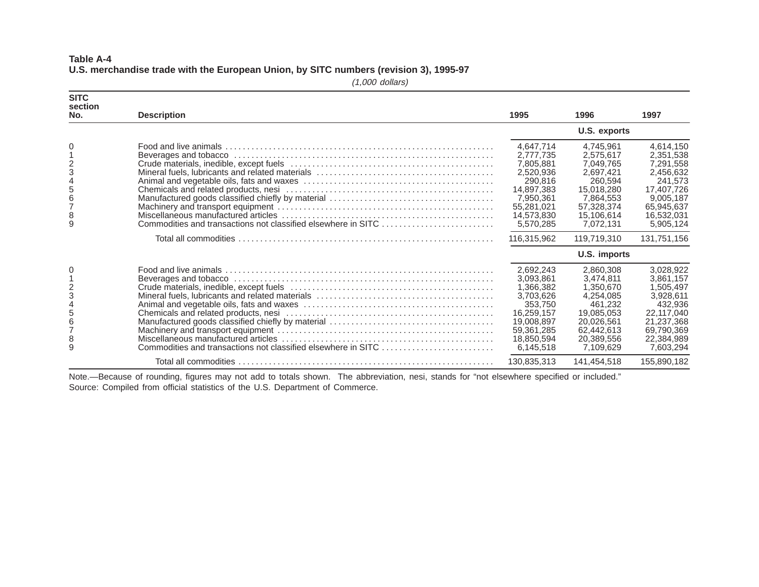**Table A-4**
**U.S. merchandise trade with the European Union, by SITC numbers (revision 3), 1995-97**

*(1,000 dollars)*

| SITC section No. | Description | 1995 | 1996 | 1997 |
|---|---|---|---|---|
| | | U.S. exports | | |
| 0 | Food and live animals | 4,647,714 | 4,745,961 | 4,614,150 |
| 1 | Beverages and tobacco | 2,777,735 | 2,575,617 | 2,351,538 |
| 2 | Crude materials, inedible, except fuels | 7,805,881 | 7,049,765 | 7,291,558 |
| 3 | Mineral fuels, lubricants and related materials | 2,520,936 | 2,697,421 | 2,456,632 |
| 4 | Animal and vegetable oils, fats and waxes | 290,816 | 260,594 | 241,573 |
| 5 | Chemicals and related products, nesi | 14,897,383 | 15,018,280 | 17,407,726 |
| 6 | Manufactured goods classified chiefly by material | 7,950,361 | 7,864,553 | 9,005,187 |
| 7 | Machinery and transport equipment | 55,281,021 | 57,328,374 | 65,945,637 |
| 8 | Miscellaneous manufactured articles | 14,573,830 | 15,106,614 | 16,532,031 |
| 9 | Commodities and transactions not classified elsewhere in SITC | 5,570,285 | 7,072,131 | 5,905,124 |
| | Total all commodities | 116,315,962 | 119,719,310 | 131,751,156 |
| | | U.S. imports | | |
| 0 | Food and live animals | 2,692,243 | 2,860,308 | 3,028,922 |
| 1 | Beverages and tobacco | 3,093,861 | 3,474,811 | 3,861,157 |
| 2 | Crude materials, inedible, except fuels | 1,366,382 | 1,350,670 | 1,505,497 |
| 3 | Mineral fuels, lubricants and related materials | 3,703,626 | 4,254,085 | 3,928,611 |
| 4 | Animal and vegetable oils, fats and waxes | 353,750 | 461,232 | 432,936 |
| 5 | Chemicals and related products, nesi | 16,259,157 | 19,085,053 | 22,117,040 |
| 6 | Manufactured goods classified chiefly by material | 19,008,897 | 20,026,561 | 21,237,368 |
| 7 | Machinery and transport equipment | 59,361,285 | 62,442,613 | 69,790,369 |
| 8 | Miscellaneous manufactured articles | 18,850,594 | 20,389,556 | 22,384,989 |
| 9 | Commodities and transactions not classified elsewhere in SITC | 6,145,518 | 7,109,629 | 7,603,294 |
| | Total all commodities | 130,835,313 | 141,454,518 | 155,890,182 |

Note.—Because of rounding, figures may not add to totals shown. The abbreviation, nesi, stands for "not elsewhere specified or included."

Source: Compiled from official statistics of the U.S. Department of Commerce.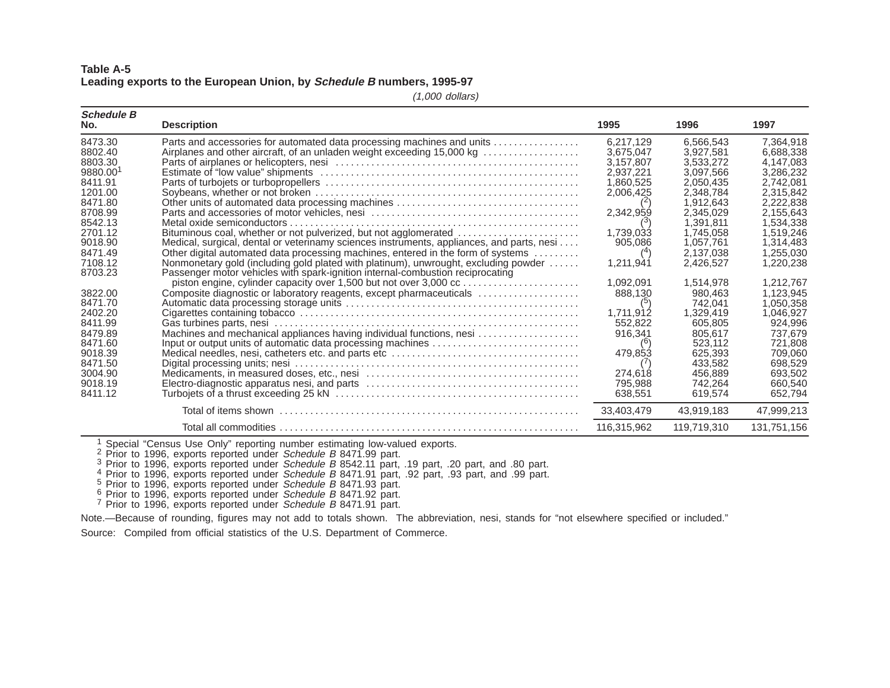**Table A-5**
**Leading exports to the European Union, by *Schedule B* numbers, 1995-97**

*(1,000 dollars)*

| *Schedule B* No. | Description | 1995 | 1996 | 1997 |
|---|---|---|---|---|
| 8473.30 | Parts and accessories for automated data processing machines and units | 6,217,129 | 6,566,543 | 7,364,918 |
| 8802.40 | Airplanes and other aircraft, of an unladen weight exceeding 15,000 kg | 3,675,047 | 3,927,581 | 6,688,338 |
| 8803.30 | Parts of airplanes or helicopters, nesi | 3,157,807 | 3,533,272 | 4,147,083 |
| 9880.00[1] | Estimate of "low value" shipments | 2,937,221 | 3,097,566 | 3,286,232 |
| 8411.91 | Parts of turbojets or turbopropellers | 1,860,525 | 2,050,435 | 2,742,081 |
| 1201.00 | Soybeans, whether or not broken | 2,006,425 | 2,348,784 | 2,315,842 |
| 8471.80 | Other units of automated data processing machines | ([2]) | 1,912,643 | 2,222,838 |
| 8708.99 | Parts and accessories of motor vehicles, nesi | 2,342,959 | 2,345,029 | 2,155,643 |
| 8542.13 | Metal oxide semiconductors | ([3]) | 1,391,811 | 1,534,338 |
| 2701.12 | Bituminous coal, whether or not pulverized, but not agglomerated | 1,739,033 | 1,745,058 | 1,519,246 |
| 9018.90 | Medical, surgical, dental or veterinamy sciences instruments, appliances, and parts, nesi | 905,086 | 1,057,761 | 1,314,483 |
| 8471.49 | Other digital automated data processing machines, entered in the form of systems | ([4]) | 2,137,038 | 1,255,030 |
| 7108.12 | Nonmonetary gold (including gold plated with platinum), unwrought, excluding powder | 1,211,941 | 2,426,527 | 1,220,238 |
| 8703.23 | Passenger motor vehicles with spark-ignition internal-combustion reciprocating piston engine, cylinder capacity over 1,500 but not over 3,000 cc | 1,092,091 | 1,514,978 | 1,212,767 |
| 3822.00 | Composite diagnostic or laboratory reagents, except pharmaceuticals | 888,130 | 980,463 | 1,123,945 |
| 8471.70 | Automatic data processing storage units | ([5]) | 742,041 | 1,050,358 |
| 2402.20 | Cigarettes containing tobacco | 1,711,912 | 1,329,419 | 1,046,927 |
| 8411.99 | Gas turbines parts, nesi | 552,822 | 605,805 | 924,996 |
| 8479.89 | Machines and mechanical appliances having individual functions, nesi | 916,341 | 805,617 | 737,679 |
| 8471.60 | Input or output units of automatic data processing machines | ([6]) | 523,112 | 721,808 |
| 9018.39 | Medical needles, nesi, catheters etc. and parts etc | 479,853 | 625,393 | 709,060 |
| 8471.50 | Digital processing units; nesi | ([7]) | 433,582 | 698,529 |
| 3004.90 | Medicaments, in measured doses, etc., nesi | 274,618 | 456,889 | 693,502 |
| 9018.19 | Electro-diagnostic apparatus nesi, and parts | 795,988 | 742,264 | 660,540 |
| 8411.12 | Turbojets of a thrust exceeding 25 kN | 638,551 | 619,574 | 652,794 |
| | Total of items shown | 33,403,479 | 43,919,183 | 47,999,213 |
| | Total all commodities | 116,315,962 | 119,719,310 | 131,751,156 |

[1] Special "Census Use Only" reporting number estimating low-valued exports.
[2] Prior to 1996, exports reported under *Schedule B* 8471.99 part.
[3] Prior to 1996, exports reported under *Schedule B* 8542.11 part, .19 part, .20 part, and .80 part.
[4] Prior to 1996, exports reported under *Schedule B* 8471.91 part, .92 part, .93 part, and .99 part.
[5] Prior to 1996, exports reported under *Schedule B* 8471.93 part.
[6] Prior to 1996, exports reported under *Schedule B* 8471.92 part.
[7] Prior to 1996, exports reported under *Schedule B* 8471.91 part.

Note.—Because of rounding, figures may not add to totals shown. The abbreviation, nesi, stands for "not elsewhere specified or included."

Source: Compiled from official statistics of the U.S. Department of Commerce.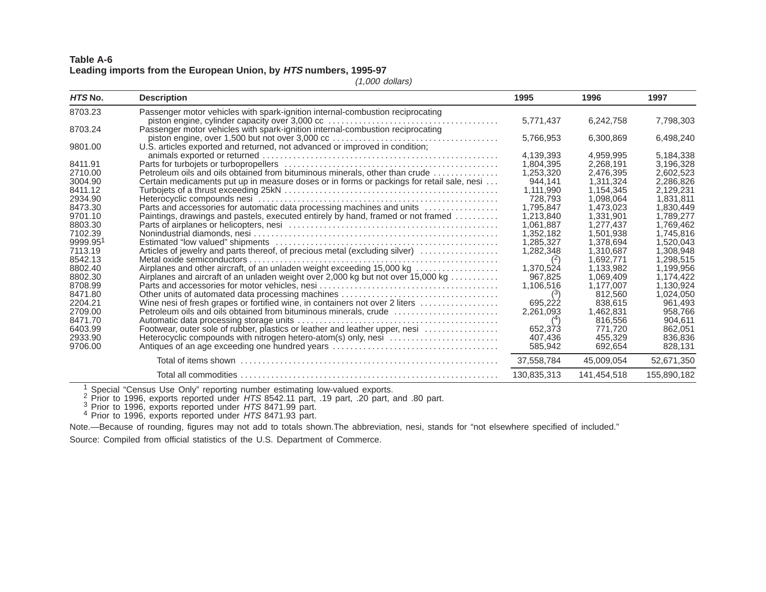**Table A-6**
**Leading imports from the European Union, by *HTS* numbers, 1995-97**

*(1,000 dollars)*

| *HTS* No. | Description | 1995 | 1996 | 1997 |
|---|---|---|---|---|
| 8703.23 | Passenger motor vehicles with spark-ignition internal-combustion reciprocating piston engine, cylinder capacity over 3,000 cc | 5,771,437 | 6,242,758 | 7,798,303 |
| 8703.24 | Passenger motor vehicles with spark-ignition internal-combustion reciprocating piston engine, over 1,500 but not over 3,000 cc | 5,766,953 | 6,300,869 | 6,498,240 |
| 9801.00 | U.S. articles exported and returned, not advanced or improved in condition; animals exported or returned | 4,139,393 | 4,959,995 | 5,184,338 |
| 8411.91 | Parts for turbojets or turbopropellers | 1,804,395 | 2,268,191 | 3,196,328 |
| 2710.00 | Petroleum oils and oils obtained from bituminous minerals, other than crude | 1,253,320 | 2,476,395 | 2,602,523 |
| 3004.90 | Certain medicaments put up in measure doses or in forms or packings for retail sale, nesi | 944,141 | 1,311,324 | 2,286,826 |
| 8411.12 | Turbojets of a thrust exceeding 25kN | 1,111,990 | 1,154,345 | 2,129,231 |
| 2934.90 | Heterocyclic compounds nesi | 728,793 | 1,098,064 | 1,831,811 |
| 8473.30 | Parts and accessories for automatic data processing machines and units | 1,795,847 | 1,473,023 | 1,830,449 |
| 9701.10 | Paintings, drawings and pastels, executed entirely by hand, framed or not framed | 1,213,840 | 1,331,901 | 1,789,277 |
| 8803.30 | Parts of airplanes or helicopters, nesi | 1,061,887 | 1,277,437 | 1,769,462 |
| 7102.39 | Nonindustrial diamonds, nesi | 1,352,182 | 1,501,938 | 1,745,816 |
| 9999.95[1] | Estimated "low valued" shipments | 1,285,327 | 1,378,694 | 1,520,043 |
| 7113.19 | Articles of jewelry and parts thereof, of precious metal (excluding silver) | 1,282,348 | 1,310,687 | 1,308,948 |
| 8542.13 | Metal oxide semiconductors | ([2]) | 1,692,771 | 1,298,515 |
| 8802.40 | Airplanes and other aircraft, of an unladen weight exceeding 15,000 kg | 1,370,524 | 1,133,982 | 1,199,956 |
| 8802.30 | Airplanes and aircraft of an unladen weight over 2,000 kg but not over 15,000 kg | 967,825 | 1,069,409 | 1,174,422 |
| 8708.99 | Parts and accessories for motor vehicles, nesi | 1,106,516 | 1,177,007 | 1,130,924 |
| 8471.80 | Other units of automated data processing machines | ([3]) | 812,560 | 1,024,050 |
| 2204.21 | Wine nesi of fresh grapes or fortified wine, in containers not over 2 liters | 695,222 | 838,615 | 961,493 |
| 2709.00 | Petroleum oils and oils obtained from bituminous minerals, crude | 2,261,093 | 1,462,831 | 958,766 |
| 8471.70 | Automatic data processing storage units | ([4]) | 816,556 | 904,611 |
| 6403.99 | Footwear, outer sole of rubber, plastics or leather and leather upper, nesi | 652,373 | 771,720 | 862,051 |
| 2933.90 | Heterocyclic compounds with nitrogen hetero-atom(s) only, nesi | 407,436 | 455,329 | 836,836 |
| 9706.00 | Antiques of an age exceeding one hundred years | 585,942 | 692,654 | 828,131 |
| | Total of items shown | 37,558,784 | 45,009,054 | 52,671,350 |
| | Total all commodities | 130,835,313 | 141,454,518 | 155,890,182 |

[1] Special "Census Use Only" reporting number estimating low-valued exports.
[2] Prior to 1996, exports reported under *HTS* 8542.11 part, .19 part, .20 part, and .80 part.
[3] Prior to 1996, exports reported under *HTS* 8471.99 part.
[4] Prior to 1996, exports reported under *HTS* 8471.93 part.

Note.—Because of rounding, figures may not add to totals shown.The abbreviation, nesi, stands for "not elsewhere specified of included."

Source: Compiled from official statistics of the U.S. Department of Commerce.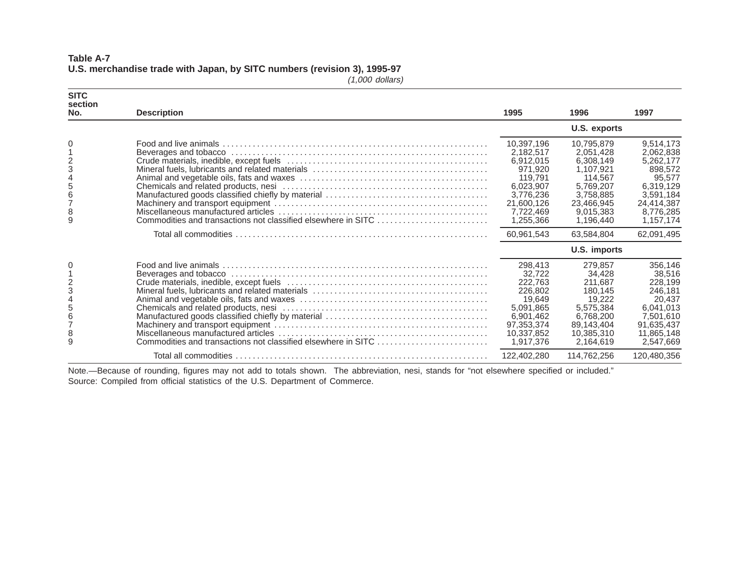**Table A-7**
**U.S. merchandise trade with Japan, by SITC numbers (revision 3), 1995-97**

*(1,000 dollars)*

| SITC section No. | Description | 1995 | 1996 | 1997 |
|---|---|---|---|---|
| | | | U.S. exports | |
| 0 | Food and live animals | 10,397,196 | 10,795,879 | 9,514,173 |
| 1 | Beverages and tobacco | 2,182,517 | 2,051,428 | 2,062,838 |
| 2 | Crude materials, inedible, except fuels | 6,912,015 | 6,308,149 | 5,262,177 |
| 3 | Mineral fuels, lubricants and related materials | 971,920 | 1,107,921 | 898,572 |
| 4 | Animal and vegetable oils, fats and waxes | 119,791 | 114,567 | 95,577 |
| 5 | Chemicals and related products, nesi | 6,023,907 | 5,769,207 | 6,319,129 |
| 6 | Manufactured goods classified chiefly by material | 3,776,236 | 3,758,885 | 3,591,184 |
| 7 | Machinery and transport equipment | 21,600,126 | 23,466,945 | 24,414,387 |
| 8 | Miscellaneous manufactured articles | 7,722,469 | 9,015,383 | 8,776,285 |
| 9 | Commodities and transactions not classified elsewhere in SITC | 1,255,366 | 1,196,440 | 1,157,174 |
| | Total all commodities | 60,961,543 | 63,584,804 | 62,091,495 |
| | | | U.S. imports | |
| 0 | Food and live animals | 298,413 | 279,857 | 356,146 |
| 1 | Beverages and tobacco | 32,722 | 34,428 | 38,516 |
| 2 | Crude materials, inedible, except fuels | 222,763 | 211,687 | 228,199 |
| 3 | Mineral fuels, lubricants and related materials | 226,802 | 180,145 | 246,181 |
| 4 | Animal and vegetable oils, fats and waxes | 19,649 | 19,222 | 20,437 |
| 5 | Chemicals and related products, nesi | 5,091,865 | 5,575,384 | 6,041,013 |
| 6 | Manufactured goods classified chiefly by material | 6,901,462 | 6,768,200 | 7,501,610 |
| 7 | Machinery and transport equipment | 97,353,374 | 89,143,404 | 91,635,437 |
| 8 | Miscellaneous manufactured articles | 10,337,852 | 10,385,310 | 11,865,148 |
| 9 | Commodities and transactions not classified elsewhere in SITC | 1,917,376 | 2,164,619 | 2,547,669 |
| | Total all commodities | 122,402,280 | 114,762,256 | 120,480,356 |

Note.—Because of rounding, figures may not add to totals shown. The abbreviation, nesi, stands for “not elsewhere specified or included.”
Source: Compiled from official statistics of the U.S. Department of Commerce.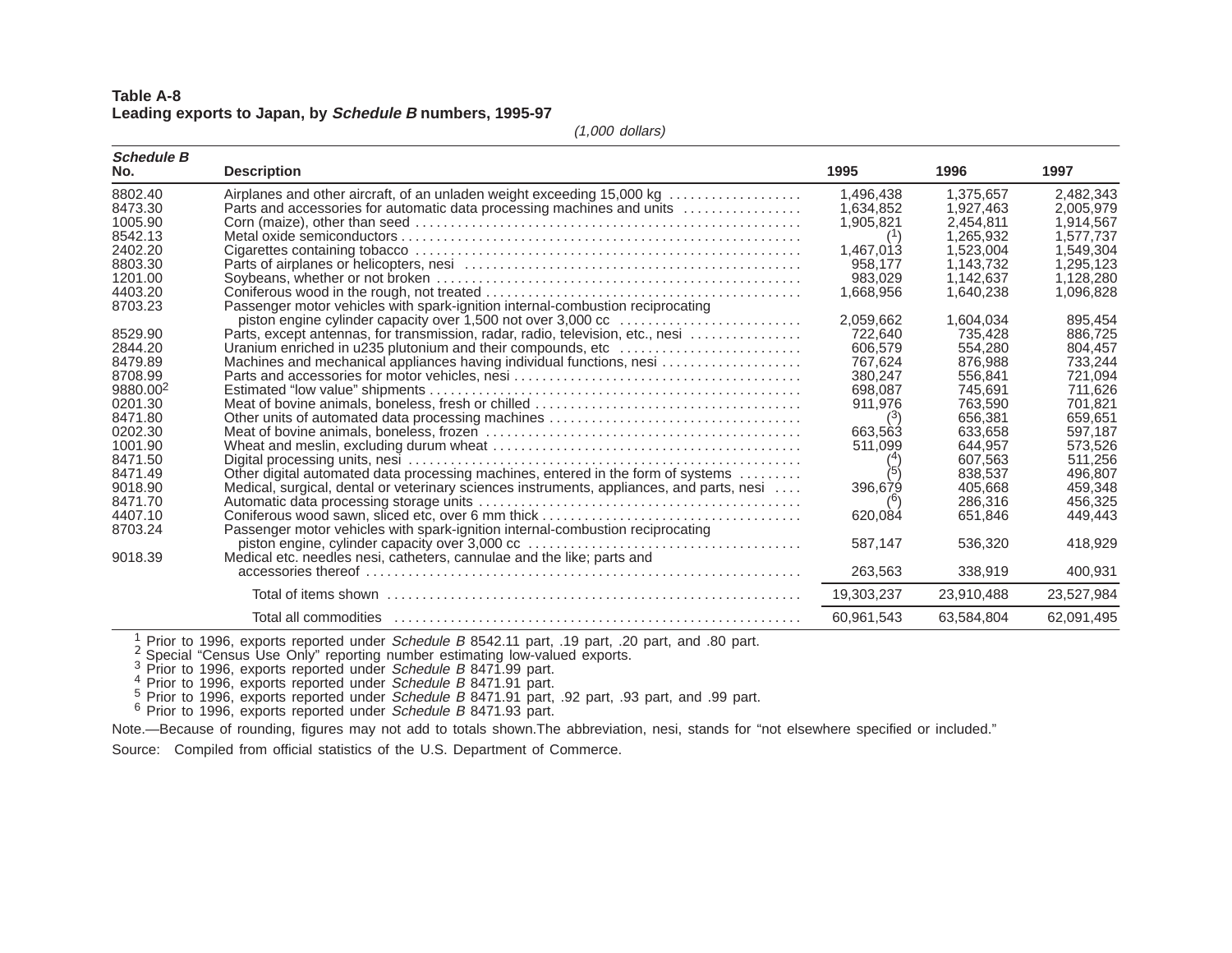**Table A-8**
**Leading exports to Japan, by *Schedule B* numbers, 1995-97**

*(1,000 dollars)*

| *Schedule B* No. | Description | 1995 | 1996 | 1997 |
|---|---|---|---|---|
| 8802.40 | Airplanes and other aircraft, of an unladen weight exceeding 15,000 kg | 1,496,438 | 1,375,657 | 2,482,343 |
| 8473.30 | Parts and accessories for automatic data processing machines and units | 1,634,852 | 1,927,463 | 2,005,979 |
| 1005.90 | Corn (maize), other than seed | 1,905,821 | 2,454,811 | 1,914,567 |
| 8542.13 | Metal oxide semiconductors | ([1]) | 1,265,932 | 1,577,737 |
| 2402.20 | Cigarettes containing tobacco | 1,467,013 | 1,523,004 | 1,549,304 |
| 8803.30 | Parts of airplanes or helicopters, nesi | 958,177 | 1,143,732 | 1,295,123 |
| 1201.00 | Soybeans, whether or not broken | 983,029 | 1,142,637 | 1,128,280 |
| 4403.20 | Coniferous wood in the rough, not treated | 1,668,956 | 1,640,238 | 1,096,828 |
| 8703.23 | Passenger motor vehicles with spark-ignition internal-combustion reciprocating piston engine cylinder capacity over 1,500 not over 3,000 cc | 2,059,662 | 1,604,034 | 895,454 |
| 8529.90 | Parts, except antennas, for transmission, radar, radio, television, etc., nesi | 722,640 | 735,428 | 886,725 |
| 2844.20 | Uranium enriched in u235 plutonium and their compounds, etc | 606,579 | 554,280 | 804,457 |
| 8479.89 | Machines and mechanical appliances having individual functions, nesi | 767,624 | 876,988 | 733,244 |
| 8708.99 | Parts and accessories for motor vehicles, nesi | 380,247 | 556,841 | 721,094 |
| 9880.00[2] | Estimated "low value" shipments | 698,087 | 745,691 | 711,626 |
| 0201.30 | Meat of bovine animals, boneless, fresh or chilled | 911,976 | 763,590 | 701,821 |
| 8471.80 | Other units of automated data processing machines | ([3]) | 656,381 | 659,651 |
| 0202.30 | Meat of bovine animals, boneless, frozen | 663,563 | 633,658 | 597,187 |
| 1001.90 | Wheat and meslin, excluding durum wheat | 511,099 | 644,957 | 573,526 |
| 8471.50 | Digital processing units, nesi | ([4]) | 607,563 | 511,256 |
| 8471.49 | Other digital automated data processing machines, entered in the form of systems | ([5]) | 838,537 | 496,807 |
| 9018.90 | Medical, surgical, dental or veterinary sciences instruments, appliances, and parts, nesi | 396,679 | 405,668 | 459,348 |
| 8471.70 | Automatic data processing storage units | ([6]) | 286,316 | 456,325 |
| 4407.10 | Coniferous wood sawn, sliced etc, over 6 mm thick | 620,084 | 651,846 | 449,443 |
| 8703.24 | Passenger motor vehicles with spark-ignition internal-combustion reciprocating piston engine, cylinder capacity over 3,000 cc | 587,147 | 536,320 | 418,929 |
| 9018.39 | Medical etc. needles nesi, catheters, cannulae and the like; parts and accessories thereof | 263,563 | 338,919 | 400,931 |
| | Total of items shown | 19,303,237 | 23,910,488 | 23,527,984 |
| | Total all commodities | 60,961,543 | 63,584,804 | 62,091,495 |

[1] Prior to 1996, exports reported under *Schedule B* 8542.11 part, .19 part, .20 part, and .80 part.
[2] Special "Census Use Only" reporting number estimating low-valued exports.
[3] Prior to 1996, exports reported under *Schedule B* 8471.99 part.
[4] Prior to 1996, exports reported under *Schedule B* 8471.91 part.
[5] Prior to 1996, exports reported under *Schedule B* 8471.91 part, .92 part, .93 part, and .99 part.
[6] Prior to 1996, exports reported under *Schedule B* 8471.93 part.

Note.—Because of rounding, figures may not add to totals shown.The abbreviation, nesi, stands for "not elsewhere specified or included."

Source: Compiled from official statistics of the U.S. Department of Commerce.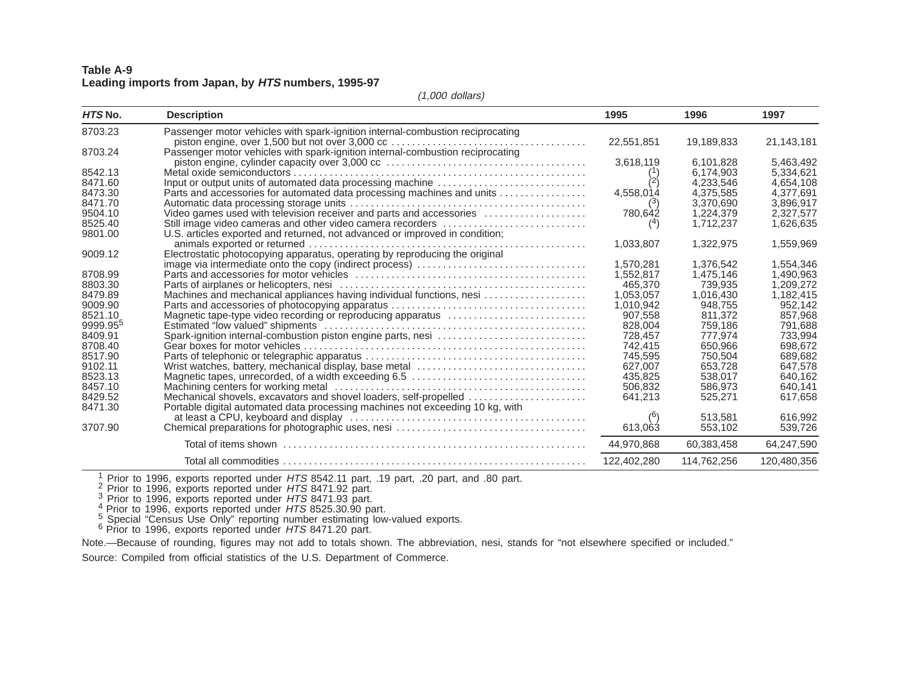**Table A-9**
**Leading imports from Japan, by *HTS* numbers, 1995-97**

*(1,000 dollars)*

| *HTS* No. | Description | 1995 | 1996 | 1997 |
|---|---|---|---|---|
| 8703.23 | Passenger motor vehicles with spark-ignition internal-combustion reciprocating piston engine, over 1,500 but not over 3,000 cc | 22,551,851 | 19,189,833 | 21,143,181 |
| 8703.24 | Passenger motor vehicles with spark-ignition internal-combustion reciprocating piston engine, cylinder capacity over 3,000 cc | 3,618,119 | 6,101,828 | 5,463,492 |
| 8542.13 | Metal oxide semiconductors | ([1]) | 6,174,903 | 5,334,621 |
| 8471.60 | Input or output units of automated data processing machine | ([2]) | 4,233,546 | 4,654,108 |
| 8473.30 | Parts and accessories for automated data processing machines and units | 4,558,014 | 4,375,585 | 4,377,691 |
| 8471.70 | Automatic data processing storage units | ([3]) | 3,370,690 | 3,896,917 |
| 9504.10 | Video games used with television receiver and parts and accessories | 780,642 | 1,224,379 | 2,327,577 |
| 8525.40 | Still image video cameras and other video camera recorders | ([4]) | 1,712,237 | 1,626,635 |
| 9801.00 | U.S. articles exported and returned, not advanced or improved in condition; animals exported or returned | 1,033,807 | 1,322,975 | 1,559,969 |
| 9009.12 | Electrostatic photocopying apparatus, operating by reproducing the original image via intermediate onto the copy (indirect process) | 1,570,281 | 1,376,542 | 1,554,346 |
| 8708.99 | Parts and accessories for motor vehicles | 1,552,817 | 1,475,146 | 1,490,963 |
| 8803.30 | Parts of airplanes or helicopters, nesi | 465,370 | 739,935 | 1,209,272 |
| 8479.89 | Machines and mechanical appliances having individual functions, nesi | 1,053,057 | 1,016,430 | 1,182,415 |
| 9009.90 | Parts and accessories of photocopying apparatus | 1,010,942 | 948,755 | 952,142 |
| 8521.10 | Magnetic tape-type video recording or reproducing apparatus | 907,558 | 811,372 | 857,968 |
| 9999.95[5] | Estimated "low valued" shipments | 828,004 | 759,186 | 791,688 |
| 8409.91 | Spark-ignition internal-combustion piston engine parts, nesi | 728,457 | 777,974 | 733,994 |
| 8708.40 | Gear boxes for motor vehicles | 742,415 | 650,966 | 698,672 |
| 8517.90 | Parts of telephonic or telegraphic apparatus | 745,595 | 750,504 | 689,682 |
| 9102.11 | Wrist watches, battery, mechanical display, base metal | 627,007 | 653,728 | 647,578 |
| 8523.13 | Magnetic tapes, unrecorded, of a width exceeding 6.5 | 435,825 | 538,017 | 640,162 |
| 8457.10 | Machining centers for working metal | 506,832 | 586,973 | 640,141 |
| 8429.52 | Mechanical shovels, excavators and shovel loaders, self-propelled | 641,213 | 525,271 | 617,658 |
| 8471.30 | Portable digital automated data processing machines not exceeding 10 kg, with at least a CPU, keyboard and display | ([6]) | 513,581 | 616,992 |
| 3707.90 | Chemical preparations for photographic uses, nesi | 613,063 | 553,102 | 539,726 |
| | Total of items shown | 44,970,868 | 60,383,458 | 64,247,590 |
| | Total all commodities | 122,402,280 | 114,762,256 | 120,480,356 |

[1] Prior to 1996, exports reported under *HTS* 8542.11 part, .19 part, .20 part, and .80 part.
[2] Prior to 1996, exports reported under *HTS* 8471.92 part.
[3] Prior to 1996, exports reported under *HTS* 8471.93 part.
[4] Prior to 1996, exports reported under *HTS* 8525.30.90 part.
[5] Special "Census Use Only" reporting number estimating low-valued exports.
[6] Prior to 1996, exports reported under *HTS* 8471.20 part.

Note.—Because of rounding, figures may not add to totals shown. The abbreviation, nesi, stands for "not elsewhere specified or included."

Source: Compiled from official statistics of the U.S. Department of Commerce.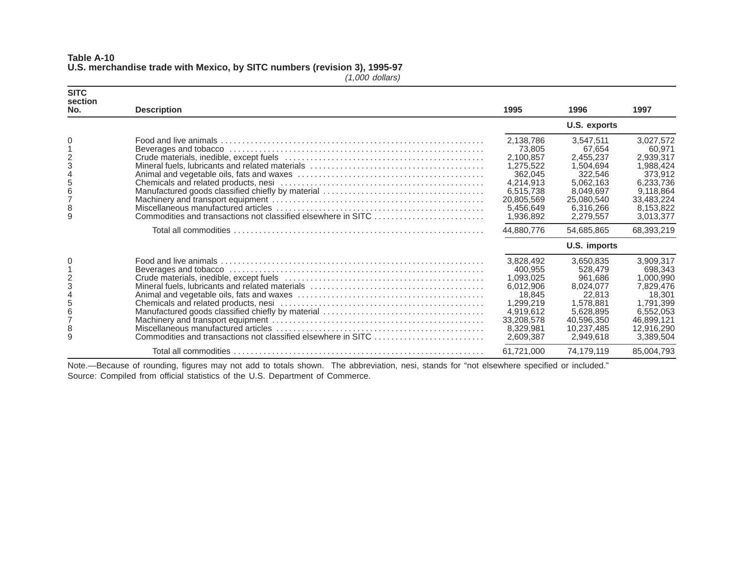**Table A-10**
**U.S. merchandise trade with Mexico, by SITC numbers (revision 3), 1995-97**
*(1,000 dollars)*

| SITC section No. | Description | 1995 | 1996 | 1997 |
|---|---|---|---|---|
| | | | U.S. exports | |
| 0 | Food and live animals | 2,138,786 | 3,547,511 | 3,027,572 |
| 1 | Beverages and tobacco | 73,805 | 67,654 | 60,971 |
| 2 | Crude materials, inedible, except fuels | 2,100,857 | 2,455,237 | 2,939,317 |
| 3 | Mineral fuels, lubricants and related materials | 1,275,522 | 1,504,694 | 1,988,424 |
| 4 | Animal and vegetable oils, fats and waxes | 362,045 | 322,546 | 373,912 |
| 5 | Chemicals and related products, nesi | 4,214,913 | 5,062,163 | 6,233,736 |
| 6 | Manufactured goods classified chiefly by material | 6,515,738 | 8,049,697 | 9,118,864 |
| 7 | Machinery and transport equipment | 20,805,569 | 25,080,540 | 33,483,224 |
| 8 | Miscellaneous manufactured articles | 5,456,649 | 6,316,266 | 8,153,822 |
| 9 | Commodities and transactions not classified elsewhere in SITC | 1,936,892 | 2,279,557 | 3,013,377 |
| | Total all commodities | 44,880,776 | 54,685,865 | 68,393,219 |
| | | | U.S. imports | |
| 0 | Food and live animals | 3,828,492 | 3,650,835 | 3,909,317 |
| 1 | Beverages and tobacco | 400,955 | 528,479 | 698,343 |
| 2 | Crude materials, inedible, except fuels | 1,093,025 | 961,686 | 1,000,990 |
| 3 | Mineral fuels, lubricants and related materials | 6,012,906 | 8,024,077 | 7,829,476 |
| 4 | Animal and vegetable oils, fats and waxes | 18,845 | 22,813 | 18,301 |
| 5 | Chemicals and related products, nesi | 1,299,219 | 1,578,881 | 1,791,399 |
| 6 | Manufactured goods classified chiefly by material | 4,919,612 | 5,628,895 | 6,552,053 |
| 7 | Machinery and transport equipment | 33,208,578 | 40,596,350 | 46,899,121 |
| 8 | Miscellaneous manufactured articles | 8,329,981 | 10,237,485 | 12,916,290 |
| 9 | Commodities and transactions not classified elsewhere in SITC | 2,609,387 | 2,949,618 | 3,389,504 |
| | Total all commodities | 61,721,000 | 74,179,119 | 85,004,793 |

Note.—Because of rounding, figures may not add to totals shown. The abbreviation, nesi, stands for "not elsewhere specified or included."
Source: Compiled from official statistics of the U.S. Department of Commerce.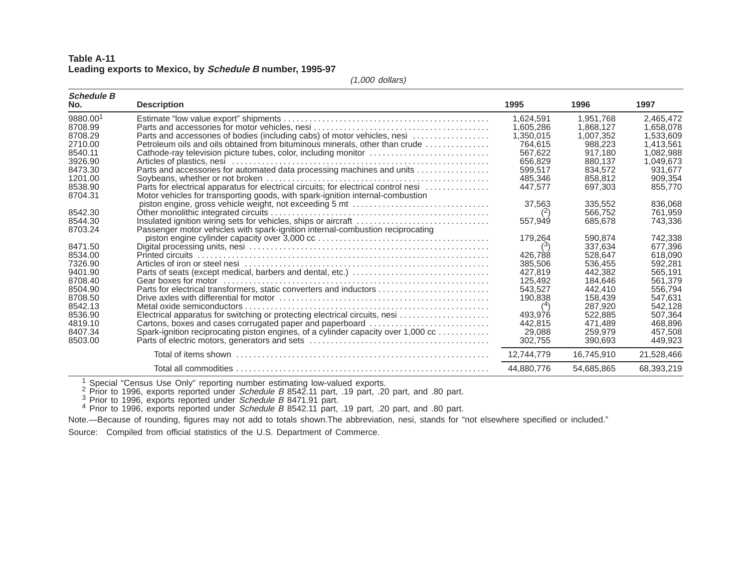**Table A-11**
**Leading exports to Mexico, by *Schedule B* number, 1995-97**

*(1,000 dollars)*

| *Schedule B* No. | Description | 1995 | 1996 | 1997 |
|---|---|---|---|---|
| 9880.00[1] | Estimate "low value export" shipments | 1,624,591 | 1,951,768 | 2,465,472 |
| 8708.99 | Parts and accessories for motor vehicles, nesi | 1,605,286 | 1,868,127 | 1,658,078 |
| 8708.29 | Parts and accessories of bodies (including cabs) of motor vehicles, nesi | 1,350,015 | 1,007,352 | 1,533,609 |
| 2710.00 | Petroleum oils and oils obtained from bituminous minerals, other than crude | 764,615 | 988,223 | 1,413,561 |
| 8540.11 | Cathode-ray television picture tubes, color, including monitor | 567,622 | 917,180 | 1,082,988 |
| 3926.90 | Articles of plastics, nesi | 656,829 | 880,137 | 1,049,673 |
| 8473.30 | Parts and accessories for automated data processing machines and units | 599,517 | 834,572 | 931,677 |
| 1201.00 | Soybeans, whether or not broken | 485,346 | 858,812 | 909,354 |
| 8538.90 | Parts for electrical apparatus for electrical circuits; for electrical control nesi | 447,577 | 697,303 | 855,770 |
| 8704.31 | Motor vehicles for transporting goods, with spark-ignition internal-combustion piston engine, gross vehicle weight, not exceeding 5 mt | 37,563 | 335,552 | 836,068 |
| 8542.30 | Other monolithic integrated circuits | ([2]) | 566,752 | 761,959 |
| 8544.30 | Insulated ignition wiring sets for vehicles, ships or aircraft | 557,949 | 685,678 | 743,336 |
| 8703.24 | Passenger motor vehicles with spark-ignition internal-combustion reciprocating piston engine cylinder capacity over 3,000 cc | 179,264 | 590,874 | 742,338 |
| 8471.50 | Digital processing units, nesi | ([3]) | 337,634 | 677,396 |
| 8534.00 | Printed circuits | 426,788 | 528,647 | 618,090 |
| 7326.90 | Articles of iron or steel nesi | 385,506 | 536,455 | 592,281 |
| 9401.90 | Parts of seats (except medical, barbers and dental, etc.) | 427,819 | 442,382 | 565,191 |
| 8708.40 | Gear boxes for motor | 125,492 | 184,646 | 561,379 |
| 8504.90 | Parts for electrical transformers, static converters and inductors | 543,527 | 442,410 | 556,794 |
| 8708.50 | Drive axles with differential for motor | 190,838 | 158,439 | 547,631 |
| 8542.13 | Metal oxide semiconductors | ([4]) | 287,920 | 542,128 |
| 8536.90 | Electrical apparatus for switching or protecting electrical circuits, nesi | 493,976 | 522,885 | 507,364 |
| 4819.10 | Cartons, boxes and cases corrugated paper and paperboard | 442,815 | 471,489 | 468,896 |
| 8407.34 | Spark-ignition reciprocating piston engines, of a cylinder capacity over 1,000 cc | 29,088 | 259,979 | 457,508 |
| 8503.00 | Parts of electric motors, generators and sets | 302,755 | 390,693 | 449,923 |
| | Total of items shown | 12,744,779 | 16,745,910 | 21,528,466 |
| | Total all commodities | 44,880,776 | 54,685,865 | 68,393,219 |

[1] Special "Census Use Only" reporting number estimating low-valued exports.
[2] Prior to 1996, exports reported under *Schedule B* 8542.11 part, .19 part, .20 part, and .80 part.
[3] Prior to 1996, exports reported under *Schedule B* 8471.91 part.
[4] Prior to 1996, exports reported under *Schedule B* 8542.11 part, .19 part, .20 part, and .80 part.

Note.—Because of rounding, figures may not add to totals shown.The abbreviation, nesi, stands for "not elsewhere specified or included."

Source: Compiled from official statistics of the U.S. Department of Commerce.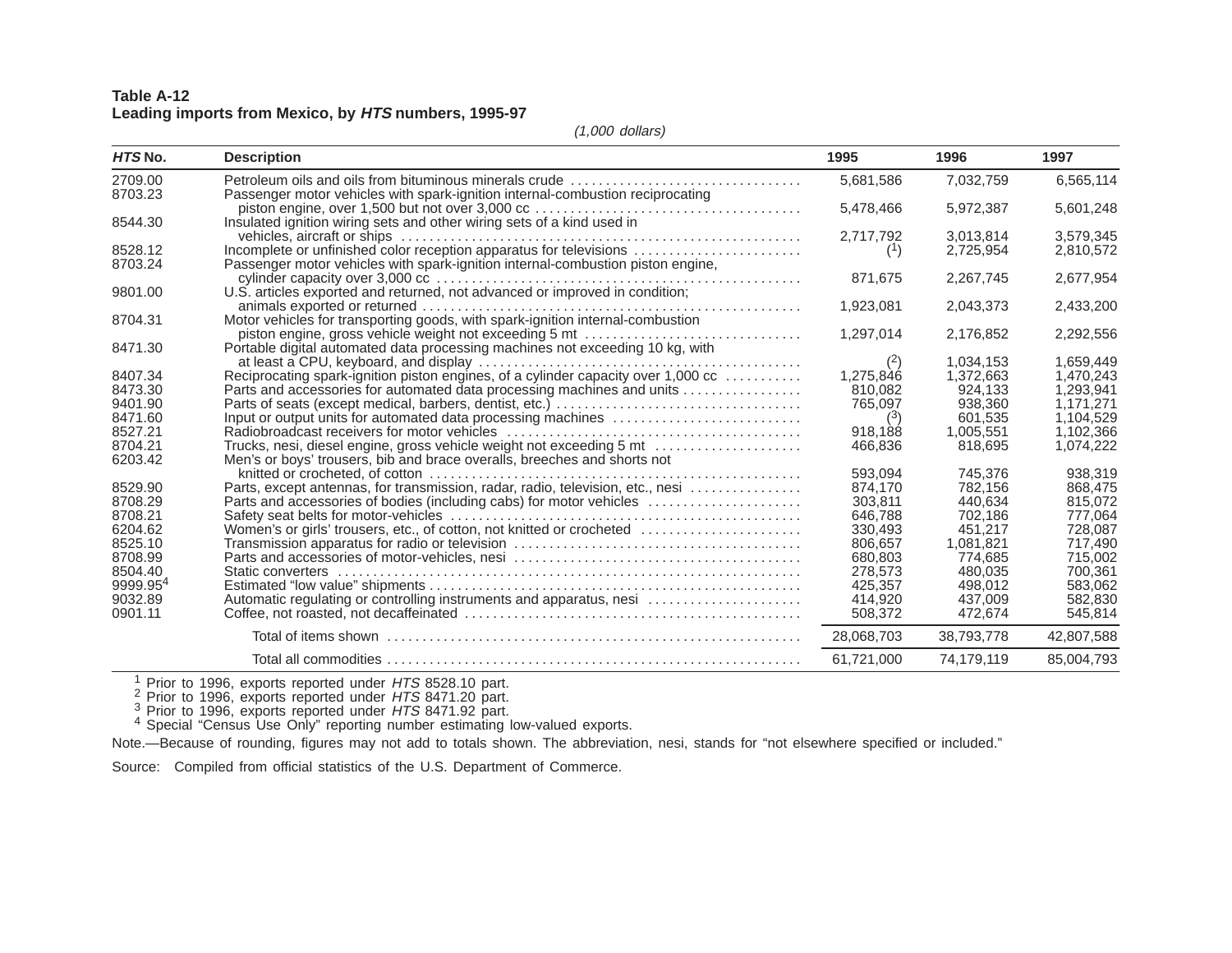**Table A-12**
**Leading imports from Mexico, by *HTS* numbers, 1995-97**

*(1,000 dollars)*

| *HTS* No. | Description | 1995 | 1996 | 1997 |
|---|---|---|---|---|
| 2709.00 | Petroleum oils and oils from bituminous minerals crude | 5,681,586 | 7,032,759 | 6,565,114 |
| 8703.23 | Passenger motor vehicles with spark-ignition internal-combustion reciprocating piston engine, over 1,500 but not over 3,000 cc | 5,478,466 | 5,972,387 | 5,601,248 |
| 8544.30 | Insulated ignition wiring sets and other wiring sets of a kind used in vehicles, aircraft or ships | 2,717,792 | 3,013,814 | 3,579,345 |
| 8528.12 | Incomplete or unfinished color reception apparatus for televisions | ([1]) | 2,725,954 | 2,810,572 |
| 8703.24 | Passenger motor vehicles with spark-ignition internal-combustion piston engine, cylinder capacity over 3,000 cc | 871,675 | 2,267,745 | 2,677,954 |
| 9801.00 | U.S. articles exported and returned, not advanced or improved in condition; animals exported or returned | 1,923,081 | 2,043,373 | 2,433,200 |
| 8704.31 | Motor vehicles for transporting goods, with spark-ignition internal-combustion piston engine, gross vehicle weight not exceeding 5 mt | 1,297,014 | 2,176,852 | 2,292,556 |
| 8471.30 | Portable digital automated data processing machines not exceeding 10 kg, with at least a CPU, keyboard, and display | ([2]) | 1,034,153 | 1,659,449 |
| 8407.34 | Reciprocating spark-ignition piston engines, of a cylinder capacity over 1,000 cc | 1,275,846 | 1,372,663 | 1,470,243 |
| 8473.30 | Parts and accessories for automated data processing machines and units | 810,082 | 924,133 | 1,293,941 |
| 9401.90 | Parts of seats (except medical, barbers, dentist, etc.) | 765,097 | 938,360 | 1,171,271 |
| 8471.60 | Input or output units for automated data processing machines | ([3]) | 601,535 | 1,104,529 |
| 8527.21 | Radiobroadcast receivers for motor vehicles | 918,188 | 1,005,551 | 1,102,366 |
| 8704.21 | Trucks, nesi, diesel engine, gross vehicle weight not exceeding 5 mt | 466,836 | 818,695 | 1,074,222 |
| 6203.42 | Men's or boys' trousers, bib and brace overalls, breeches and shorts not knitted or crocheted, of cotton | 593,094 | 745,376 | 938,319 |
| 8529.90 | Parts, except antennas, for transmission, radar, radio, television, etc., nesi | 874,170 | 782,156 | 868,475 |
| 8708.29 | Parts and accessories of bodies (including cabs) for motor vehicles | 303,811 | 440,634 | 815,072 |
| 8708.21 | Safety seat belts for motor-vehicles | 646,788 | 702,186 | 777,064 |
| 6204.62 | Women's or girls' trousers, etc., of cotton, not knitted or crocheted | 330,493 | 451,217 | 728,087 |
| 8525.10 | Transmission apparatus for radio or television | 806,657 | 1,081,821 | 717,490 |
| 8708.99 | Parts and accessories of motor-vehicles, nesi | 680,803 | 774,685 | 715,002 |
| 8504.40 | Static converters | 278,573 | 480,035 | 700,361 |
| 9999.95[4] | Estimated "low value" shipments | 425,357 | 498,012 | 583,062 |
| 9032.89 | Automatic regulating or controlling instruments and apparatus, nesi | 414,920 | 437,009 | 582,830 |
| 0901.11 | Coffee, not roasted, not decaffeinated | 508,372 | 472,674 | 545,814 |
| | Total of items shown | 28,068,703 | 38,793,778 | 42,807,588 |
| | Total all commodities | 61,721,000 | 74,179,119 | 85,004,793 |

[1] Prior to 1996, exports reported under *HTS* 8528.10 part.
[2] Prior to 1996, exports reported under *HTS* 8471.20 part.
[3] Prior to 1996, exports reported under *HTS* 8471.92 part.
[4] Special "Census Use Only" reporting number estimating low-valued exports.

Note.—Because of rounding, figures may not add to totals shown. The abbreviation, nesi, stands for "not elsewhere specified or included."

Source: Compiled from official statistics of the U.S. Department of Commerce.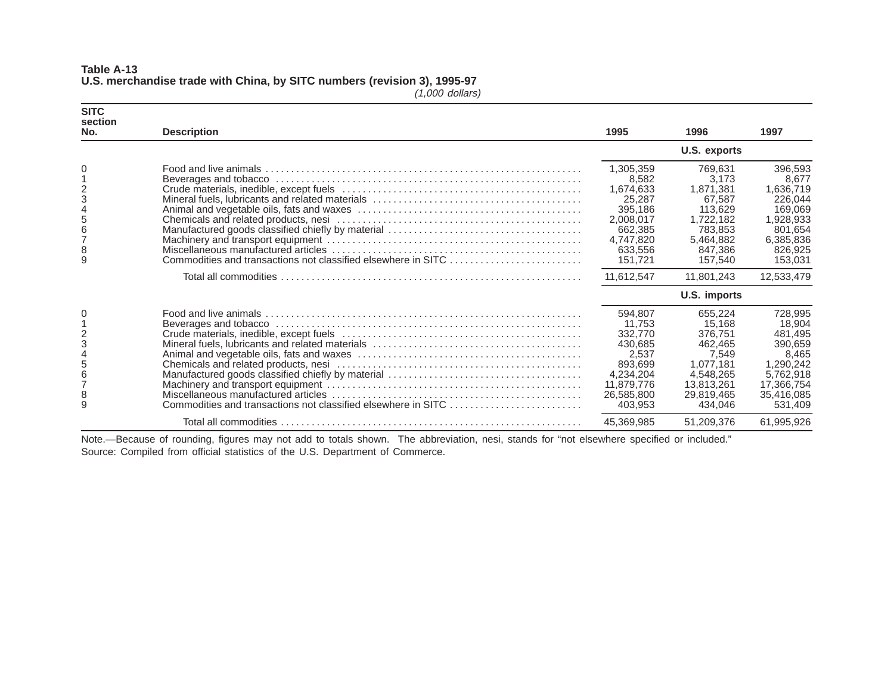**Table A-13**
**U.S. merchandise trade with China, by SITC numbers (revision 3), 1995-97**
*(1,000 dollars)*

| SITC section No. | Description | 1995 | 1996 | 1997 |
|---|---|---|---|---|
| | | | U.S. exports | |
| 0 | Food and live animals | 1,305,359 | 769,631 | 396,593 |
| 1 | Beverages and tobacco | 8,582 | 3,173 | 8,677 |
| 2 | Crude materials, inedible, except fuels | 1,674,633 | 1,871,381 | 1,636,719 |
| 3 | Mineral fuels, lubricants and related materials | 25,287 | 67,587 | 226,044 |
| 4 | Animal and vegetable oils, fats and waxes | 395,186 | 113,629 | 169,069 |
| 5 | Chemicals and related products, nesi | 2,008,017 | 1,722,182 | 1,928,933 |
| 6 | Manufactured goods classified chiefly by material | 662,385 | 783,853 | 801,654 |
| 7 | Machinery and transport equipment | 4,747,820 | 5,464,882 | 6,385,836 |
| 8 | Miscellaneous manufactured articles | 633,556 | 847,386 | 826,925 |
| 9 | Commodities and transactions not classified elsewhere in SITC | 151,721 | 157,540 | 153,031 |
| | Total all commodities | 11,612,547 | 11,801,243 | 12,533,479 |
| | | | U.S. imports | |
| 0 | Food and live animals | 594,807 | 655,224 | 728,995 |
| 1 | Beverages and tobacco | 11,753 | 15,168 | 18,904 |
| 2 | Crude materials, inedible, except fuels | 332,770 | 376,751 | 481,495 |
| 3 | Mineral fuels, lubricants and related materials | 430,685 | 462,465 | 390,659 |
| 4 | Animal and vegetable oils, fats and waxes | 2,537 | 7,549 | 8,465 |
| 5 | Chemicals and related products, nesi | 893,699 | 1,077,181 | 1,290,242 |
| 6 | Manufactured goods classified chiefly by material | 4,234,204 | 4,548,265 | 5,762,918 |
| 7 | Machinery and transport equipment | 11,879,776 | 13,813,261 | 17,366,754 |
| 8 | Miscellaneous manufactured articles | 26,585,800 | 29,819,465 | 35,416,085 |
| 9 | Commodities and transactions not classified elsewhere in SITC | 403,953 | 434,046 | 531,409 |
| | Total all commodities | 45,369,985 | 51,209,376 | 61,995,926 |

Note.—Because of rounding, figures may not add to totals shown. The abbreviation, nesi, stands for “not elsewhere specified or included.”
Source: Compiled from official statistics of the U.S. Department of Commerce.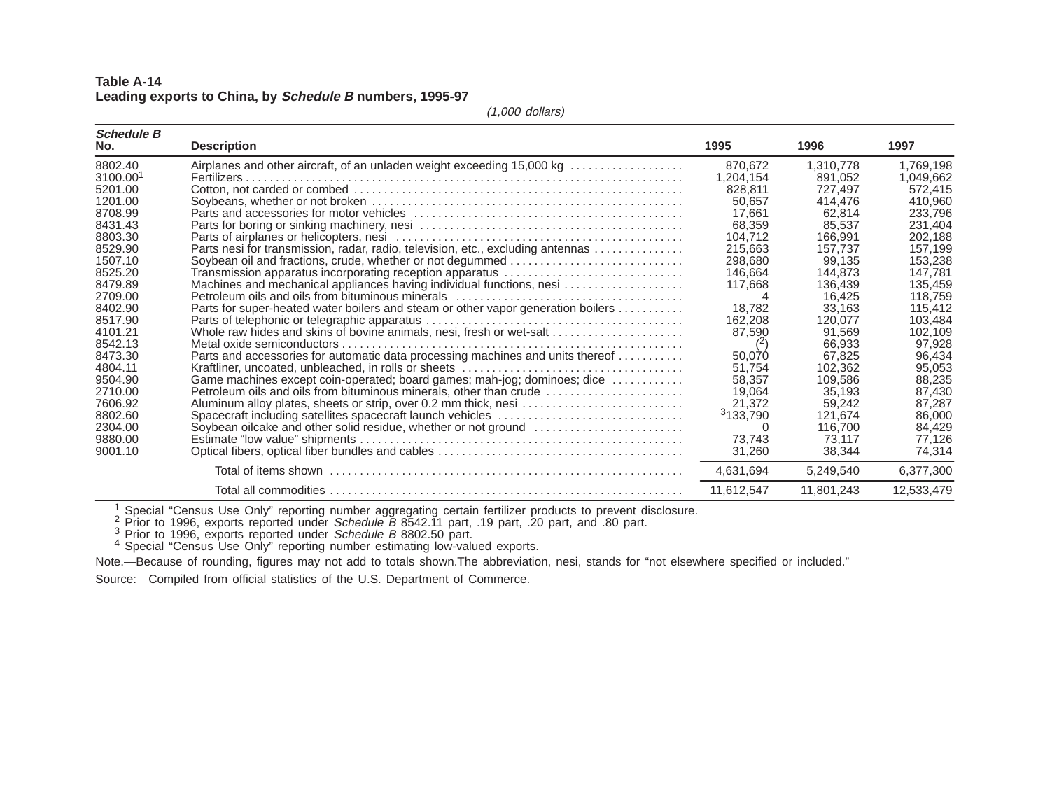**Table A-14**
**Leading exports to China, by *Schedule B* numbers, 1995-97**

*(1,000 dollars)*

| *Schedule B* No. | Description | 1995 | 1996 | 1997 |
|---|---|---|---|---|
| 8802.40 | Airplanes and other aircraft, of an unladen weight exceeding 15,000 kg | 870,672 | 1,310,778 | 1,769,198 |
| 3100.00[1] | Fertilizers | 1,204,154 | 891,052 | 1,049,662 |
| 5201.00 | Cotton, not carded or combed | 828,811 | 727,497 | 572,415 |
| 1201.00 | Soybeans, whether or not broken | 50,657 | 414,476 | 410,960 |
| 8708.99 | Parts and accessories for motor vehicles | 17,661 | 62,814 | 233,796 |
| 8431.43 | Parts for boring or sinking machinery, nesi | 68,359 | 85,537 | 231,404 |
| 8803.30 | Parts of airplanes or helicopters, nesi | 104,712 | 166,991 | 202,188 |
| 8529.90 | Parts nesi for transmission, radar, radio, television, etc., excluding antennas | 215,663 | 157,737 | 157,199 |
| 1507.10 | Soybean oil and fractions, crude, whether or not degummed | 298,680 | 99,135 | 153,238 |
| 8525.20 | Transmission apparatus incorporating reception apparatus | 146,664 | 144,873 | 147,781 |
| 8479.89 | Machines and mechanical appliances having individual functions, nesi | 117,668 | 136,439 | 135,459 |
| 2709.00 | Petroleum oils and oils from bituminous minerals | 4 | 16,425 | 118,759 |
| 8402.90 | Parts for super-heated water boilers and steam or other vapor generation boilers | 18,782 | 33,163 | 115,412 |
| 8517.90 | Parts of telephonic or telegraphic apparatus | 162,208 | 120,077 | 103,484 |
| 4101.21 | Whole raw hides and skins of bovine animals, nesi, fresh or wet-salt | 87,590 | 91,569 | 102,109 |
| 8542.13 | Metal oxide semiconductors | ([2]) | 66,933 | 97,928 |
| 8473.30 | Parts and accessories for automatic data processing machines and units thereof | 50,070 | 67,825 | 96,434 |
| 4804.11 | Kraftliner, uncoated, unbleached, in rolls or sheets | 51,754 | 102,362 | 95,053 |
| 9504.90 | Game machines except coin-operated; board games; mah-jog; dominoes; dice | 58,357 | 109,586 | 88,235 |
| 2710.00 | Petroleum oils and oils from bituminous minerals, other than crude | 19,064 | 35,193 | 87,430 |
| 7606.92 | Aluminum alloy plates, sheets or strip, over 0.2 mm thick, nesi | 21,372 | 59,242 | 87,287 |
| 8802.60 | Spacecraft including satellites spacecraft launch vehicles | [3]133,790 | 121,674 | 86,000 |
| 2304.00 | Soybean oilcake and other solid residue, whether or not ground | 0 | 116,700 | 84,429 |
| 9880.00 | Estimate "low value" shipments | 73,743 | 73,117 | 77,126 |
| 9001.10 | Optical fibers, optical fiber bundles and cables | 31,260 | 38,344 | 74,314 |
| | Total of items shown | 4,631,694 | 5,249,540 | 6,377,300 |
| | Total all commodities | 11,612,547 | 11,801,243 | 12,533,479 |

[1] Special "Census Use Only" reporting number aggregating certain fertilizer products to prevent disclosure.
[2] Prior to 1996, exports reported under *Schedule B* 8542.11 part, .19 part, .20 part, and .80 part.
[3] Prior to 1996, exports reported under *Schedule B* 8802.50 part.
[4] Special "Census Use Only" reporting number estimating low-valued exports.

Note.—Because of rounding, figures may not add to totals shown.The abbreviation, nesi, stands for "not elsewhere specified or included."

Source: Compiled from official statistics of the U.S. Department of Commerce.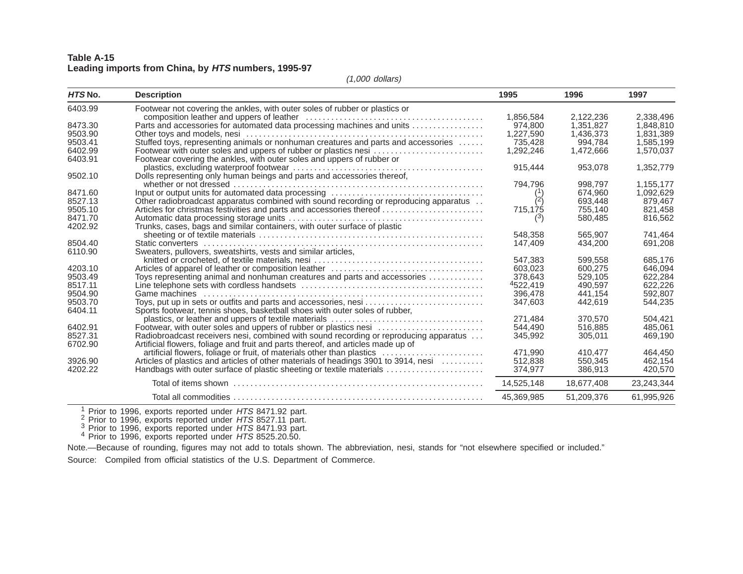**Table A-15**
**Leading imports from China, by *HTS* numbers, 1995-97**

*(1,000 dollars)*

| *HTS* No. | Description | 1995 | 1996 | 1997 |
|---|---|---|---|---|
| 6403.99 | Footwear not covering the ankles, with outer soles of rubber or plastics or composition leather and uppers of leather | 1,856,584 | 2,122,236 | 2,338,496 |
| 8473.30 | Parts and accessories for automated data processing machines and units | 974,800 | 1,351,827 | 1,848,810 |
| 9503.90 | Other toys and models, nesi | 1,227,590 | 1,436,373 | 1,831,389 |
| 9503.41 | Stuffed toys, representing animals or nonhuman creatures and parts and accessories | 735,428 | 994,784 | 1,585,199 |
| 6402.99 | Footwear with outer soles and uppers of rubber or plastics nesi | 1,292,246 | 1,472,666 | 1,570,037 |
| 6403.91 | Footwear covering the ankles, with outer soles and uppers of rubber or plastics, excluding waterproof footwear | 915,444 | 953,078 | 1,352,779 |
| 9502.10 | Dolls representing only human beings and parts and accessories thereof, whether or not dressed | 794,796 | 998,797 | 1,155,177 |
| 8471.60 | Input or output units for automated data processing | ([1]) | 674,960 | 1,092,629 |
| 8527.13 | Other radiobroadcast apparatus combined with sound recording or reproducing apparatus | ([2]) | 693,448 | 879,467 |
| 9505.10 | Articles for christmas festivities and parts and accessories thereof | 715,175 | 755,140 | 821,458 |
| 8471.70 | Automatic data processing storage units | ([3]) | 580,485 | 816,562 |
| 4202.92 | Trunks, cases, bags and similar containers, with outer surface of plastic sheeting or of textile materials | 548,358 | 565,907 | 741,464 |
| 8504.40 | Static converters | 147,409 | 434,200 | 691,208 |
| 6110.90 | Sweaters, pullovers, sweatshirts, vests and similar articles, knitted or crocheted, of textile materials, nesi | 547,383 | 599,558 | 685,176 |
| 4203.10 | Articles of apparel of leather or composition leather | 603,023 | 600,275 | 646,094 |
| 9503.49 | Toys representing animal and nonhuman creatures and parts and accessories | 378,643 | 529,105 | 622,284 |
| 8517.11 | Line telephone sets with cordless handsets | [4]522,419 | 490,597 | 622,226 |
| 9504.90 | Game machines | 396,478 | 441,154 | 592,807 |
| 9503.70 | Toys, put up in sets or outfits and parts and accessories, nesi | 347,603 | 442,619 | 544,235 |
| 6404.11 | Sports footwear, tennis shoes, basketball shoes with outer soles of rubber, plastics, or leather and uppers of textile materials | 271,484 | 370,570 | 504,421 |
| 6402.91 | Footwear, with outer soles and uppers of rubber or plastics nesi | 544,490 | 516,885 | 485,061 |
| 8527.31 | Radiobroadcast receivers nesi, combined with sound recording or reproducing apparatus | 345,992 | 305,011 | 469,190 |
| 6702.90 | Artificial flowers, foliage and fruit and parts thereof, and articles made up of artificial flowers, foliage or fruit, of materials other than plastics | 471,990 | 410,477 | 464,450 |
| 3926.90 | Articles of plastics and articles of other materials of headings 3901 to 3914, nesi | 512,838 | 550,345 | 462,154 |
| 4202.22 | Handbags with outer surface of plastic sheeting or textile materials | 374,977 | 386,913 | 420,570 |
| | Total of items shown | 14,525,148 | 18,677,408 | 23,243,344 |
| | Total all commodities | 45,369,985 | 51,209,376 | 61,995,926 |

[1] Prior to 1996, exports reported under *HTS* 8471.92 part.
[2] Prior to 1996, exports reported under *HTS* 8527.11 part.
[3] Prior to 1996, exports reported under *HTS* 8471.93 part.
[4] Prior to 1996, exports reported under *HTS* 8525.20.50.

Note.—Because of rounding, figures may not add to totals shown. The abbreviation, nesi, stands for "not elsewhere specified or included."

Source: Compiled from official statistics of the U.S. Department of Commerce.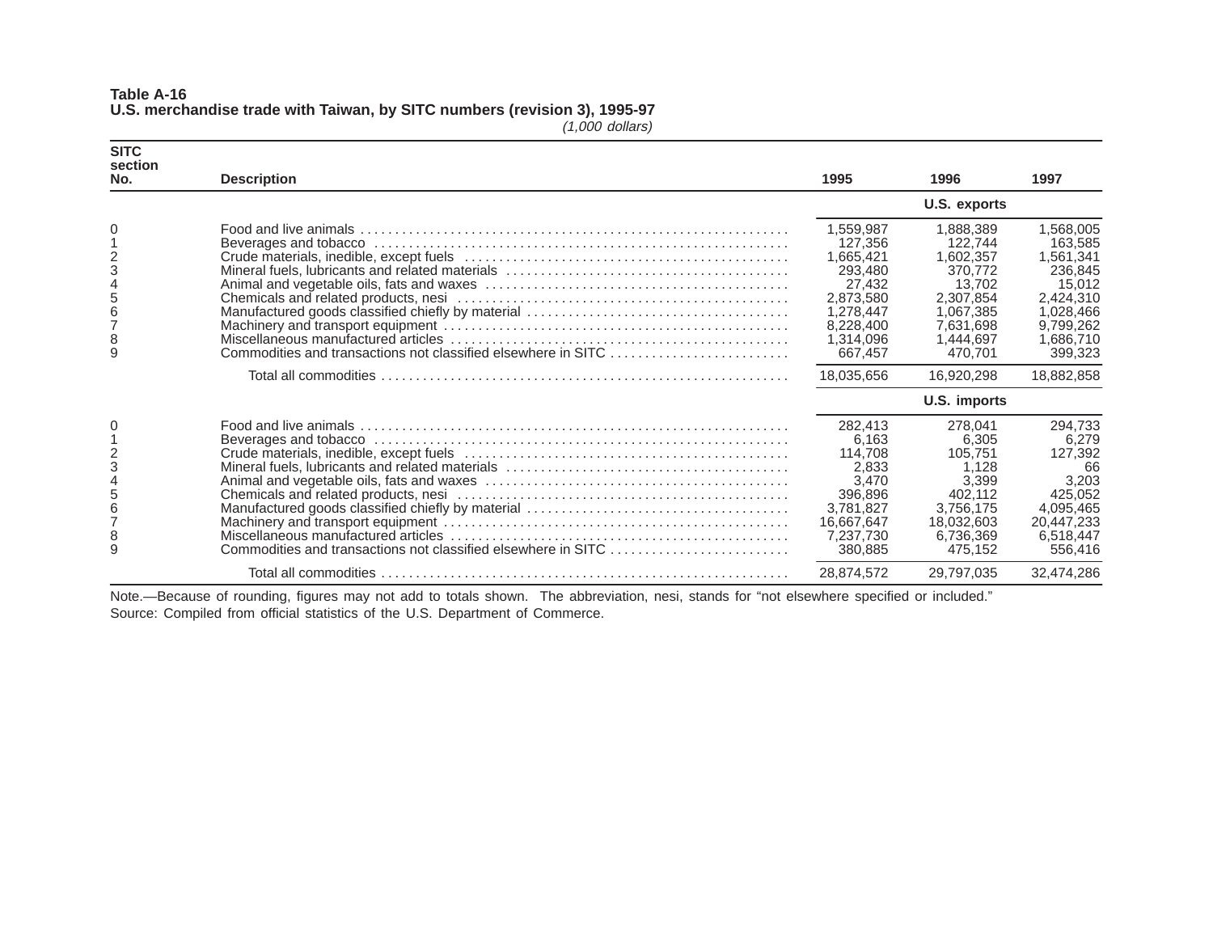**Table A-16**
**U.S. merchandise trade with Taiwan, by SITC numbers (revision 3), 1995-97**
*(1,000 dollars)*

| SITC section No. | Description | 1995 | 1996 | 1997 |
|---|---|---|---|---|
| | | **U.S. exports** | | |
| 0 | Food and live animals | 1,559,987 | 1,888,389 | 1,568,005 |
| 1 | Beverages and tobacco | 127,356 | 122,744 | 163,585 |
| 2 | Crude materials, inedible, except fuels | 1,665,421 | 1,602,357 | 1,561,341 |
| 3 | Mineral fuels, lubricants and related materials | 293,480 | 370,772 | 236,845 |
| 4 | Animal and vegetable oils, fats and waxes | 27,432 | 13,702 | 15,012 |
| 5 | Chemicals and related products, nesi | 2,873,580 | 2,307,854 | 2,424,310 |
| 6 | Manufactured goods classified chiefly by material | 1,278,447 | 1,067,385 | 1,028,466 |
| 7 | Machinery and transport equipment | 8,228,400 | 7,631,698 | 9,799,262 |
| 8 | Miscellaneous manufactured articles | 1,314,096 | 1,444,697 | 1,686,710 |
| 9 | Commodities and transactions not classified elsewhere in SITC | 667,457 | 470,701 | 399,323 |
| | Total all commodities | 18,035,656 | 16,920,298 | 18,882,858 |
| | | **U.S. imports** | | |
| 0 | Food and live animals | 282,413 | 278,041 | 294,733 |
| 1 | Beverages and tobacco | 6,163 | 6,305 | 6,279 |
| 2 | Crude materials, inedible, except fuels | 114,708 | 105,751 | 127,392 |
| 3 | Mineral fuels, lubricants and related materials | 2,833 | 1,128 | 66 |
| 4 | Animal and vegetable oils, fats and waxes | 3,470 | 3,399 | 3,203 |
| 5 | Chemicals and related products, nesi | 396,896 | 402,112 | 425,052 |
| 6 | Manufactured goods classified chiefly by material | 3,781,827 | 3,756,175 | 4,095,465 |
| 7 | Machinery and transport equipment | 16,667,647 | 18,032,603 | 20,447,233 |
| 8 | Miscellaneous manufactured articles | 7,237,730 | 6,736,369 | 6,518,447 |
| 9 | Commodities and transactions not classified elsewhere in SITC | 380,885 | 475,152 | 556,416 |
| | Total all commodities | 28,874,572 | 29,797,035 | 32,474,286 |

Note.—Because of rounding, figures may not add to totals shown. The abbreviation, nesi, stands for "not elsewhere specified or included."
Source: Compiled from official statistics of the U.S. Department of Commerce.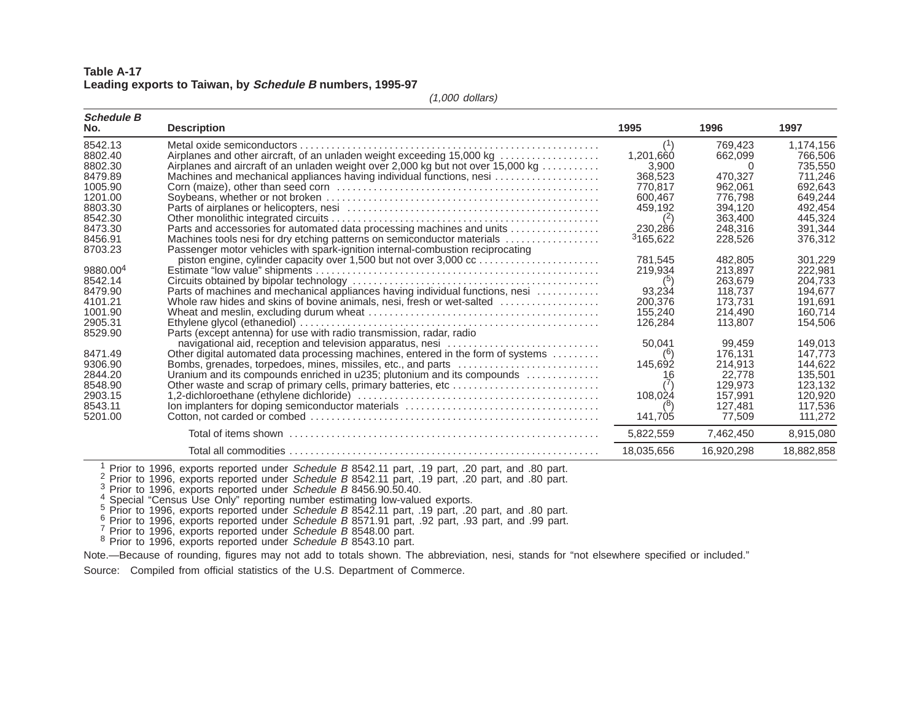**Table A-17**
**Leading exports to Taiwan, by *Schedule B* numbers, 1995-97**

*(1,000 dollars)*

| *Schedule B* No. | Description | 1995 | 1996 | 1997 |
|---|---|---|---|---|
| 8542.13 | Metal oxide semiconductors | ([1]) | 769,423 | 1,174,156 |
| 8802.40 | Airplanes and other aircraft, of an unladen weight exceeding 15,000 kg | 1,201,660 | 662,099 | 766,506 |
| 8802.30 | Airplanes and aircraft of an unladen weight over 2,000 kg but not over 15,000 kg | 3,900 | 0 | 735,550 |
| 8479.89 | Machines and mechanical appliances having individual functions, nesi | 368,523 | 470,327 | 711,246 |
| 1005.90 | Corn (maize), other than seed corn | 770,817 | 962,061 | 692,643 |
| 1201.00 | Soybeans, whether or not broken | 600,467 | 776,798 | 649,244 |
| 8803.30 | Parts of airplanes or helicopters, nesi | 459,192 | 394,120 | 492,454 |
| 8542.30 | Other monolithic integrated circuits | ([2]) | 363,400 | 445,324 |
| 8473.30 | Parts and accessories for automated data processing machines and units | 230,286 | 248,316 | 391,344 |
| 8456.91 | Machines tools nesi for dry etching patterns on semiconductor materials | [3]165,622 | 228,526 | 376,312 |
| 8703.23 | Passenger motor vehicles with spark-ignition internal-combustion reciprocating piston engine, cylinder capacity over 1,500 but not over 3,000 cc | 781,545 | 482,805 | 301,229 |
| 9880.00[4] | Estimate "low value" shipments | 219,934 | 213,897 | 222,981 |
| 8542.14 | Circuits obtained by bipolar technology | ([5]) | 263,679 | 204,733 |
| 8479.90 | Parts of machines and mechanical appliances having individual functions, nesi | 93,234 | 118,737 | 194,677 |
| 4101.21 | Whole raw hides and skins of bovine animals, nesi, fresh or wet-salted | 200,376 | 173,731 | 191,691 |
| 1001.90 | Wheat and meslin, excluding durum wheat | 155,240 | 214,490 | 160,714 |
| 2905.31 | Ethylene glycol (ethanediol) | 126,284 | 113,807 | 154,506 |
| 8529.90 | Parts (except antenna) for use with radio transmission, radar, radio navigational aid, reception and television apparatus, nesi | 50,041 | 99,459 | 149,013 |
| 8471.49 | Other digital automated data processing machines, entered in the form of systems | ([6]) | 176,131 | 147,773 |
| 9306.90 | Bombs, grenades, torpedoes, mines, missiles, etc., and parts | 145,692 | 214,913 | 144,622 |
| 2844.20 | Uranium and its compounds enriched in u235; plutonium and its compounds | 16 | 22,778 | 135,501 |
| 8548.90 | Other waste and scrap of primary cells, primary batteries, etc | ([7]) | 129,973 | 123,132 |
| 2903.15 | 1,2-dichloroethane (ethylene dichloride) | 108,024 | 157,991 | 120,920 |
| 8543.11 | Ion implanters for doping semiconductor materials | ([8]) | 127,481 | 117,536 |
| 5201.00 | Cotton, not carded or combed | 141,705 | 77,509 | 111,272 |
| | Total of items shown | 5,822,559 | 7,462,450 | 8,915,080 |
| | Total all commodities | 18,035,656 | 16,920,298 | 18,882,858 |

[1] Prior to 1996, exports reported under *Schedule B* 8542.11 part, .19 part, .20 part, and .80 part.
[2] Prior to 1996, exports reported under *Schedule B* 8542.11 part, .19 part, .20 part, and .80 part.
[3] Prior to 1996, exports reported under *Schedule B* 8456.90.50.40.
[4] Special "Census Use Only" reporting number estimating low-valued exports.
[5] Prior to 1996, exports reported under *Schedule B* 8542.11 part, .19 part, .20 part, and .80 part.
[6] Prior to 1996, exports reported under *Schedule B* 8571.91 part, .92 part, .93 part, and .99 part.
[7] Prior to 1996, exports reported under *Schedule B* 8548.00 part.
[8] Prior to 1996, exports reported under *Schedule B* 8543.10 part.

Note.—Because of rounding, figures may not add to totals shown. The abbreviation, nesi, stands for "not elsewhere specified or included."

Source: Compiled from official statistics of the U.S. Department of Commerce.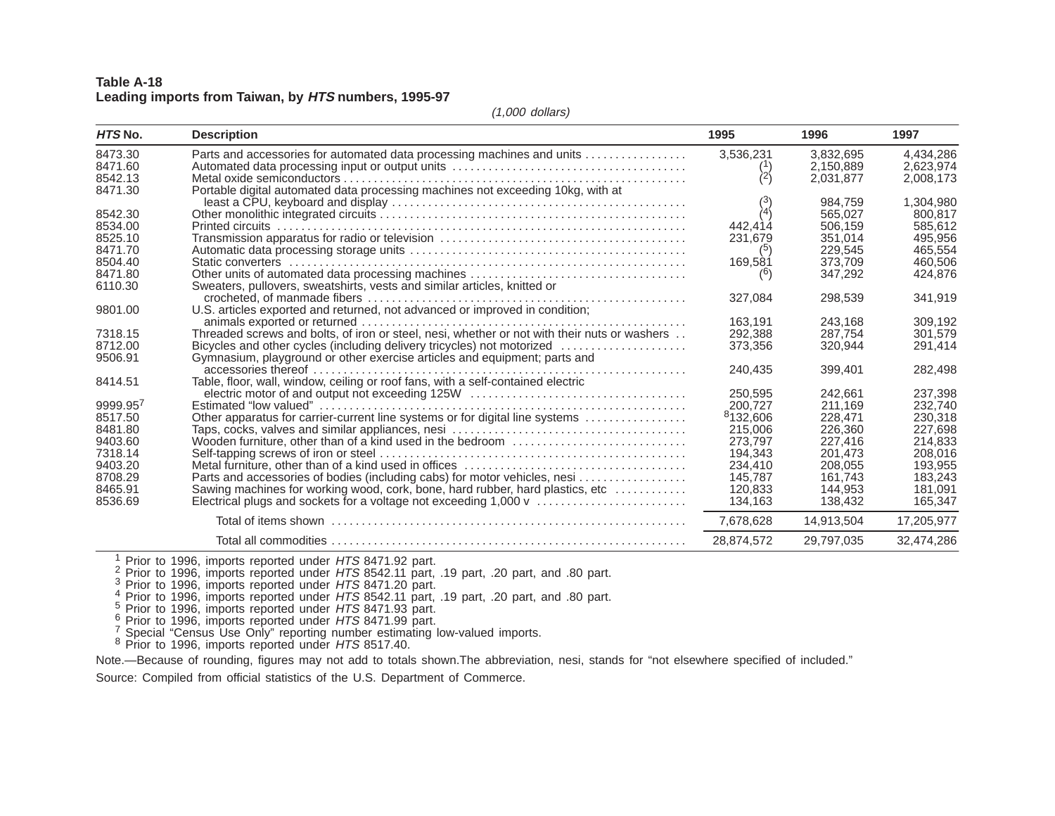**Table A-18**
**Leading imports from Taiwan, by *HTS* numbers, 1995-97**

*(1,000 dollars)*

| *HTS* No. | Description | 1995 | 1996 | 1997 |
|---|---|---|---|---|
| 8473.30 | Parts and accessories for automated data processing machines and units | 3,536,231 | 3,832,695 | 4,434,286 |
| 8471.60 | Automated data processing input or output units | ([1]) | 2,150,889 | 2,623,974 |
| 8542.13 | Metal oxide semiconductors | ([2]) | 2,031,877 | 2,008,173 |
| 8471.30 | Portable digital automated data processing machines not exceeding 10kg, with at least a CPU, keyboard and display | ([3]) | 984,759 | 1,304,980 |
| 8542.30 | Other monolithic integrated circuits | ([4]) | 565,027 | 800,817 |
| 8534.00 | Printed circuits | 442,414 | 506,159 | 585,612 |
| 8525.10 | Transmission apparatus for radio or television | 231,679 | 351,014 | 495,956 |
| 8471.70 | Automatic data processing storage units | ([5]) | 229,545 | 465,554 |
| 8504.40 | Static converters | 169,581 | 373,709 | 460,506 |
| 8471.80 | Other units of automated data processing machines | ([6]) | 347,292 | 424,876 |
| 6110.30 | Sweaters, pullovers, sweatshirts, vests and similar articles, knitted or crocheted, of manmade fibers | 327,084 | 298,539 | 341,919 |
| 9801.00 | U.S. articles exported and returned, not advanced or improved in condition; animals exported or returned | 163,191 | 243,168 | 309,192 |
| 7318.15 | Threaded screws and bolts, of iron or steel, nesi, whether or not with their nuts or washers | 292,388 | 287,754 | 301,579 |
| 8712.00 | Bicycles and other cycles (including delivery tricycles) not motorized | 373,356 | 320,944 | 291,414 |
| 9506.91 | Gymnasium, playground or other exercise articles and equipment; parts and accessories thereof | 240,435 | 399,401 | 282,498 |
| 8414.51 | Table, floor, wall, window, ceiling or roof fans, with a self-contained electric electric motor of and output not exceeding 125W | 250,595 | 242,661 | 237,398 |
| 9999.95[7] | Estimated "low valued" | 200,727 | 211,169 | 232,740 |
| 8517.50 | Other apparatus for carrier-current line systems or for digital line systems | [8]132,606 | 228,471 | 230,318 |
| 8481.80 | Taps, cocks, valves and similar appliances, nesi | 215,006 | 226,360 | 227,698 |
| 9403.60 | Wooden furniture, other than of a kind used in the bedroom | 273,797 | 227,416 | 214,833 |
| 7318.14 | Self-tapping screws of iron or steel | 194,343 | 201,473 | 208,016 |
| 9403.20 | Metal furniture, other than of a kind used in offices | 234,410 | 208,055 | 193,955 |
| 8708.29 | Parts and accessories of bodies (including cabs) for motor vehicles, nesi | 145,787 | 161,743 | 183,243 |
| 8465.91 | Sawing machines for working wood, cork, bone, hard rubber, hard plastics, etc | 120,833 | 144,953 | 181,091 |
| 8536.69 | Electrical plugs and sockets for a voltage not exceeding 1,000 v | 134,163 | 138,432 | 165,347 |
| | Total of items shown | 7,678,628 | 14,913,504 | 17,205,977 |
| | Total all commodities | 28,874,572 | 29,797,035 | 32,474,286 |

[1] Prior to 1996, imports reported under *HTS* 8471.92 part.
[2] Prior to 1996, imports reported under *HTS* 8542.11 part, .19 part, .20 part, and .80 part.
[3] Prior to 1996, imports reported under *HTS* 8471.20 part.
[4] Prior to 1996, imports reported under *HTS* 8542.11 part, .19 part, .20 part, and .80 part.
[5] Prior to 1996, imports reported under *HTS* 8471.93 part.
[6] Prior to 1996, imports reported under *HTS* 8471.99 part.
[7] Special "Census Use Only" reporting number estimating low-valued imports.
[8] Prior to 1996, imports reported under *HTS* 8517.40.

Note.—Because of rounding, figures may not add to totals shown.The abbreviation, nesi, stands for "not elsewhere specified of included."

Source: Compiled from official statistics of the U.S. Department of Commerce.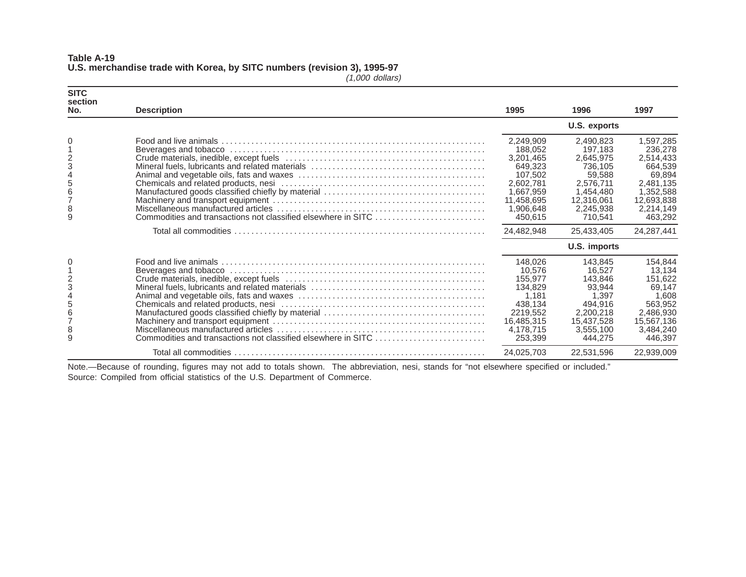**Table A-19**
**U.S. merchandise trade with Korea, by SITC numbers (revision 3), 1995-97**
*(1,000 dollars)*

| SITC section No. | Description | 1995 | 1996 | 1997 |
|---|---|---|---|---|
| | | U.S. exports | | |
| 0 | Food and live animals | 2,249,909 | 2,490,823 | 1,597,285 |
| 1 | Beverages and tobacco | 188,052 | 197,183 | 236,278 |
| 2 | Crude materials, inedible, except fuels | 3,201,465 | 2,645,975 | 2,514,433 |
| 3 | Mineral fuels, lubricants and related materials | 649,323 | 736,105 | 664,539 |
| 4 | Animal and vegetable oils, fats and waxes | 107,502 | 59,588 | 69,894 |
| 5 | Chemicals and related products, nesi | 2,602,781 | 2,576,711 | 2,481,135 |
| 6 | Manufactured goods classified chiefly by material | 1,667,959 | 1,454,480 | 1,352,588 |
| 7 | Machinery and transport equipment | 11,458,695 | 12,316,061 | 12,693,838 |
| 8 | Miscellaneous manufactured articles | 1,906,648 | 2,245,938 | 2,214,149 |
| 9 | Commodities and transactions not classified elsewhere in SITC | 450,615 | 710,541 | 463,292 |
| | Total all commodities | 24,482,948 | 25,433,405 | 24,287,441 |
| | | U.S. imports | | |
| 0 | Food and live animals | 148,026 | 143,845 | 154,844 |
| 1 | Beverages and tobacco | 10,576 | 16,527 | 13,134 |
| 2 | Crude materials, inedible, except fuels | 155,977 | 143,846 | 151,622 |
| 3 | Mineral fuels, lubricants and related materials | 134,829 | 93,944 | 69,147 |
| 4 | Animal and vegetable oils, fats and waxes | 1,181 | 1,397 | 1,608 |
| 5 | Chemicals and related products, nesi | 438,134 | 494,916 | 563,952 |
| 6 | Manufactured goods classified chiefly by material | 2219,552 | 2,200,218 | 2,486,930 |
| 7 | Machinery and transport equipment | 16,485,315 | 15,437,528 | 15,567,136 |
| 8 | Miscellaneous manufactured articles | 4,178,715 | 3,555,100 | 3,484,240 |
| 9 | Commodities and transactions not classified elsewhere in SITC | 253,399 | 444,275 | 446,397 |
| | Total all commodities | 24,025,703 | 22,531,596 | 22,939,009 |

Note.—Because of rounding, figures may not add to totals shown. The abbreviation, nesi, stands for "not elsewhere specified or included."
Source: Compiled from official statistics of the U.S. Department of Commerce.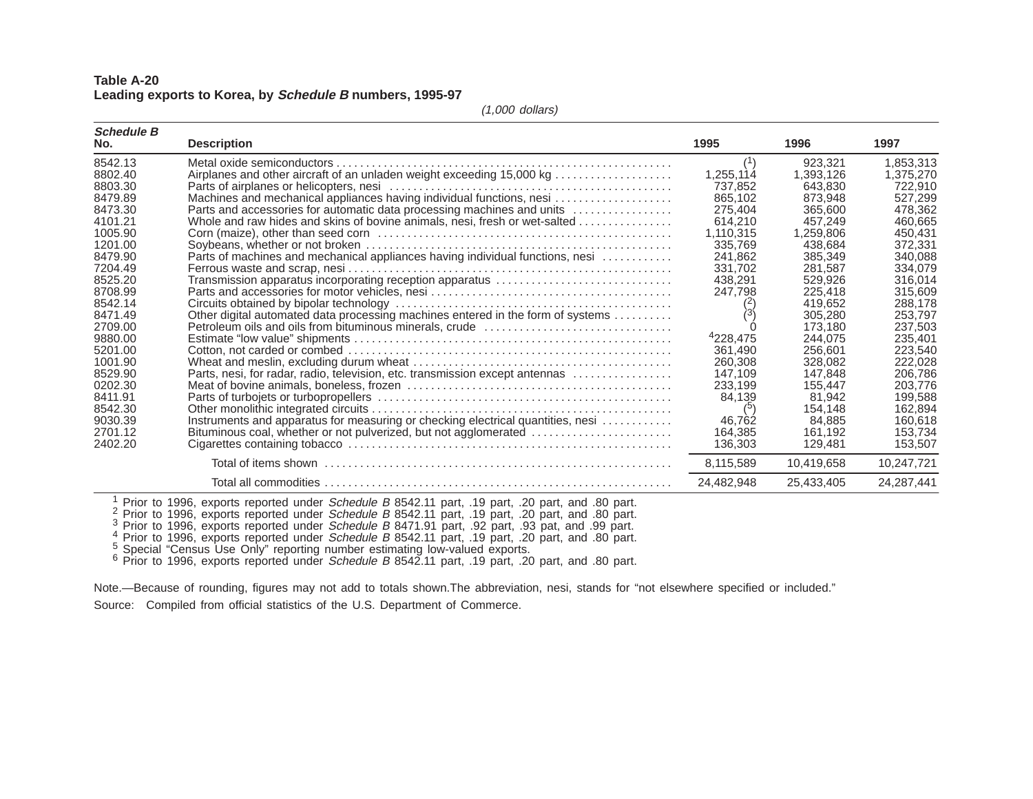**Table A-20**
**Leading exports to Korea, by *Schedule B* numbers, 1995-97**

*(1,000 dollars)*

| *Schedule B* No. | Description | 1995 | 1996 | 1997 |
|---|---|---|---|---|
| 8542.13 | Metal oxide semiconductors | ([1]) | 923,321 | 1,853,313 |
| 8802.40 | Airplanes and other aircraft of an unladen weight exceeding 15,000 kg | 1,255,114 | 1,393,126 | 1,375,270 |
| 8803.30 | Parts of airplanes or helicopters, nesi | 737,852 | 643,830 | 722,910 |
| 8479.89 | Machines and mechanical appliances having individual functions, nesi | 865,102 | 873,948 | 527,299 |
| 8473.30 | Parts and accessories for automatic data processing machines and units | 275,404 | 365,600 | 478,362 |
| 4101.21 | Whole and raw hides and skins of bovine animals, nesi, fresh or wet-salted | 614,210 | 457,249 | 460,665 |
| 1005.90 | Corn (maize), other than seed corn | 1,110,315 | 1,259,806 | 450,431 |
| 1201.00 | Soybeans, whether or not broken | 335,769 | 438,684 | 372,331 |
| 8479.90 | Parts of machines and mechanical appliances having individual functions, nesi | 241,862 | 385,349 | 340,088 |
| 7204.49 | Ferrous waste and scrap, nesi | 331,702 | 281,587 | 334,079 |
| 8525.20 | Transmission apparatus incorporating reception apparatus | 438,291 | 529,926 | 316,014 |
| 8708.99 | Parts and accessories for motor vehicles, nesi | 247,798 | 225,418 | 315,609 |
| 8542.14 | Circuits obtained by bipolar technology | ([2]) | 419,652 | 288,178 |
| 8471.49 | Other digital automated data processing machines entered in the form of systems | ([3]) | 305,280 | 253,797 |
| 2709.00 | Petroleum oils and oils from bituminous minerals, crude | 0 | 173,180 | 237,503 |
| 9880.00 | Estimate “low value” shipments | [4]228,475 | 244,075 | 235,401 |
| 5201.00 | Cotton, not carded or combed | 361,490 | 256,601 | 223,540 |
| 1001.90 | Wheat and meslin, excluding durum wheat | 260,308 | 328,082 | 222,028 |
| 8529.90 | Parts, nesi, for radar, radio, television, etc. transmission except antennas | 147,109 | 147,848 | 206,786 |
| 0202.30 | Meat of bovine animals, boneless, frozen | 233,199 | 155,447 | 203,776 |
| 8411.91 | Parts of turbojets or turbopropellers | 84,139 | 81,942 | 199,588 |
| 8542.30 | Other monolithic integrated circuits | ([5]) | 154,148 | 162,894 |
| 9030.39 | Instruments and apparatus for measuring or checking electrical quantities, nesi | 46,762 | 84,885 | 160,618 |
| 2701.12 | Bituminous coal, whether or not pulverized, but not agglomerated | 164,385 | 161,192 | 153,734 |
| 2402.20 | Cigarettes containing tobacco | 136,303 | 129,481 | 153,507 |
| | Total of items shown | 8,115,589 | 10,419,658 | 10,247,721 |
| | Total all commodities | 24,482,948 | 25,433,405 | 24,287,441 |

[1] Prior to 1996, exports reported under *Schedule B* 8542.11 part, .19 part, .20 part, and .80 part.
[2] Prior to 1996, exports reported under *Schedule B* 8542.11 part, .19 part, .20 part, and .80 part.
[3] Prior to 1996, exports reported under *Schedule B* 8471.91 part, .92 part, .93 pat, and .99 part.
[4] Prior to 1996, exports reported under *Schedule B* 8542.11 part, .19 part, .20 part, and .80 part.
[5] Special “Census Use Only” reporting number estimating low-valued exports.
[6] Prior to 1996, exports reported under *Schedule B* 8542.11 part, .19 part, .20 part, and .80 part.

Note.—Because of rounding, figures may not add to totals shown.The abbreviation, nesi, stands for “not elsewhere specified or included.”

Source: Compiled from official statistics of the U.S. Department of Commerce.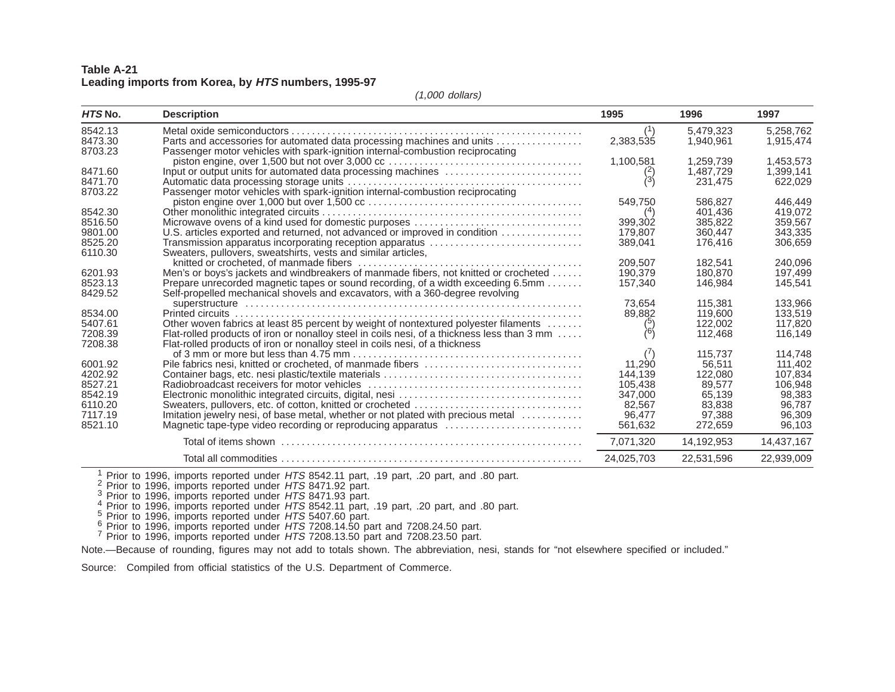**Table A-21**
**Leading imports from Korea, by *HTS* numbers, 1995-97**

*(1,000 dollars)*

| *HTS* No. | Description | 1995 | 1996 | 1997 |
|---|---|---|---|---|
| 8542.13 | Metal oxide semiconductors | [1] | 5,479,323 | 5,258,762 |
| 8473.30 | Parts and accessories for automated data processing machines and units | 2,383,535 | 1,940,961 | 1,915,474 |
| 8703.23 | Passenger motor vehicles with spark-ignition internal-combustion reciprocating piston engine, over 1,500 but not over 3,000 cc | 1,100,581 | 1,259,739 | 1,453,573 |
| 8471.60 | Input or output units for automated data processing machines | [2] | 1,487,729 | 1,399,141 |
| 8471.70 | Automatic data processing storage units | [3] | 231,475 | 622,029 |
| 8703.22 | Passenger motor vehicles with spark-ignition internal-combustion reciprocating piston engine over 1,000 but over 1,500 cc | 549,750 | 586,827 | 446,449 |
| 8542.30 | Other monolithic integrated circuits | [4] | 401,436 | 419,072 |
| 8516.50 | Microwave ovens of a kind used for domestic purposes | 399,302 | 385,822 | 359,567 |
| 9801.00 | U.S. articles exported and returned, not advanced or improved in condition | 179,807 | 360,447 | 343,335 |
| 8525.20 | Transmission apparatus incorporating reception apparatus | 389,041 | 176,416 | 306,659 |
| 6110.30 | Sweaters, pullovers, sweatshirts, vests and similar articles, knitted or crocheted, of manmade fibers | 209,507 | 182,541 | 240,096 |
| 6201.93 | Men's or boys's jackets and windbreakers of manmade fibers, not knitted or crocheted | 190,379 | 180,870 | 197,499 |
| 8523.13 | Prepare unrecorded magnetic tapes or sound recording, of a width exceeding 6.5mm | 157,340 | 146,984 | 145,541 |
| 8429.52 | Self-propelled mechanical shovels and excavators, with a 360-degree revolving superstructure | 73,654 | 115,381 | 133,966 |
| 8534.00 | Printed circuits | 89,882 | 119,600 | 133,519 |
| 5407.61 | Other woven fabrics at least 85 percent by weight of nontextured polyester filaments | [5] | 122,002 | 117,820 |
| 7208.39 | Flat-rolled products of iron or nonalloy steel in coils nesi, of a thickness less than 3 mm | [6] | 112,468 | 116,149 |
| 7208.38 | Flat-rolled products of iron or nonalloy steel in coils nesi, of a thickness of 3 mm or more but less than 4.75 mm | [7] | 115,737 | 114,748 |
| 6001.92 | Pile fabrics nesi, knitted or crocheted, of manmade fibers | 11,290 | 56,511 | 111,402 |
| 4202.92 | Container bags, etc. nesi plastic/textile materials | 144,139 | 122,080 | 107,834 |
| 8527.21 | Radiobroadcast receivers for motor vehicles | 105,438 | 89,577 | 106,948 |
| 8542.19 | Electronic monolithic integrated circuits, digital, nesi | 347,000 | 65,139 | 98,383 |
| 6110.20 | Sweaters, pullovers, etc. of cotton, knitted or crocheted | 82,567 | 83,838 | 96,787 |
| 7117.19 | Imitation jewelry nesi, of base metal, whether or not plated with precious metal | 96,477 | 97,388 | 96,309 |
| 8521.10 | Magnetic tape-type video recording or reproducing apparatus | 561,632 | 272,659 | 96,103 |
| | Total of items shown | 7,071,320 | 14,192,953 | 14,437,167 |
| | Total all commodities | 24,025,703 | 22,531,596 | 22,939,009 |

[1] Prior to 1996, imports reported under *HTS* 8542.11 part, .19 part, .20 part, and .80 part.
[2] Prior to 1996, imports reported under *HTS* 8471.92 part.
[3] Prior to 1996, imports reported under *HTS* 8471.93 part.
[4] Prior to 1996, imports reported under *HTS* 8542.11 part, .19 part, .20 part, and .80 part.
[5] Prior to 1996, imports reported under *HTS* 5407.60 part.
[6] Prior to 1996, imports reported under *HTS* 7208.14.50 part and 7208.24.50 part.
[7] Prior to 1996, imports reported under *HTS* 7208.13.50 part and 7208.23.50 part.

Note.—Because of rounding, figures may not add to totals shown. The abbreviation, nesi, stands for "not elsewhere specified or included."

Source: Compiled from official statistics of the U.S. Department of Commerce.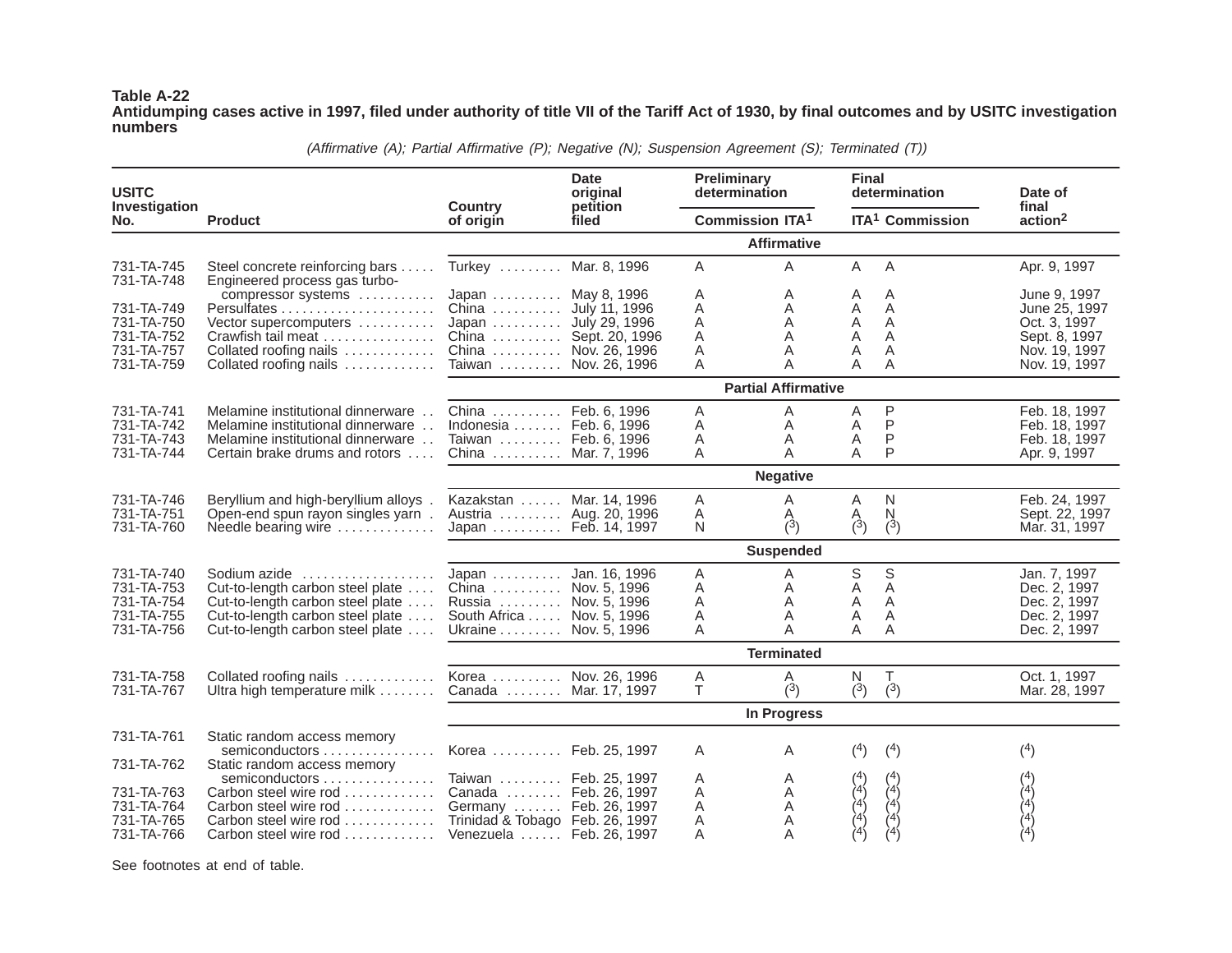**Table A-22**
**Antidumping cases active in 1997, filed under authority of title VII of the Tariff Act of 1930, by final outcomes and by USITC investigation numbers**

*(Affirmative (A); Partial Affirmative (P); Negative (N); Suspension Agreement (S); Terminated (T))*

| USITC Investigation No. | Product | Country of origin | Date original petition filed | Preliminary determination | | Final determination | | Date of final action[2] |
|---|---|---|---|---|---|---|---|---|
| | | | | Commission | ITA[1] | ITA[1] | Commission | |
| | | | | **Affirmative** | | | | |
| 731-TA-745 | Steel concrete reinforcing bars | Turkey | Mar. 8, 1996 | A | A | A | A | Apr. 9, 1997 |
| 731-TA-748 | Engineered process gas turbo-compressor systems | Japan | May 8, 1996 | A | A | A | A | June 9, 1997 |
| 731-TA-749 | Persulfates | China | July 11, 1996 | A | A | A | A | June 25, 1997 |
| 731-TA-750 | Vector supercomputers | Japan | July 29, 1996 | A | A | A | A | Oct. 3, 1997 |
| 731-TA-752 | Crawfish tail meat | China | Sept. 20, 1996 | A | A | A | A | Sept. 8, 1997 |
| 731-TA-757 | Collated roofing nails | China | Nov. 26, 1996 | A | A | A | A | Nov. 19, 1997 |
| 731-TA-759 | Collated roofing nails | Taiwan | Nov. 26, 1996 | A | A | A | A | Nov. 19, 1997 |
| | | | | **Partial Affirmative** | | | | |
| 731-TA-741 | Melamine institutional dinnerware | China | Feb. 6, 1996 | A | A | A | P | Feb. 18, 1997 |
| 731-TA-742 | Melamine institutional dinnerware | Indonesia | Feb. 6, 1996 | A | A | A | P | Feb. 18, 1997 |
| 731-TA-743 | Melamine institutional dinnerware | Taiwan | Feb. 6, 1996 | A | A | A | P | Feb. 18, 1997 |
| 731-TA-744 | Certain brake drums and rotors | China | Mar. 7, 1996 | A | A | A | P | Apr. 9, 1997 |
| | | | | **Negative** | | | | |
| 731-TA-746 | Beryllium and high-beryllium alloys | Kazakstan | Mar. 14, 1996 | A | A | A | N | Feb. 24, 1997 |
| 731-TA-751 | Open-end spun rayon singles yarn | Austria | Aug. 20, 1996 | A | A | A | N | Sept. 22, 1997 |
| 731-TA-760 | Needle bearing wire | Japan | Feb. 14, 1997 | N | (3) | (3) | (3) | Mar. 31, 1997 |
| | | | | **Suspended** | | | | |
| 731-TA-740 | Sodium azide | Japan | Jan. 16, 1996 | A | A | S | S | Jan. 7, 1997 |
| 731-TA-753 | Cut-to-length carbon steel plate | China | Nov. 5, 1996 | A | A | A | A | Dec. 2, 1997 |
| 731-TA-754 | Cut-to-length carbon steel plate | Russia | Nov. 5, 1996 | A | A | A | A | Dec. 2, 1997 |
| 731-TA-755 | Cut-to-length carbon steel plate | South Africa | Nov. 5, 1996 | A | A | A | A | Dec. 2, 1997 |
| 731-TA-756 | Cut-to-length carbon steel plate | Ukraine | Nov. 5, 1996 | A | A | A | A | Dec. 2, 1997 |
| | | | | **Terminated** | | | | |
| 731-TA-758 | Collated roofing nails | Korea | Nov. 26, 1996 | A | A | N | T | Oct. 1, 1997 |
| 731-TA-767 | Ultra high temperature milk | Canada | Mar. 17, 1997 | T | (3) | (3) | (3) | Mar. 28, 1997 |
| | | | | **In Progress** | | | | |
| 731-TA-761 | Static random access memory semiconductors | Korea | Feb. 25, 1997 | A | A | (4) | (4) | (4) |
| 731-TA-762 | Static random access memory semiconductors | Taiwan | Feb. 25, 1997 | A | A | (4) | (4) | (4) |
| 731-TA-763 | Carbon steel wire rod | Canada | Feb. 26, 1997 | A | A | (4) | (4) | (4) |
| 731-TA-764 | Carbon steel wire rod | Germany | Feb. 26, 1997 | A | A | (4) | (4) | (4) |
| 731-TA-765 | Carbon steel wire rod | Trinidad & Tobago | Feb. 26, 1997 | A | A | (4) | (4) | (4) |
| 731-TA-766 | Carbon steel wire rod | Venezuela | Feb. 26, 1997 | A | A | (4) | (4) | (4) |

See footnotes at end of table.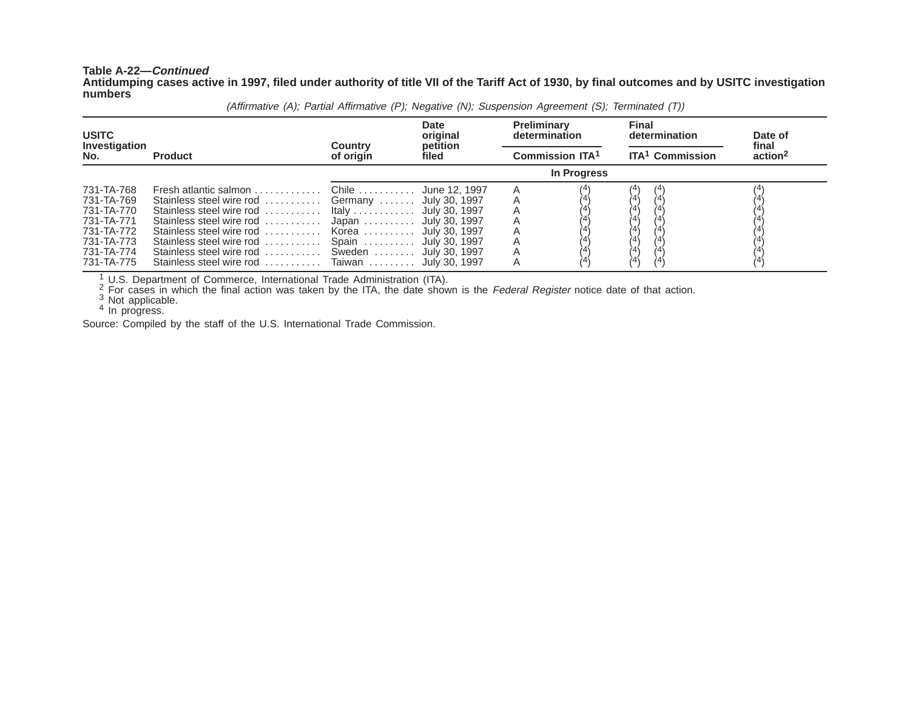**Table A-22—*Continued***

**Antidumping cases active in 1997, filed under authority of title VII of the Tariff Act of 1930, by final outcomes and by USITC investigation numbers**

*(Affirmative (A); Partial Affirmative (P); Negative (N); Suspension Agreement (S); Terminated (T))*

| USITC Investigation No. | Product | Country of origin | Date original petition filed | Preliminary determination | | Final determination | | Date of final action[2] |
|---|---|---|---|---|---|---|---|---|
| | | | | Commission | ITA[1] | ITA[1] | Commission | |
| | | | | **In Progress** | | | | |
| 731-TA-768 | Fresh atlantic salmon | Chile | June 12, 1997 | A | (4) | (4) | (4) | (4) |
| 731-TA-769 | Stainless steel wire rod | Germany | July 30, 1997 | A | (4) | (4) | (4) | (4) |
| 731-TA-770 | Stainless steel wire rod | Italy | July 30, 1997 | A | (4) | (4) | (4) | (4) |
| 731-TA-771 | Stainless steel wire rod | Japan | July 30, 1997 | A | (4) | (4) | (4) | (4) |
| 731-TA-772 | Stainless steel wire rod | Korea | July 30, 1997 | A | (4) | (4) | (4) | (4) |
| 731-TA-773 | Stainless steel wire rod | Spain | July 30, 1997 | A | (4) | (4) | (4) | (4) |
| 731-TA-774 | Stainless steel wire rod | Sweden | July 30, 1997 | A | (4) | (4) | (4) | (4) |
| 731-TA-775 | Stainless steel wire rod | Taiwan | July 30, 1997 | A | (4) | (4) | (4) | (4) |

[1] U.S. Department of Commerce, International Trade Administration (ITA).
[2] For cases in which the final action was taken by the ITA, the date shown is the *Federal Register* notice date of that action.
[3] Not applicable.
[4] In progress.

Source: Compiled by the staff of the U.S. International Trade Commission.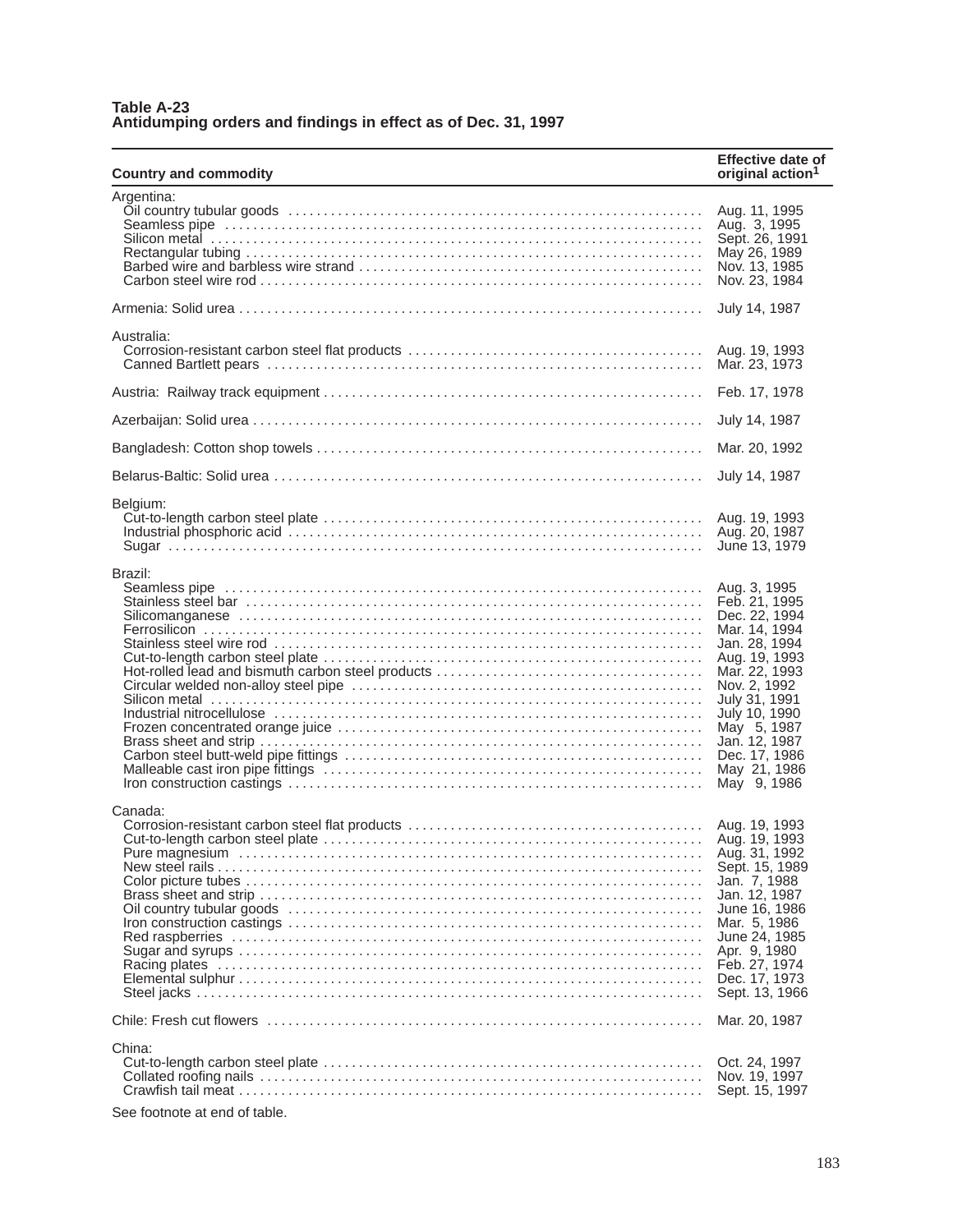**Table A-23**
**Antidumping orders and findings in effect as of Dec. 31, 1997**

| Country and commodity | Effective date of original action[1] |
|---|---|
| Argentina: | |
| Oil country tubular goods | Aug. 11, 1995 |
| Seamless pipe | Aug. 3, 1995 |
| Silicon metal | Sept. 26, 1991 |
| Rectangular tubing | May 26, 1989 |
| Barbed wire and barbless wire strand | Nov. 13, 1985 |
| Carbon steel wire rod | Nov. 23, 1984 |
| Armenia: Solid urea | July 14, 1987 |
| Australia: | |
| Corrosion-resistant carbon steel flat products | Aug. 19, 1993 |
| Canned Bartlett pears | Mar. 23, 1973 |
| Austria: Railway track equipment | Feb. 17, 1978 |
| Azerbaijan: Solid urea | July 14, 1987 |
| Bangladesh: Cotton shop towels | Mar. 20, 1992 |
| Belarus-Baltic: Solid urea | July 14, 1987 |
| Belgium: | |
| Cut-to-length carbon steel plate | Aug. 19, 1993 |
| Industrial phosphoric acid | Aug. 20, 1987 |
| Sugar | June 13, 1979 |
| Brazil: | |
| Seamless pipe | Aug. 3, 1995 |
| Stainless steel bar | Feb. 21, 1995 |
| Silicomanganese | Dec. 22, 1994 |
| Ferrosilicon | Mar. 14, 1994 |
| Stainless steel wire rod | Jan. 28, 1994 |
| Cut-to-length carbon steel plate | Aug. 19, 1993 |
| Hot-rolled lead and bismuth carbon steel products | Mar. 22, 1993 |
| Circular welded non-alloy steel pipe | Nov. 2, 1992 |
| Silicon metal | July 31, 1991 |
| Industrial nitrocellulose | July 10, 1990 |
| Frozen concentrated orange juice | May 5, 1987 |
| Brass sheet and strip | Jan. 12, 1987 |
| Carbon steel butt-weld pipe fittings | Dec. 17, 1986 |
| Malleable cast iron pipe fittings | May 21, 1986 |
| Iron construction castings | May 9, 1986 |
| Canada: | |
| Corrosion-resistant carbon steel flat products | Aug. 19, 1993 |
| Cut-to-length carbon steel plate | Aug. 19, 1993 |
| Pure magnesium | Aug. 31, 1992 |
| New steel rails | Sept. 15, 1989 |
| Color picture tubes | Jan. 7, 1988 |
| Brass sheet and strip | Jan. 12, 1987 |
| Oil country tubular goods | June 16, 1986 |
| Iron construction castings | Mar. 5, 1986 |
| Red raspberries | June 24, 1985 |
| Sugar and syrups | Apr. 9, 1980 |
| Racing plates | Feb. 27, 1974 |
| Elemental sulphur | Dec. 17, 1973 |
| Steel jacks | Sept. 13, 1966 |
| Chile: Fresh cut flowers | Mar. 20, 1987 |
| China: | |
| Cut-to-length carbon steel plate | Oct. 24, 1997 |
| Collated roofing nails | Nov. 19, 1997 |
| Crawfish tail meat | Sept. 15, 1997 |

See footnote at end of table.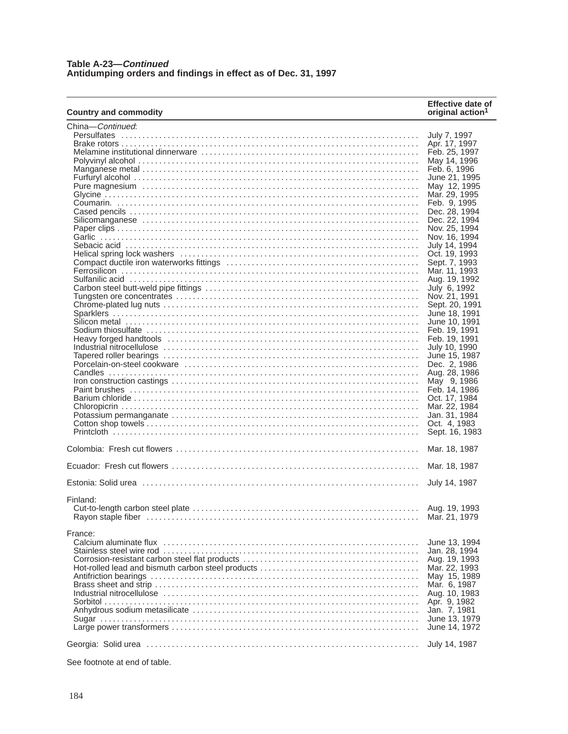**Table A-23—*Continued***
**Antidumping orders and findings in effect as of Dec. 31, 1997**

| Country and commodity | Effective date of original action[1] |
|---|---|
| China—*Continued*: | |
| Persulfates | July 7, 1997 |
| Brake rotors | Apr. 17, 1997 |
| Melamine institutional dinnerware | Feb. 25, 1997 |
| Polyvinyl alcohol | May 14, 1996 |
| Manganese metal | Feb. 6, 1996 |
| Furfuryl alcohol | June 21, 1995 |
| Pure magnesium | May 12, 1995 |
| Glycine | Mar. 29, 1995 |
| Coumarin. | Feb. 9, 1995 |
| Cased pencils | Dec. 28, 1994 |
| Silicomanganese | Dec. 22, 1994 |
| Paper clips | Nov. 25, 1994 |
| Garlic | Nov. 16, 1994 |
| Sebacic acid | July 14, 1994 |
| Helical spring lock washers | Oct. 19, 1993 |
| Compact ductile iron waterworks fittings | Sept. 7, 1993 |
| Ferrosilicon | Mar. 11, 1993 |
| Sulfanilic acid | Aug. 19, 1992 |
| Carbon steel butt-weld pipe fittings | July 6, 1992 |
| Tungsten ore concentrates | Nov. 21, 1991 |
| Chrome-plated lug nuts | Sept. 20, 1991 |
| Sparklers | June 18, 1991 |
| Silicon metal | June 10, 1991 |
| Sodium thiosulfate | Feb. 19, 1991 |
| Heavy forged handtools | Feb. 19, 1991 |
| Industrial nitrocellulose | July 10, 1990 |
| Tapered roller bearings | June 15, 1987 |
| Porcelain-on-steel cookware | Dec. 2, 1986 |
| Candles | Aug. 28, 1986 |
| Iron construction castings | May 9, 1986 |
| Paint brushes | Feb. 14, 1986 |
| Barium chloride | Oct. 17, 1984 |
| Chloropicrin | Mar. 22, 1984 |
| Potassium permanganate | Jan. 31, 1984 |
| Cotton shop towels | Oct. 4, 1983 |
| Printcloth | Sept. 16, 1983 |
| Colombia: Fresh cut flowers | Mar. 18, 1987 |
| Ecuador: Fresh cut flowers | Mar. 18, 1987 |
| Estonia: Solid urea | July 14, 1987 |
| Finland: | |
| Cut-to-length carbon steel plate | Aug. 19, 1993 |
| Rayon staple fiber | Mar. 21, 1979 |
| France: | |
| Calcium aluminate flux | June 13, 1994 |
| Stainless steel wire rod | Jan. 28, 1994 |
| Corrosion-resistant carbon steel flat products | Aug. 19, 1993 |
| Hot-rolled lead and bismuth carbon steel products | Mar. 22, 1993 |
| Antifriction bearings | May 15, 1989 |
| Brass sheet and strip | Mar. 6, 1987 |
| Industrial nitrocellulose | Aug. 10, 1983 |
| Sorbitol | Apr. 9, 1982 |
| Anhydrous sodium metasilicate | Jan. 7, 1981 |
| Sugar | June 13, 1979 |
| Large power transformers | June 14, 1972 |
| Georgia: Solid urea | July 14, 1987 |

See footnote at end of table.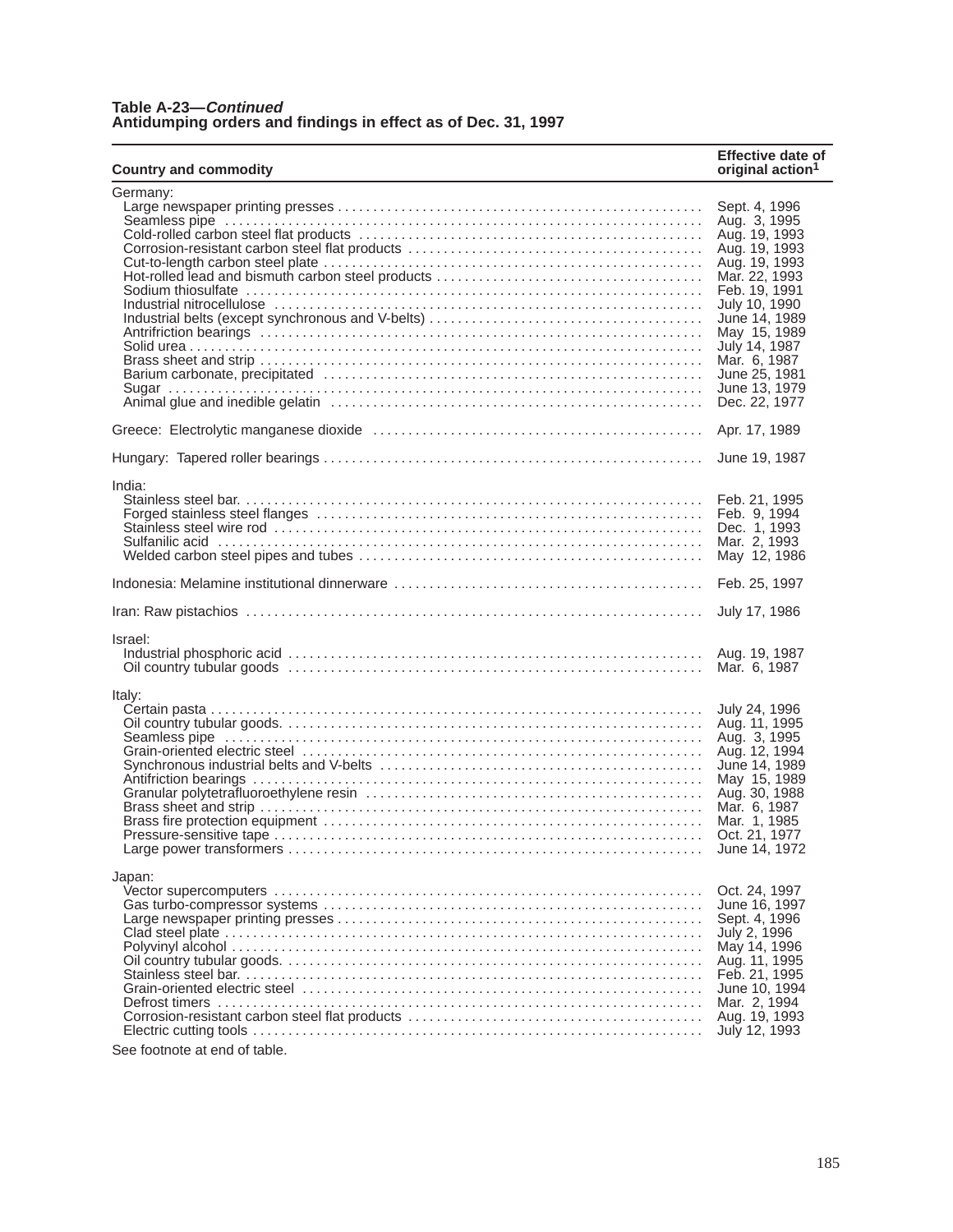**Table A-23—*Continued***
**Antidumping orders and findings in effect as of Dec. 31, 1997**

| Country and commodity | Effective date of original action[1] |
|---|---|
| Germany: | |
| Large newspaper printing presses | Sept. 4, 1996 |
| Seamless pipe | Aug. 3, 1995 |
| Cold-rolled carbon steel flat products | Aug. 19, 1993 |
| Corrosion-resistant carbon steel flat products | Aug. 19, 1993 |
| Cut-to-length carbon steel plate | Aug. 19, 1993 |
| Hot-rolled lead and bismuth carbon steel products | Mar. 22, 1993 |
| Sodium thiosulfate | Feb. 19, 1991 |
| Industrial nitrocellulose | July 10, 1990 |
| Industrial belts (except synchronous and V-belts) | June 14, 1989 |
| Antifriction bearings | May 15, 1989 |
| Solid urea | July 14, 1987 |
| Brass sheet and strip | Mar. 6, 1987 |
| Barium carbonate, precipitated | June 25, 1981 |
| Sugar | June 13, 1979 |
| Animal glue and inedible gelatin | Dec. 22, 1977 |
| Greece: Electrolytic manganese dioxide | Apr. 17, 1989 |
| Hungary: Tapered roller bearings | June 19, 1987 |
| India: | |
| Stainless steel bar. | Feb. 21, 1995 |
| Forged stainless steel flanges | Feb. 9, 1994 |
| Stainless steel wire rod | Dec. 1, 1993 |
| Sulfanilic acid | Mar. 2, 1993 |
| Welded carbon steel pipes and tubes | May 12, 1986 |
| Indonesia: Melamine institutional dinnerware | Feb. 25, 1997 |
| Iran: Raw pistachios | July 17, 1986 |
| Israel: | |
| Industrial phosphoric acid | Aug. 19, 1987 |
| Oil country tubular goods | Mar. 6, 1987 |
| Italy: | |
| Certain pasta | July 24, 1996 |
| Oil country tubular goods. | Aug. 11, 1995 |
| Seamless pipe | Aug. 3, 1995 |
| Grain-oriented electric steel | Aug. 12, 1994 |
| Synchronous industrial belts and V-belts | June 14, 1989 |
| Antifriction bearings | May 15, 1989 |
| Granular polytetrafluoroethylene resin | Aug. 30, 1988 |
| Brass sheet and strip | Mar. 6, 1987 |
| Brass fire protection equipment | Mar. 1, 1985 |
| Pressure-sensitive tape | Oct. 21, 1977 |
| Large power transformers | June 14, 1972 |
| Japan: | |
| Vector supercomputers | Oct. 24, 1997 |
| Gas turbo-compressor systems | June 16, 1997 |
| Large newspaper printing presses | Sept. 4, 1996 |
| Clad steel plate | July 2, 1996 |
| Polyvinyl alcohol | May 14, 1996 |
| Oil country tubular goods. | Aug. 11, 1995 |
| Stainless steel bar. | Feb. 21, 1995 |
| Grain-oriented electric steel | June 10, 1994 |
| Defrost timers | Mar. 2, 1994 |
| Corrosion-resistant carbon steel flat products | Aug. 19, 1993 |
| Electric cutting tools | July 12, 1993 |

See footnote at end of table.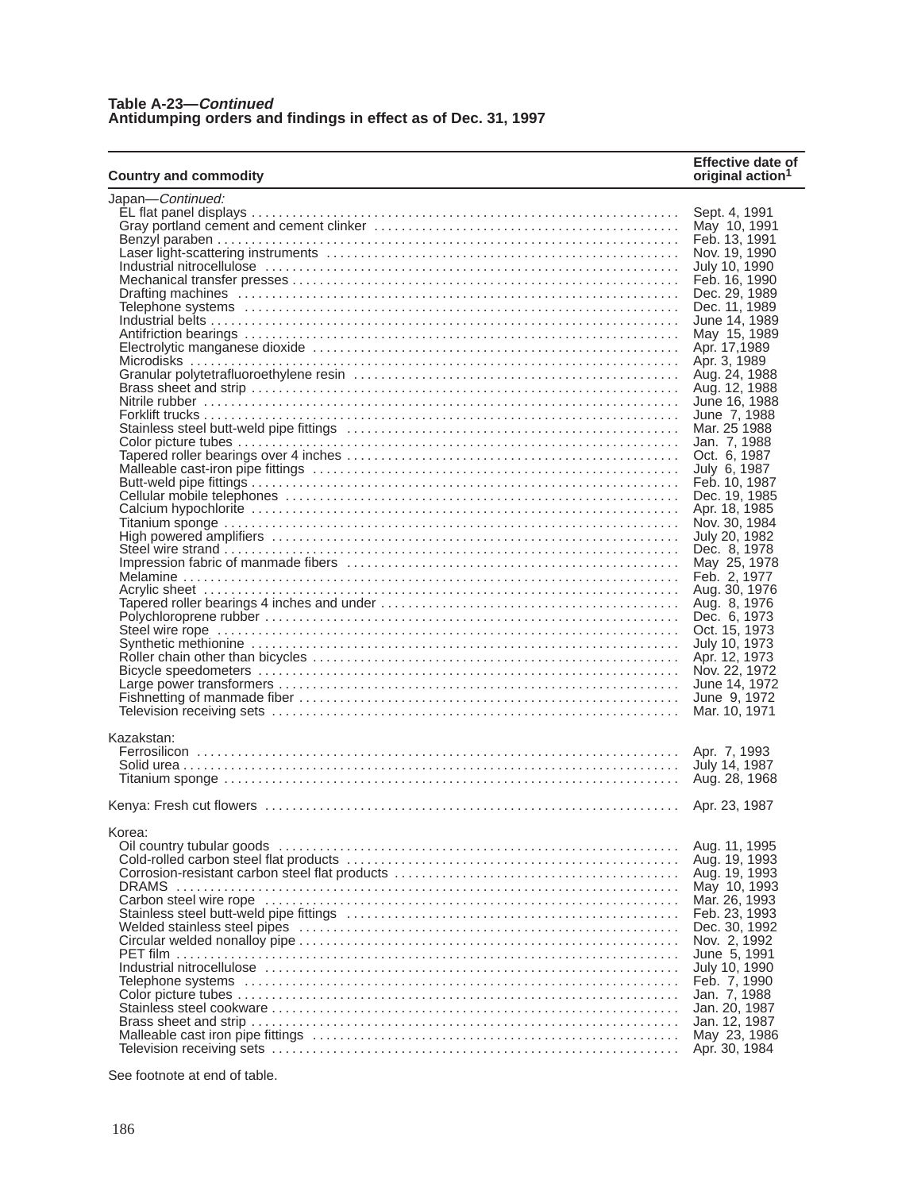**Table A-23—*Continued***
**Antidumping orders and findings in effect as of Dec. 31, 1997**

| Country and commodity | Effective date of original action[1] |
|---|---|
| Japan—*Continued:* | |
| EL flat panel displays | Sept. 4, 1991 |
| Gray portland cement and cement clinker | May 10, 1991 |
| Benzyl paraben | Feb. 13, 1991 |
| Laser light-scattering instruments | Nov. 19, 1990 |
| Industrial nitrocellulose | July 10, 1990 |
| Mechanical transfer presses | Feb. 16, 1990 |
| Drafting machines | Dec. 29, 1989 |
| Telephone systems | Dec. 11, 1989 |
| Industrial belts | June 14, 1989 |
| Antifriction bearings | May 15, 1989 |
| Electrolytic manganese dioxide | Apr. 17,1989 |
| Microdisks | Apr. 3, 1989 |
| Granular polytetrafluoroethylene resin | Aug. 24, 1988 |
| Brass sheet and strip | Aug. 12, 1988 |
| Nitrile rubber | June 16, 1988 |
| Forklift trucks | June 7, 1988 |
| Stainless steel butt-weld pipe fittings | Mar. 25 1988 |
| Color picture tubes | Jan. 7, 1988 |
| Tapered roller bearings over 4 inches | Oct. 6, 1987 |
| Malleable cast-iron pipe fittings | July 6, 1987 |
| Butt-weld pipe fittings | Feb. 10, 1987 |
| Cellular mobile telephones | Dec. 19, 1985 |
| Calcium hypochlorite | Apr. 18, 1985 |
| Titanium sponge | Nov. 30, 1984 |
| High powered amplifiers | July 20, 1982 |
| Steel wire strand | Dec. 8, 1978 |
| Impression fabric of manmade fibers | May 25, 1978 |
| Melamine | Feb. 2, 1977 |
| Acrylic sheet | Aug. 30, 1976 |
| Tapered roller bearings 4 inches and under | Aug. 8, 1976 |
| Polychloroprene rubber | Dec. 6, 1973 |
| Steel wire rope | Oct. 15, 1973 |
| Synthetic methionine | July 10, 1973 |
| Roller chain other than bicycles | Apr. 12, 1973 |
| Bicycle speedometers | Nov. 22, 1972 |
| Large power transformers | June 14, 1972 |
| Fishnetting of manmade fiber | June 9, 1972 |
| Television receiving sets | Mar. 10, 1971 |
| Kazakstan: | |
| Ferrosilicon | Apr. 7, 1993 |
| Solid urea | July 14, 1987 |
| Titanium sponge | Aug. 28, 1968 |
| Kenya: Fresh cut flowers | Apr. 23, 1987 |
| Korea: | |
| Oil country tubular goods | Aug. 11, 1995 |
| Cold-rolled carbon steel flat products | Aug. 19, 1993 |
| Corrosion-resistant carbon steel flat products | Aug. 19, 1993 |
| DRAMS | May 10, 1993 |
| Carbon steel wire rope | Mar. 26, 1993 |
| Stainless steel butt-weld pipe fittings | Feb. 23, 1993 |
| Welded stainless steel pipes | Dec. 30, 1992 |
| Circular welded nonalloy pipe | Nov. 2, 1992 |
| PET film | June 5, 1991 |
| Industrial nitrocellulose | July 10, 1990 |
| Telephone systems | Feb. 7, 1990 |
| Color picture tubes | Jan. 7, 1988 |
| Stainless steel cookware | Jan. 20, 1987 |
| Brass sheet and strip | Jan. 12, 1987 |
| Malleable cast iron pipe fittings | May 23, 1986 |
| Television receiving sets | Apr. 30, 1984 |

See footnote at end of table.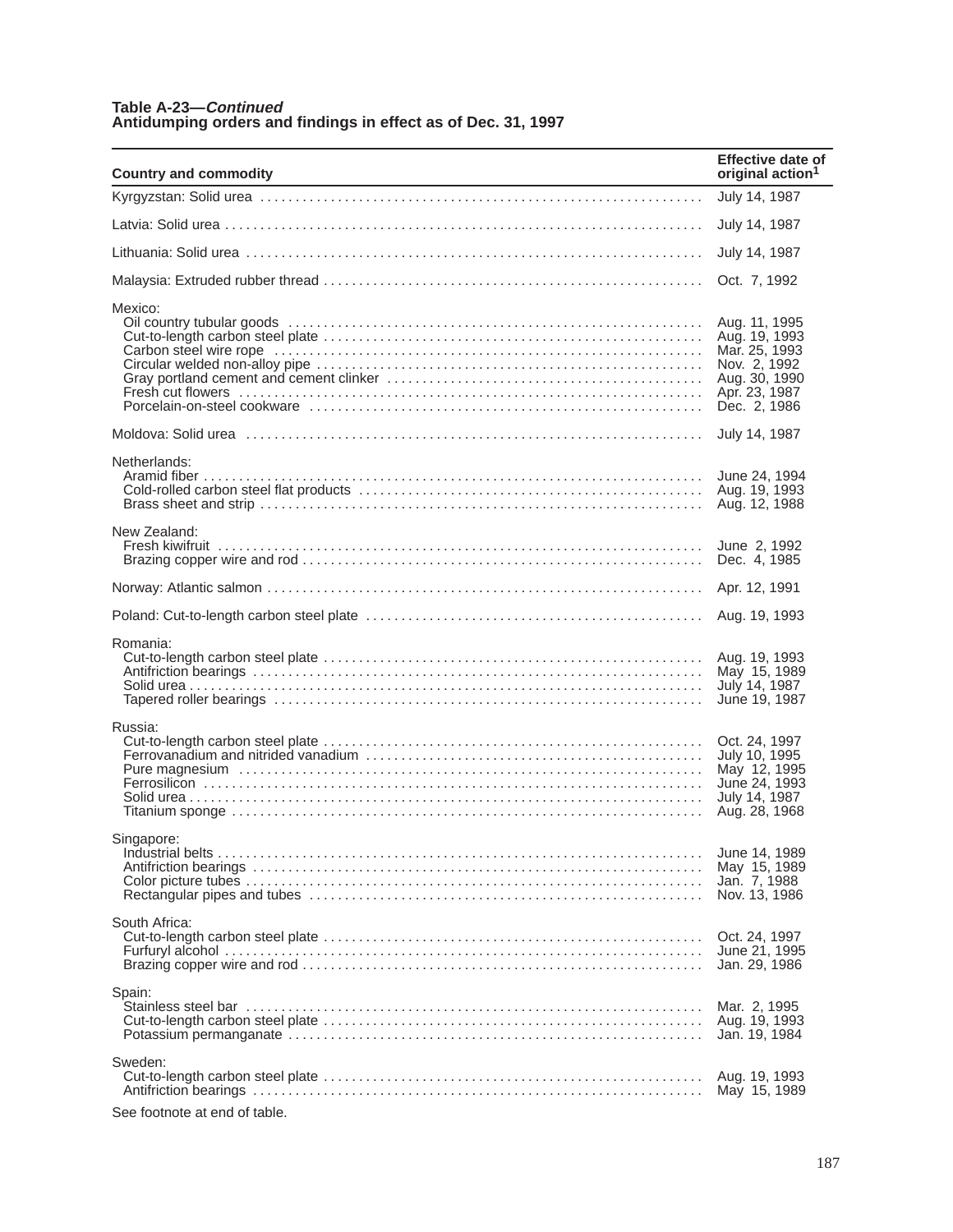**Table A-23—*Continued***
**Antidumping orders and findings in effect as of Dec. 31, 1997**

| Country and commodity | Effective date of original action[1] |
|---|---|
| Kyrgyzstan: Solid urea | July 14, 1987 |
| Latvia: Solid urea | July 14, 1987 |
| Lithuania: Solid urea | July 14, 1987 |
| Malaysia: Extruded rubber thread | Oct. 7, 1992 |
| Mexico: | |
| Oil country tubular goods | Aug. 11, 1995 |
| Cut-to-length carbon steel plate | Aug. 19, 1993 |
| Carbon steel wire rope | Mar. 25, 1993 |
| Circular welded non-alloy pipe | Nov. 2, 1992 |
| Gray portland cement and cement clinker | Aug. 30, 1990 |
| Fresh cut flowers | Apr. 23, 1987 |
| Porcelain-on-steel cookware | Dec. 2, 1986 |
| Moldova: Solid urea | July 14, 1987 |
| Netherlands: | |
| Aramid fiber | June 24, 1994 |
| Cold-rolled carbon steel flat products | Aug. 19, 1993 |
| Brass sheet and strip | Aug. 12, 1988 |
| New Zealand: | |
| Fresh kiwifruit | June 2, 1992 |
| Brazing copper wire and rod | Dec. 4, 1985 |
| Norway: Atlantic salmon | Apr. 12, 1991 |
| Poland: Cut-to-length carbon steel plate | Aug. 19, 1993 |
| Romania: | |
| Cut-to-length carbon steel plate | Aug. 19, 1993 |
| Antifriction bearings | May 15, 1989 |
| Solid urea | July 14, 1987 |
| Tapered roller bearings | June 19, 1987 |
| Russia: | |
| Cut-to-length carbon steel plate | Oct. 24, 1997 |
| Ferrovanadium and nitrided vanadium | July 10, 1995 |
| Pure magnesium | May 12, 1995 |
| Ferrosilicon | June 24, 1993 |
| Solid urea | July 14, 1987 |
| Titanium sponge | Aug. 28, 1968 |
| Singapore: | |
| Industrial belts | June 14, 1989 |
| Antifriction bearings | May 15, 1989 |
| Color picture tubes | Jan. 7, 1988 |
| Rectangular pipes and tubes | Nov. 13, 1986 |
| South Africa: | |
| Cut-to-length carbon steel plate | Oct. 24, 1997 |
| Furfuryl alcohol | June 21, 1995 |
| Brazing copper wire and rod | Jan. 29, 1986 |
| Spain: | |
| Stainless steel bar | Mar. 2, 1995 |
| Cut-to-length carbon steel plate | Aug. 19, 1993 |
| Potassium permanganate | Jan. 19, 1984 |
| Sweden: | |
| Cut-to-length carbon steel plate | Aug. 19, 1993 |
| Antifriction bearings | May 15, 1989 |

See footnote at end of table.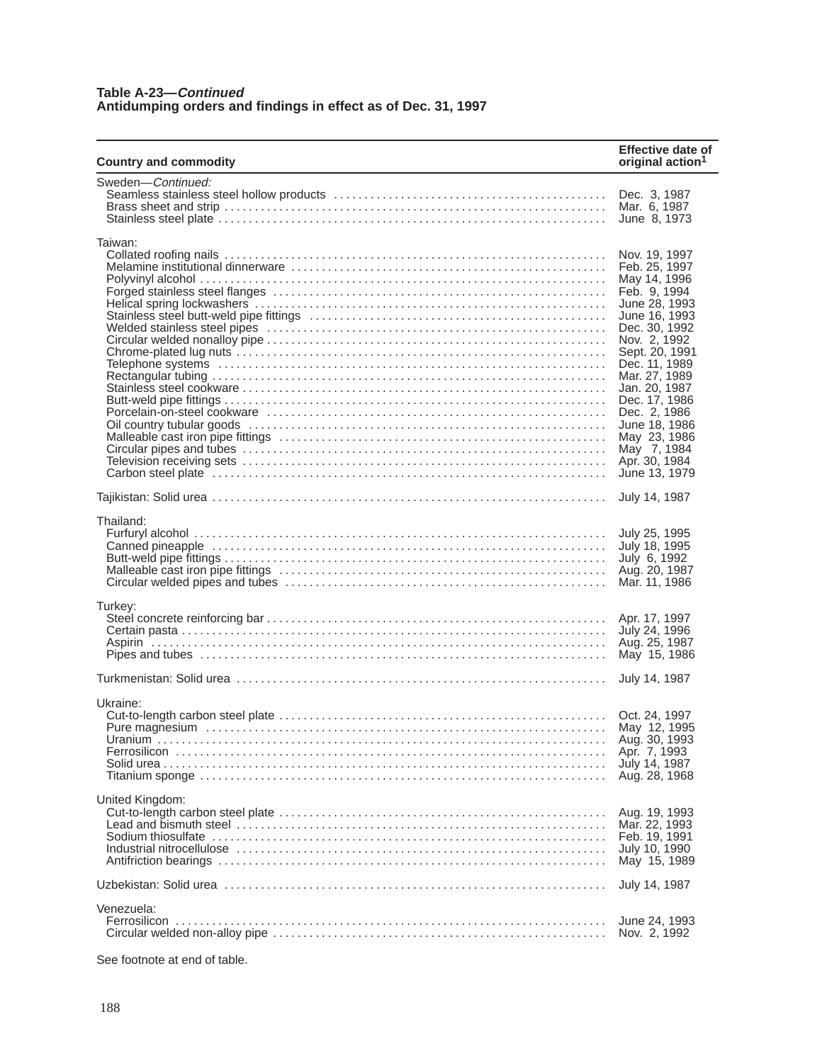**Table A-23—*Continued***
**Antidumping orders and findings in effect as of Dec. 31, 1997**

| Country and commodity | Effective date of original action[1] |
|---|---|
| Sweden—*Continued:* | |
| Seamless stainless steel hollow products | Dec. 3, 1987 |
| Brass sheet and strip | Mar. 6, 1987 |
| Stainless steel plate | June 8, 1973 |
| Taiwan: | |
| Collated roofing nails | Nov. 19, 1997 |
| Melamine institutional dinnerware | Feb. 25, 1997 |
| Polyvinyl alcohol | May 14, 1996 |
| Forged stainless steel flanges | Feb. 9, 1994 |
| Helical spring lockwashers | June 28, 1993 |
| Stainless steel butt-weld pipe fittings | June 16, 1993 |
| Welded stainless steel pipes | Dec. 30, 1992 |
| Circular welded nonalloy pipe | Nov. 2, 1992 |
| Chrome-plated lug nuts | Sept. 20, 1991 |
| Telephone systems | Dec. 11, 1989 |
| Rectangular tubing | Mar. 27, 1989 |
| Stainless steel cookware | Jan. 20, 1987 |
| Butt-weld pipe fittings | Dec. 17, 1986 |
| Porcelain-on-steel cookware | Dec. 2, 1986 |
| Oil country tubular goods | June 18, 1986 |
| Malleable cast iron pipe fittings | May 23, 1986 |
| Circular pipes and tubes | May 7, 1984 |
| Television receiving sets | Apr. 30, 1984 |
| Carbon steel plate | June 13, 1979 |
| Tajikistan: Solid urea | July 14, 1987 |
| Thailand: | |
| Furfuryl alcohol | July 25, 1995 |
| Canned pineapple | July 18, 1995 |
| Butt-weld pipe fittings | July 6, 1992 |
| Malleable cast iron pipe fittings | Aug. 20, 1987 |
| Circular welded pipes and tubes | Mar. 11, 1986 |
| Turkey: | |
| Steel concrete reinforcing bar | Apr. 17, 1997 |
| Certain pasta | July 24, 1996 |
| Aspirin | Aug. 25, 1987 |
| Pipes and tubes | May 15, 1986 |
| Turkmenistan: Solid urea | July 14, 1987 |
| Ukraine: | |
| Cut-to-length carbon steel plate | Oct. 24, 1997 |
| Pure magnesium | May 12, 1995 |
| Uranium | Aug. 30, 1993 |
| Ferrosilicon | Apr. 7, 1993 |
| Solid urea | July 14, 1987 |
| Titanium sponge | Aug. 28, 1968 |
| United Kingdom: | |
| Cut-to-length carbon steel plate | Aug. 19, 1993 |
| Lead and bismuth steel | Mar. 22, 1993 |
| Sodium thiosulfate | Feb. 19, 1991 |
| Industrial nitrocellulose | July 10, 1990 |
| Antifriction bearings | May 15, 1989 |
| Uzbekistan: Solid urea | July 14, 1987 |
| Venezuela: | |
| Ferrosilicon | June 24, 1993 |
| Circular welded non-alloy pipe | Nov. 2, 1992 |

See footnote at end of table.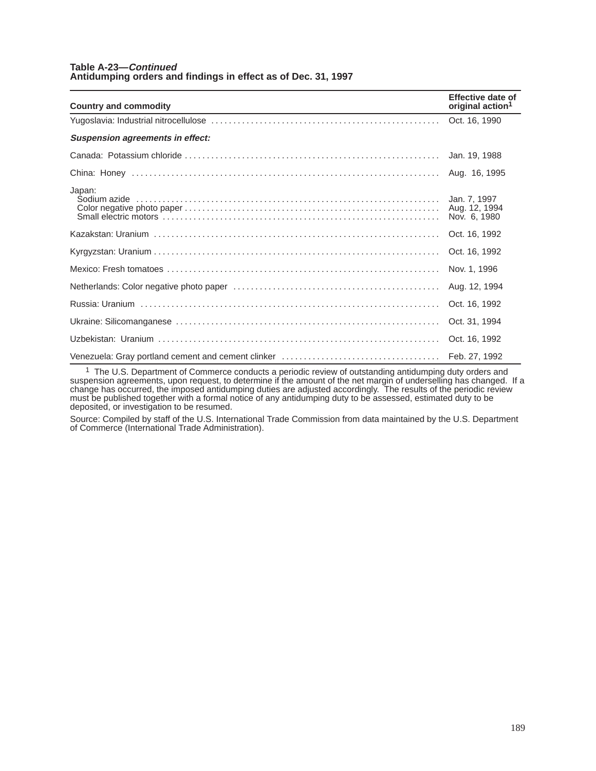**Table A-23—*Continued***
**Antidumping orders and findings in effect as of Dec. 31, 1997**

| Country and commodity | Effective date of original action[1] |
|---|---|
| Yugoslavia: Industrial nitrocellulose | Oct. 16, 1990 |
| ***Suspension agreements in effect:*** | |
| Canada: Potassium chloride | Jan. 19, 1988 |
| China: Honey | Aug. 16, 1995 |
| Japan: | |
| Sodium azide | Jan. 7, 1997 |
| Color negative photo paper | Aug. 12, 1994 |
| Small electric motors | Nov. 6, 1980 |
| Kazakstan: Uranium | Oct. 16, 1992 |
| Kyrgyzstan: Uranium | Oct. 16, 1992 |
| Mexico: Fresh tomatoes | Nov. 1, 1996 |
| Netherlands: Color negative photo paper | Aug. 12, 1994 |
| Russia: Uranium | Oct. 16, 1992 |
| Ukraine: Silicomanganese | Oct. 31, 1994 |
| Uzbekistan: Uranium | Oct. 16, 1992 |
| Venezuela: Gray portland cement and cement clinker | Feb. 27, 1992 |

[1] The U.S. Department of Commerce conducts a periodic review of outstanding antidumping duty orders and suspension agreements, upon request, to determine if the amount of the net margin of underselling has changed. If a change has occurred, the imposed antidumping duties are adjusted accordingly. The results of the periodic review must be published together with a formal notice of any antidumping duty to be assessed, estimated duty to be deposited, or investigation to be resumed.

Source: Compiled by staff of the U.S. International Trade Commission from data maintained by the U.S. Department of Commerce (International Trade Administration).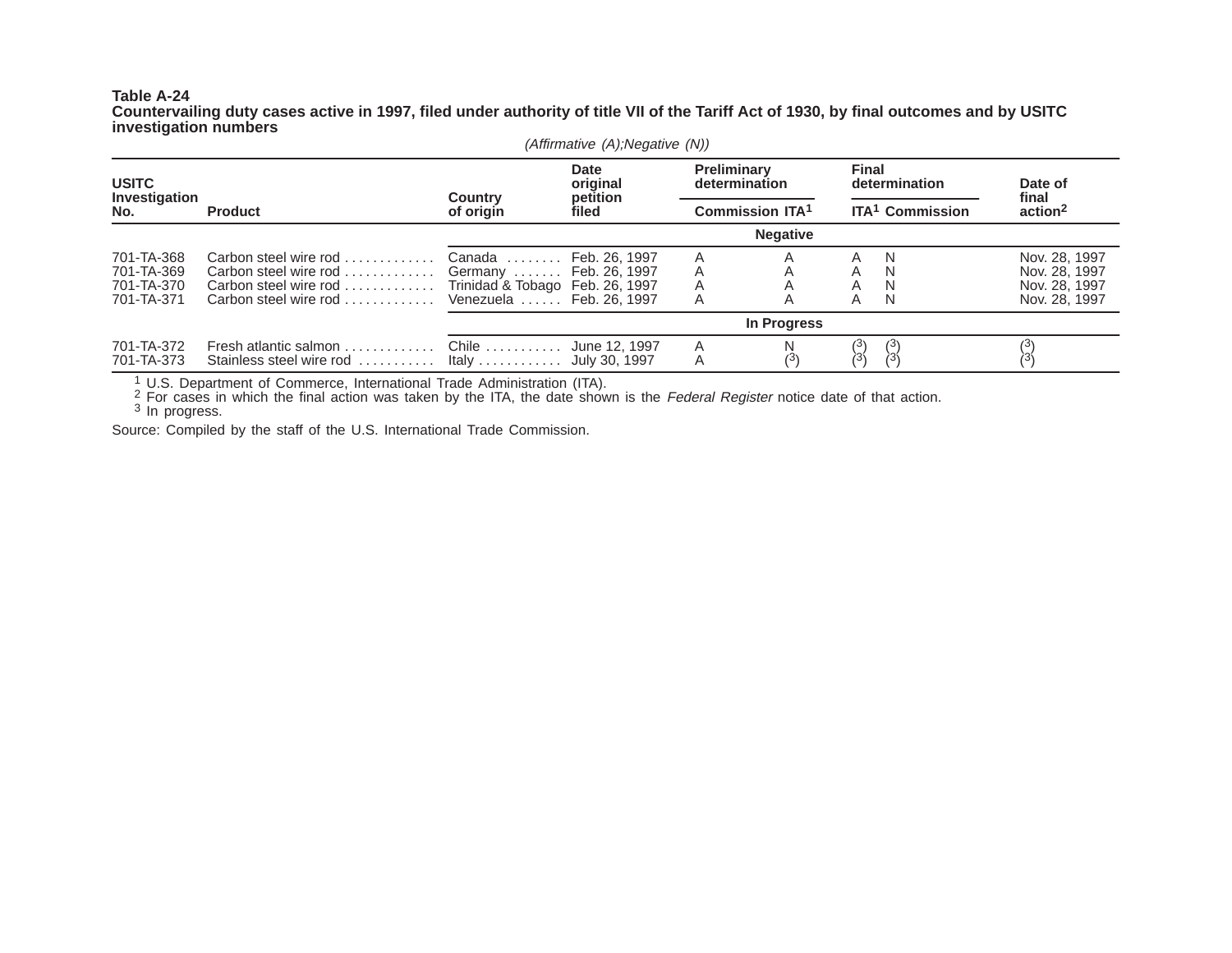**Table A-24**
**Countervailing duty cases active in 1997, filed under authority of title VII of the Tariff Act of 1930, by final outcomes and by USITC investigation numbers**

*(Affirmative (A);Negative (N))*

| USITC Investigation No. | Product | Country of origin | Date original petition filed | Preliminary determination | | Final determination | | Date of final action[2] |
|---|---|---|---|---|---|---|---|---|
| | | | | Commission | ITA[1] | ITA[1] | Commission | |
| | | | | **Negative** | | | | |
| 701-TA-368 | Carbon steel wire rod | Canada | Feb. 26, 1997 | A | A | A | N | Nov. 28, 1997 |
| 701-TA-369 | Carbon steel wire rod | Germany | Feb. 26, 1997 | A | A | A | N | Nov. 28, 1997 |
| 701-TA-370 | Carbon steel wire rod | Trinidad & Tobago | Feb. 26, 1997 | A | A | A | N | Nov. 28, 1997 |
| 701-TA-371 | Carbon steel wire rod | Venezuela | Feb. 26, 1997 | A | A | A | N | Nov. 28, 1997 |
| | | | | **In Progress** | | | | |
| 701-TA-372 | Fresh atlantic salmon | Chile | June 12, 1997 | A | N | ([3]) | ([3]) | ([3]) |
| 701-TA-373 | Stainless steel wire rod | Italy | July 30, 1997 | A | ([3]) | ([3]) | ([3]) | ([3]) |

[1] U.S. Department of Commerce, International Trade Administration (ITA).
[2] For cases in which the final action was taken by the ITA, the date shown is the *Federal Register* notice date of that action.
[3] In progress.

Source: Compiled by the staff of the U.S. International Trade Commission.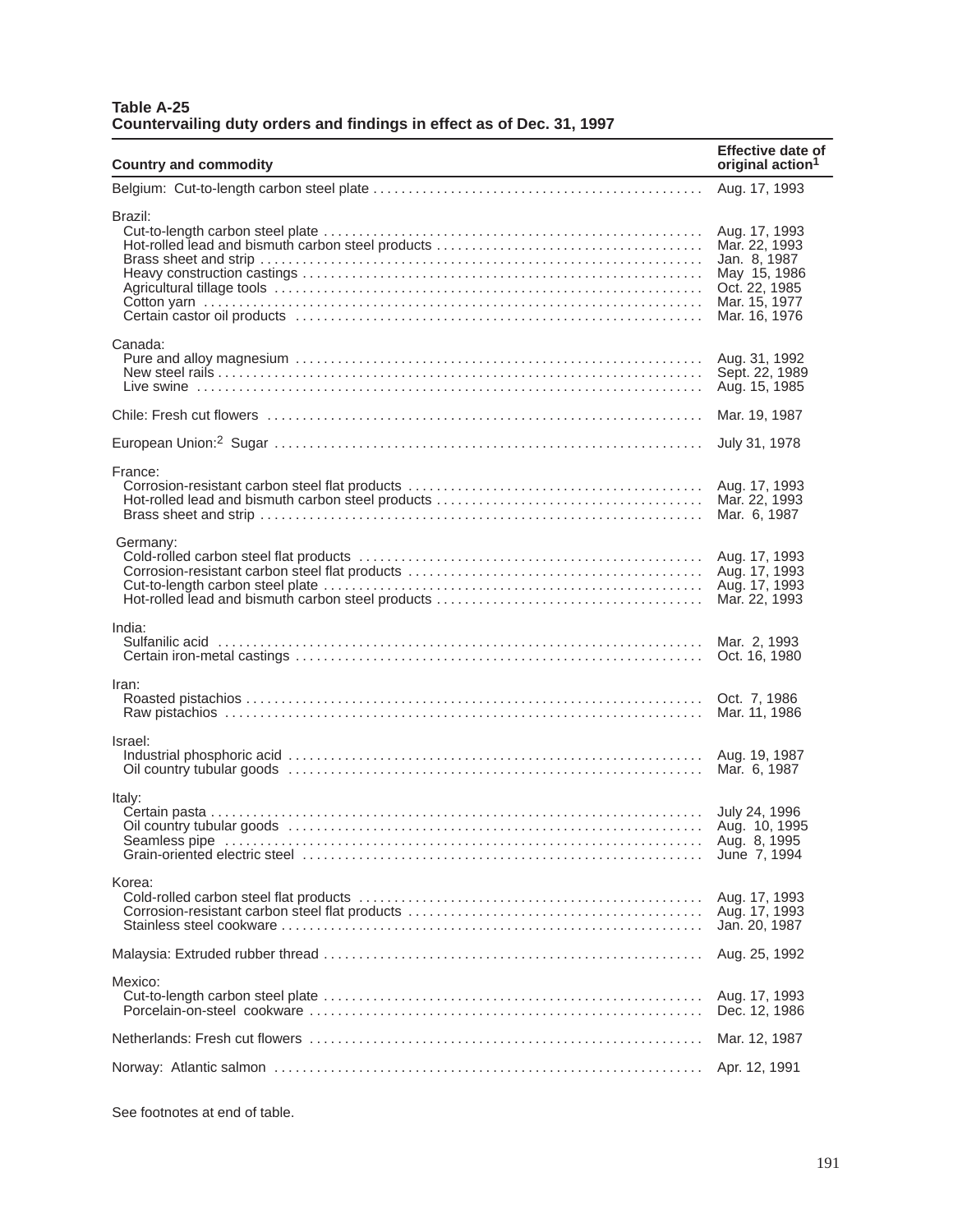**Table A-25**
**Countervailing duty orders and findings in effect as of Dec. 31, 1997**

| Country and commodity | Effective date of original action[1] |
|---|---|
| Belgium: Cut-to-length carbon steel plate | Aug. 17, 1993 |
| Brazil: | |
| Cut-to-length carbon steel plate | Aug. 17, 1993 |
| Hot-rolled lead and bismuth carbon steel products | Mar. 22, 1993 |
| Brass sheet and strip | Jan. 8, 1987 |
| Heavy construction castings | May 15, 1986 |
| Agricultural tillage tools | Oct. 22, 1985 |
| Cotton yarn | Mar. 15, 1977 |
| Certain castor oil products | Mar. 16, 1976 |
| Canada: | |
| Pure and alloy magnesium | Aug. 31, 1992 |
| New steel rails | Sept. 22, 1989 |
| Live swine | Aug. 15, 1985 |
| Chile: Fresh cut flowers | Mar. 19, 1987 |
| European Union:[2] Sugar | July 31, 1978 |
| France: | |
| Corrosion-resistant carbon steel flat products | Aug. 17, 1993 |
| Hot-rolled lead and bismuth carbon steel products | Mar. 22, 1993 |
| Brass sheet and strip | Mar. 6, 1987 |
| Germany: | |
| Cold-rolled carbon steel flat products | Aug. 17, 1993 |
| Corrosion-resistant carbon steel flat products | Aug. 17, 1993 |
| Cut-to-length carbon steel plate | Aug. 17, 1993 |
| Hot-rolled lead and bismuth carbon steel products | Mar. 22, 1993 |
| India: | |
| Sulfanilic acid | Mar. 2, 1993 |
| Certain iron-metal castings | Oct. 16, 1980 |
| Iran: | |
| Roasted pistachios | Oct. 7, 1986 |
| Raw pistachios | Mar. 11, 1986 |
| Israel: | |
| Industrial phosphoric acid | Aug. 19, 1987 |
| Oil country tubular goods | Mar. 6, 1987 |
| Italy: | |
| Certain pasta | July 24, 1996 |
| Oil country tubular goods | Aug. 10, 1995 |
| Seamless pipe | Aug. 8, 1995 |
| Grain-oriented electric steel | June 7, 1994 |
| Korea: | |
| Cold-rolled carbon steel flat products | Aug. 17, 1993 |
| Corrosion-resistant carbon steel flat products | Aug. 17, 1993 |
| Stainless steel cookware | Jan. 20, 1987 |
| Malaysia: Extruded rubber thread | Aug. 25, 1992 |
| Mexico: | |
| Cut-to-length carbon steel plate | Aug. 17, 1993 |
| Porcelain-on-steel cookware | Dec. 12, 1986 |
| Netherlands: Fresh cut flowers | Mar. 12, 1987 |
| Norway: Atlantic salmon | Apr. 12, 1991 |

See footnotes at end of table.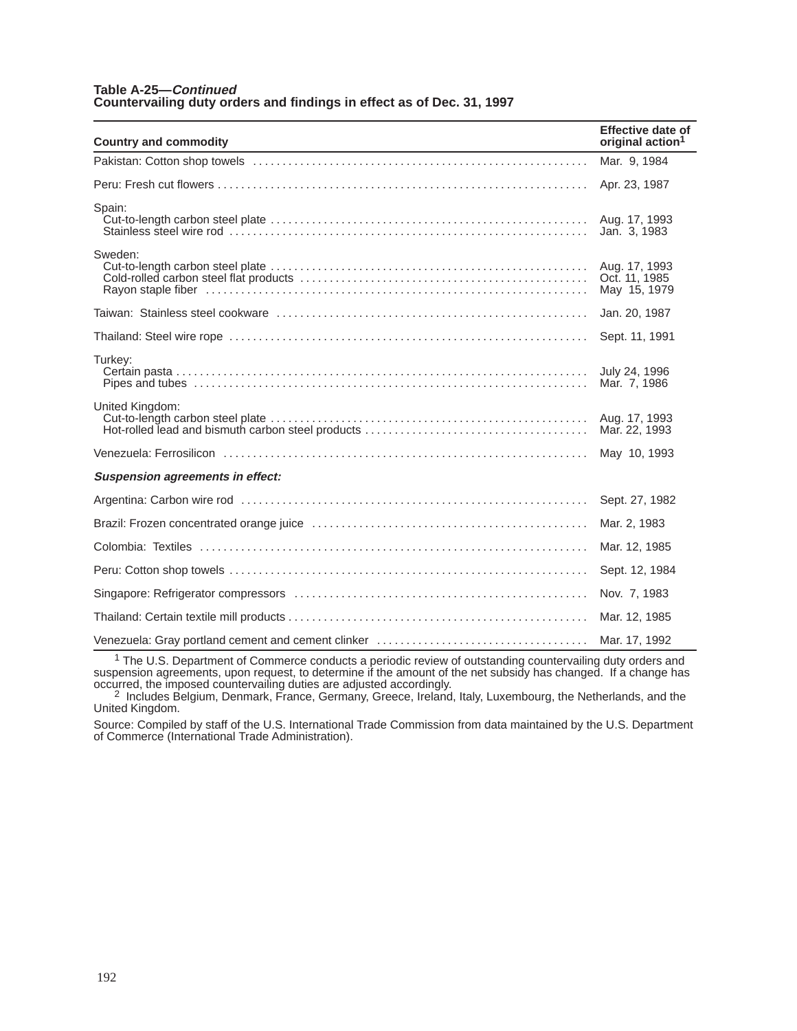**Table A-25—*Continued***
**Countervailing duty orders and findings in effect as of Dec. 31, 1997**

| Country and commodity | Effective date of original action[1] |
|---|---|
| Pakistan: Cotton shop towels | Mar. 9, 1984 |
| Peru: Fresh cut flowers | Apr. 23, 1987 |
| Spain: | |
| Cut-to-length carbon steel plate | Aug. 17, 1993 |
| Stainless steel wire rod | Jan. 3, 1983 |
| Sweden: | |
| Cut-to-length carbon steel plate | Aug. 17, 1993 |
| Cold-rolled carbon steel flat products | Oct. 11, 1985 |
| Rayon staple fiber | May 15, 1979 |
| Taiwan: Stainless steel cookware | Jan. 20, 1987 |
| Thailand: Steel wire rope | Sept. 11, 1991 |
| Turkey: | |
| Certain pasta | July 24, 1996 |
| Pipes and tubes | Mar. 7, 1986 |
| United Kingdom: | |
| Cut-to-length carbon steel plate | Aug. 17, 1993 |
| Hot-rolled lead and bismuth carbon steel products | Mar. 22, 1993 |
| Venezuela: Ferrosilicon | May 10, 1993 |
| ***Suspension agreements in effect:*** | |
| Argentina: Carbon wire rod | Sept. 27, 1982 |
| Brazil: Frozen concentrated orange juice | Mar. 2, 1983 |
| Colombia: Textiles | Mar. 12, 1985 |
| Peru: Cotton shop towels | Sept. 12, 1984 |
| Singapore: Refrigerator compressors | Nov. 7, 1983 |
| Thailand: Certain textile mill products | Mar. 12, 1985 |
| Venezuela: Gray portland cement and cement clinker | Mar. 17, 1992 |

[1] The U.S. Department of Commerce conducts a periodic review of outstanding countervailing duty orders and suspension agreements, upon request, to determine if the amount of the net subsidy has changed. If a change has occurred, the imposed countervailing duties are adjusted accordingly.

[2] Includes Belgium, Denmark, France, Germany, Greece, Ireland, Italy, Luxembourg, the Netherlands, and the United Kingdom.

Source: Compiled by staff of the U.S. International Trade Commission from data maintained by the U.S. Department of Commerce (International Trade Administration).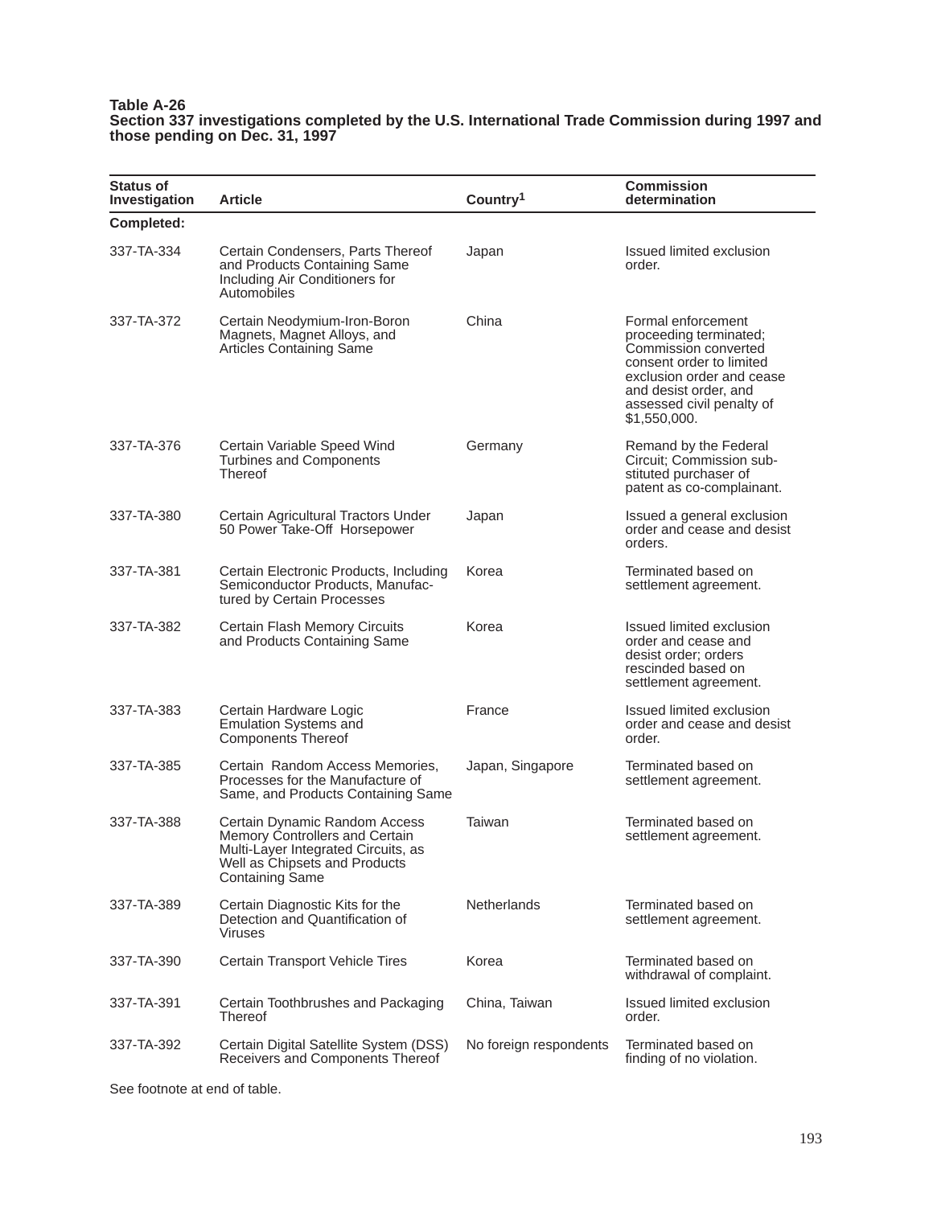**Table A-26**
**Section 337 investigations completed by the U.S. International Trade Commission during 1997 and those pending on Dec. 31, 1997**

| Status of Investigation | Article | Country[1] | Commission determination |
|---|---|---|---|
| **Completed:** | | | |
| 337-TA-334 | Certain Condensers, Parts Thereof and Products Containing Same Including Air Conditioners for Automobiles | Japan | Issued limited exclusion order. |
| 337-TA-372 | Certain Neodymium-Iron-Boron Magnets, Magnet Alloys, and Articles Containing Same | China | Formal enforcement proceeding terminated; Commission converted consent order to limited exclusion order and cease and desist order, and assessed civil penalty of $1,550,000. |
| 337-TA-376 | Certain Variable Speed Wind Turbines and Components Thereof | Germany | Remand by the Federal Circuit; Commission substituted purchaser of patent as co-complainant. |
| 337-TA-380 | Certain Agricultural Tractors Under 50 Power Take-Off Horsepower | Japan | Issued a general exclusion order and cease and desist orders. |
| 337-TA-381 | Certain Electronic Products, Including Semiconductor Products, Manufactured by Certain Processes | Korea | Terminated based on settlement agreement. |
| 337-TA-382 | Certain Flash Memory Circuits and Products Containing Same | Korea | Issued limited exclusion order and cease and desist order; orders rescinded based on settlement agreement. |
| 337-TA-383 | Certain Hardware Logic Emulation Systems and Components Thereof | France | Issued limited exclusion order and cease and desist order. |
| 337-TA-385 | Certain Random Access Memories, Processes for the Manufacture of Same, and Products Containing Same | Japan, Singapore | Terminated based on settlement agreement. |
| 337-TA-388 | Certain Dynamic Random Access Memory Controllers and Certain Multi-Layer Integrated Circuits, as Well as Chipsets and Products Containing Same | Taiwan | Terminated based on settlement agreement. |
| 337-TA-389 | Certain Diagnostic Kits for the Detection and Quantification of Viruses | Netherlands | Terminated based on settlement agreement. |
| 337-TA-390 | Certain Transport Vehicle Tires | Korea | Terminated based on withdrawal of complaint. |
| 337-TA-391 | Certain Toothbrushes and Packaging Thereof | China, Taiwan | Issued limited exclusion order. |
| 337-TA-392 | Certain Digital Satellite System (DSS) Receivers and Components Thereof | No foreign respondents | Terminated based on finding of no violation. |

See footnote at end of table.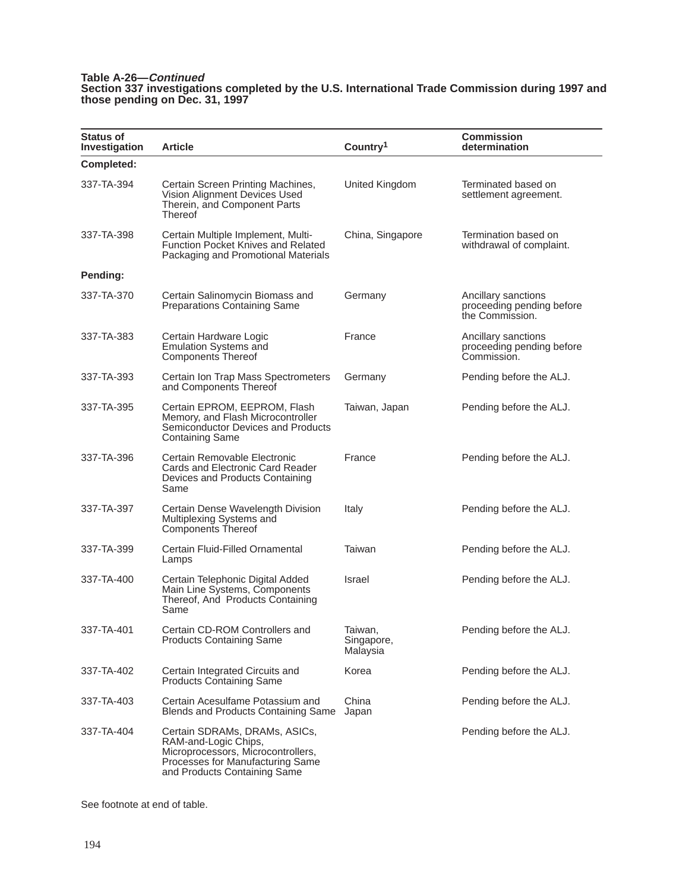**Table A-26—*Continued***
**Section 337 investigations completed by the U.S. International Trade Commission during 1997 and those pending on Dec. 31, 1997**

| Status of Investigation | Article | Country[1] | Commission determination |
|---|---|---|---|
| **Completed:** | | | |
| 337-TA-394 | Certain Screen Printing Machines, Vision Alignment Devices Used Therein, and Component Parts Thereof | United Kingdom | Terminated based on settlement agreement. |
| 337-TA-398 | Certain Multiple Implement, Multi-Function Pocket Knives and Related Packaging and Promotional Materials | China, Singapore | Termination based on withdrawal of complaint. |
| **Pending:** | | | |
| 337-TA-370 | Certain Salinomycin Biomass and Preparations Containing Same | Germany | Ancillary sanctions proceeding pending before the Commission. |
| 337-TA-383 | Certain Hardware Logic Emulation Systems and Components Thereof | France | Ancillary sanctions proceeding pending before Commission. |
| 337-TA-393 | Certain Ion Trap Mass Spectrometers and Components Thereof | Germany | Pending before the ALJ. |
| 337-TA-395 | Certain EPROM, EEPROM, Flash Memory, and Flash Microcontroller Semiconductor Devices and Products Containing Same | Taiwan, Japan | Pending before the ALJ. |
| 337-TA-396 | Certain Removable Electronic Cards and Electronic Card Reader Devices and Products Containing Same | France | Pending before the ALJ. |
| 337-TA-397 | Certain Dense Wavelength Division Multiplexing Systems and Components Thereof | Italy | Pending before the ALJ. |
| 337-TA-399 | Certain Fluid-Filled Ornamental Lamps | Taiwan | Pending before the ALJ. |
| 337-TA-400 | Certain Telephonic Digital Added Main Line Systems, Components Thereof, And Products Containing Same | Israel | Pending before the ALJ. |
| 337-TA-401 | Certain CD-ROM Controllers and Products Containing Same | Taiwan, Singapore, Malaysia | Pending before the ALJ. |
| 337-TA-402 | Certain Integrated Circuits and Products Containing Same | Korea | Pending before the ALJ. |
| 337-TA-403 | Certain Acesulfame Potassium and Blends and Products Containing Same | China Japan | Pending before the ALJ. |
| 337-TA-404 | Certain SDRAMs, DRAMs, ASICs, RAM-and-Logic Chips, Microprocessors, Microcontrollers, Processes for Manufacturing Same and Products Containing Same | | Pending before the ALJ. |

See footnote at end of table.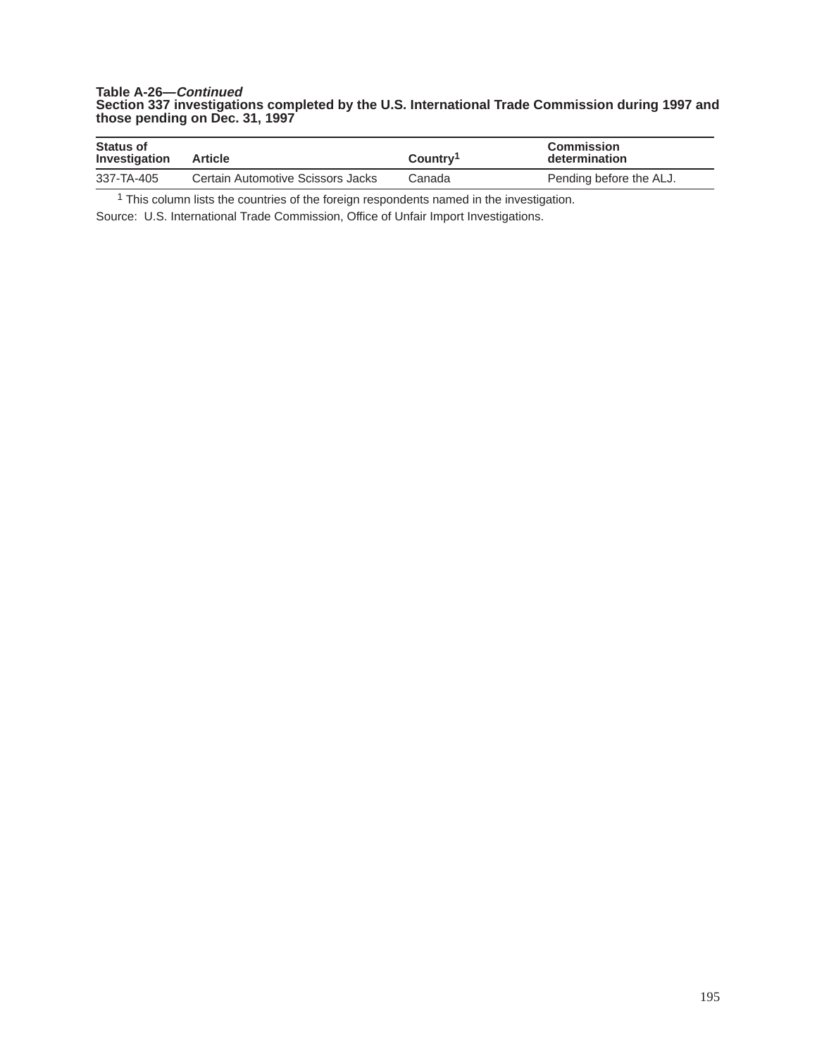**Table A-26—*Continued***
**Section 337 investigations completed by the U.S. International Trade Commission during 1997 and those pending on Dec. 31, 1997**

| Status of Investigation | Article | Country[1] | Commission determination |
|---|---|---|---|
| 337-TA-405 | Certain Automotive Scissors Jacks | Canada | Pending before the ALJ. |

[1] This column lists the countries of the foreign respondents named in the investigation.

Source: U.S. International Trade Commission, Office of Unfair Import Investigations.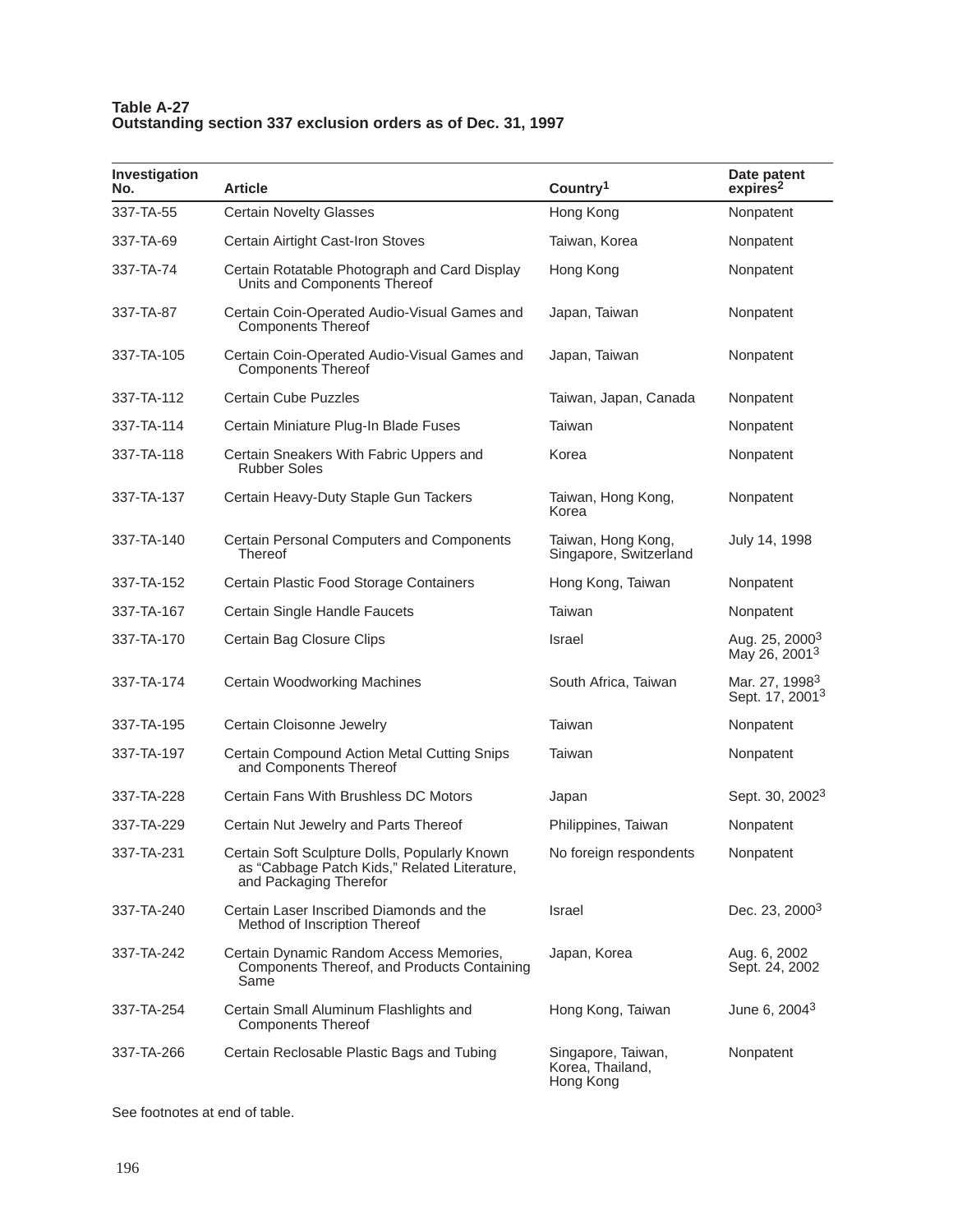**Table A-27**
**Outstanding section 337 exclusion orders as of Dec. 31, 1997**

| Investigation No. | Article | Country[1] | Date patent expires[2] |
|---|---|---|---|
| 337-TA-55 | Certain Novelty Glasses | Hong Kong | Nonpatent |
| 337-TA-69 | Certain Airtight Cast-Iron Stoves | Taiwan, Korea | Nonpatent |
| 337-TA-74 | Certain Rotatable Photograph and Card Display Units and Components Thereof | Hong Kong | Nonpatent |
| 337-TA-87 | Certain Coin-Operated Audio-Visual Games and Components Thereof | Japan, Taiwan | Nonpatent |
| 337-TA-105 | Certain Coin-Operated Audio-Visual Games and Components Thereof | Japan, Taiwan | Nonpatent |
| 337-TA-112 | Certain Cube Puzzles | Taiwan, Japan, Canada | Nonpatent |
| 337-TA-114 | Certain Miniature Plug-In Blade Fuses | Taiwan | Nonpatent |
| 337-TA-118 | Certain Sneakers With Fabric Uppers and Rubber Soles | Korea | Nonpatent |
| 337-TA-137 | Certain Heavy-Duty Staple Gun Tackers | Taiwan, Hong Kong, Korea | Nonpatent |
| 337-TA-140 | Certain Personal Computers and Components Thereof | Taiwan, Hong Kong, Singapore, Switzerland | July 14, 1998 |
| 337-TA-152 | Certain Plastic Food Storage Containers | Hong Kong, Taiwan | Nonpatent |
| 337-TA-167 | Certain Single Handle Faucets | Taiwan | Nonpatent |
| 337-TA-170 | Certain Bag Closure Clips | Israel | Aug. 25, 2000[3] May 26, 2001[3] |
| 337-TA-174 | Certain Woodworking Machines | South Africa, Taiwan | Mar. 27, 1998[3] Sept. 17, 2001[3] |
| 337-TA-195 | Certain Cloisonne Jewelry | Taiwan | Nonpatent |
| 337-TA-197 | Certain Compound Action Metal Cutting Snips and Components Thereof | Taiwan | Nonpatent |
| 337-TA-228 | Certain Fans With Brushless DC Motors | Japan | Sept. 30, 2002[3] |
| 337-TA-229 | Certain Nut Jewelry and Parts Thereof | Philippines, Taiwan | Nonpatent |
| 337-TA-231 | Certain Soft Sculpture Dolls, Popularly Known as "Cabbage Patch Kids," Related Literature, and Packaging Therefor | No foreign respondents | Nonpatent |
| 337-TA-240 | Certain Laser Inscribed Diamonds and the Method of Inscription Thereof | Israel | Dec. 23, 2000[3] |
| 337-TA-242 | Certain Dynamic Random Access Memories, Components Thereof, and Products Containing Same | Japan, Korea | Aug. 6, 2002 Sept. 24, 2002 |
| 337-TA-254 | Certain Small Aluminum Flashlights and Components Thereof | Hong Kong, Taiwan | June 6, 2004[3] |
| 337-TA-266 | Certain Reclosable Plastic Bags and Tubing | Singapore, Taiwan, Korea, Thailand, Hong Kong | Nonpatent |

See footnotes at end of table.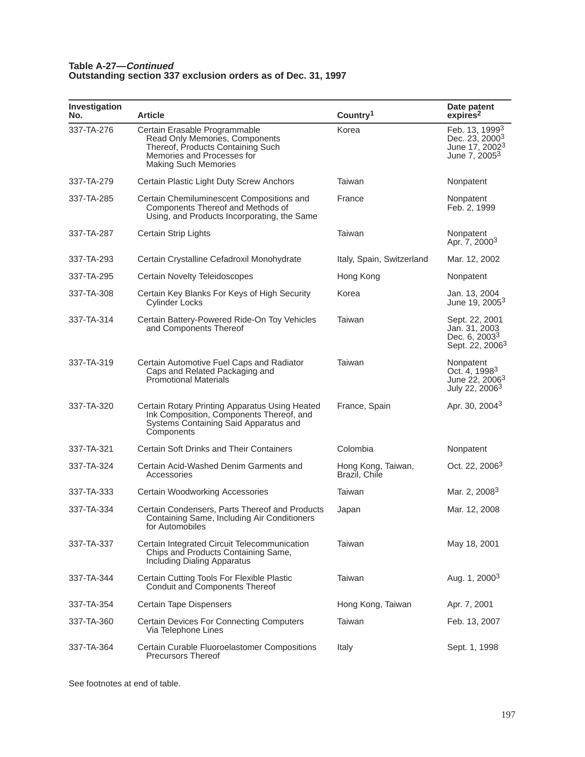**Table A-27—*Continued***
**Outstanding section 337 exclusion orders as of Dec. 31, 1997**

| Investigation No. | Article | Country[1] | Date patent expires[2] |
|---|---|---|---|
| 337-TA-276 | Certain Erasable Programmable Read Only Memories, Components Thereof, Products Containing Such Memories and Processes for Making Such Memories | Korea | Feb. 13, 1999[3]<br>Dec. 23, 2000[3]<br>June 17, 2002[3]<br>June 7, 2005[3] |
| 337-TA-279 | Certain Plastic Light Duty Screw Anchors | Taiwan | Nonpatent |
| 337-TA-285 | Certain Chemiluminescent Compositions and Components Thereof and Methods of Using, and Products Incorporating, the Same | France | Nonpatent<br>Feb. 2, 1999 |
| 337-TA-287 | Certain Strip Lights | Taiwan | Nonpatent<br>Apr. 7, 2000[3] |
| 337-TA-293 | Certain Crystalline Cefadroxil Monohydrate | Italy, Spain, Switzerland | Mar. 12, 2002 |
| 337-TA-295 | Certain Novelty Teleidoscopes | Hong Kong | Nonpatent |
| 337-TA-308 | Certain Key Blanks For Keys of High Security Cylinder Locks | Korea | Jan. 13, 2004<br>June 19, 2005[3] |
| 337-TA-314 | Certain Battery-Powered Ride-On Toy Vehicles and Components Thereof | Taiwan | Sept. 22, 2001<br>Jan. 31, 2003<br>Dec. 6, 2003[3]<br>Sept. 22, 2006[3] |
| 337-TA-319 | Certain Automotive Fuel Caps and Radiator Caps and Related Packaging and Promotional Materials | Taiwan | Nonpatent<br>Oct. 4, 1998[3]<br>June 22, 2006[3]<br>July 22, 2006[3] |
| 337-TA-320 | Certain Rotary Printing Apparatus Using Heated Ink Composition, Components Thereof, and Systems Containing Said Apparatus and Components | France, Spain | Apr. 30, 2004[3] |
| 337-TA-321 | Certain Soft Drinks and Their Containers | Colombia | Nonpatent |
| 337-TA-324 | Certain Acid-Washed Denim Garments and Accessories | Hong Kong, Taiwan, Brazil, Chile | Oct. 22, 2006[3] |
| 337-TA-333 | Certain Woodworking Accessories | Taiwan | Mar. 2, 2008[3] |
| 337-TA-334 | Certain Condensers, Parts Thereof and Products Containing Same, Including Air Conditioners for Automobiles | Japan | Mar. 12, 2008 |
| 337-TA-337 | Certain Integrated Circuit Telecommunication Chips and Products Containing Same, Including Dialing Apparatus | Taiwan | May 18, 2001 |
| 337-TA-344 | Certain Cutting Tools For Flexible Plastic Conduit and Components Thereof | Taiwan | Aug. 1, 2000[3] |
| 337-TA-354 | Certain Tape Dispensers | Hong Kong, Taiwan | Apr. 7, 2001 |
| 337-TA-360 | Certain Devices For Connecting Computers Via Telephone Lines | Taiwan | Feb. 13, 2007 |
| 337-TA-364 | Certain Curable Fluoroelastomer Compositions Precursors Thereof | Italy | Sept. 1, 1998 |

See footnotes at end of table.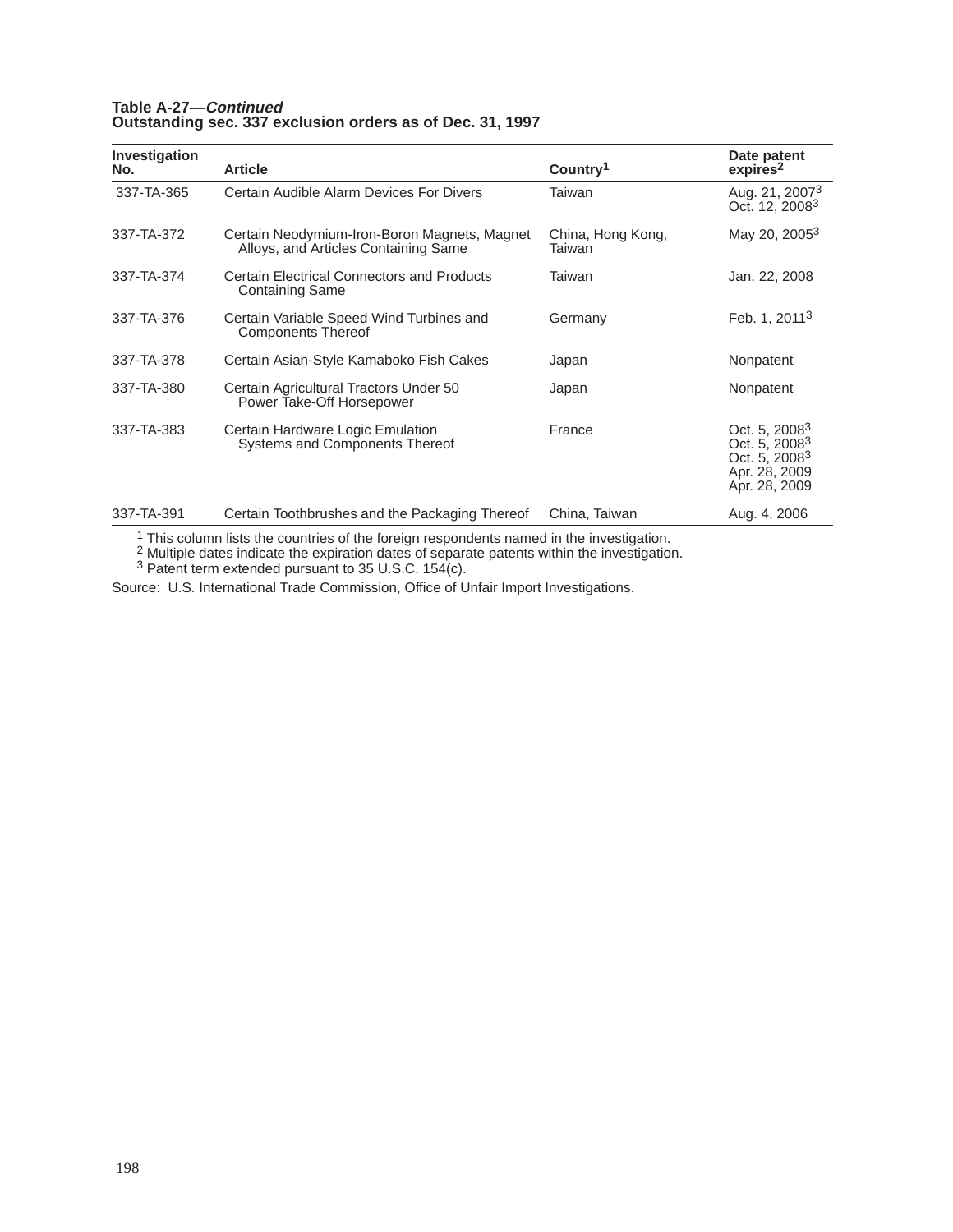**Table A-27—*Continued***
**Outstanding sec. 337 exclusion orders as of Dec. 31, 1997**

| Investigation No. | Article | Country[1] | Date patent expires[2] |
|---|---|---|---|
| 337-TA-365 | Certain Audible Alarm Devices For Divers | Taiwan | Aug. 21, 2007[3]<br>Oct. 12, 2008[3] |
| 337-TA-372 | Certain Neodymium-Iron-Boron Magnets, Magnet Alloys, and Articles Containing Same | China, Hong Kong, Taiwan | May 20, 2005[3] |
| 337-TA-374 | Certain Electrical Connectors and Products Containing Same | Taiwan | Jan. 22, 2008 |
| 337-TA-376 | Certain Variable Speed Wind Turbines and Components Thereof | Germany | Feb. 1, 2011[3] |
| 337-TA-378 | Certain Asian-Style Kamaboko Fish Cakes | Japan | Nonpatent |
| 337-TA-380 | Certain Agricultural Tractors Under 50 Power Take-Off Horsepower | Japan | Nonpatent |
| 337-TA-383 | Certain Hardware Logic Emulation Systems and Components Thereof | France | Oct. 5, 2008[3]<br>Oct. 5, 2008[3]<br>Oct. 5, 2008[3]<br>Apr. 28, 2009<br>Apr. 28, 2009 |
| 337-TA-391 | Certain Toothbrushes and the Packaging Thereof | China, Taiwan | Aug. 4, 2006 |

[1] This column lists the countries of the foreign respondents named in the investigation.
[2] Multiple dates indicate the expiration dates of separate patents within the investigation.
[3] Patent term extended pursuant to 35 U.S.C. 154(c).

Source: U.S. International Trade Commission, Office of Unfair Import Investigations.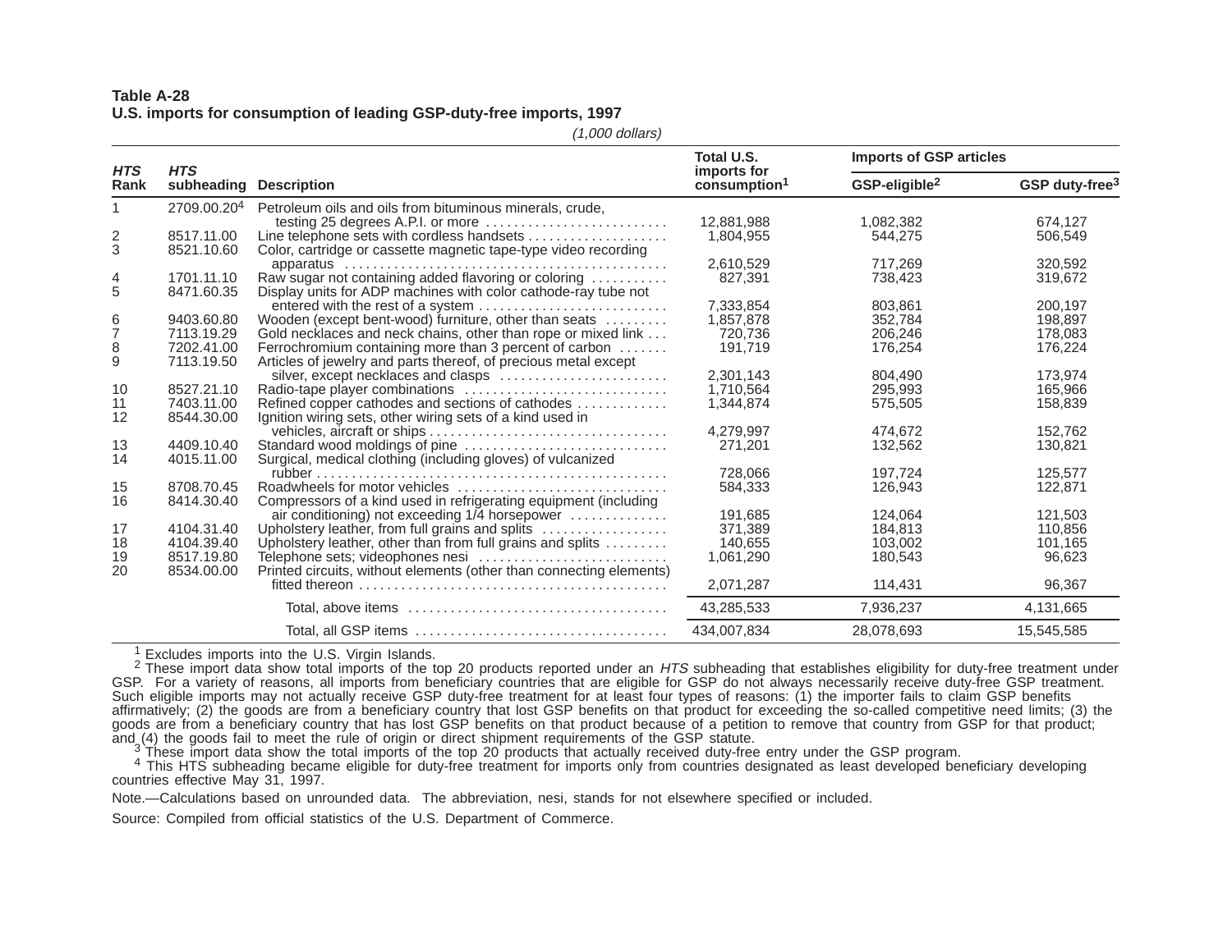**Table A-28**
**U.S. imports for consumption of leading GSP-duty-free imports, 1997**

*(1,000 dollars)*

| *HTS* Rank | *HTS* subheading | Description | Total U.S. imports for consumption[1] | Imports of GSP articles | |
|---|---|---|---|---|---|
| | | | | GSP-eligible[2] | GSP duty-free[3] |
| 1 | 2709.00.20[4] | Petroleum oils and oils from bituminous minerals, crude, testing 25 degrees A.P.I. or more | 12,881,988 | 1,082,382 | 674,127 |
| 2 | 8517.11.00 | Line telephone sets with cordless handsets | 1,804,955 | 544,275 | 506,549 |
| 3 | 8521.10.60 | Color, cartridge or cassette magnetic tape-type video recording apparatus | 2,610,529 | 717,269 | 320,592 |
| 4 | 1701.11.10 | Raw sugar not containing added flavoring or coloring | 827,391 | 738,423 | 319,672 |
| 5 | 8471.60.35 | Display units for ADP machines with color cathode-ray tube not entered with the rest of a system | 7,333,854 | 803,861 | 200,197 |
| 6 | 9403.60.80 | Wooden (except bent-wood) furniture, other than seats | 1,857,878 | 352,784 | 198,897 |
| 7 | 7113.19.29 | Gold necklaces and neck chains, other than rope or mixed link | 720,736 | 206,246 | 178,083 |
| 8 | 7202.41.00 | Ferrochromium containing more than 3 percent of carbon | 191,719 | 176,254 | 176,224 |
| 9 | 7113.19.50 | Articles of jewelry and parts thereof, of precious metal except silver, except necklaces and clasps | 2,301,143 | 804,490 | 173,974 |
| 10 | 8527.21.10 | Radio-tape player combinations | 1,710,564 | 295,993 | 165,966 |
| 11 | 7403.11.00 | Refined copper cathodes and sections of cathodes | 1,344,874 | 575,505 | 158,839 |
| 12 | 8544.30.00 | Ignition wiring sets, other wiring sets of a kind used in vehicles, aircraft or ships | 4,279,997 | 474,672 | 152,762 |
| 13 | 4409.10.40 | Standard wood moldings of pine | 271,201 | 132,562 | 130,821 |
| 14 | 4015.11.00 | Surgical, medical clothing (including gloves) of vulcanized rubber | 728,066 | 197,724 | 125,577 |
| 15 | 8708.70.45 | Roadwheels for motor vehicles | 584,333 | 126,943 | 122,871 |
| 16 | 8414.30.40 | Compressors of a kind used in refrigerating equipment (including air conditioning) not exceeding 1/4 horsepower | 191,685 | 124,064 | 121,503 |
| 17 | 4104.31.40 | Upholstery leather, from full grains and splits | 371,389 | 184,813 | 110,856 |
| 18 | 4104.39.40 | Upholstery leather, other than from full grains and splits | 140,655 | 103,002 | 101,165 |
| 19 | 8517.19.80 | Telephone sets; videophones nesi | 1,061,290 | 180,543 | 96,623 |
| 20 | 8534.00.00 | Printed circuits, without elements (other than connecting elements) fitted thereon | 2,071,287 | 114,431 | 96,367 |
| | | Total, above items | 43,285,533 | 7,936,237 | 4,131,665 |
| | | Total, all GSP items | 434,007,834 | 28,078,693 | 15,545,585 |

[1] Excludes imports into the U.S. Virgin Islands.

[2] These import data show total imports of the top 20 products reported under an *HTS* subheading that establishes eligibility for duty-free treatment under GSP. For a variety of reasons, all imports from beneficiary countries that are eligible for GSP do not always necessarily receive duty-free GSP treatment. Such eligible imports may not actually receive GSP duty-free treatment for at least four types of reasons: (1) the importer fails to claim GSP benefits affirmatively; (2) the goods are from a beneficiary country that lost GSP benefits on that product for exceeding the so-called competitive need limits; (3) the goods are from a beneficiary country that has lost GSP benefits on that product because of a petition to remove that country from GSP for that product; and (4) the goods fail to meet the rule of origin or direct shipment requirements of the GSP statute.

[3] These import data show the total imports of the top 20 products that actually received duty-free entry under the GSP program.

[4] This HTS subheading became eligible for duty-free treatment for imports only from countries designated as least developed beneficiary developing countries effective May 31, 1997.

Note.—Calculations based on unrounded data. The abbreviation, nesi, stands for not elsewhere specified or included.

Source: Compiled from official statistics of the U.S. Department of Commerce.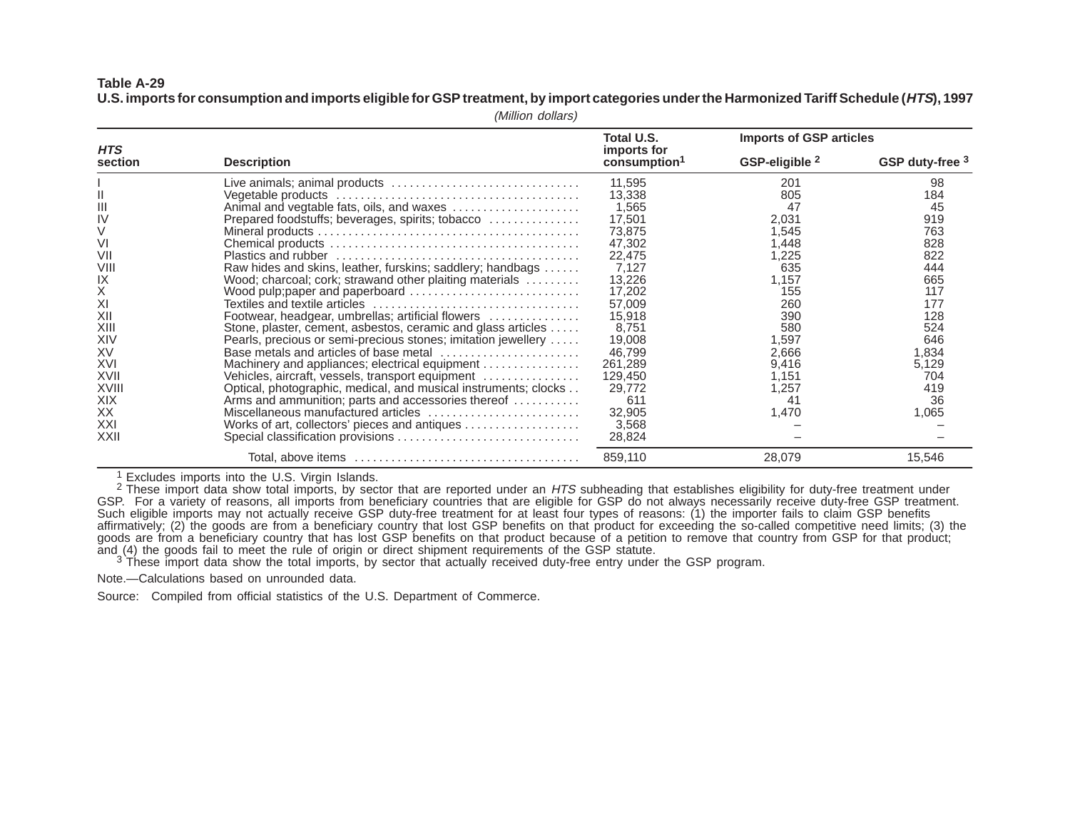**Table A-29**
**U.S. imports for consumption and imports eligible for GSP treatment, by import categories under the Harmonized Tariff Schedule (*HTS*), 1997**

*(Million dollars)*

| *HTS* section | Description | Total U.S. imports for consumption[1] | Imports of GSP articles | |
|---|---|---|---|---|
| | | | GSP-eligible [2] | GSP duty-free [3] |
| I | Live animals; animal products | 11,595 | 201 | 98 |
| II | Vegetable products | 13,338 | 805 | 184 |
| III | Animal and vegtable fats, oils, and waxes | 1,565 | 47 | 45 |
| IV | Prepared foodstuffs; beverages, spirits; tobacco | 17,501 | 2,031 | 919 |
| V | Mineral products | 73,875 | 1,545 | 763 |
| VI | Chemical products | 47,302 | 1,448 | 828 |
| VII | Plastics and rubber | 22,475 | 1,225 | 822 |
| VIII | Raw hides and skins, leather, furskins; saddlery; handbags | 7,127 | 635 | 444 |
| IX | Wood; charcoal; cork; strawand other plaiting materials | 13,226 | 1,157 | 665 |
| X | Wood pulp;paper and paperboard | 17,202 | 155 | 117 |
| XI | Textiles and textile articles | 57,009 | 260 | 177 |
| XII | Footwear, headgear, umbrellas; artificial flowers | 15,918 | 390 | 128 |
| XIII | Stone, plaster, cement, asbestos, ceramic and glass articles | 8,751 | 580 | 524 |
| XIV | Pearls, precious or semi-precious stones; imitation jewellery | 19,008 | 1,597 | 646 |
| XV | Base metals and articles of base metal | 46,799 | 2,666 | 1,834 |
| XVI | Machinery and appliances; electrical equipment | 261,289 | 9,416 | 5,129 |
| XVII | Vehicles, aircraft, vessels, transport equipment | 129,450 | 1,151 | 704 |
| XVIII | Optical, photographic, medical, and musical instruments; clocks | 29,772 | 1,257 | 419 |
| XIX | Arms and ammunition; parts and accessories thereof | 611 | 41 | 36 |
| XX | Miscellaneous manufactured articles | 32,905 | 1,470 | 1,065 |
| XXI | Works of art, collectors' pieces and antiques | 3,568 | – | – |
| XXII | Special classification provisions | 28,824 | – | – |
| | Total, above items | 859,110 | 28,079 | 15,546 |

[1] Excludes imports into the U.S. Virgin Islands.

[2] These import data show total imports, by sector that are reported under an *HTS* subheading that establishes eligibility for duty-free treatment under GSP. For a variety of reasons, all imports from beneficiary countries that are eligible for GSP do not always necessarily receive duty-free GSP treatment. Such eligible imports may not actually receive GSP duty-free treatment for at least four types of reasons: (1) the importer fails to claim GSP benefits affirmatively; (2) the goods are from a beneficiary country that lost GSP benefits on that product for exceeding the so-called competitive need limits; (3) the goods are from a beneficiary country that has lost GSP benefits on that product because of a petition to remove that country from GSP for that product; and (4) the goods fail to meet the rule of origin or direct shipment requirements of the GSP statute.

[3] These import data show the total imports, by sector that actually received duty-free entry under the GSP program.

Note.—Calculations based on unrounded data.

Source: Compiled from official statistics of the U.S. Department of Commerce.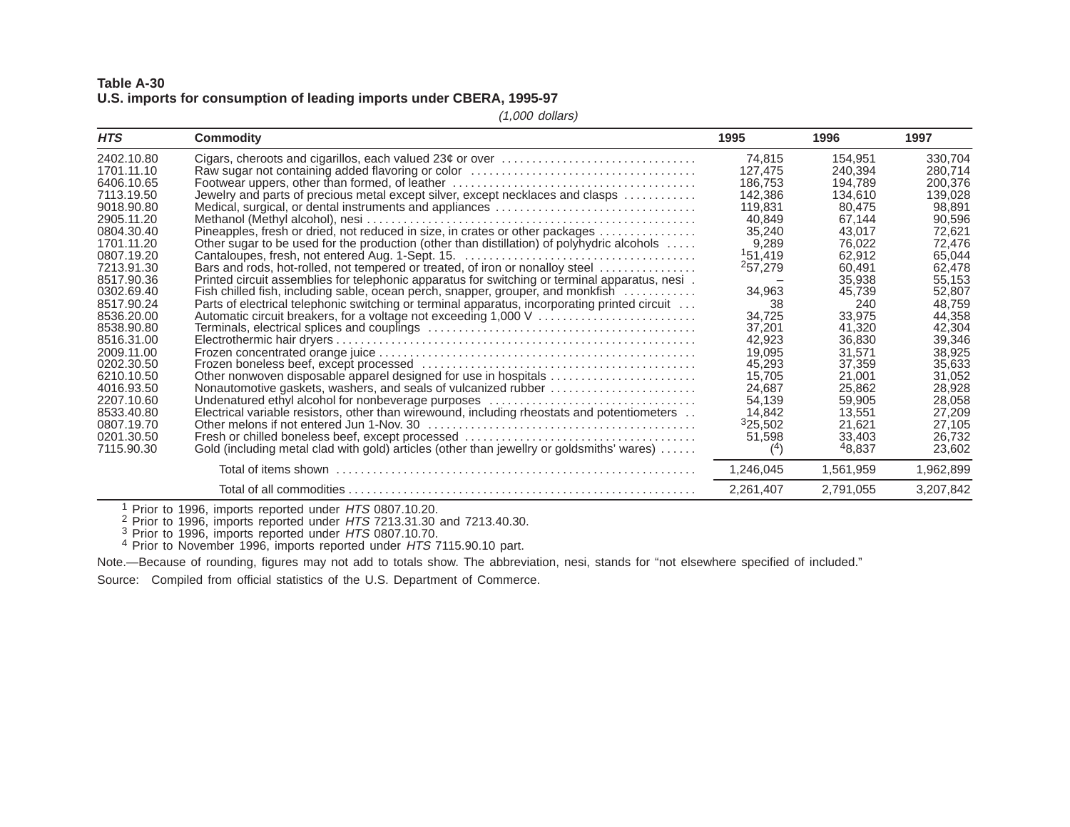**Table A-30**
**U.S. imports for consumption of leading imports under CBERA, 1995-97**

*(1,000 dollars)*

| *HTS* | Commodity | 1995 | 1996 | 1997 |
|---|---|---|---|---|
| 2402.10.80 | Cigars, cheroots and cigarillos, each valued 23¢ or over | 74,815 | 154,951 | 330,704 |
| 1701.11.10 | Raw sugar not containing added flavoring or color | 127,475 | 240,394 | 280,714 |
| 6406.10.65 | Footwear uppers, other than formed, of leather | 186,753 | 194,789 | 200,376 |
| 7113.19.50 | Jewelry and parts of precious metal except silver, except necklaces and clasps | 142,386 | 134,610 | 139,028 |
| 9018.90.80 | Medical, surgical, or dental instruments and appliances | 119,831 | 80,475 | 98,891 |
| 2905.11.20 | Methanol (Methyl alcohol), nesi | 40,849 | 67,144 | 90,596 |
| 0804.30.40 | Pineapples, fresh or dried, not reduced in size, in crates or other packages | 35,240 | 43,017 | 72,621 |
| 1701.11.20 | Other sugar to be used for the production (other than distillation) of polyhydric alcohols | 9,289 | 76,022 | 72,476 |
| 0807.19.20 | Cantaloupes, fresh, not entered Aug. 1-Sept. 15. | [1]51,419 | 62,912 | 65,044 |
| 7213.91.30 | Bars and rods, hot-rolled, not tempered or treated, of iron or nonalloy steel | [2]57,279 | 60,491 | 62,478 |
| 8517.90.36 | Printed circuit assemblies for telephonic apparatus for switching or terminal apparatus, nesi | – | 35,938 | 55,153 |
| 0302.69.40 | Fish chilled fish, including sable, ocean perch, snapper, grouper, and monkfish | 34,963 | 45,739 | 52,807 |
| 8517.90.24 | Parts of electrical telephonic switching or terminal apparatus, incorporating printed circuit | 38 | 240 | 48,759 |
| 8536.20.00 | Automatic circuit breakers, for a voltage not exceeding 1,000 V | 34,725 | 33,975 | 44,358 |
| 8538.90.80 | Terminals, electrical splices and couplings | 37,201 | 41,320 | 42,304 |
| 8516.31.00 | Electrothermic hair dryers | 42,923 | 36,830 | 39,346 |
| 2009.11.00 | Frozen concentrated orange juice | 19,095 | 31,571 | 38,925 |
| 0202.30.50 | Frozen boneless beef, except processed | 45,293 | 37,359 | 35,633 |
| 6210.10.50 | Other nonwoven disposable apparel designed for use in hospitals | 15,705 | 21,001 | 31,052 |
| 4016.93.50 | Nonautomotive gaskets, washers, and seals of vulcanized rubber | 24,687 | 25,862 | 28,928 |
| 2207.10.60 | Undenatured ethyl alcohol for nonbeverage purposes | 54,139 | 59,905 | 28,058 |
| 8533.40.80 | Electrical variable resistors, other than wirewound, including rheostats and potentiometers | 14,842 | 13,551 | 27,209 |
| 0807.19.70 | Other melons if not entered Jun 1-Nov. 30 | [3]25,502 | 21,621 | 27,105 |
| 0201.30.50 | Fresh or chilled boneless beef, except processed | 51,598 | 33,403 | 26,732 |
| 7115.90.30 | Gold (including metal clad with gold) articles (other than jewellry or goldsmiths' wares) | ([4]) | [4]8,837 | 23,602 |
| | Total of items shown | 1,246,045 | 1,561,959 | 1,962,899 |
| | Total of all commodities | 2,261,407 | 2,791,055 | 3,207,842 |

[1] Prior to 1996, imports reported under *HTS* 0807.10.20.
[2] Prior to 1996, imports reported under *HTS* 7213.31.30 and 7213.40.30.
[3] Prior to 1996, imports reported under *HTS* 0807.10.70.
[4] Prior to November 1996, imports reported under *HTS* 7115.90.10 part.

Note.—Because of rounding, figures may not add to totals show. The abbreviation, nesi, stands for "not elsewhere specified of included."

Source: Compiled from official statistics of the U.S. Department of Commerce.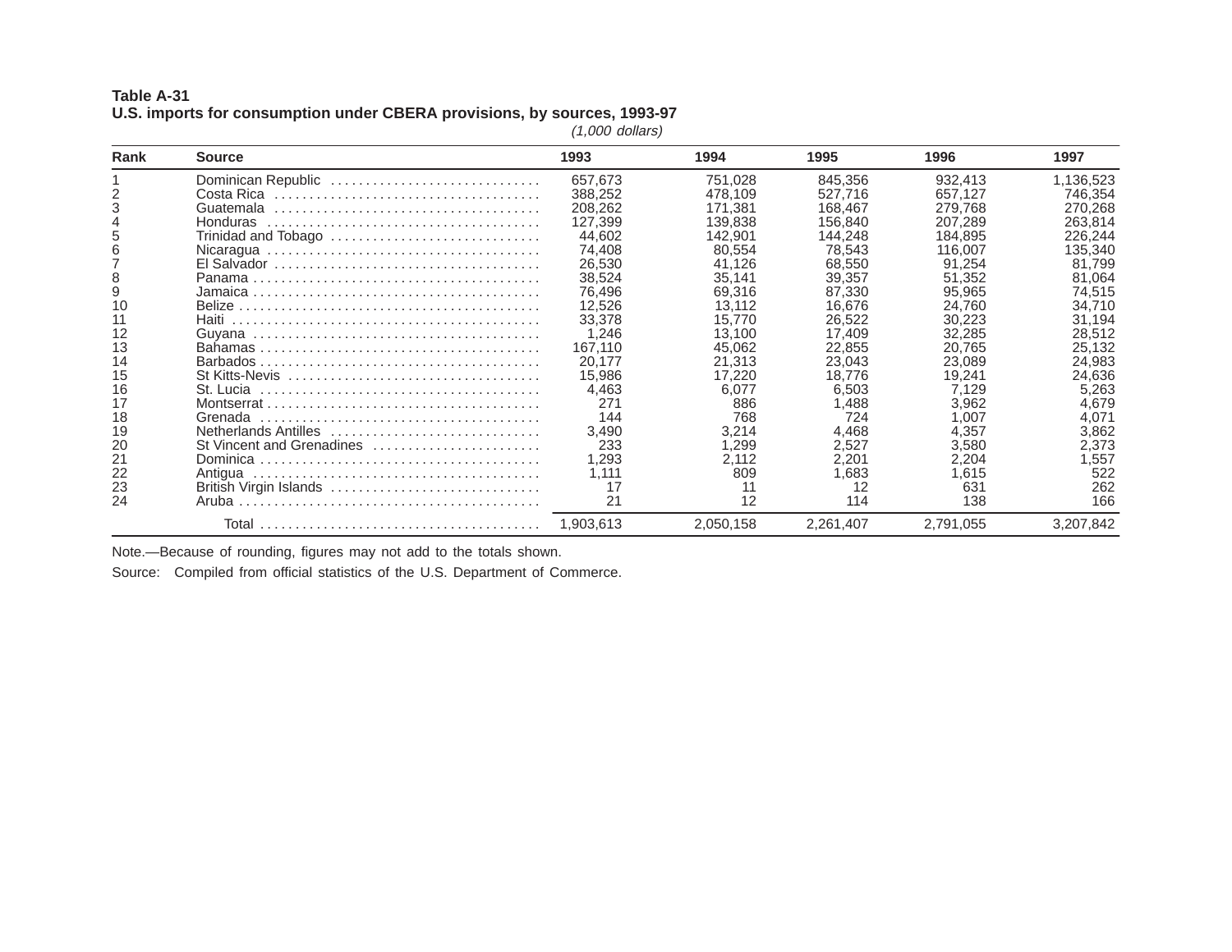**Table A-31**
**U.S. imports for consumption under CBERA provisions, by sources, 1993-97**

*(1,000 dollars)*

| Rank | Source | 1993 | 1994 | 1995 | 1996 | 1997 |
|---|---|---|---|---|---|---|
| 1 | Dominican Republic | 657,673 | 751,028 | 845,356 | 932,413 | 1,136,523 |
| 2 | Costa Rica | 388,252 | 478,109 | 527,716 | 657,127 | 746,354 |
| 3 | Guatemala | 208,262 | 171,381 | 168,467 | 279,768 | 270,268 |
| 4 | Honduras | 127,399 | 139,838 | 156,840 | 207,289 | 263,814 |
| 5 | Trinidad and Tobago | 44,602 | 142,901 | 144,248 | 184,895 | 226,244 |
| 6 | Nicaragua | 74,408 | 80,554 | 78,543 | 116,007 | 135,340 |
| 7 | El Salvador | 26,530 | 41,126 | 68,550 | 91,254 | 81,799 |
| 8 | Panama | 38,524 | 35,141 | 39,357 | 51,352 | 81,064 |
| 9 | Jamaica | 76,496 | 69,316 | 87,330 | 95,965 | 74,515 |
| 10 | Belize | 12,526 | 13,112 | 16,676 | 24,760 | 34,710 |
| 11 | Haiti | 33,378 | 15,770 | 26,522 | 30,223 | 31,194 |
| 12 | Guyana | 1,246 | 13,100 | 17,409 | 32,285 | 28,512 |
| 13 | Bahamas | 167,110 | 45,062 | 22,855 | 20,765 | 25,132 |
| 14 | Barbados | 20,177 | 21,313 | 23,043 | 23,089 | 24,983 |
| 15 | St Kitts-Nevis | 15,986 | 17,220 | 18,776 | 19,241 | 24,636 |
| 16 | St. Lucia | 4,463 | 6,077 | 6,503 | 7,129 | 5,263 |
| 17 | Montserrat | 271 | 886 | 1,488 | 3,962 | 4,679 |
| 18 | Grenada | 144 | 768 | 724 | 1,007 | 4,071 |
| 19 | Netherlands Antilles | 3,490 | 3,214 | 4,468 | 4,357 | 3,862 |
| 20 | St Vincent and Grenadines | 233 | 1,299 | 2,527 | 3,580 | 2,373 |
| 21 | Dominica | 1,293 | 2,112 | 2,201 | 2,204 | 1,557 |
| 22 | Antigua | 1,111 | 809 | 1,683 | 1,615 | 522 |
| 23 | British Virgin Islands | 17 | 11 | 12 | 631 | 262 |
| 24 | Aruba | 21 | 12 | 114 | 138 | 166 |
| | Total | 1,903,613 | 2,050,158 | 2,261,407 | 2,791,055 | 3,207,842 |

Note.—Because of rounding, figures may not add to the totals shown.

Source: Compiled from official statistics of the U.S. Department of Commerce.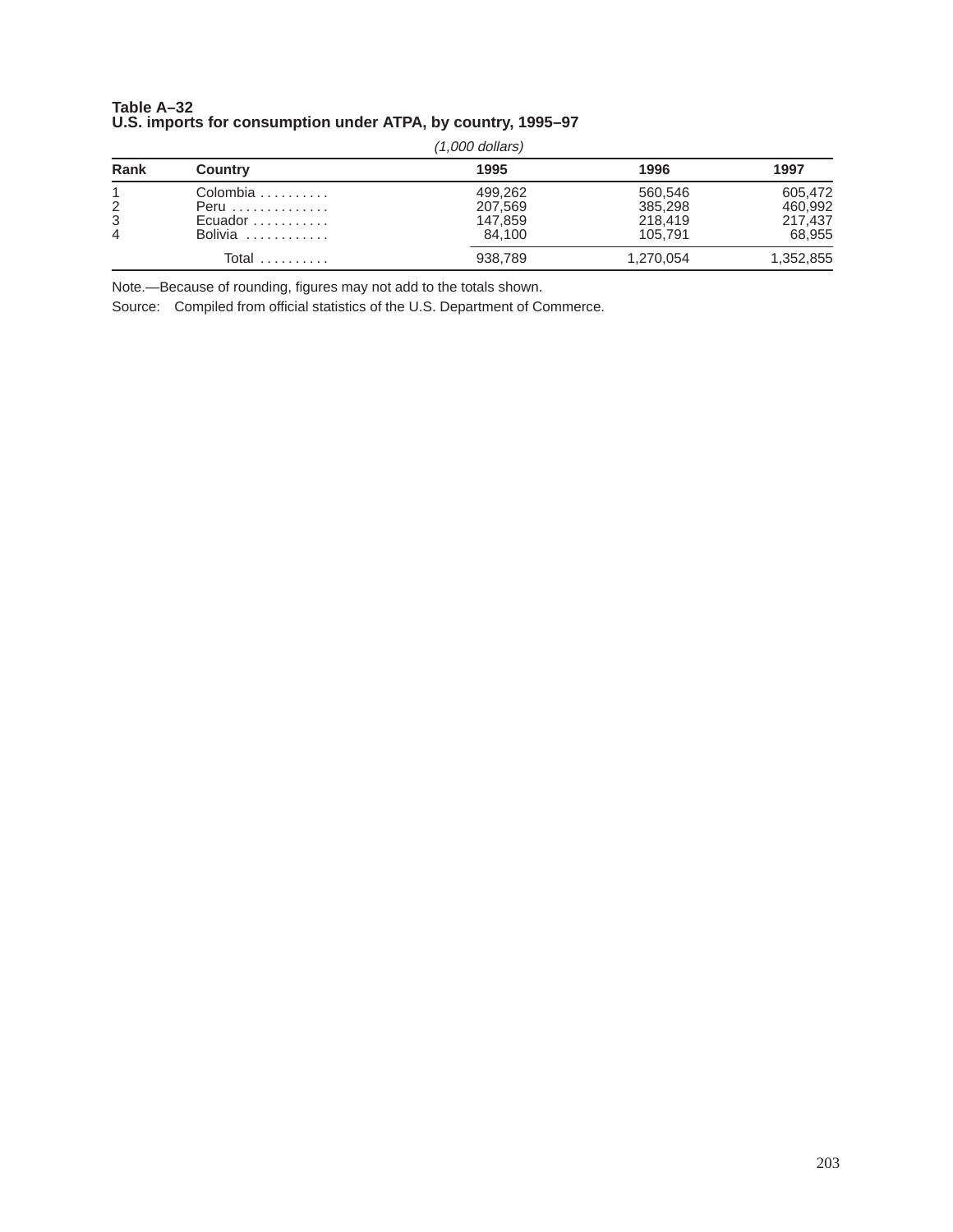**Table A–32**
**U.S. imports for consumption under ATPA, by country, 1995–97**

*(1,000 dollars)*

| Rank | Country | 1995 | 1996 | 1997 |
|---|---|---|---|---|
| 1 | Colombia | 499,262 | 560,546 | 605,472 |
| 2 | Peru | 207,569 | 385,298 | 460,992 |
| 3 | Ecuador | 147,859 | 218,419 | 217,437 |
| 4 | Bolivia | 84,100 | 105,791 | 68,955 |
| | Total | 938,789 | 1,270,054 | 1,352,855 |

Note.—Because of rounding, figures may not add to the totals shown.

Source: Compiled from official statistics of the U.S. Department of Commerce.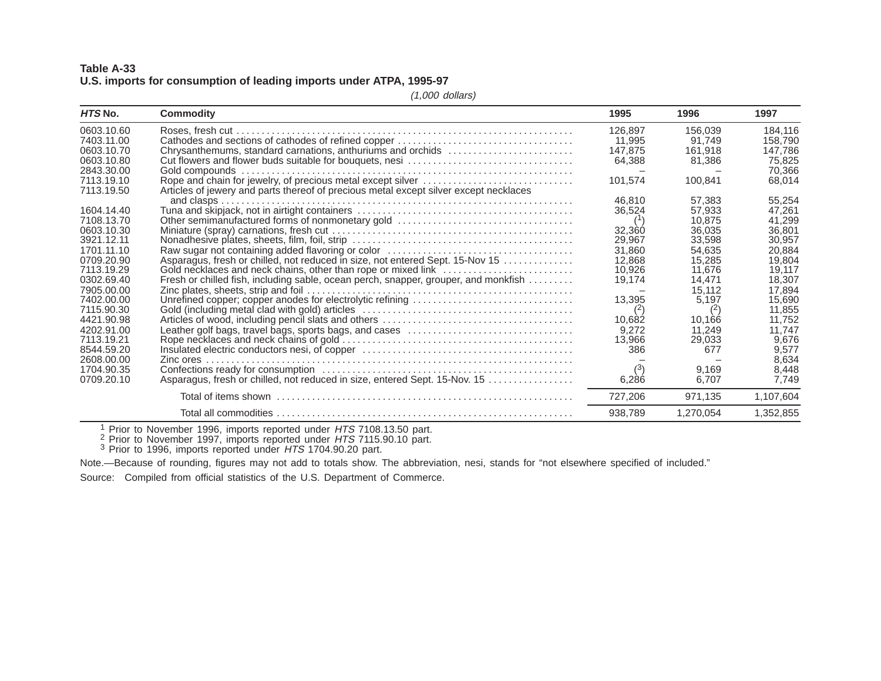**Table A-33**
**U.S. imports for consumption of leading imports under ATPA, 1995-97**

*(1,000 dollars)*

| *HTS* No. | Commodity | 1995 | 1996 | 1997 |
|---|---|---|---|---|
| 0603.10.60 | Roses, fresh cut | 126,897 | 156,039 | 184,116 |
| 7403.11.00 | Cathodes and sections of cathodes of refined copper | 11,995 | 91,749 | 158,790 |
| 0603.10.70 | Chrysanthemums, standard carnations, anthuriums and orchids | 147,875 | 161,918 | 147,786 |
| 0603.10.80 | Cut flowers and flower buds suitable for bouquets, nesi | 64,388 | 81,386 | 75,825 |
| 2843.30.00 | Gold compounds | – | – | 70,366 |
| 7113.19.10 | Rope and chain for jewelry, of precious metal except silver | 101,574 | 100,841 | 68,014 |
| 7113.19.50 | Articles of jewery and parts thereof of precious metal except silver except necklaces and clasps | 46,810 | 57,383 | 55,254 |
| 1604.14.40 | Tuna and skipjack, not in airtight containers | 36,524 | 57,933 | 47,261 |
| 7108.13.70 | Other semimanufactured forms of nonmonetary gold | ([1]) | 10,875 | 41,299 |
| 0603.10.30 | Miniature (spray) carnations, fresh cut | 32,360 | 36,035 | 36,801 |
| 3921.12.11 | Nonadhesive plates, sheets, film, foil, strip | 29,967 | 33,598 | 30,957 |
| 1701.11.10 | Raw sugar not containing added flavoring or color | 31,860 | 54,635 | 20,884 |
| 0709.20.90 | Asparagus, fresh or chilled, not reduced in size, not entered Sept. 15-Nov 15 | 12,868 | 15,285 | 19,804 |
| 7113.19.29 | Gold necklaces and neck chains, other than rope or mixed link | 10,926 | 11,676 | 19,117 |
| 0302.69.40 | Fresh or chilled fish, including sable, ocean perch, snapper, grouper, and monkfish | 19,174 | 14,471 | 18,307 |
| 7905.00.00 | Zinc plates, sheets, strip and foil | – | 15,112 | 17,894 |
| 7402.00.00 | Unrefined copper; copper anodes for electrolytic refining | 13,395 | 5,197 | 15,690 |
| 7115.90.30 | Gold (including metal clad with gold) articles | ([2]) | ([2]) | 11,855 |
| 4421.90.98 | Articles of wood, including pencil slats and others | 10,682 | 10,166 | 11,752 |
| 4202.91.00 | Leather golf bags, travel bags, sports bags, and cases | 9,272 | 11,249 | 11,747 |
| 7113.19.21 | Rope necklaces and neck chains of gold | 13,966 | 29,033 | 9,676 |
| 8544.59.20 | Insulated electric conductors nesi, of copper | 386 | 677 | 9,577 |
| 2608.00.00 | Zinc ores | – | – | 8,634 |
| 1704.90.35 | Confections ready for consumption | ([3]) | 9,169 | 8,448 |
| 0709.20.10 | Asparagus, fresh or chilled, not reduced in size, entered Sept. 15-Nov. 15 | 6,286 | 6,707 | 7,749 |
| | Total of items shown | 727,206 | 971,135 | 1,107,604 |
| | Total all commodities | 938,789 | 1,270,054 | 1,352,855 |

[1] Prior to November 1996, imports reported under *HTS* 7108.13.50 part.
[2] Prior to November 1997, imports reported under *HTS* 7115.90.10 part.
[3] Prior to 1996, imports reported under *HTS* 1704.90.20 part.

Note.—Because of rounding, figures may not add to totals show. The abbreviation, nesi, stands for "not elsewhere specified of included."

Source: Compiled from official statistics of the U.S. Department of Commerce.